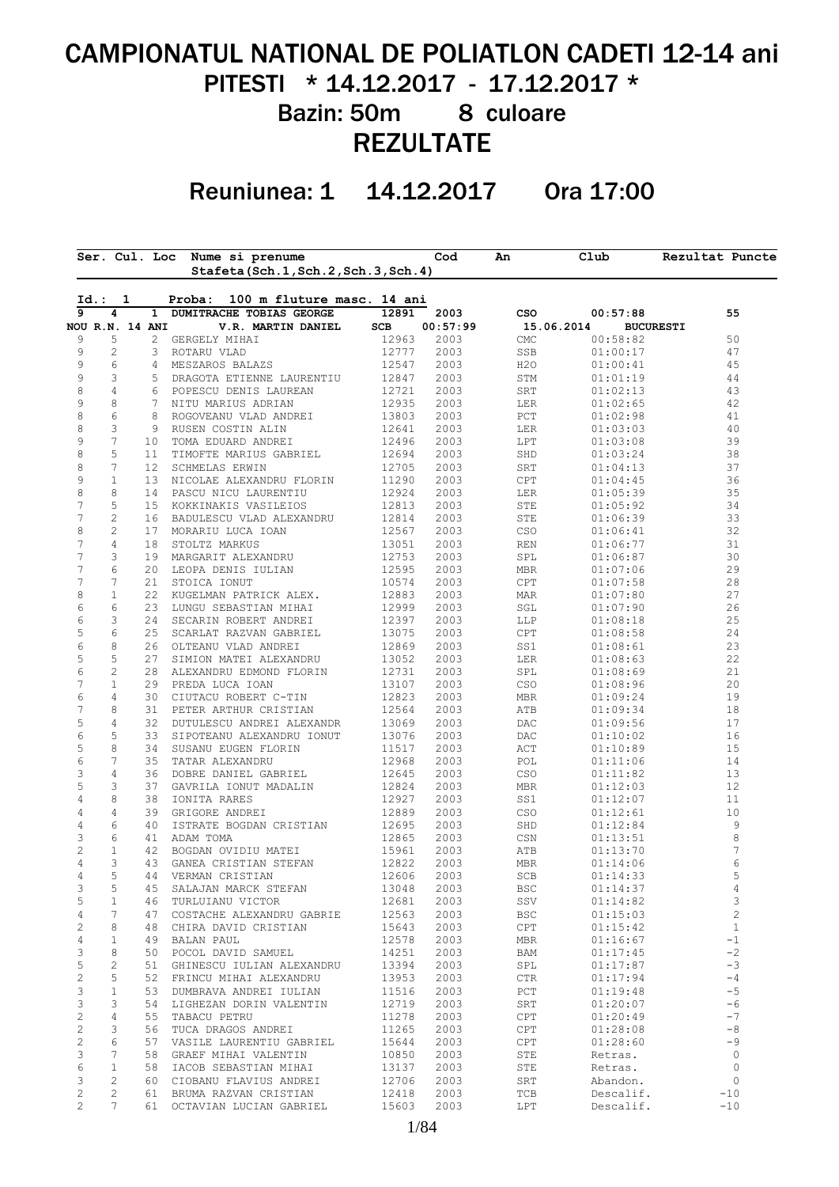# CAMPIONATUL NATIONAL DE POLIATLON CADETI 12-14 ani

## PITESTI * 14.12.2017 - 17.12.2017 *

## Bazin: 50m 8 culoare

## REZULTATE

## Reuniunea: 1 14.12.2017 Ora 17:00

| Ser. | Cul. | Loc | Nume si prenume / Stafeta(Sch.1,Sch.2,Sch.3,Sch.4) | Cod | An | Club | Rezultat | Puncte |
|---|---|---|---|---|---|---|---|---|
| **Id.: 1** | | | **Proba: 100 m fluture masc. 14 ani** | | | | | |
| **9** | **4** | **1** | **DUMITRACHE TOBIAS GEORGE** | **12891** | **2003** | **CSO** | **00:57:88** | **55** |
| **NOU R.N. 14 ANI** | | | **V.R. MARTIN DANIEL** | **SCB** | **00:57:99** | **15.06.2014** | **BUCURESTI** | |
| 9 | 5 | 2 | GERGELY MIHAI | 12963 | 2003 | CMC | 00:58:82 | 50 |
| 9 | 2 | 3 | ROTARU VLAD | 12777 | 2003 | SSB | 01:00:17 | 47 |
| 9 | 6 | 4 | MESZAROS BALAZS | 12547 | 2003 | H2O | 01:00:41 | 45 |
| 9 | 3 | 5 | DRAGOTA ETIENNE LAURENTIU | 12847 | 2003 | STM | 01:01:19 | 44 |
| 8 | 4 | 6 | POPESCU DENIS LAUREAN | 12721 | 2003 | SRT | 01:02:13 | 43 |
| 9 | 8 | 7 | NITU MARIUS ADRIAN | 12935 | 2003 | LER | 01:02:65 | 42 |
| 8 | 6 | 8 | ROGOVEANU VLAD ANDREI | 13803 | 2003 | PCT | 01:02:98 | 41 |
| 8 | 3 | 9 | RUSEN COSTIN ALIN | 12641 | 2003 | LER | 01:03:03 | 40 |
| 9 | 7 | 10 | TOMA EDUARD ANDREI | 12496 | 2003 | LPT | 01:03:08 | 39 |
| 8 | 5 | 11 | TIMOFTE MARIUS GABRIEL | 12694 | 2003 | SHD | 01:03:24 | 38 |
| 8 | 7 | 12 | SCHMELAS ERWIN | 12705 | 2003 | SRT | 01:04:13 | 37 |
| 9 | 1 | 13 | NICOLAE ALEXANDRU FLORIN | 11290 | 2003 | CPT | 01:04:45 | 36 |
| 8 | 8 | 14 | PASCU NICU LAURENTIU | 12924 | 2003 | LER | 01:05:39 | 35 |
| 7 | 5 | 15 | KOKKINAKIS VASILEIOS | 12813 | 2003 | STE | 01:05:92 | 34 |
| 7 | 2 | 16 | BADULESCU VLAD ALEXANDRU | 12814 | 2003 | STE | 01:06:39 | 33 |
| 8 | 2 | 17 | MORARIU LUCA IOAN | 12567 | 2003 | CSO | 01:06:41 | 32 |
| 7 | 4 | 18 | STOLTZ MARKUS | 13051 | 2003 | REN | 01:06:77 | 31 |
| 7 | 3 | 19 | MARGARIT ALEXANDRU | 12753 | 2003 | SPL | 01:06:87 | 30 |
| 7 | 6 | 20 | LEOPA DENIS IULIAN | 12595 | 2003 | MBR | 01:07:06 | 29 |
| 7 | 7 | 21 | STOICA IONUT | 10574 | 2003 | CPT | 01:07:58 | 28 |
| 8 | 1 | 22 | KUGELMAN PATRICK ALEX. | 12883 | 2003 | MAR | 01:07:80 | 27 |
| 6 | 6 | 23 | LUNGU SEBASTIAN MIHAI | 12999 | 2003 | SGL | 01:07:90 | 26 |
| 6 | 3 | 24 | SECARIN ROBERT ANDREI | 12397 | 2003 | LLP | 01:08:18 | 25 |
| 5 | 6 | 25 | SCARLAT RAZVAN GABRIEL | 13075 | 2003 | CPT | 01:08:58 | 24 |
| 6 | 8 | 26 | OLTEANU VLAD ANDREI | 12869 | 2003 | SS1 | 01:08:61 | 23 |
| 5 | 5 | 27 | SIMION MATEI ALEXANDRU | 13052 | 2003 | LER | 01:08:63 | 22 |
| 6 | 2 | 28 | ALEXANDRU EDMOND FLORIN | 12731 | 2003 | SPL | 01:08:69 | 21 |
| 7 | 1 | 29 | PREDA LUCA IOAN | 13107 | 2003 | CSO | 01:08:96 | 20 |
| 6 | 4 | 30 | CIUTACU ROBERT C-TIN | 12823 | 2003 | MBR | 01:09:24 | 19 |
| 7 | 8 | 31 | PETER ARTHUR CRISTIAN | 12564 | 2003 | ATB | 01:09:34 | 18 |
| 5 | 4 | 32 | DUTULESCU ANDREI ALEXANDR | 13069 | 2003 | DAC | 01:09:56 | 17 |
| 6 | 5 | 33 | SIPOTEANU ALEXANDRU IONUT | 13076 | 2003 | DAC | 01:10:02 | 16 |
| 5 | 8 | 34 | SUSANU EUGEN FLORIN | 11517 | 2003 | ACT | 01:10:89 | 15 |
| 6 | 7 | 35 | TATAR ALEXANDRU | 12968 | 2003 | POL | 01:11:06 | 14 |
| 3 | 4 | 36 | DOBRE DANIEL GABRIEL | 12645 | 2003 | CSO | 01:11:82 | 13 |
| 5 | 3 | 37 | GAVRILA IONUT MADALIN | 12824 | 2003 | MBR | 01:12:03 | 12 |
| 4 | 8 | 38 | IONITA RARES | 12927 | 2003 | SS1 | 01:12:07 | 11 |
| 4 | 4 | 39 | GRIGORE ANDREI | 12889 | 2003 | CSO | 01:12:61 | 10 |
| 4 | 6 | 40 | ISTRATE BOGDAN CRISTIAN | 12695 | 2003 | SHD | 01:12:84 | 9 |
| 3 | 6 | 41 | ADAM TOMA | 12865 | 2003 | CSN | 01:13:51 | 8 |
| 2 | 1 | 42 | BOGDAN OVIDIU MATEI | 15961 | 2003 | ATB | 01:13:70 | 7 |
| 4 | 3 | 43 | GANEA CRISTIAN STEFAN | 12822 | 2003 | MBR | 01:14:06 | 6 |
| 4 | 5 | 44 | VERMAN CRISTIAN | 12606 | 2003 | SCB | 01:14:33 | 5 |
| 3 | 5 | 45 | SALAJAN MARCK STEFAN | 13048 | 2003 | BSC | 01:14:37 | 4 |
| 5 | 1 | 46 | TURLUIANU VICTOR | 12681 | 2003 | SSV | 01:14:82 | 3 |
| 4 | 7 | 47 | COSTACHE ALEXANDRU GABRIE | 12563 | 2003 | BSC | 01:15:03 | 2 |
| 2 | 8 | 48 | CHIRA DAVID CRISTIAN | 15643 | 2003 | CPT | 01:15:42 | 1 |
| 4 | 1 | 49 | BALAN PAUL | 12578 | 2003 | MBR | 01:16:67 | -1 |
| 3 | 8 | 50 | POCOL DAVID SAMUEL | 14251 | 2003 | BAM | 01:17:45 | -2 |
| 5 | 2 | 51 | GHINESCU IULIAN ALEXANDRU | 13394 | 2003 | SPL | 01:17:87 | -3 |
| 2 | 5 | 52 | FRINCU MIHAI ALEXANDRU | 13953 | 2003 | CTR | 01:17:94 | -4 |
| 3 | 1 | 53 | DUMBRAVA ANDREI IULIAN | 11516 | 2003 | PCT | 01:19:48 | -5 |
| 3 | 3 | 54 | LIGHEZAN DORIN VALENTIN | 12719 | 2003 | SRT | 01:20:07 | -6 |
| 2 | 4 | 55 | TABACU PETRU | 11278 | 2003 | CPT | 01:20:49 | -7 |
| 2 | 3 | 56 | TUCA DRAGOS ANDREI | 11265 | 2003 | CPT | 01:28:08 | -8 |
| 2 | 6 | 57 | VASILE LAURENTIU GABRIEL | 15644 | 2003 | CPT | 01:28:60 | -9 |
| 3 | 7 | 58 | GRAEF MIHAI VALENTIN | 10850 | 2003 | STE | Retras. | 0 |
| 6 | 1 | 58 | IACOB SEBASTIAN MIHAI | 13137 | 2003 | STE | Retras. | 0 |
| 3 | 2 | 60 | CIOBANU FLAVIUS ANDREI | 12706 | 2003 | SRT | Abandon. | 0 |
| 2 | 2 | 61 | BRUMA RAZVAN CRISTIAN | 12418 | 2003 | TCB | Descalif. | -10 |
| 2 | 7 | 61 | OCTAVIAN LUCIAN GABRIEL | 15603 | 2003 | LPT | Descalif. | -10 |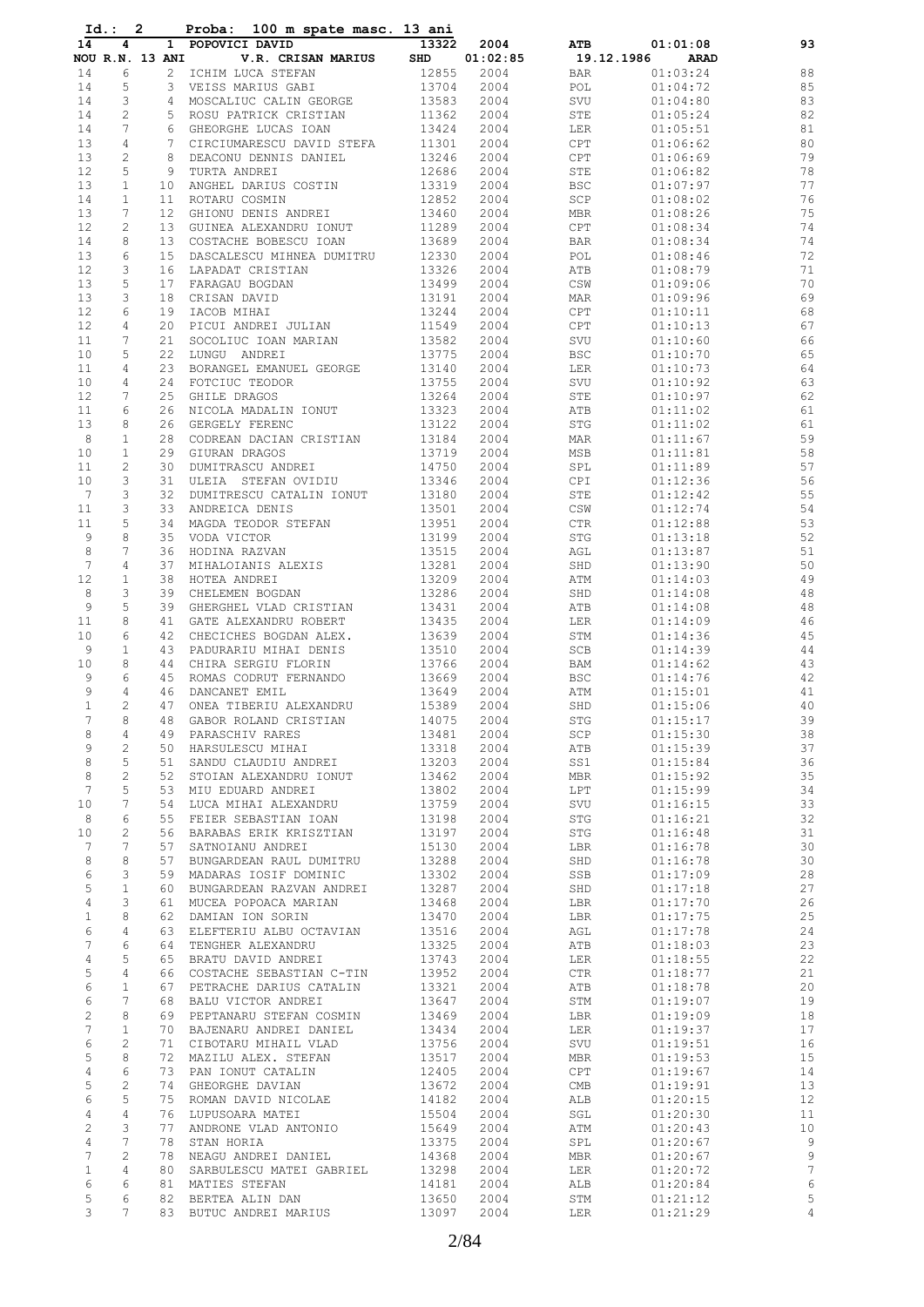**Id.: 2 Proba: 100 m spate masc. 13 ani**

| | | | | | | | | |
|---|---|---|---|---|---|---|---|---|
| 14 | 4 | 1 | POPOVICI DAVID | 13322 | 2004 | ATB | 01:01:08 | 93 |
| NOU R.N. 13 ANI | | | V.R. CRISAN MARIUS | SHD | 01:02:85 | 19.12.1986 | ARAD | |
| 14 | 6 | 2 | ICHIM LUCA STEFAN | 12855 | 2004 | BAR | 01:03:24 | 88 |
| 14 | 5 | 3 | VEISS MARIUS GABI | 13704 | 2004 | POL | 01:04:72 | 85 |
| 14 | 3 | 4 | MOSCALIUC CALIN GEORGE | 13583 | 2004 | SVU | 01:04:80 | 83 |
| 14 | 2 | 5 | ROSU PATRICK CRISTIAN | 11362 | 2004 | STE | 01:05:24 | 82 |
| 14 | 7 | 6 | GHEORGHE LUCAS IOAN | 13424 | 2004 | LER | 01:05:51 | 81 |
| 13 | 4 | 7 | CIRCIUMARESCU DAVID STEFA | 11301 | 2004 | CPT | 01:06:62 | 80 |
| 13 | 2 | 8 | DEACONU DENNIS DANIEL | 13246 | 2004 | CPT | 01:06:69 | 79 |
| 12 | 5 | 9 | TURTA ANDREI | 12686 | 2004 | STE | 01:06:82 | 78 |
| 13 | 1 | 10 | ANGHEL DARIUS COSTIN | 13319 | 2004 | BSC | 01:07:97 | 77 |
| 14 | 1 | 11 | ROTARU COSMIN | 12852 | 2004 | SCP | 01:08:02 | 76 |
| 13 | 7 | 12 | GHIONU DENIS ANDREI | 13460 | 2004 | MBR | 01:08:26 | 75 |
| 12 | 2 | 13 | GUINEA ALEXANDRU IONUT | 11289 | 2004 | CPT | 01:08:34 | 74 |
| 14 | 8 | 13 | COSTACHE BOBESCU IOAN | 13689 | 2004 | BAR | 01:08:34 | 74 |
| 13 | 6 | 15 | DASCALESCU MIHNEA DUMITRU | 12330 | 2004 | POL | 01:08:46 | 72 |
| 12 | 3 | 16 | LAPADAT CRISTIAN | 13326 | 2004 | ATB | 01:08:79 | 71 |
| 13 | 5 | 17 | FARAGAU BOGDAN | 13499 | 2004 | CSW | 01:09:06 | 70 |
| 13 | 3 | 18 | CRISAN DAVID | 13191 | 2004 | MAR | 01:09:96 | 69 |
| 12 | 6 | 19 | IACOB MIHAI | 13244 | 2004 | CPT | 01:10:11 | 68 |
| 12 | 4 | 20 | PICUI ANDREI JULIAN | 11549 | 2004 | CPT | 01:10:13 | 67 |
| 11 | 7 | 21 | SOCOLIUC IOAN MARIAN | 13582 | 2004 | SVU | 01:10:60 | 66 |
| 10 | 5 | 22 | LUNGU ANDREI | 13775 | 2004 | BSC | 01:10:70 | 65 |
| 11 | 4 | 23 | BORANGEL EMANUEL GEORGE | 13140 | 2004 | LER | 01:10:73 | 64 |
| 10 | 4 | 24 | FOTCIUC TEODOR | 13755 | 2004 | SVU | 01:10:92 | 63 |
| 12 | 7 | 25 | GHILE DRAGOS | 13264 | 2004 | STE | 01:10:97 | 62 |
| 11 | 6 | 26 | NICOLA MADALIN IONUT | 13323 | 2004 | ATB | 01:11:02 | 61 |
| 13 | 8 | 26 | GERGELY FERENC | 13122 | 2004 | STG | 01:11:02 | 61 |
| 8 | 1 | 28 | CODREAN DACIAN CRISTIAN | 13184 | 2004 | MAR | 01:11:67 | 59 |
| 10 | 1 | 29 | GIURAN DRAGOS | 13719 | 2004 | MSB | 01:11:81 | 58 |
| 11 | 2 | 30 | DUMITRASCU ANDREI | 14750 | 2004 | SPL | 01:11:89 | 57 |
| 10 | 3 | 31 | ULEIA STEFAN OVIDIU | 13346 | 2004 | CPI | 01:12:36 | 56 |
| 7 | 3 | 32 | DUMITRESCU CATALIN IONUT | 13180 | 2004 | STE | 01:12:42 | 55 |
| 11 | 3 | 33 | ANDREICA DENIS | 13501 | 2004 | CSW | 01:12:74 | 54 |
| 11 | 5 | 34 | MAGDA TEODOR STEFAN | 13951 | 2004 | CTR | 01:12:88 | 53 |
| 9 | 8 | 35 | VODA VICTOR | 13199 | 2004 | STG | 01:13:18 | 52 |
| 8 | 7 | 36 | HODINA RAZVAN | 13515 | 2004 | AGL | 01:13:87 | 51 |
| 7 | 4 | 37 | MIHALOIANIS ALEXIS | 13281 | 2004 | SHD | 01:13:90 | 50 |
| 12 | 1 | 38 | HOTEA ANDREI | 13209 | 2004 | ATM | 01:14:03 | 49 |
| 8 | 3 | 39 | CHELEMEN BOGDAN | 13286 | 2004 | SHD | 01:14:08 | 48 |
| 9 | 5 | 39 | GHERGHEL VLAD CRISTIAN | 13431 | 2004 | ATB | 01:14:08 | 48 |
| 11 | 8 | 41 | GATE ALEXANDRU ROBERT | 13435 | 2004 | LER | 01:14:09 | 46 |
| 10 | 6 | 42 | CHECICHES BOGDAN ALEX. | 13639 | 2004 | STM | 01:14:36 | 45 |
| 9 | 1 | 43 | PADURARIU MIHAI DENIS | 13510 | 2004 | SCB | 01:14:39 | 44 |
| 10 | 8 | 44 | CHIRA SERGIU FLORIN | 13766 | 2004 | BAM | 01:14:62 | 43 |
| 9 | 6 | 45 | ROMAS CODRUT FERNANDO | 13669 | 2004 | BSC | 01:14:76 | 42 |
| 9 | 4 | 46 | DANCANET EMIL | 13649 | 2004 | ATM | 01:15:01 | 41 |
| 1 | 2 | 47 | ONEA TIBERIU ALEXANDRU | 15389 | 2004 | SHD | 01:15:06 | 40 |
| 7 | 8 | 48 | GABOR ROLAND CRISTIAN | 14075 | 2004 | STG | 01:15:17 | 39 |
| 8 | 4 | 49 | PARASCHIV RARES | 13481 | 2004 | SCP | 01:15:30 | 38 |
| 9 | 2 | 50 | HARSULESCU MIHAI | 13318 | 2004 | ATB | 01:15:39 | 37 |
| 8 | 5 | 51 | SANDU CLAUDIU ANDREI | 13203 | 2004 | SS1 | 01:15:84 | 36 |
| 8 | 2 | 52 | STOIAN ALEXANDRU IONUT | 13462 | 2004 | MBR | 01:15:92 | 35 |
| 7 | 5 | 53 | MIU EDUARD ANDREI | 13802 | 2004 | LPT | 01:15:99 | 34 |
| 10 | 7 | 54 | LUCA MIHAI ALEXANDRU | 13759 | 2004 | SVU | 01:16:15 | 33 |
| 8 | 6 | 55 | FEIER SEBASTIAN IOAN | 13198 | 2004 | STG | 01:16:21 | 32 |
| 10 | 2 | 56 | BARABAS ERIK KRISZTIAN | 13197 | 2004 | STG | 01:16:48 | 31 |
| 7 | 7 | 57 | SATNOIANU ANDREI | 15130 | 2004 | LBR | 01:16:78 | 30 |
| 8 | 8 | 57 | BUNGARDEAN RAUL DUMITRU | 13288 | 2004 | SHD | 01:16:78 | 30 |
| 6 | 3 | 59 | MADARAS IOSIF DOMINIC | 13302 | 2004 | SSB | 01:17:09 | 28 |
| 5 | 1 | 60 | BUNGARDEAN RAZVAN ANDREI | 13287 | 2004 | SHD | 01:17:18 | 27 |
| 4 | 3 | 61 | MUCEA POPOACA MARIAN | 13468 | 2004 | LBR | 01:17:70 | 26 |
| 1 | 8 | 62 | DAMIAN ION SORIN | 13470 | 2004 | LBR | 01:17:75 | 25 |
| 6 | 4 | 63 | ELEFTERIU ALBU OCTAVIAN | 13516 | 2004 | AGL | 01:17:78 | 24 |
| 7 | 6 | 64 | TENGHER ALEXANDRU | 13325 | 2004 | ATB | 01:18:03 | 23 |
| 4 | 5 | 65 | BRATU DAVID ANDREI | 13743 | 2004 | LER | 01:18:55 | 22 |
| 5 | 4 | 66 | COSTACHE SEBASTIAN C-TIN | 13952 | 2004 | CTR | 01:18:77 | 21 |
| 6 | 1 | 67 | PETRACHE DARIUS CATALIN | 13321 | 2004 | ATB | 01:18:78 | 20 |
| 6 | 7 | 68 | BALU VICTOR ANDREI | 13647 | 2004 | STM | 01:19:07 | 19 |
| 2 | 8 | 69 | PEPTANARU STEFAN COSMIN | 13469 | 2004 | LBR | 01:19:09 | 18 |
| 7 | 1 | 70 | BAJENARU ANDREI DANIEL | 13434 | 2004 | LER | 01:19:37 | 17 |
| 6 | 2 | 71 | CIBOTARU MIHAIL VLAD | 13756 | 2004 | SVU | 01:19:51 | 16 |
| 5 | 8 | 72 | MAZILU ALEX. STEFAN | 13517 | 2004 | MBR | 01:19:53 | 15 |
| 4 | 6 | 73 | PAN IONUT CATALIN | 12405 | 2004 | CPT | 01:19:67 | 14 |
| 5 | 2 | 74 | GHEORGHE DAVIAN | 13672 | 2004 | CMB | 01:19:91 | 13 |
| 6 | 5 | 75 | ROMAN DAVID NICOLAE | 14182 | 2004 | ALB | 01:20:15 | 12 |
| 4 | 4 | 76 | LUPUSOARA MATEI | 15504 | 2004 | SGL | 01:20:30 | 11 |
| 2 | 3 | 77 | ANDRONE VLAD ANTONIO | 15649 | 2004 | ATM | 01:20:43 | 10 |
| 4 | 7 | 78 | STAN HORIA | 13375 | 2004 | SPL | 01:20:67 | 9 |
| 7 | 2 | 78 | NEAGU ANDREI DANIEL | 14368 | 2004 | MBR | 01:20:67 | 9 |
| 1 | 4 | 80 | SARBULESCU MATEI GABRIEL | 13298 | 2004 | LER | 01:20:72 | 7 |
| 6 | 6 | 81 | MATIES STEFAN | 14181 | 2004 | ALB | 01:20:84 | 6 |
| 5 | 6 | 82 | BERTEA ALIN DAN | 13650 | 2004 | STM | 01:21:12 | 5 |
| 3 | 7 | 83 | BUTUC ANDREI MARIUS | 13097 | 2004 | LER | 01:21:29 | 4 |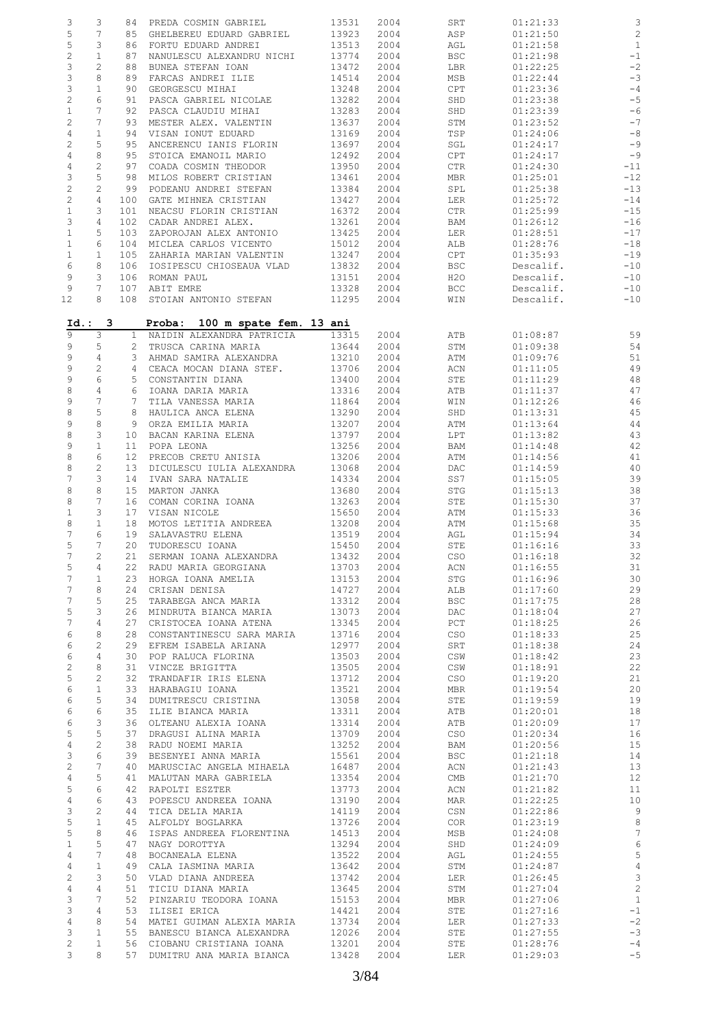| | | | | | | | | |
|---|---|---|---|---|---|---|---|---|
| 3 | 3 | 84 | PREDA COSMIN GABRIEL | 13531 | 2004 | SRT | 01:21:33 | 3 |
| 5 | 7 | 85 | GHELBEREU EDUARD GABRIEL | 13923 | 2004 | ASP | 01:21:50 | 2 |
| 5 | 3 | 86 | FORTU EDUARD ANDREI | 13513 | 2004 | AGL | 01:21:58 | 1 |
| 2 | 1 | 87 | NANULESCU ALEXANDRU NICHI | 13774 | 2004 | BSC | 01:21:98 | -1 |
| 3 | 2 | 88 | BUNEA STEFAN IOAN | 13472 | 2004 | LBR | 01:22:25 | -2 |
| 3 | 8 | 89 | FARCAS ANDREI ILIE | 14514 | 2004 | MSB | 01:22:44 | -3 |
| 3 | 1 | 90 | GEORGESCU MIHAI | 13248 | 2004 | CPT | 01:23:36 | -4 |
| 2 | 6 | 91 | PASCA GABRIEL NICOLAE | 13282 | 2004 | SHD | 01:23:38 | -5 |
| 1 | 7 | 92 | PASCA CLAUDIU MIHAI | 13283 | 2004 | SHD | 01:23:39 | -6 |
| 2 | 7 | 93 | MESTER ALEX. VALENTIN | 13637 | 2004 | STM | 01:23:52 | -7 |
| 4 | 1 | 94 | VISAN IONUT EDUARD | 13169 | 2004 | TSP | 01:24:06 | -8 |
| 2 | 5 | 95 | ANCERENCU IANIS FLORIN | 13697 | 2004 | SGL | 01:24:17 | -9 |
| 4 | 8 | 95 | STOICA EMANOIL MARIO | 12492 | 2004 | CPT | 01:24:17 | -9 |
| 4 | 2 | 97 | COADA COSMIN THEODOR | 13950 | 2004 | CTR | 01:24:30 | -11 |
| 3 | 5 | 98 | MILOS ROBERT CRISTIAN | 13461 | 2004 | MBR | 01:25:01 | -12 |
| 2 | 2 | 99 | PODEANU ANDREI STEFAN | 13384 | 2004 | SPL | 01:25:38 | -13 |
| 2 | 4 | 100 | GATE MIHNEA CRISTIAN | 13427 | 2004 | LER | 01:25:72 | -14 |
| 1 | 3 | 101 | NEACSU FLORIN CRISTIAN | 16372 | 2004 | CTR | 01:25:99 | -15 |
| 3 | 4 | 102 | CADAR ANDREI ALEX. | 13261 | 2004 | BAM | 01:26:12 | -16 |
| 1 | 5 | 103 | ZAPOROJAN ALEX ANTONIO | 13425 | 2004 | LER | 01:28:51 | -17 |
| 1 | 6 | 104 | MICLEA CARLOS VICENTO | 15012 | 2004 | ALB | 01:28:76 | -18 |
| 1 | 1 | 105 | ZAHARIA MARIAN VALENTIN | 13247 | 2004 | CPT | 01:35:93 | -19 |
| 6 | 8 | 106 | IOSIPESCU CHIOSEAUA VLAD | 13832 | 2004 | BSC | Descalif. | -10 |
| 9 | 3 | 106 | ROMAN PAUL | 13151 | 2004 | H2O | Descalif. | -10 |
| 9 | 7 | 107 | ABIT EMRE | 13328 | 2004 | BCC | Descalif. | -10 |
| 12 | 8 | 108 | STOIAN ANTONIO STEFAN | 11295 | 2004 | WIN | Descalif. | -10 |

## Id.: 3 Proba: 100 m spate fem. 13 ani

| | | | | | | | | |
|---|---|---|---|---|---|---|---|---|
| 9 | 3 | 1 | NAIDIN ALEXANDRA PATRICIA | 13315 | 2004 | ATB | 01:08:87 | 59 |
| 9 | 5 | 2 | TRUSCA CARINA MARIA | 13644 | 2004 | STM | 01:09:38 | 54 |
| 9 | 4 | 3 | AHMAD SAMIRA ALEXANDRA | 13210 | 2004 | ATM | 01:09:76 | 51 |
| 9 | 2 | 4 | CEACA MOCAN DIANA STEF. | 13706 | 2004 | ACN | 01:11:05 | 49 |
| 9 | 6 | 5 | CONSTANTIN DIANA | 13400 | 2004 | STE | 01:11:29 | 48 |
| 8 | 4 | 6 | IOANA DARIA MARIA | 13316 | 2004 | ATB | 01:11:37 | 47 |
| 9 | 7 | 7 | TILA VANESSA MARIA | 11864 | 2004 | WIN | 01:12:26 | 46 |
| 8 | 5 | 8 | HAULICA ANCA ELENA | 13290 | 2004 | SHD | 01:13:31 | 45 |
| 9 | 8 | 9 | ORZA EMILIA MARIA | 13207 | 2004 | ATM | 01:13:64 | 44 |
| 8 | 3 | 10 | BACAN KARINA ELENA | 13797 | 2004 | LPT | 01:13:82 | 43 |
| 9 | 1 | 11 | POPA LEONA | 13256 | 2004 | BAM | 01:14:48 | 42 |
| 8 | 6 | 12 | PRECOB CRETU ANISIA | 13206 | 2004 | ATM | 01:14:56 | 41 |
| 8 | 2 | 13 | DICULESCU IULIA ALEXANDRA | 13068 | 2004 | DAC | 01:14:59 | 40 |
| 7 | 3 | 14 | IVAN SARA NATALIE | 14334 | 2004 | SS7 | 01:15:05 | 39 |
| 8 | 8 | 15 | MARTON JANKA | 13680 | 2004 | STG | 01:15:13 | 38 |
| 8 | 7 | 16 | COMAN CORINA IOANA | 13263 | 2004 | STE | 01:15:30 | 37 |
| 1 | 3 | 17 | VISAN NICOLE | 15650 | 2004 | ATM | 01:15:33 | 36 |
| 8 | 1 | 18 | MOTOS LETITIA ANDREEA | 13208 | 2004 | ATM | 01:15:68 | 35 |
| 7 | 6 | 19 | SALAVASTRU ELENA | 13519 | 2004 | AGL | 01:15:94 | 34 |
| 5 | 7 | 20 | TUDORESCU IOANA | 15450 | 2004 | STE | 01:16:16 | 33 |
| 7 | 2 | 21 | SERMAN IOANA ALEXANDRA | 13432 | 2004 | CSO | 01:16:18 | 32 |
| 5 | 4 | 22 | RADU MARIA GEORGIANA | 13703 | 2004 | ACN | 01:16:55 | 31 |
| 7 | 1 | 23 | HORGA IOANA AMELIA | 13153 | 2004 | STG | 01:16:96 | 30 |
| 7 | 8 | 24 | CRISAN DENISA | 14727 | 2004 | ALB | 01:17:60 | 29 |
| 7 | 5 | 25 | TARABEGA ANCA MARIA | 13312 | 2004 | BSC | 01:17:75 | 28 |
| 5 | 3 | 26 | MINDRUTA BIANCA MARIA | 13073 | 2004 | DAC | 01:18:04 | 27 |
| 7 | 4 | 27 | CRISTOCEA IOANA ATENA | 13345 | 2004 | PCT | 01:18:25 | 26 |
| 6 | 8 | 28 | CONSTANTINESCU SARA MARIA | 13716 | 2004 | CSO | 01:18:33 | 25 |
| 6 | 2 | 29 | EFREM ISABELA ARIANA | 12977 | 2004 | SRT | 01:18:38 | 24 |
| 6 | 4 | 30 | POP RALUCA FLORINA | 13503 | 2004 | CSW | 01:18:42 | 23 |
| 2 | 8 | 31 | VINCZE BRIGITTA | 13505 | 2004 | CSW | 01:18:91 | 22 |
| 5 | 2 | 32 | TRANDAFIR IRIS ELENA | 13712 | 2004 | CSO | 01:19:20 | 21 |
| 6 | 1 | 33 | HARABAGIU IOANA | 13521 | 2004 | MBR | 01:19:54 | 20 |
| 6 | 5 | 34 | DUMITRESCU CRISTINA | 13058 | 2004 | STE | 01:19:59 | 19 |
| 6 | 6 | 35 | ILIE BIANCA MARIA | 13311 | 2004 | ATB | 01:20:01 | 18 |
| 6 | 3 | 36 | OLTEANU ALEXIA IOANA | 13314 | 2004 | ATB | 01:20:09 | 17 |
| 5 | 5 | 37 | DRAGUSI ALINA MARIA | 13709 | 2004 | CSO | 01:20:34 | 16 |
| 4 | 2 | 38 | RADU NOEMI MARIA | 13252 | 2004 | BAM | 01:20:56 | 15 |
| 3 | 6 | 39 | BESENYEI ANNA MARIA | 15561 | 2004 | BSC | 01:21:18 | 14 |
| 2 | 7 | 40 | MARUSCIAC ANGELA MIHAELA | 16487 | 2004 | ACN | 01:21:43 | 13 |
| 4 | 5 | 41 | MALUTAN MARA GABRIELA | 13354 | 2004 | CMB | 01:21:70 | 12 |
| 5 | 6 | 42 | RAPOLTI ESZTER | 13773 | 2004 | ACN | 01:21:82 | 11 |
| 4 | 6 | 43 | POPESCU ANDREEA IOANA | 13190 | 2004 | MAR | 01:22:25 | 10 |
| 3 | 2 | 44 | TICA DELIA MARIA | 14119 | 2004 | CSN | 01:22:86 | 9 |
| 5 | 1 | 45 | ALFOLDY BOGLARKA | 13726 | 2004 | COR | 01:23:19 | 8 |
| 5 | 8 | 46 | ISPAS ANDREEA FLORENTINA | 14513 | 2004 | MSB | 01:24:08 | 7 |
| 1 | 5 | 47 | NAGY DOROTTYA | 13294 | 2004 | SHD | 01:24:09 | 6 |
| 4 | 7 | 48 | BOCANEALA ELENA | 13522 | 2004 | AGL | 01:24:55 | 5 |
| 4 | 1 | 49 | CALA IASMINA MARIA | 13642 | 2004 | STM | 01:24:87 | 4 |
| 2 | 3 | 50 | VLAD DIANA ANDREEA | 13742 | 2004 | LER | 01:26:45 | 3 |
| 4 | 4 | 51 | TICIU DIANA MARIA | 13645 | 2004 | STM | 01:27:04 | 2 |
| 3 | 7 | 52 | PINZARIU TEODORA IOANA | 15153 | 2004 | MBR | 01:27:06 | 1 |
| 3 | 4 | 53 | ILISEI ERICA | 14421 | 2004 | STE | 01:27:16 | -1 |
| 4 | 8 | 54 | MATEI GUIMAN ALEXIA MARIA | 13734 | 2004 | LER | 01:27:33 | -2 |
| 3 | 1 | 55 | BANESCU BIANCA ALEXANDRA | 12026 | 2004 | STE | 01:27:55 | -3 |
| 2 | 1 | 56 | CIOBANU CRISTIANA IOANA | 13201 | 2004 | STE | 01:28:76 | -4 |
| 3 | 8 | 57 | DUMITRU ANA MARIA BIANCA | 13428 | 2004 | LER | 01:29:03 | -5 |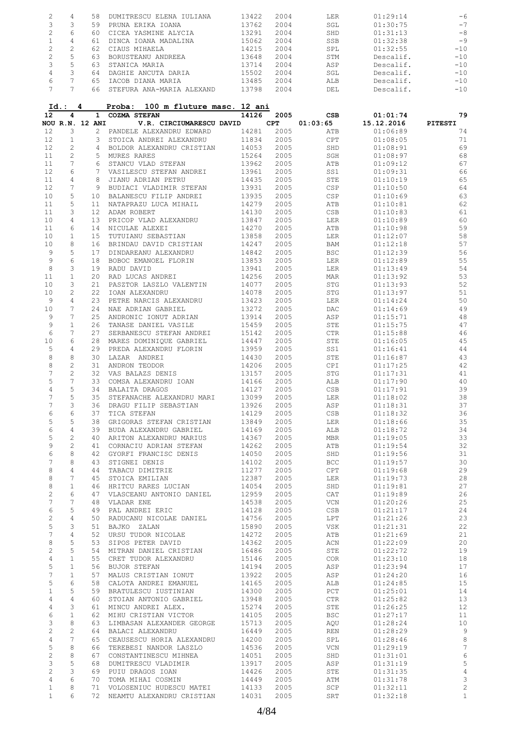| | | | | | | | | |
|---|---|---|---|---|---|---|---|---|
| 2 | 4 | 58 | DUMITRESCU ELENA IULIANA | 13422 | 2004 | LER | 01:29:14 | -6 |
| 3 | 3 | 59 | PRUNA ERIKA IOANA | 13762 | 2004 | SGL | 01:30:75 | -7 |
| 2 | 6 | 60 | CICEA YASMINE ALYCIA | 13291 | 2004 | SHD | 01:31:13 | -8 |
| 1 | 4 | 61 | DINCA IOANA MADALINA | 15062 | 2004 | SSB | 01:32:38 | -9 |
| 2 | 2 | 62 | CIAUS MIHAELA | 14215 | 2004 | SPL | 01:32:55 | -10 |
| 2 | 5 | 63 | BORUSTEANU ANDREEA | 13648 | 2004 | STM | Descalif. | -10 |
| 3 | 5 | 63 | STANICA MARIA | 13714 | 2004 | ASP | Descalif. | -10 |
| 4 | 3 | 64 | DAGHIE ANCUTA DARIA | 15502 | 2004 | SGL | Descalif. | -10 |
| 6 | 7 | 65 | IACOB DIANA MARIA | 13485 | 2004 | ALB | Descalif. | -10 |
| 7 | 7 | 66 | STEFURA ANA-MARIA ALEXAND | 13798 | 2004 | DEL | Descalif. | -10 |

**Id.: 4 Proba: 100 m fluture masc. 12 ani**

| | | | | | | | | |
|---|---|---|---|---|---|---|---|---|
| **12** | **4** | **1** | **COZMA STEFAN** | **14126** | **2005** | **CSB** | **01:01:74** | **79** |
| **NOU R.N. 12 ANI** | | | **V.R. CIRCIUMARESCU DAVID** | **CPT** | **01:03:65** | | **15.12.2016** | **PITESTI** |
| 12 | 3 | 2 | PANDELE ALEXANDRU EDWARD | 14281 | 2005 | ATB | 01:06:89 | 74 |
| 12 | 1 | 3 | STOICA ANDREI ALEXANDRU | 11834 | 2005 | CPT | 01:08:05 | 71 |
| 12 | 2 | 4 | BOLDOR ALEXANDRU CRISTIAN | 14053 | 2005 | SHD | 01:08:91 | 69 |
| 11 | 2 | 5 | MURES RARES | 15264 | 2005 | SGH | 01:08:97 | 68 |
| 11 | 7 | 6 | STANCU VLAD STEFAN | 13962 | 2005 | ATB | 01:09:12 | 67 |
| 12 | 6 | 7 | VASILESCU STEFAN ANDREI | 13961 | 2005 | SS1 | 01:09:31 | 66 |
| 11 | 4 | 8 | JIANU ADRIAN PETRU | 14435 | 2005 | STE | 01:10:19 | 65 |
| 12 | 7 | 9 | BUDIACI VLADIMIR STEFAN | 13931 | 2005 | CSP | 01:10:50 | 64 |
| 10 | 5 | 10 | BALANESCU FILIP ANDREI | 13935 | 2005 | CSP | 01:10:69 | 63 |
| 11 | 5 | 11 | NATAPRAZU LUCA MIHAIL | 14279 | 2005 | ATB | 01:10:81 | 62 |
| 11 | 3 | 12 | ADAM ROBERT | 14130 | 2005 | CSB | 01:10:83 | 61 |
| 10 | 4 | 13 | PRICOP VLAD ALEXANDRU | 13847 | 2005 | LER | 01:10:89 | 60 |
| 11 | 6 | 14 | NICULAE ALEXEI | 14270 | 2005 | ATB | 01:10:98 | 59 |
| 10 | 1 | 15 | TUTUIANU SEBASTIAN | 13858 | 2005 | LER | 01:12:07 | 58 |
| 10 | 8 | 16 | BRINDAU DAVID CRISTIAN | 14247 | 2005 | BAM | 01:12:18 | 57 |
| 9 | 5 | 17 | DINDAREANU ALEXANDRU | 14842 | 2005 | BSC | 01:12:39 | 56 |
| 9 | 6 | 18 | BOBOC EMANOEL FLORIN | 13853 | 2005 | LER | 01:12:89 | 55 |
| 8 | 3 | 19 | RADU DAVID | 13941 | 2005 | LER | 01:13:49 | 54 |
| 11 | 1 | 20 | RAD LUCAS ANDREI | 14256 | 2005 | MAR | 01:13:92 | 53 |
| 10 | 3 | 21 | PASZTOR LASZLO VALENTIN | 14077 | 2005 | STG | 01:13:93 | 52 |
| 10 | 2 | 22 | IOAN ALEXANDRU | 14078 | 2005 | STG | 01:13:97 | 51 |
| 9 | 4 | 23 | PETRE NARCIS ALEXANDRU | 13423 | 2005 | LER | 01:14:24 | 50 |
| 10 | 7 | 24 | NAE ADRIAN GABRIEL | 13272 | 2005 | DAC | 01:14:69 | 49 |
| 9 | 7 | 25 | ANDRONIC IONUT ADRIAN | 13914 | 2005 | ASP | 01:15:71 | 48 |
| 9 | 1 | 26 | TANASE DANIEL VASILE | 15459 | 2005 | STE | 01:15:75 | 47 |
| 6 | 7 | 27 | SERBANESCU STEFAN ANDREI | 15142 | 2005 | CTR | 01:15:88 | 46 |
| 10 | 6 | 28 | MARES DOMINIQUE GABRIEL | 14447 | 2005 | STE | 01:16:05 | 45 |
| 5 | 4 | 29 | PREDA ALEXANDRU FLORIN | 13959 | 2005 | SS1 | 01:16:41 | 44 |
| 8 | 8 | 30 | LAZAR ANDREI | 14430 | 2005 | STE | 01:16:87 | 43 |
| 8 | 2 | 31 | ANDRON TEODOR | 14206 | 2005 | CPI | 01:17:25 | 42 |
| 7 | 2 | 32 | VAS BALAZS DENIS | 13157 | 2005 | STG | 01:17:31 | 41 |
| 5 | 7 | 33 | COMSA ALEXANDRU IOAN | 14166 | 2005 | ALB | 01:17:90 | 40 |
| 4 | 5 | 34 | BALAITA DRAGOS | 14127 | 2005 | CSB | 01:17:91 | 39 |
| 7 | 5 | 35 | STEFANACHE ALEXANDRU MARI | 13099 | 2005 | LER | 01:18:02 | 38 |
| 7 | 3 | 36 | DRAGU FILIP SEBASTIAN | 13926 | 2005 | ASP | 01:18:31 | 37 |
| 6 | 6 | 37 | TICA STEFAN | 14129 | 2005 | CSB | 01:18:32 | 36 |
| 5 | 5 | 38 | GRIGORAS STEFAN CRISTIAN | 13849 | 2005 | LER | 01:18:66 | 35 |
| 6 | 4 | 39 | BUDA ALEXANDRU GABRIEL | 14169 | 2005 | ALB | 01:18:72 | 34 |
| 5 | 2 | 40 | ARITON ALEXANDRU MARIUS | 14367 | 2005 | MBR | 01:19:05 | 33 |
| 9 | 2 | 41 | CORNACIU ADRIAN STEFAN | 14262 | 2005 | ATB | 01:19:54 | 32 |
| 6 | 8 | 42 | GYORFI FRANCISC DENIS | 14050 | 2005 | SHD | 01:19:56 | 31 |
| 7 | 8 | 43 | STIGNEI DENIS | 14102 | 2005 | BCC | 01:19:57 | 30 |
| 8 | 4 | 44 | TABACU DIMITRIE | 11277 | 2005 | CPT | 01:19:68 | 29 |
| 8 | 7 | 45 | STOICA EMILIAN | 12387 | 2005 | LER | 01:19:73 | 28 |
| 8 | 1 | 46 | HRITCU RARES LUCIAN | 14054 | 2005 | SHD | 01:19:81 | 27 |
| 2 | 6 | 47 | VLASCEANU ANTONIO DANIEL | 12959 | 2005 | CAT | 01:19:89 | 26 |
| 7 | 7 | 48 | VLADAR ENE | 14538 | 2005 | VCN | 01:20:26 | 25 |
| 6 | 5 | 49 | PAL ANDREI ERIC | 14128 | 2005 | CSB | 01:21:17 | 24 |
| 2 | 4 | 50 | RADUCANU NICOLAE DANIEL | 14756 | 2005 | LPT | 01:21:26 | 23 |
| 5 | 3 | 51 | BAJKO ZALAN | 15890 | 2005 | VSK | 01:21:31 | 22 |
| 7 | 4 | 52 | URSU TUDOR NICOLAE | 14272 | 2005 | ATB | 01:21:69 | 21 |
| 8 | 5 | 53 | SIPOS PETER DAVID | 14362 | 2005 | ACN | 01:22:09 | 20 |
| 2 | 5 | 54 | MITRAN DANIEL CRISTIAN | 16486 | 2005 | STE | 01:22:72 | 19 |
| 4 | 1 | 55 | CRET TUDOR ALEXANDRU | 15146 | 2005 | COR | 01:23:10 | 18 |
| 5 | 1 | 56 | BUJOR STEFAN | 14194 | 2005 | ASP | 01:23:94 | 17 |
| 7 | 1 | 57 | MALUS CRISTIAN IONUT | 13922 | 2005 | ASP | 01:24:20 | 16 |
| 5 | 6 | 58 | CALOTA ANDREI EMANUEL | 14165 | 2005 | ALB | 01:24:85 | 15 |
| 1 | 5 | 59 | BRATULESCU IUSTINIAN | 14300 | 2005 | PCT | 01:25:01 | 14 |
| 4 | 4 | 60 | STOIAN ANTONIO GABRIEL | 13948 | 2005 | CTR | 01:25:82 | 13 |
| 4 | 3 | 61 | MINCU ANDREI ALEX. | 15274 | 2005 | STE | 01:26:25 | 12 |
| 6 | 1 | 62 | MIHU CRISTIAN VICTOR | 14105 | 2005 | BSC | 01:27:17 | 11 |
| 3 | 8 | 63 | LIMBASAN ALEXANDER GEORGE | 15713 | 2005 | AQU | 01:28:24 | 10 |
| 2 | 2 | 64 | BALACI ALEXANDRU | 16449 | 2005 | REN | 01:28:29 | 9 |
| 4 | 7 | 65 | CEAUSESCU HORIA ALEXANDRU | 14200 | 2005 | SPL | 01:28:46 | 8 |
| 5 | 8 | 66 | TEREBESI NANDOR LASZLO | 14536 | 2005 | VCN | 01:29:19 | 7 |
| 2 | 8 | 67 | CONSTANTINESCU MIHNEA | 14051 | 2005 | SHD | 01:31:01 | 6 |
| 3 | 5 | 68 | DUMITRESCU VLADIMIR | 13917 | 2005 | ASP | 01:31:19 | 5 |
| 2 | 3 | 69 | PUIU DRAGOS IOAN | 14426 | 2005 | STE | 01:31:35 | 4 |
| 4 | 6 | 70 | TOMA MIHAI COSMIN | 14449 | 2005 | ATM | 01:31:78 | 3 |
| 1 | 8 | 71 | VOLOSENIUC HUDESCU MATEI | 14133 | 2005 | SCP | 01:32:11 | 2 |
| 1 | 6 | 72 | NEAMTU ALEXANDRU CRISTIAN | 14031 | 2005 | SRT | 01:32:18 | 1 |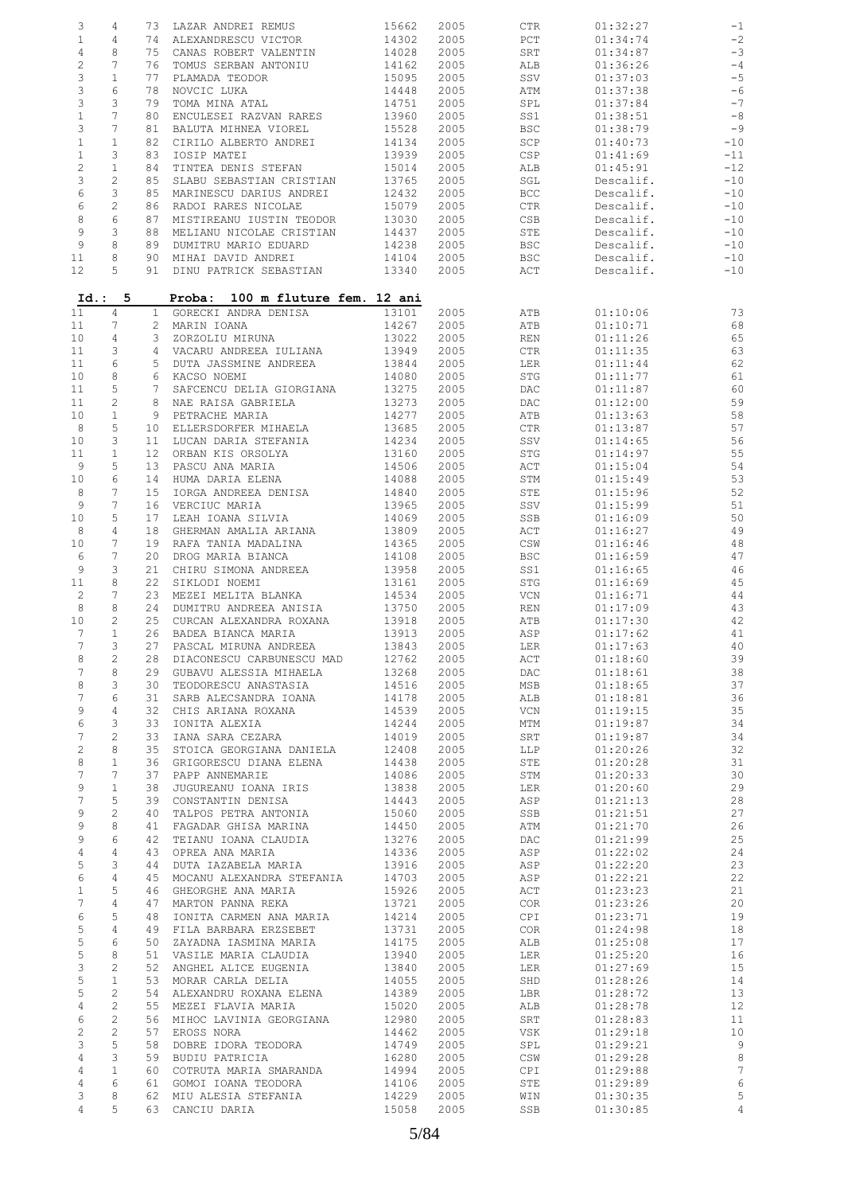| | | | | | | | | |
|---|---|---|---|---|---|---|---|---|
| 3 | 4 | 73 | LAZAR ANDREI REMUS | 15662 | 2005 | CTR | 01:32:27 | -1 |
| 1 | 4 | 74 | ALEXANDRESCU VICTOR | 14302 | 2005 | PCT | 01:34:74 | -2 |
| 4 | 8 | 75 | CANAS ROBERT VALENTIN | 14028 | 2005 | SRT | 01:34:87 | -3 |
| 2 | 7 | 76 | TOMUS SERBAN ANTONIU | 14162 | 2005 | ALB | 01:36:26 | -4 |
| 3 | 1 | 77 | PLAMADA TEODOR | 15095 | 2005 | SSV | 01:37:03 | -5 |
| 3 | 6 | 78 | NOVCIC LUKA | 14448 | 2005 | ATM | 01:37:38 | -6 |
| 3 | 3 | 79 | TOMA MINA ATAL | 14751 | 2005 | SPL | 01:37:84 | -7 |
| 1 | 7 | 80 | ENCULESEI RAZVAN RARES | 13960 | 2005 | SS1 | 01:38:51 | -8 |
| 3 | 7 | 81 | BALUTA MIHNEA VIOREL | 15528 | 2005 | BSC | 01:38:79 | -9 |
| 1 | 1 | 82 | CIRILO ALBERTO ANDREI | 14134 | 2005 | SCP | 01:40:73 | -10 |
| 1 | 3 | 83 | IOSIP MATEI | 13939 | 2005 | CSP | 01:41:69 | -11 |
| 2 | 1 | 84 | TINTEA DENIS STEFAN | 15014 | 2005 | ALB | 01:45:91 | -12 |
| 3 | 2 | 85 | SLABU SEBASTIAN CRISTIAN | 13765 | 2005 | SGL | Descalif. | -10 |
| 6 | 3 | 85 | MARINESCU DARIUS ANDREI | 12432 | 2005 | BCC | Descalif. | -10 |
| 6 | 2 | 86 | RADOI RARES NICOLAE | 15079 | 2005 | CTR | Descalif. | -10 |
| 8 | 6 | 87 | MISTIREANU IUSTIN TEODOR | 13030 | 2005 | CSB | Descalif. | -10 |
| 9 | 3 | 88 | MELIANU NICOLAE CRISTIAN | 14437 | 2005 | STE | Descalif. | -10 |
| 9 | 8 | 89 | DUMITRU MARIO EDUARD | 14238 | 2005 | BSC | Descalif. | -10 |
| 11 | 8 | 90 | MIHAI DAVID ANDREI | 14104 | 2005 | BSC | Descalif. | -10 |
| 12 | 5 | 91 | DINU PATRICK SEBASTIAN | 13340 | 2005 | ACT | Descalif. | -10 |

**Id.: 5 Proba: 100 m fluture fem. 12 ani**

| | | | | | | | | |
|---|---|---|---|---|---|---|---|---|
| 11 | 4 | 1 | GORECKI ANDRA DENISA | 13101 | 2005 | ATB | 01:10:06 | 73 |
| 11 | 7 | 2 | MARIN IOANA | 14267 | 2005 | ATB | 01:10:71 | 68 |
| 10 | 4 | 3 | ZORZOLIU MIRUNA | 13022 | 2005 | REN | 01:11:26 | 65 |
| 11 | 3 | 4 | VACARU ANDREEA IULIANA | 13949 | 2005 | CTR | 01:11:35 | 63 |
| 11 | 6 | 5 | DUTA JASSMINE ANDREEA | 13844 | 2005 | LER | 01:11:44 | 62 |
| 10 | 8 | 6 | KACSO NOEMI | 14080 | 2005 | STG | 01:11:77 | 61 |
| 11 | 5 | 7 | SAFCENCU DELIA GIORGIANA | 13275 | 2005 | DAC | 01:11:87 | 60 |
| 11 | 2 | 8 | NAE RAISA GABRIELA | 13273 | 2005 | DAC | 01:12:00 | 59 |
| 10 | 1 | 9 | PETRACHE MARIA | 14277 | 2005 | ATB | 01:13:63 | 58 |
| 8 | 5 | 10 | ELLERSDORFER MIHAELA | 13685 | 2005 | CTR | 01:13:87 | 57 |
| 10 | 3 | 11 | LUCAN DARIA STEFANIA | 14234 | 2005 | SSV | 01:14:65 | 56 |
| 11 | 1 | 12 | ORBAN KIS ORSOLYA | 13160 | 2005 | STG | 01:14:97 | 55 |
| 9 | 5 | 13 | PASCU ANA MARIA | 14506 | 2005 | ACT | 01:15:04 | 54 |
| 10 | 6 | 14 | HUMA DARIA ELENA | 14088 | 2005 | STM | 01:15:49 | 53 |
| 8 | 7 | 15 | IORGA ANDREEA DENISA | 14840 | 2005 | STE | 01:15:96 | 52 |
| 9 | 7 | 16 | VERCIUC MARIA | 13965 | 2005 | SSV | 01:15:99 | 51 |
| 10 | 5 | 17 | LEAH IOANA SILVIA | 14069 | 2005 | SSB | 01:16:09 | 50 |
| 8 | 4 | 18 | GHERMAN AMALIA ARIANA | 13809 | 2005 | ACT | 01:16:27 | 49 |
| 10 | 7 | 19 | RAFA TANIA MADALINA | 14365 | 2005 | CSW | 01:16:46 | 48 |
| 6 | 7 | 20 | DROG MARIA BIANCA | 14108 | 2005 | BSC | 01:16:59 | 47 |
| 9 | 3 | 21 | CHIRU SIMONA ANDREEA | 13958 | 2005 | SS1 | 01:16:65 | 46 |
| 11 | 8 | 22 | SIKLODI NOEMI | 13161 | 2005 | STG | 01:16:69 | 45 |
| 2 | 7 | 23 | MEZEI MELITA BLANKA | 14534 | 2005 | VCN | 01:16:71 | 44 |
| 8 | 8 | 24 | DUMITRU ANDREEA ANISIA | 13750 | 2005 | REN | 01:17:09 | 43 |
| 10 | 2 | 25 | CURCAN ALEXANDRA ROXANA | 13918 | 2005 | ATB | 01:17:30 | 42 |
| 7 | 1 | 26 | BADEA BIANCA MARIA | 13913 | 2005 | ASP | 01:17:62 | 41 |
| 7 | 3 | 27 | PASCAL MIRUNA ANDREEA | 13843 | 2005 | LER | 01:17:63 | 40 |
| 8 | 2 | 28 | DIACONESCU CARBUNESCU MAD | 12762 | 2005 | ACT | 01:18:60 | 39 |
| 7 | 8 | 29 | GUBAVU ALESSIA MIHAELA | 13268 | 2005 | DAC | 01:18:61 | 38 |
| 8 | 3 | 30 | TEODORESCU ANASTASIA | 14516 | 2005 | MSB | 01:18:65 | 37 |
| 7 | 6 | 31 | SARB ALECSANDRA IOANA | 14178 | 2005 | ALB | 01:18:81 | 36 |
| 9 | 4 | 32 | CHIS ARIANA ROXANA | 14539 | 2005 | VCN | 01:19:15 | 35 |
| 6 | 3 | 33 | IONITA ALEXIA | 14244 | 2005 | MTM | 01:19:87 | 34 |
| 7 | 2 | 33 | IANA SARA CEZARA | 14019 | 2005 | SRT | 01:19:87 | 34 |
| 2 | 8 | 35 | STOICA GEORGIANA DANIELA | 12408 | 2005 | LLP | 01:20:26 | 32 |
| 8 | 1 | 36 | GRIGORESCU DIANA ELENA | 14438 | 2005 | STE | 01:20:28 | 31 |
| 7 | 7 | 37 | PAPP ANNEMARIE | 14086 | 2005 | STM | 01:20:33 | 30 |
| 9 | 1 | 38 | JUGUREANU IOANA IRIS | 13838 | 2005 | LER | 01:20:60 | 29 |
| 7 | 5 | 39 | CONSTANTIN DENISA | 14443 | 2005 | ASP | 01:21:13 | 28 |
| 9 | 2 | 40 | TALPOS PETRA ANTONIA | 15060 | 2005 | SSB | 01:21:51 | 27 |
| 9 | 8 | 41 | FAGADAR GHISA MARINA | 14450 | 2005 | ATM | 01:21:70 | 26 |
| 9 | 6 | 42 | TEIANU IOANA CLAUDIA | 13276 | 2005 | DAC | 01:21:99 | 25 |
| 4 | 4 | 43 | OPREA ANA MARIA | 14336 | 2005 | ASP | 01:22:02 | 24 |
| 5 | 3 | 44 | DUTA IAZABELA MARIA | 13916 | 2005 | ASP | 01:22:20 | 23 |
| 6 | 4 | 45 | MOCANU ALEXANDRA STEFANIA | 14703 | 2005 | ASP | 01:22:21 | 22 |
| 1 | 5 | 46 | GHEORGHE ANA MARIA | 15926 | 2005 | ACT | 01:23:23 | 21 |
| 7 | 4 | 47 | MARTON PANNA REKA | 13721 | 2005 | COR | 01:23:26 | 20 |
| 6 | 5 | 48 | IONITA CARMEN ANA MARIA | 14214 | 2005 | CPI | 01:23:71 | 19 |
| 5 | 4 | 49 | FILA BARBARA ERZSEBET | 13731 | 2005 | COR | 01:24:98 | 18 |
| 5 | 6 | 50 | ZAYADNA IASMINA MARIA | 14175 | 2005 | ALB | 01:25:08 | 17 |
| 5 | 8 | 51 | VASILE MARIA CLAUDIA | 13940 | 2005 | LER | 01:25:20 | 16 |
| 3 | 2 | 52 | ANGHEL ALICE EUGENIA | 13840 | 2005 | LER | 01:27:69 | 15 |
| 5 | 1 | 53 | MORAR CARLA DELIA | 14055 | 2005 | SHD | 01:28:26 | 14 |
| 5 | 2 | 54 | ALEXANDRU ROXANA ELENA | 14389 | 2005 | LBR | 01:28:72 | 13 |
| 4 | 2 | 55 | MEZEI FLAVIA MARIA | 15020 | 2005 | ALB | 01:28:78 | 12 |
| 6 | 2 | 56 | MIHOC LAVINIA GEORGIANA | 12980 | 2005 | SRT | 01:28:83 | 11 |
| 2 | 2 | 57 | EROSS NORA | 14462 | 2005 | VSK | 01:29:18 | 10 |
| 3 | 5 | 58 | DOBRE IDORA TEODORA | 14749 | 2005 | SPL | 01:29:21 | 9 |
| 4 | 3 | 59 | BUDIU PATRICIA | 16280 | 2005 | CSW | 01:29:28 | 8 |
| 4 | 1 | 60 | COTRUTA MARIA SMARANDA | 14994 | 2005 | CPI | 01:29:88 | 7 |
| 4 | 6 | 61 | GOMOI IOANA TEODORA | 14106 | 2005 | STE | 01:29:89 | 6 |
| 3 | 8 | 62 | MIU ALESIA STEFANIA | 14229 | 2005 | WIN | 01:30:35 | 5 |
| 4 | 5 | 63 | CANCIU DARIA | 15058 | 2005 | SSB | 01:30:85 | 4 |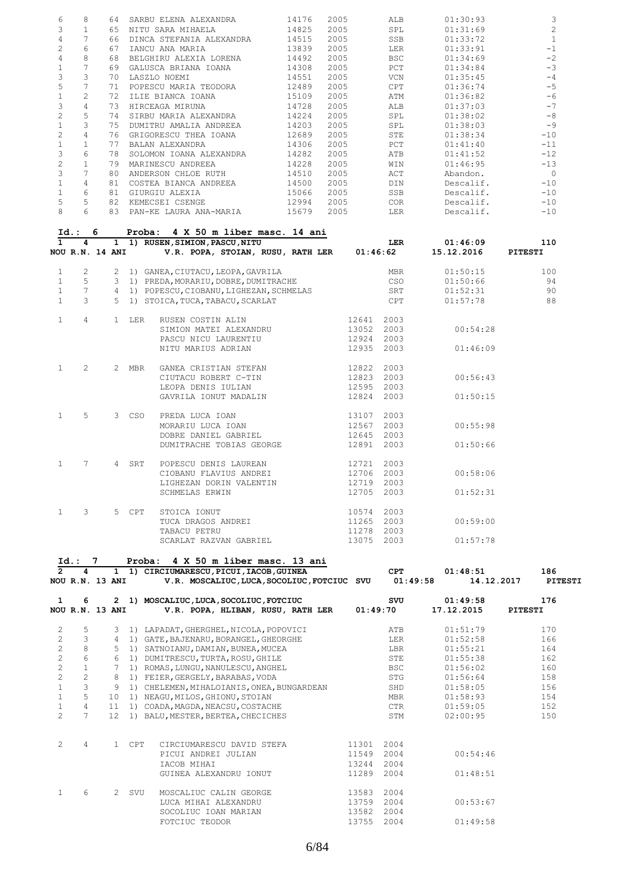| | | | | | | | | |
|---|---|---|---|---|---|---|---|---|
| 6 | 8 | 64 | SARBU ELENA ALEXANDRA | 14176 | 2005 | ALB | 01:30:93 | 3 |
| 3 | 1 | 65 | NITU SARA MIHAELA | 14825 | 2005 | SPL | 01:31:69 | 2 |
| 4 | 7 | 66 | DINCA STEFANIA ALEXANDRA | 14515 | 2005 | SSB | 01:33:72 | 1 |
| 2 | 6 | 67 | IANCU ANA MARIA | 13839 | 2005 | LER | 01:33:91 | -1 |
| 4 | 8 | 68 | BELGHIRU ALEXIA LORENA | 14492 | 2005 | BSC | 01:34:69 | -2 |
| 1 | 7 | 69 | GALUSCA BRIANA IOANA | 14308 | 2005 | PCT | 01:34:84 | -3 |
| 3 | 3 | 70 | LASZLO NOEMI | 14551 | 2005 | VCN | 01:35:45 | -4 |
| 5 | 7 | 71 | POPESCU MARIA TEODORA | 12489 | 2005 | CPT | 01:36:74 | -5 |
| 1 | 2 | 72 | ILIE BIANCA IOANA | 15109 | 2005 | ATM | 01:36:82 | -6 |
| 3 | 4 | 73 | HIRCEAGA MIRUNA | 14728 | 2005 | ALB | 01:37:03 | -7 |
| 2 | 5 | 74 | SIRBU MARIA ALEXANDRA | 14224 | 2005 | SPL | 01:38:02 | -8 |
| 1 | 3 | 75 | DUMITRU AMALIA ANDREEA | 14203 | 2005 | SPL | 01:38:03 | -9 |
| 2 | 4 | 76 | GRIGORESCU THEA IOANA | 12689 | 2005 | STE | 01:38:34 | -10 |
| 1 | 1 | 77 | BALAN ALEXANDRA | 14306 | 2005 | PCT | 01:41:40 | -11 |
| 3 | 6 | 78 | SOLOMON IOANA ALEXANDRA | 14282 | 2005 | ATB | 01:41:52 | -12 |
| 2 | 1 | 79 | MARINESCU ANDREEA | 14228 | 2005 | WIN | 01:46:95 | -13 |
| 3 | 7 | 80 | ANDERSON CHLOE RUTH | 14510 | 2005 | ACT | Abandon. | 0 |
| 1 | 4 | 81 | COSTEA BIANCA ANDREEA | 14500 | 2005 | DIN | Descalif. | -10 |
| 1 | 6 | 81 | GIURGIU ALEXIA | 15066 | 2005 | SSB | Descalif. | -10 |
| 5 | 5 | 82 | KEMECSEI CSENGE | 12994 | 2005 | COR | Descalif. | -10 |
| 8 | 6 | 83 | PAN-KE LAURA ANA-MARIA | 15679 | 2005 | LER | Descalif. | -10 |

## Id.: 6 Proba: 4 X 50 m liber masc. 14 ani

**1 4 1 1) RUSEN,SIMION,PASCU,NITU LER 01:46:09 110**
**NOU R.N. 14 ANI V.R. POPA, STOIAN, RUSU, RATH LER 01:46:62 15.12.2016 PITESTI**

| | | | | | | |
|---|---|---|---|---|---|---|
| 1 | 2 | 2 | 1) GANEA,CIUTACU,LEOPA,GAVRILA | MBR | 01:50:15 | 100 |
| 1 | 5 | 3 | 1) PREDA,MORARIU,DOBRE,DUMITRACHE | CSO | 01:50:66 | 94 |
| 1 | 7 | 4 | 1) POPESCU,CIOBANU,LIGHEZAN,SCHMELAS | SRT | 01:52:31 | 90 |
| 1 | 3 | 5 | 1) STOICA,TUCA,TABACU,SCARLAT | CPT | 01:57:78 | 88 |

| | | | | | | | |
|---|---|---|---|---|---|---|---|
| 1 | 4 | 1 | LER | RUSEN COSTIN ALIN | 12641 | 2003 | |
| | | | | SIMION MATEI ALEXANDRU | 13052 | 2003 | 00:54:28 |
| | | | | PASCU NICU LAURENTIU | 12924 | 2003 | |
| | | | | NITU MARIUS ADRIAN | 12935 | 2003 | 01:46:09 |
| 1 | 2 | 2 | MBR | GANEA CRISTIAN STEFAN | 12822 | 2003 | |
| | | | | CIUTACU ROBERT C-TIN | 12823 | 2003 | 00:56:43 |
| | | | | LEOPA DENIS IULIAN | 12595 | 2003 | |
| | | | | GAVRILA IONUT MADALIN | 12824 | 2003 | 01:50:15 |
| 1 | 5 | 3 | CSO | PREDA LUCA IOAN | 13107 | 2003 | |
| | | | | MORARIU LUCA IOAN | 12567 | 2003 | 00:55:98 |
| | | | | DOBRE DANIEL GABRIEL | 12645 | 2003 | |
| | | | | DUMITRACHE TOBIAS GEORGE | 12891 | 2003 | 01:50:66 |
| 1 | 7 | 4 | SRT | POPESCU DENIS LAUREAN | 12721 | 2003 | |
| | | | | CIOBANU FLAVIUS ANDREI | 12706 | 2003 | 00:58:06 |
| | | | | LIGHEZAN DORIN VALENTIN | 12719 | 2003 | |
| | | | | SCHMELAS ERWIN | 12705 | 2003 | 01:52:31 |
| 1 | 3 | 5 | CPT | STOICA IONUT | 10574 | 2003 | |
| | | | | TUCA DRAGOS ANDREI | 11265 | 2003 | 00:59:00 |
| | | | | TABACU PETRU | 11278 | 2003 | |
| | | | | SCARLAT RAZVAN GABRIEL | 13075 | 2003 | 01:57:78 |

## Id.: 7 Proba: 4 X 50 m liber masc. 13 ani

**2 4 1 1) CIRCIUMARESCU,PICUI,IACOB,GUINEA CPT 01:48:51 186**
**NOU R.N. 13 ANI V.R. MOSCALIUC,LUCA,SOCOLIUC,FOTCIUC SVU 01:49:58 14.12.2017 PITESTI**

**1 6 2 1) MOSCALIUC,LUCA,SOCOLIUC,FOTCIUC SVU 01:49:58 176**
**NOU R.N. 13 ANI V.R. POPA, HLIBAN, RUSU, RATH LER 01:49:70 17.12.2015 PITESTI**

| | | | | | | |
|---|---|---|---|---|---|---|
| 2 | 5 | 3 | 1) LAPADAT,GHERGHEL,NICOLA,POPOVICI | ATB | 01:51:79 | 170 |
| 2 | 3 | 4 | 1) GATE,BAJENARU,BORANGEL,GHEORGHE | LER | 01:52:58 | 166 |
| 2 | 8 | 5 | 1) SATNOIANU,DAMIAN,BUNEA,MUCEA | LBR | 01:55:21 | 164 |
| 2 | 6 | 6 | 1) DUMITRESCU,TURTA,ROSU,GHILE | STE | 01:55:38 | 162 |
| 2 | 1 | 7 | 1) ROMAS,LUNGU,NANULESCU,ANGHEL | BSC | 01:56:02 | 160 |
| 2 | 2 | 8 | 1) FEIER,GERGELY,BARABAS,VODA | STG | 01:56:64 | 158 |
| 1 | 3 | 9 | 1) CHELEMEN,MIHALOIANIS,ONEA,BUNGARDEAN | SHD | 01:58:05 | 156 |
| 1 | 5 | 10 | 1) NEAGU,MILOS,GHIONU,STOIAN | MBR | 01:58:93 | 154 |
| 1 | 4 | 11 | 1) COADA,MAGDA,NEACSU,COSTACHE | CTR | 01:59:05 | 152 |
| 2 | 7 | 12 | 1) BALU,MESTER,BERTEA,CHECICHES | STM | 02:00:95 | 150 |

| | | | | | | | |
|---|---|---|---|---|---|---|---|
| 2 | 4 | 1 | CPT | CIRCIUMARESCU DAVID STEFA | 11301 | 2004 | |
| | | | | PICUI ANDREI JULIAN | 11549 | 2004 | 00:54:46 |
| | | | | IACOB MIHAI | 13244 | 2004 | |
| | | | | GUINEA ALEXANDRU IONUT | 11289 | 2004 | 01:48:51 |
| 1 | 6 | 2 | SVU | MOSCALIUC CALIN GEORGE | 13583 | 2004 | |
| | | | | LUCA MIHAI ALEXANDRU | 13759 | 2004 | 00:53:67 |
| | | | | SOCOLIUC IOAN MARIAN | 13582 | 2004 | |
| | | | | FOTCIUC TEODOR | 13755 | 2004 | 01:49:58 |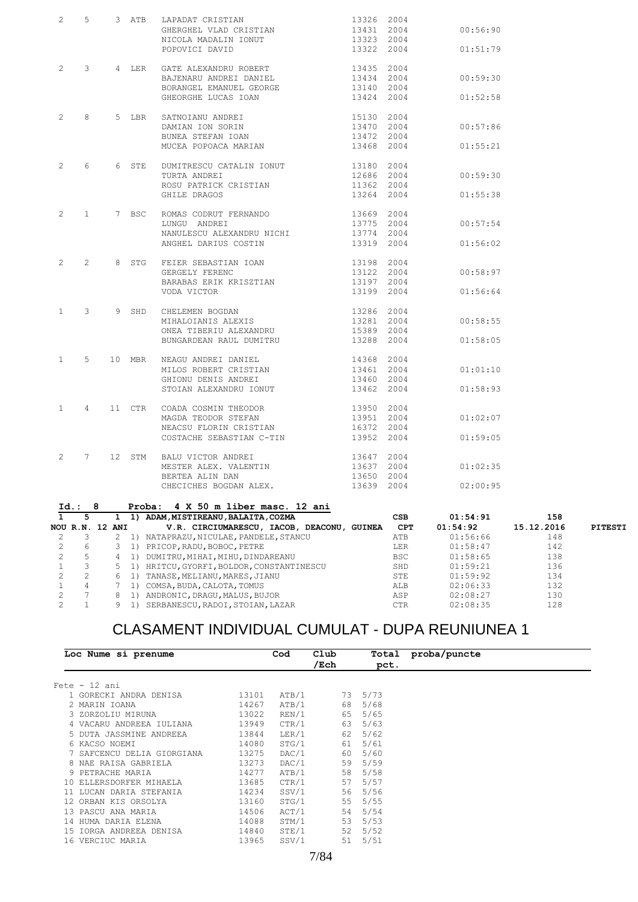| | | | | | | | |
|---|---|---|---|---|---|---|---|
| 2 | 5 | 3 | ATB | LAPADAT CRISTIAN | 13326 | 2004 | |
| | | | | GHERGHEL VLAD CRISTIAN | 13431 | 2004 | 00:56:90 |
| | | | | NICOLA MADALIN IONUT | 13323 | 2004 | |
| | | | | POPOVICI DAVID | 13322 | 2004 | 01:51:79 |
| 2 | 3 | 4 | LER | GATE ALEXANDRU ROBERT | 13435 | 2004 | |
| | | | | BAJENARU ANDREI DANIEL | 13434 | 2004 | 00:59:30 |
| | | | | BORANGEL EMANUEL GEORGE | 13140 | 2004 | |
| | | | | GHEORGHE LUCAS IOAN | 13424 | 2004 | 01:52:58 |
| 2 | 8 | 5 | LBR | SATNOIANU ANDREI | 15130 | 2004 | |
| | | | | DAMIAN ION SORIN | 13470 | 2004 | 00:57:86 |
| | | | | BUNEA STEFAN IOAN | 13472 | 2004 | |
| | | | | MUCEA POPOACA MARIAN | 13468 | 2004 | 01:55:21 |
| 2 | 6 | 6 | STE | DUMITRESCU CATALIN IONUT | 13180 | 2004 | |
| | | | | TURTA ANDREI | 12686 | 2004 | 00:59:30 |
| | | | | ROSU PATRICK CRISTIAN | 11362 | 2004 | |
| | | | | GHILE DRAGOS | 13264 | 2004 | 01:55:38 |
| 2 | 1 | 7 | BSC | ROMAS CODRUT FERNANDO | 13669 | 2004 | |
| | | | | LUNGU ANDREI | 13775 | 2004 | 00:57:54 |
| | | | | NANULESCU ALEXANDRU NICHI | 13774 | 2004 | |
| | | | | ANGHEL DARIUS COSTIN | 13319 | 2004 | 01:56:02 |
| 2 | 2 | 8 | STG | FEIER SEBASTIAN IOAN | 13198 | 2004 | |
| | | | | GERGELY FERENC | 13122 | 2004 | 00:58:97 |
| | | | | BARABAS ERIK KRISZTIAN | 13197 | 2004 | |
| | | | | VODA VICTOR | 13199 | 2004 | 01:56:64 |
| 1 | 3 | 9 | SHD | CHELEMEN BOGDAN | 13286 | 2004 | |
| | | | | MIHALOIANIS ALEXIS | 13281 | 2004 | 00:58:55 |
| | | | | ONEA TIBERIU ALEXANDRU | 15389 | 2004 | |
| | | | | BUNGARDEAN RAUL DUMITRU | 13288 | 2004 | 01:58:05 |
| 1 | 5 | 10 | MBR | NEAGU ANDREI DANIEL | 14368 | 2004 | |
| | | | | MILOS ROBERT CRISTIAN | 13461 | 2004 | 01:01:10 |
| | | | | GHIONU DENIS ANDREI | 13460 | 2004 | |
| | | | | STOIAN ALEXANDRU IONUT | 13462 | 2004 | 01:58:93 |
| 1 | 4 | 11 | CTR | COADA COSMIN THEODOR | 13950 | 2004 | |
| | | | | MAGDA TEODOR STEFAN | 13951 | 2004 | 01:02:07 |
| | | | | NEACSU FLORIN CRISTIAN | 16372 | 2004 | |
| | | | | COSTACHE SEBASTIAN C-TIN | 13952 | 2004 | 01:59:05 |
| 2 | 7 | 12 | STM | BALU VICTOR ANDREI | 13647 | 2004 | |
| | | | | MESTER ALEX. VALENTIN | 13637 | 2004 | 01:02:35 |
| | | | | BERTEA ALIN DAN | 13650 | 2004 | |
| | | | | CHECICHES BOGDAN ALEX. | 13639 | 2004 | 02:00:95 |

**Id.: 8 Proba: 4 X 50 m liber masc. 12 ani**

| | | | | | | | |
|---|---|---|---|---|---|---|---|
| **1** | **5** | **1** | **1) ADAM,MISTIREANU,BALAITA,COZMA** | **CSB** | **01:54:91** | **158** | |
| **NOU R.N. 12 ANI** | | | **V.R. CIRCIUMARESCU, IACOB, DEACONU, GUINEA** | **CPT** | **01:54:92** | **15.12.2016** | **PITESTI** |
| 2 | 3 | 2 | 1) NATAPRAZU,NICULAE,PANDELE,STANCU | ATB | 01:56:66 | 148 | |
| 2 | 6 | 3 | 1) PRICOP,RADU,BOBOC,PETRE | LER | 01:58:47 | 142 | |
| 2 | 5 | 4 | 1) DUMITRU,MIHAI,MIHU,DINDAREANU | BSC | 01:58:65 | 138 | |
| 1 | 3 | 5 | 1) HRITCU,GYORFI,BOLDOR,CONSTANTINESCU | SHD | 01:59:21 | 136 | |
| 2 | 2 | 6 | 1) TANASE,MELIANU,MARES,JIANU | STE | 01:59:92 | 134 | |
| 1 | 4 | 7 | 1) COMSA,BUDA,CALOTA,TOMUS | ALB | 02:06:33 | 132 | |
| 2 | 7 | 8 | 1) ANDRONIC,DRAGU,MALUS,BUJOR | ASP | 02:08:27 | 130 | |
| 2 | 1 | 9 | 1) SERBANESCU,RADOI,STOIAN,LAZAR | CTR | 02:08:35 | 128 | |

## CLASAMENT INDIVIDUAL CUMULAT - DUPA REUNIUNEA 1

| Loc | Nume si prenume | Cod | Club /Ech | Total pct. | proba/puncte |
|---|---|---|---|---|---|
| Fete - 12 ani | | | | | |
| 1 | GORECKI ANDRA DENISA | 13101 | ATB/1 | 73 | 5/73 |
| 2 | MARIN IOANA | 14267 | ATB/1 | 68 | 5/68 |
| 3 | ZORZOLIU MIRUNA | 13022 | REN/1 | 65 | 5/65 |
| 4 | VACARU ANDREEA IULIANA | 13949 | CTR/1 | 63 | 5/63 |
| 5 | DUTA JASSMINE ANDREEA | 13844 | LER/1 | 62 | 5/62 |
| 6 | KACSO NOEMI | 14080 | STG/1 | 61 | 5/61 |
| 7 | SAFCENCU DELIA GIORGIANA | 13275 | DAC/1 | 60 | 5/60 |
| 8 | NAE RAISA GABRIELA | 13273 | DAC/1 | 59 | 5/59 |
| 9 | PETRACHE MARIA | 14277 | ATB/1 | 58 | 5/58 |
| 10 | ELLERSDORFER MIHAELA | 13685 | CTR/1 | 57 | 5/57 |
| 11 | LUCAN DARIA STEFANIA | 14234 | SSV/1 | 56 | 5/56 |
| 12 | ORBAN KIS ORSOLYA | 13160 | STG/1 | 55 | 5/55 |
| 13 | PASCU ANA MARIA | 14506 | ACT/1 | 54 | 5/54 |
| 14 | HUMA DARIA ELENA | 14088 | STM/1 | 53 | 5/53 |
| 15 | IORGA ANDREEA DENISA | 14840 | STE/1 | 52 | 5/52 |
| 16 | VERCIUC MARIA | 13965 | SSV/1 | 51 | 5/51 |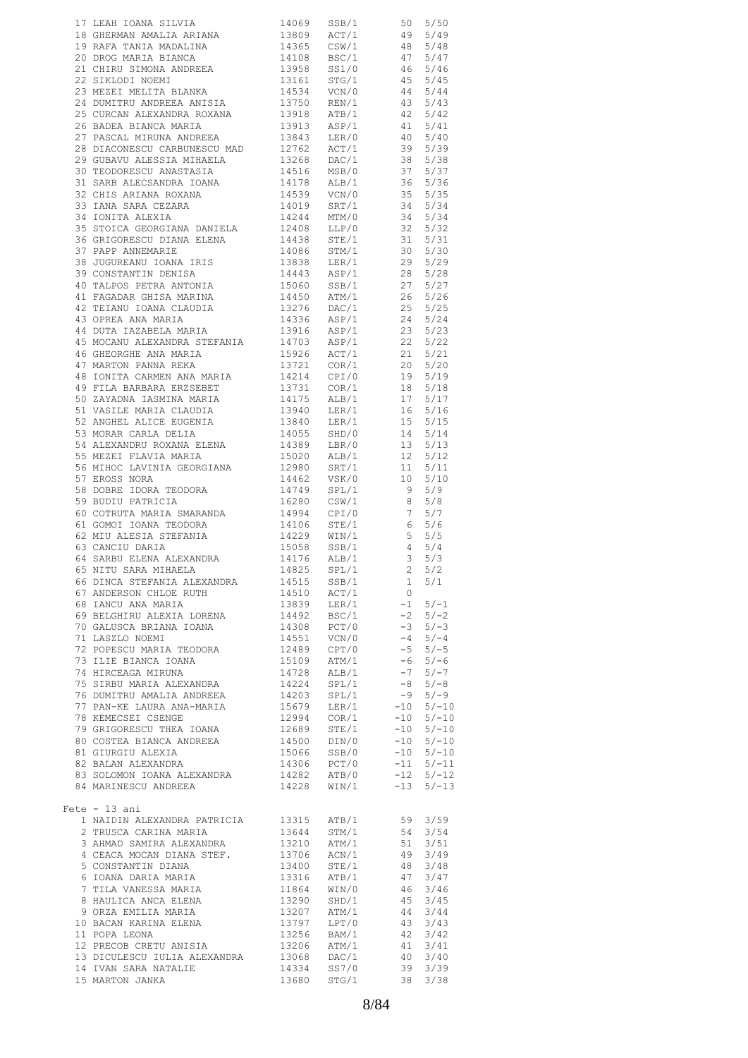| | | | | | |
|---|---|---|---|---|---|
| 17 | LEAH IOANA SILVIA | 14069 | SSB/1 | 50 | 5/50 |
| 18 | GHERMAN AMALIA ARIANA | 13809 | ACT/1 | 49 | 5/49 |
| 19 | RAFA TANIA MADALINA | 14365 | CSW/1 | 48 | 5/48 |
| 20 | DROG MARIA BIANCA | 14108 | BSC/1 | 47 | 5/47 |
| 21 | CHIRU SIMONA ANDREEA | 13958 | SS1/0 | 46 | 5/46 |
| 22 | SIKLODI NOEMI | 13161 | STG/1 | 45 | 5/45 |
| 23 | MEZEI MELITA BLANKA | 14534 | VCN/0 | 44 | 5/44 |
| 24 | DUMITRU ANDREEA ANISIA | 13750 | REN/1 | 43 | 5/43 |
| 25 | CURCAN ALEXANDRA ROXANA | 13918 | ATB/1 | 42 | 5/42 |
| 26 | BADEA BIANCA MARIA | 13913 | ASP/1 | 41 | 5/41 |
| 27 | PASCAL MIRUNA ANDREEA | 13843 | LER/0 | 40 | 5/40 |
| 28 | DIACONESCU CARBUNESCU MAD | 12762 | ACT/1 | 39 | 5/39 |
| 29 | GUBAVU ALESSIA MIHAELA | 13268 | DAC/1 | 38 | 5/38 |
| 30 | TEODORESCU ANASTASIA | 14516 | MSB/0 | 37 | 5/37 |
| 31 | SARB ALECSANDRA IOANA | 14178 | ALB/1 | 36 | 5/36 |
| 32 | CHIS ARIANA ROXANA | 14539 | VCN/0 | 35 | 5/35 |
| 33 | IANA SARA CEZARA | 14019 | SRT/1 | 34 | 5/34 |
| 34 | IONITA ALEXIA | 14244 | MTM/0 | 34 | 5/34 |
| 35 | STOICA GEORGIANA DANIELA | 12408 | LLP/0 | 32 | 5/32 |
| 36 | GRIGORESCU DIANA ELENA | 14438 | STE/1 | 31 | 5/31 |
| 37 | PAPP ANNEMARIE | 14086 | STM/1 | 30 | 5/30 |
| 38 | JUGUREANU IOANA IRIS | 13838 | LER/1 | 29 | 5/29 |
| 39 | CONSTANTIN DENISA | 14443 | ASP/1 | 28 | 5/28 |
| 40 | TALPOS PETRA ANTONIA | 15060 | SSB/1 | 27 | 5/27 |
| 41 | FAGADAR GHISA MARINA | 14450 | ATM/1 | 26 | 5/26 |
| 42 | TEIANU IOANA CLAUDIA | 13276 | DAC/1 | 25 | 5/25 |
| 43 | OPREA ANA MARIA | 14336 | ASP/1 | 24 | 5/24 |
| 44 | DUTA IAZABELA MARIA | 13916 | ASP/1 | 23 | 5/23 |
| 45 | MOCANU ALEXANDRA STEFANIA | 14703 | ASP/1 | 22 | 5/22 |
| 46 | GHEORGHE ANA MARIA | 15926 | ACT/1 | 21 | 5/21 |
| 47 | MARTON PANNA REKA | 13721 | COR/1 | 20 | 5/20 |
| 48 | IONITA CARMEN ANA MARIA | 14214 | CPI/0 | 19 | 5/19 |
| 49 | FILA BARBARA ERZSEBET | 13731 | COR/1 | 18 | 5/18 |
| 50 | ZAYADNA IASMINA MARIA | 14175 | ALB/1 | 17 | 5/17 |
| 51 | VASILE MARIA CLAUDIA | 13940 | LER/1 | 16 | 5/16 |
| 52 | ANGHEL ALICE EUGENIA | 13840 | LER/1 | 15 | 5/15 |
| 53 | MORAR CARLA DELIA | 14055 | SHD/0 | 14 | 5/14 |
| 54 | ALEXANDRU ROXANA ELENA | 14389 | LBR/0 | 13 | 5/13 |
| 55 | MEZEI FLAVIA MARIA | 15020 | ALB/1 | 12 | 5/12 |
| 56 | MIHOC LAVINIA GEORGIANA | 12980 | SRT/1 | 11 | 5/11 |
| 57 | EROSS NORA | 14462 | VSK/0 | 10 | 5/10 |
| 58 | DOBRE IDORA TEODORA | 14749 | SPL/1 | 9 | 5/9 |
| 59 | BUDIU PATRICIA | 16280 | CSW/1 | 8 | 5/8 |
| 60 | COTRUTA MARIA SMARANDA | 14994 | CPI/0 | 7 | 5/7 |
| 61 | GOMOI IOANA TEODORA | 14106 | STE/1 | 6 | 5/6 |
| 62 | MIU ALESIA STEFANIA | 14229 | WIN/1 | 5 | 5/5 |
| 63 | CANCIU DARIA | 15058 | SSB/1 | 4 | 5/4 |
| 64 | SARBU ELENA ALEXANDRA | 14176 | ALB/1 | 3 | 5/3 |
| 65 | NITU SARA MIHAELA | 14825 | SPL/1 | 2 | 5/2 |
| 66 | DINCA STEFANIA ALEXANDRA | 14515 | SSB/1 | 1 | 5/1 |
| 67 | ANDERSON CHLOE RUTH | 14510 | ACT/1 | 0 | |
| 68 | IANCU ANA MARIA | 13839 | LER/1 | -1 | 5/-1 |
| 69 | BELGHIRU ALEXIA LORENA | 14492 | BSC/1 | -2 | 5/-2 |
| 70 | GALUSCA BRIANA IOANA | 14308 | PCT/0 | -3 | 5/-3 |
| 71 | LASZLO NOEMI | 14551 | VCN/0 | -4 | 5/-4 |
| 72 | POPESCU MARIA TEODORA | 12489 | CPT/0 | -5 | 5/-5 |
| 73 | ILIE BIANCA IOANA | 15109 | ATM/1 | -6 | 5/-6 |
| 74 | HIRCEAGA MIRUNA | 14728 | ALB/1 | -7 | 5/-7 |
| 75 | SIRBU MARIA ALEXANDRA | 14224 | SPL/1 | -8 | 5/-8 |
| 76 | DUMITRU AMALIA ANDREEA | 14203 | SPL/1 | -9 | 5/-9 |
| 77 | PAN-KE LAURA ANA-MARIA | 15679 | LER/1 | -10 | 5/-10 |
| 78 | KEMECSEI CSENGE | 12994 | COR/1 | -10 | 5/-10 |
| 79 | GRIGORESCU THEA IOANA | 12689 | STE/1 | -10 | 5/-10 |
| 80 | COSTEA BIANCA ANDREEA | 14500 | DIN/0 | -10 | 5/-10 |
| 81 | GIURGIU ALEXIA | 15066 | SSB/0 | -10 | 5/-10 |
| 82 | BALAN ALEXANDRA | 14306 | PCT/0 | -11 | 5/-11 |
| 83 | SOLOMON IOANA ALEXANDRA | 14282 | ATB/0 | -12 | 5/-12 |
| 84 | MARINESCU ANDREEA | 14228 | WIN/1 | -13 | 5/-13 |

Fete - 13 ani

| | | | | | |
|---|---|---|---|---|---|
| 1 | NAIDIN ALEXANDRA PATRICIA | 13315 | ATB/1 | 59 | 3/59 |
| 2 | TRUSCA CARINA MARIA | 13644 | STM/1 | 54 | 3/54 |
| 3 | AHMAD SAMIRA ALEXANDRA | 13210 | ATM/1 | 51 | 3/51 |
| 4 | CEACA MOCAN DIANA STEF. | 13706 | ACN/1 | 49 | 3/49 |
| 5 | CONSTANTIN DIANA | 13400 | STE/1 | 48 | 3/48 |
| 6 | IOANA DARIA MARIA | 13316 | ATB/1 | 47 | 3/47 |
| 7 | TILA VANESSA MARIA | 11864 | WIN/0 | 46 | 3/46 |
| 8 | HAULICA ANCA ELENA | 13290 | SHD/1 | 45 | 3/45 |
| 9 | ORZA EMILIA MARIA | 13207 | ATM/1 | 44 | 3/44 |
| 10 | BACAN KARINA ELENA | 13797 | LPT/0 | 43 | 3/43 |
| 11 | POPA LEONA | 13256 | BAM/1 | 42 | 3/42 |
| 12 | PRECOB CRETU ANISIA | 13206 | ATM/1 | 41 | 3/41 |
| 13 | DICULESCU IULIA ALEXANDRA | 13068 | DAC/1 | 40 | 3/40 |
| 14 | IVAN SARA NATALIE | 14334 | SS7/0 | 39 | 3/39 |
| 15 | MARTON JANKA | 13680 | STG/1 | 38 | 3/38 |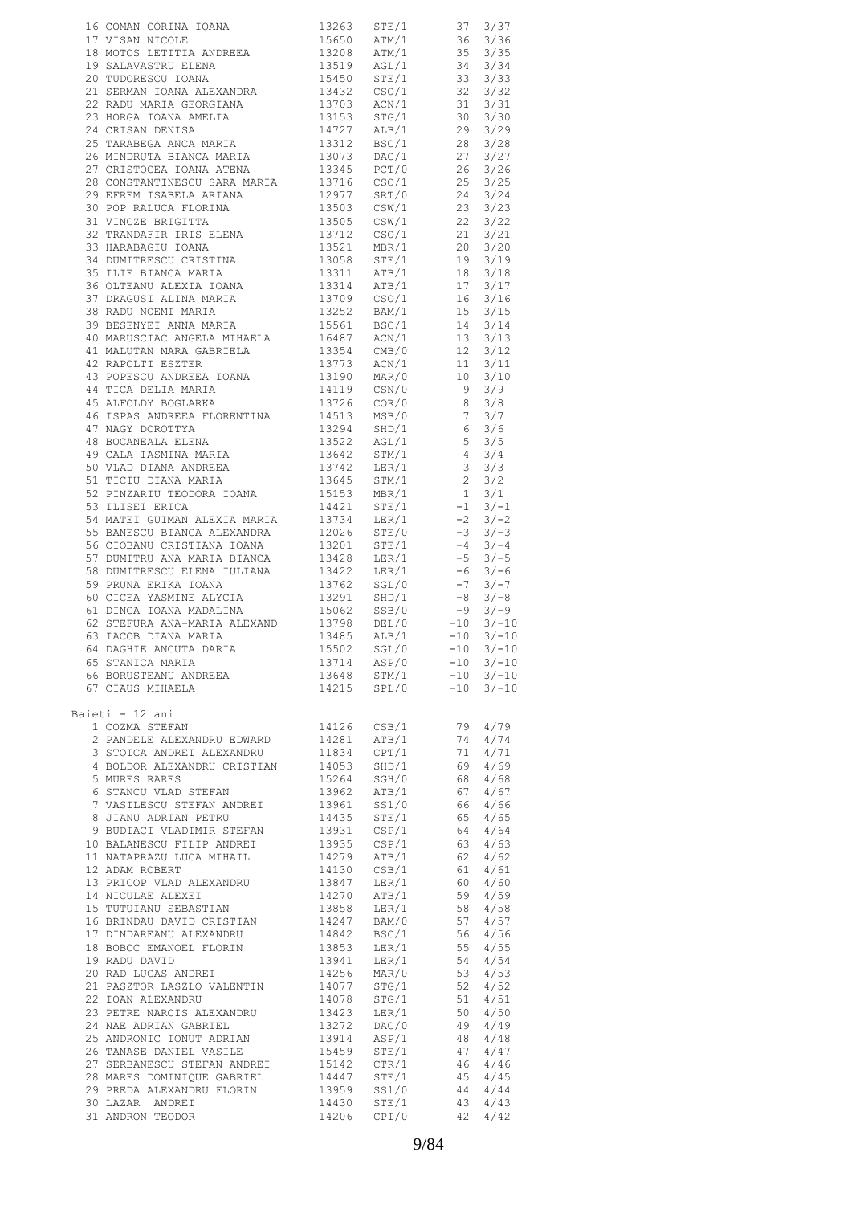| | | | | | |
|---|---|---|---|---|---|
| 16 | COMAN CORINA IOANA | 13263 | STE/1 | 37 | 3/37 |
| 17 | VISAN NICOLE | 15650 | ATM/1 | 36 | 3/36 |
| 18 | MOTOS LETITIA ANDREEA | 13208 | ATM/1 | 35 | 3/35 |
| 19 | SALAVASTRU ELENA | 13519 | AGL/1 | 34 | 3/34 |
| 20 | TUDORESCU IOANA | 15450 | STE/1 | 33 | 3/33 |
| 21 | SERMAN IOANA ALEXANDRA | 13432 | CSO/1 | 32 | 3/32 |
| 22 | RADU MARIA GEORGIANA | 13703 | ACN/1 | 31 | 3/31 |
| 23 | HORGA IOANA AMELIA | 13153 | STG/1 | 30 | 3/30 |
| 24 | CRISAN DENISA | 14727 | ALB/1 | 29 | 3/29 |
| 25 | TARABEGA ANCA MARIA | 13312 | BSC/1 | 28 | 3/28 |
| 26 | MINDRUTA BIANCA MARIA | 13073 | DAC/1 | 27 | 3/27 |
| 27 | CRISTOCEA IOANA ATENA | 13345 | PCT/0 | 26 | 3/26 |
| 28 | CONSTANTINESCU SARA MARIA | 13716 | CSO/1 | 25 | 3/25 |
| 29 | EFREM ISABELA ARIANA | 12977 | SRT/0 | 24 | 3/24 |
| 30 | POP RALUCA FLORINA | 13503 | CSW/1 | 23 | 3/23 |
| 31 | VINCZE BRIGITTA | 13505 | CSW/1 | 22 | 3/22 |
| 32 | TRANDAFIR IRIS ELENA | 13712 | CSO/1 | 21 | 3/21 |
| 33 | HARABAGIU IOANA | 13521 | MBR/1 | 20 | 3/20 |
| 34 | DUMITRESCU CRISTINA | 13058 | STE/1 | 19 | 3/19 |
| 35 | ILIE BIANCA MARIA | 13311 | ATB/1 | 18 | 3/18 |
| 36 | OLTEANU ALEXIA IOANA | 13314 | ATB/1 | 17 | 3/17 |
| 37 | DRAGUSI ALINA MARIA | 13709 | CSO/1 | 16 | 3/16 |
| 38 | RADU NOEMI MARIA | 13252 | BAM/1 | 15 | 3/15 |
| 39 | BESENYEI ANNA MARIA | 15561 | BSC/1 | 14 | 3/14 |
| 40 | MARUSCIAC ANGELA MIHAELA | 16487 | ACN/1 | 13 | 3/13 |
| 41 | MALUTAN MARA GABRIELA | 13354 | CMB/0 | 12 | 3/12 |
| 42 | RAPOLTI ESZTER | 13773 | ACN/1 | 11 | 3/11 |
| 43 | POPESCU ANDREEA IOANA | 13190 | MAR/0 | 10 | 3/10 |
| 44 | TICA DELIA MARIA | 14119 | CSN/0 | 9 | 3/9 |
| 45 | ALFOLDY BOGLARKA | 13726 | COR/0 | 8 | 3/8 |
| 46 | ISPAS ANDREEA FLORENTINA | 14513 | MSB/0 | 7 | 3/7 |
| 47 | NAGY DOROTTYA | 13294 | SHD/1 | 6 | 3/6 |
| 48 | BOCANEALA ELENA | 13522 | AGL/1 | 5 | 3/5 |
| 49 | CALA IASMINA MARIA | 13642 | STM/1 | 4 | 3/4 |
| 50 | VLAD DIANA ANDREEA | 13742 | LER/1 | 3 | 3/3 |
| 51 | TICIU DIANA MARIA | 13645 | STM/1 | 2 | 3/2 |
| 52 | PINZARIU TEODORA IOANA | 15153 | MBR/1 | 1 | 3/1 |
| 53 | ILISEI ERICA | 14421 | STE/1 | -1 | 3/-1 |
| 54 | MATEI GUIMAN ALEXIA MARIA | 13734 | LER/1 | -2 | 3/-2 |
| 55 | BANESCU BIANCA ALEXANDRA | 12026 | STE/0 | -3 | 3/-3 |
| 56 | CIOBANU CRISTIANA IOANA | 13201 | STE/1 | -4 | 3/-4 |
| 57 | DUMITRU ANA MARIA BIANCA | 13428 | LER/1 | -5 | 3/-5 |
| 58 | DUMITRESCU ELENA IULIANA | 13422 | LER/1 | -6 | 3/-6 |
| 59 | PRUNA ERIKA IOANA | 13762 | SGL/0 | -7 | 3/-7 |
| 60 | CICEA YASMINE ALYCIA | 13291 | SHD/1 | -8 | 3/-8 |
| 61 | DINCA IOANA MADALINA | 15062 | SSB/0 | -9 | 3/-9 |
| 62 | STEFURA ANA-MARIA ALEXAND | 13798 | DEL/0 | -10 | 3/-10 |
| 63 | IACOB DIANA MARIA | 13485 | ALB/1 | -10 | 3/-10 |
| 64 | DAGHIE ANCUTA DARIA | 15502 | SGL/0 | -10 | 3/-10 |
| 65 | STANICA MARIA | 13714 | ASP/0 | -10 | 3/-10 |
| 66 | BORUSTEANU ANDREEA | 13648 | STM/1 | -10 | 3/-10 |
| 67 | CIAUS MIHAELA | 14215 | SPL/0 | -10 | 3/-10 |

Baieti - 12 ani

| | | | | | |
|---|---|---|---|---|---|
| 1 | COZMA STEFAN | 14126 | CSB/1 | 79 | 4/79 |
| 2 | PANDELE ALEXANDRU EDWARD | 14281 | ATB/1 | 74 | 4/74 |
| 3 | STOICA ANDREI ALEXANDRU | 11834 | CPT/1 | 71 | 4/71 |
| 4 | BOLDOR ALEXANDRU CRISTIAN | 14053 | SHD/1 | 69 | 4/69 |
| 5 | MURES RARES | 15264 | SGH/0 | 68 | 4/68 |
| 6 | STANCU VLAD STEFAN | 13962 | ATB/1 | 67 | 4/67 |
| 7 | VASILESCU STEFAN ANDREI | 13961 | SS1/0 | 66 | 4/66 |
| 8 | JIANU ADRIAN PETRU | 14435 | STE/1 | 65 | 4/65 |
| 9 | BUDIACI VLADIMIR STEFAN | 13931 | CSP/1 | 64 | 4/64 |
| 10 | BALANESCU FILIP ANDREI | 13935 | CSP/1 | 63 | 4/63 |
| 11 | NATAPRAZU LUCA MIHAIL | 14279 | ATB/1 | 62 | 4/62 |
| 12 | ADAM ROBERT | 14130 | CSB/1 | 61 | 4/61 |
| 13 | PRICOP VLAD ALEXANDRU | 13847 | LER/1 | 60 | 4/60 |
| 14 | NICULAE ALEXEI | 14270 | ATB/1 | 59 | 4/59 |
| 15 | TUTUIANU SEBASTIAN | 13858 | LER/1 | 58 | 4/58 |
| 16 | BRINDAU DAVID CRISTIAN | 14247 | BAM/0 | 57 | 4/57 |
| 17 | DINDAREANU ALEXANDRU | 14842 | BSC/1 | 56 | 4/56 |
| 18 | BOBOC EMANOEL FLORIN | 13853 | LER/1 | 55 | 4/55 |
| 19 | RADU DAVID | 13941 | LER/1 | 54 | 4/54 |
| 20 | RAD LUCAS ANDREI | 14256 | MAR/0 | 53 | 4/53 |
| 21 | PASZTOR LASZLO VALENTIN | 14077 | STG/1 | 52 | 4/52 |
| 22 | IOAN ALEXANDRU | 14078 | STG/1 | 51 | 4/51 |
| 23 | PETRE NARCIS ALEXANDRU | 13423 | LER/1 | 50 | 4/50 |
| 24 | NAE ADRIAN GABRIEL | 13272 | DAC/0 | 49 | 4/49 |
| 25 | ANDRONIC IONUT ADRIAN | 13914 | ASP/1 | 48 | 4/48 |
| 26 | TANASE DANIEL VASILE | 15459 | STE/1 | 47 | 4/47 |
| 27 | SERBANESCU STEFAN ANDREI | 15142 | CTR/1 | 46 | 4/46 |
| 28 | MARES DOMINIQUE GABRIEL | 14447 | STE/1 | 45 | 4/45 |
| 29 | PREDA ALEXANDRU FLORIN | 13959 | SS1/0 | 44 | 4/44 |
| 30 | LAZAR ANDREI | 14430 | STE/1 | 43 | 4/43 |
| 31 | ANDRON TEODOR | 14206 | CPI/0 | 42 | 4/42 |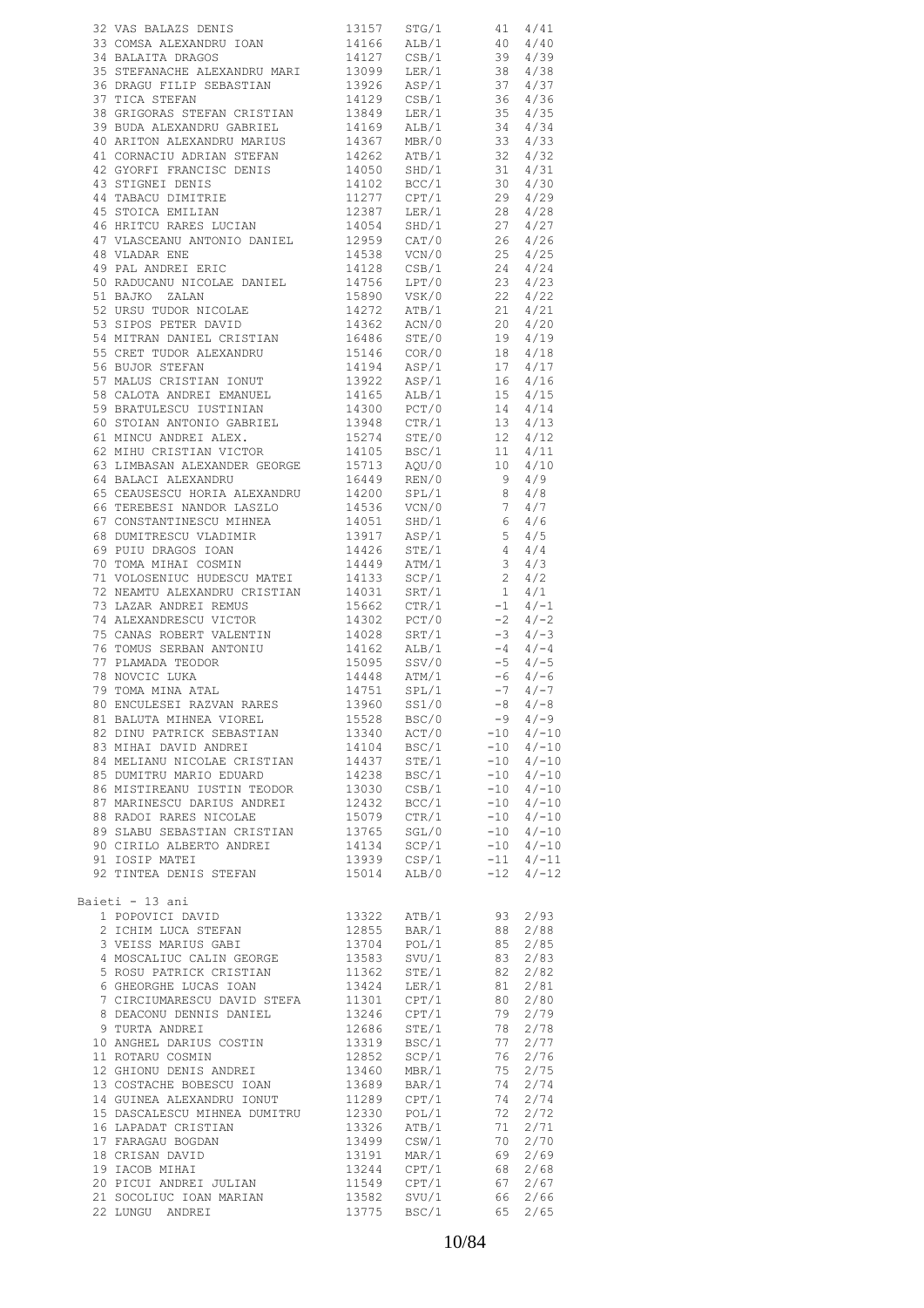| | | | | | |
|---|---|---|---|---|---|
| 32 | VAS BALAZS DENIS | 13157 | STG/1 | 41 | 4/41 |
| 33 | COMSA ALEXANDRU IOAN | 14166 | ALB/1 | 40 | 4/40 |
| 34 | BALAITA DRAGOS | 14127 | CSB/1 | 39 | 4/39 |
| 35 | STEFANACHE ALEXANDRU MARI | 13099 | LER/1 | 38 | 4/38 |
| 36 | DRAGU FILIP SEBASTIAN | 13926 | ASP/1 | 37 | 4/37 |
| 37 | TICA STEFAN | 14129 | CSB/1 | 36 | 4/36 |
| 38 | GRIGORAS STEFAN CRISTIAN | 13849 | LER/1 | 35 | 4/35 |
| 39 | BUDA ALEXANDRU GABRIEL | 14169 | ALB/1 | 34 | 4/34 |
| 40 | ARITON ALEXANDRU MARIUS | 14367 | MBR/0 | 33 | 4/33 |
| 41 | CORNACIU ADRIAN STEFAN | 14262 | ATB/1 | 32 | 4/32 |
| 42 | GYORFI FRANCISC DENIS | 14050 | SHD/1 | 31 | 4/31 |
| 43 | STIGNEI DENIS | 14102 | BCC/1 | 30 | 4/30 |
| 44 | TABACU DIMITRIE | 11277 | CPT/1 | 29 | 4/29 |
| 45 | STOICA EMILIAN | 12387 | LER/1 | 28 | 4/28 |
| 46 | HRITCU RARES LUCIAN | 14054 | SHD/1 | 27 | 4/27 |
| 47 | VLASCEANU ANTONIO DANIEL | 12959 | CAT/0 | 26 | 4/26 |
| 48 | VLADAR ENE | 14538 | VCN/0 | 25 | 4/25 |
| 49 | PAL ANDREI ERIC | 14128 | CSB/1 | 24 | 4/24 |
| 50 | RADUCANU NICOLAE DANIEL | 14756 | LPT/0 | 23 | 4/23 |
| 51 | BAJKO ZALAN | 15890 | VSK/0 | 22 | 4/22 |
| 52 | URSU TUDOR NICOLAE | 14272 | ATB/1 | 21 | 4/21 |
| 53 | SIPOS PETER DAVID | 14362 | ACN/0 | 20 | 4/20 |
| 54 | MITRAN DANIEL CRISTIAN | 16486 | STE/0 | 19 | 4/19 |
| 55 | CRET TUDOR ALEXANDRU | 15146 | COR/0 | 18 | 4/18 |
| 56 | BUJOR STEFAN | 14194 | ASP/1 | 17 | 4/17 |
| 57 | MALUS CRISTIAN IONUT | 13922 | ASP/1 | 16 | 4/16 |
| 58 | CALOTA ANDREI EMANUEL | 14165 | ALB/1 | 15 | 4/15 |
| 59 | BRATULESCU IUSTINIAN | 14300 | PCT/0 | 14 | 4/14 |
| 60 | STOIAN ANTONIO GABRIEL | 13948 | CTR/1 | 13 | 4/13 |
| 61 | MINCU ANDREI ALEX. | 15274 | STE/0 | 12 | 4/12 |
| 62 | MIHU CRISTIAN VICTOR | 14105 | BSC/1 | 11 | 4/11 |
| 63 | LIMBASAN ALEXANDER GEORGE | 15713 | AQU/0 | 10 | 4/10 |
| 64 | BALACI ALEXANDRU | 16449 | REN/0 | 9 | 4/9 |
| 65 | CEAUSESCU HORIA ALEXANDRU | 14200 | SPL/1 | 8 | 4/8 |
| 66 | TEREBESI NANDOR LASZLO | 14536 | VCN/0 | 7 | 4/7 |
| 67 | CONSTANTINESCU MIHNEA | 14051 | SHD/1 | 6 | 4/6 |
| 68 | DUMITRESCU VLADIMIR | 13917 | ASP/1 | 5 | 4/5 |
| 69 | PUIU DRAGOS IOAN | 14426 | STE/1 | 4 | 4/4 |
| 70 | TOMA MIHAI COSMIN | 14449 | ATM/1 | 3 | 4/3 |
| 71 | VOLOSENIUC HUDESCU MATEI | 14133 | SCP/1 | 2 | 4/2 |
| 72 | NEAMTU ALEXANDRU CRISTIAN | 14031 | SRT/1 | 1 | 4/1 |
| 73 | LAZAR ANDREI REMUS | 15662 | CTR/1 | -1 | 4/-1 |
| 74 | ALEXANDRESCU VICTOR | 14302 | PCT/0 | -2 | 4/-2 |
| 75 | CANAS ROBERT VALENTIN | 14028 | SRT/1 | -3 | 4/-3 |
| 76 | TOMUS SERBAN ANTONIU | 14162 | ALB/1 | -4 | 4/-4 |
| 77 | PLAMADA TEODOR | 15095 | SSV/0 | -5 | 4/-5 |
| 78 | NOVCIC LUKA | 14448 | ATM/1 | -6 | 4/-6 |
| 79 | TOMA MINA ATAL | 14751 | SPL/1 | -7 | 4/-7 |
| 80 | ENCULESEI RAZVAN RARES | 13960 | SS1/0 | -8 | 4/-8 |
| 81 | BALUTA MIHNEA VIOREL | 15528 | BSC/0 | -9 | 4/-9 |
| 82 | DINU PATRICK SEBASTIAN | 13340 | ACT/0 | -10 | 4/-10 |
| 83 | MIHAI DAVID ANDREI | 14104 | BSC/1 | -10 | 4/-10 |
| 84 | MELIANU NICOLAE CRISTIAN | 14437 | STE/1 | -10 | 4/-10 |
| 85 | DUMITRU MARIO EDUARD | 14238 | BSC/1 | -10 | 4/-10 |
| 86 | MISTIREANU IUSTIN TEODOR | 13030 | CSB/1 | -10 | 4/-10 |
| 87 | MARINESCU DARIUS ANDREI | 12432 | BCC/1 | -10 | 4/-10 |
| 88 | RADOI RARES NICOLAE | 15079 | CTR/1 | -10 | 4/-10 |
| 89 | SLABU SEBASTIAN CRISTIAN | 13765 | SGL/0 | -10 | 4/-10 |
| 90 | CIRILO ALBERTO ANDREI | 14134 | SCP/1 | -10 | 4/-10 |
| 91 | IOSIP MATEI | 13939 | CSP/1 | -11 | 4/-11 |
| 92 | TINTEA DENIS STEFAN | 15014 | ALB/0 | -12 | 4/-12 |

Baieti - 13 ani

| | | | | | |
|---|---|---|---|---|---|
| 1 | POPOVICI DAVID | 13322 | ATB/1 | 93 | 2/93 |
| 2 | ICHIM LUCA STEFAN | 12855 | BAR/1 | 88 | 2/88 |
| 3 | VEISS MARIUS GABI | 13704 | POL/1 | 85 | 2/85 |
| 4 | MOSCALIUC CALIN GEORGE | 13583 | SVU/1 | 83 | 2/83 |
| 5 | ROSU PATRICK CRISTIAN | 11362 | STE/1 | 82 | 2/82 |
| 6 | GHEORGHE LUCAS IOAN | 13424 | LER/1 | 81 | 2/81 |
| 7 | CIRCIUMARESCU DAVID STEFA | 11301 | CPT/1 | 80 | 2/80 |
| 8 | DEACONU DENNIS DANIEL | 13246 | CPT/1 | 79 | 2/79 |
| 9 | TURTA ANDREI | 12686 | STE/1 | 78 | 2/78 |
| 10 | ANGHEL DARIUS COSTIN | 13319 | BSC/1 | 77 | 2/77 |
| 11 | ROTARU COSMIN | 12852 | SCP/1 | 76 | 2/76 |
| 12 | GHIONU DENIS ANDREI | 13460 | MBR/1 | 75 | 2/75 |
| 13 | COSTACHE BOBESCU IOAN | 13689 | BAR/1 | 74 | 2/74 |
| 14 | GUINEA ALEXANDRU IONUT | 11289 | CPT/1 | 74 | 2/74 |
| 15 | DASCALESCU MIHNEA DUMITRU | 12330 | POL/1 | 72 | 2/72 |
| 16 | LAPADAT CRISTIAN | 13326 | ATB/1 | 71 | 2/71 |
| 17 | FARAGAU BOGDAN | 13499 | CSW/1 | 70 | 2/70 |
| 18 | CRISAN DAVID | 13191 | MAR/1 | 69 | 2/69 |
| 19 | IACOB MIHAI | 13244 | CPT/1 | 68 | 2/68 |
| 20 | PICUI ANDREI JULIAN | 11549 | CPT/1 | 67 | 2/67 |
| 21 | SOCOLIUC IOAN MARIAN | 13582 | SVU/1 | 66 | 2/66 |
| 22 | LUNGU ANDREI | 13775 | BSC/1 | 65 | 2/65 |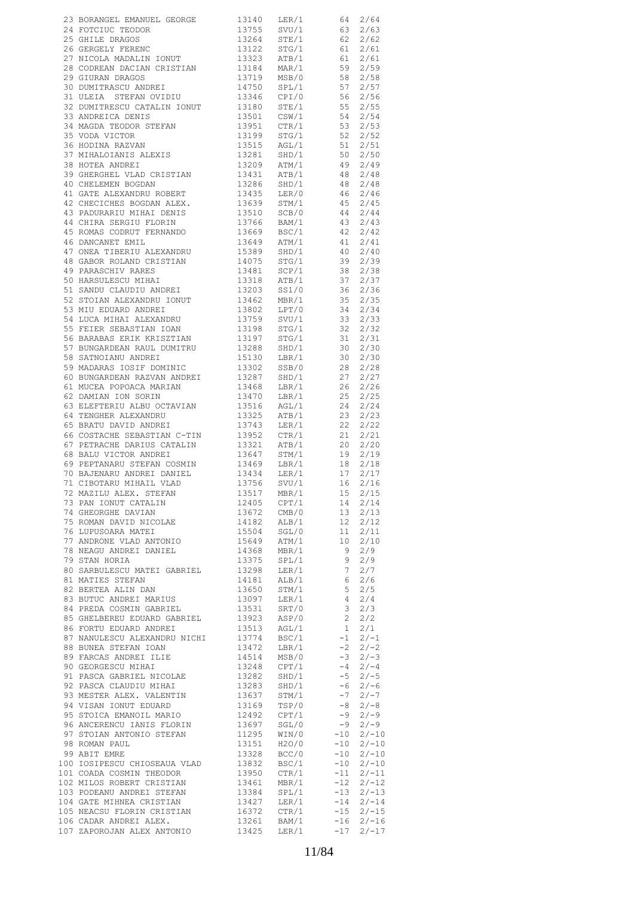| | | | | | |
|---|---|---|---|---|---|
| 23 | BORANGEL EMANUEL GEORGE | 13140 | LER/1 | 64 | 2/64 |
| 24 | FOTCIUC TEODOR | 13755 | SVU/1 | 63 | 2/63 |
| 25 | GHILE DRAGOS | 13264 | STE/1 | 62 | 2/62 |
| 26 | GERGELY FERENC | 13122 | STG/1 | 61 | 2/61 |
| 27 | NICOLA MADALIN IONUT | 13323 | ATB/1 | 61 | 2/61 |
| 28 | CODREAN DACIAN CRISTIAN | 13184 | MAR/1 | 59 | 2/59 |
| 29 | GIURAN DRAGOS | 13719 | MSB/0 | 58 | 2/58 |
| 30 | DUMITRASCU ANDREI | 14750 | SPL/1 | 57 | 2/57 |
| 31 | ULEIA STEFAN OVIDIU | 13346 | CPI/0 | 56 | 2/56 |
| 32 | DUMITRESCU CATALIN IONUT | 13180 | STE/1 | 55 | 2/55 |
| 33 | ANDREICA DENIS | 13501 | CSW/1 | 54 | 2/54 |
| 34 | MAGDA TEODOR STEFAN | 13951 | CTR/1 | 53 | 2/53 |
| 35 | VODA VICTOR | 13199 | STG/1 | 52 | 2/52 |
| 36 | HODINA RAZVAN | 13515 | AGL/1 | 51 | 2/51 |
| 37 | MIHALOIANIS ALEXIS | 13281 | SHD/1 | 50 | 2/50 |
| 38 | HOTEA ANDREI | 13209 | ATM/1 | 49 | 2/49 |
| 39 | GHERGHEL VLAD CRISTIAN | 13431 | ATB/1 | 48 | 2/48 |
| 40 | CHELEMEN BOGDAN | 13286 | SHD/1 | 48 | 2/48 |
| 41 | GATE ALEXANDRU ROBERT | 13435 | LER/0 | 46 | 2/46 |
| 42 | CHECICHES BOGDAN ALEX. | 13639 | STM/1 | 45 | 2/45 |
| 43 | PADURARIU MIHAI DENIS | 13510 | SCB/0 | 44 | 2/44 |
| 44 | CHIRA SERGIU FLORIN | 13766 | BAM/1 | 43 | 2/43 |
| 45 | ROMAS CODRUT FERNANDO | 13669 | BSC/1 | 42 | 2/42 |
| 46 | DANCANET EMIL | 13649 | ATM/1 | 41 | 2/41 |
| 47 | ONEA TIBERIU ALEXANDRU | 15389 | SHD/1 | 40 | 2/40 |
| 48 | GABOR ROLAND CRISTIAN | 14075 | STG/1 | 39 | 2/39 |
| 49 | PARASCHIV RARES | 13481 | SCP/1 | 38 | 2/38 |
| 50 | HARSULESCU MIHAI | 13318 | ATB/1 | 37 | 2/37 |
| 51 | SANDU CLAUDIU ANDREI | 13203 | SS1/0 | 36 | 2/36 |
| 52 | STOIAN ALEXANDRU IONUT | 13462 | MBR/1 | 35 | 2/35 |
| 53 | MIU EDUARD ANDREI | 13802 | LPT/0 | 34 | 2/34 |
| 54 | LUCA MIHAI ALEXANDRU | 13759 | SVU/1 | 33 | 2/33 |
| 55 | FEIER SEBASTIAN IOAN | 13198 | STG/1 | 32 | 2/32 |
| 56 | BARABAS ERIK KRISZTIAN | 13197 | STG/1 | 31 | 2/31 |
| 57 | BUNGARDEAN RAUL DUMITRU | 13288 | SHD/1 | 30 | 2/30 |
| 58 | SATNOIANU ANDREI | 15130 | LBR/1 | 30 | 2/30 |
| 59 | MADARAS IOSIF DOMINIC | 13302 | SSB/0 | 28 | 2/28 |
| 60 | BUNGARDEAN RAZVAN ANDREI | 13287 | SHD/1 | 27 | 2/27 |
| 61 | MUCEA POPOACA MARIAN | 13468 | LBR/1 | 26 | 2/26 |
| 62 | DAMIAN ION SORIN | 13470 | LBR/1 | 25 | 2/25 |
| 63 | ELEFTERIU ALBU OCTAVIAN | 13516 | AGL/1 | 24 | 2/24 |
| 64 | TENGHER ALEXANDRU | 13325 | ATB/1 | 23 | 2/23 |
| 65 | BRATU DAVID ANDREI | 13743 | LER/1 | 22 | 2/22 |
| 66 | COSTACHE SEBASTIAN C-TIN | 13952 | CTR/1 | 21 | 2/21 |
| 67 | PETRACHE DARIUS CATALIN | 13321 | ATB/1 | 20 | 2/20 |
| 68 | BALU VICTOR ANDREI | 13647 | STM/1 | 19 | 2/19 |
| 69 | PEPTANARU STEFAN COSMIN | 13469 | LBR/1 | 18 | 2/18 |
| 70 | BAJENARU ANDREI DANIEL | 13434 | LER/1 | 17 | 2/17 |
| 71 | CIBOTARU MIHAIL VLAD | 13756 | SVU/1 | 16 | 2/16 |
| 72 | MAZILU ALEX. STEFAN | 13517 | MBR/1 | 15 | 2/15 |
| 73 | PAN IONUT CATALIN | 12405 | CPT/1 | 14 | 2/14 |
| 74 | GHEORGHE DAVIAN | 13672 | CMB/0 | 13 | 2/13 |
| 75 | ROMAN DAVID NICOLAE | 14182 | ALB/1 | 12 | 2/12 |
| 76 | LUPUSOARA MATEI | 15504 | SGL/0 | 11 | 2/11 |
| 77 | ANDRONE VLAD ANTONIO | 15649 | ATM/1 | 10 | 2/10 |
| 78 | NEAGU ANDREI DANIEL | 14368 | MBR/1 | 9 | 2/9 |
| 79 | STAN HORIA | 13375 | SPL/1 | 9 | 2/9 |
| 80 | SARBULESCU MATEI GABRIEL | 13298 | LER/1 | 7 | 2/7 |
| 81 | MATIES STEFAN | 14181 | ALB/1 | 6 | 2/6 |
| 82 | BERTEA ALIN DAN | 13650 | STM/1 | 5 | 2/5 |
| 83 | BUTUC ANDREI MARIUS | 13097 | LER/1 | 4 | 2/4 |
| 84 | PREDA COSMIN GABRIEL | 13531 | SRT/0 | 3 | 2/3 |
| 85 | GHELBEREU EDUARD GABRIEL | 13923 | ASP/0 | 2 | 2/2 |
| 86 | FORTU EDUARD ANDREI | 13513 | AGL/1 | 1 | 2/1 |
| 87 | NANULESCU ALEXANDRU NICHI | 13774 | BSC/1 | -1 | 2/-1 |
| 88 | BUNEA STEFAN IOAN | 13472 | LBR/1 | -2 | 2/-2 |
| 89 | FARCAS ANDREI ILIE | 14514 | MSB/0 | -3 | 2/-3 |
| 90 | GEORGESCU MIHAI | 13248 | CPT/1 | -4 | 2/-4 |
| 91 | PASCA GABRIEL NICOLAE | 13282 | SHD/1 | -5 | 2/-5 |
| 92 | PASCA CLAUDIU MIHAI | 13283 | SHD/1 | -6 | 2/-6 |
| 93 | MESTER ALEX. VALENTIN | 13637 | STM/1 | -7 | 2/-7 |
| 94 | VISAN IONUT EDUARD | 13169 | TSP/0 | -8 | 2/-8 |
| 95 | STOICA EMANOIL MARIO | 12492 | CPT/1 | -9 | 2/-9 |
| 96 | ANCERENCU IANIS FLORIN | 13697 | SGL/0 | -9 | 2/-9 |
| 97 | STOIAN ANTONIO STEFAN | 11295 | WIN/0 | -10 | 2/-10 |
| 98 | ROMAN PAUL | 13151 | H2O/0 | -10 | 2/-10 |
| 99 | ABIT EMRE | 13328 | BCC/0 | -10 | 2/-10 |
| 100 | IOSIPESCU CHIOSEAUA VLAD | 13832 | BSC/1 | -10 | 2/-10 |
| 101 | COADA COSMIN THEODOR | 13950 | CTR/1 | -11 | 2/-11 |
| 102 | MILOS ROBERT CRISTIAN | 13461 | MBR/1 | -12 | 2/-12 |
| 103 | PODEANU ANDREI STEFAN | 13384 | SPL/1 | -13 | 2/-13 |
| 104 | GATE MIHNEA CRISTIAN | 13427 | LER/1 | -14 | 2/-14 |
| 105 | NEACSU FLORIN CRISTIAN | 16372 | CTR/1 | -15 | 2/-15 |
| 106 | CADAR ANDREI ALEX. | 13261 | BAM/1 | -16 | 2/-16 |
| 107 | ZAPOROJAN ALEX ANTONIO | 13425 | LER/1 | -17 | 2/-17 |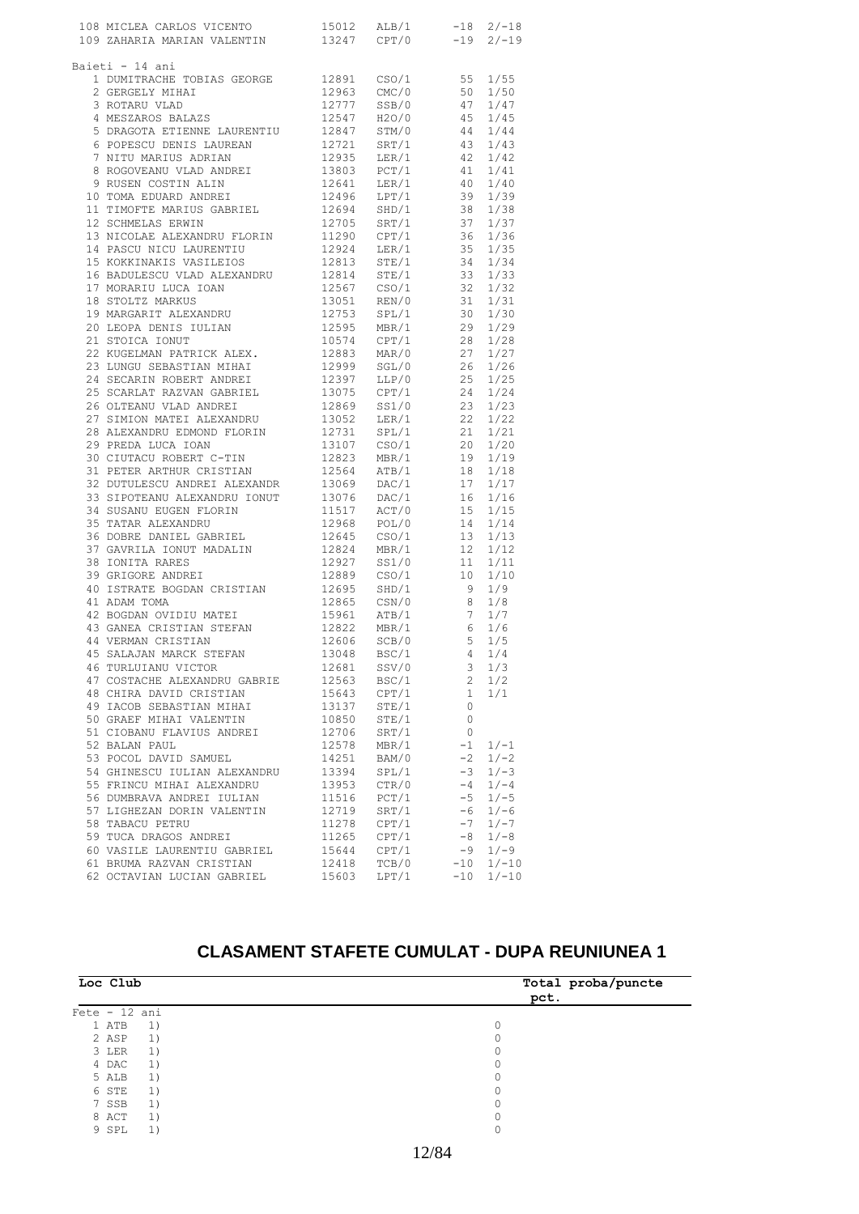| | | | | | |
|---|---|---|---|---|---|
| 108 | MICLEA CARLOS VICENTO | 15012 | ALB/1 | -18 | 2/-18 |
| 109 | ZAHARIA MARIAN VALENTIN | 13247 | CPT/0 | -19 | 2/-19 |

Baieti - 14 ani

| | | | | | |
|---|---|---|---|---|---|
| 1 | DUMITRACHE TOBIAS GEORGE | 12891 | CSO/1 | 55 | 1/55 |
| 2 | GERGELY MIHAI | 12963 | CMC/0 | 50 | 1/50 |
| 3 | ROTARU VLAD | 12777 | SSB/0 | 47 | 1/47 |
| 4 | MESZAROS BALAZS | 12547 | H2O/0 | 45 | 1/45 |
| 5 | DRAGOTA ETIENNE LAURENTIU | 12847 | STM/0 | 44 | 1/44 |
| 6 | POPESCU DENIS LAUREAN | 12721 | SRT/1 | 43 | 1/43 |
| 7 | NITU MARIUS ADRIAN | 12935 | LER/1 | 42 | 1/42 |
| 8 | ROGOVEANU VLAD ANDREI | 13803 | PCT/1 | 41 | 1/41 |
| 9 | RUSEN COSTIN ALIN | 12641 | LER/1 | 40 | 1/40 |
| 10 | TOMA EDUARD ANDREI | 12496 | LPT/1 | 39 | 1/39 |
| 11 | TIMOFTE MARIUS GABRIEL | 12694 | SHD/1 | 38 | 1/38 |
| 12 | SCHMELAS ERWIN | 12705 | SRT/1 | 37 | 1/37 |
| 13 | NICOLAE ALEXANDRU FLORIN | 11290 | CPT/1 | 36 | 1/36 |
| 14 | PASCU NICU LAURENTIU | 12924 | LER/1 | 35 | 1/35 |
| 15 | KOKKINAKIS VASILEIOS | 12813 | STE/1 | 34 | 1/34 |
| 16 | BADULESCU VLAD ALEXANDRU | 12814 | STE/1 | 33 | 1/33 |
| 17 | MORARIU LUCA IOAN | 12567 | CSO/1 | 32 | 1/32 |
| 18 | STOLTZ MARKUS | 13051 | REN/0 | 31 | 1/31 |
| 19 | MARGARIT ALEXANDRU | 12753 | SPL/1 | 30 | 1/30 |
| 20 | LEOPA DENIS IULIAN | 12595 | MBR/1 | 29 | 1/29 |
| 21 | STOICA IONUT | 10574 | CPT/1 | 28 | 1/28 |
| 22 | KUGELMAN PATRICK ALEX. | 12883 | MAR/0 | 27 | 1/27 |
| 23 | LUNGU SEBASTIAN MIHAI | 12999 | SGL/0 | 26 | 1/26 |
| 24 | SECARIN ROBERT ANDREI | 12397 | LLP/0 | 25 | 1/25 |
| 25 | SCARLAT RAZVAN GABRIEL | 13075 | CPT/1 | 24 | 1/24 |
| 26 | OLTEANU VLAD ANDREI | 12869 | SS1/0 | 23 | 1/23 |
| 27 | SIMION MATEI ALEXANDRU | 13052 | LER/1 | 22 | 1/22 |
| 28 | ALEXANDRU EDMOND FLORIN | 12731 | SPL/1 | 21 | 1/21 |
| 29 | PREDA LUCA IOAN | 13107 | CSO/1 | 20 | 1/20 |
| 30 | CIUTACU ROBERT C-TIN | 12823 | MBR/1 | 19 | 1/19 |
| 31 | PETER ARTHUR CRISTIAN | 12564 | ATB/1 | 18 | 1/18 |
| 32 | DUTULESCU ANDREI ALEXANDR | 13069 | DAC/1 | 17 | 1/17 |
| 33 | SIPOTEANU ALEXANDRU IONUT | 13076 | DAC/1 | 16 | 1/16 |
| 34 | SUSANU EUGEN FLORIN | 11517 | ACT/0 | 15 | 1/15 |
| 35 | TATAR ALEXANDRU | 12968 | POL/0 | 14 | 1/14 |
| 36 | DOBRE DANIEL GABRIEL | 12645 | CSO/1 | 13 | 1/13 |
| 37 | GAVRILA IONUT MADALIN | 12824 | MBR/1 | 12 | 1/12 |
| 38 | IONITA RARES | 12927 | SS1/0 | 11 | 1/11 |
| 39 | GRIGORE ANDREI | 12889 | CSO/1 | 10 | 1/10 |
| 40 | ISTRATE BOGDAN CRISTIAN | 12695 | SHD/1 | 9 | 1/9 |
| 41 | ADAM TOMA | 12865 | CSN/0 | 8 | 1/8 |
| 42 | BOGDAN OVIDIU MATEI | 15961 | ATB/1 | 7 | 1/7 |
| 43 | GANEA CRISTIAN STEFAN | 12822 | MBR/1 | 6 | 1/6 |
| 44 | VERMAN CRISTIAN | 12606 | SCB/0 | 5 | 1/5 |
| 45 | SALAJAN MARCK STEFAN | 13048 | BSC/1 | 4 | 1/4 |
| 46 | TURLUIANU VICTOR | 12681 | SSV/0 | 3 | 1/3 |
| 47 | COSTACHE ALEXANDRU GABRIE | 12563 | BSC/1 | 2 | 1/2 |
| 48 | CHIRA DAVID CRISTIAN | 15643 | CPT/1 | 1 | 1/1 |
| 49 | IACOB SEBASTIAN MIHAI | 13137 | STE/1 | 0 | |
| 50 | GRAEF MIHAI VALENTIN | 10850 | STE/1 | 0 | |
| 51 | CIOBANU FLAVIUS ANDREI | 12706 | SRT/1 | 0 | |
| 52 | BALAN PAUL | 12578 | MBR/1 | -1 | 1/-1 |
| 53 | POCOL DAVID SAMUEL | 14251 | BAM/0 | -2 | 1/-2 |
| 54 | GHINESCU IULIAN ALEXANDRU | 13394 | SPL/1 | -3 | 1/-3 |
| 55 | FRINCU MIHAI ALEXANDRU | 13953 | CTR/0 | -4 | 1/-4 |
| 56 | DUMBRAVA ANDREI IULIAN | 11516 | PCT/1 | -5 | 1/-5 |
| 57 | LIGHEZAN DORIN VALENTIN | 12719 | SRT/1 | -6 | 1/-6 |
| 58 | TABACU PETRU | 11278 | CPT/1 | -7 | 1/-7 |
| 59 | TUCA DRAGOS ANDREI | 11265 | CPT/1 | -8 | 1/-8 |
| 60 | VASILE LAURENTIU GABRIEL | 15644 | CPT/1 | -9 | 1/-9 |
| 61 | BRUMA RAZVAN CRISTIAN | 12418 | TCB/0 | -10 | 1/-10 |
| 62 | OCTAVIAN LUCIAN GABRIEL | 15603 | LPT/1 | -10 | 1/-10 |

## CLASAMENT STAFETE CUMULAT - DUPA REUNIUNEA 1

| Loc | Club | | Total pct. | proba/puncte |
|---|---|---|---|---|
| Fete - 12 ani | | | | |
| 1 | ATB | 1) | 0 | |
| 2 | ASP | 1) | 0 | |
| 3 | LER | 1) | 0 | |
| 4 | DAC | 1) | 0 | |
| 5 | ALB | 1) | 0 | |
| 6 | STE | 1) | 0 | |
| 7 | SSB | 1) | 0 | |
| 8 | ACT | 1) | 0 | |
| 9 | SPL | 1) | 0 | |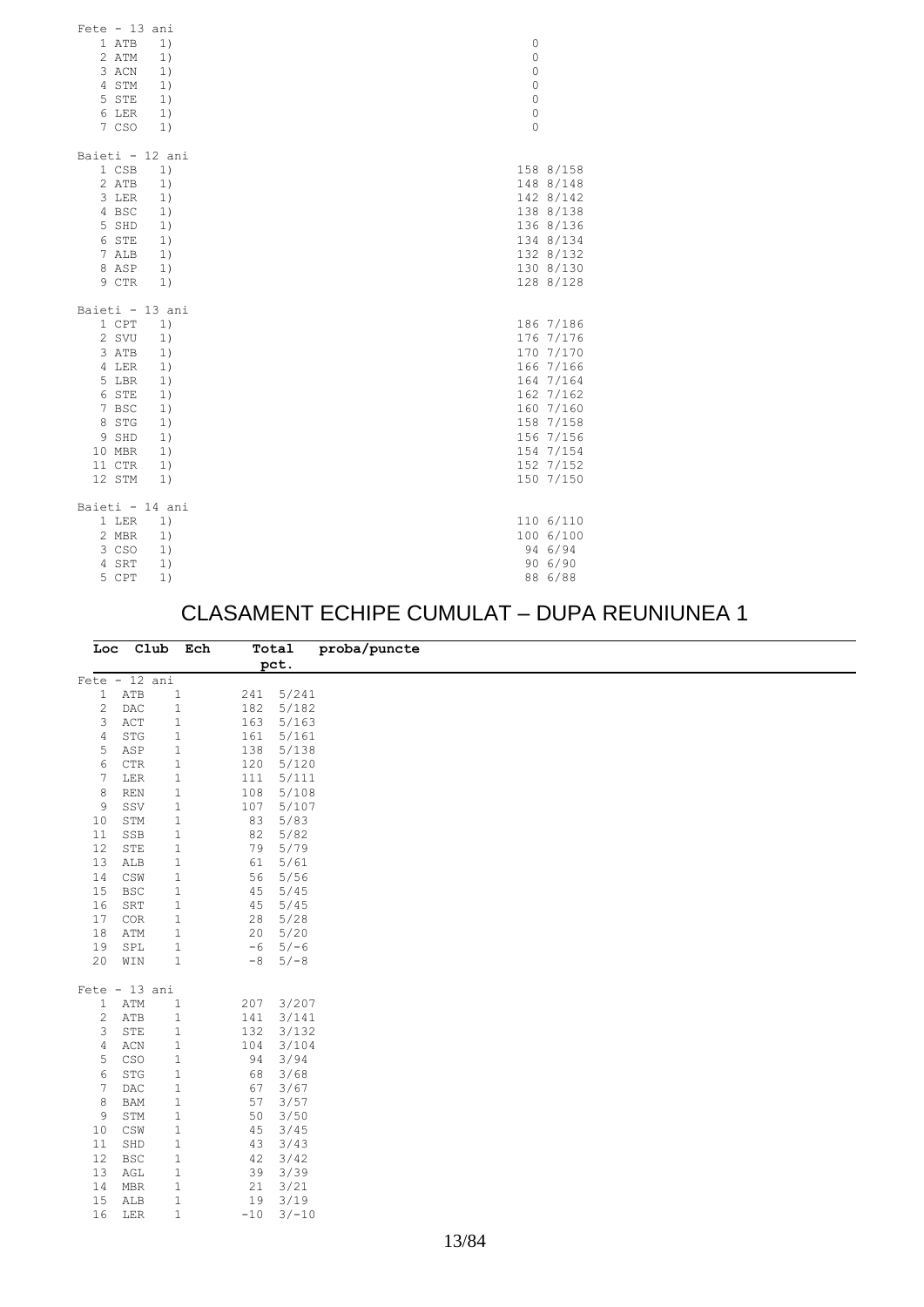Fete - 13 ani

| | | | |
|---|---|---|---|
| 1 | ATB | 1) | 0 |
| 2 | ATM | 1) | 0 |
| 3 | ACN | 1) | 0 |
| 4 | STM | 1) | 0 |
| 5 | STE | 1) | 0 |
| 6 | LER | 1) | 0 |
| 7 | CSO | 1) | 0 |

Baieti - 12 ani

| | | | | |
|---|---|---|---|---|
| 1 | CSB | 1) | 158 | 8/158 |
| 2 | ATB | 1) | 148 | 8/148 |
| 3 | LER | 1) | 142 | 8/142 |
| 4 | BSC | 1) | 138 | 8/138 |
| 5 | SHD | 1) | 136 | 8/136 |
| 6 | STE | 1) | 134 | 8/134 |
| 7 | ALB | 1) | 132 | 8/132 |
| 8 | ASP | 1) | 130 | 8/130 |
| 9 | CTR | 1) | 128 | 8/128 |

Baieti - 13 ani

| | | | | |
|---|---|---|---|---|
| 1 | CPT | 1) | 186 | 7/186 |
| 2 | SVU | 1) | 176 | 7/176 |
| 3 | ATB | 1) | 170 | 7/170 |
| 4 | LER | 1) | 166 | 7/166 |
| 5 | LBR | 1) | 164 | 7/164 |
| 6 | STE | 1) | 162 | 7/162 |
| 7 | BSC | 1) | 160 | 7/160 |
| 8 | STG | 1) | 158 | 7/158 |
| 9 | SHD | 1) | 156 | 7/156 |
| 10 | MBR | 1) | 154 | 7/154 |
| 11 | CTR | 1) | 152 | 7/152 |
| 12 | STM | 1) | 150 | 7/150 |

Baieti - 14 ani

| | | | | |
|---|---|---|---|---|
| 1 | LER | 1) | 110 | 6/110 |
| 2 | MBR | 1) | 100 | 6/100 |
| 3 | CSO | 1) | 94 | 6/94 |
| 4 | SRT | 1) | 90 | 6/90 |
| 5 | CPT | 1) | 88 | 6/88 |

# CLASAMENT ECHIPE CUMULAT – DUPA REUNIUNEA 1

| Loc | Club | Ech | Total pct. | proba/puncte |
|---|---|---|---|---|
| Fete - 12 ani | | | | |
| 1 | ATB | 1 | 241 | 5/241 |
| 2 | DAC | 1 | 182 | 5/182 |
| 3 | ACT | 1 | 163 | 5/163 |
| 4 | STG | 1 | 161 | 5/161 |
| 5 | ASP | 1 | 138 | 5/138 |
| 6 | CTR | 1 | 120 | 5/120 |
| 7 | LER | 1 | 111 | 5/111 |
| 8 | REN | 1 | 108 | 5/108 |
| 9 | SSV | 1 | 107 | 5/107 |
| 10 | STM | 1 | 83 | 5/83 |
| 11 | SSB | 1 | 82 | 5/82 |
| 12 | STE | 1 | 79 | 5/79 |
| 13 | ALB | 1 | 61 | 5/61 |
| 14 | CSW | 1 | 56 | 5/56 |
| 15 | BSC | 1 | 45 | 5/45 |
| 16 | SRT | 1 | 45 | 5/45 |
| 17 | COR | 1 | 28 | 5/28 |
| 18 | ATM | 1 | 20 | 5/20 |
| 19 | SPL | 1 | -6 | 5/-6 |
| 20 | WIN | 1 | -8 | 5/-8 |
| Fete - 13 ani | | | | |
| 1 | ATM | 1 | 207 | 3/207 |
| 2 | ATB | 1 | 141 | 3/141 |
| 3 | STE | 1 | 132 | 3/132 |
| 4 | ACN | 1 | 104 | 3/104 |
| 5 | CSO | 1 | 94 | 3/94 |
| 6 | STG | 1 | 68 | 3/68 |
| 7 | DAC | 1 | 67 | 3/67 |
| 8 | BAM | 1 | 57 | 3/57 |
| 9 | STM | 1 | 50 | 3/50 |
| 10 | CSW | 1 | 45 | 3/45 |
| 11 | SHD | 1 | 43 | 3/43 |
| 12 | BSC | 1 | 42 | 3/42 |
| 13 | AGL | 1 | 39 | 3/39 |
| 14 | MBR | 1 | 21 | 3/21 |
| 15 | ALB | 1 | 19 | 3/19 |
| 16 | LER | 1 | -10 | 3/-10 |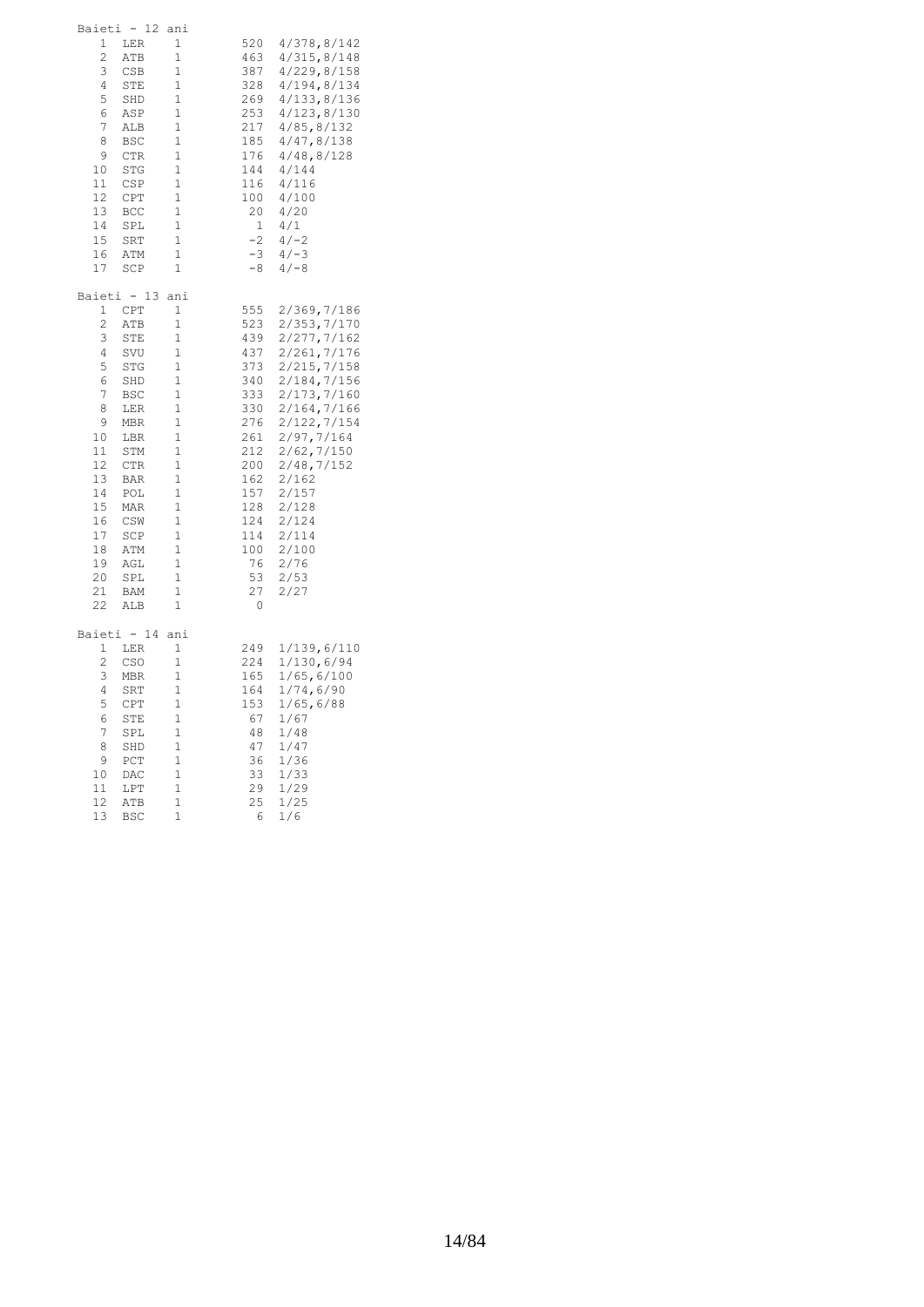Baieti - 12 ani

| | | | | |
|---|---|---|---|---|
| 1 | LER | 1 | 520 | 4/378,8/142 |
| 2 | ATB | 1 | 463 | 4/315,8/148 |
| 3 | CSB | 1 | 387 | 4/229,8/158 |
| 4 | STE | 1 | 328 | 4/194,8/134 |
| 5 | SHD | 1 | 269 | 4/133,8/136 |
| 6 | ASP | 1 | 253 | 4/123,8/130 |
| 7 | ALB | 1 | 217 | 4/85,8/132 |
| 8 | BSC | 1 | 185 | 4/47,8/138 |
| 9 | CTR | 1 | 176 | 4/48,8/128 |
| 10 | STG | 1 | 144 | 4/144 |
| 11 | CSP | 1 | 116 | 4/116 |
| 12 | CPT | 1 | 100 | 4/100 |
| 13 | BCC | 1 | 20 | 4/20 |
| 14 | SPL | 1 | 1 | 4/1 |
| 15 | SRT | 1 | -2 | 4/-2 |
| 16 | ATM | 1 | -3 | 4/-3 |
| 17 | SCP | 1 | -8 | 4/-8 |

Baieti - 13 ani

| | | | | |
|---|---|---|---|---|
| 1 | CPT | 1 | 555 | 2/369,7/186 |
| 2 | ATB | 1 | 523 | 2/353,7/170 |
| 3 | STE | 1 | 439 | 2/277,7/162 |
| 4 | SVU | 1 | 437 | 2/261,7/176 |
| 5 | STG | 1 | 373 | 2/215,7/158 |
| 6 | SHD | 1 | 340 | 2/184,7/156 |
| 7 | BSC | 1 | 333 | 2/173,7/160 |
| 8 | LER | 1 | 330 | 2/164,7/166 |
| 9 | MBR | 1 | 276 | 2/122,7/154 |
| 10 | LBR | 1 | 261 | 2/97,7/164 |
| 11 | STM | 1 | 212 | 2/62,7/150 |
| 12 | CTR | 1 | 200 | 2/48,7/152 |
| 13 | BAR | 1 | 162 | 2/162 |
| 14 | POL | 1 | 157 | 2/157 |
| 15 | MAR | 1 | 128 | 2/128 |
| 16 | CSW | 1 | 124 | 2/124 |
| 17 | SCP | 1 | 114 | 2/114 |
| 18 | ATM | 1 | 100 | 2/100 |
| 19 | AGL | 1 | 76 | 2/76 |
| 20 | SPL | 1 | 53 | 2/53 |
| 21 | BAM | 1 | 27 | 2/27 |
| 22 | ALB | 1 | 0 | |

Baieti - 14 ani

| | | | | |
|---|---|---|---|---|
| 1 | LER | 1 | 249 | 1/139,6/110 |
| 2 | CSO | 1 | 224 | 1/130,6/94 |
| 3 | MBR | 1 | 165 | 1/65,6/100 |
| 4 | SRT | 1 | 164 | 1/74,6/90 |
| 5 | CPT | 1 | 153 | 1/65,6/88 |
| 6 | STE | 1 | 67 | 1/67 |
| 7 | SPL | 1 | 48 | 1/48 |
| 8 | SHD | 1 | 47 | 1/47 |
| 9 | PCT | 1 | 36 | 1/36 |
| 10 | DAC | 1 | 33 | 1/33 |
| 11 | LPT | 1 | 29 | 1/29 |
| 12 | ATB | 1 | 25 | 1/25 |
| 13 | BSC | 1 | 6 | 1/6 |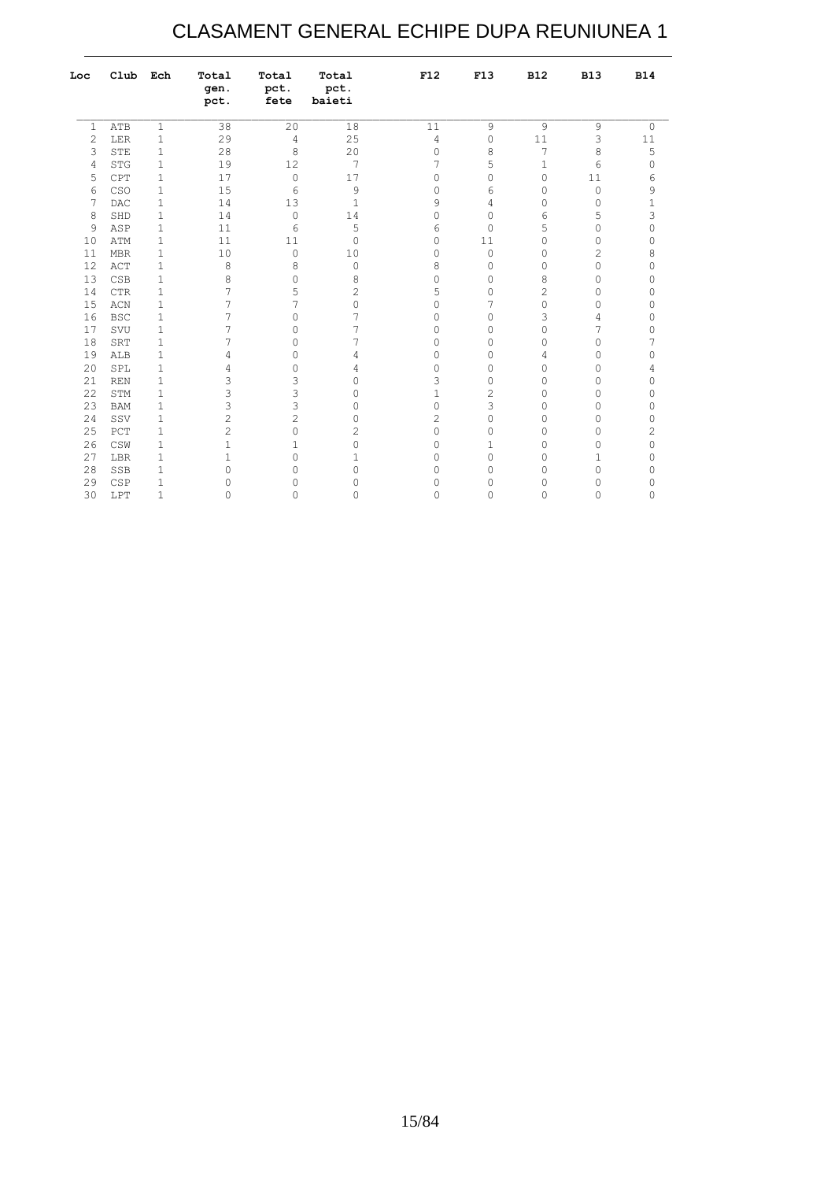# CLASAMENT GENERAL ECHIPE DUPA REUNIUNEA 1

| Loc | Club | Ech | Total gen. pct. | Total pct. fete | Total pct. baieti | F12 | F13 | B12 | B13 | B14 |
|---|---|---|---|---|---|---|---|---|---|---|
| 1 | ATB | 1 | 38 | 20 | 18 | 11 | 9 | 9 | 9 | 0 |
| 2 | LER | 1 | 29 | 4 | 25 | 4 | 0 | 11 | 3 | 11 |
| 3 | STE | 1 | 28 | 8 | 20 | 0 | 8 | 7 | 8 | 5 |
| 4 | STG | 1 | 19 | 12 | 7 | 7 | 5 | 1 | 6 | 0 |
| 5 | CPT | 1 | 17 | 0 | 17 | 0 | 0 | 0 | 11 | 6 |
| 6 | CSO | 1 | 15 | 6 | 9 | 0 | 6 | 0 | 0 | 9 |
| 7 | DAC | 1 | 14 | 13 | 1 | 9 | 4 | 0 | 0 | 1 |
| 8 | SHD | 1 | 14 | 0 | 14 | 0 | 0 | 6 | 5 | 3 |
| 9 | ASP | 1 | 11 | 6 | 5 | 6 | 0 | 5 | 0 | 0 |
| 10 | ATM | 1 | 11 | 11 | 0 | 0 | 11 | 0 | 0 | 0 |
| 11 | MBR | 1 | 10 | 0 | 10 | 0 | 0 | 0 | 2 | 8 |
| 12 | ACT | 1 | 8 | 8 | 0 | 8 | 0 | 0 | 0 | 0 |
| 13 | CSB | 1 | 8 | 0 | 8 | 0 | 0 | 8 | 0 | 0 |
| 14 | CTR | 1 | 7 | 5 | 2 | 5 | 0 | 2 | 0 | 0 |
| 15 | ACN | 1 | 7 | 7 | 0 | 0 | 7 | 0 | 0 | 0 |
| 16 | BSC | 1 | 7 | 0 | 7 | 0 | 0 | 3 | 4 | 0 |
| 17 | SVU | 1 | 7 | 0 | 7 | 0 | 0 | 0 | 7 | 0 |
| 18 | SRT | 1 | 7 | 0 | 7 | 0 | 0 | 0 | 0 | 7 |
| 19 | ALB | 1 | 4 | 0 | 4 | 0 | 0 | 4 | 0 | 0 |
| 20 | SPL | 1 | 4 | 0 | 4 | 0 | 0 | 0 | 0 | 4 |
| 21 | REN | 1 | 3 | 3 | 0 | 3 | 0 | 0 | 0 | 0 |
| 22 | STM | 1 | 3 | 3 | 0 | 1 | 2 | 0 | 0 | 0 |
| 23 | BAM | 1 | 3 | 3 | 0 | 0 | 3 | 0 | 0 | 0 |
| 24 | SSV | 1 | 2 | 2 | 0 | 2 | 0 | 0 | 0 | 0 |
| 25 | PCT | 1 | 2 | 0 | 2 | 0 | 0 | 0 | 0 | 2 |
| 26 | CSW | 1 | 1 | 1 | 0 | 0 | 1 | 0 | 0 | 0 |
| 27 | LBR | 1 | 1 | 0 | 1 | 0 | 0 | 0 | 1 | 0 |
| 28 | SSB | 1 | 0 | 0 | 0 | 0 | 0 | 0 | 0 | 0 |
| 29 | CSP | 1 | 0 | 0 | 0 | 0 | 0 | 0 | 0 | 0 |
| 30 | LPT | 1 | 0 | 0 | 0 | 0 | 0 | 0 | 0 | 0 |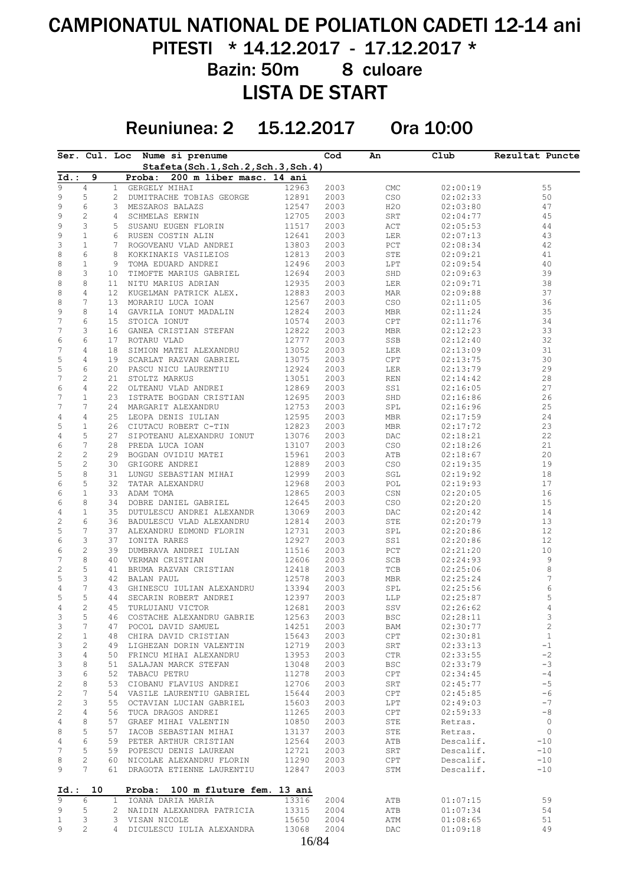# CAMPIONATUL NATIONAL DE POLIATLON CADETI 12-14 ani

## PITESTI * 14.12.2017 - 17.12.2017 *

## Bazin: 50m 8 culoare

## LISTA DE START

### Reuniunea: 2 15.12.2017 Ora 10:00

| Ser. | Cul. | Loc | Nume si prenume / Stafeta(Sch.1,Sch.2,Sch.3,Sch.4) | Cod | An | Club | Rezultat | Puncte |
|---|---|---|---|---|---|---|---|---|
| **Id.: 9** | | | **Proba: 200 m liber masc. 14 ani** | | | | | |
| 9 | 4 | 1 | GERGELY MIHAI | 12963 | 2003 | CMC | 02:00:19 | 55 |
| 9 | 5 | 2 | DUMITRACHE TOBIAS GEORGE | 12891 | 2003 | CSO | 02:02:33 | 50 |
| 9 | 6 | 3 | MESZAROS BALAZS | 12547 | 2003 | H2O | 02:03:80 | 47 |
| 9 | 2 | 4 | SCHMELAS ERWIN | 12705 | 2003 | SRT | 02:04:77 | 45 |
| 9 | 3 | 5 | SUSANU EUGEN FLORIN | 11517 | 2003 | ACT | 02:05:53 | 44 |
| 9 | 1 | 6 | RUSEN COSTIN ALIN | 12641 | 2003 | LER | 02:07:13 | 43 |
| 3 | 1 | 7 | ROGOVEANU VLAD ANDREI | 13803 | 2003 | PCT | 02:08:34 | 42 |
| 8 | 6 | 8 | KOKKINAKIS VASILEIOS | 12813 | 2003 | STE | 02:09:21 | 41 |
| 8 | 1 | 9 | TOMA EDUARD ANDREI | 12496 | 2003 | LPT | 02:09:54 | 40 |
| 8 | 3 | 10 | TIMOFTE MARIUS GABRIEL | 12694 | 2003 | SHD | 02:09:63 | 39 |
| 8 | 8 | 11 | NITU MARIUS ADRIAN | 12935 | 2003 | LER | 02:09:71 | 38 |
| 8 | 4 | 12 | KUGELMAN PATRICK ALEX. | 12883 | 2003 | MAR | 02:09:88 | 37 |
| 8 | 7 | 13 | MORARIU LUCA IOAN | 12567 | 2003 | CSO | 02:11:05 | 36 |
| 9 | 8 | 14 | GAVRILA IONUT MADALIN | 12824 | 2003 | MBR | 02:11:24 | 35 |
| 7 | 6 | 15 | STOICA IONUT | 10574 | 2003 | CPT | 02:11:76 | 34 |
| 7 | 3 | 16 | GANEA CRISTIAN STEFAN | 12822 | 2003 | MBR | 02:12:23 | 33 |
| 6 | 6 | 17 | ROTARU VLAD | 12777 | 2003 | SSB | 02:12:40 | 32 |
| 7 | 4 | 18 | SIMION MATEI ALEXANDRU | 13052 | 2003 | LER | 02:13:09 | 31 |
| 5 | 4 | 19 | SCARLAT RAZVAN GABRIEL | 13075 | 2003 | CPT | 02:13:75 | 30 |
| 5 | 6 | 20 | PASCU NICU LAURENTIU | 12924 | 2003 | LER | 02:13:79 | 29 |
| 7 | 2 | 21 | STOLTZ MARKUS | 13051 | 2003 | REN | 02:14:42 | 28 |
| 6 | 4 | 22 | OLTEANU VLAD ANDREI | 12869 | 2003 | SS1 | 02:16:05 | 27 |
| 7 | 1 | 23 | ISTRATE BOGDAN CRISTIAN | 12695 | 2003 | SHD | 02:16:86 | 26 |
| 7 | 7 | 24 | MARGARIT ALEXANDRU | 12753 | 2003 | SPL | 02:16:96 | 25 |
| 4 | 4 | 25 | LEOPA DENIS IULIAN | 12595 | 2003 | MBR | 02:17:59 | 24 |
| 5 | 1 | 26 | CIUTACU ROBERT C-TIN | 12823 | 2003 | MBR | 02:17:72 | 23 |
| 4 | 5 | 27 | SIPOTEANU ALEXANDRU IONUT | 13076 | 2003 | DAC | 02:18:21 | 22 |
| 6 | 7 | 28 | PREDA LUCA IOAN | 13107 | 2003 | CSO | 02:18:26 | 21 |
| 2 | 2 | 29 | BOGDAN OVIDIU MATEI | 15961 | 2003 | ATB | 02:18:67 | 20 |
| 5 | 2 | 30 | GRIGORE ANDREI | 12889 | 2003 | CSO | 02:19:35 | 19 |
| 5 | 8 | 31 | LUNGU SEBASTIAN MIHAI | 12999 | 2003 | SGL | 02:19:92 | 18 |
| 6 | 5 | 32 | TATAR ALEXANDRU | 12968 | 2003 | POL | 02:19:93 | 17 |
| 6 | 1 | 33 | ADAM TOMA | 12865 | 2003 | CSN | 02:20:05 | 16 |
| 6 | 8 | 34 | DOBRE DANIEL GABRIEL | 12645 | 2003 | CSO | 02:20:20 | 15 |
| 4 | 1 | 35 | DUTULESCU ANDREI ALEXANDR | 13069 | 2003 | DAC | 02:20:42 | 14 |
| 2 | 6 | 36 | BADULESCU VLAD ALEXANDRU | 12814 | 2003 | STE | 02:20:79 | 13 |
| 5 | 7 | 37 | ALEXANDRU EDMOND FLORIN | 12731 | 2003 | SPL | 02:20:86 | 12 |
| 6 | 3 | 37 | IONITA RARES | 12927 | 2003 | SS1 | 02:20:86 | 12 |
| 6 | 2 | 39 | DUMBRAVA ANDREI IULIAN | 11516 | 2003 | PCT | 02:21:20 | 10 |
| 7 | 8 | 40 | VERMAN CRISTIAN | 12606 | 2003 | SCB | 02:24:93 | 9 |
| 2 | 5 | 41 | BRUMA RAZVAN CRISTIAN | 12418 | 2003 | TCB | 02:25:06 | 8 |
| 5 | 3 | 42 | BALAN PAUL | 12578 | 2003 | MBR | 02:25:24 | 7 |
| 4 | 7 | 43 | GHINESCU IULIAN ALEXANDRU | 13394 | 2003 | SPL | 02:25:56 | 6 |
| 5 | 5 | 44 | SECARIN ROBERT ANDREI | 12397 | 2003 | LLP | 02:25:87 | 5 |
| 4 | 2 | 45 | TURLUIANU VICTOR | 12681 | 2003 | SSV | 02:26:62 | 4 |
| 3 | 5 | 46 | COSTACHE ALEXANDRU GABRIE | 12563 | 2003 | BSC | 02:28:11 | 3 |
| 3 | 7 | 47 | POCOL DAVID SAMUEL | 14251 | 2003 | BAM | 02:30:77 | 2 |
| 2 | 1 | 48 | CHIRA DAVID CRISTIAN | 15643 | 2003 | CPT | 02:30:81 | 1 |
| 3 | 2 | 49 | LIGHEZAN DORIN VALENTIN | 12719 | 2003 | SRT | 02:33:13 | -1 |
| 3 | 4 | 50 | FRINCU MIHAI ALEXANDRU | 13953 | 2003 | CTR | 02:33:55 | -2 |
| 3 | 8 | 51 | SALAJAN MARCK STEFAN | 13048 | 2003 | BSC | 02:33:79 | -3 |
| 3 | 6 | 52 | TABACU PETRU | 11278 | 2003 | CPT | 02:34:45 | -4 |
| 2 | 8 | 53 | CIOBANU FLAVIUS ANDREI | 12706 | 2003 | SRT | 02:45:77 | -5 |
| 2 | 7 | 54 | VASILE LAURENTIU GABRIEL | 15644 | 2003 | CPT | 02:45:85 | -6 |
| 2 | 3 | 55 | OCTAVIAN LUCIAN GABRIEL | 15603 | 2003 | LPT | 02:49:03 | -7 |
| 2 | 4 | 56 | TUCA DRAGOS ANDREI | 11265 | 2003 | CPT | 02:59:33 | -8 |
| 4 | 8 | 57 | GRAEF MIHAI VALENTIN | 10850 | 2003 | STE | Retras. | 0 |
| 8 | 5 | 57 | IACOB SEBASTIAN MIHAI | 13137 | 2003 | STE | Retras. | 0 |
| 4 | 6 | 59 | PETER ARTHUR CRISTIAN | 12564 | 2003 | ATB | Descalif. | -10 |
| 7 | 5 | 59 | POPESCU DENIS LAUREAN | 12721 | 2003 | SRT | Descalif. | -10 |
| 8 | 2 | 60 | NICOLAE ALEXANDRU FLORIN | 11290 | 2003 | CPT | Descalif. | -10 |
| 9 | 7 | 61 | DRAGOTA ETIENNE LAURENTIU | 12847 | 2003 | STM | Descalif. | -10 |
| **Id.: 10** | | | **Proba: 100 m fluture fem. 13 ani** | | | | | |
| 9 | 6 | 1 | IOANA DARIA MARIA | 13316 | 2004 | ATB | 01:07:15 | 59 |
| 9 | 5 | 2 | NAIDIN ALEXANDRA PATRICIA | 13315 | 2004 | ATB | 01:07:34 | 54 |
| 1 | 3 | 3 | VISAN NICOLE | 15650 | 2004 | ATM | 01:08:65 | 51 |
| 9 | 2 | 4 | DICULESCU IULIA ALEXANDRA | 13068 | 2004 | DAC | 01:09:18 | 49 |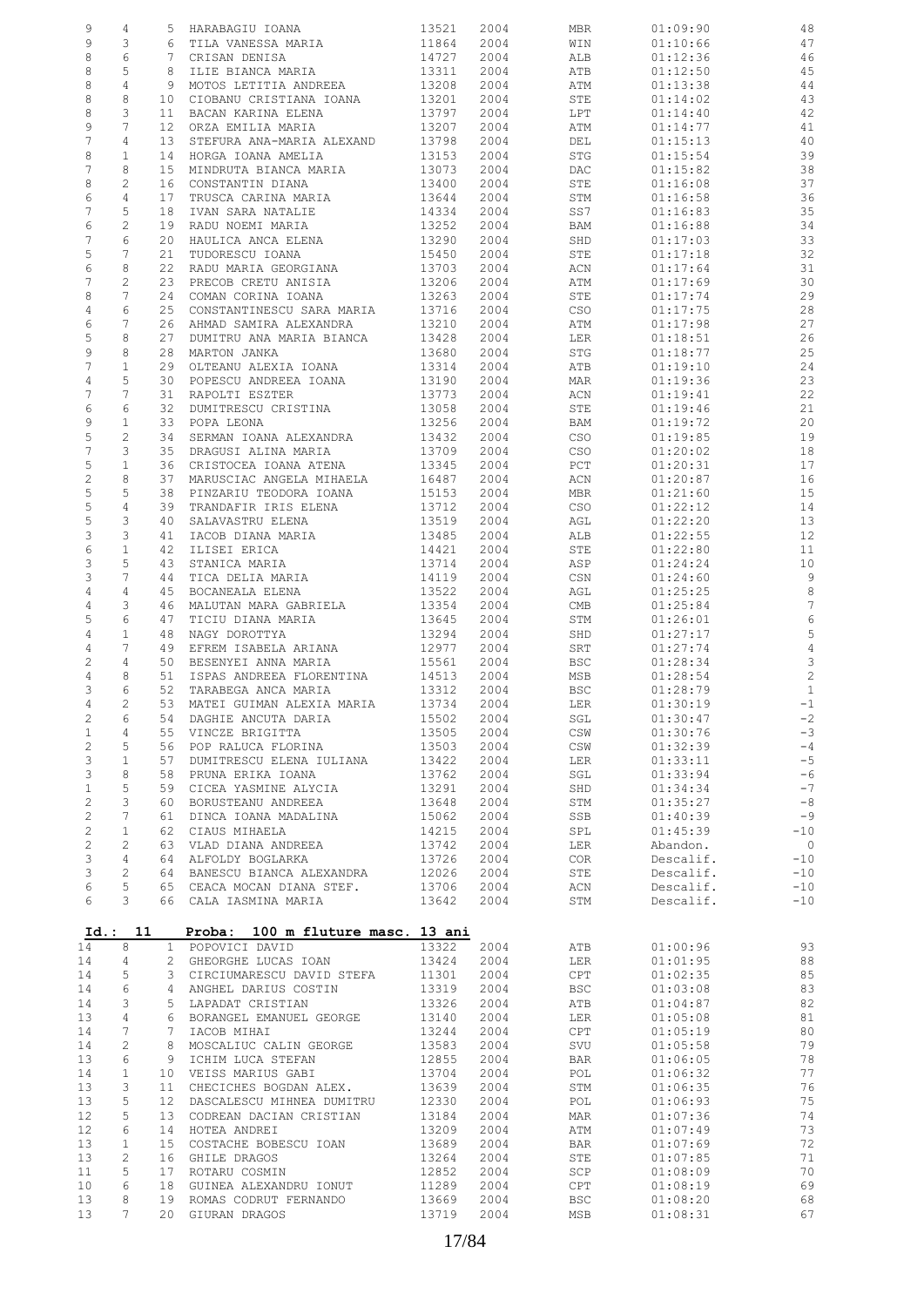| | | | | | | | | |
|---|---|---|---|---|---|---|---|---|
| 9 | 4 | 5 | HARABAGIU IOANA | 13521 | 2004 | MBR | 01:09:90 | 48 |
| 9 | 3 | 6 | TILA VANESSA MARIA | 11864 | 2004 | WIN | 01:10:66 | 47 |
| 8 | 6 | 7 | CRISAN DENISA | 14727 | 2004 | ALB | 01:12:36 | 46 |
| 8 | 5 | 8 | ILIE BIANCA MARIA | 13311 | 2004 | ATB | 01:12:50 | 45 |
| 8 | 4 | 9 | MOTOS LETITIA ANDREEA | 13208 | 2004 | ATM | 01:13:38 | 44 |
| 8 | 8 | 10 | CIOBANU CRISTIANA IOANA | 13201 | 2004 | STE | 01:14:02 | 43 |
| 8 | 3 | 11 | BACAN KARINA ELENA | 13797 | 2004 | LPT | 01:14:40 | 42 |
| 9 | 7 | 12 | ORZA EMILIA MARIA | 13207 | 2004 | ATM | 01:14:77 | 41 |
| 7 | 4 | 13 | STEFURA ANA-MARIA ALEXAND | 13798 | 2004 | DEL | 01:15:13 | 40 |
| 8 | 1 | 14 | HORGA IOANA AMELIA | 13153 | 2004 | STG | 01:15:54 | 39 |
| 7 | 8 | 15 | MINDRUTA BIANCA MARIA | 13073 | 2004 | DAC | 01:15:82 | 38 |
| 8 | 2 | 16 | CONSTANTIN DIANA | 13400 | 2004 | STE | 01:16:08 | 37 |
| 6 | 4 | 17 | TRUSCA CARINA MARIA | 13644 | 2004 | STM | 01:16:58 | 36 |
| 7 | 5 | 18 | IVAN SARA NATALIE | 14334 | 2004 | SS7 | 01:16:83 | 35 |
| 6 | 2 | 19 | RADU NOEMI MARIA | 13252 | 2004 | BAM | 01:16:88 | 34 |
| 7 | 6 | 20 | HAULICA ANCA ELENA | 13290 | 2004 | SHD | 01:17:03 | 33 |
| 5 | 7 | 21 | TUDORESCU IOANA | 15450 | 2004 | STE | 01:17:18 | 32 |
| 6 | 8 | 22 | RADU MARIA GEORGIANA | 13703 | 2004 | ACN | 01:17:64 | 31 |
| 7 | 2 | 23 | PRECOB CRETU ANISIA | 13206 | 2004 | ATM | 01:17:69 | 30 |
| 8 | 7 | 24 | COMAN CORINA IOANA | 13263 | 2004 | STE | 01:17:74 | 29 |
| 4 | 6 | 25 | CONSTANTINESCU SARA MARIA | 13716 | 2004 | CSO | 01:17:75 | 28 |
| 6 | 7 | 26 | AHMAD SAMIRA ALEXANDRA | 13210 | 2004 | ATM | 01:17:98 | 27 |
| 5 | 8 | 27 | DUMITRU ANA MARIA BIANCA | 13428 | 2004 | LER | 01:18:51 | 26 |
| 9 | 8 | 28 | MARTON JANKA | 13680 | 2004 | STG | 01:18:77 | 25 |
| 7 | 1 | 29 | OLTEANU ALEXIA IOANA | 13314 | 2004 | ATB | 01:19:10 | 24 |
| 4 | 5 | 30 | POPESCU ANDREEA IOANA | 13190 | 2004 | MAR | 01:19:36 | 23 |
| 7 | 7 | 31 | RAPOLTI ESZTER | 13773 | 2004 | ACN | 01:19:41 | 22 |
| 6 | 6 | 32 | DUMITRESCU CRISTINA | 13058 | 2004 | STE | 01:19:46 | 21 |
| 9 | 1 | 33 | POPA LEONA | 13256 | 2004 | BAM | 01:19:72 | 20 |
| 5 | 2 | 34 | SERMAN IOANA ALEXANDRA | 13432 | 2004 | CSO | 01:19:85 | 19 |
| 7 | 3 | 35 | DRAGUSI ALINA MARIA | 13709 | 2004 | CSO | 01:20:02 | 18 |
| 5 | 1 | 36 | CRISTOCEA IOANA ATENA | 13345 | 2004 | PCT | 01:20:31 | 17 |
| 2 | 8 | 37 | MARUSCIAC ANGELA MIHAELA | 16487 | 2004 | ACN | 01:20:87 | 16 |
| 5 | 5 | 38 | PINZARIU TEODORA IOANA | 15153 | 2004 | MBR | 01:21:60 | 15 |
| 5 | 4 | 39 | TRANDAFIR IRIS ELENA | 13712 | 2004 | CSO | 01:22:12 | 14 |
| 5 | 3 | 40 | SALAVASTRU ELENA | 13519 | 2004 | AGL | 01:22:20 | 13 |
| 3 | 3 | 41 | IACOB DIANA MARIA | 13485 | 2004 | ALB | 01:22:55 | 12 |
| 6 | 1 | 42 | ILISEI ERICA | 14421 | 2004 | STE | 01:22:80 | 11 |
| 3 | 5 | 43 | STANICA MARIA | 13714 | 2004 | ASP | 01:24:24 | 10 |
| 3 | 7 | 44 | TICA DELIA MARIA | 14119 | 2004 | CSN | 01:24:60 | 9 |
| 4 | 4 | 45 | BOCANEALA ELENA | 13522 | 2004 | AGL | 01:25:25 | 8 |
| 4 | 3 | 46 | MALUTAN MARA GABRIELA | 13354 | 2004 | CMB | 01:25:84 | 7 |
| 5 | 6 | 47 | TICIU DIANA MARIA | 13645 | 2004 | STM | 01:26:01 | 6 |
| 4 | 1 | 48 | NAGY DOROTTYA | 13294 | 2004 | SHD | 01:27:17 | 5 |
| 4 | 7 | 49 | EFREM ISABELA ARIANA | 12977 | 2004 | SRT | 01:27:74 | 4 |
| 2 | 4 | 50 | BESENYEI ANNA MARIA | 15561 | 2004 | BSC | 01:28:34 | 3 |
| 4 | 8 | 51 | ISPAS ANDREEA FLORENTINA | 14513 | 2004 | MSB | 01:28:54 | 2 |
| 3 | 6 | 52 | TARABEGA ANCA MARIA | 13312 | 2004 | BSC | 01:28:79 | 1 |
| 4 | 2 | 53 | MATEI GUIMAN ALEXIA MARIA | 13734 | 2004 | LER | 01:30:19 | -1 |
| 2 | 6 | 54 | DAGHIE ANCUTA DARIA | 15502 | 2004 | SGL | 01:30:47 | -2 |
| 1 | 4 | 55 | VINCZE BRIGITTA | 13505 | 2004 | CSW | 01:30:76 | -3 |
| 2 | 5 | 56 | POP RALUCA FLORINA | 13503 | 2004 | CSW | 01:32:39 | -4 |
| 3 | 1 | 57 | DUMITRESCU ELENA IULIANA | 13422 | 2004 | LER | 01:33:11 | -5 |
| 3 | 8 | 58 | PRUNA ERIKA IOANA | 13762 | 2004 | SGL | 01:33:94 | -6 |
| 1 | 5 | 59 | CICEA YASMINE ALYCIA | 13291 | 2004 | SHD | 01:34:34 | -7 |
| 2 | 3 | 60 | BORUSTEANU ANDREEA | 13648 | 2004 | STM | 01:35:27 | -8 |
| 2 | 7 | 61 | DINCA IOANA MADALINA | 15062 | 2004 | SSB | 01:40:39 | -9 |
| 2 | 1 | 62 | CIAUS MIHAELA | 14215 | 2004 | SPL | 01:45:39 | -10 |
| 2 | 2 | 63 | VLAD DIANA ANDREEA | 13742 | 2004 | LER | Abandon. | 0 |
| 3 | 4 | 64 | ALFOLDY BOGLARKA | 13726 | 2004 | COR | Descalif. | -10 |
| 3 | 2 | 64 | BANESCU BIANCA ALEXANDRA | 12026 | 2004 | STE | Descalif. | -10 |
| 6 | 5 | 65 | CEACA MOCAN DIANA STEF. | 13706 | 2004 | ACN | Descalif. | -10 |
| 6 | 3 | 66 | CALA IASMINA MARIA | 13642 | 2004 | STM | Descalif. | -10 |

**Id.: 11 Proba: 100 m fluture masc. 13 ani**

| | | | | | | | | |
|---|---|---|---|---|---|---|---|---|
| 14 | 8 | 1 | POPOVICI DAVID | 13322 | 2004 | ATB | 01:00:96 | 93 |
| 14 | 4 | 2 | GHEORGHE LUCAS IOAN | 13424 | 2004 | LER | 01:01:95 | 88 |
| 14 | 5 | 3 | CIRCIUMARESCU DAVID STEFA | 11301 | 2004 | CPT | 01:02:35 | 85 |
| 14 | 6 | 4 | ANGHEL DARIUS COSTIN | 13319 | 2004 | BSC | 01:03:08 | 83 |
| 14 | 3 | 5 | LAPADAT CRISTIAN | 13326 | 2004 | ATB | 01:04:87 | 82 |
| 13 | 4 | 6 | BORANGEL EMANUEL GEORGE | 13140 | 2004 | LER | 01:05:08 | 81 |
| 14 | 7 | 7 | IACOB MIHAI | 13244 | 2004 | CPT | 01:05:19 | 80 |
| 14 | 2 | 8 | MOSCALIUC CALIN GEORGE | 13583 | 2004 | SVU | 01:05:58 | 79 |
| 13 | 6 | 9 | ICHIM LUCA STEFAN | 12855 | 2004 | BAR | 01:06:05 | 78 |
| 14 | 1 | 10 | VEISS MARIUS GABI | 13704 | 2004 | POL | 01:06:32 | 77 |
| 13 | 3 | 11 | CHECICHES BOGDAN ALEX. | 13639 | 2004 | STM | 01:06:35 | 76 |
| 13 | 5 | 12 | DASCALESCU MIHNEA DUMITRU | 12330 | 2004 | POL | 01:06:93 | 75 |
| 12 | 5 | 13 | CODREAN DACIAN CRISTIAN | 13184 | 2004 | MAR | 01:07:36 | 74 |
| 12 | 6 | 14 | HOTEA ANDREI | 13209 | 2004 | ATM | 01:07:49 | 73 |
| 13 | 1 | 15 | COSTACHE BOBESCU IOAN | 13689 | 2004 | BAR | 01:07:69 | 72 |
| 13 | 2 | 16 | GHILE DRAGOS | 13264 | 2004 | STE | 01:07:85 | 71 |
| 11 | 5 | 17 | ROTARU COSMIN | 12852 | 2004 | SCP | 01:08:09 | 70 |
| 10 | 6 | 18 | GUINEA ALEXANDRU IONUT | 11289 | 2004 | CPT | 01:08:19 | 69 |
| 13 | 8 | 19 | ROMAS CODRUT FERNANDO | 13669 | 2004 | BSC | 01:08:20 | 68 |
| 13 | 7 | 20 | GIURAN DRAGOS | 13719 | 2004 | MSB | 01:08:31 | 67 |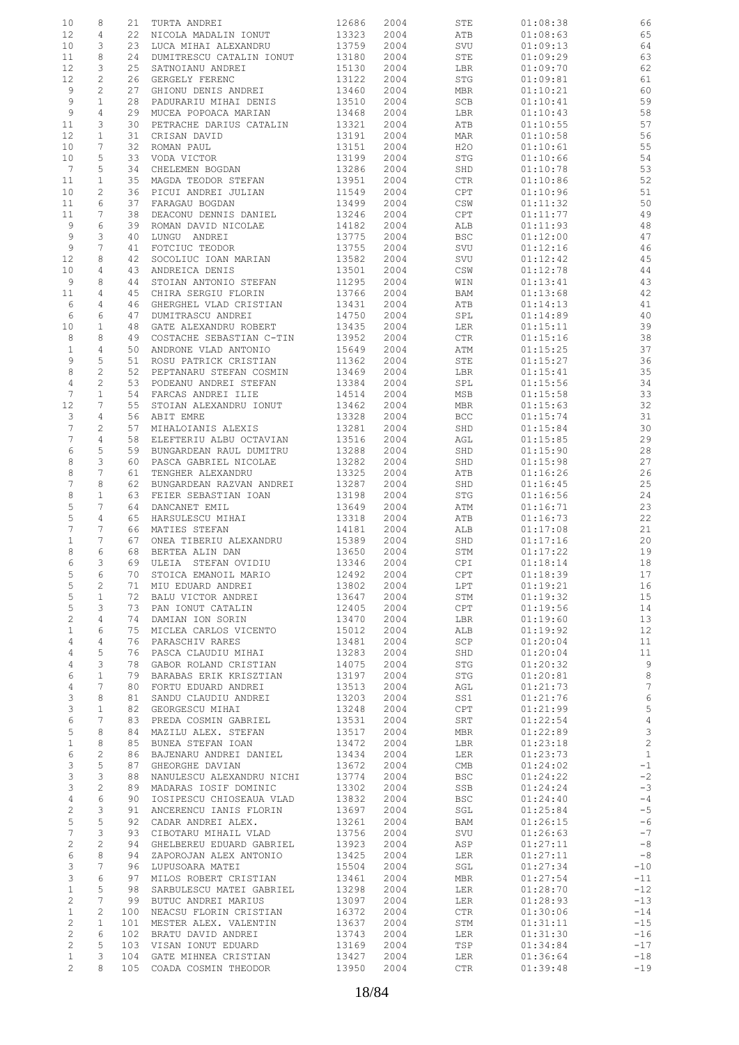| | | | | | | | | |
|---|---|---|---|---|---|---|---|---|
| 10 | 8 | 21 | TURTA ANDREI | 12686 | 2004 | STE | 01:08:38 | 66 |
| 12 | 4 | 22 | NICOLA MADALIN IONUT | 13323 | 2004 | ATB | 01:08:63 | 65 |
| 10 | 3 | 23 | LUCA MIHAI ALEXANDRU | 13759 | 2004 | SVU | 01:09:13 | 64 |
| 11 | 8 | 24 | DUMITRESCU CATALIN IONUT | 13180 | 2004 | STE | 01:09:29 | 63 |
| 12 | 3 | 25 | SATNOIANU ANDREI | 15130 | 2004 | LBR | 01:09:70 | 62 |
| 12 | 2 | 26 | GERGELY FERENC | 13122 | 2004 | STG | 01:09:81 | 61 |
| 9 | 2 | 27 | GHIONU DENIS ANDREI | 13460 | 2004 | MBR | 01:10:21 | 60 |
| 9 | 1 | 28 | PADURARIU MIHAI DENIS | 13510 | 2004 | SCB | 01:10:41 | 59 |
| 9 | 4 | 29 | MUCEA POPOACA MARIAN | 13468 | 2004 | LBR | 01:10:43 | 58 |
| 11 | 3 | 30 | PETRACHE DARIUS CATALIN | 13321 | 2004 | ATB | 01:10:55 | 57 |
| 12 | 1 | 31 | CRISAN DAVID | 13191 | 2004 | MAR | 01:10:58 | 56 |
| 10 | 7 | 32 | ROMAN PAUL | 13151 | 2004 | H2O | 01:10:61 | 55 |
| 10 | 5 | 33 | VODA VICTOR | 13199 | 2004 | STG | 01:10:66 | 54 |
| 7 | 5 | 34 | CHELEMEN BOGDAN | 13286 | 2004 | SHD | 01:10:78 | 53 |
| 11 | 1 | 35 | MAGDA TEODOR STEFAN | 13951 | 2004 | CTR | 01:10:86 | 52 |
| 10 | 2 | 36 | PICUI ANDREI JULIAN | 11549 | 2004 | CPT | 01:10:96 | 51 |
| 11 | 6 | 37 | FARAGAU BOGDAN | 13499 | 2004 | CSW | 01:11:32 | 50 |
| 11 | 7 | 38 | DEACONU DENNIS DANIEL | 13246 | 2004 | CPT | 01:11:77 | 49 |
| 9 | 6 | 39 | ROMAN DAVID NICOLAE | 14182 | 2004 | ALB | 01:11:93 | 48 |
| 9 | 3 | 40 | LUNGU ANDREI | 13775 | 2004 | BSC | 01:12:00 | 47 |
| 9 | 7 | 41 | FOTCIUC TEODOR | 13755 | 2004 | SVU | 01:12:16 | 46 |
| 12 | 8 | 42 | SOCOLIUC IOAN MARIAN | 13582 | 2004 | SVU | 01:12:42 | 45 |
| 10 | 4 | 43 | ANDREICA DENIS | 13501 | 2004 | CSW | 01:12:78 | 44 |
| 9 | 8 | 44 | STOIAN ANTONIO STEFAN | 11295 | 2004 | WIN | 01:13:41 | 43 |
| 11 | 4 | 45 | CHIRA SERGIU FLORIN | 13766 | 2004 | BAM | 01:13:68 | 42 |
| 6 | 4 | 46 | GHERGHEL VLAD CRISTIAN | 13431 | 2004 | ATB | 01:14:13 | 41 |
| 6 | 6 | 47 | DUMITRASCU ANDREI | 14750 | 2004 | SPL | 01:14:89 | 40 |
| 10 | 1 | 48 | GATE ALEXANDRU ROBERT | 13435 | 2004 | LER | 01:15:11 | 39 |
| 8 | 8 | 49 | COSTACHE SEBASTIAN C-TIN | 13952 | 2004 | CTR | 01:15:16 | 38 |
| 1 | 4 | 50 | ANDRONE VLAD ANTONIO | 15649 | 2004 | ATM | 01:15:25 | 37 |
| 9 | 5 | 51 | ROSU PATRICK CRISTIAN | 11362 | 2004 | STE | 01:15:27 | 36 |
| 8 | 2 | 52 | PEPTANARU STEFAN COSMIN | 13469 | 2004 | LBR | 01:15:41 | 35 |
| 4 | 2 | 53 | PODEANU ANDREI STEFAN | 13384 | 2004 | SPL | 01:15:56 | 34 |
| 7 | 1 | 54 | FARCAS ANDREI ILIE | 14514 | 2004 | MSB | 01:15:58 | 33 |
| 12 | 7 | 55 | STOIAN ALEXANDRU IONUT | 13462 | 2004 | MBR | 01:15:63 | 32 |
| 3 | 4 | 56 | ABIT EMRE | 13328 | 2004 | BCC | 01:15:74 | 31 |
| 7 | 2 | 57 | MIHALOIANIS ALEXIS | 13281 | 2004 | SHD | 01:15:84 | 30 |
| 7 | 4 | 58 | ELEFTERIU ALBU OCTAVIAN | 13516 | 2004 | AGL | 01:15:85 | 29 |
| 6 | 5 | 59 | BUNGARDEAN RAUL DUMITRU | 13288 | 2004 | SHD | 01:15:90 | 28 |
| 8 | 3 | 60 | PASCA GABRIEL NICOLAE | 13282 | 2004 | SHD | 01:15:98 | 27 |
| 8 | 7 | 61 | TENGHER ALEXANDRU | 13325 | 2004 | ATB | 01:16:26 | 26 |
| 7 | 8 | 62 | BUNGARDEAN RAZVAN ANDREI | 13287 | 2004 | SHD | 01:16:45 | 25 |
| 8 | 1 | 63 | FEIER SEBASTIAN IOAN | 13198 | 2004 | STG | 01:16:56 | 24 |
| 5 | 7 | 64 | DANCANET EMIL | 13649 | 2004 | ATM | 01:16:71 | 23 |
| 5 | 4 | 65 | HARSULESCU MIHAI | 13318 | 2004 | ATB | 01:16:73 | 22 |
| 7 | 7 | 66 | MATIES STEFAN | 14181 | 2004 | ALB | 01:17:08 | 21 |
| 1 | 7 | 67 | ONEA TIBERIU ALEXANDRU | 15389 | 2004 | SHD | 01:17:16 | 20 |
| 8 | 6 | 68 | BERTEA ALIN DAN | 13650 | 2004 | STM | 01:17:22 | 19 |
| 6 | 3 | 69 | ULEIA STEFAN OVIDIU | 13346 | 2004 | CPI | 01:18:14 | 18 |
| 5 | 6 | 70 | STOICA EMANOIL MARIO | 12492 | 2004 | CPT | 01:18:39 | 17 |
| 5 | 2 | 71 | MIU EDUARD ANDREI | 13802 | 2004 | LPT | 01:19:21 | 16 |
| 5 | 1 | 72 | BALU VICTOR ANDREI | 13647 | 2004 | STM | 01:19:32 | 15 |
| 5 | 3 | 73 | PAN IONUT CATALIN | 12405 | 2004 | CPT | 01:19:56 | 14 |
| 2 | 4 | 74 | DAMIAN ION SORIN | 13470 | 2004 | LBR | 01:19:60 | 13 |
| 1 | 6 | 75 | MICLEA CARLOS VICENTO | 15012 | 2004 | ALB | 01:19:92 | 12 |
| 4 | 4 | 76 | PARASCHIV RARES | 13481 | 2004 | SCP | 01:20:04 | 11 |
| 4 | 5 | 76 | PASCA CLAUDIU MIHAI | 13283 | 2004 | SHD | 01:20:04 | 11 |
| 4 | 3 | 78 | GABOR ROLAND CRISTIAN | 14075 | 2004 | STG | 01:20:32 | 9 |
| 6 | 1 | 79 | BARABAS ERIK KRISZTIAN | 13197 | 2004 | STG | 01:20:81 | 8 |
| 4 | 7 | 80 | FORTU EDUARD ANDREI | 13513 | 2004 | AGL | 01:21:73 | 7 |
| 3 | 8 | 81 | SANDU CLAUDIU ANDREI | 13203 | 2004 | SS1 | 01:21:76 | 6 |
| 3 | 1 | 82 | GEORGESCU MIHAI | 13248 | 2004 | CPT | 01:21:99 | 5 |
| 6 | 7 | 83 | PREDA COSMIN GABRIEL | 13531 | 2004 | SRT | 01:22:54 | 4 |
| 5 | 8 | 84 | MAZILU ALEX. STEFAN | 13517 | 2004 | MBR | 01:22:89 | 3 |
| 1 | 8 | 85 | BUNEA STEFAN IOAN | 13472 | 2004 | LBR | 01:23:18 | 2 |
| 6 | 2 | 86 | BAJENARU ANDREI DANIEL | 13434 | 2004 | LER | 01:23:73 | 1 |
| 3 | 5 | 87 | GHEORGHE DAVIAN | 13672 | 2004 | CMB | 01:24:02 | -1 |
| 3 | 3 | 88 | NANULESCU ALEXANDRU NICHI | 13774 | 2004 | BSC | 01:24:22 | -2 |
| 3 | 2 | 89 | MADARAS IOSIF DOMINIC | 13302 | 2004 | SSB | 01:24:24 | -3 |
| 4 | 6 | 90 | IOSIPESCU CHIOSEAUA VLAD | 13832 | 2004 | BSC | 01:24:40 | -4 |
| 2 | 3 | 91 | ANCERENCU IANIS FLORIN | 13697 | 2004 | SGL | 01:25:84 | -5 |
| 5 | 5 | 92 | CADAR ANDREI ALEX. | 13261 | 2004 | BAM | 01:26:15 | -6 |
| 7 | 3 | 93 | CIBOTARU MIHAIL VLAD | 13756 | 2004 | SVU | 01:26:63 | -7 |
| 2 | 2 | 94 | GHELBEREU EDUARD GABRIEL | 13923 | 2004 | ASP | 01:27:11 | -8 |
| 6 | 8 | 94 | ZAPOROJAN ALEX ANTONIO | 13425 | 2004 | LER | 01:27:11 | -8 |
| 3 | 7 | 96 | LUPUSOARA MATEI | 15504 | 2004 | SGL | 01:27:34 | -10 |
| 3 | 6 | 97 | MILOS ROBERT CRISTIAN | 13461 | 2004 | MBR | 01:27:54 | -11 |
| 1 | 5 | 98 | SARBULESCU MATEI GABRIEL | 13298 | 2004 | LER | 01:28:70 | -12 |
| 2 | 7 | 99 | BUTUC ANDREI MARIUS | 13097 | 2004 | LER | 01:28:93 | -13 |
| 1 | 2 | 100 | NEACSU FLORIN CRISTIAN | 16372 | 2004 | CTR | 01:30:06 | -14 |
| 2 | 1 | 101 | MESTER ALEX. VALENTIN | 13637 | 2004 | STM | 01:31:11 | -15 |
| 2 | 6 | 102 | BRATU DAVID ANDREI | 13743 | 2004 | LER | 01:31:30 | -16 |
| 2 | 5 | 103 | VISAN IONUT EDUARD | 13169 | 2004 | TSP | 01:34:84 | -17 |
| 1 | 3 | 104 | GATE MIHNEA CRISTIAN | 13427 | 2004 | LER | 01:36:64 | -18 |
| 2 | 8 | 105 | COADA COSMIN THEODOR | 13950 | 2004 | CTR | 01:39:48 | -19 |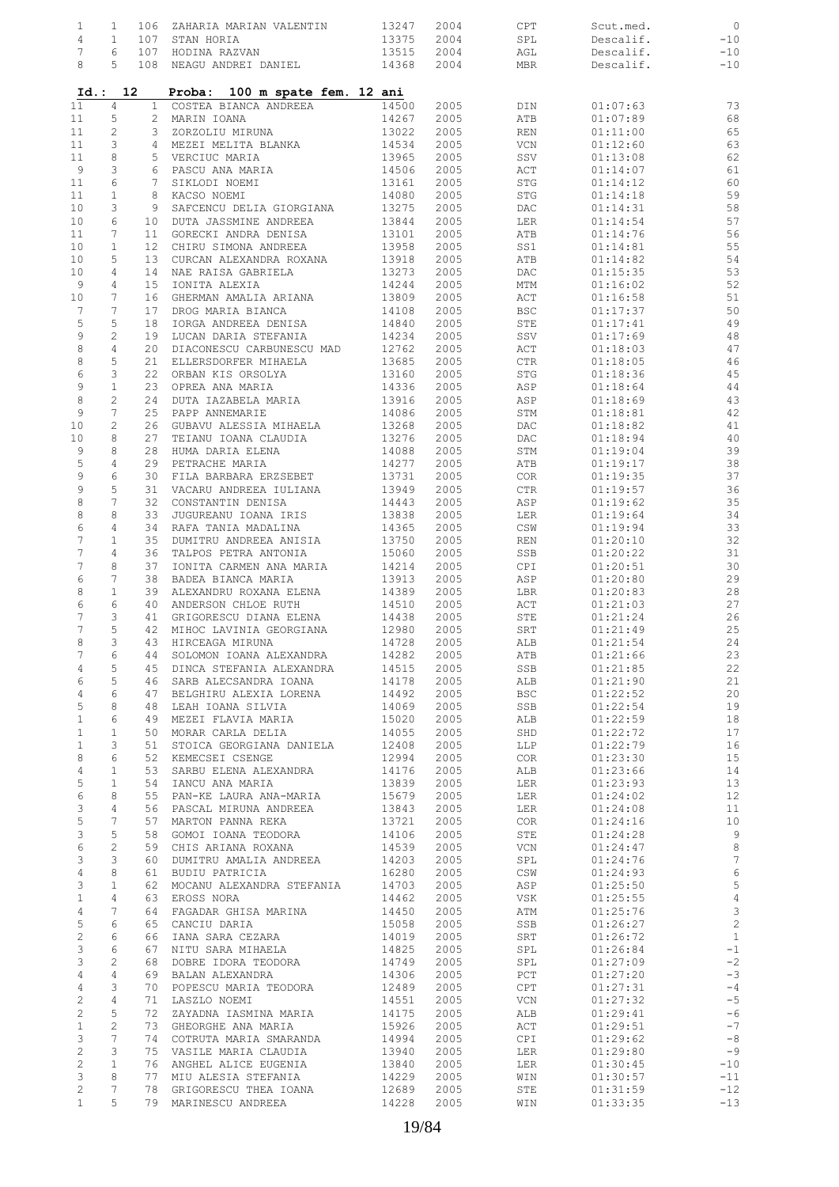| | | | | | | | | |
|---|---|---|---|---|---|---|---|---|
| 1 | 1 | 106 | ZAHARIA MARIAN VALENTIN | 13247 | 2004 | CPT | Scut.med. | 0 |
| 4 | 1 | 107 | STAN HORIA | 13375 | 2004 | SPL | Descalif. | -10 |
| 7 | 6 | 107 | HODINA RAZVAN | 13515 | 2004 | AGL | Descalif. | -10 |
| 8 | 5 | 108 | NEAGU ANDREI DANIEL | 14368 | 2004 | MBR | Descalif. | -10 |

**Id.: 12 Proba: 100 m spate fem. 12 ani**

| | | | | | | | | |
|---|---|---|---|---|---|---|---|---|
| 11 | 4 | 1 | COSTEA BIANCA ANDREEA | 14500 | 2005 | DIN | 01:07:63 | 73 |
| 11 | 5 | 2 | MARIN IOANA | 14267 | 2005 | ATB | 01:07:89 | 68 |
| 11 | 2 | 3 | ZORZOLIU MIRUNA | 13022 | 2005 | REN | 01:11:00 | 65 |
| 11 | 3 | 4 | MEZEI MELITA BLANKA | 14534 | 2005 | VCN | 01:12:60 | 63 |
| 11 | 8 | 5 | VERCIUC MARIA | 13965 | 2005 | SSV | 01:13:08 | 62 |
| 9 | 3 | 6 | PASCU ANA MARIA | 14506 | 2005 | ACT | 01:14:07 | 61 |
| 11 | 6 | 7 | SIKLODI NOEMI | 13161 | 2005 | STG | 01:14:12 | 60 |
| 11 | 1 | 8 | KACSO NOEMI | 14080 | 2005 | STG | 01:14:18 | 59 |
| 10 | 3 | 9 | SAFCENCU DELIA GIORGIANA | 13275 | 2005 | DAC | 01:14:31 | 58 |
| 10 | 6 | 10 | DUTA JASSMINE ANDREEA | 13844 | 2005 | LER | 01:14:54 | 57 |
| 11 | 7 | 11 | GORECKI ANDRA DENISA | 13101 | 2005 | ATB | 01:14:76 | 56 |
| 10 | 1 | 12 | CHIRU SIMONA ANDREEA | 13958 | 2005 | SS1 | 01:14:81 | 55 |
| 10 | 5 | 13 | CURCAN ALEXANDRA ROXANA | 13918 | 2005 | ATB | 01:14:82 | 54 |
| 10 | 4 | 14 | NAE RAISA GABRIELA | 13273 | 2005 | DAC | 01:15:35 | 53 |
| 9 | 4 | 15 | IONITA ALEXIA | 14244 | 2005 | MTM | 01:16:02 | 52 |
| 10 | 7 | 16 | GHERMAN AMALIA ARIANA | 13809 | 2005 | ACT | 01:16:58 | 51 |
| 7 | 7 | 17 | DROG MARIA BIANCA | 14108 | 2005 | BSC | 01:17:37 | 50 |
| 5 | 5 | 18 | IORGA ANDREEA DENISA | 14840 | 2005 | STE | 01:17:41 | 49 |
| 9 | 2 | 19 | LUCAN DARIA STEFANIA | 14234 | 2005 | SSV | 01:17:69 | 48 |
| 8 | 4 | 20 | DIACONESCU CARBUNESCU MAD | 12762 | 2005 | ACT | 01:18:03 | 47 |
| 8 | 5 | 21 | ELLERSDORFER MIHAELA | 13685 | 2005 | CTR | 01:18:05 | 46 |
| 6 | 3 | 22 | ORBAN KIS ORSOLYA | 13160 | 2005 | STG | 01:18:36 | 45 |
| 9 | 1 | 23 | OPREA ANA MARIA | 14336 | 2005 | ASP | 01:18:64 | 44 |
| 8 | 2 | 24 | DUTA IAZABELA MARIA | 13916 | 2005 | ASP | 01:18:69 | 43 |
| 9 | 7 | 25 | PAPP ANNEMARIE | 14086 | 2005 | STM | 01:18:81 | 42 |
| 10 | 2 | 26 | GUBAVU ALESSIA MIHAELA | 13268 | 2005 | DAC | 01:18:82 | 41 |
| 10 | 8 | 27 | TEIANU IOANA CLAUDIA | 13276 | 2005 | DAC | 01:18:94 | 40 |
| 9 | 8 | 28 | HUMA DARIA ELENA | 14088 | 2005 | STM | 01:19:04 | 39 |
| 5 | 4 | 29 | PETRACHE MARIA | 14277 | 2005 | ATB | 01:19:17 | 38 |
| 9 | 6 | 30 | FILA BARBARA ERZSEBET | 13731 | 2005 | COR | 01:19:35 | 37 |
| 9 | 5 | 31 | VACARU ANDREEA IULIANA | 13949 | 2005 | CTR | 01:19:57 | 36 |
| 8 | 7 | 32 | CONSTANTIN DENISA | 14443 | 2005 | ASP | 01:19:62 | 35 |
| 8 | 8 | 33 | JUGUREANU IOANA IRIS | 13838 | 2005 | LER | 01:19:64 | 34 |
| 6 | 4 | 34 | RAFA TANIA MADALINA | 14365 | 2005 | CSW | 01:19:94 | 33 |
| 7 | 1 | 35 | DUMITRU ANDREEA ANISIA | 13750 | 2005 | REN | 01:20:10 | 32 |
| 7 | 4 | 36 | TALPOS PETRA ANTONIA | 15060 | 2005 | SSB | 01:20:22 | 31 |
| 7 | 8 | 37 | IONITA CARMEN ANA MARIA | 14214 | 2005 | CPI | 01:20:51 | 30 |
| 6 | 7 | 38 | BADEA BIANCA MARIA | 13913 | 2005 | ASP | 01:20:80 | 29 |
| 8 | 1 | 39 | ALEXANDRU ROXANA ELENA | 14389 | 2005 | LBR | 01:20:83 | 28 |
| 6 | 6 | 40 | ANDERSON CHLOE RUTH | 14510 | 2005 | ACT | 01:21:03 | 27 |
| 7 | 3 | 41 | GRIGORESCU DIANA ELENA | 14438 | 2005 | STE | 01:21:24 | 26 |
| 7 | 5 | 42 | MIHOC LAVINIA GEORGIANA | 12980 | 2005 | SRT | 01:21:49 | 25 |
| 8 | 3 | 43 | HIRCEAGA MIRUNA | 14728 | 2005 | ALB | 01:21:54 | 24 |
| 7 | 6 | 44 | SOLOMON IOANA ALEXANDRA | 14282 | 2005 | ATB | 01:21:66 | 23 |
| 4 | 5 | 45 | DINCA STEFANIA ALEXANDRA | 14515 | 2005 | SSB | 01:21:85 | 22 |
| 6 | 5 | 46 | SARB ALECSANDRA IOANA | 14178 | 2005 | ALB | 01:21:90 | 21 |
| 4 | 6 | 47 | BELGHIRU ALEXIA LORENA | 14492 | 2005 | BSC | 01:22:52 | 20 |
| 5 | 8 | 48 | LEAH IOANA SILVIA | 14069 | 2005 | SSB | 01:22:54 | 19 |
| 1 | 6 | 49 | MEZEI FLAVIA MARIA | 15020 | 2005 | ALB | 01:22:59 | 18 |
| 1 | 1 | 50 | MORAR CARLA DELIA | 14055 | 2005 | SHD | 01:22:72 | 17 |
| 1 | 3 | 51 | STOICA GEORGIANA DANIELA | 12408 | 2005 | LLP | 01:22:79 | 16 |
| 8 | 6 | 52 | KEMECSEI CSENGE | 12994 | 2005 | COR | 01:23:30 | 15 |
| 4 | 1 | 53 | SARBU ELENA ALEXANDRA | 14176 | 2005 | ALB | 01:23:66 | 14 |
| 5 | 1 | 54 | IANCU ANA MARIA | 13839 | 2005 | LER | 01:23:93 | 13 |
| 6 | 8 | 55 | PAN-KE LAURA ANA-MARIA | 15679 | 2005 | LER | 01:24:02 | 12 |
| 3 | 4 | 56 | PASCAL MIRUNA ANDREEA | 13843 | 2005 | LER | 01:24:08 | 11 |
| 5 | 7 | 57 | MARTON PANNA REKA | 13721 | 2005 | COR | 01:24:16 | 10 |
| 3 | 5 | 58 | GOMOI IOANA TEODORA | 14106 | 2005 | STE | 01:24:28 | 9 |
| 6 | 2 | 59 | CHIS ARIANA ROXANA | 14539 | 2005 | VCN | 01:24:47 | 8 |
| 3 | 3 | 60 | DUMITRU AMALIA ANDREEA | 14203 | 2005 | SPL | 01:24:76 | 7 |
| 4 | 8 | 61 | BUDIU PATRICIA | 16280 | 2005 | CSW | 01:24:93 | 6 |
| 3 | 1 | 62 | MOCANU ALEXANDRA STEFANIA | 14703 | 2005 | ASP | 01:25:50 | 5 |
| 1 | 4 | 63 | EROSS NORA | 14462 | 2005 | VSK | 01:25:55 | 4 |
| 4 | 7 | 64 | FAGADAR GHISA MARINA | 14450 | 2005 | ATM | 01:25:76 | 3 |
| 5 | 6 | 65 | CANCIU DARIA | 15058 | 2005 | SSB | 01:26:27 | 2 |
| 2 | 6 | 66 | IANA SARA CEZARA | 14019 | 2005 | SRT | 01:26:72 | 1 |
| 3 | 6 | 67 | NITU SARA MIHAELA | 14825 | 2005 | SPL | 01:26:84 | -1 |
| 3 | 2 | 68 | DOBRE IDORA TEODORA | 14749 | 2005 | SPL | 01:27:09 | -2 |
| 4 | 4 | 69 | BALAN ALEXANDRA | 14306 | 2005 | PCT | 01:27:20 | -3 |
| 4 | 3 | 70 | POPESCU MARIA TEODORA | 12489 | 2005 | CPT | 01:27:31 | -4 |
| 2 | 4 | 71 | LASZLO NOEMI | 14551 | 2005 | VCN | 01:27:32 | -5 |
| 2 | 5 | 72 | ZAYADNA IASMINA MARIA | 14175 | 2005 | ALB | 01:29:41 | -6 |
| 1 | 2 | 73 | GHEORGHE ANA MARIA | 15926 | 2005 | ACT | 01:29:51 | -7 |
| 3 | 7 | 74 | COTRUTA MARIA SMARANDA | 14994 | 2005 | CPI | 01:29:62 | -8 |
| 2 | 3 | 75 | VASILE MARIA CLAUDIA | 13940 | 2005 | LER | 01:29:80 | -9 |
| 2 | 1 | 76 | ANGHEL ALICE EUGENIA | 13840 | 2005 | LER | 01:30:45 | -10 |
| 3 | 8 | 77 | MIU ALESIA STEFANIA | 14229 | 2005 | WIN | 01:30:57 | -11 |
| 2 | 7 | 78 | GRIGORESCU THEA IOANA | 12689 | 2005 | STE | 01:31:59 | -12 |
| 1 | 5 | 79 | MARINESCU ANDREEA | 14228 | 2005 | WIN | 01:33:35 | -13 |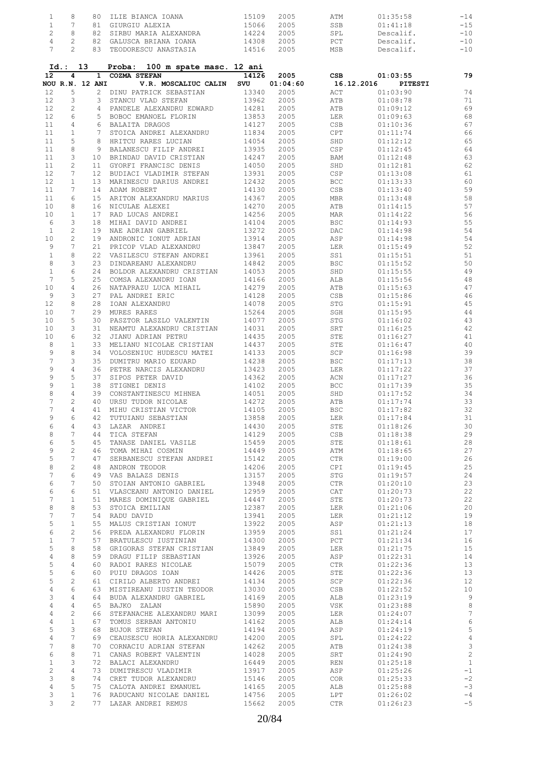| | | | | | | | | |
|---|---|---|---|---|---|---|---|---|
| 1 | 8 | 80 | ILIE BIANCA IOANA | 15109 | 2005 | ATM | 01:35:58 | -14 |
| 1 | 7 | 81 | GIURGIU ALEXIA | 15066 | 2005 | SSB | 01:41:18 | -15 |
| 2 | 8 | 82 | SIRBU MARIA ALEXANDRA | 14224 | 2005 | SPL | Descalif. | -10 |
| 4 | 2 | 82 | GALUSCA BRIANA IOANA | 14308 | 2005 | PCT | Descalif. | -10 |
| 7 | 2 | 83 | TEODORESCU ANASTASIA | 14516 | 2005 | MSB | Descalif. | -10 |

## Id.: 13 Proba: 100 m spate masc. 12 ani

| | | | | | | | | |
|---|---|---|---|---|---|---|---|---|
| **12** | **4** | **1** | **COZMA STEFAN** | **14126** | **2005** | **CSB** | **01:03:55** | **79** |
| **NOU R.N. 12 ANI** | | | **V.R. MOSCALIUC CALIN** | **SVU** | **01:04:60** | **16.12.2016** | **PITESTI** | |
| 12 | 5 | 2 | DINU PATRICK SEBASTIAN | 13340 | 2005 | ACT | 01:03:90 | 74 |
| 12 | 3 | 3 | STANCU VLAD STEFAN | 13962 | 2005 | ATB | 01:08:78 | 71 |
| 12 | 2 | 4 | PANDELE ALEXANDRU EDWARD | 14281 | 2005 | ATB | 01:09:12 | 69 |
| 12 | 6 | 5 | BOBOC EMANOEL FLORIN | 13853 | 2005 | LER | 01:09:63 | 68 |
| 11 | 4 | 6 | BALAITA DRAGOS | 14127 | 2005 | CSB | 01:10:36 | 67 |
| 11 | 1 | 7 | STOICA ANDREI ALEXANDRU | 11834 | 2005 | CPT | 01:11:74 | 66 |
| 11 | 5 | 8 | HRITCU RARES LUCIAN | 14054 | 2005 | SHD | 01:12:12 | 65 |
| 11 | 8 | 9 | BALANESCU FILIP ANDREI | 13935 | 2005 | CSP | 01:12:45 | 64 |
| 11 | 3 | 10 | BRINDAU DAVID CRISTIAN | 14247 | 2005 | BAM | 01:12:48 | 63 |
| 11 | 2 | 11 | GYORFI FRANCISC DENIS | 14050 | 2005 | SHD | 01:12:81 | 62 |
| 12 | 7 | 12 | BUDIACI VLADIMIR STEFAN | 13931 | 2005 | CSP | 01:13:08 | 61 |
| 12 | 1 | 13 | MARINESCU DARIUS ANDREI | 12432 | 2005 | BCC | 01:13:33 | 60 |
| 11 | 7 | 14 | ADAM ROBERT | 14130 | 2005 | CSB | 01:13:40 | 59 |
| 11 | 6 | 15 | ARITON ALEXANDRU MARIUS | 14367 | 2005 | MBR | 01:13:48 | 58 |
| 10 | 8 | 16 | NICULAE ALEXEI | 14270 | 2005 | ATB | 01:14:15 | 57 |
| 10 | 1 | 17 | RAD LUCAS ANDREI | 14256 | 2005 | MAR | 01:14:22 | 56 |
| 6 | 3 | 18 | MIHAI DAVID ANDREI | 14104 | 2005 | BSC | 01:14:93 | 55 |
| 1 | 2 | 19 | NAE ADRIAN GABRIEL | 13272 | 2005 | DAC | 01:14:98 | 54 |
| 10 | 2 | 19 | ANDRONIC IONUT ADRIAN | 13914 | 2005 | ASP | 01:14:98 | 54 |
| 9 | 7 | 21 | PRICOP VLAD ALEXANDRU | 13847 | 2005 | LER | 01:15:49 | 52 |
| 1 | 8 | 22 | VASILESCU STEFAN ANDREI | 13961 | 2005 | SS1 | 01:15:51 | 51 |
| 8 | 3 | 23 | DINDAREANU ALEXANDRU | 14842 | 2005 | BSC | 01:15:52 | 50 |
| 1 | 6 | 24 | BOLDOR ALEXANDRU CRISTIAN | 14053 | 2005 | SHD | 01:15:55 | 49 |
| 7 | 5 | 25 | COMSA ALEXANDRU IOAN | 14166 | 2005 | ALB | 01:15:56 | 48 |
| 10 | 4 | 26 | NATAPRAZU LUCA MIHAIL | 14279 | 2005 | ATB | 01:15:63 | 47 |
| 9 | 3 | 27 | PAL ANDREI ERIC | 14128 | 2005 | CSB | 01:15:86 | 46 |
| 12 | 8 | 28 | IOAN ALEXANDRU | 14078 | 2005 | STG | 01:15:91 | 45 |
| 10 | 7 | 29 | MURES RARES | 15264 | 2005 | SGH | 01:15:95 | 44 |
| 10 | 5 | 30 | PASZTOR LASZLO VALENTIN | 14077 | 2005 | STG | 01:16:02 | 43 |
| 10 | 3 | 31 | NEAMTU ALEXANDRU CRISTIAN | 14031 | 2005 | SRT | 01:16:25 | 42 |
| 10 | 6 | 32 | JIANU ADRIAN PETRU | 14435 | 2005 | STE | 01:16:27 | 41 |
| 8 | 1 | 33 | MELIANU NICOLAE CRISTIAN | 14437 | 2005 | STE | 01:16:47 | 40 |
| 9 | 8 | 34 | VOLOSENIUC HUDESCU MATEI | 14133 | 2005 | SCP | 01:16:98 | 39 |
| 7 | 3 | 35 | DUMITRU MARIO EDUARD | 14238 | 2005 | BSC | 01:17:13 | 38 |
| 9 | 4 | 36 | PETRE NARCIS ALEXANDRU | 13423 | 2005 | LER | 01:17:22 | 37 |
| 9 | 5 | 37 | SIPOS PETER DAVID | 14362 | 2005 | ACN | 01:17:27 | 36 |
| 9 | 1 | 38 | STIGNEI DENIS | 14102 | 2005 | BCC | 01:17:39 | 35 |
| 8 | 4 | 39 | CONSTANTINESCU MIHNEA | 14051 | 2005 | SHD | 01:17:52 | 34 |
| 7 | 2 | 40 | URSU TUDOR NICOLAE | 14272 | 2005 | ATB | 01:17:74 | 33 |
| 7 | 4 | 41 | MIHU CRISTIAN VICTOR | 14105 | 2005 | BSC | 01:17:82 | 32 |
| 9 | 6 | 42 | TUTUIANU SEBASTIAN | 13858 | 2005 | LER | 01:17:84 | 31 |
| 6 | 4 | 43 | LAZAR ANDREI | 14430 | 2005 | STE | 01:18:26 | 30 |
| 8 | 7 | 44 | TICA STEFAN | 14129 | 2005 | CSB | 01:18:38 | 29 |
| 6 | 5 | 45 | TANASE DANIEL VASILE | 15459 | 2005 | STE | 01:18:61 | 28 |
| 9 | 2 | 46 | TOMA MIHAI COSMIN | 14449 | 2005 | ATM | 01:18:65 | 27 |
| 5 | 7 | 47 | SERBANESCU STEFAN ANDREI | 15142 | 2005 | CTR | 01:19:00 | 26 |
| 8 | 2 | 48 | ANDRON TEODOR | 14206 | 2005 | CPI | 01:19:45 | 25 |
| 7 | 6 | 49 | VAS BALAZS DENIS | 13157 | 2005 | STG | 01:19:57 | 24 |
| 6 | 7 | 50 | STOIAN ANTONIO GABRIEL | 13948 | 2005 | CTR | 01:20:10 | 23 |
| 6 | 6 | 51 | VLASCEANU ANTONIO DANIEL | 12959 | 2005 | CAT | 01:20:73 | 22 |
| 7 | 1 | 51 | MARES DOMINIQUE GABRIEL | 14447 | 2005 | STE | 01:20:73 | 22 |
| 8 | 8 | 53 | STOICA EMILIAN | 12387 | 2005 | LER | 01:21:06 | 20 |
| 7 | 7 | 54 | RADU DAVID | 13941 | 2005 | LER | 01:21:12 | 19 |
| 5 | 1 | 55 | MALUS CRISTIAN IONUT | 13922 | 2005 | ASP | 01:21:13 | 18 |
| 6 | 2 | 56 | PREDA ALEXANDRU FLORIN | 13959 | 2005 | SS1 | 01:21:24 | 17 |
| 1 | 7 | 57 | BRATULESCU IUSTINIAN | 14300 | 2005 | PCT | 01:21:34 | 16 |
| 5 | 8 | 58 | GRIGORAS STEFAN CRISTIAN | 13849 | 2005 | LER | 01:21:75 | 15 |
| 4 | 8 | 59 | DRAGU FILIP SEBASTIAN | 13926 | 2005 | ASP | 01:22:31 | 14 |
| 5 | 4 | 60 | RADOI RARES NICOLAE | 15079 | 2005 | CTR | 01:22:36 | 13 |
| 5 | 6 | 60 | PUIU DRAGOS IOAN | 14426 | 2005 | STE | 01:22:36 | 13 |
| 5 | 2 | 61 | CIRILO ALBERTO ANDREI | 14134 | 2005 | SCP | 01:22:36 | 12 |
| 4 | 6 | 63 | MISTIREANU IUSTIN TEODOR | 13030 | 2005 | CSB | 01:22:52 | 10 |
| 3 | 4 | 64 | BUDA ALEXANDRU GABRIEL | 14169 | 2005 | ALB | 01:23:19 | 9 |
| 4 | 4 | 65 | BAJKO ZALAN | 15890 | 2005 | VSK | 01:23:88 | 8 |
| 4 | 2 | 66 | STEFANACHE ALEXANDRU MARI | 13099 | 2005 | LER | 01:24:07 | 7 |
| 4 | 1 | 67 | TOMUS SERBAN ANTONIU | 14162 | 2005 | ALB | 01:24:14 | 6 |
| 5 | 3 | 68 | BUJOR STEFAN | 14194 | 2005 | ASP | 01:24:19 | 5 |
| 4 | 7 | 69 | CEAUSESCU HORIA ALEXANDRU | 14200 | 2005 | SPL | 01:24:22 | 4 |
| 7 | 8 | 70 | CORNACIU ADRIAN STEFAN | 14262 | 2005 | ATB | 01:24:38 | 3 |
| 6 | 8 | 71 | CANAS ROBERT VALENTIN | 14028 | 2005 | SRT | 01:24:90 | 2 |
| 1 | 3 | 72 | BALACI ALEXANDRU | 16449 | 2005 | REN | 01:25:18 | 1 |
| 2 | 4 | 73 | DUMITRESCU VLADIMIR | 13917 | 2005 | ASP | 01:25:26 | -1 |
| 3 | 8 | 74 | CRET TUDOR ALEXANDRU | 15146 | 2005 | COR | 01:25:33 | -2 |
| 4 | 5 | 75 | CALOTA ANDREI EMANUEL | 14165 | 2005 | ALB | 01:25:88 | -3 |
| 3 | 1 | 76 | RADUCANU NICOLAE DANIEL | 14756 | 2005 | LPT | 01:26:02 | -4 |
| 3 | 2 | 77 | LAZAR ANDREI REMUS | 15662 | 2005 | CTR | 01:26:23 | -5 |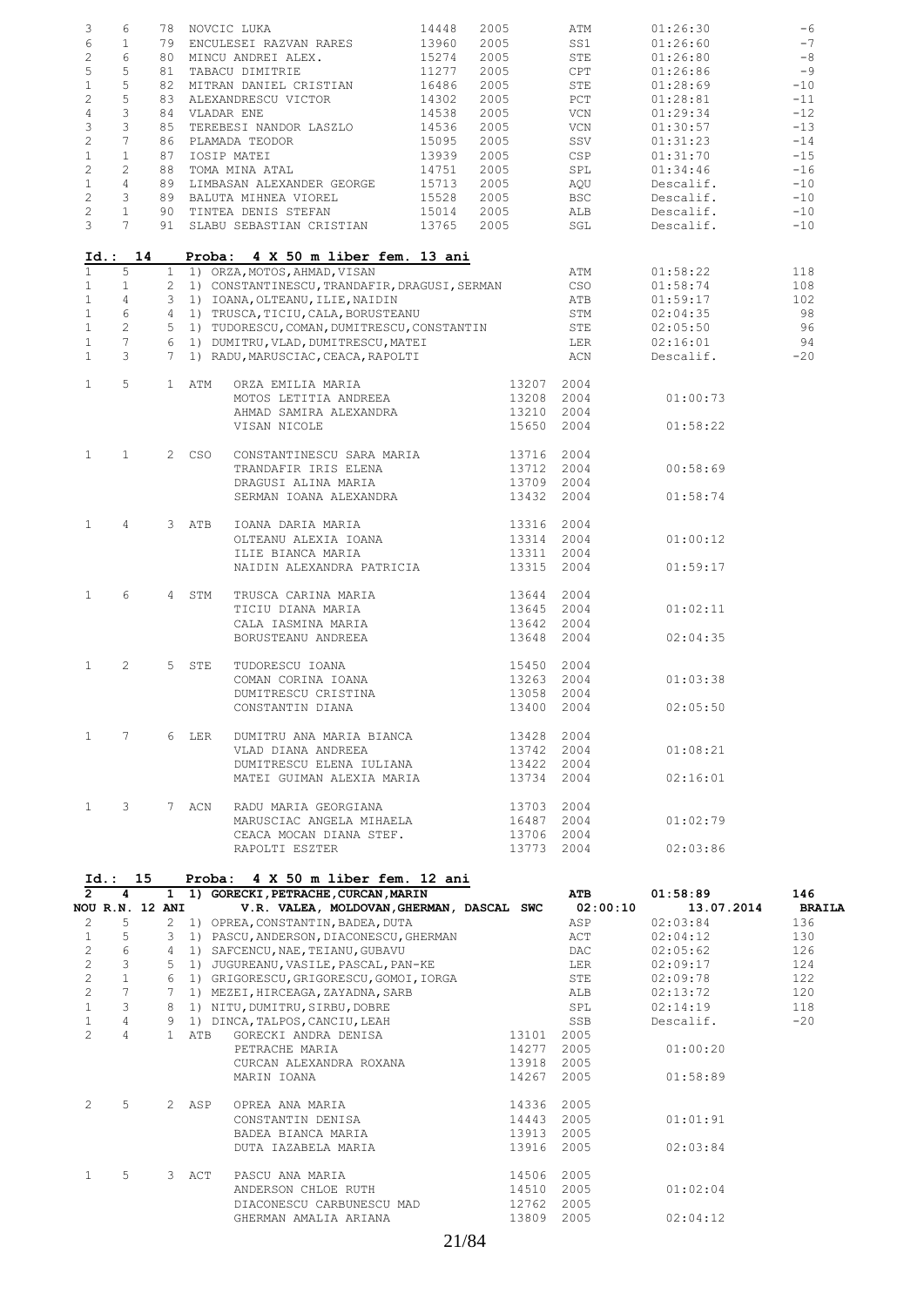| | | | | | | | | |
|---|---|---|---|---|---|---|---|---|
| 3 | 6 | 78 | NOVCIC LUKA | 14448 | 2005 | ATM | 01:26:30 | -6 |
| 6 | 1 | 79 | ENCULESEI RAZVAN RARES | 13960 | 2005 | SS1 | 01:26:60 | -7 |
| 2 | 6 | 80 | MINCU ANDREI ALEX. | 15274 | 2005 | STE | 01:26:80 | -8 |
| 5 | 5 | 81 | TABACU DIMITRIE | 11277 | 2005 | CPT | 01:26:86 | -9 |
| 1 | 5 | 82 | MITRAN DANIEL CRISTIAN | 16486 | 2005 | STE | 01:28:69 | -10 |
| 2 | 5 | 83 | ALEXANDRESCU VICTOR | 14302 | 2005 | PCT | 01:28:81 | -11 |
| 4 | 3 | 84 | VLADAR ENE | 14538 | 2005 | VCN | 01:29:34 | -12 |
| 3 | 3 | 85 | TEREBESI NANDOR LASZLO | 14536 | 2005 | VCN | 01:30:57 | -13 |
| 2 | 7 | 86 | PLAMADA TEODOR | 15095 | 2005 | SSV | 01:31:23 | -14 |
| 1 | 1 | 87 | IOSIP MATEI | 13939 | 2005 | CSP | 01:31:70 | -15 |
| 2 | 2 | 88 | TOMA MINA ATAL | 14751 | 2005 | SPL | 01:34:46 | -16 |
| 1 | 4 | 89 | LIMBASAN ALEXANDER GEORGE | 15713 | 2005 | AQU | Descalif. | -10 |
| 2 | 3 | 89 | BALUTA MIHNEA VIOREL | 15528 | 2005 | BSC | Descalif. | -10 |
| 2 | 1 | 90 | TINTEA DENIS STEFAN | 15014 | 2005 | ALB | Descalif. | -10 |
| 3 | 7 | 91 | SLABU SEBASTIAN CRISTIAN | 13765 | 2005 | SGL | Descalif. | -10 |

## Id.: 14 Proba: 4 X 50 m liber fem. 13 ani

| | | | | | | |
|---|---|---|---|---|---|---|
| 1 | 5 | 1 | 1) ORZA,MOTOS,AHMAD,VISAN | ATM | 01:58:22 | 118 |
| 1 | 1 | 2 | 1) CONSTANTINESCU,TRANDAFIR,DRAGUSI,SERMAN | CSO | 01:58:74 | 108 |
| 1 | 4 | 3 | 1) IOANA,OLTEANU,ILIE,NAIDIN | ATB | 01:59:17 | 102 |
| 1 | 6 | 4 | 1) TRUSCA,TICIU,CALA,BORUSTEANU | STM | 02:04:35 | 98 |
| 1 | 2 | 5 | 1) TUDORESCU,COMAN,DUMITRESCU,CONSTANTIN | STE | 02:05:50 | 96 |
| 1 | 7 | 6 | 1) DUMITRU,VLAD,DUMITRESCU,MATEI | LER | 02:16:01 | 94 |
| 1 | 3 | 7 | 1) RADU,MARUSCIAC,CEACA,RAPOLTI | ACN | Descalif. | -20 |

| | | | | | | | |
|---|---|---|---|---|---|---|---|
| 1 | 5 | 1 | ATM | ORZA EMILIA MARIA | 13207 | 2004 | |
| | | | | MOTOS LETITIA ANDREEA | 13208 | 2004 | 01:00:73 |
| | | | | AHMAD SAMIRA ALEXANDRA | 13210 | 2004 | |
| | | | | VISAN NICOLE | 15650 | 2004 | 01:58:22 |
| 1 | 1 | 2 | CSO | CONSTANTINESCU SARA MARIA | 13716 | 2004 | |
| | | | | TRANDAFIR IRIS ELENA | 13712 | 2004 | 00:58:69 |
| | | | | DRAGUSI ALINA MARIA | 13709 | 2004 | |
| | | | | SERMAN IOANA ALEXANDRA | 13432 | 2004 | 01:58:74 |
| 1 | 4 | 3 | ATB | IOANA DARIA MARIA | 13316 | 2004 | |
| | | | | OLTEANU ALEXIA IOANA | 13314 | 2004 | 01:00:12 |
| | | | | ILIE BIANCA MARIA | 13311 | 2004 | |
| | | | | NAIDIN ALEXANDRA PATRICIA | 13315 | 2004 | 01:59:17 |
| 1 | 6 | 4 | STM | TRUSCA CARINA MARIA | 13644 | 2004 | |
| | | | | TICIU DIANA MARIA | 13645 | 2004 | 01:02:11 |
| | | | | CALA IASMINA MARIA | 13642 | 2004 | |
| | | | | BORUSTEANU ANDREEA | 13648 | 2004 | 02:04:35 |
| 1 | 2 | 5 | STE | TUDORESCU IOANA | 15450 | 2004 | |
| | | | | COMAN CORINA IOANA | 13263 | 2004 | 01:03:38 |
| | | | | DUMITRESCU CRISTINA | 13058 | 2004 | |
| | | | | CONSTANTIN DIANA | 13400 | 2004 | 02:05:50 |
| 1 | 7 | 6 | LER | DUMITRU ANA MARIA BIANCA | 13428 | 2004 | |
| | | | | VLAD DIANA ANDREEA | 13742 | 2004 | 01:08:21 |
| | | | | DUMITRESCU ELENA IULIANA | 13422 | 2004 | |
| | | | | MATEI GUIMAN ALEXIA MARIA | 13734 | 2004 | 02:16:01 |
| 1 | 3 | 7 | ACN | RADU MARIA GEORGIANA | 13703 | 2004 | |
| | | | | MARUSCIAC ANGELA MIHAELA | 16487 | 2004 | 01:02:79 |
| | | | | CEACA MOCAN DIANA STEF. | 13706 | 2004 | |
| | | | | RAPOLTI ESZTER | 13773 | 2004 | 02:03:86 |

## Id.: 15 Proba: 4 X 50 m liber fem. 12 ani

| | | | | | | |
|---|---|---|---|---|---|---|
| **2** | **4** | **1** | **1) GORECKI,PETRACHE,CURCAN,MARIN** | **ATB** | **01:58:89** | **146** |
| **NOU R.N. 12 ANI** | | | **V.R. VALEA, MOLDOVAN,GHERMAN, DASCAL SWC** | **02:00:10** | **13.07.2014** | **BRAILA** |
| 2 | 5 | 2 | 1) OPREA,CONSTANTIN,BADEA,DUTA | ASP | 02:03:84 | 136 |
| 1 | 5 | 3 | 1) PASCU,ANDERSON,DIACONESCU,GHERMAN | ACT | 02:04:12 | 130 |
| 2 | 6 | 4 | 1) SAFCENCU,NAE,TEIANU,GUBAVU | DAC | 02:05:62 | 126 |
| 2 | 3 | 5 | 1) JUGUREANU,VASILE,PASCAL,PAN-KE | LER | 02:09:17 | 124 |
| 2 | 1 | 6 | 1) GRIGORESCU,GRIGORESCU,GOMOI,IORGA | STE | 02:09:78 | 122 |
| 2 | 7 | 7 | 1) MEZEI,HIRCEAGA,ZAYADNA,SARB | ALB | 02:13:72 | 120 |
| 1 | 3 | 8 | 1) NITU,DUMITRU,SIRBU,DOBRE | SPL | 02:14:19 | 118 |
| 1 | 4 | 9 | 1) DINCA,TALPOS,CANCIU,LEAH | SSB | Descalif. | -20 |

| | | | | | | | |
|---|---|---|---|---|---|---|---|
| 2 | 4 | 1 | ATB | GORECKI ANDRA DENISA | 13101 | 2005 | |
| | | | | PETRACHE MARIA | 14277 | 2005 | 01:00:20 |
| | | | | CURCAN ALEXANDRA ROXANA | 13918 | 2005 | |
| | | | | MARIN IOANA | 14267 | 2005 | 01:58:89 |
| 2 | 5 | 2 | ASP | OPREA ANA MARIA | 14336 | 2005 | |
| | | | | CONSTANTIN DENISA | 14443 | 2005 | 01:01:91 |
| | | | | BADEA BIANCA MARIA | 13913 | 2005 | |
| | | | | DUTA IAZABELA MARIA | 13916 | 2005 | 02:03:84 |
| 1 | 5 | 3 | ACT | PASCU ANA MARIA | 14506 | 2005 | |
| | | | | ANDERSON CHLOE RUTH | 14510 | 2005 | 01:02:04 |
| | | | | DIACONESCU CARBUNESCU MAD | 12762 | 2005 | |
| | | | | GHERMAN AMALIA ARIANA | 13809 | 2005 | 02:04:12 |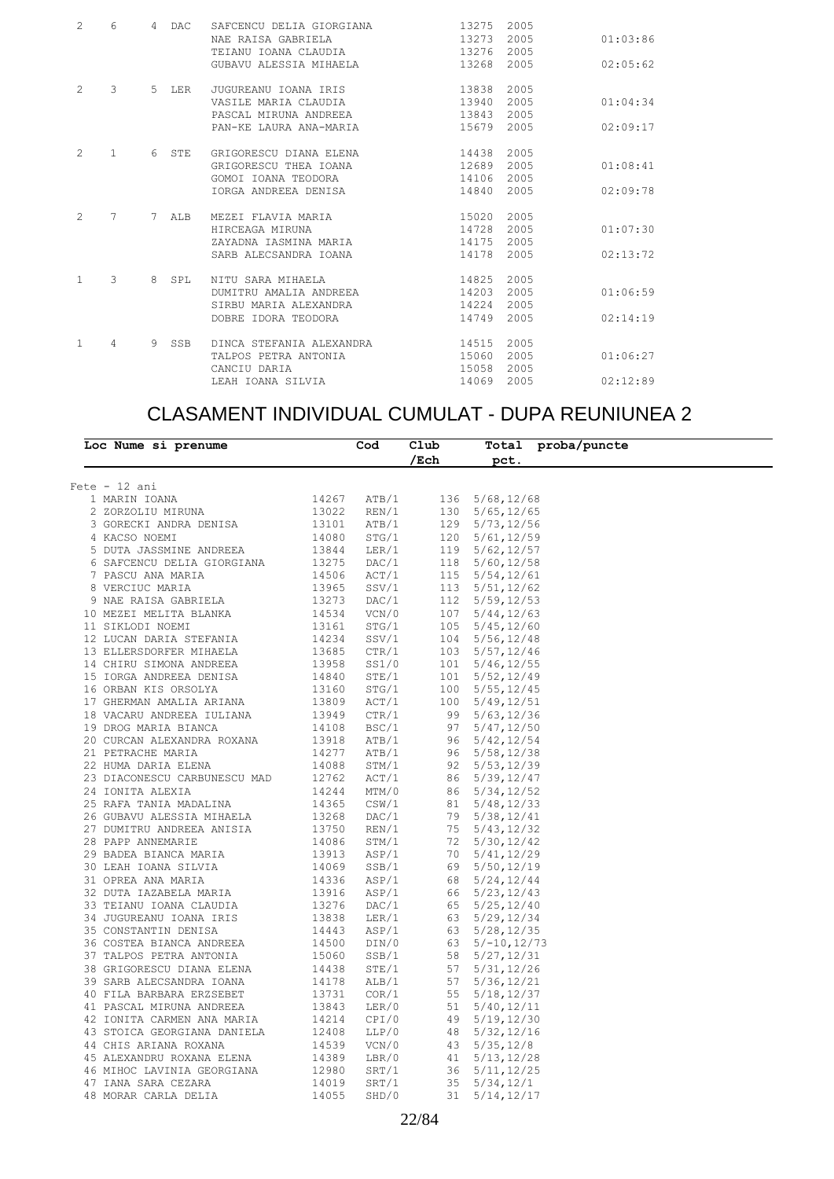| | | | | | | | |
|---|---|---|---|---|---|---|---|
| 2 | 6 | 4 | DAC | SAFCENCU DELIA GIORGIANA | 13275 | 2005 | |
| | | | | NAE RAISA GABRIELA | 13273 | 2005 | 01:03:86 |
| | | | | TEIANU IOANA CLAUDIA | 13276 | 2005 | |
| | | | | GUBAVU ALESSIA MIHAELA | 13268 | 2005 | 02:05:62 |
| 2 | 3 | 5 | LER | JUGUREANU IOANA IRIS | 13838 | 2005 | |
| | | | | VASILE MARIA CLAUDIA | 13940 | 2005 | 01:04:34 |
| | | | | PASCAL MIRUNA ANDREEA | 13843 | 2005 | |
| | | | | PAN-KE LAURA ANA-MARIA | 15679 | 2005 | 02:09:17 |
| 2 | 1 | 6 | STE | GRIGORESCU DIANA ELENA | 14438 | 2005 | |
| | | | | GRIGORESCU THEA IOANA | 12689 | 2005 | 01:08:41 |
| | | | | GOMOI IOANA TEODORA | 14106 | 2005 | |
| | | | | IORGA ANDREEA DENISA | 14840 | 2005 | 02:09:78 |
| 2 | 7 | 7 | ALB | MEZEI FLAVIA MARIA | 15020 | 2005 | |
| | | | | HIRCEAGA MIRUNA | 14728 | 2005 | 01:07:30 |
| | | | | ZAYADNA IASMINA MARIA | 14175 | 2005 | |
| | | | | SARB ALECSANDRA IOANA | 14178 | 2005 | 02:13:72 |
| 1 | 3 | 8 | SPL | NITU SARA MIHAELA | 14825 | 2005 | |
| | | | | DUMITRU AMALIA ANDREEA | 14203 | 2005 | 01:06:59 |
| | | | | SIRBU MARIA ALEXANDRA | 14224 | 2005 | |
| | | | | DOBRE IDORA TEODORA | 14749 | 2005 | 02:14:19 |
| 1 | 4 | 9 | SSB | DINCA STEFANIA ALEXANDRA | 14515 | 2005 | |
| | | | | TALPOS PETRA ANTONIA | 15060 | 2005 | 01:06:27 |
| | | | | CANCIU DARIA | 15058 | 2005 | |
| | | | | LEAH IOANA SILVIA | 14069 | 2005 | 02:12:89 |

# CLASAMENT INDIVIDUAL CUMULAT - DUPA REUNIUNEA 2

Fete - 12 ani

| Loc | Nume si prenume | Cod | Club /Ech | Total pct. | proba/puncte |
|---|---|---|---|---|---|
| 1 | MARIN IOANA | 14267 | ATB/1 | 136 | 5/68,12/68 |
| 2 | ZORZOLIU MIRUNA | 13022 | REN/1 | 130 | 5/65,12/65 |
| 3 | GORECKI ANDRA DENISA | 13101 | ATB/1 | 129 | 5/73,12/56 |
| 4 | KACSO NOEMI | 14080 | STG/1 | 120 | 5/61,12/59 |
| 5 | DUTA JASSMINE ANDREEA | 13844 | LER/1 | 119 | 5/62,12/57 |
| 6 | SAFCENCU DELIA GIORGIANA | 13275 | DAC/1 | 118 | 5/60,12/58 |
| 7 | PASCU ANA MARIA | 14506 | ACT/1 | 115 | 5/54,12/61 |
| 8 | VERCIUC MARIA | 13965 | SSV/1 | 113 | 5/51,12/62 |
| 9 | NAE RAISA GABRIELA | 13273 | DAC/1 | 112 | 5/59,12/53 |
| 10 | MEZEI MELITA BLANKA | 14534 | VCN/0 | 107 | 5/44,12/63 |
| 11 | SIKLODI NOEMI | 13161 | STG/1 | 105 | 5/45,12/60 |
| 12 | LUCAN DARIA STEFANIA | 14234 | SSV/1 | 104 | 5/56,12/48 |
| 13 | ELLERSDORFER MIHAELA | 13685 | CTR/1 | 103 | 5/57,12/46 |
| 14 | CHIRU SIMONA ANDREEA | 13958 | SS1/0 | 101 | 5/46,12/55 |
| 15 | IORGA ANDREEA DENISA | 14840 | STE/1 | 101 | 5/52,12/49 |
| 16 | ORBAN KIS ORSOLYA | 13160 | STG/1 | 100 | 5/55,12/45 |
| 17 | GHERMAN AMALIA ARIANA | 13809 | ACT/1 | 100 | 5/49,12/51 |
| 18 | VACARU ANDREEA IULIANA | 13949 | CTR/1 | 99 | 5/63,12/36 |
| 19 | DROG MARIA BIANCA | 14108 | BSC/1 | 97 | 5/47,12/50 |
| 20 | CURCAN ALEXANDRA ROXANA | 13918 | ATB/1 | 96 | 5/42,12/54 |
| 21 | PETRACHE MARIA | 14277 | ATB/1 | 96 | 5/58,12/38 |
| 22 | HUMA DARIA ELENA | 14088 | STM/1 | 92 | 5/53,12/39 |
| 23 | DIACONESCU CARBUNESCU MAD | 12762 | ACT/1 | 86 | 5/39,12/47 |
| 24 | IONITA ALEXIA | 14244 | MTM/0 | 86 | 5/34,12/52 |
| 25 | RAFA TANIA MADALINA | 14365 | CSW/1 | 81 | 5/48,12/33 |
| 26 | GUBAVU ALESSIA MIHAELA | 13268 | DAC/1 | 79 | 5/38,12/41 |
| 27 | DUMITRU ANDREEA ANISIA | 13750 | REN/1 | 75 | 5/43,12/32 |
| 28 | PAPP ANNEMARIE | 14086 | STM/1 | 72 | 5/30,12/42 |
| 29 | BADEA BIANCA MARIA | 13913 | ASP/1 | 70 | 5/41,12/29 |
| 30 | LEAH IOANA SILVIA | 14069 | SSB/1 | 69 | 5/50,12/19 |
| 31 | OPREA ANA MARIA | 14336 | ASP/1 | 68 | 5/24,12/44 |
| 32 | DUTA IAZABELA MARIA | 13916 | ASP/1 | 66 | 5/23,12/43 |
| 33 | TEIANU IOANA CLAUDIA | 13276 | DAC/1 | 65 | 5/25,12/40 |
| 34 | JUGUREANU IOANA IRIS | 13838 | LER/1 | 63 | 5/29,12/34 |
| 35 | CONSTANTIN DENISA | 14443 | ASP/1 | 63 | 5/28,12/35 |
| 36 | COSTEA BIANCA ANDREEA | 14500 | DIN/0 | 63 | 5/-10,12/73 |
| 37 | TALPOS PETRA ANTONIA | 15060 | SSB/1 | 58 | 5/27,12/31 |
| 38 | GRIGORESCU DIANA ELENA | 14438 | STE/1 | 57 | 5/31,12/26 |
| 39 | SARB ALECSANDRA IOANA | 14178 | ALB/1 | 57 | 5/36,12/21 |
| 40 | FILA BARBARA ERZSEBET | 13731 | COR/1 | 55 | 5/18,12/37 |
| 41 | PASCAL MIRUNA ANDREEA | 13843 | LER/0 | 51 | 5/40,12/11 |
| 42 | IONITA CARMEN ANA MARIA | 14214 | CPI/0 | 49 | 5/19,12/30 |
| 43 | STOICA GEORGIANA DANIELA | 12408 | LLP/0 | 48 | 5/32,12/16 |
| 44 | CHIS ARIANA ROXANA | 14539 | VCN/0 | 43 | 5/35,12/8 |
| 45 | ALEXANDRU ROXANA ELENA | 14389 | LBR/0 | 41 | 5/13,12/28 |
| 46 | MIHOC LAVINIA GEORGIANA | 12980 | SRT/1 | 36 | 5/11,12/25 |
| 47 | IANA SARA CEZARA | 14019 | SRT/1 | 35 | 5/34,12/1 |
| 48 | MORAR CARLA DELIA | 14055 | SHD/0 | 31 | 5/14,12/17 |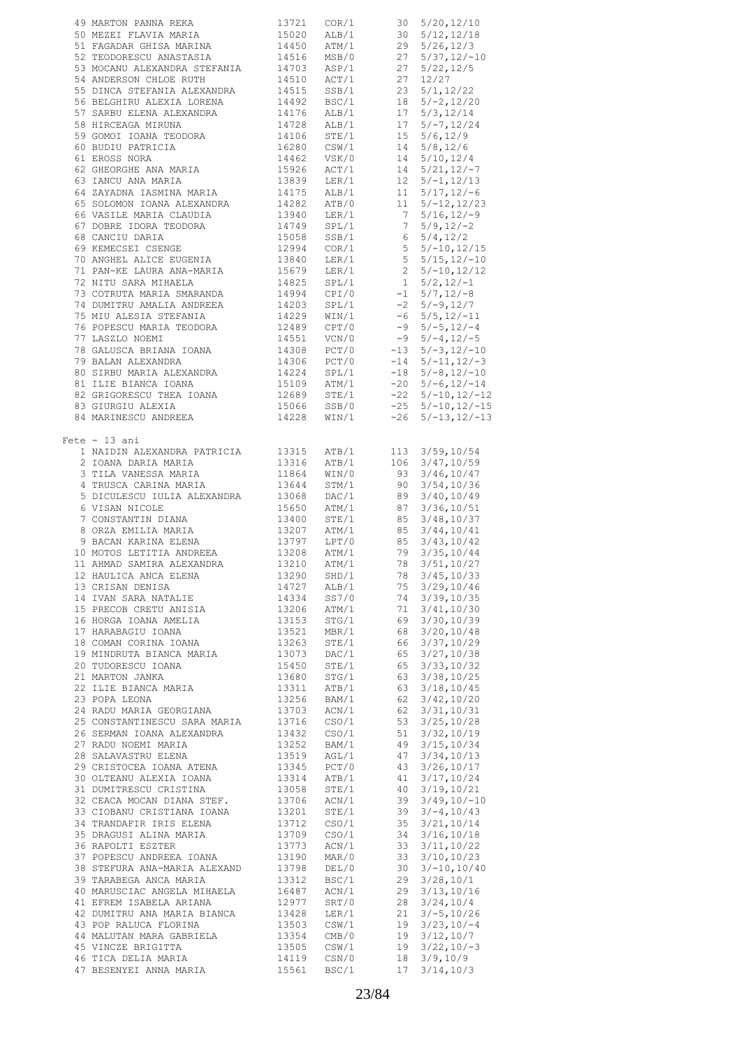| | | | | | |
|---|---|---|---|---|---|
| 49 | MARTON PANNA REKA | 13721 | COR/1 | 30 | 5/20,12/10 |
| 50 | MEZEI FLAVIA MARIA | 15020 | ALB/1 | 30 | 5/12,12/18 |
| 51 | FAGADAR GHISA MARINA | 14450 | ATM/1 | 29 | 5/26,12/3 |
| 52 | TEODORESCU ANASTASIA | 14516 | MSB/0 | 27 | 5/37,12/-10 |
| 53 | MOCANU ALEXANDRA STEFANIA | 14703 | ASP/1 | 27 | 5/22,12/5 |
| 54 | ANDERSON CHLOE RUTH | 14510 | ACT/1 | 27 | 12/27 |
| 55 | DINCA STEFANIA ALEXANDRA | 14515 | SSB/1 | 23 | 5/1,12/22 |
| 56 | BELGHIRU ALEXIA LORENA | 14492 | BSC/1 | 18 | 5/-2,12/20 |
| 57 | SARBU ELENA ALEXANDRA | 14176 | ALB/1 | 17 | 5/3,12/14 |
| 58 | HIRCEAGA MIRUNA | 14728 | ALB/1 | 17 | 5/-7,12/24 |
| 59 | GOMOI IOANA TEODORA | 14106 | STE/1 | 15 | 5/6,12/9 |
| 60 | BUDIU PATRICIA | 16280 | CSW/1 | 14 | 5/8,12/6 |
| 61 | EROSS NORA | 14462 | VSK/0 | 14 | 5/10,12/4 |
| 62 | GHEORGHE ANA MARIA | 15926 | ACT/1 | 14 | 5/21,12/-7 |
| 63 | IANCU ANA MARIA | 13839 | LER/1 | 12 | 5/-1,12/13 |
| 64 | ZAYADNA IASMINA MARIA | 14175 | ALB/1 | 11 | 5/17,12/-6 |
| 65 | SOLOMON IOANA ALEXANDRA | 14282 | ATB/0 | 11 | 5/-12,12/23 |
| 66 | VASILE MARIA CLAUDIA | 13940 | LER/1 | 7 | 5/16,12/-9 |
| 67 | DOBRE IDORA TEODORA | 14749 | SPL/1 | 7 | 5/9,12/-2 |
| 68 | CANCIU DARIA | 15058 | SSB/1 | 6 | 5/4,12/2 |
| 69 | KEMECSEI CSENGE | 12994 | COR/1 | 5 | 5/-10,12/15 |
| 70 | ANGHEL ALICE EUGENIA | 13840 | LER/1 | 5 | 5/15,12/-10 |
| 71 | PAN-KE LAURA ANA-MARIA | 15679 | LER/1 | 2 | 5/-10,12/12 |
| 72 | NITU SARA MIHAELA | 14825 | SPL/1 | 1 | 5/2,12/-1 |
| 73 | COTRUTA MARIA SMARANDA | 14994 | CPI/0 | -1 | 5/7,12/-8 |
| 74 | DUMITRU AMALIA ANDREEA | 14203 | SPL/1 | -2 | 5/-9,12/7 |
| 75 | MIU ALESIA STEFANIA | 14229 | WIN/1 | -6 | 5/5,12/-11 |
| 76 | POPESCU MARIA TEODORA | 12489 | CPT/0 | -9 | 5/-5,12/-4 |
| 77 | LASZLO NOEMI | 14551 | VCN/0 | -9 | 5/-4,12/-5 |
| 78 | GALUSCA BRIANA IOANA | 14308 | PCT/0 | -13 | 5/-3,12/-10 |
| 79 | BALAN ALEXANDRA | 14306 | PCT/0 | -14 | 5/-11,12/-3 |
| 80 | SIRBU MARIA ALEXANDRA | 14224 | SPL/1 | -18 | 5/-8,12/-10 |
| 81 | ILIE BIANCA IOANA | 15109 | ATM/1 | -20 | 5/-6,12/-14 |
| 82 | GRIGORESCU THEA IOANA | 12689 | STE/1 | -22 | 5/-10,12/-12 |
| 83 | GIURGIU ALEXIA | 15066 | SSB/0 | -25 | 5/-10,12/-15 |
| 84 | MARINESCU ANDREEA | 14228 | WIN/1 | -26 | 5/-13,12/-13 |

Fete - 13 ani

| | | | | | |
|---|---|---|---|---|---|
| 1 | NAIDIN ALEXANDRA PATRICIA | 13315 | ATB/1 | 113 | 3/59,10/54 |
| 2 | IOANA DARIA MARIA | 13316 | ATB/1 | 106 | 3/47,10/59 |
| 3 | TILA VANESSA MARIA | 11864 | WIN/0 | 93 | 3/46,10/47 |
| 4 | TRUSCA CARINA MARIA | 13644 | STM/1 | 90 | 3/54,10/36 |
| 5 | DICULESCU IULIA ALEXANDRA | 13068 | DAC/1 | 89 | 3/40,10/49 |
| 6 | VISAN NICOLE | 15650 | ATM/1 | 87 | 3/36,10/51 |
| 7 | CONSTANTIN DIANA | 13400 | STE/1 | 85 | 3/48,10/37 |
| 8 | ORZA EMILIA MARIA | 13207 | ATM/1 | 85 | 3/44,10/41 |
| 9 | BACAN KARINA ELENA | 13797 | LPT/0 | 85 | 3/43,10/42 |
| 10 | MOTOS LETITIA ANDREEA | 13208 | ATM/1 | 79 | 3/35,10/44 |
| 11 | AHMAD SAMIRA ALEXANDRA | 13210 | ATM/1 | 78 | 3/51,10/27 |
| 12 | HAULICA ANCA ELENA | 13290 | SHD/1 | 78 | 3/45,10/33 |
| 13 | CRISAN DENISA | 14727 | ALB/1 | 75 | 3/29,10/46 |
| 14 | IVAN SARA NATALIE | 14334 | SS7/0 | 74 | 3/39,10/35 |
| 15 | PRECOB CRETU ANISIA | 13206 | ATM/1 | 71 | 3/41,10/30 |
| 16 | HORGA IOANA AMELIA | 13153 | STG/1 | 69 | 3/30,10/39 |
| 17 | HARABAGIU IOANA | 13521 | MBR/1 | 68 | 3/20,10/48 |
| 18 | COMAN CORINA IOANA | 13263 | STE/1 | 66 | 3/37,10/29 |
| 19 | MINDRUTA BIANCA MARIA | 13073 | DAC/1 | 65 | 3/27,10/38 |
| 20 | TUDORESCU IOANA | 15450 | STE/1 | 65 | 3/33,10/32 |
| 21 | MARTON JANKA | 13680 | STG/1 | 63 | 3/38,10/25 |
| 22 | ILIE BIANCA MARIA | 13311 | ATB/1 | 63 | 3/18,10/45 |
| 23 | POPA LEONA | 13256 | BAM/1 | 62 | 3/42,10/20 |
| 24 | RADU MARIA GEORGIANA | 13703 | ACN/1 | 62 | 3/31,10/31 |
| 25 | CONSTANTINESCU SARA MARIA | 13716 | CSO/1 | 53 | 3/25,10/28 |
| 26 | SERMAN IOANA ALEXANDRA | 13432 | CSO/1 | 51 | 3/32,10/19 |
| 27 | RADU NOEMI MARIA | 13252 | BAM/1 | 49 | 3/15,10/34 |
| 28 | SALAVASTRU ELENA | 13519 | AGL/1 | 47 | 3/34,10/13 |
| 29 | CRISTOCEA IOANA ATENA | 13345 | PCT/0 | 43 | 3/26,10/17 |
| 30 | OLTEANU ALEXIA IOANA | 13314 | ATB/1 | 41 | 3/17,10/24 |
| 31 | DUMITRESCU CRISTINA | 13058 | STE/1 | 40 | 3/19,10/21 |
| 32 | CEACA MOCAN DIANA STEF. | 13706 | ACN/1 | 39 | 3/49,10/-10 |
| 33 | CIOBANU CRISTIANA IOANA | 13201 | STE/1 | 39 | 3/-4,10/43 |
| 34 | TRANDAFIR IRIS ELENA | 13712 | CSO/1 | 35 | 3/21,10/14 |
| 35 | DRAGUSI ALINA MARIA | 13709 | CSO/1 | 34 | 3/16,10/18 |
| 36 | RAPOLTI ESZTER | 13773 | ACN/1 | 33 | 3/11,10/22 |
| 37 | POPESCU ANDREEA IOANA | 13190 | MAR/0 | 33 | 3/10,10/23 |
| 38 | STEFURA ANA-MARIA ALEXAND | 13798 | DEL/0 | 30 | 3/-10,10/40 |
| 39 | TARABEGA ANCA MARIA | 13312 | BSC/1 | 29 | 3/28,10/1 |
| 40 | MARUSCIAC ANGELA MIHAELA | 16487 | ACN/1 | 29 | 3/13,10/16 |
| 41 | EFREM ISABELA ARIANA | 12977 | SRT/0 | 28 | 3/24,10/4 |
| 42 | DUMITRU ANA MARIA BIANCA | 13428 | LER/1 | 21 | 3/-5,10/26 |
| 43 | POP RALUCA FLORINA | 13503 | CSW/1 | 19 | 3/23,10/-4 |
| 44 | MALUTAN MARA GABRIELA | 13354 | CMB/0 | 19 | 3/12,10/7 |
| 45 | VINCZE BRIGITTA | 13505 | CSW/1 | 19 | 3/22,10/-3 |
| 46 | TICA DELIA MARIA | 14119 | CSN/0 | 18 | 3/9,10/9 |
| 47 | BESENYEI ANNA MARIA | 15561 | BSC/1 | 17 | 3/14,10/3 |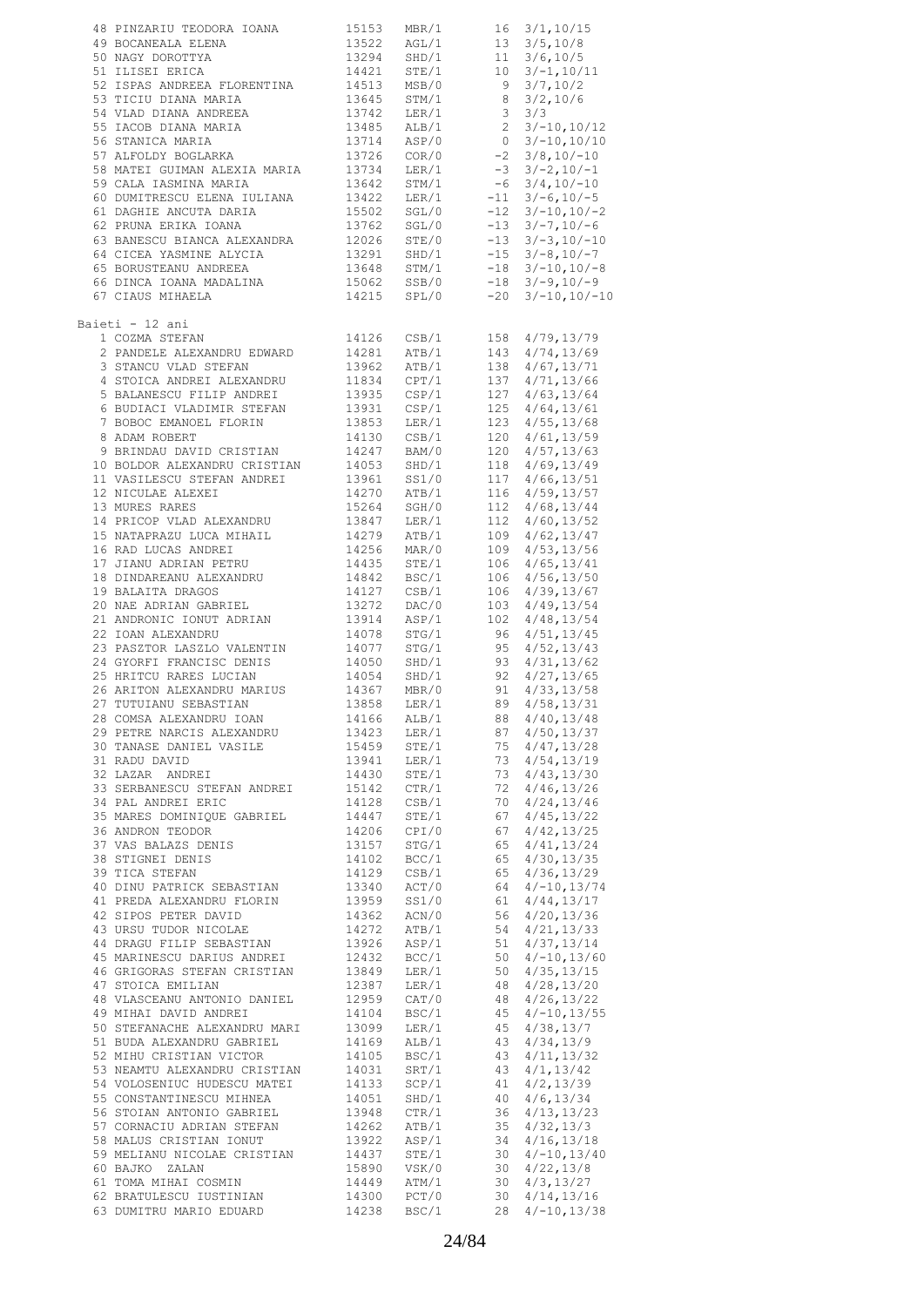| | | | | | |
|---|---|---|---|---|---|
| 48 | PINZARIU TEODORA IOANA | 15153 | MBR/1 | 16 | 3/1,10/15 |
| 49 | BOCANEALA ELENA | 13522 | AGL/1 | 13 | 3/5,10/8 |
| 50 | NAGY DOROTTYA | 13294 | SHD/1 | 11 | 3/6,10/5 |
| 51 | ILISEI ERICA | 14421 | STE/1 | 10 | 3/-1,10/11 |
| 52 | ISPAS ANDREEA FLORENTINA | 14513 | MSB/0 | 9 | 3/7,10/2 |
| 53 | TICIU DIANA MARIA | 13645 | STM/1 | 8 | 3/2,10/6 |
| 54 | VLAD DIANA ANDREEA | 13742 | LER/1 | 3 | 3/3 |
| 55 | IACOB DIANA MARIA | 13485 | ALB/1 | 2 | 3/-10,10/12 |
| 56 | STANICA MARIA | 13714 | ASP/0 | 0 | 3/-10,10/10 |
| 57 | ALFOLDY BOGLARKA | 13726 | COR/0 | -2 | 3/8,10/-10 |
| 58 | MATEI GUIMAN ALEXIA MARIA | 13734 | LER/1 | -3 | 3/-2,10/-1 |
| 59 | CALA IASMINA MARIA | 13642 | STM/1 | -6 | 3/4,10/-10 |
| 60 | DUMITRESCU ELENA IULIANA | 13422 | LER/1 | -11 | 3/-6,10/-5 |
| 61 | DAGHIE ANCUTA DARIA | 15502 | SGL/0 | -12 | 3/-10,10/-2 |
| 62 | PRUNA ERIKA IOANA | 13762 | SGL/0 | -13 | 3/-7,10/-6 |
| 63 | BANESCU BIANCA ALEXANDRA | 12026 | STE/0 | -13 | 3/-3,10/-10 |
| 64 | CICEA YASMINE ALYCIA | 13291 | SHD/1 | -15 | 3/-8,10/-7 |
| 65 | BORUSTEANU ANDREEA | 13648 | STM/1 | -18 | 3/-10,10/-8 |
| 66 | DINCA IOANA MADALINA | 15062 | SSB/0 | -18 | 3/-9,10/-9 |
| 67 | CIAUS MIHAELA | 14215 | SPL/0 | -20 | 3/-10,10/-10 |

Baieti - 12 ani

| | | | | | |
|---|---|---|---|---|---|
| 1 | COZMA STEFAN | 14126 | CSB/1 | 158 | 4/79,13/79 |
| 2 | PANDELE ALEXANDRU EDWARD | 14281 | ATB/1 | 143 | 4/74,13/69 |
| 3 | STANCU VLAD STEFAN | 13962 | ATB/1 | 138 | 4/67,13/71 |
| 4 | STOICA ANDREI ALEXANDRU | 11834 | CPT/1 | 137 | 4/71,13/66 |
| 5 | BALANESCU FILIP ANDREI | 13935 | CSP/1 | 127 | 4/63,13/64 |
| 6 | BUDIACI VLADIMIR STEFAN | 13931 | CSP/1 | 125 | 4/64,13/61 |
| 7 | BOBOC EMANOEL FLORIN | 13853 | LER/1 | 123 | 4/55,13/68 |
| 8 | ADAM ROBERT | 14130 | CSB/1 | 120 | 4/61,13/59 |
| 9 | BRINDAU DAVID CRISTIAN | 14247 | BAM/0 | 120 | 4/57,13/63 |
| 10 | BOLDOR ALEXANDRU CRISTIAN | 14053 | SHD/1 | 118 | 4/69,13/49 |
| 11 | VASILESCU STEFAN ANDREI | 13961 | SS1/0 | 117 | 4/66,13/51 |
| 12 | NICULAE ALEXEI | 14270 | ATB/1 | 116 | 4/59,13/57 |
| 13 | MURES RARES | 15264 | SGH/0 | 112 | 4/68,13/44 |
| 14 | PRICOP VLAD ALEXANDRU | 13847 | LER/1 | 112 | 4/60,13/52 |
| 15 | NATAPRAZU LUCA MIHAIL | 14279 | ATB/1 | 109 | 4/62,13/47 |
| 16 | RAD LUCAS ANDREI | 14256 | MAR/0 | 109 | 4/53,13/56 |
| 17 | JIANU ADRIAN PETRU | 14435 | STE/1 | 106 | 4/65,13/41 |
| 18 | DINDAREANU ALEXANDRU | 14842 | BSC/1 | 106 | 4/56,13/50 |
| 19 | BALAITA DRAGOS | 14127 | CSB/1 | 106 | 4/39,13/67 |
| 20 | NAE ADRIAN GABRIEL | 13272 | DAC/0 | 103 | 4/49,13/54 |
| 21 | ANDRONIC IONUT ADRIAN | 13914 | ASP/1 | 102 | 4/48,13/54 |
| 22 | IOAN ALEXANDRU | 14078 | STG/1 | 96 | 4/51,13/45 |
| 23 | PASZTOR LASZLO VALENTIN | 14077 | STG/1 | 95 | 4/52,13/43 |
| 24 | GYORFI FRANCISC DENIS | 14050 | SHD/1 | 93 | 4/31,13/62 |
| 25 | HRITCU RARES LUCIAN | 14054 | SHD/1 | 92 | 4/27,13/65 |
| 26 | ARITON ALEXANDRU MARIUS | 14367 | MBR/0 | 91 | 4/33,13/58 |
| 27 | TUTUIANU SEBASTIAN | 13858 | LER/1 | 89 | 4/58,13/31 |
| 28 | COMSA ALEXANDRU IOAN | 14166 | ALB/1 | 88 | 4/40,13/48 |
| 29 | PETRE NARCIS ALEXANDRU | 13423 | LER/1 | 87 | 4/50,13/37 |
| 30 | TANASE DANIEL VASILE | 15459 | STE/1 | 75 | 4/47,13/28 |
| 31 | RADU DAVID | 13941 | LER/1 | 73 | 4/54,13/19 |
| 32 | LAZAR ANDREI | 14430 | STE/1 | 73 | 4/43,13/30 |
| 33 | SERBANESCU STEFAN ANDREI | 15142 | CTR/1 | 72 | 4/46,13/26 |
| 34 | PAL ANDREI ERIC | 14128 | CSB/1 | 70 | 4/24,13/46 |
| 35 | MARES DOMINIQUE GABRIEL | 14447 | STE/1 | 67 | 4/45,13/22 |
| 36 | ANDRON TEODOR | 14206 | CPI/0 | 67 | 4/42,13/25 |
| 37 | VAS BALAZS DENIS | 13157 | STG/1 | 65 | 4/41,13/24 |
| 38 | STIGNEI DENIS | 14102 | BCC/1 | 65 | 4/30,13/35 |
| 39 | TICA STEFAN | 14129 | CSB/1 | 65 | 4/36,13/29 |
| 40 | DINU PATRICK SEBASTIAN | 13340 | ACT/0 | 64 | 4/-10,13/74 |
| 41 | PREDA ALEXANDRU FLORIN | 13959 | SS1/0 | 61 | 4/44,13/17 |
| 42 | SIPOS PETER DAVID | 14362 | ACN/0 | 56 | 4/20,13/36 |
| 43 | URSU TUDOR NICOLAE | 14272 | ATB/1 | 54 | 4/21,13/33 |
| 44 | DRAGU FILIP SEBASTIAN | 13926 | ASP/1 | 51 | 4/37,13/14 |
| 45 | MARINESCU DARIUS ANDREI | 12432 | BCC/1 | 50 | 4/-10,13/60 |
| 46 | GRIGORAS STEFAN CRISTIAN | 13849 | LER/1 | 50 | 4/35,13/15 |
| 47 | STOICA EMILIAN | 12387 | LER/1 | 48 | 4/28,13/20 |
| 48 | VLASCEANU ANTONIO DANIEL | 12959 | CAT/0 | 48 | 4/26,13/22 |
| 49 | MIHAI DAVID ANDREI | 14104 | BSC/1 | 45 | 4/-10,13/55 |
| 50 | STEFANACHE ALEXANDRU MARI | 13099 | LER/1 | 45 | 4/38,13/7 |
| 51 | BUDA ALEXANDRU GABRIEL | 14169 | ALB/1 | 43 | 4/34,13/9 |
| 52 | MIHU CRISTIAN VICTOR | 14105 | BSC/1 | 43 | 4/11,13/32 |
| 53 | NEAMTU ALEXANDRU CRISTIAN | 14031 | SRT/1 | 43 | 4/1,13/42 |
| 54 | VOLOSENIUC HUDESCU MATEI | 14133 | SCP/1 | 41 | 4/2,13/39 |
| 55 | CONSTANTINESCU MIHNEA | 14051 | SHD/1 | 40 | 4/6,13/34 |
| 56 | STOIAN ANTONIO GABRIEL | 13948 | CTR/1 | 36 | 4/13,13/23 |
| 57 | CORNACIU ADRIAN STEFAN | 14262 | ATB/1 | 35 | 4/32,13/3 |
| 58 | MALUS CRISTIAN IONUT | 13922 | ASP/1 | 34 | 4/16,13/18 |
| 59 | MELIANU NICOLAE CRISTIAN | 14437 | STE/1 | 30 | 4/-10,13/40 |
| 60 | BAJKO ZALAN | 15890 | VSK/0 | 30 | 4/22,13/8 |
| 61 | TOMA MIHAI COSMIN | 14449 | ATM/1 | 30 | 4/3,13/27 |
| 62 | BRATULESCU IUSTINIAN | 14300 | PCT/0 | 30 | 4/14,13/16 |
| 63 | DUMITRU MARIO EDUARD | 14238 | BSC/1 | 28 | 4/-10,13/38 |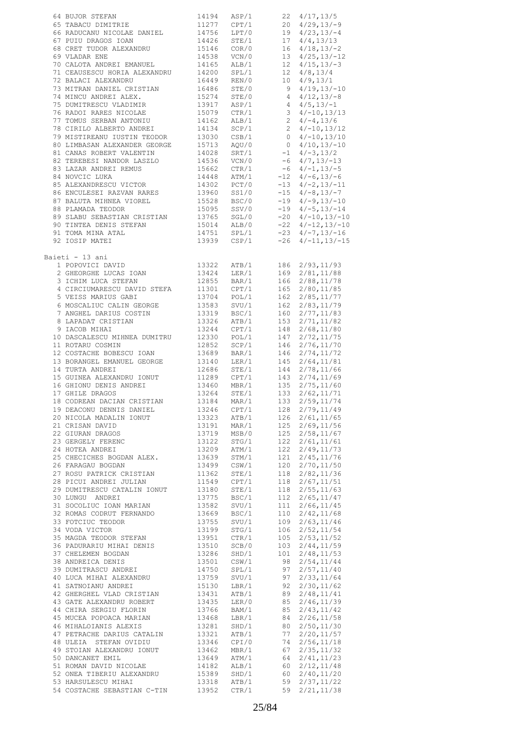| | | | | | |
|---|---|---|---|---|---|
| 64 | BUJOR STEFAN | 14194 | ASP/1 | 22 | 4/17,13/5 |
| 65 | TABACU DIMITRIE | 11277 | CPT/1 | 20 | 4/29,13/-9 |
| 66 | RADUCANU NICOLAE DANIEL | 14756 | LPT/0 | 19 | 4/23,13/-4 |
| 67 | PUIU DRAGOS IOAN | 14426 | STE/1 | 17 | 4/4,13/13 |
| 68 | CRET TUDOR ALEXANDRU | 15146 | COR/0 | 16 | 4/18,13/-2 |
| 69 | VLADAR ENE | 14538 | VCN/0 | 13 | 4/25,13/-12 |
| 70 | CALOTA ANDREI EMANUEL | 14165 | ALB/1 | 12 | 4/15,13/-3 |
| 71 | CEAUSESCU HORIA ALEXANDRU | 14200 | SPL/1 | 12 | 4/8,13/4 |
| 72 | BALACI ALEXANDRU | 16449 | REN/0 | 10 | 4/9,13/1 |
| 73 | MITRAN DANIEL CRISTIAN | 16486 | STE/0 | 9 | 4/19,13/-10 |
| 74 | MINCU ANDREI ALEX. | 15274 | STE/0 | 4 | 4/12,13/-8 |
| 75 | DUMITRESCU VLADIMIR | 13917 | ASP/1 | 4 | 4/5,13/-1 |
| 76 | RADOI RARES NICOLAE | 15079 | CTR/1 | 3 | 4/-10,13/13 |
| 77 | TOMUS SERBAN ANTONIU | 14162 | ALB/1 | 2 | 4/-4,13/6 |
| 78 | CIRILO ALBERTO ANDREI | 14134 | SCP/1 | 2 | 4/-10,13/12 |
| 79 | MISTIREANU IUSTIN TEODOR | 13030 | CSB/1 | 0 | 4/-10,13/10 |
| 80 | LIMBASAN ALEXANDER GEORGE | 15713 | AQU/0 | 0 | 4/10,13/-10 |
| 81 | CANAS ROBERT VALENTIN | 14028 | SRT/1 | -1 | 4/-3,13/2 |
| 82 | TEREBESI NANDOR LASZLO | 14536 | VCN/0 | -6 | 4/7,13/-13 |
| 83 | LAZAR ANDREI REMUS | 15662 | CTR/1 | -6 | 4/-1,13/-5 |
| 84 | NOVCIC LUKA | 14448 | ATM/1 | -12 | 4/-6,13/-6 |
| 85 | ALEXANDRESCU VICTOR | 14302 | PCT/0 | -13 | 4/-2,13/-11 |
| 86 | ENCULESEI RAZVAN RARES | 13960 | SS1/0 | -15 | 4/-8,13/-7 |
| 87 | BALUTA MIHNEA VIOREL | 15528 | BSC/0 | -19 | 4/-9,13/-10 |
| 88 | PLAMADA TEODOR | 15095 | SSV/0 | -19 | 4/-5,13/-14 |
| 89 | SLABU SEBASTIAN CRISTIAN | 13765 | SGL/0 | -20 | 4/-10,13/-10 |
| 90 | TINTEA DENIS STEFAN | 15014 | ALB/0 | -22 | 4/-12,13/-10 |
| 91 | TOMA MINA ATAL | 14751 | SPL/1 | -23 | 4/-7,13/-16 |
| 92 | IOSIP MATEI | 13939 | CSP/1 | -26 | 4/-11,13/-15 |

Baieti - 13 ani

| | | | | | |
|---|---|---|---|---|---|
| 1 | POPOVICI DAVID | 13322 | ATB/1 | 186 | 2/93,11/93 |
| 2 | GHEORGHE LUCAS IOAN | 13424 | LER/1 | 169 | 2/81,11/88 |
| 3 | ICHIM LUCA STEFAN | 12855 | BAR/1 | 166 | 2/88,11/78 |
| 4 | CIRCIUMARESCU DAVID STEFA | 11301 | CPT/1 | 165 | 2/80,11/85 |
| 5 | VEISS MARIUS GABI | 13704 | POL/1 | 162 | 2/85,11/77 |
| 6 | MOSCALIUC CALIN GEORGE | 13583 | SVU/1 | 162 | 2/83,11/79 |
| 7 | ANGHEL DARIUS COSTIN | 13319 | BSC/1 | 160 | 2/77,11/83 |
| 8 | LAPADAT CRISTIAN | 13326 | ATB/1 | 153 | 2/71,11/82 |
| 9 | IACOB MIHAI | 13244 | CPT/1 | 148 | 2/68,11/80 |
| 10 | DASCALESCU MIHNEA DUMITRU | 12330 | POL/1 | 147 | 2/72,11/75 |
| 11 | ROTARU COSMIN | 12852 | SCP/1 | 146 | 2/76,11/70 |
| 12 | COSTACHE BOBESCU IOAN | 13689 | BAR/1 | 146 | 2/74,11/72 |
| 13 | BORANGEL EMANUEL GEORGE | 13140 | LER/1 | 145 | 2/64,11/81 |
| 14 | TURTA ANDREI | 12686 | STE/1 | 144 | 2/78,11/66 |
| 15 | GUINEA ALEXANDRU IONUT | 11289 | CPT/1 | 143 | 2/74,11/69 |
| 16 | GHIONU DENIS ANDREI | 13460 | MBR/1 | 135 | 2/75,11/60 |
| 17 | GHILE DRAGOS | 13264 | STE/1 | 133 | 2/62,11/71 |
| 18 | CODREAN DACIAN CRISTIAN | 13184 | MAR/1 | 133 | 2/59,11/74 |
| 19 | DEACONU DENNIS DANIEL | 13246 | CPT/1 | 128 | 2/79,11/49 |
| 20 | NICOLA MADALIN IONUT | 13323 | ATB/1 | 126 | 2/61,11/65 |
| 21 | CRISAN DAVID | 13191 | MAR/1 | 125 | 2/69,11/56 |
| 22 | GIURAN DRAGOS | 13719 | MSB/0 | 125 | 2/58,11/67 |
| 23 | GERGELY FERENC | 13122 | STG/1 | 122 | 2/61,11/61 |
| 24 | HOTEA ANDREI | 13209 | ATM/1 | 122 | 2/49,11/73 |
| 25 | CHECICHES BOGDAN ALEX. | 13639 | STM/1 | 121 | 2/45,11/76 |
| 26 | FARAGAU BOGDAN | 13499 | CSW/1 | 120 | 2/70,11/50 |
| 27 | ROSU PATRICK CRISTIAN | 11362 | STE/1 | 118 | 2/82,11/36 |
| 28 | PICUI ANDREI JULIAN | 11549 | CPT/1 | 118 | 2/67,11/51 |
| 29 | DUMITRESCU CATALIN IONUT | 13180 | STE/1 | 118 | 2/55,11/63 |
| 30 | LUNGU ANDREI | 13775 | BSC/1 | 112 | 2/65,11/47 |
| 31 | SOCOLIUC IOAN MARIAN | 13582 | SVU/1 | 111 | 2/66,11/45 |
| 32 | ROMAS CODRUT FERNANDO | 13669 | BSC/1 | 110 | 2/42,11/68 |
| 33 | FOTCIUC TEODOR | 13755 | SVU/1 | 109 | 2/63,11/46 |
| 34 | VODA VICTOR | 13199 | STG/1 | 106 | 2/52,11/54 |
| 35 | MAGDA TEODOR STEFAN | 13951 | CTR/1 | 105 | 2/53,11/52 |
| 36 | PADURARIU MIHAI DENIS | 13510 | SCB/0 | 103 | 2/44,11/59 |
| 37 | CHELEMEN BOGDAN | 13286 | SHD/1 | 101 | 2/48,11/53 |
| 38 | ANDREICA DENIS | 13501 | CSW/1 | 98 | 2/54,11/44 |
| 39 | DUMITRASCU ANDREI | 14750 | SPL/1 | 97 | 2/57,11/40 |
| 40 | LUCA MIHAI ALEXANDRU | 13759 | SVU/1 | 97 | 2/33,11/64 |
| 41 | SATNOIANU ANDREI | 15130 | LBR/1 | 92 | 2/30,11/62 |
| 42 | GHERGHEL VLAD CRISTIAN | 13431 | ATB/1 | 89 | 2/48,11/41 |
| 43 | GATE ALEXANDRU ROBERT | 13435 | LER/0 | 85 | 2/46,11/39 |
| 44 | CHIRA SERGIU FLORIN | 13766 | BAM/1 | 85 | 2/43,11/42 |
| 45 | MUCEA POPOACA MARIAN | 13468 | LBR/1 | 84 | 2/26,11/58 |
| 46 | MIHALOIANIS ALEXIS | 13281 | SHD/1 | 80 | 2/50,11/30 |
| 47 | PETRACHE DARIUS CATALIN | 13321 | ATB/1 | 77 | 2/20,11/57 |
| 48 | ULEIA STEFAN OVIDIU | 13346 | CPI/0 | 74 | 2/56,11/18 |
| 49 | STOIAN ALEXANDRU IONUT | 13462 | MBR/1 | 67 | 2/35,11/32 |
| 50 | DANCANET EMIL | 13649 | ATM/1 | 64 | 2/41,11/23 |
| 51 | ROMAN DAVID NICOLAE | 14182 | ALB/1 | 60 | 2/12,11/48 |
| 52 | ONEA TIBERIU ALEXANDRU | 15389 | SHD/1 | 60 | 2/40,11/20 |
| 53 | HARSULESCU MIHAI | 13318 | ATB/1 | 59 | 2/37,11/22 |
| 54 | COSTACHE SEBASTIAN C-TIN | 13952 | CTR/1 | 59 | 2/21,11/38 |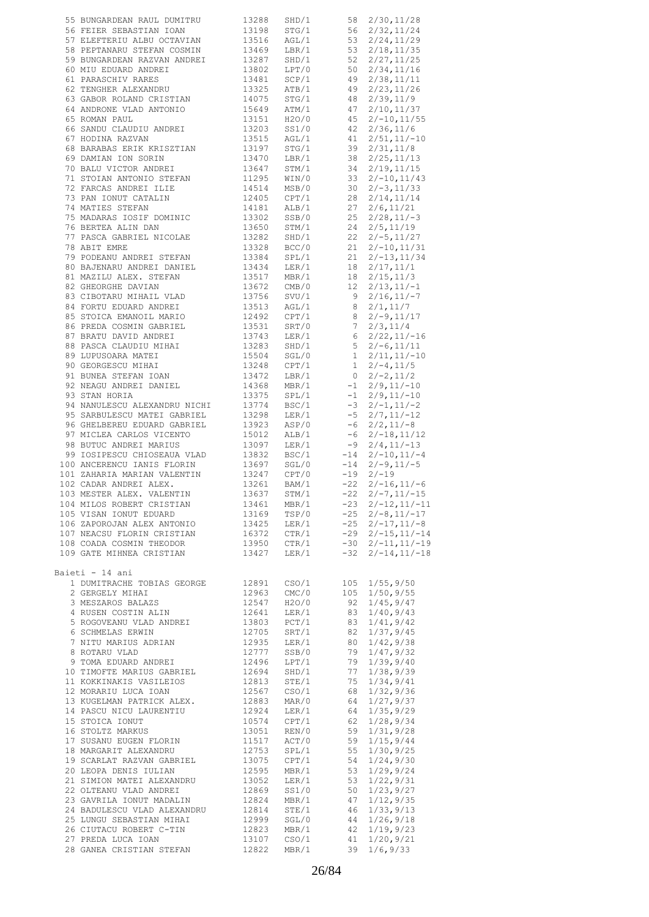| | | | | |
|---|---|---|---|---|
| 55 BUNGARDEAN RAUL DUMITRU | 13288 | SHD/1 | 58 | 2/30,11/28 |
| 56 FEIER SEBASTIAN IOAN | 13198 | STG/1 | 56 | 2/32,11/24 |
| 57 ELEFTERIU ALBU OCTAVIAN | 13516 | AGL/1 | 53 | 2/24,11/29 |
| 58 PEPTANARU STEFAN COSMIN | 13469 | LBR/1 | 53 | 2/18,11/35 |
| 59 BUNGARDEAN RAZVAN ANDREI | 13287 | SHD/1 | 52 | 2/27,11/25 |
| 60 MIU EDUARD ANDREI | 13802 | LPT/0 | 50 | 2/34,11/16 |
| 61 PARASCHIV RARES | 13481 | SCP/1 | 49 | 2/38,11/11 |
| 62 TENGHER ALEXANDRU | 13325 | ATB/1 | 49 | 2/23,11/26 |
| 63 GABOR ROLAND CRISTIAN | 14075 | STG/1 | 48 | 2/39,11/9 |
| 64 ANDRONE VLAD ANTONIO | 15649 | ATM/1 | 47 | 2/10,11/37 |
| 65 ROMAN PAUL | 13151 | H2O/0 | 45 | 2/-10,11/55 |
| 66 SANDU CLAUDIU ANDREI | 13203 | SS1/0 | 42 | 2/36,11/6 |
| 67 HODINA RAZVAN | 13515 | AGL/1 | 41 | 2/51,11/-10 |
| 68 BARABAS ERIK KRISZTIAN | 13197 | STG/1 | 39 | 2/31,11/8 |
| 69 DAMIAN ION SORIN | 13470 | LBR/1 | 38 | 2/25,11/13 |
| 70 BALU VICTOR ANDREI | 13647 | STM/1 | 34 | 2/19,11/15 |
| 71 STOIAN ANTONIO STEFAN | 11295 | WIN/0 | 33 | 2/-10,11/43 |
| 72 FARCAS ANDREI ILIE | 14514 | MSB/0 | 30 | 2/-3,11/33 |
| 73 PAN IONUT CATALIN | 12405 | CPT/1 | 28 | 2/14,11/14 |
| 74 MATIES STEFAN | 14181 | ALB/1 | 27 | 2/6,11/21 |
| 75 MADARAS IOSIF DOMINIC | 13302 | SSB/0 | 25 | 2/28,11/-3 |
| 76 BERTEA ALIN DAN | 13650 | STM/1 | 24 | 2/5,11/19 |
| 77 PASCA GABRIEL NICOLAE | 13282 | SHD/1 | 22 | 2/-5,11/27 |
| 78 ABIT EMRE | 13328 | BCC/0 | 21 | 2/-10,11/31 |
| 79 PODEANU ANDREI STEFAN | 13384 | SPL/1 | 21 | 2/-13,11/34 |
| 80 BAJENARU ANDREI DANIEL | 13434 | LER/1 | 18 | 2/17,11/1 |
| 81 MAZILU ALEX. STEFAN | 13517 | MBR/1 | 18 | 2/15,11/3 |
| 82 GHEORGHE DAVIAN | 13672 | CMB/0 | 12 | 2/13,11/-1 |
| 83 CIBOTARU MIHAIL VLAD | 13756 | SVU/1 | 9 | 2/16,11/-7 |
| 84 FORTU EDUARD ANDREI | 13513 | AGL/1 | 8 | 2/1,11/7 |
| 85 STOICA EMANOIL MARIO | 12492 | CPT/1 | 8 | 2/-9,11/17 |
| 86 PREDA COSMIN GABRIEL | 13531 | SRT/0 | 7 | 2/3,11/4 |
| 87 BRATU DAVID ANDREI | 13743 | LER/1 | 6 | 2/22,11/-16 |
| 88 PASCA CLAUDIU MIHAI | 13283 | SHD/1 | 5 | 2/-6,11/11 |
| 89 LUPUSOARA MATEI | 15504 | SGL/0 | 1 | 2/11,11/-10 |
| 90 GEORGESCU MIHAI | 13248 | CPT/1 | 1 | 2/-4,11/5 |
| 91 BUNEA STEFAN IOAN | 13472 | LBR/1 | 0 | 2/-2,11/2 |
| 92 NEAGU ANDREI DANIEL | 14368 | MBR/1 | -1 | 2/9,11/-10 |
| 93 STAN HORIA | 13375 | SPL/1 | -1 | 2/9,11/-10 |
| 94 NANULESCU ALEXANDRU NICHI | 13774 | BSC/1 | -3 | 2/-1,11/-2 |
| 95 SARBULESCU MATEI GABRIEL | 13298 | LER/1 | -5 | 2/7,11/-12 |
| 96 GHELBEREU EDUARD GABRIEL | 13923 | ASP/0 | -6 | 2/2,11/-8 |
| 97 MICLEA CARLOS VICENTO | 15012 | ALB/1 | -6 | 2/-18,11/12 |
| 98 BUTUC ANDREI MARIUS | 13097 | LER/1 | -9 | 2/4,11/-13 |
| 99 IOSIPESCU CHIOSEAUA VLAD | 13832 | BSC/1 | -14 | 2/-10,11/-4 |
| 100 ANCERENCU IANIS FLORIN | 13697 | SGL/0 | -14 | 2/-9,11/-5 |
| 101 ZAHARIA MARIAN VALENTIN | 13247 | CPT/0 | -19 | 2/-19 |
| 102 CADAR ANDREI ALEX. | 13261 | BAM/1 | -22 | 2/-16,11/-6 |
| 103 MESTER ALEX. VALENTIN | 13637 | STM/1 | -22 | 2/-7,11/-15 |
| 104 MILOS ROBERT CRISTIAN | 13461 | MBR/1 | -23 | 2/-12,11/-11 |
| 105 VISAN IONUT EDUARD | 13169 | TSP/0 | -25 | 2/-8,11/-17 |
| 106 ZAPOROJAN ALEX ANTONIO | 13425 | LER/1 | -25 | 2/-17,11/-8 |
| 107 NEACSU FLORIN CRISTIAN | 16372 | CTR/1 | -29 | 2/-15,11/-14 |
| 108 COADA COSMIN THEODOR | 13950 | CTR/1 | -30 | 2/-11,11/-19 |
| 109 GATE MIHNEA CRISTIAN | 13427 | LER/1 | -32 | 2/-14,11/-18 |

Baieti - 14 ani

| | | | | |
|---|---|---|---|---|
| 1 DUMITRACHE TOBIAS GEORGE | 12891 | CSO/1 | 105 | 1/55,9/50 |
| 2 GERGELY MIHAI | 12963 | CMC/0 | 105 | 1/50,9/55 |
| 3 MESZAROS BALAZS | 12547 | H2O/0 | 92 | 1/45,9/47 |
| 4 RUSEN COSTIN ALIN | 12641 | LER/1 | 83 | 1/40,9/43 |
| 5 ROGOVEANU VLAD ANDREI | 13803 | PCT/1 | 83 | 1/41,9/42 |
| 6 SCHMELAS ERWIN | 12705 | SRT/1 | 82 | 1/37,9/45 |
| 7 NITU MARIUS ADRIAN | 12935 | LER/1 | 80 | 1/42,9/38 |
| 8 ROTARU VLAD | 12777 | SSB/0 | 79 | 1/47,9/32 |
| 9 TOMA EDUARD ANDREI | 12496 | LPT/1 | 79 | 1/39,9/40 |
| 10 TIMOFTE MARIUS GABRIEL | 12694 | SHD/1 | 77 | 1/38,9/39 |
| 11 KOKKINAKIS VASILEIOS | 12813 | STE/1 | 75 | 1/34,9/41 |
| 12 MORARIU LUCA IOAN | 12567 | CSO/1 | 68 | 1/32,9/36 |
| 13 KUGELMAN PATRICK ALEX. | 12883 | MAR/0 | 64 | 1/27,9/37 |
| 14 PASCU NICU LAURENTIU | 12924 | LER/1 | 64 | 1/35,9/29 |
| 15 STOICA IONUT | 10574 | CPT/1 | 62 | 1/28,9/34 |
| 16 STOLTZ MARKUS | 13051 | REN/0 | 59 | 1/31,9/28 |
| 17 SUSANU EUGEN FLORIN | 11517 | ACT/0 | 59 | 1/15,9/44 |
| 18 MARGARIT ALEXANDRU | 12753 | SPL/1 | 55 | 1/30,9/25 |
| 19 SCARLAT RAZVAN GABRIEL | 13075 | CPT/1 | 54 | 1/24,9/30 |
| 20 LEOPA DENIS IULIAN | 12595 | MBR/1 | 53 | 1/29,9/24 |
| 21 SIMION MATEI ALEXANDRU | 13052 | LER/1 | 53 | 1/22,9/31 |
| 22 OLTEANU VLAD ANDREI | 12869 | SS1/0 | 50 | 1/23,9/27 |
| 23 GAVRILA IONUT MADALIN | 12824 | MBR/1 | 47 | 1/12,9/35 |
| 24 BADULESCU VLAD ALEXANDRU | 12814 | STE/1 | 46 | 1/33,9/13 |
| 25 LUNGU SEBASTIAN MIHAI | 12999 | SGL/0 | 44 | 1/26,9/18 |
| 26 CIUTACU ROBERT C-TIN | 12823 | MBR/1 | 42 | 1/19,9/23 |
| 27 PREDA LUCA IOAN | 13107 | CSO/1 | 41 | 1/20,9/21 |
| 28 GANEA CRISTIAN STEFAN | 12822 | MBR/1 | 39 | 1/6,9/33 |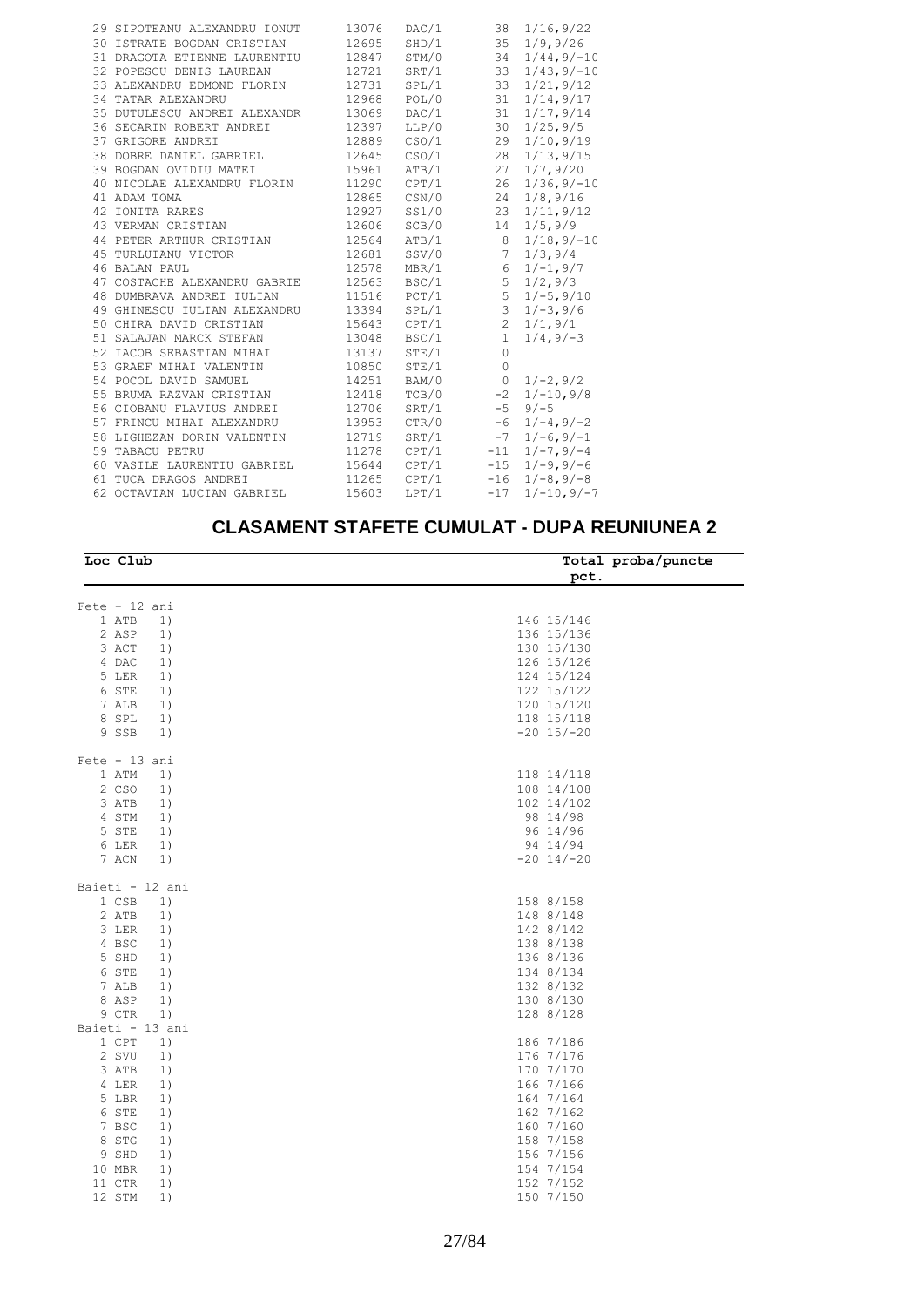| | | | | | |
|---|---|---|---|---|---|
| 29 | SIPOTEANU ALEXANDRU IONUT | 13076 | DAC/1 | 38 | 1/16,9/22 |
| 30 | ISTRATE BOGDAN CRISTIAN | 12695 | SHD/1 | 35 | 1/9,9/26 |
| 31 | DRAGOTA ETIENNE LAURENTIU | 12847 | STM/0 | 34 | 1/44,9/-10 |
| 32 | POPESCU DENIS LAUREAN | 12721 | SRT/1 | 33 | 1/43,9/-10 |
| 33 | ALEXANDRU EDMOND FLORIN | 12731 | SPL/1 | 33 | 1/21,9/12 |
| 34 | TATAR ALEXANDRU | 12968 | POL/0 | 31 | 1/14,9/17 |
| 35 | DUTULESCU ANDREI ALEXANDR | 13069 | DAC/1 | 31 | 1/17,9/14 |
| 36 | SECARIN ROBERT ANDREI | 12397 | LLP/0 | 30 | 1/25,9/5 |
| 37 | GRIGORE ANDREI | 12889 | CSO/1 | 29 | 1/10,9/19 |
| 38 | DOBRE DANIEL GABRIEL | 12645 | CSO/1 | 28 | 1/13,9/15 |
| 39 | BOGDAN OVIDIU MATEI | 15961 | ATB/1 | 27 | 1/7,9/20 |
| 40 | NICOLAE ALEXANDRU FLORIN | 11290 | CPT/1 | 26 | 1/36,9/-10 |
| 41 | ADAM TOMA | 12865 | CSN/0 | 24 | 1/8,9/16 |
| 42 | IONITA RARES | 12927 | SS1/0 | 23 | 1/11,9/12 |
| 43 | VERMAN CRISTIAN | 12606 | SCB/0 | 14 | 1/5,9/9 |
| 44 | PETER ARTHUR CRISTIAN | 12564 | ATB/1 | 8 | 1/18,9/-10 |
| 45 | TURLUIANU VICTOR | 12681 | SSV/0 | 7 | 1/3,9/4 |
| 46 | BALAN PAUL | 12578 | MBR/1 | 6 | 1/-1,9/7 |
| 47 | COSTACHE ALEXANDRU GABRIE | 12563 | BSC/1 | 5 | 1/2,9/3 |
| 48 | DUMBRAVA ANDREI IULIAN | 11516 | PCT/1 | 5 | 1/-5,9/10 |
| 49 | GHINESCU IULIAN ALEXANDRU | 13394 | SPL/1 | 3 | 1/-3,9/6 |
| 50 | CHIRA DAVID CRISTIAN | 15643 | CPT/1 | 2 | 1/1,9/1 |
| 51 | SALAJAN MARCK STEFAN | 13048 | BSC/1 | 1 | 1/4,9/-3 |
| 52 | IACOB SEBASTIAN MIHAI | 13137 | STE/1 | 0 | |
| 53 | GRAEF MIHAI VALENTIN | 10850 | STE/1 | 0 | |
| 54 | POCOL DAVID SAMUEL | 14251 | BAM/0 | 0 | 1/-2,9/2 |
| 55 | BRUMA RAZVAN CRISTIAN | 12418 | TCB/0 | -2 | 1/-10,9/8 |
| 56 | CIOBANU FLAVIUS ANDREI | 12706 | SRT/1 | -5 | 9/-5 |
| 57 | FRINCU MIHAI ALEXANDRU | 13953 | CTR/0 | -6 | 1/-4,9/-2 |
| 58 | LIGHEZAN DORIN VALENTIN | 12719 | SRT/1 | -7 | 1/-6,9/-1 |
| 59 | TABACU PETRU | 11278 | CPT/1 | -11 | 1/-7,9/-4 |
| 60 | VASILE LAURENTIU GABRIEL | 15644 | CPT/1 | -15 | 1/-9,9/-6 |
| 61 | TUCA DRAGOS ANDREI | 11265 | CPT/1 | -16 | 1/-8,9/-8 |
| 62 | OCTAVIAN LUCIAN GABRIEL | 15603 | LPT/1 | -17 | 1/-10,9/-7 |

## CLASAMENT STAFETE CUMULAT - DUPA REUNIUNEA 2

| Loc Club | | Total pct. | proba/puncte |
|---|---|---|---|
| **Fete - 12 ani** | | | |
| 1 ATB | 1) | 146 | 15/146 |
| 2 ASP | 1) | 136 | 15/136 |
| 3 ACT | 1) | 130 | 15/130 |
| 4 DAC | 1) | 126 | 15/126 |
| 5 LER | 1) | 124 | 15/124 |
| 6 STE | 1) | 122 | 15/122 |
| 7 ALB | 1) | 120 | 15/120 |
| 8 SPL | 1) | 118 | 15/118 |
| 9 SSB | 1) | -20 | 15/-20 |
| **Fete - 13 ani** | | | |
| 1 ATM | 1) | 118 | 14/118 |
| 2 CSO | 1) | 108 | 14/108 |
| 3 ATB | 1) | 102 | 14/102 |
| 4 STM | 1) | 98 | 14/98 |
| 5 STE | 1) | 96 | 14/96 |
| 6 LER | 1) | 94 | 14/94 |
| 7 ACN | 1) | -20 | 14/-20 |
| **Baieti - 12 ani** | | | |
| 1 CSB | 1) | 158 | 8/158 |
| 2 ATB | 1) | 148 | 8/148 |
| 3 LER | 1) | 142 | 8/142 |
| 4 BSC | 1) | 138 | 8/138 |
| 5 SHD | 1) | 136 | 8/136 |
| 6 STE | 1) | 134 | 8/134 |
| 7 ALB | 1) | 132 | 8/132 |
| 8 ASP | 1) | 130 | 8/130 |
| 9 CTR | 1) | 128 | 8/128 |
| **Baieti - 13 ani** | | | |
| 1 CPT | 1) | 186 | 7/186 |
| 2 SVU | 1) | 176 | 7/176 |
| 3 ATB | 1) | 170 | 7/170 |
| 4 LER | 1) | 166 | 7/166 |
| 5 LBR | 1) | 164 | 7/164 |
| 6 STE | 1) | 162 | 7/162 |
| 7 BSC | 1) | 160 | 7/160 |
| 8 STG | 1) | 158 | 7/158 |
| 9 SHD | 1) | 156 | 7/156 |
| 10 MBR | 1) | 154 | 7/154 |
| 11 CTR | 1) | 152 | 7/152 |
| 12 STM | 1) | 150 | 7/150 |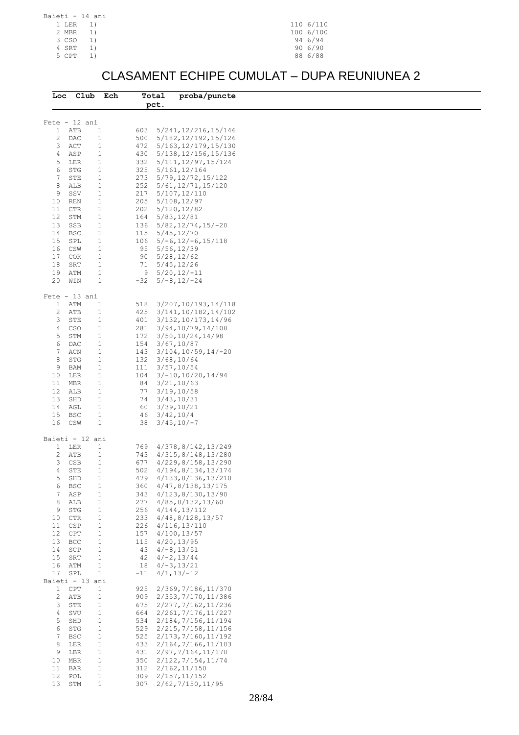Baieti - 14 ani

| | | | | |
|---|---|---|---|---|
| 1 | LER | 1) | 110 | 6/110 |
| 2 | MBR | 1) | 100 | 6/100 |
| 3 | CSO | 1) | 94 | 6/94 |
| 4 | SRT | 1) | 90 | 6/90 |
| 5 | CPT | 1) | 88 | 6/88 |

# CLASAMENT ECHIPE CUMULAT – DUPA REUNIUNEA 2

| Loc | Club | Ech | Total pct. | proba/puncte |
|---|---|---|---|---|
| **Fete - 12 ani** | | | | |
| 1 | ATB | 1 | 603 | 5/241,12/216,15/146 |
| 2 | DAC | 1 | 500 | 5/182,12/192,15/126 |
| 3 | ACT | 1 | 472 | 5/163,12/179,15/130 |
| 4 | ASP | 1 | 430 | 5/138,12/156,15/136 |
| 5 | LER | 1 | 332 | 5/111,12/97,15/124 |
| 6 | STG | 1 | 325 | 5/161,12/164 |
| 7 | STE | 1 | 273 | 5/79,12/72,15/122 |
| 8 | ALB | 1 | 252 | 5/61,12/71,15/120 |
| 9 | SSV | 1 | 217 | 5/107,12/110 |
| 10 | REN | 1 | 205 | 5/108,12/97 |
| 11 | CTR | 1 | 202 | 5/120,12/82 |
| 12 | STM | 1 | 164 | 5/83,12/81 |
| 13 | SSB | 1 | 136 | 5/82,12/74,15/-20 |
| 14 | BSC | 1 | 115 | 5/45,12/70 |
| 15 | SPL | 1 | 106 | 5/-6,12/-6,15/118 |
| 16 | CSW | 1 | 95 | 5/56,12/39 |
| 17 | COR | 1 | 90 | 5/28,12/62 |
| 18 | SRT | 1 | 71 | 5/45,12/26 |
| 19 | ATM | 1 | 9 | 5/20,12/-11 |
| 20 | WIN | 1 | -32 | 5/-8,12/-24 |
| **Fete - 13 ani** | | | | |
| 1 | ATM | 1 | 518 | 3/207,10/193,14/118 |
| 2 | ATB | 1 | 425 | 3/141,10/182,14/102 |
| 3 | STE | 1 | 401 | 3/132,10/173,14/96 |
| 4 | CSO | 1 | 281 | 3/94,10/79,14/108 |
| 5 | STM | 1 | 172 | 3/50,10/24,14/98 |
| 6 | DAC | 1 | 154 | 3/67,10/87 |
| 7 | ACN | 1 | 143 | 3/104,10/59,14/-20 |
| 8 | STG | 1 | 132 | 3/68,10/64 |
| 9 | BAM | 1 | 111 | 3/57,10/54 |
| 10 | LER | 1 | 104 | 3/-10,10/20,14/94 |
| 11 | MBR | 1 | 84 | 3/21,10/63 |
| 12 | ALB | 1 | 77 | 3/19,10/58 |
| 13 | SHD | 1 | 74 | 3/43,10/31 |
| 14 | AGL | 1 | 60 | 3/39,10/21 |
| 15 | BSC | 1 | 46 | 3/42,10/4 |
| 16 | CSW | 1 | 38 | 3/45,10/-7 |
| **Baieti - 12 ani** | | | | |
| 1 | LER | 1 | 769 | 4/378,8/142,13/249 |
| 2 | ATB | 1 | 743 | 4/315,8/148,13/280 |
| 3 | CSB | 1 | 677 | 4/229,8/158,13/290 |
| 4 | STE | 1 | 502 | 4/194,8/134,13/174 |
| 5 | SHD | 1 | 479 | 4/133,8/136,13/210 |
| 6 | BSC | 1 | 360 | 4/47,8/138,13/175 |
| 7 | ASP | 1 | 343 | 4/123,8/130,13/90 |
| 8 | ALB | 1 | 277 | 4/85,8/132,13/60 |
| 9 | STG | 1 | 256 | 4/144,13/112 |
| 10 | CTR | 1 | 233 | 4/48,8/128,13/57 |
| 11 | CSP | 1 | 226 | 4/116,13/110 |
| 12 | CPT | 1 | 157 | 4/100,13/57 |
| 13 | BCC | 1 | 115 | 4/20,13/95 |
| 14 | SCP | 1 | 43 | 4/-8,13/51 |
| 15 | SRT | 1 | 42 | 4/-2,13/44 |
| 16 | ATM | 1 | 18 | 4/-3,13/21 |
| 17 | SPL | 1 | -11 | 4/1,13/-12 |
| **Baieti - 13 ani** | | | | |
| 1 | CPT | 1 | 925 | 2/369,7/186,11/370 |
| 2 | ATB | 1 | 909 | 2/353,7/170,11/386 |
| 3 | STE | 1 | 675 | 2/277,7/162,11/236 |
| 4 | SVU | 1 | 664 | 2/261,7/176,11/227 |
| 5 | SHD | 1 | 534 | 2/184,7/156,11/194 |
| 6 | STG | 1 | 529 | 2/215,7/158,11/156 |
| 7 | BSC | 1 | 525 | 2/173,7/160,11/192 |
| 8 | LER | 1 | 433 | 2/164,7/166,11/103 |
| 9 | LBR | 1 | 431 | 2/97,7/164,11/170 |
| 10 | MBR | 1 | 350 | 2/122,7/154,11/74 |
| 11 | BAR | 1 | 312 | 2/162,11/150 |
| 12 | POL | 1 | 309 | 2/157,11/152 |
| 13 | STM | 1 | 307 | 2/62,7/150,11/95 |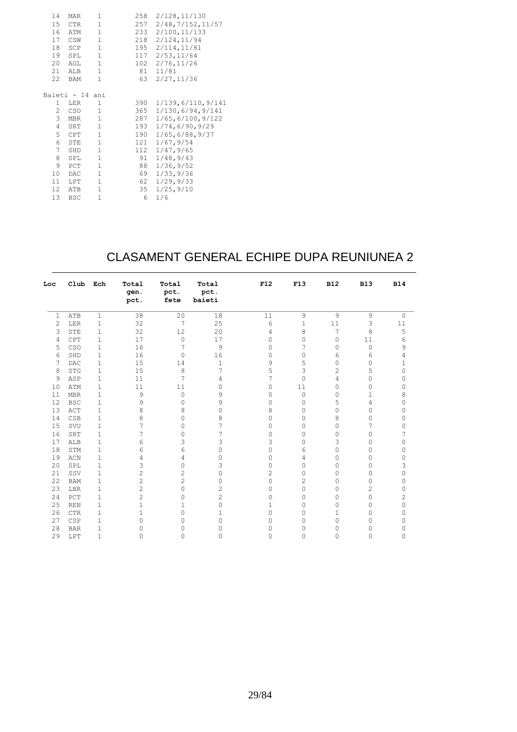| | | | | |
|---|---|---|---|---|
| 14 | MAR | 1 | 258 | 2/128,11/130 |
| 15 | CTR | 1 | 257 | 2/48,7/152,11/57 |
| 16 | ATM | 1 | 233 | 2/100,11/133 |
| 17 | CSW | 1 | 218 | 2/124,11/94 |
| 18 | SCP | 1 | 195 | 2/114,11/81 |
| 19 | SPL | 1 | 117 | 2/53,11/64 |
| 20 | AGL | 1 | 102 | 2/76,11/26 |
| 21 | ALB | 1 | 81 | 11/81 |
| 22 | BAM | 1 | 63 | 2/27,11/36 |

Baieti - 14 ani

| | | | | |
|---|---|---|---|---|
| 1 | LER | 1 | 390 | 1/139,6/110,9/141 |
| 2 | CSO | 1 | 365 | 1/130,6/94,9/141 |
| 3 | MBR | 1 | 287 | 1/65,6/100,9/122 |
| 4 | SRT | 1 | 193 | 1/74,6/90,9/29 |
| 5 | CPT | 1 | 190 | 1/65,6/88,9/37 |
| 6 | STE | 1 | 121 | 1/67,9/54 |
| 7 | SHD | 1 | 112 | 1/47,9/65 |
| 8 | SPL | 1 | 91 | 1/48,9/43 |
| 9 | PCT | 1 | 88 | 1/36,9/52 |
| 10 | DAC | 1 | 69 | 1/33,9/36 |
| 11 | LPT | 1 | 62 | 1/29,9/33 |
| 12 | ATB | 1 | 35 | 1/25,9/10 |
| 13 | BSC | 1 | 6 | 1/6 |

# CLASAMENT GENERAL ECHIPE DUPA REUNIUNEA 2

| Loc | Club | Ech | Total gen. pct. | Total pct. fete | Total pct. baieti | F12 | F13 | B12 | B13 | B14 |
|---|---|---|---|---|---|---|---|---|---|---|
| 1 | ATB | 1 | 38 | 20 | 18 | 11 | 9 | 9 | 9 | 0 |
| 2 | LER | 1 | 32 | 7 | 25 | 6 | 1 | 11 | 3 | 11 |
| 3 | STE | 1 | 32 | 12 | 20 | 4 | 8 | 7 | 8 | 5 |
| 4 | CPT | 1 | 17 | 0 | 17 | 0 | 0 | 0 | 11 | 6 |
| 5 | CSO | 1 | 16 | 7 | 9 | 0 | 7 | 0 | 0 | 9 |
| 6 | SHD | 1 | 16 | 0 | 16 | 0 | 0 | 6 | 6 | 4 |
| 7 | DAC | 1 | 15 | 14 | 1 | 9 | 5 | 0 | 0 | 1 |
| 8 | STG | 1 | 15 | 8 | 7 | 5 | 3 | 2 | 5 | 0 |
| 9 | ASP | 1 | 11 | 7 | 4 | 7 | 0 | 4 | 0 | 0 |
| 10 | ATM | 1 | 11 | 11 | 0 | 0 | 11 | 0 | 0 | 0 |
| 11 | MBR | 1 | 9 | 0 | 9 | 0 | 0 | 0 | 1 | 8 |
| 12 | BSC | 1 | 9 | 0 | 9 | 0 | 0 | 5 | 4 | 0 |
| 13 | ACT | 1 | 8 | 8 | 0 | 8 | 0 | 0 | 0 | 0 |
| 14 | CSB | 1 | 8 | 0 | 8 | 0 | 0 | 8 | 0 | 0 |
| 15 | SVU | 1 | 7 | 0 | 7 | 0 | 0 | 0 | 7 | 0 |
| 16 | SRT | 1 | 7 | 0 | 7 | 0 | 0 | 0 | 0 | 7 |
| 17 | ALB | 1 | 6 | 3 | 3 | 3 | 0 | 3 | 0 | 0 |
| 18 | STM | 1 | 6 | 6 | 0 | 0 | 6 | 0 | 0 | 0 |
| 19 | ACN | 1 | 4 | 4 | 0 | 0 | 4 | 0 | 0 | 0 |
| 20 | SPL | 1 | 3 | 0 | 3 | 0 | 0 | 0 | 0 | 3 |
| 21 | SSV | 1 | 2 | 2 | 0 | 2 | 0 | 0 | 0 | 0 |
| 22 | BAM | 1 | 2 | 2 | 0 | 0 | 2 | 0 | 0 | 0 |
| 23 | LBR | 1 | 2 | 0 | 2 | 0 | 0 | 0 | 2 | 0 |
| 24 | PCT | 1 | 2 | 0 | 2 | 0 | 0 | 0 | 0 | 2 |
| 25 | REN | 1 | 1 | 1 | 0 | 1 | 0 | 0 | 0 | 0 |
| 26 | CTR | 1 | 1 | 0 | 1 | 0 | 0 | 1 | 0 | 0 |
| 27 | CSP | 1 | 0 | 0 | 0 | 0 | 0 | 0 | 0 | 0 |
| 28 | BAR | 1 | 0 | 0 | 0 | 0 | 0 | 0 | 0 | 0 |
| 29 | LPT | 1 | 0 | 0 | 0 | 0 | 0 | 0 | 0 | 0 |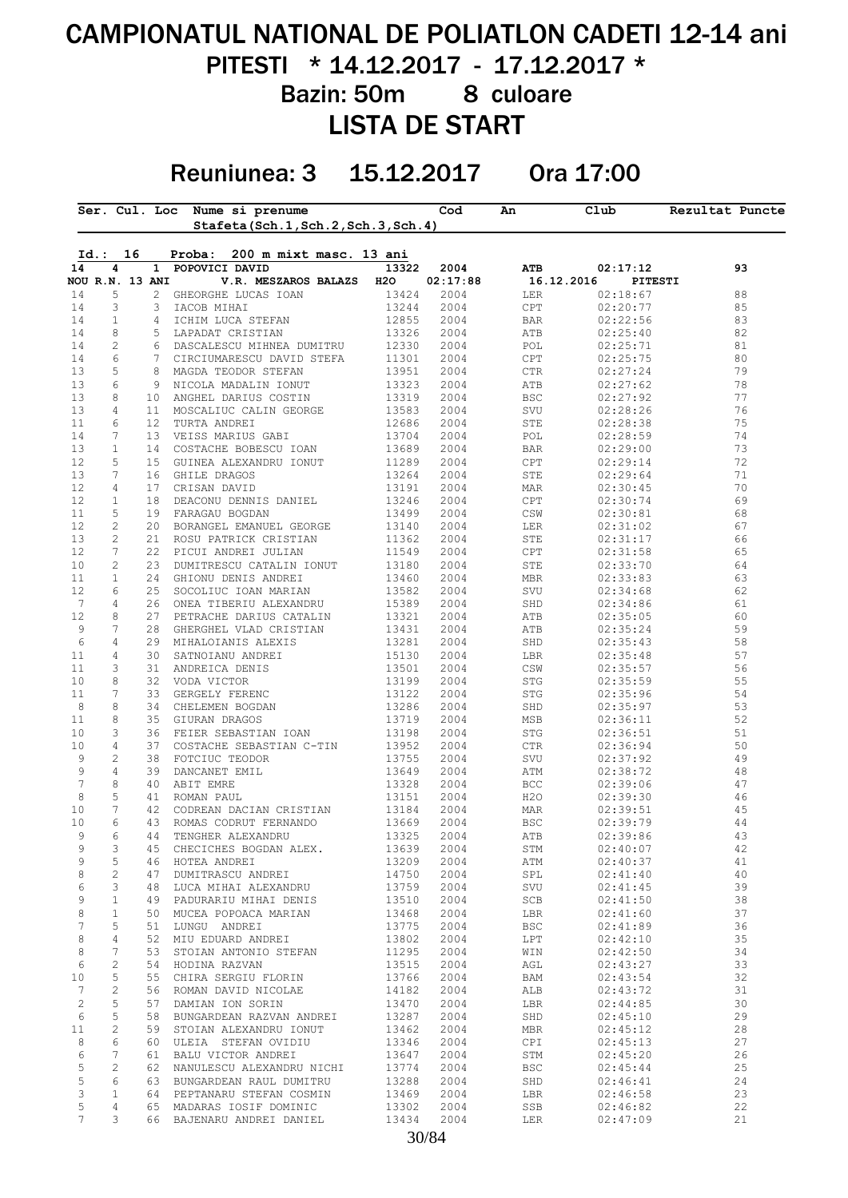# CAMPIONATUL NATIONAL DE POLIATLON CADETI 12-14 ani

## PITESTI * 14.12.2017 - 17.12.2017 *

## Bazin: 50m 8 culoare

## LISTA DE START

### Reuniunea: 3 15.12.2017 Ora 17:00

| Ser. | Cul. | Loc | Nume si prenume / Stafeta(Sch.1,Sch.2,Sch.3,Sch.4) | Cod | An | Club | Rezultat | Puncte |
|---|---|---|---|---|---|---|---|---|
| **Id.: 16** | | | **Proba: 200 m mixt masc. 13 ani** | | | | | |
| **14** | **4** | **1** | **POPOVICI DAVID** | **13322** | **2004** | **ATB** | **02:17:12** | **93** |
| **NOU R.N. 13 ANI** | | | **V.R. MESZAROS BALAZS** | **H2O** | **02:17:88** | **16.12.2016** | **PITESTI** | |
| 14 | 5 | 2 | GHEORGHE LUCAS IOAN | 13424 | 2004 | LER | 02:18:67 | 88 |
| 14 | 3 | 3 | IACOB MIHAI | 13244 | 2004 | CPT | 02:20:77 | 85 |
| 14 | 1 | 4 | ICHIM LUCA STEFAN | 12855 | 2004 | BAR | 02:22:56 | 83 |
| 14 | 8 | 5 | LAPADAT CRISTIAN | 13326 | 2004 | ATB | 02:25:40 | 82 |
| 14 | 2 | 6 | DASCALESCU MIHNEA DUMITRU | 12330 | 2004 | POL | 02:25:71 | 81 |
| 14 | 6 | 7 | CIRCIUMARESCU DAVID STEFA | 11301 | 2004 | CPT | 02:25:75 | 80 |
| 13 | 5 | 8 | MAGDA TEODOR STEFAN | 13951 | 2004 | CTR | 02:27:24 | 79 |
| 13 | 6 | 9 | NICOLA MADALIN IONUT | 13323 | 2004 | ATB | 02:27:62 | 78 |
| 13 | 8 | 10 | ANGHEL DARIUS COSTIN | 13319 | 2004 | BSC | 02:27:92 | 77 |
| 13 | 4 | 11 | MOSCALIUC CALIN GEORGE | 13583 | 2004 | SVU | 02:28:26 | 76 |
| 11 | 6 | 12 | TURTA ANDREI | 12686 | 2004 | STE | 02:28:38 | 75 |
| 14 | 7 | 13 | VEISS MARIUS GABI | 13704 | 2004 | POL | 02:28:59 | 74 |
| 13 | 1 | 14 | COSTACHE BOBESCU IOAN | 13689 | 2004 | BAR | 02:29:00 | 73 |
| 12 | 5 | 15 | GUINEA ALEXANDRU IONUT | 11289 | 2004 | CPT | 02:29:14 | 72 |
| 13 | 7 | 16 | GHILE DRAGOS | 13264 | 2004 | STE | 02:29:64 | 71 |
| 12 | 4 | 17 | CRISAN DAVID | 13191 | 2004 | MAR | 02:30:45 | 70 |
| 12 | 1 | 18 | DEACONU DENNIS DANIEL | 13246 | 2004 | CPT | 02:30:74 | 69 |
| 11 | 5 | 19 | FARAGAU BOGDAN | 13499 | 2004 | CSW | 02:30:81 | 68 |
| 12 | 2 | 20 | BORANGEL EMANUEL GEORGE | 13140 | 2004 | LER | 02:31:02 | 67 |
| 13 | 2 | 21 | ROSU PATRICK CRISTIAN | 11362 | 2004 | STE | 02:31:17 | 66 |
| 12 | 7 | 22 | PICUI ANDREI JULIAN | 11549 | 2004 | CPT | 02:31:58 | 65 |
| 10 | 2 | 23 | DUMITRESCU CATALIN IONUT | 13180 | 2004 | STE | 02:33:70 | 64 |
| 11 | 1 | 24 | GHIONU DENIS ANDREI | 13460 | 2004 | MBR | 02:33:83 | 63 |
| 12 | 6 | 25 | SOCOLIUC IOAN MARIAN | 13582 | 2004 | SVU | 02:34:68 | 62 |
| 7 | 4 | 26 | ONEA TIBERIU ALEXANDRU | 15389 | 2004 | SHD | 02:34:86 | 61 |
| 12 | 8 | 27 | PETRACHE DARIUS CATALIN | 13321 | 2004 | ATB | 02:35:05 | 60 |
| 9 | 7 | 28 | GHERGHEL VLAD CRISTIAN | 13431 | 2004 | ATB | 02:35:24 | 59 |
| 6 | 4 | 29 | MIHALOIANIS ALEXIS | 13281 | 2004 | SHD | 02:35:43 | 58 |
| 11 | 4 | 30 | SATNOIANU ANDREI | 15130 | 2004 | LBR | 02:35:48 | 57 |
| 11 | 3 | 31 | ANDREICA DENIS | 13501 | 2004 | CSW | 02:35:57 | 56 |
| 10 | 8 | 32 | VODA VICTOR | 13199 | 2004 | STG | 02:35:59 | 55 |
| 11 | 7 | 33 | GERGELY FERENC | 13122 | 2004 | STG | 02:35:96 | 54 |
| 8 | 8 | 34 | CHELEMEN BOGDAN | 13286 | 2004 | SHD | 02:35:97 | 53 |
| 11 | 8 | 35 | GIURAN DRAGOS | 13719 | 2004 | MSB | 02:36:11 | 52 |
| 10 | 3 | 36 | FEIER SEBASTIAN IOAN | 13198 | 2004 | STG | 02:36:51 | 51 |
| 10 | 4 | 37 | COSTACHE SEBASTIAN C-TIN | 13952 | 2004 | CTR | 02:36:94 | 50 |
| 9 | 2 | 38 | FOTCIUC TEODOR | 13755 | 2004 | SVU | 02:37:92 | 49 |
| 9 | 4 | 39 | DANCANET EMIL | 13649 | 2004 | ATM | 02:38:72 | 48 |
| 7 | 8 | 40 | ABIT EMRE | 13328 | 2004 | BCC | 02:39:06 | 47 |
| 8 | 5 | 41 | ROMAN PAUL | 13151 | 2004 | H2O | 02:39:30 | 46 |
| 10 | 7 | 42 | CODREAN DACIAN CRISTIAN | 13184 | 2004 | MAR | 02:39:51 | 45 |
| 10 | 6 | 43 | ROMAS CODRUT FERNANDO | 13669 | 2004 | BSC | 02:39:79 | 44 |
| 9 | 6 | 44 | TENGHER ALEXANDRU | 13325 | 2004 | ATB | 02:39:86 | 43 |
| 9 | 3 | 45 | CHECICHES BOGDAN ALEX. | 13639 | 2004 | STM | 02:40:07 | 42 |
| 9 | 5 | 46 | HOTEA ANDREI | 13209 | 2004 | ATM | 02:40:37 | 41 |
| 8 | 2 | 47 | DUMITRASCU ANDREI | 14750 | 2004 | SPL | 02:41:40 | 40 |
| 6 | 3 | 48 | LUCA MIHAI ALEXANDRU | 13759 | 2004 | SVU | 02:41:45 | 39 |
| 9 | 1 | 49 | PADURARIU MIHAI DENIS | 13510 | 2004 | SCB | 02:41:50 | 38 |
| 8 | 1 | 50 | MUCEA POPOACA MARIAN | 13468 | 2004 | LBR | 02:41:60 | 37 |
| 7 | 5 | 51 | LUNGU ANDREI | 13775 | 2004 | BSC | 02:41:89 | 36 |
| 8 | 4 | 52 | MIU EDUARD ANDREI | 13802 | 2004 | LPT | 02:42:10 | 35 |
| 8 | 7 | 53 | STOIAN ANTONIO STEFAN | 11295 | 2004 | WIN | 02:42:50 | 34 |
| 6 | 2 | 54 | HODINA RAZVAN | 13515 | 2004 | AGL | 02:43:27 | 33 |
| 10 | 5 | 55 | CHIRA SERGIU FLORIN | 13766 | 2004 | BAM | 02:43:54 | 32 |
| 7 | 2 | 56 | ROMAN DAVID NICOLAE | 14182 | 2004 | ALB | 02:43:72 | 31 |
| 2 | 5 | 57 | DAMIAN ION SORIN | 13470 | 2004 | LBR | 02:44:85 | 30 |
| 6 | 5 | 58 | BUNGARDEAN RAZVAN ANDREI | 13287 | 2004 | SHD | 02:45:10 | 29 |
| 11 | 2 | 59 | STOIAN ALEXANDRU IONUT | 13462 | 2004 | MBR | 02:45:12 | 28 |
| 8 | 6 | 60 | ULEIA STEFAN OVIDIU | 13346 | 2004 | CPI | 02:45:13 | 27 |
| 6 | 7 | 61 | BALU VICTOR ANDREI | 13647 | 2004 | STM | 02:45:20 | 26 |
| 5 | 2 | 62 | NANULESCU ALEXANDRU NICHI | 13774 | 2004 | BSC | 02:45:44 | 25 |
| 5 | 6 | 63 | BUNGARDEAN RAUL DUMITRU | 13288 | 2004 | SHD | 02:46:41 | 24 |
| 3 | 1 | 64 | PEPTANARU STEFAN COSMIN | 13469 | 2004 | LBR | 02:46:58 | 23 |
| 5 | 4 | 65 | MADARAS IOSIF DOMINIC | 13302 | 2004 | SSB | 02:46:82 | 22 |
| 7 | 3 | 66 | BAJENARU ANDREI DANIEL | 13434 | 2004 | LER | 02:47:09 | 21 |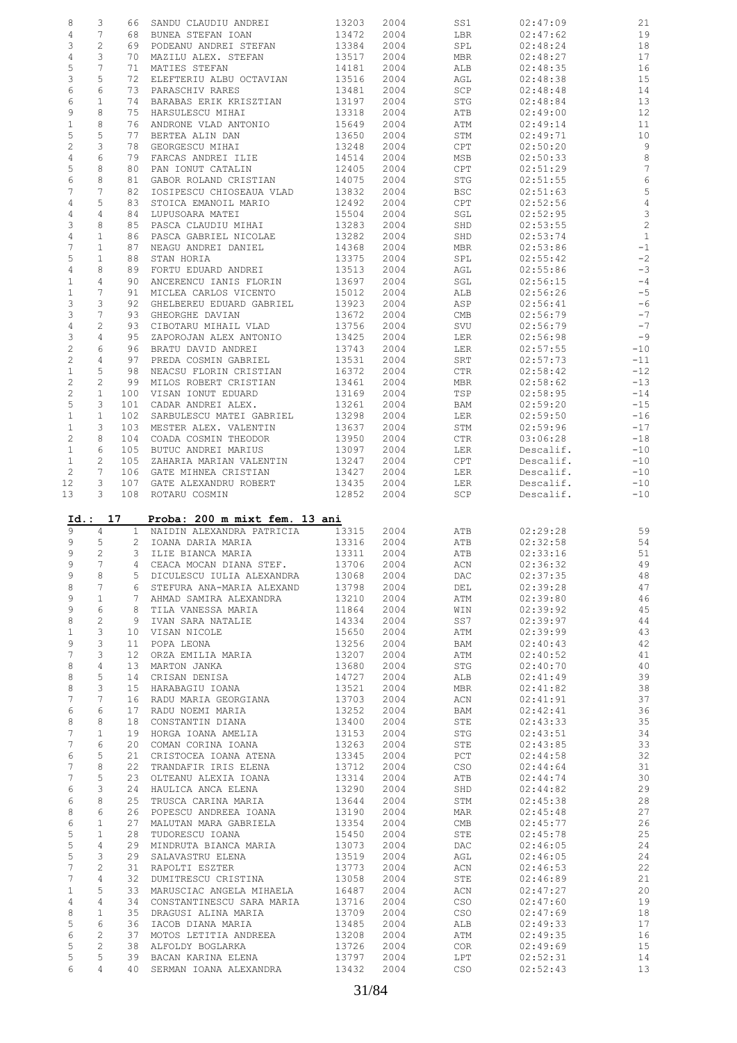| | | | | | | | | |
|---|---|---|---|---|---|---|---|---|
| 8 | 3 | 66 | SANDU CLAUDIU ANDREI | 13203 | 2004 | SS1 | 02:47:09 | 21 |
| 4 | 7 | 68 | BUNEA STEFAN IOAN | 13472 | 2004 | LBR | 02:47:62 | 19 |
| 3 | 2 | 69 | PODEANU ANDREI STEFAN | 13384 | 2004 | SPL | 02:48:24 | 18 |
| 4 | 3 | 70 | MAZILU ALEX. STEFAN | 13517 | 2004 | MBR | 02:48:27 | 17 |
| 5 | 7 | 71 | MATIES STEFAN | 14181 | 2004 | ALB | 02:48:35 | 16 |
| 3 | 5 | 72 | ELEFTERIU ALBU OCTAVIAN | 13516 | 2004 | AGL | 02:48:38 | 15 |
| 6 | 6 | 73 | PARASCHIV RARES | 13481 | 2004 | SCP | 02:48:48 | 14 |
| 6 | 1 | 74 | BARABAS ERIK KRISZTIAN | 13197 | 2004 | STG | 02:48:84 | 13 |
| 9 | 8 | 75 | HARSULESCU MIHAI | 13318 | 2004 | ATB | 02:49:00 | 12 |
| 1 | 8 | 76 | ANDRONE VLAD ANTONIO | 15649 | 2004 | ATM | 02:49:14 | 11 |
| 5 | 5 | 77 | BERTEA ALIN DAN | 13650 | 2004 | STM | 02:49:71 | 10 |
| 2 | 3 | 78 | GEORGESCU MIHAI | 13248 | 2004 | CPT | 02:50:20 | 9 |
| 4 | 6 | 79 | FARCAS ANDREI ILIE | 14514 | 2004 | MSB | 02:50:33 | 8 |
| 5 | 8 | 80 | PAN IONUT CATALIN | 12405 | 2004 | CPT | 02:51:29 | 7 |
| 6 | 8 | 81 | GABOR ROLAND CRISTIAN | 14075 | 2004 | STG | 02:51:55 | 6 |
| 7 | 7 | 82 | IOSIPESCU CHIOSEAUA VLAD | 13832 | 2004 | BSC | 02:51:63 | 5 |
| 4 | 5 | 83 | STOICA EMANOIL MARIO | 12492 | 2004 | CPT | 02:52:56 | 4 |
| 4 | 4 | 84 | LUPUSOARA MATEI | 15504 | 2004 | SGL | 02:52:95 | 3 |
| 3 | 8 | 85 | PASCA CLAUDIU MIHAI | 13283 | 2004 | SHD | 02:53:55 | 2 |
| 4 | 1 | 86 | PASCA GABRIEL NICOLAE | 13282 | 2004 | SHD | 02:53:74 | 1 |
| 7 | 1 | 87 | NEAGU ANDREI DANIEL | 14368 | 2004 | MBR | 02:53:86 | -1 |
| 5 | 1 | 88 | STAN HORIA | 13375 | 2004 | SPL | 02:55:42 | -2 |
| 4 | 8 | 89 | FORTU EDUARD ANDREI | 13513 | 2004 | AGL | 02:55:86 | -3 |
| 1 | 4 | 90 | ANCERENCU IANIS FLORIN | 13697 | 2004 | SGL | 02:56:15 | -4 |
| 1 | 7 | 91 | MICLEA CARLOS VICENTO | 15012 | 2004 | ALB | 02:56:26 | -5 |
| 3 | 3 | 92 | GHELBEREU EDUARD GABRIEL | 13923 | 2004 | ASP | 02:56:41 | -6 |
| 3 | 7 | 93 | GHEORGHE DAVIAN | 13672 | 2004 | CMB | 02:56:79 | -7 |
| 4 | 2 | 93 | CIBOTARU MIHAIL VLAD | 13756 | 2004 | SVU | 02:56:79 | -7 |
| 3 | 4 | 95 | ZAPOROJAN ALEX ANTONIO | 13425 | 2004 | LER | 02:56:98 | -9 |
| 2 | 6 | 96 | BRATU DAVID ANDREI | 13743 | 2004 | LER | 02:57:55 | -10 |
| 2 | 4 | 97 | PREDA COSMIN GABRIEL | 13531 | 2004 | SRT | 02:57:73 | -11 |
| 1 | 5 | 98 | NEACSU FLORIN CRISTIAN | 16372 | 2004 | CTR | 02:58:42 | -12 |
| 2 | 2 | 99 | MILOS ROBERT CRISTIAN | 13461 | 2004 | MBR | 02:58:62 | -13 |
| 2 | 1 | 100 | VISAN IONUT EDUARD | 13169 | 2004 | TSP | 02:58:95 | -14 |
| 5 | 3 | 101 | CADAR ANDREI ALEX. | 13261 | 2004 | BAM | 02:59:20 | -15 |
| 1 | 1 | 102 | SARBULESCU MATEI GABRIEL | 13298 | 2004 | LER | 02:59:50 | -16 |
| 1 | 3 | 103 | MESTER ALEX. VALENTIN | 13637 | 2004 | STM | 02:59:96 | -17 |
| 2 | 8 | 104 | COADA COSMIN THEODOR | 13950 | 2004 | CTR | 03:06:28 | -18 |
| 1 | 6 | 105 | BUTUC ANDREI MARIUS | 13097 | 2004 | LER | Descalif. | -10 |
| 1 | 2 | 105 | ZAHARIA MARIAN VALENTIN | 13247 | 2004 | CPT | Descalif. | -10 |
| 2 | 7 | 106 | GATE MIHNEA CRISTIAN | 13427 | 2004 | LER | Descalif. | -10 |
| 12 | 3 | 107 | GATE ALEXANDRU ROBERT | 13435 | 2004 | LER | Descalif. | -10 |
| 13 | 3 | 108 | ROTARU COSMIN | 12852 | 2004 | SCP | Descalif. | -10 |

**Id.: 17 Proba: 200 m mixt fem. 13 ani**

| | | | | | | | | |
|---|---|---|---|---|---|---|---|---|
| 9 | 4 | 1 | NAIDIN ALEXANDRA PATRICIA | 13315 | 2004 | ATB | 02:29:28 | 59 |
| 9 | 5 | 2 | IOANA DARIA MARIA | 13316 | 2004 | ATB | 02:32:58 | 54 |
| 9 | 2 | 3 | ILIE BIANCA MARIA | 13311 | 2004 | ATB | 02:33:16 | 51 |
| 9 | 7 | 4 | CEACA MOCAN DIANA STEF. | 13706 | 2004 | ACN | 02:36:32 | 49 |
| 9 | 8 | 5 | DICULESCU IULIA ALEXANDRA | 13068 | 2004 | DAC | 02:37:35 | 48 |
| 8 | 7 | 6 | STEFURA ANA-MARIA ALEXAND | 13798 | 2004 | DEL | 02:39:28 | 47 |
| 9 | 1 | 7 | AHMAD SAMIRA ALEXANDRA | 13210 | 2004 | ATM | 02:39:80 | 46 |
| 9 | 6 | 8 | TILA VANESSA MARIA | 11864 | 2004 | WIN | 02:39:92 | 45 |
| 8 | 2 | 9 | IVAN SARA NATALIE | 14334 | 2004 | SS7 | 02:39:97 | 44 |
| 1 | 3 | 10 | VISAN NICOLE | 15650 | 2004 | ATM | 02:39:99 | 43 |
| 9 | 3 | 11 | POPA LEONA | 13256 | 2004 | BAM | 02:40:43 | 42 |
| 7 | 3 | 12 | ORZA EMILIA MARIA | 13207 | 2004 | ATM | 02:40:52 | 41 |
| 8 | 4 | 13 | MARTON JANKA | 13680 | 2004 | STG | 02:40:70 | 40 |
| 8 | 5 | 14 | CRISAN DENISA | 14727 | 2004 | ALB | 02:41:49 | 39 |
| 8 | 3 | 15 | HARABAGIU IOANA | 13521 | 2004 | MBR | 02:41:82 | 38 |
| 7 | 7 | 16 | RADU MARIA GEORGIANA | 13703 | 2004 | ACN | 02:41:91 | 37 |
| 6 | 6 | 17 | RADU NOEMI MARIA | 13252 | 2004 | BAM | 02:42:41 | 36 |
| 8 | 8 | 18 | CONSTANTIN DIANA | 13400 | 2004 | STE | 02:43:33 | 35 |
| 7 | 1 | 19 | HORGA IOANA AMELIA | 13153 | 2004 | STG | 02:43:51 | 34 |
| 7 | 6 | 20 | COMAN CORINA IOANA | 13263 | 2004 | STE | 02:43:85 | 33 |
| 6 | 5 | 21 | CRISTOCEA IOANA ATENA | 13345 | 2004 | PCT | 02:44:58 | 32 |
| 7 | 8 | 22 | TRANDAFIR IRIS ELENA | 13712 | 2004 | CSO | 02:44:64 | 31 |
| 7 | 5 | 23 | OLTEANU ALEXIA IOANA | 13314 | 2004 | ATB | 02:44:74 | 30 |
| 6 | 3 | 24 | HAULICA ANCA ELENA | 13290 | 2004 | SHD | 02:44:82 | 29 |
| 6 | 8 | 25 | TRUSCA CARINA MARIA | 13644 | 2004 | STM | 02:45:38 | 28 |
| 8 | 6 | 26 | POPESCU ANDREEA IOANA | 13190 | 2004 | MAR | 02:45:48 | 27 |
| 6 | 1 | 27 | MALUTAN MARA GABRIELA | 13354 | 2004 | CMB | 02:45:77 | 26 |
| 5 | 1 | 28 | TUDORESCU IOANA | 15450 | 2004 | STE | 02:45:78 | 25 |
| 5 | 4 | 29 | MINDRUTA BIANCA MARIA | 13073 | 2004 | DAC | 02:46:05 | 24 |
| 5 | 3 | 29 | SALAVASTRU ELENA | 13519 | 2004 | AGL | 02:46:05 | 24 |
| 7 | 2 | 31 | RAPOLTI ESZTER | 13773 | 2004 | ACN | 02:46:53 | 22 |
| 7 | 4 | 32 | DUMITRESCU CRISTINA | 13058 | 2004 | STE | 02:46:89 | 21 |
| 1 | 5 | 33 | MARUSCIAC ANGELA MIHAELA | 16487 | 2004 | ACN | 02:47:27 | 20 |
| 4 | 4 | 34 | CONSTANTINESCU SARA MARIA | 13716 | 2004 | CSO | 02:47:60 | 19 |
| 8 | 1 | 35 | DRAGUSI ALINA MARIA | 13709 | 2004 | CSO | 02:47:69 | 18 |
| 5 | 6 | 36 | IACOB DIANA MARIA | 13485 | 2004 | ALB | 02:49:33 | 17 |
| 6 | 2 | 37 | MOTOS LETITIA ANDREEA | 13208 | 2004 | ATM | 02:49:35 | 16 |
| 5 | 2 | 38 | ALFOLDY BOGLARKA | 13726 | 2004 | COR | 02:49:69 | 15 |
| 5 | 5 | 39 | BACAN KARINA ELENA | 13797 | 2004 | LPT | 02:52:31 | 14 |
| 6 | 4 | 40 | SERMAN IOANA ALEXANDRA | 13432 | 2004 | CSO | 02:52:43 | 13 |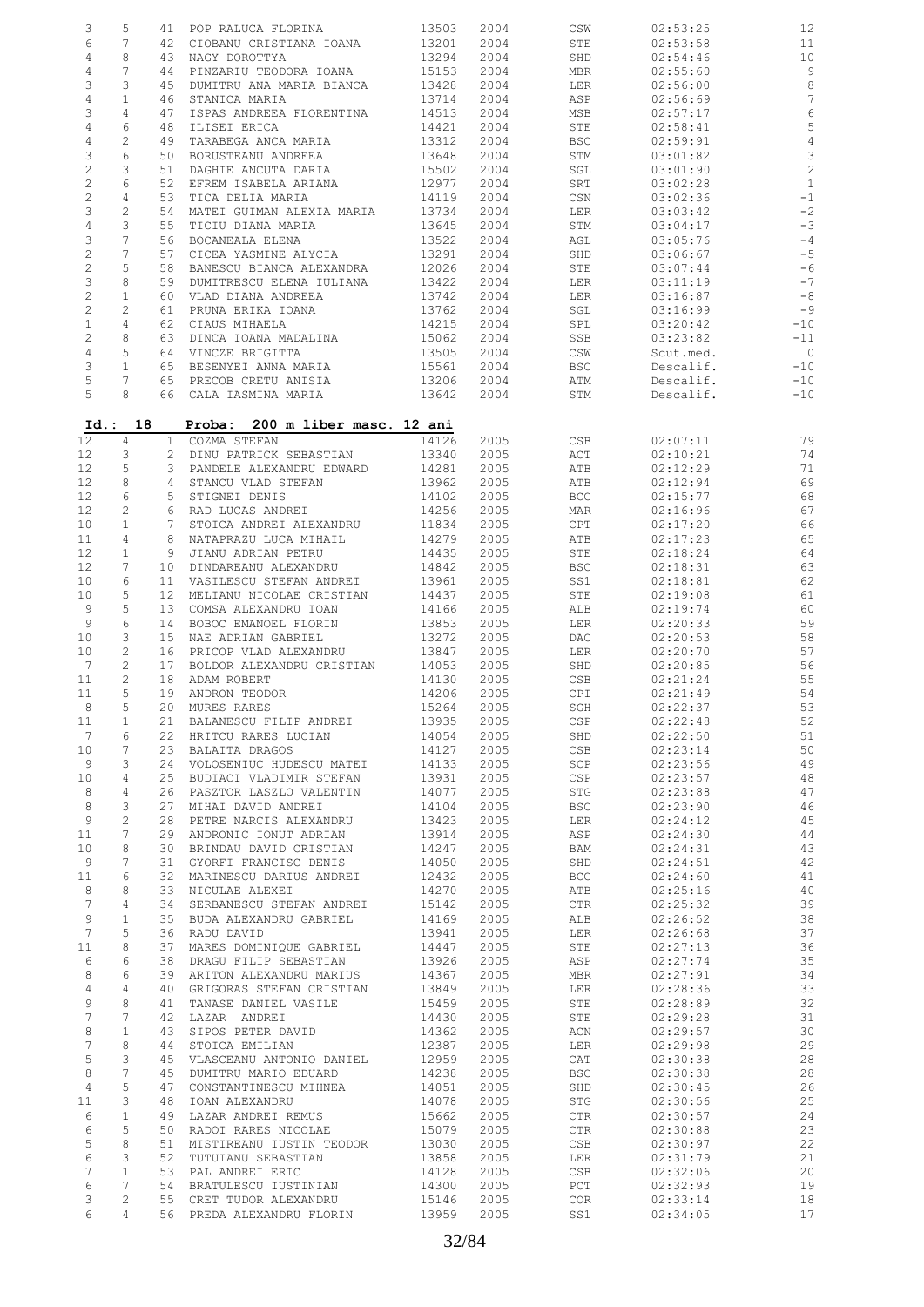| | | | | | | | | |
|---|---|---|---|---|---|---|---|---|
| 3 | 5 | 41 | POP RALUCA FLORINA | 13503 | 2004 | CSW | 02:53:25 | 12 |
| 6 | 7 | 42 | CIOBANU CRISTIANA IOANA | 13201 | 2004 | STE | 02:53:58 | 11 |
| 4 | 8 | 43 | NAGY DOROTTYA | 13294 | 2004 | SHD | 02:54:46 | 10 |
| 4 | 7 | 44 | PINZARIU TEODORA IOANA | 15153 | 2004 | MBR | 02:55:60 | 9 |
| 3 | 3 | 45 | DUMITRU ANA MARIA BIANCA | 13428 | 2004 | LER | 02:56:00 | 8 |
| 4 | 1 | 46 | STANICA MARIA | 13714 | 2004 | ASP | 02:56:69 | 7 |
| 3 | 4 | 47 | ISPAS ANDREEA FLORENTINA | 14513 | 2004 | MSB | 02:57:17 | 6 |
| 4 | 6 | 48 | ILISEI ERICA | 14421 | 2004 | STE | 02:58:41 | 5 |
| 4 | 2 | 49 | TARABEGA ANCA MARIA | 13312 | 2004 | BSC | 02:59:91 | 4 |
| 3 | 6 | 50 | BORUSTEANU ANDREEA | 13648 | 2004 | STM | 03:01:82 | 3 |
| 2 | 3 | 51 | DAGHIE ANCUTA DARIA | 15502 | 2004 | SGL | 03:01:90 | 2 |
| 2 | 6 | 52 | EFREM ISABELA ARIANA | 12977 | 2004 | SRT | 03:02:28 | 1 |
| 2 | 4 | 53 | TICA DELIA MARIA | 14119 | 2004 | CSN | 03:02:36 | -1 |
| 3 | 2 | 54 | MATEI GUIMAN ALEXIA MARIA | 13734 | 2004 | LER | 03:03:42 | -2 |
| 4 | 3 | 55 | TICIU DIANA MARIA | 13645 | 2004 | STM | 03:04:17 | -3 |
| 3 | 7 | 56 | BOCANEALA ELENA | 13522 | 2004 | AGL | 03:05:76 | -4 |
| 2 | 7 | 57 | CICEA YASMINE ALYCIA | 13291 | 2004 | SHD | 03:06:67 | -5 |
| 2 | 5 | 58 | BANESCU BIANCA ALEXANDRA | 12026 | 2004 | STE | 03:07:44 | -6 |
| 3 | 8 | 59 | DUMITRESCU ELENA IULIANA | 13422 | 2004 | LER | 03:11:19 | -7 |
| 2 | 1 | 60 | VLAD DIANA ANDREEA | 13742 | 2004 | LER | 03:16:87 | -8 |
| 2 | 2 | 61 | PRUNA ERIKA IOANA | 13762 | 2004 | SGL | 03:16:99 | -9 |
| 1 | 4 | 62 | CIAUS MIHAELA | 14215 | 2004 | SPL | 03:20:42 | -10 |
| 2 | 8 | 63 | DINCA IOANA MADALINA | 15062 | 2004 | SSB | 03:23:82 | -11 |
| 4 | 5 | 64 | VINCZE BRIGITTA | 13505 | 2004 | CSW | Scut.med. | 0 |
| 3 | 1 | 65 | BESENYEI ANNA MARIA | 15561 | 2004 | BSC | Descalif. | -10 |
| 5 | 7 | 65 | PRECOB CRETU ANISIA | 13206 | 2004 | ATM | Descalif. | -10 |
| 5 | 8 | 66 | CALA IASMINA MARIA | 13642 | 2004 | STM | Descalif. | -10 |

**Id.: 18 Proba: 200 m liber masc. 12 ani**

| | | | | | | | | |
|---|---|---|---|---|---|---|---|---|
| 12 | 4 | 1 | COZMA STEFAN | 14126 | 2005 | CSB | 02:07:11 | 79 |
| 12 | 3 | 2 | DINU PATRICK SEBASTIAN | 13340 | 2005 | ACT | 02:10:21 | 74 |
| 12 | 5 | 3 | PANDELE ALEXANDRU EDWARD | 14281 | 2005 | ATB | 02:12:29 | 71 |
| 12 | 8 | 4 | STANCU VLAD STEFAN | 13962 | 2005 | ATB | 02:12:94 | 69 |
| 12 | 6 | 5 | STIGNEI DENIS | 14102 | 2005 | BCC | 02:15:77 | 68 |
| 12 | 2 | 6 | RAD LUCAS ANDREI | 14256 | 2005 | MAR | 02:16:96 | 67 |
| 10 | 1 | 7 | STOICA ANDREI ALEXANDRU | 11834 | 2005 | CPT | 02:17:20 | 66 |
| 11 | 4 | 8 | NATAPRAZU LUCA MIHAIL | 14279 | 2005 | ATB | 02:17:23 | 65 |
| 12 | 1 | 9 | JIANU ADRIAN PETRU | 14435 | 2005 | STE | 02:18:24 | 64 |
| 12 | 7 | 10 | DINDAREANU ALEXANDRU | 14842 | 2005 | BSC | 02:18:31 | 63 |
| 10 | 6 | 11 | VASILESCU STEFAN ANDREI | 13961 | 2005 | SS1 | 02:18:81 | 62 |
| 10 | 5 | 12 | MELIANU NICOLAE CRISTIAN | 14437 | 2005 | STE | 02:19:08 | 61 |
| 9 | 5 | 13 | COMSA ALEXANDRU IOAN | 14166 | 2005 | ALB | 02:19:74 | 60 |
| 9 | 6 | 14 | BOBOC EMANOEL FLORIN | 13853 | 2005 | LER | 02:20:33 | 59 |
| 10 | 3 | 15 | NAE ADRIAN GABRIEL | 13272 | 2005 | DAC | 02:20:53 | 58 |
| 10 | 2 | 16 | PRICOP VLAD ALEXANDRU | 13847 | 2005 | LER | 02:20:70 | 57 |
| 7 | 2 | 17 | BOLDOR ALEXANDRU CRISTIAN | 14053 | 2005 | SHD | 02:20:85 | 56 |
| 11 | 2 | 18 | ADAM ROBERT | 14130 | 2005 | CSB | 02:21:24 | 55 |
| 11 | 5 | 19 | ANDRON TEODOR | 14206 | 2005 | CPI | 02:21:49 | 54 |
| 8 | 5 | 20 | MURES RARES | 15264 | 2005 | SGH | 02:22:37 | 53 |
| 11 | 1 | 21 | BALANESCU FILIP ANDREI | 13935 | 2005 | CSP | 02:22:48 | 52 |
| 7 | 6 | 22 | HRITCU RARES LUCIAN | 14054 | 2005 | SHD | 02:22:50 | 51 |
| 10 | 7 | 23 | BALAITA DRAGOS | 14127 | 2005 | CSB | 02:23:14 | 50 |
| 9 | 3 | 24 | VOLOSENIUC HUDESCU MATEI | 14133 | 2005 | SCP | 02:23:56 | 49 |
| 10 | 4 | 25 | BUDIACI VLADIMIR STEFAN | 13931 | 2005 | CSP | 02:23:57 | 48 |
| 8 | 4 | 26 | PASZTOR LASZLO VALENTIN | 14077 | 2005 | STG | 02:23:88 | 47 |
| 8 | 3 | 27 | MIHAI DAVID ANDREI | 14104 | 2005 | BSC | 02:23:90 | 46 |
| 9 | 2 | 28 | PETRE NARCIS ALEXANDRU | 13423 | 2005 | LER | 02:24:12 | 45 |
| 11 | 7 | 29 | ANDRONIC IONUT ADRIAN | 13914 | 2005 | ASP | 02:24:30 | 44 |
| 10 | 8 | 30 | BRINDAU DAVID CRISTIAN | 14247 | 2005 | BAM | 02:24:31 | 43 |
| 9 | 7 | 31 | GYORFI FRANCISC DENIS | 14050 | 2005 | SHD | 02:24:51 | 42 |
| 11 | 6 | 32 | MARINESCU DARIUS ANDREI | 12432 | 2005 | BCC | 02:24:60 | 41 |
| 8 | 8 | 33 | NICULAE ALEXEI | 14270 | 2005 | ATB | 02:25:16 | 40 |
| 7 | 4 | 34 | SERBANESCU STEFAN ANDREI | 15142 | 2005 | CTR | 02:25:32 | 39 |
| 9 | 1 | 35 | BUDA ALEXANDRU GABRIEL | 14169 | 2005 | ALB | 02:26:52 | 38 |
| 7 | 5 | 36 | RADU DAVID | 13941 | 2005 | LER | 02:26:68 | 37 |
| 11 | 8 | 37 | MARES DOMINIQUE GABRIEL | 14447 | 2005 | STE | 02:27:13 | 36 |
| 6 | 6 | 38 | DRAGU FILIP SEBASTIAN | 13926 | 2005 | ASP | 02:27:74 | 35 |
| 8 | 6 | 39 | ARITON ALEXANDRU MARIUS | 14367 | 2005 | MBR | 02:27:91 | 34 |
| 4 | 4 | 40 | GRIGORAS STEFAN CRISTIAN | 13849 | 2005 | LER | 02:28:36 | 33 |
| 9 | 8 | 41 | TANASE DANIEL VASILE | 15459 | 2005 | STE | 02:28:89 | 32 |
| 7 | 7 | 42 | LAZAR ANDREI | 14430 | 2005 | STE | 02:29:28 | 31 |
| 8 | 1 | 43 | SIPOS PETER DAVID | 14362 | 2005 | ACN | 02:29:57 | 30 |
| 7 | 8 | 44 | STOICA EMILIAN | 12387 | 2005 | LER | 02:29:98 | 29 |
| 5 | 3 | 45 | VLASCEANU ANTONIO DANIEL | 12959 | 2005 | CAT | 02:30:38 | 28 |
| 8 | 7 | 45 | DUMITRU MARIO EDUARD | 14238 | 2005 | BSC | 02:30:38 | 28 |
| 4 | 5 | 47 | CONSTANTINESCU MIHNEA | 14051 | 2005 | SHD | 02:30:45 | 26 |
| 11 | 3 | 48 | IOAN ALEXANDRU | 14078 | 2005 | STG | 02:30:56 | 25 |
| 6 | 1 | 49 | LAZAR ANDREI REMUS | 15662 | 2005 | CTR | 02:30:57 | 24 |
| 6 | 5 | 50 | RADOI RARES NICOLAE | 15079 | 2005 | CTR | 02:30:88 | 23 |
| 5 | 8 | 51 | MISTIREANU IUSTIN TEODOR | 13030 | 2005 | CSB | 02:30:97 | 22 |
| 6 | 3 | 52 | TUTUIANU SEBASTIAN | 13858 | 2005 | LER | 02:31:79 | 21 |
| 7 | 1 | 53 | PAL ANDREI ERIC | 14128 | 2005 | CSB | 02:32:06 | 20 |
| 6 | 7 | 54 | BRATULESCU IUSTINIAN | 14300 | 2005 | PCT | 02:32:93 | 19 |
| 3 | 2 | 55 | CRET TUDOR ALEXANDRU | 15146 | 2005 | COR | 02:33:14 | 18 |
| 6 | 4 | 56 | PREDA ALEXANDRU FLORIN | 13959 | 2005 | SS1 | 02:34:05 | 17 |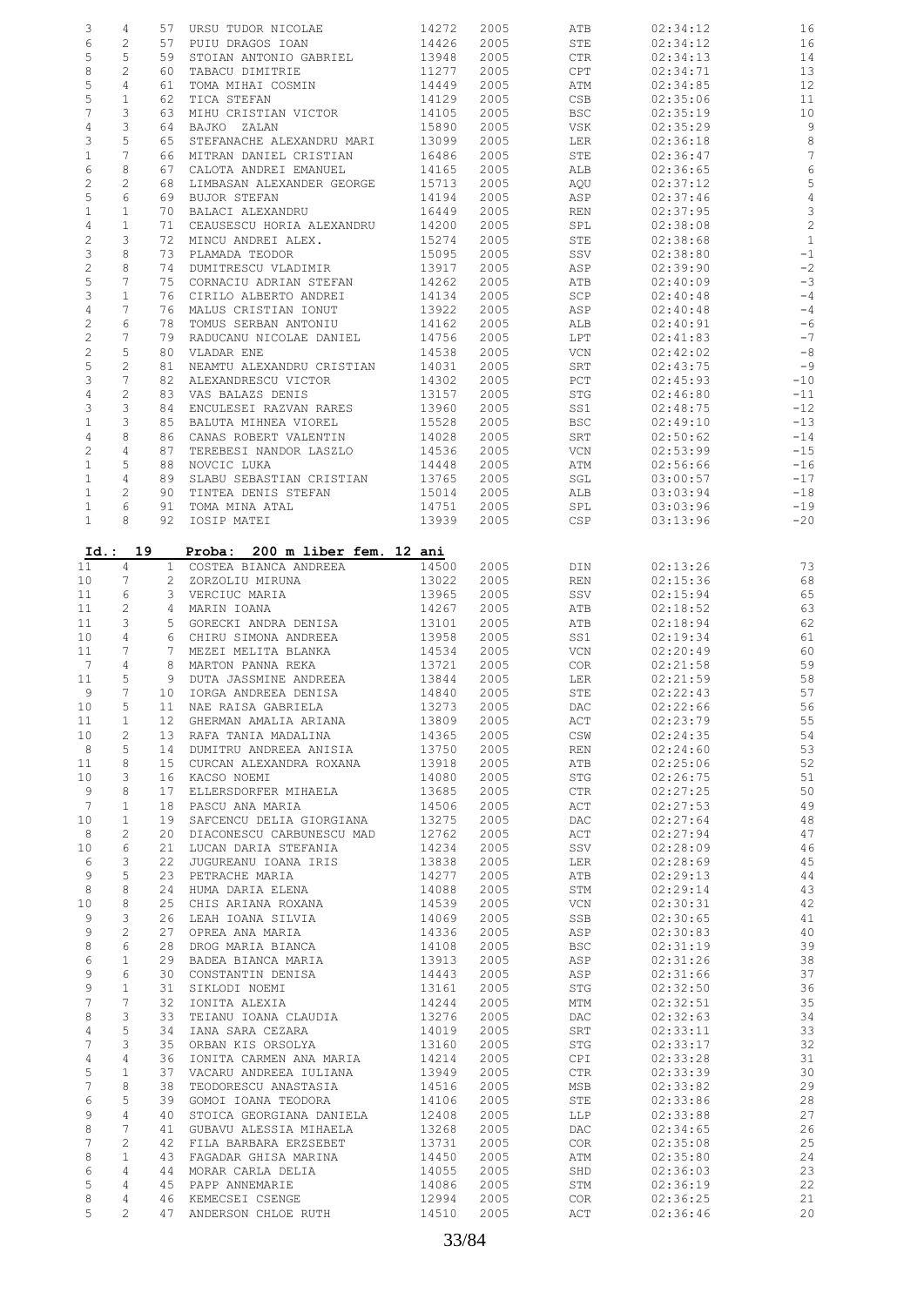| | | | | | | | | |
|---|---|---|---|---|---|---|---|---|
| 3 | 4 | 57 | URSU TUDOR NICOLAE | 14272 | 2005 | ATB | 02:34:12 | 16 |
| 6 | 2 | 57 | PUIU DRAGOS IOAN | 14426 | 2005 | STE | 02:34:12 | 16 |
| 5 | 5 | 59 | STOIAN ANTONIO GABRIEL | 13948 | 2005 | CTR | 02:34:13 | 14 |
| 8 | 2 | 60 | TABACU DIMITRIE | 11277 | 2005 | CPT | 02:34:71 | 13 |
| 5 | 4 | 61 | TOMA MIHAI COSMIN | 14449 | 2005 | ATM | 02:34:85 | 12 |
| 5 | 1 | 62 | TICA STEFAN | 14129 | 2005 | CSB | 02:35:06 | 11 |
| 7 | 3 | 63 | MIHU CRISTIAN VICTOR | 14105 | 2005 | BSC | 02:35:19 | 10 |
| 4 | 3 | 64 | BAJKO ZALAN | 15890 | 2005 | VSK | 02:35:29 | 9 |
| 3 | 5 | 65 | STEFANACHE ALEXANDRU MARI | 13099 | 2005 | LER | 02:36:18 | 8 |
| 1 | 7 | 66 | MITRAN DANIEL CRISTIAN | 16486 | 2005 | STE | 02:36:47 | 7 |
| 6 | 8 | 67 | CALOTA ANDREI EMANUEL | 14165 | 2005 | ALB | 02:36:65 | 6 |
| 2 | 2 | 68 | LIMBASAN ALEXANDER GEORGE | 15713 | 2005 | AQU | 02:37:12 | 5 |
| 5 | 6 | 69 | BUJOR STEFAN | 14194 | 2005 | ASP | 02:37:46 | 4 |
| 1 | 1 | 70 | BALACI ALEXANDRU | 16449 | 2005 | REN | 02:37:95 | 3 |
| 4 | 1 | 71 | CEAUSESCU HORIA ALEXANDRU | 14200 | 2005 | SPL | 02:38:08 | 2 |
| 2 | 3 | 72 | MINCU ANDREI ALEX. | 15274 | 2005 | STE | 02:38:68 | 1 |
| 3 | 8 | 73 | PLAMADA TEODOR | 15095 | 2005 | SSV | 02:38:80 | -1 |
| 2 | 8 | 74 | DUMITRESCU VLADIMIR | 13917 | 2005 | ASP | 02:39:90 | -2 |
| 5 | 7 | 75 | CORNACIU ADRIAN STEFAN | 14262 | 2005 | ATB | 02:40:09 | -3 |
| 3 | 1 | 76 | CIRILO ALBERTO ANDREI | 14134 | 2005 | SCP | 02:40:48 | -4 |
| 4 | 7 | 76 | MALUS CRISTIAN IONUT | 13922 | 2005 | ASP | 02:40:48 | -4 |
| 2 | 6 | 78 | TOMUS SERBAN ANTONIU | 14162 | 2005 | ALB | 02:40:91 | -6 |
| 2 | 7 | 79 | RADUCANU NICOLAE DANIEL | 14756 | 2005 | LPT | 02:41:83 | -7 |
| 2 | 5 | 80 | VLADAR ENE | 14538 | 2005 | VCN | 02:42:02 | -8 |
| 5 | 2 | 81 | NEAMTU ALEXANDRU CRISTIAN | 14031 | 2005 | SRT | 02:43:75 | -9 |
| 3 | 7 | 82 | ALEXANDRESCU VICTOR | 14302 | 2005 | PCT | 02:45:93 | -10 |
| 4 | 2 | 83 | VAS BALAZS DENIS | 13157 | 2005 | STG | 02:46:80 | -11 |
| 3 | 3 | 84 | ENCULESEI RAZVAN RARES | 13960 | 2005 | SS1 | 02:48:75 | -12 |
| 1 | 3 | 85 | BALUTA MIHNEA VIOREL | 15528 | 2005 | BSC | 02:49:10 | -13 |
| 4 | 8 | 86 | CANAS ROBERT VALENTIN | 14028 | 2005 | SRT | 02:50:62 | -14 |
| 2 | 4 | 87 | TEREBESI NANDOR LASZLO | 14536 | 2005 | VCN | 02:53:99 | -15 |
| 1 | 5 | 88 | NOVCIC LUKA | 14448 | 2005 | ATM | 02:56:66 | -16 |
| 1 | 4 | 89 | SLABU SEBASTIAN CRISTIAN | 13765 | 2005 | SGL | 03:00:57 | -17 |
| 1 | 2 | 90 | TINTEA DENIS STEFAN | 15014 | 2005 | ALB | 03:03:94 | -18 |
| 1 | 6 | 91 | TOMA MINA ATAL | 14751 | 2005 | SPL | 03:03:96 | -19 |
| 1 | 8 | 92 | IOSIP MATEI | 13939 | 2005 | CSP | 03:13:96 | -20 |

**Id.: 19 Proba: 200 m liber fem. 12 ani**

| | | | | | | | | |
|---|---|---|---|---|---|---|---|---|
| 11 | 4 | 1 | COSTEA BIANCA ANDREEA | 14500 | 2005 | DIN | 02:13:26 | 73 |
| 10 | 7 | 2 | ZORZOLIU MIRUNA | 13022 | 2005 | REN | 02:15:36 | 68 |
| 11 | 6 | 3 | VERCIUC MARIA | 13965 | 2005 | SSV | 02:15:94 | 65 |
| 11 | 2 | 4 | MARIN IOANA | 14267 | 2005 | ATB | 02:18:52 | 63 |
| 11 | 3 | 5 | GORECKI ANDRA DENISA | 13101 | 2005 | ATB | 02:18:94 | 62 |
| 10 | 4 | 6 | CHIRU SIMONA ANDREEA | 13958 | 2005 | SS1 | 02:19:34 | 61 |
| 11 | 7 | 7 | MEZEI MELITA BLANKA | 14534 | 2005 | VCN | 02:20:49 | 60 |
| 7 | 4 | 8 | MARTON PANNA REKA | 13721 | 2005 | COR | 02:21:58 | 59 |
| 11 | 5 | 9 | DUTA JASSMINE ANDREEA | 13844 | 2005 | LER | 02:21:59 | 58 |
| 9 | 7 | 10 | IORGA ANDREEA DENISA | 14840 | 2005 | STE | 02:22:43 | 57 |
| 10 | 5 | 11 | NAE RAISA GABRIELA | 13273 | 2005 | DAC | 02:22:66 | 56 |
| 11 | 1 | 12 | GHERMAN AMALIA ARIANA | 13809 | 2005 | ACT | 02:23:79 | 55 |
| 10 | 2 | 13 | RAFA TANIA MADALINA | 14365 | 2005 | CSW | 02:24:35 | 54 |
| 8 | 5 | 14 | DUMITRU ANDREEA ANISIA | 13750 | 2005 | REN | 02:24:60 | 53 |
| 11 | 8 | 15 | CURCAN ALEXANDRA ROXANA | 13918 | 2005 | ATB | 02:25:06 | 52 |
| 10 | 3 | 16 | KACSO NOEMI | 14080 | 2005 | STG | 02:26:75 | 51 |
| 9 | 8 | 17 | ELLERSDORFER MIHAELA | 13685 | 2005 | CTR | 02:27:25 | 50 |
| 7 | 1 | 18 | PASCU ANA MARIA | 14506 | 2005 | ACT | 02:27:53 | 49 |
| 10 | 1 | 19 | SAFCENCU DELIA GIORGIANA | 13275 | 2005 | DAC | 02:27:64 | 48 |
| 8 | 2 | 20 | DIACONESCU CARBUNESCU MAD | 12762 | 2005 | ACT | 02:27:94 | 47 |
| 10 | 6 | 21 | LUCAN DARIA STEFANIA | 14234 | 2005 | SSV | 02:28:09 | 46 |
| 6 | 3 | 22 | JUGUREANU IOANA IRIS | 13838 | 2005 | LER | 02:28:69 | 45 |
| 9 | 5 | 23 | PETRACHE MARIA | 14277 | 2005 | ATB | 02:29:13 | 44 |
| 8 | 8 | 24 | HUMA DARIA ELENA | 14088 | 2005 | STM | 02:29:14 | 43 |
| 10 | 8 | 25 | CHIS ARIANA ROXANA | 14539 | 2005 | VCN | 02:30:31 | 42 |
| 9 | 3 | 26 | LEAH IOANA SILVIA | 14069 | 2005 | SSB | 02:30:65 | 41 |
| 9 | 2 | 27 | OPREA ANA MARIA | 14336 | 2005 | ASP | 02:30:83 | 40 |
| 8 | 6 | 28 | DROG MARIA BIANCA | 14108 | 2005 | BSC | 02:31:19 | 39 |
| 6 | 1 | 29 | BADEA BIANCA MARIA | 13913 | 2005 | ASP | 02:31:26 | 38 |
| 9 | 6 | 30 | CONSTANTIN DENISA | 14443 | 2005 | ASP | 02:31:66 | 37 |
| 9 | 1 | 31 | SIKLODI NOEMI | 13161 | 2005 | STG | 02:32:50 | 36 |
| 7 | 7 | 32 | IONITA ALEXIA | 14244 | 2005 | MTM | 02:32:51 | 35 |
| 8 | 3 | 33 | TEIANU IOANA CLAUDIA | 13276 | 2005 | DAC | 02:32:63 | 34 |
| 4 | 5 | 34 | IANA SARA CEZARA | 14019 | 2005 | SRT | 02:33:11 | 33 |
| 7 | 3 | 35 | ORBAN KIS ORSOLYA | 13160 | 2005 | STG | 02:33:17 | 32 |
| 4 | 4 | 36 | IONITA CARMEN ANA MARIA | 14214 | 2005 | CPI | 02:33:28 | 31 |
| 5 | 1 | 37 | VACARU ANDREEA IULIANA | 13949 | 2005 | CTR | 02:33:39 | 30 |
| 7 | 8 | 38 | TEODORESCU ANASTASIA | 14516 | 2005 | MSB | 02:33:82 | 29 |
| 6 | 5 | 39 | GOMOI IOANA TEODORA | 14106 | 2005 | STE | 02:33:86 | 28 |
| 9 | 4 | 40 | STOICA GEORGIANA DANIELA | 12408 | 2005 | LLP | 02:33:88 | 27 |
| 8 | 7 | 41 | GUBAVU ALESSIA MIHAELA | 13268 | 2005 | DAC | 02:34:65 | 26 |
| 7 | 2 | 42 | FILA BARBARA ERZSEBET | 13731 | 2005 | COR | 02:35:08 | 25 |
| 8 | 1 | 43 | FAGADAR GHISA MARINA | 14450 | 2005 | ATM | 02:35:80 | 24 |
| 6 | 4 | 44 | MORAR CARLA DELIA | 14055 | 2005 | SHD | 02:36:03 | 23 |
| 5 | 4 | 45 | PAPP ANNEMARIE | 14086 | 2005 | STM | 02:36:19 | 22 |
| 8 | 4 | 46 | KEMECSEI CSENGE | 12994 | 2005 | COR | 02:36:25 | 21 |
| 5 | 2 | 47 | ANDERSON CHLOE RUTH | 14510 | 2005 | ACT | 02:36:46 | 20 |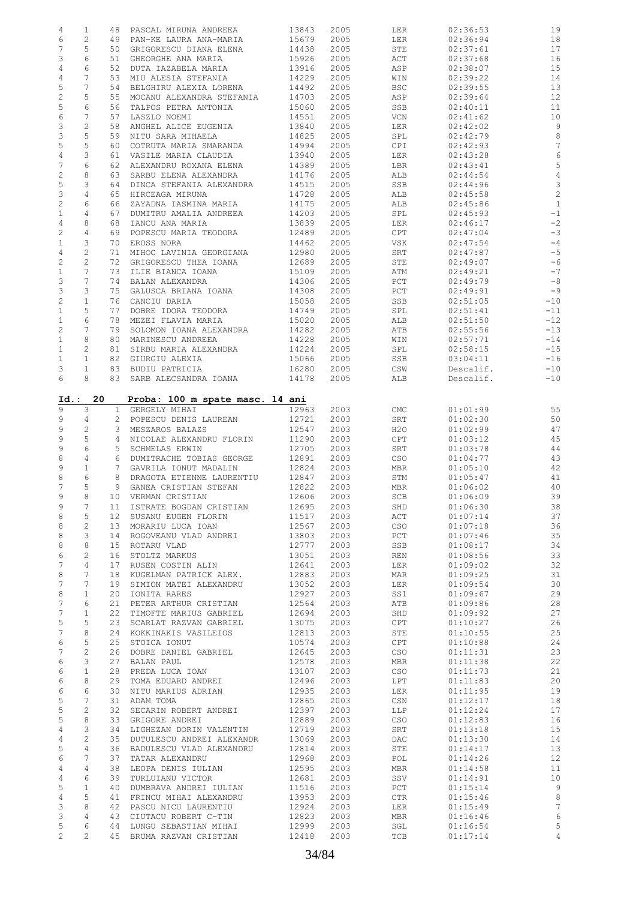| | | | | | | | | |
|---|---|---|---|---|---|---|---|---|
| 4 | 1 | 48 | PASCAL MIRUNA ANDREEA | 13843 | 2005 | LER | 02:36:53 | 19 |
| 6 | 2 | 49 | PAN-KE LAURA ANA-MARIA | 15679 | 2005 | LER | 02:36:94 | 18 |
| 7 | 5 | 50 | GRIGORESCU DIANA ELENA | 14438 | 2005 | STE | 02:37:61 | 17 |
| 3 | 6 | 51 | GHEORGHE ANA MARIA | 15926 | 2005 | ACT | 02:37:68 | 16 |
| 4 | 6 | 52 | DUTA IAZABELA MARIA | 13916 | 2005 | ASP | 02:38:07 | 15 |
| 4 | 7 | 53 | MIU ALESIA STEFANIA | 14229 | 2005 | WIN | 02:39:22 | 14 |
| 5 | 7 | 54 | BELGHIRU ALEXIA LORENA | 14492 | 2005 | BSC | 02:39:55 | 13 |
| 2 | 5 | 55 | MOCANU ALEXANDRA STEFANIA | 14703 | 2005 | ASP | 02:39:64 | 12 |
| 5 | 6 | 56 | TALPOS PETRA ANTONIA | 15060 | 2005 | SSB | 02:40:11 | 11 |
| 6 | 7 | 57 | LASZLO NOEMI | 14551 | 2005 | VCN | 02:41:62 | 10 |
| 3 | 2 | 58 | ANGHEL ALICE EUGENIA | 13840 | 2005 | LER | 02:42:02 | 9 |
| 3 | 5 | 59 | NITU SARA MIHAELA | 14825 | 2005 | SPL | 02:42:79 | 8 |
| 5 | 5 | 60 | COTRUTA MARIA SMARANDA | 14994 | 2005 | CPI | 02:42:93 | 7 |
| 4 | 3 | 61 | VASILE MARIA CLAUDIA | 13940 | 2005 | LER | 02:43:28 | 6 |
| 7 | 6 | 62 | ALEXANDRU ROXANA ELENA | 14389 | 2005 | LBR | 02:43:41 | 5 |
| 2 | 8 | 63 | SARBU ELENA ALEXANDRA | 14176 | 2005 | ALB | 02:44:54 | 4 |
| 5 | 3 | 64 | DINCA STEFANIA ALEXANDRA | 14515 | 2005 | SSB | 02:44:96 | 3 |
| 3 | 4 | 65 | HIRCEAGA MIRUNA | 14728 | 2005 | ALB | 02:45:58 | 2 |
| 2 | 6 | 66 | ZAYADNA IASMINA MARIA | 14175 | 2005 | ALB | 02:45:86 | 1 |
| 1 | 4 | 67 | DUMITRU AMALIA ANDREEA | 14203 | 2005 | SPL | 02:45:93 | -1 |
| 4 | 8 | 68 | IANCU ANA MARIA | 13839 | 2005 | LER | 02:46:17 | -2 |
| 2 | 4 | 69 | POPESCU MARIA TEODORA | 12489 | 2005 | CPT | 02:47:04 | -3 |
| 1 | 3 | 70 | EROSS NORA | 14462 | 2005 | VSK | 02:47:54 | -4 |
| 4 | 2 | 71 | MIHOC LAVINIA GEORGIANA | 12980 | 2005 | SRT | 02:47:87 | -5 |
| 2 | 2 | 72 | GRIGORESCU THEA IOANA | 12689 | 2005 | STE | 02:49:07 | -6 |
| 1 | 7 | 73 | ILIE BIANCA IOANA | 15109 | 2005 | ATM | 02:49:21 | -7 |
| 3 | 7 | 74 | BALAN ALEXANDRA | 14306 | 2005 | PCT | 02:49:79 | -8 |
| 3 | 3 | 75 | GALUSCA BRIANA IOANA | 14308 | 2005 | PCT | 02:49:91 | -9 |
| 2 | 1 | 76 | CANCIU DARIA | 15058 | 2005 | SSB | 02:51:05 | -10 |
| 1 | 5 | 77 | DOBRE IDORA TEODORA | 14749 | 2005 | SPL | 02:51:41 | -11 |
| 1 | 6 | 78 | MEZEI FLAVIA MARIA | 15020 | 2005 | ALB | 02:51:50 | -12 |
| 2 | 7 | 79 | SOLOMON IOANA ALEXANDRA | 14282 | 2005 | ATB | 02:55:56 | -13 |
| 1 | 8 | 80 | MARINESCU ANDREEA | 14228 | 2005 | WIN | 02:57:71 | -14 |
| 1 | 2 | 81 | SIRBU MARIA ALEXANDRA | 14224 | 2005 | SPL | 02:58:15 | -15 |
| 1 | 1 | 82 | GIURGIU ALEXIA | 15066 | 2005 | SSB | 03:04:11 | -16 |
| 3 | 1 | 83 | BUDIU PATRICIA | 16280 | 2005 | CSW | Descalif. | -10 |
| 6 | 8 | 83 | SARB ALECSANDRA IOANA | 14178 | 2005 | ALB | Descalif. | -10 |

**Id.: 20 Proba: 100 m spate masc. 14 ani**

| | | | | | | | | |
|---|---|---|---|---|---|---|---|---|
| 9 | 3 | 1 | GERGELY MIHAI | 12963 | 2003 | CMC | 01:01:99 | 55 |
| 9 | 4 | 2 | POPESCU DENIS LAUREAN | 12721 | 2003 | SRT | 01:02:30 | 50 |
| 9 | 2 | 3 | MESZAROS BALAZS | 12547 | 2003 | H2O | 01:02:99 | 47 |
| 9 | 5 | 4 | NICOLAE ALEXANDRU FLORIN | 11290 | 2003 | CPT | 01:03:12 | 45 |
| 9 | 6 | 5 | SCHMELAS ERWIN | 12705 | 2003 | SRT | 01:03:78 | 44 |
| 8 | 4 | 6 | DUMITRACHE TOBIAS GEORGE | 12891 | 2003 | CSO | 01:04:77 | 43 |
| 9 | 1 | 7 | GAVRILA IONUT MADALIN | 12824 | 2003 | MBR | 01:05:10 | 42 |
| 8 | 6 | 8 | DRAGOTA ETIENNE LAURENTIU | 12847 | 2003 | STM | 01:05:47 | 41 |
| 7 | 5 | 9 | GANEA CRISTIAN STEFAN | 12822 | 2003 | MBR | 01:06:02 | 40 |
| 9 | 8 | 10 | VERMAN CRISTIAN | 12606 | 2003 | SCB | 01:06:09 | 39 |
| 9 | 7 | 11 | ISTRATE BOGDAN CRISTIAN | 12695 | 2003 | SHD | 01:06:30 | 38 |
| 8 | 5 | 12 | SUSANU EUGEN FLORIN | 11517 | 2003 | ACT | 01:07:14 | 37 |
| 8 | 2 | 13 | MORARIU LUCA IOAN | 12567 | 2003 | CSO | 01:07:18 | 36 |
| 8 | 3 | 14 | ROGOVEANU VLAD ANDREI | 13803 | 2003 | PCT | 01:07:46 | 35 |
| 8 | 8 | 15 | ROTARU VLAD | 12777 | 2003 | SSB | 01:08:17 | 34 |
| 6 | 2 | 16 | STOLTZ MARKUS | 13051 | 2003 | REN | 01:08:56 | 33 |
| 7 | 4 | 17 | RUSEN COSTIN ALIN | 12641 | 2003 | LER | 01:09:02 | 32 |
| 8 | 7 | 18 | KUGELMAN PATRICK ALEX. | 12883 | 2003 | MAR | 01:09:25 | 31 |
| 7 | 7 | 19 | SIMION MATEI ALEXANDRU | 13052 | 2003 | LER | 01:09:54 | 30 |
| 8 | 1 | 20 | IONITA RARES | 12927 | 2003 | SS1 | 01:09:67 | 29 |
| 7 | 6 | 21 | PETER ARTHUR CRISTIAN | 12564 | 2003 | ATB | 01:09:86 | 28 |
| 7 | 1 | 22 | TIMOFTE MARIUS GABRIEL | 12694 | 2003 | SHD | 01:09:92 | 27 |
| 5 | 5 | 23 | SCARLAT RAZVAN GABRIEL | 13075 | 2003 | CPT | 01:10:27 | 26 |
| 7 | 8 | 24 | KOKKINAKIS VASILEIOS | 12813 | 2003 | STE | 01:10:55 | 25 |
| 6 | 5 | 25 | STOICA IONUT | 10574 | 2003 | CPT | 01:10:88 | 24 |
| 7 | 2 | 26 | DOBRE DANIEL GABRIEL | 12645 | 2003 | CSO | 01:11:31 | 23 |
| 6 | 3 | 27 | BALAN PAUL | 12578 | 2003 | MBR | 01:11:38 | 22 |
| 6 | 1 | 28 | PREDA LUCA IOAN | 13107 | 2003 | CSO | 01:11:73 | 21 |
| 6 | 8 | 29 | TOMA EDUARD ANDREI | 12496 | 2003 | LPT | 01:11:83 | 20 |
| 6 | 6 | 30 | NITU MARIUS ADRIAN | 12935 | 2003 | LER | 01:11:95 | 19 |
| 5 | 7 | 31 | ADAM TOMA | 12865 | 2003 | CSN | 01:12:17 | 18 |
| 5 | 2 | 32 | SECARIN ROBERT ANDREI | 12397 | 2003 | LLP | 01:12:24 | 17 |
| 5 | 8 | 33 | GRIGORE ANDREI | 12889 | 2003 | CSO | 01:12:83 | 16 |
| 4 | 3 | 34 | LIGHEZAN DORIN VALENTIN | 12719 | 2003 | SRT | 01:13:18 | 15 |
| 4 | 2 | 35 | DUTULESCU ANDREI ALEXANDR | 13069 | 2003 | DAC | 01:13:30 | 14 |
| 5 | 4 | 36 | BADULESCU VLAD ALEXANDRU | 12814 | 2003 | STE | 01:14:17 | 13 |
| 6 | 7 | 37 | TATAR ALEXANDRU | 12968 | 2003 | POL | 01:14:26 | 12 |
| 4 | 4 | 38 | LEOPA DENIS IULIAN | 12595 | 2003 | MBR | 01:14:58 | 11 |
| 4 | 6 | 39 | TURLUIANU VICTOR | 12681 | 2003 | SSV | 01:14:91 | 10 |
| 5 | 1 | 40 | DUMBRAVA ANDREI IULIAN | 11516 | 2003 | PCT | 01:15:14 | 9 |
| 4 | 5 | 41 | FRINCU MIHAI ALEXANDRU | 13953 | 2003 | CTR | 01:15:46 | 8 |
| 3 | 8 | 42 | PASCU NICU LAURENTIU | 12924 | 2003 | LER | 01:15:49 | 7 |
| 3 | 4 | 43 | CIUTACU ROBERT C-TIN | 12823 | 2003 | MBR | 01:16:46 | 6 |
| 5 | 6 | 44 | LUNGU SEBASTIAN MIHAI | 12999 | 2003 | SGL | 01:16:54 | 5 |
| 2 | 2 | 45 | BRUMA RAZVAN CRISTIAN | 12418 | 2003 | TCB | 01:17:14 | 4 |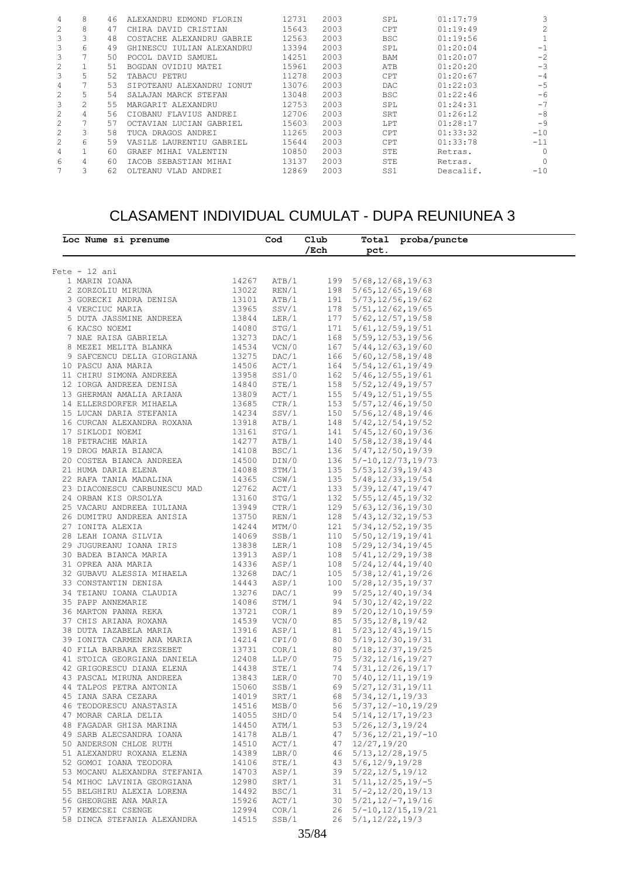| | | | | | | | | |
|---|---|---|---|---|---|---|---|---|
| 4 | 8 | 46 | ALEXANDRU EDMOND FLORIN | 12731 | 2003 | SPL | 01:17:79 | 3 |
| 2 | 8 | 47 | CHIRA DAVID CRISTIAN | 15643 | 2003 | CPT | 01:19:49 | 2 |
| 3 | 3 | 48 | COSTACHE ALEXANDRU GABRIE | 12563 | 2003 | BSC | 01:19:56 | 1 |
| 3 | 6 | 49 | GHINESCU IULIAN ALEXANDRU | 13394 | 2003 | SPL | 01:20:04 | -1 |
| 3 | 7 | 50 | POCOL DAVID SAMUEL | 14251 | 2003 | BAM | 01:20:07 | -2 |
| 2 | 1 | 51 | BOGDAN OVIDIU MATEI | 15961 | 2003 | ATB | 01:20:20 | -3 |
| 3 | 5 | 52 | TABACU PETRU | 11278 | 2003 | CPT | 01:20:67 | -4 |
| 4 | 7 | 53 | SIPOTEANU ALEXANDRU IONUT | 13076 | 2003 | DAC | 01:22:03 | -5 |
| 2 | 5 | 54 | SALAJAN MARCK STEFAN | 13048 | 2003 | BSC | 01:22:46 | -6 |
| 3 | 2 | 55 | MARGARIT ALEXANDRU | 12753 | 2003 | SPL | 01:24:31 | -7 |
| 2 | 4 | 56 | CIOBANU FLAVIUS ANDREI | 12706 | 2003 | SRT | 01:26:12 | -8 |
| 2 | 7 | 57 | OCTAVIAN LUCIAN GABRIEL | 15603 | 2003 | LPT | 01:28:17 | -9 |
| 2 | 3 | 58 | TUCA DRAGOS ANDREI | 11265 | 2003 | CPT | 01:33:32 | -10 |
| 2 | 6 | 59 | VASILE LAURENTIU GABRIEL | 15644 | 2003 | CPT | 01:33:78 | -11 |
| 4 | 1 | 60 | GRAEF MIHAI VALENTIN | 10850 | 2003 | STE | Retras. | 0 |
| 6 | 4 | 60 | IACOB SEBASTIAN MIHAI | 13137 | 2003 | STE | Retras. | 0 |
| 7 | 3 | 62 | OLTEANU VLAD ANDREI | 12869 | 2003 | SS1 | Descalif. | -10 |

# CLASAMENT INDIVIDUAL CUMULAT - DUPA REUNIUNEA 3

Fete - 12 ani

| Loc | Nume si prenume | Cod | Club /Ech | Total pct. | proba/puncte |
|---|---|---|---|---|---|
| 1 | MARIN IOANA | 14267 | ATB/1 | 199 | 5/68,12/68,19/63 |
| 2 | ZORZOLIU MIRUNA | 13022 | REN/1 | 198 | 5/65,12/65,19/68 |
| 3 | GORECKI ANDRA DENISA | 13101 | ATB/1 | 191 | 5/73,12/56,19/62 |
| 4 | VERCIUC MARIA | 13965 | SSV/1 | 178 | 5/51,12/62,19/65 |
| 5 | DUTA JASSMINE ANDREEA | 13844 | LER/1 | 177 | 5/62,12/57,19/58 |
| 6 | KACSO NOEMI | 14080 | STG/1 | 171 | 5/61,12/59,19/51 |
| 7 | NAE RAISA GABRIELA | 13273 | DAC/1 | 168 | 5/59,12/53,19/56 |
| 8 | MEZEI MELITA BLANKA | 14534 | VCN/0 | 167 | 5/44,12/63,19/60 |
| 9 | SAFCENCU DELIA GIORGIANA | 13275 | DAC/1 | 166 | 5/60,12/58,19/48 |
| 10 | PASCU ANA MARIA | 14506 | ACT/1 | 164 | 5/54,12/61,19/49 |
| 11 | CHIRU SIMONA ANDREEA | 13958 | SS1/0 | 162 | 5/46,12/55,19/61 |
| 12 | IORGA ANDREEA DENISA | 14840 | STE/1 | 158 | 5/52,12/49,19/57 |
| 13 | GHERMAN AMALIA ARIANA | 13809 | ACT/1 | 155 | 5/49,12/51,19/55 |
| 14 | ELLERSDORFER MIHAELA | 13685 | CTR/1 | 153 | 5/57,12/46,19/50 |
| 15 | LUCAN DARIA STEFANIA | 14234 | SSV/1 | 150 | 5/56,12/48,19/46 |
| 16 | CURCAN ALEXANDRA ROXANA | 13918 | ATB/1 | 148 | 5/42,12/54,19/52 |
| 17 | SIKLODI NOEMI | 13161 | STG/1 | 141 | 5/45,12/60,19/36 |
| 18 | PETRACHE MARIA | 14277 | ATB/1 | 140 | 5/58,12/38,19/44 |
| 19 | DROG MARIA BIANCA | 14108 | BSC/1 | 136 | 5/47,12/50,19/39 |
| 20 | COSTEA BIANCA ANDREEA | 14500 | DIN/0 | 136 | 5/-10,12/73,19/73 |
| 21 | HUMA DARIA ELENA | 14088 | STM/1 | 135 | 5/53,12/39,19/43 |
| 22 | RAFA TANIA MADALINA | 14365 | CSW/1 | 135 | 5/48,12/33,19/54 |
| 23 | DIACONESCU CARBUNESCU MAD | 12762 | ACT/1 | 133 | 5/39,12/47,19/47 |
| 24 | ORBAN KIS ORSOLYA | 13160 | STG/1 | 132 | 5/55,12/45,19/32 |
| 25 | VACARU ANDREEA IULIANA | 13949 | CTR/1 | 129 | 5/63,12/36,19/30 |
| 26 | DUMITRU ANDREEA ANISIA | 13750 | REN/1 | 128 | 5/43,12/32,19/53 |
| 27 | IONITA ALEXIA | 14244 | MTM/0 | 121 | 5/34,12/52,19/35 |
| 28 | LEAH IOANA SILVIA | 14069 | SSB/1 | 110 | 5/50,12/19,19/41 |
| 29 | JUGUREANU IOANA IRIS | 13838 | LER/1 | 108 | 5/29,12/34,19/45 |
| 30 | BADEA BIANCA MARIA | 13913 | ASP/1 | 108 | 5/41,12/29,19/38 |
| 31 | OPREA ANA MARIA | 14336 | ASP/1 | 108 | 5/24,12/44,19/40 |
| 32 | GUBAVU ALESSIA MIHAELA | 13268 | DAC/1 | 105 | 5/38,12/41,19/26 |
| 33 | CONSTANTIN DENISA | 14443 | ASP/1 | 100 | 5/28,12/35,19/37 |
| 34 | TEIANU IOANA CLAUDIA | 13276 | DAC/1 | 99 | 5/25,12/40,19/34 |
| 35 | PAPP ANNEMARIE | 14086 | STM/1 | 94 | 5/30,12/42,19/22 |
| 36 | MARTON PANNA REKA | 13721 | COR/1 | 89 | 5/20,12/10,19/59 |
| 37 | CHIS ARIANA ROXANA | 14539 | VCN/0 | 85 | 5/35,12/8,19/42 |
| 38 | DUTA IAZABELA MARIA | 13916 | ASP/1 | 81 | 5/23,12/43,19/15 |
| 39 | IONITA CARMEN ANA MARIA | 14214 | CPI/0 | 80 | 5/19,12/30,19/31 |
| 40 | FILA BARBARA ERZSEBET | 13731 | COR/1 | 80 | 5/18,12/37,19/25 |
| 41 | STOICA GEORGIANA DANIELA | 12408 | LLP/0 | 75 | 5/32,12/16,19/27 |
| 42 | GRIGORESCU DIANA ELENA | 14438 | STE/1 | 74 | 5/31,12/26,19/17 |
| 43 | PASCAL MIRUNA ANDREEA | 13843 | LER/0 | 70 | 5/40,12/11,19/19 |
| 44 | TALPOS PETRA ANTONIA | 15060 | SSB/1 | 69 | 5/27,12/31,19/11 |
| 45 | IANA SARA CEZARA | 14019 | SRT/1 | 68 | 5/34,12/1,19/33 |
| 46 | TEODORESCU ANASTASIA | 14516 | MSB/0 | 56 | 5/37,12/-10,19/29 |
| 47 | MORAR CARLA DELIA | 14055 | SHD/0 | 54 | 5/14,12/17,19/23 |
| 48 | FAGADAR GHISA MARINA | 14450 | ATM/1 | 53 | 5/26,12/3,19/24 |
| 49 | SARB ALECSANDRA IOANA | 14178 | ALB/1 | 47 | 5/36,12/21,19/-10 |
| 50 | ANDERSON CHLOE RUTH | 14510 | ACT/1 | 47 | 12/27,19/20 |
| 51 | ALEXANDRU ROXANA ELENA | 14389 | LBR/0 | 46 | 5/13,12/28,19/5 |
| 52 | GOMOI IOANA TEODORA | 14106 | STE/1 | 43 | 5/6,12/9,19/28 |
| 53 | MOCANU ALEXANDRA STEFANIA | 14703 | ASP/1 | 39 | 5/22,12/5,19/12 |
| 54 | MIHOC LAVINIA GEORGIANA | 12980 | SRT/1 | 31 | 5/11,12/25,19/-5 |
| 55 | BELGHIRU ALEXIA LORENA | 14492 | BSC/1 | 31 | 5/-2,12/20,19/13 |
| 56 | GHEORGHE ANA MARIA | 15926 | ACT/1 | 30 | 5/21,12/-7,19/16 |
| 57 | KEMECSEI CSENGE | 12994 | COR/1 | 26 | 5/-10,12/15,19/21 |
| 58 | DINCA STEFANIA ALEXANDRA | 14515 | SSB/1 | 26 | 5/1,12/22,19/3 |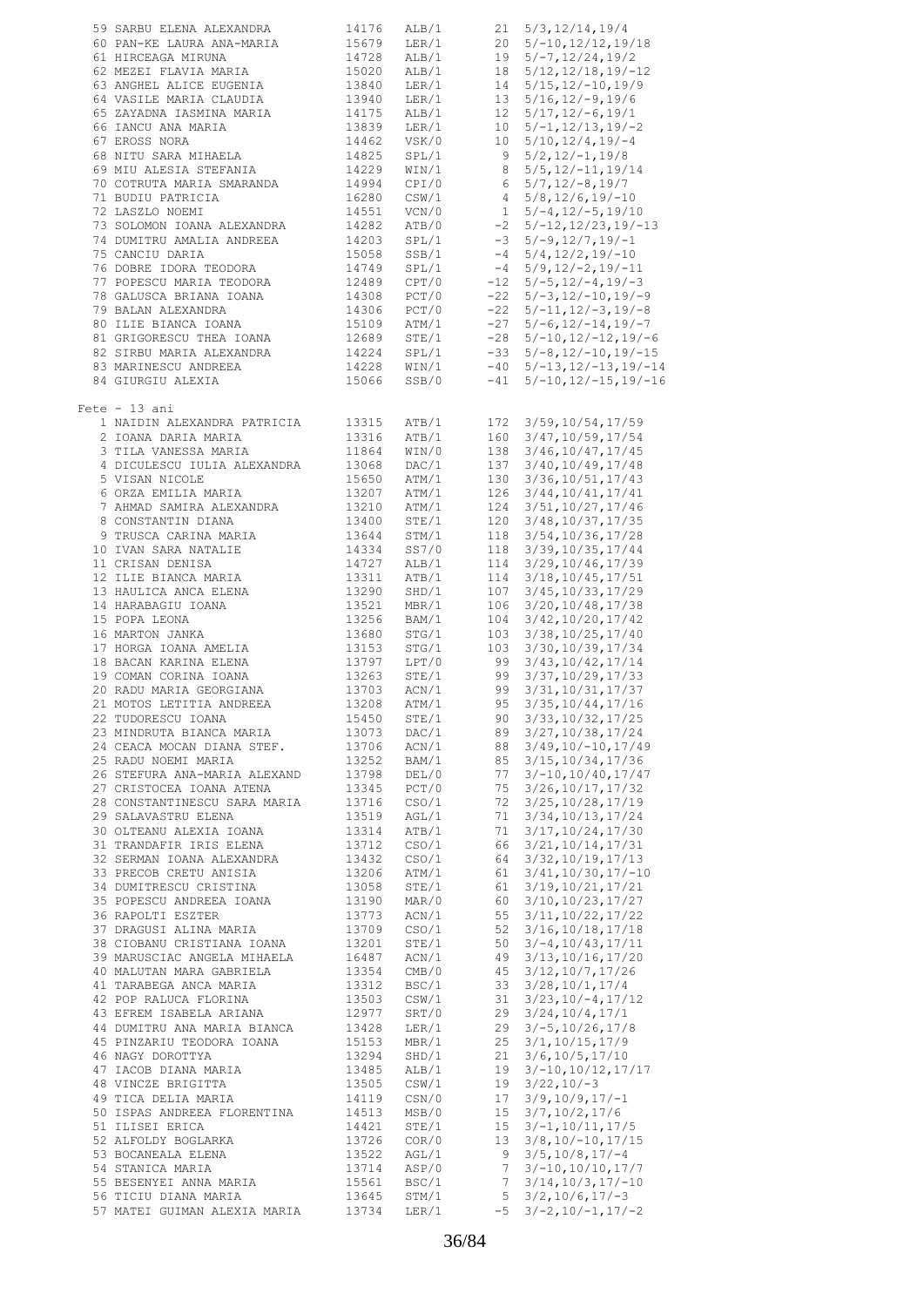| | | | | | |
|---|---|---|---|---|---|
| 59 | SARBU ELENA ALEXANDRA | 14176 | ALB/1 | 21 | 5/3,12/14,19/4 |
| 60 | PAN-KE LAURA ANA-MARIA | 15679 | LER/1 | 20 | 5/-10,12/12,19/18 |
| 61 | HIRCEAGA MIRUNA | 14728 | ALB/1 | 19 | 5/-7,12/24,19/2 |
| 62 | MEZEI FLAVIA MARIA | 15020 | ALB/1 | 18 | 5/12,12/18,19/-12 |
| 63 | ANGHEL ALICE EUGENIA | 13840 | LER/1 | 14 | 5/15,12/-10,19/9 |
| 64 | VASILE MARIA CLAUDIA | 13940 | LER/1 | 13 | 5/16,12/-9,19/6 |
| 65 | ZAYADNA IASMINA MARIA | 14175 | ALB/1 | 12 | 5/17,12/-6,19/1 |
| 66 | IANCU ANA MARIA | 13839 | LER/1 | 10 | 5/-1,12/13,19/-2 |
| 67 | EROSS NORA | 14462 | VSK/0 | 10 | 5/10,12/4,19/-4 |
| 68 | NITU SARA MIHAELA | 14825 | SPL/1 | 9 | 5/2,12/-1,19/8 |
| 69 | MIU ALESIA STEFANIA | 14229 | WIN/1 | 8 | 5/5,12/-11,19/14 |
| 70 | COTRUTA MARIA SMARANDA | 14994 | CPI/0 | 6 | 5/7,12/-8,19/7 |
| 71 | BUDIU PATRICIA | 16280 | CSW/1 | 4 | 5/8,12/6,19/-10 |
| 72 | LASZLO NOEMI | 14551 | VCN/0 | 1 | 5/-4,12/-5,19/10 |
| 73 | SOLOMON IOANA ALEXANDRA | 14282 | ATB/0 | -2 | 5/-12,12/23,19/-13 |
| 74 | DUMITRU AMALIA ANDREEA | 14203 | SPL/1 | -3 | 5/-9,12/7,19/-1 |
| 75 | CANCIU DARIA | 15058 | SSB/1 | -4 | 5/4,12/2,19/-10 |
| 76 | DOBRE IDORA TEODORA | 14749 | SPL/1 | -4 | 5/9,12/-2,19/-11 |
| 77 | POPESCU MARIA TEODORA | 12489 | CPT/0 | -12 | 5/-5,12/-4,19/-3 |
| 78 | GALUSCA BRIANA IOANA | 14308 | PCT/0 | -22 | 5/-3,12/-10,19/-9 |
| 79 | BALAN ALEXANDRA | 14306 | PCT/0 | -22 | 5/-11,12/-3,19/-8 |
| 80 | ILIE BIANCA IOANA | 15109 | ATM/1 | -27 | 5/-6,12/-14,19/-7 |
| 81 | GRIGORESCU THEA IOANA | 12689 | STE/1 | -28 | 5/-10,12/-12,19/-6 |
| 82 | SIRBU MARIA ALEXANDRA | 14224 | SPL/1 | -33 | 5/-8,12/-10,19/-15 |
| 83 | MARINESCU ANDREEA | 14228 | WIN/1 | -40 | 5/-13,12/-13,19/-14 |
| 84 | GIURGIU ALEXIA | 15066 | SSB/0 | -41 | 5/-10,12/-15,19/-16 |

Fete - 13 ani

| | | | | | |
|---|---|---|---|---|---|
| 1 | NAIDIN ALEXANDRA PATRICIA | 13315 | ATB/1 | 172 | 3/59,10/54,17/59 |
| 2 | IOANA DARIA MARIA | 13316 | ATB/1 | 160 | 3/47,10/59,17/54 |
| 3 | TILA VANESSA MARIA | 11864 | WIN/0 | 138 | 3/46,10/47,17/45 |
| 4 | DICULESCU IULIA ALEXANDRA | 13068 | DAC/1 | 137 | 3/40,10/49,17/48 |
| 5 | VISAN NICOLE | 15650 | ATM/1 | 130 | 3/36,10/51,17/43 |
| 6 | ORZA EMILIA MARIA | 13207 | ATM/1 | 126 | 3/44,10/41,17/41 |
| 7 | AHMAD SAMIRA ALEXANDRA | 13210 | ATM/1 | 124 | 3/51,10/27,17/46 |
| 8 | CONSTANTIN DIANA | 13400 | STE/1 | 120 | 3/48,10/37,17/35 |
| 9 | TRUSCA CARINA MARIA | 13644 | STM/1 | 118 | 3/54,10/36,17/28 |
| 10 | IVAN SARA NATALIE | 14334 | SS7/0 | 118 | 3/39,10/35,17/44 |
| 11 | CRISAN DENISA | 14727 | ALB/1 | 114 | 3/29,10/46,17/39 |
| 12 | ILIE BIANCA MARIA | 13311 | ATB/1 | 114 | 3/18,10/45,17/51 |
| 13 | HAULICA ANCA ELENA | 13290 | SHD/1 | 107 | 3/45,10/33,17/29 |
| 14 | HARABAGIU IOANA | 13521 | MBR/1 | 106 | 3/20,10/48,17/38 |
| 15 | POPA LEONA | 13256 | BAM/1 | 104 | 3/42,10/20,17/42 |
| 16 | MARTON JANKA | 13680 | STG/1 | 103 | 3/38,10/25,17/40 |
| 17 | HORGA IOANA AMELIA | 13153 | STG/1 | 103 | 3/30,10/39,17/34 |
| 18 | BACAN KARINA ELENA | 13797 | LPT/0 | 99 | 3/43,10/42,17/14 |
| 19 | COMAN CORINA IOANA | 13263 | STE/1 | 99 | 3/37,10/29,17/33 |
| 20 | RADU MARIA GEORGIANA | 13703 | ACN/1 | 99 | 3/31,10/31,17/37 |
| 21 | MOTOS LETITIA ANDREEA | 13208 | ATM/1 | 95 | 3/35,10/44,17/16 |
| 22 | TUDORESCU IOANA | 15450 | STE/1 | 90 | 3/33,10/32,17/25 |
| 23 | MINDRUTA BIANCA MARIA | 13073 | DAC/1 | 89 | 3/27,10/38,17/24 |
| 24 | CEACA MOCAN DIANA STEF. | 13706 | ACN/1 | 88 | 3/49,10/-10,17/49 |
| 25 | RADU NOEMI MARIA | 13252 | BAM/1 | 85 | 3/15,10/34,17/36 |
| 26 | STEFURA ANA-MARIA ALEXAND | 13798 | DEL/0 | 77 | 3/-10,10/40,17/47 |
| 27 | CRISTOCEA IOANA ATENA | 13345 | PCT/0 | 75 | 3/26,10/17,17/32 |
| 28 | CONSTANTINESCU SARA MARIA | 13716 | CSO/1 | 72 | 3/25,10/28,17/19 |
| 29 | SALAVASTRU ELENA | 13519 | AGL/1 | 71 | 3/34,10/13,17/24 |
| 30 | OLTEANU ALEXIA IOANA | 13314 | ATB/1 | 71 | 3/17,10/24,17/30 |
| 31 | TRANDAFIR IRIS ELENA | 13712 | CSO/1 | 66 | 3/21,10/14,17/31 |
| 32 | SERMAN IOANA ALEXANDRA | 13432 | CSO/1 | 64 | 3/32,10/19,17/13 |
| 33 | PRECOB CRETU ANISIA | 13206 | ATM/1 | 61 | 3/41,10/30,17/-10 |
| 34 | DUMITRESCU CRISTINA | 13058 | STE/1 | 61 | 3/19,10/21,17/21 |
| 35 | POPESCU ANDREEA IOANA | 13190 | MAR/0 | 60 | 3/10,10/23,17/27 |
| 36 | RAPOLTI ESZTER | 13773 | ACN/1 | 55 | 3/11,10/22,17/22 |
| 37 | DRAGUSI ALINA MARIA | 13709 | CSO/1 | 52 | 3/16,10/18,17/18 |
| 38 | CIOBANU CRISTIANA IOANA | 13201 | STE/1 | 50 | 3/-4,10/43,17/11 |
| 39 | MARUSCIAC ANGELA MIHAELA | 16487 | ACN/1 | 49 | 3/13,10/16,17/20 |
| 40 | MALUTAN MARA GABRIELA | 13354 | CMB/0 | 45 | 3/12,10/7,17/26 |
| 41 | TARABEGA ANCA MARIA | 13312 | BSC/1 | 33 | 3/28,10/1,17/4 |
| 42 | POP RALUCA FLORINA | 13503 | CSW/1 | 31 | 3/23,10/-4,17/12 |
| 43 | EFREM ISABELA ARIANA | 12977 | SRT/0 | 29 | 3/24,10/4,17/1 |
| 44 | DUMITRU ANA MARIA BIANCA | 13428 | LER/1 | 29 | 3/-5,10/26,17/8 |
| 45 | PINZARIU TEODORA IOANA | 15153 | MBR/1 | 25 | 3/1,10/15,17/9 |
| 46 | NAGY DOROTTYA | 13294 | SHD/1 | 21 | 3/6,10/5,17/10 |
| 47 | IACOB DIANA MARIA | 13485 | ALB/1 | 19 | 3/-10,10/12,17/17 |
| 48 | VINCZE BRIGITTA | 13505 | CSW/1 | 19 | 3/22,10/-3 |
| 49 | TICA DELIA MARIA | 14119 | CSN/0 | 17 | 3/9,10/9,17/-1 |
| 50 | ISPAS ANDREEA FLORENTINA | 14513 | MSB/0 | 15 | 3/7,10/2,17/6 |
| 51 | ILISEI ERICA | 14421 | STE/1 | 15 | 3/-1,10/11,17/5 |
| 52 | ALFOLDY BOGLARKA | 13726 | COR/0 | 13 | 3/8,10/-10,17/15 |
| 53 | BOCANEALA ELENA | 13522 | AGL/1 | 9 | 3/5,10/8,17/-4 |
| 54 | STANICA MARIA | 13714 | ASP/0 | 7 | 3/-10,10/10,17/7 |
| 55 | BESENYEI ANNA MARIA | 15561 | BSC/1 | 7 | 3/14,10/3,17/-10 |
| 56 | TICIU DIANA MARIA | 13645 | STM/1 | 5 | 3/2,10/6,17/-3 |
| 57 | MATEI GUIMAN ALEXIA MARIA | 13734 | LER/1 | -5 | 3/-2,10/-1,17/-2 |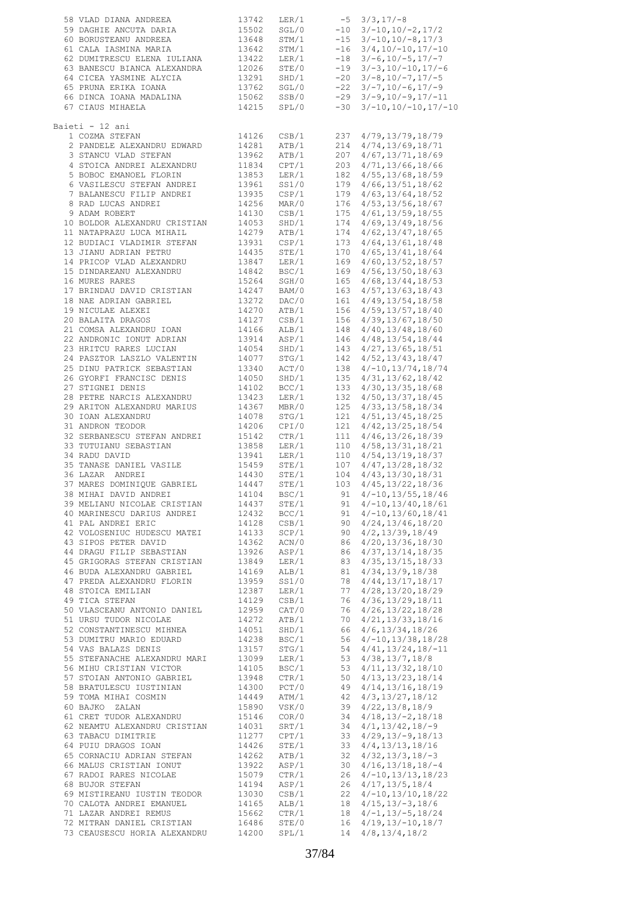| | | | | | |
|---|---|---|---|---|---|
| 58 | VLAD DIANA ANDREEA | 13742 | LER/1 | -5 | 3/3,17/-8 |
| 59 | DAGHIE ANCUTA DARIA | 15502 | SGL/0 | -10 | 3/-10,10/-2,17/2 |
| 60 | BORUSTEANU ANDREEA | 13648 | STM/1 | -15 | 3/-10,10/-8,17/3 |
| 61 | CALA IASMINA MARIA | 13642 | STM/1 | -16 | 3/4,10/-10,17/-10 |
| 62 | DUMITRESCU ELENA IULIANA | 13422 | LER/1 | -18 | 3/-6,10/-5,17/-7 |
| 63 | BANESCU BIANCA ALEXANDRA | 12026 | STE/0 | -19 | 3/-3,10/-10,17/-6 |
| 64 | CICEA YASMINE ALYCIA | 13291 | SHD/1 | -20 | 3/-8,10/-7,17/-5 |
| 65 | PRUNA ERIKA IOANA | 13762 | SGL/0 | -22 | 3/-7,10/-6,17/-9 |
| 66 | DINCA IOANA MADALINA | 15062 | SSB/0 | -29 | 3/-9,10/-9,17/-11 |
| 67 | CIAUS MIHAELA | 14215 | SPL/0 | -30 | 3/-10,10/-10,17/-10 |

Baieti - 12 ani

| | | | | | |
|---|---|---|---|---|---|
| 1 | COZMA STEFAN | 14126 | CSB/1 | 237 | 4/79,13/79,18/79 |
| 2 | PANDELE ALEXANDRU EDWARD | 14281 | ATB/1 | 214 | 4/74,13/69,18/71 |
| 3 | STANCU VLAD STEFAN | 13962 | ATB/1 | 207 | 4/67,13/71,18/69 |
| 4 | STOICA ANDREI ALEXANDRU | 11834 | CPT/1 | 203 | 4/71,13/66,18/66 |
| 5 | BOBOC EMANOEL FLORIN | 13853 | LER/1 | 182 | 4/55,13/68,18/59 |
| 6 | VASILESCU STEFAN ANDREI | 13961 | SS1/0 | 179 | 4/66,13/51,18/62 |
| 7 | BALANESCU FILIP ANDREI | 13935 | CSP/1 | 179 | 4/63,13/64,18/52 |
| 8 | RAD LUCAS ANDREI | 14256 | MAR/0 | 176 | 4/53,13/56,18/67 |
| 9 | ADAM ROBERT | 14130 | CSB/1 | 175 | 4/61,13/59,18/55 |
| 10 | BOLDOR ALEXANDRU CRISTIAN | 14053 | SHD/1 | 174 | 4/69,13/49,18/56 |
| 11 | NATAPRAZU LUCA MIHAIL | 14279 | ATB/1 | 174 | 4/62,13/47,18/65 |
| 12 | BUDIACI VLADIMIR STEFAN | 13931 | CSP/1 | 173 | 4/64,13/61,18/48 |
| 13 | JIANU ADRIAN PETRU | 14435 | STE/1 | 170 | 4/65,13/41,18/64 |
| 14 | PRICOP VLAD ALEXANDRU | 13847 | LER/1 | 169 | 4/60,13/52,18/57 |
| 15 | DINDAREANU ALEXANDRU | 14842 | BSC/1 | 169 | 4/56,13/50,18/63 |
| 16 | MURES RARES | 15264 | SGH/0 | 165 | 4/68,13/44,18/53 |
| 17 | BRINDAU DAVID CRISTIAN | 14247 | BAM/0 | 163 | 4/57,13/63,18/43 |
| 18 | NAE ADRIAN GABRIEL | 13272 | DAC/0 | 161 | 4/49,13/54,18/58 |
| 19 | NICULAE ALEXEI | 14270 | ATB/1 | 156 | 4/59,13/57,18/40 |
| 20 | BALAITA DRAGOS | 14127 | CSB/1 | 156 | 4/39,13/67,18/50 |
| 21 | COMSA ALEXANDRU IOAN | 14166 | ALB/1 | 148 | 4/40,13/48,18/60 |
| 22 | ANDRONIC IONUT ADRIAN | 13914 | ASP/1 | 146 | 4/48,13/54,18/44 |
| 23 | HRITCU RARES LUCIAN | 14054 | SHD/1 | 143 | 4/27,13/65,18/51 |
| 24 | PASZTOR LASZLO VALENTIN | 14077 | STG/1 | 142 | 4/52,13/43,18/47 |
| 25 | DINU PATRICK SEBASTIAN | 13340 | ACT/0 | 138 | 4/-10,13/74,18/74 |
| 26 | GYORFI FRANCISC DENIS | 14050 | SHD/1 | 135 | 4/31,13/62,18/42 |
| 27 | STIGNEI DENIS | 14102 | BCC/1 | 133 | 4/30,13/35,18/68 |
| 28 | PETRE NARCIS ALEXANDRU | 13423 | LER/1 | 132 | 4/50,13/37,18/45 |
| 29 | ARITON ALEXANDRU MARIUS | 14367 | MBR/0 | 125 | 4/33,13/58,18/34 |
| 30 | IOAN ALEXANDRU | 14078 | STG/1 | 121 | 4/51,13/45,18/25 |
| 31 | ANDRON TEODOR | 14206 | CPI/0 | 121 | 4/42,13/25,18/54 |
| 32 | SERBANESCU STEFAN ANDREI | 15142 | CTR/1 | 111 | 4/46,13/26,18/39 |
| 33 | TUTUIANU SEBASTIAN | 13858 | LER/1 | 110 | 4/58,13/31,18/21 |
| 34 | RADU DAVID | 13941 | LER/1 | 110 | 4/54,13/19,18/37 |
| 35 | TANASE DANIEL VASILE | 15459 | STE/1 | 107 | 4/47,13/28,18/32 |
| 36 | LAZAR ANDREI | 14430 | STE/1 | 104 | 4/43,13/30,18/31 |
| 37 | MARES DOMINIQUE GABRIEL | 14447 | STE/1 | 103 | 4/45,13/22,18/36 |
| 38 | MIHAI DAVID ANDREI | 14104 | BSC/1 | 91 | 4/-10,13/55,18/46 |
| 39 | MELIANU NICOLAE CRISTIAN | 14437 | STE/1 | 91 | 4/-10,13/40,18/61 |
| 40 | MARINESCU DARIUS ANDREI | 12432 | BCC/1 | 91 | 4/-10,13/60,18/41 |
| 41 | PAL ANDREI ERIC | 14128 | CSB/1 | 90 | 4/24,13/46,18/20 |
| 42 | VOLOSENIUC HUDESCU MATEI | 14133 | SCP/1 | 90 | 4/2,13/39,18/49 |
| 43 | SIPOS PETER DAVID | 14362 | ACN/0 | 86 | 4/20,13/36,18/30 |
| 44 | DRAGU FILIP SEBASTIAN | 13926 | ASP/1 | 86 | 4/37,13/14,18/35 |
| 45 | GRIGORAS STEFAN CRISTIAN | 13849 | LER/1 | 83 | 4/35,13/15,18/33 |
| 46 | BUDA ALEXANDRU GABRIEL | 14169 | ALB/1 | 81 | 4/34,13/9,18/38 |
| 47 | PREDA ALEXANDRU FLORIN | 13959 | SS1/0 | 78 | 4/44,13/17,18/17 |
| 48 | STOICA EMILIAN | 12387 | LER/1 | 77 | 4/28,13/20,18/29 |
| 49 | TICA STEFAN | 14129 | CSB/1 | 76 | 4/36,13/29,18/11 |
| 50 | VLASCEANU ANTONIO DANIEL | 12959 | CAT/0 | 76 | 4/26,13/22,18/28 |
| 51 | URSU TUDOR NICOLAE | 14272 | ATB/1 | 70 | 4/21,13/33,18/16 |
| 52 | CONSTANTINESCU MIHNEA | 14051 | SHD/1 | 66 | 4/6,13/34,18/26 |
| 53 | DUMITRU MARIO EDUARD | 14238 | BSC/1 | 56 | 4/-10,13/38,18/28 |
| 54 | VAS BALAZS DENIS | 13157 | STG/1 | 54 | 4/41,13/24,18/-11 |
| 55 | STEFANACHE ALEXANDRU MARI | 13099 | LER/1 | 53 | 4/38,13/7,18/8 |
| 56 | MIHU CRISTIAN VICTOR | 14105 | BSC/1 | 53 | 4/11,13/32,18/10 |
| 57 | STOIAN ANTONIO GABRIEL | 13948 | CTR/1 | 50 | 4/13,13/23,18/14 |
| 58 | BRATULESCU IUSTINIAN | 14300 | PCT/0 | 49 | 4/14,13/16,18/19 |
| 59 | TOMA MIHAI COSMIN | 14449 | ATM/1 | 42 | 4/3,13/27,18/12 |
| 60 | BAJKO ZALAN | 15890 | VSK/0 | 39 | 4/22,13/8,18/9 |
| 61 | CRET TUDOR ALEXANDRU | 15146 | COR/0 | 34 | 4/18,13/-2,18/18 |
| 62 | NEAMTU ALEXANDRU CRISTIAN | 14031 | SRT/1 | 34 | 4/1,13/42,18/-9 |
| 63 | TABACU DIMITRIE | 11277 | CPT/1 | 33 | 4/29,13/-9,18/13 |
| 64 | PUIU DRAGOS IOAN | 14426 | STE/1 | 33 | 4/4,13/13,18/16 |
| 65 | CORNACIU ADRIAN STEFAN | 14262 | ATB/1 | 32 | 4/32,13/3,18/-3 |
| 66 | MALUS CRISTIAN IONUT | 13922 | ASP/1 | 30 | 4/16,13/18,18/-4 |
| 67 | RADOI RARES NICOLAE | 15079 | CTR/1 | 26 | 4/-10,13/13,18/23 |
| 68 | BUJOR STEFAN | 14194 | ASP/1 | 26 | 4/17,13/5,18/4 |
| 69 | MISTIREANU IUSTIN TEODOR | 13030 | CSB/1 | 22 | 4/-10,13/10,18/22 |
| 70 | CALOTA ANDREI EMANUEL | 14165 | ALB/1 | 18 | 4/15,13/-3,18/6 |
| 71 | LAZAR ANDREI REMUS | 15662 | CTR/1 | 18 | 4/-1,13/-5,18/24 |
| 72 | MITRAN DANIEL CRISTIAN | 16486 | STE/0 | 16 | 4/19,13/-10,18/7 |
| 73 | CEAUSESCU HORIA ALEXANDRU | 14200 | SPL/1 | 14 | 4/8,13/4,18/2 |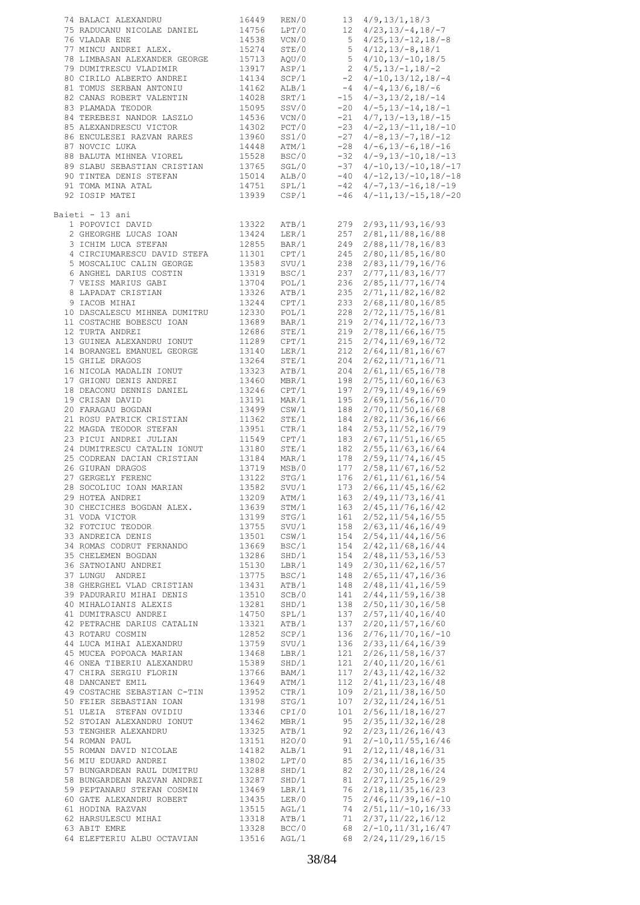| | | | | |
|---|---|---|---|---|
| 74 BALACI ALEXANDRU | 16449 | REN/0 | 13 | 4/9,13/1,18/3 |
| 75 RADUCANU NICOLAE DANIEL | 14756 | LPT/0 | 12 | 4/23,13/-4,18/-7 |
| 76 VLADAR ENE | 14538 | VCN/0 | 5 | 4/25,13/-12,18/-8 |
| 77 MINCU ANDREI ALEX. | 15274 | STE/0 | 5 | 4/12,13/-8,18/1 |
| 78 LIMBASAN ALEXANDER GEORGE | 15713 | AQU/0 | 5 | 4/10,13/-10,18/5 |
| 79 DUMITRESCU VLADIMIR | 13917 | ASP/1 | 2 | 4/5,13/-1,18/-2 |
| 80 CIRILO ALBERTO ANDREI | 14134 | SCP/1 | -2 | 4/-10,13/12,18/-4 |
| 81 TOMUS SERBAN ANTONIU | 14162 | ALB/1 | -4 | 4/-4,13/6,18/-6 |
| 82 CANAS ROBERT VALENTIN | 14028 | SRT/1 | -15 | 4/-3,13/2,18/-14 |
| 83 PLAMADA TEODOR | 15095 | SSV/0 | -20 | 4/-5,13/-14,18/-1 |
| 84 TEREBESI NANDOR LASZLO | 14536 | VCN/0 | -21 | 4/7,13/-13,18/-15 |
| 85 ALEXANDRESCU VICTOR | 14302 | PCT/0 | -23 | 4/-2,13/-11,18/-10 |
| 86 ENCULESEI RAZVAN RARES | 13960 | SS1/0 | -27 | 4/-8,13/-7,18/-12 |
| 87 NOVCIC LUKA | 14448 | ATM/1 | -28 | 4/-6,13/-6,18/-16 |
| 88 BALUTA MIHNEA VIOREL | 15528 | BSC/0 | -32 | 4/-9,13/-10,18/-13 |
| 89 SLABU SEBASTIAN CRISTIAN | 13765 | SGL/0 | -37 | 4/-10,13/-10,18/-17 |
| 90 TINTEA DENIS STEFAN | 15014 | ALB/0 | -40 | 4/-12,13/-10,18/-18 |
| 91 TOMA MINA ATAL | 14751 | SPL/1 | -42 | 4/-7,13/-16,18/-19 |
| 92 IOSIP MATEI | 13939 | CSP/1 | -46 | 4/-11,13/-15,18/-20 |

Baieti - 13 ani

| | | | | |
|---|---|---|---|---|
| 1 POPOVICI DAVID | 13322 | ATB/1 | 279 | 2/93,11/93,16/93 |
| 2 GHEORGHE LUCAS IOAN | 13424 | LER/1 | 257 | 2/81,11/88,16/88 |
| 3 ICHIM LUCA STEFAN | 12855 | BAR/1 | 249 | 2/88,11/78,16/83 |
| 4 CIRCIUMARESCU DAVID STEFA | 11301 | CPT/1 | 245 | 2/80,11/85,16/80 |
| 5 MOSCALIUC CALIN GEORGE | 13583 | SVU/1 | 238 | 2/83,11/79,16/76 |
| 6 ANGHEL DARIUS COSTIN | 13319 | BSC/1 | 237 | 2/77,11/83,16/77 |
| 7 VEISS MARIUS GABI | 13704 | POL/1 | 236 | 2/85,11/77,16/74 |
| 8 LAPADAT CRISTIAN | 13326 | ATB/1 | 235 | 2/71,11/82,16/82 |
| 9 IACOB MIHAI | 13244 | CPT/1 | 233 | 2/68,11/80,16/85 |
| 10 DASCALESCU MIHNEA DUMITRU | 12330 | POL/1 | 228 | 2/72,11/75,16/81 |
| 11 COSTACHE BOBESCU IOAN | 13689 | BAR/1 | 219 | 2/74,11/72,16/73 |
| 12 TURTA ANDREI | 12686 | STE/1 | 219 | 2/78,11/66,16/75 |
| 13 GUINEA ALEXANDRU IONUT | 11289 | CPT/1 | 215 | 2/74,11/69,16/72 |
| 14 BORANGEL EMANUEL GEORGE | 13140 | LER/1 | 212 | 2/64,11/81,16/67 |
| 15 GHILE DRAGOS | 13264 | STE/1 | 204 | 2/62,11/71,16/71 |
| 16 NICOLA MADALIN IONUT | 13323 | ATB/1 | 204 | 2/61,11/65,16/78 |
| 17 GHIONU DENIS ANDREI | 13460 | MBR/1 | 198 | 2/75,11/60,16/63 |
| 18 DEACONU DENNIS DANIEL | 13246 | CPT/1 | 197 | 2/79,11/49,16/69 |
| 19 CRISAN DAVID | 13191 | MAR/1 | 195 | 2/69,11/56,16/70 |
| 20 FARAGAU BOGDAN | 13499 | CSW/1 | 188 | 2/70,11/50,16/68 |
| 21 ROSU PATRICK CRISTIAN | 11362 | STE/1 | 184 | 2/82,11/36,16/66 |
| 22 MAGDA TEODOR STEFAN | 13951 | CTR/1 | 184 | 2/53,11/52,16/79 |
| 23 PICUI ANDREI JULIAN | 11549 | CPT/1 | 183 | 2/67,11/51,16/65 |
| 24 DUMITRESCU CATALIN IONUT | 13180 | STE/1 | 182 | 2/55,11/63,16/64 |
| 25 CODREAN DACIAN CRISTIAN | 13184 | MAR/1 | 178 | 2/59,11/74,16/45 |
| 26 GIURAN DRAGOS | 13719 | MSB/0 | 177 | 2/58,11/67,16/52 |
| 27 GERGELY FERENC | 13122 | STG/1 | 176 | 2/61,11/61,16/54 |
| 28 SOCOLIUC IOAN MARIAN | 13582 | SVU/1 | 173 | 2/66,11/45,16/62 |
| 29 HOTEA ANDREI | 13209 | ATM/1 | 163 | 2/49,11/73,16/41 |
| 30 CHECICHES BOGDAN ALEX. | 13639 | STM/1 | 163 | 2/45,11/76,16/42 |
| 31 VODA VICTOR | 13199 | STG/1 | 161 | 2/52,11/54,16/55 |
| 32 FOTCIUC TEODOR | 13755 | SVU/1 | 158 | 2/63,11/46,16/49 |
| 33 ANDREICA DENIS | 13501 | CSW/1 | 154 | 2/54,11/44,16/56 |
| 34 ROMAS CODRUT FERNANDO | 13669 | BSC/1 | 154 | 2/42,11/68,16/44 |
| 35 CHELEMEN BOGDAN | 13286 | SHD/1 | 154 | 2/48,11/53,16/53 |
| 36 SATNOIANU ANDREI | 15130 | LBR/1 | 149 | 2/30,11/62,16/57 |
| 37 LUNGU ANDREI | 13775 | BSC/1 | 148 | 2/65,11/47,16/36 |
| 38 GHERGHEL VLAD CRISTIAN | 13431 | ATB/1 | 148 | 2/48,11/41,16/59 |
| 39 PADURARIU MIHAI DENIS | 13510 | SCB/0 | 141 | 2/44,11/59,16/38 |
| 40 MIHALOIANIS ALEXIS | 13281 | SHD/1 | 138 | 2/50,11/30,16/58 |
| 41 DUMITRASCU ANDREI | 14750 | SPL/1 | 137 | 2/57,11/40,16/40 |
| 42 PETRACHE DARIUS CATALIN | 13321 | ATB/1 | 137 | 2/20,11/57,16/60 |
| 43 ROTARU COSMIN | 12852 | SCP/1 | 136 | 2/76,11/70,16/-10 |
| 44 LUCA MIHAI ALEXANDRU | 13759 | SVU/1 | 136 | 2/33,11/64,16/39 |
| 45 MUCEA POPOACA MARIAN | 13468 | LBR/1 | 121 | 2/26,11/58,16/37 |
| 46 ONEA TIBERIU ALEXANDRU | 15389 | SHD/1 | 121 | 2/40,11/20,16/61 |
| 47 CHIRA SERGIU FLORIN | 13766 | BAM/1 | 117 | 2/43,11/42,16/32 |
| 48 DANCANET EMIL | 13649 | ATM/1 | 112 | 2/41,11/23,16/48 |
| 49 COSTACHE SEBASTIAN C-TIN | 13952 | CTR/1 | 109 | 2/21,11/38,16/50 |
| 50 FEIER SEBASTIAN IOAN | 13198 | STG/1 | 107 | 2/32,11/24,16/51 |
| 51 ULEIA STEFAN OVIDIU | 13346 | CPI/0 | 101 | 2/56,11/18,16/27 |
| 52 STOIAN ALEXANDRU IONUT | 13462 | MBR/1 | 95 | 2/35,11/32,16/28 |
| 53 TENGHER ALEXANDRU | 13325 | ATB/1 | 92 | 2/23,11/26,16/43 |
| 54 ROMAN PAUL | 13151 | H2O/0 | 91 | 2/-10,11/55,16/46 |
| 55 ROMAN DAVID NICOLAE | 14182 | ALB/1 | 91 | 2/12,11/48,16/31 |
| 56 MIU EDUARD ANDREI | 13802 | LPT/0 | 85 | 2/34,11/16,16/35 |
| 57 BUNGARDEAN RAUL DUMITRU | 13288 | SHD/1 | 82 | 2/30,11/28,16/24 |
| 58 BUNGARDEAN RAZVAN ANDREI | 13287 | SHD/1 | 81 | 2/27,11/25,16/29 |
| 59 PEPTANARU STEFAN COSMIN | 13469 | LBR/1 | 76 | 2/18,11/35,16/23 |
| 60 GATE ALEXANDRU ROBERT | 13435 | LER/0 | 75 | 2/46,11/39,16/-10 |
| 61 HODINA RAZVAN | 13515 | AGL/1 | 74 | 2/51,11/-10,16/33 |
| 62 HARSULESCU MIHAI | 13318 | ATB/1 | 71 | 2/37,11/22,16/12 |
| 63 ABIT EMRE | 13328 | BCC/0 | 68 | 2/-10,11/31,16/47 |
| 64 ELEFTERIU ALBU OCTAVIAN | 13516 | AGL/1 | 68 | 2/24,11/29,16/15 |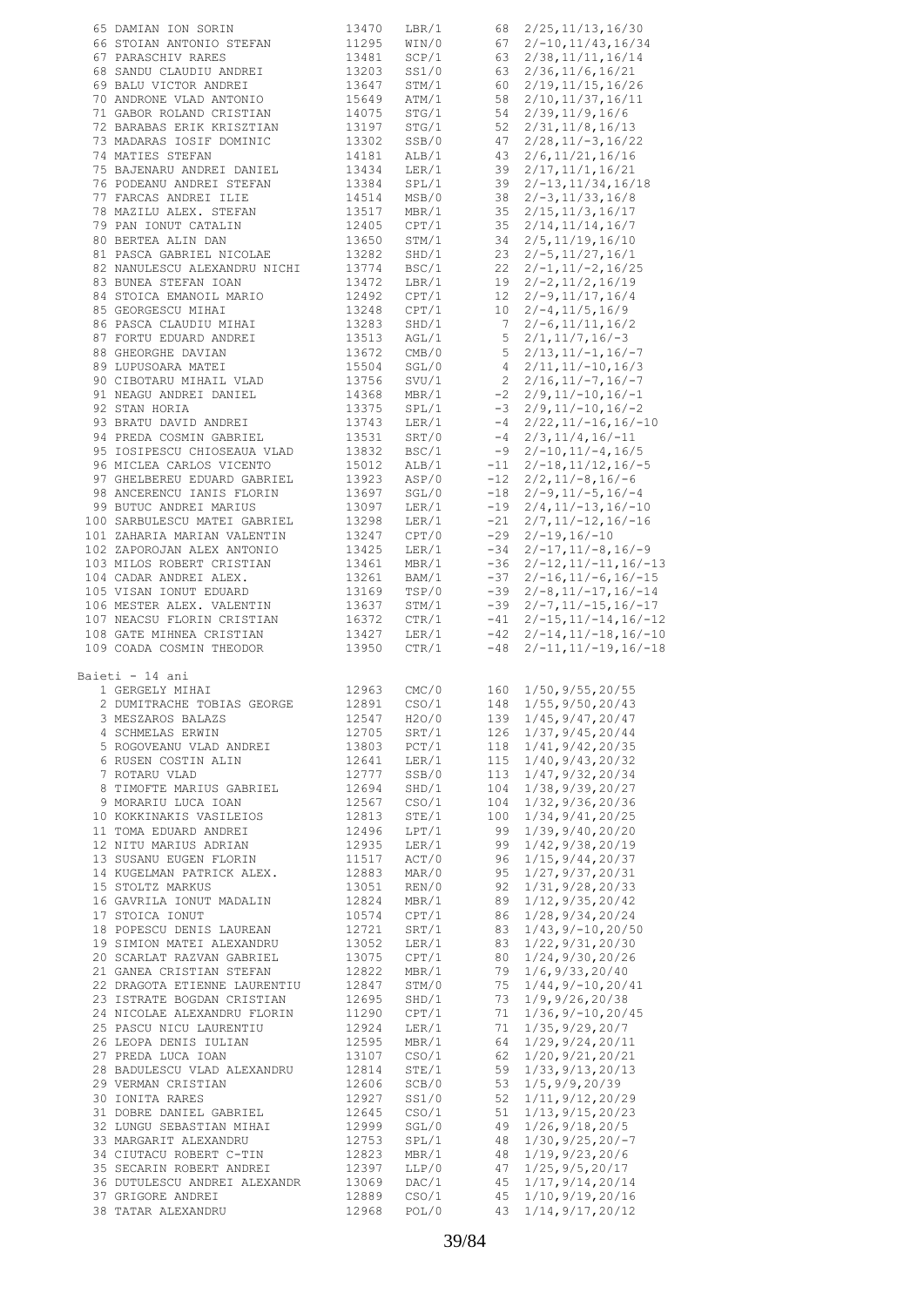| | | | | | |
|---|---|---|---|---|---|
| 65 | DAMIAN ION SORIN | 13470 | LBR/1 | 68 | 2/25,11/13,16/30 |
| 66 | STOIAN ANTONIO STEFAN | 11295 | WIN/0 | 67 | 2/-10,11/43,16/34 |
| 67 | PARASCHIV RARES | 13481 | SCP/1 | 63 | 2/38,11/11,16/14 |
| 68 | SANDU CLAUDIU ANDREI | 13203 | SS1/0 | 63 | 2/36,11/6,16/21 |
| 69 | BALU VICTOR ANDREI | 13647 | STM/1 | 60 | 2/19,11/15,16/26 |
| 70 | ANDRONE VLAD ANTONIO | 15649 | ATM/1 | 58 | 2/10,11/37,16/11 |
| 71 | GABOR ROLAND CRISTIAN | 14075 | STG/1 | 54 | 2/39,11/9,16/6 |
| 72 | BARABAS ERIK KRISZTIAN | 13197 | STG/1 | 52 | 2/31,11/8,16/13 |
| 73 | MADARAS IOSIF DOMINIC | 13302 | SSB/0 | 47 | 2/28,11/-3,16/22 |
| 74 | MATIES STEFAN | 14181 | ALB/1 | 43 | 2/6,11/21,16/16 |
| 75 | BAJENARU ANDREI DANIEL | 13434 | LER/1 | 39 | 2/17,11/1,16/21 |
| 76 | PODEANU ANDREI STEFAN | 13384 | SPL/1 | 39 | 2/-13,11/34,16/18 |
| 77 | FARCAS ANDREI ILIE | 14514 | MSB/0 | 38 | 2/-3,11/33,16/8 |
| 78 | MAZILU ALEX. STEFAN | 13517 | MBR/1 | 35 | 2/15,11/3,16/17 |
| 79 | PAN IONUT CATALIN | 12405 | CPT/1 | 35 | 2/14,11/14,16/7 |
| 80 | BERTEA ALIN DAN | 13650 | STM/1 | 34 | 2/5,11/19,16/10 |
| 81 | PASCA GABRIEL NICOLAE | 13282 | SHD/1 | 23 | 2/-5,11/27,16/1 |
| 82 | NANULESCU ALEXANDRU NICHI | 13774 | BSC/1 | 22 | 2/-1,11/-2,16/25 |
| 83 | BUNEA STEFAN IOAN | 13472 | LBR/1 | 19 | 2/-2,11/2,16/19 |
| 84 | STOICA EMANOIL MARIO | 12492 | CPT/1 | 12 | 2/-9,11/17,16/4 |
| 85 | GEORGESCU MIHAI | 13248 | CPT/1 | 10 | 2/-4,11/5,16/9 |
| 86 | PASCA CLAUDIU MIHAI | 13283 | SHD/1 | 7 | 2/-6,11/11,16/2 |
| 87 | FORTU EDUARD ANDREI | 13513 | AGL/1 | 5 | 2/1,11/7,16/-3 |
| 88 | GHEORGHE DAVIAN | 13672 | CMB/0 | 5 | 2/13,11/-1,16/-7 |
| 89 | LUPUSOARA MATEI | 15504 | SGL/0 | 4 | 2/11,11/-10,16/3 |
| 90 | CIBOTARU MIHAIL VLAD | 13756 | SVU/1 | 2 | 2/16,11/-7,16/-7 |
| 91 | NEAGU ANDREI DANIEL | 14368 | MBR/1 | -2 | 2/9,11/-10,16/-1 |
| 92 | STAN HORIA | 13375 | SPL/1 | -3 | 2/9,11/-10,16/-2 |
| 93 | BRATU DAVID ANDREI | 13743 | LER/1 | -4 | 2/22,11/-16,16/-10 |
| 94 | PREDA COSMIN GABRIEL | 13531 | SRT/0 | -4 | 2/3,11/4,16/-11 |
| 95 | IOSIPESCU CHIOSEAUA VLAD | 13832 | BSC/1 | -9 | 2/-10,11/-4,16/5 |
| 96 | MICLEA CARLOS VICENTO | 15012 | ALB/1 | -11 | 2/-18,11/12,16/-5 |
| 97 | GHELBEREU EDUARD GABRIEL | 13923 | ASP/0 | -12 | 2/2,11/-8,16/-6 |
| 98 | ANCERENCU IANIS FLORIN | 13697 | SGL/0 | -18 | 2/-9,11/-5,16/-4 |
| 99 | BUTUC ANDREI MARIUS | 13097 | LER/1 | -19 | 2/4,11/-13,16/-10 |
| 100 | SARBULESCU MATEI GABRIEL | 13298 | LER/1 | -21 | 2/7,11/-12,16/-16 |
| 101 | ZAHARIA MARIAN VALENTIN | 13247 | CPT/0 | -29 | 2/-19,16/-10 |
| 102 | ZAPOROJAN ALEX ANTONIO | 13425 | LER/1 | -34 | 2/-17,11/-8,16/-9 |
| 103 | MILOS ROBERT CRISTIAN | 13461 | MBR/1 | -36 | 2/-12,11/-11,16/-13 |
| 104 | CADAR ANDREI ALEX. | 13261 | BAM/1 | -37 | 2/-16,11/-6,16/-15 |
| 105 | VISAN IONUT EDUARD | 13169 | TSP/0 | -39 | 2/-8,11/-17,16/-14 |
| 106 | MESTER ALEX. VALENTIN | 13637 | STM/1 | -39 | 2/-7,11/-15,16/-17 |
| 107 | NEACSU FLORIN CRISTIAN | 16372 | CTR/1 | -41 | 2/-15,11/-14,16/-12 |
| 108 | GATE MIHNEA CRISTIAN | 13427 | LER/1 | -42 | 2/-14,11/-18,16/-10 |
| 109 | COADA COSMIN THEODOR | 13950 | CTR/1 | -48 | 2/-11,11/-19,16/-18 |

Baieti - 14 ani

| | | | | | |
|---|---|---|---|---|---|
| 1 | GERGELY MIHAI | 12963 | CMC/0 | 160 | 1/50,9/55,20/55 |
| 2 | DUMITRACHE TOBIAS GEORGE | 12891 | CSO/1 | 148 | 1/55,9/50,20/43 |
| 3 | MESZAROS BALAZS | 12547 | H2O/0 | 139 | 1/45,9/47,20/47 |
| 4 | SCHMELAS ERWIN | 12705 | SRT/1 | 126 | 1/37,9/45,20/44 |
| 5 | ROGOVEANU VLAD ANDREI | 13803 | PCT/1 | 118 | 1/41,9/42,20/35 |
| 6 | RUSEN COSTIN ALIN | 12641 | LER/1 | 115 | 1/40,9/43,20/32 |
| 7 | ROTARU VLAD | 12777 | SSB/0 | 113 | 1/47,9/32,20/34 |
| 8 | TIMOFTE MARIUS GABRIEL | 12694 | SHD/1 | 104 | 1/38,9/39,20/27 |
| 9 | MORARIU LUCA IOAN | 12567 | CSO/1 | 104 | 1/32,9/36,20/36 |
| 10 | KOKKINAKIS VASILEIOS | 12813 | STE/1 | 100 | 1/34,9/41,20/25 |
| 11 | TOMA EDUARD ANDREI | 12496 | LPT/1 | 99 | 1/39,9/40,20/20 |
| 12 | NITU MARIUS ADRIAN | 12935 | LER/1 | 99 | 1/42,9/38,20/19 |
| 13 | SUSANU EUGEN FLORIN | 11517 | ACT/0 | 96 | 1/15,9/44,20/37 |
| 14 | KUGELMAN PATRICK ALEX. | 12883 | MAR/0 | 95 | 1/27,9/37,20/31 |
| 15 | STOLTZ MARKUS | 13051 | REN/0 | 92 | 1/31,9/28,20/33 |
| 16 | GAVRILA IONUT MADALIN | 12824 | MBR/1 | 89 | 1/12,9/35,20/42 |
| 17 | STOICA IONUT | 10574 | CPT/1 | 86 | 1/28,9/34,20/24 |
| 18 | POPESCU DENIS LAUREAN | 12721 | SRT/1 | 83 | 1/43,9/-10,20/50 |
| 19 | SIMION MATEI ALEXANDRU | 13052 | LER/1 | 83 | 1/22,9/31,20/30 |
| 20 | SCARLAT RAZVAN GABRIEL | 13075 | CPT/1 | 80 | 1/24,9/30,20/26 |
| 21 | GANEA CRISTIAN STEFAN | 12822 | MBR/1 | 79 | 1/6,9/33,20/40 |
| 22 | DRAGOTA ETIENNE LAURENTIU | 12847 | STM/0 | 75 | 1/44,9/-10,20/41 |
| 23 | ISTRATE BOGDAN CRISTIAN | 12695 | SHD/1 | 73 | 1/9,9/26,20/38 |
| 24 | NICOLAE ALEXANDRU FLORIN | 11290 | CPT/1 | 71 | 1/36,9/-10,20/45 |
| 25 | PASCU NICU LAURENTIU | 12924 | LER/1 | 71 | 1/35,9/29,20/7 |
| 26 | LEOPA DENIS IULIAN | 12595 | MBR/1 | 64 | 1/29,9/24,20/11 |
| 27 | PREDA LUCA IOAN | 13107 | CSO/1 | 62 | 1/20,9/21,20/21 |
| 28 | BADULESCU VLAD ALEXANDRU | 12814 | STE/1 | 59 | 1/33,9/13,20/13 |
| 29 | VERMAN CRISTIAN | 12606 | SCB/0 | 53 | 1/5,9/9,20/39 |
| 30 | IONITA RARES | 12927 | SS1/0 | 52 | 1/11,9/12,20/29 |
| 31 | DOBRE DANIEL GABRIEL | 12645 | CSO/1 | 51 | 1/13,9/15,20/23 |
| 32 | LUNGU SEBASTIAN MIHAI | 12999 | SGL/0 | 49 | 1/26,9/18,20/5 |
| 33 | MARGARIT ALEXANDRU | 12753 | SPL/1 | 48 | 1/30,9/25,20/-7 |
| 34 | CIUTACU ROBERT C-TIN | 12823 | MBR/1 | 48 | 1/19,9/23,20/6 |
| 35 | SECARIN ROBERT ANDREI | 12397 | LLP/0 | 47 | 1/25,9/5,20/17 |
| 36 | DUTULESCU ANDREI ALEXANDR | 13069 | DAC/1 | 45 | 1/17,9/14,20/14 |
| 37 | GRIGORE ANDREI | 12889 | CSO/1 | 45 | 1/10,9/19,20/16 |
| 38 | TATAR ALEXANDRU | 12968 | POL/0 | 43 | 1/14,9/17,20/12 |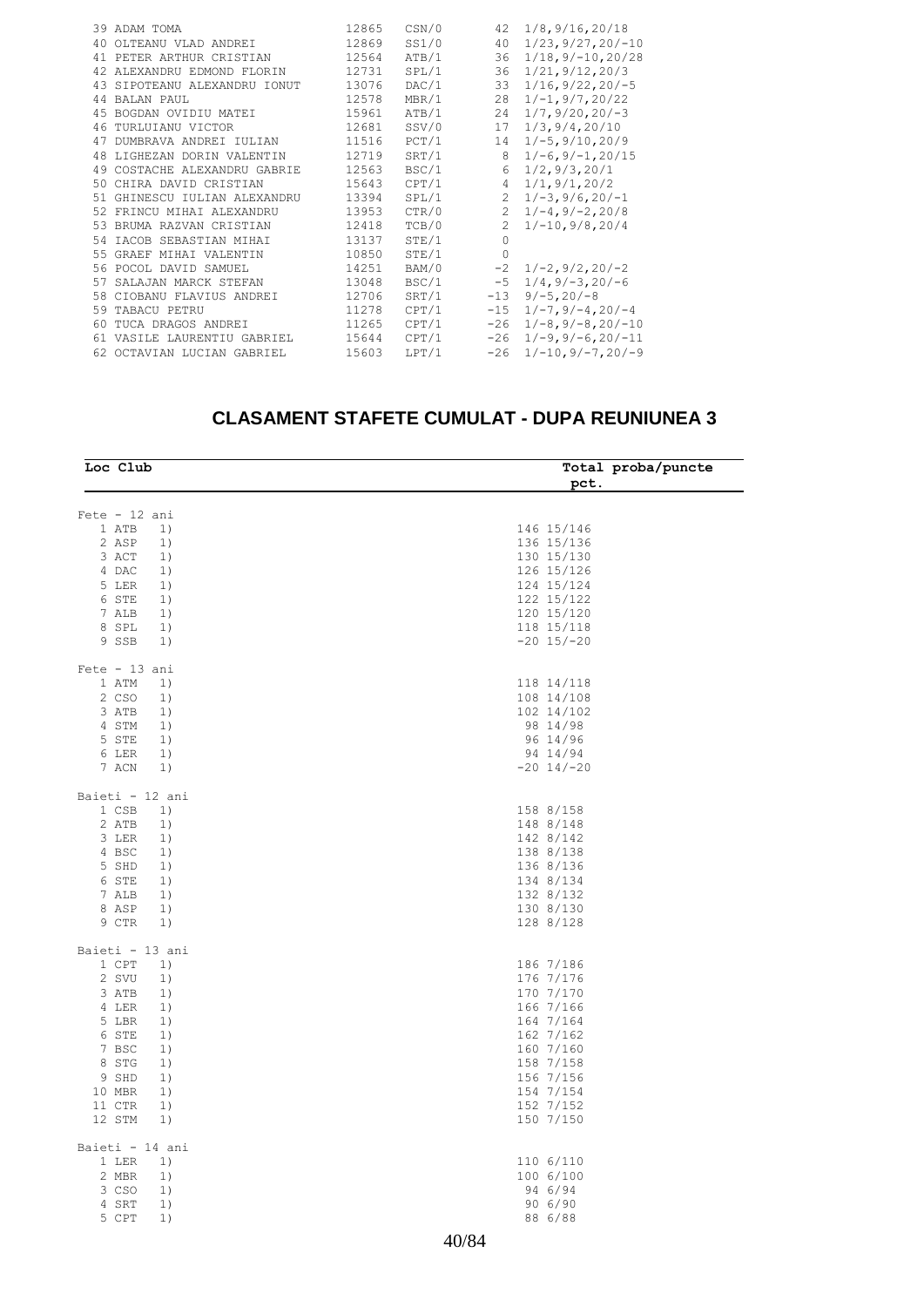| | | | | | |
|---|---|---|---|---|---|
| 39 | ADAM TOMA | 12865 | CSN/0 | 42 | 1/8,9/16,20/18 |
| 40 | OLTEANU VLAD ANDREI | 12869 | SS1/0 | 40 | 1/23,9/27,20/-10 |
| 41 | PETER ARTHUR CRISTIAN | 12564 | ATB/1 | 36 | 1/18,9/-10,20/28 |
| 42 | ALEXANDRU EDMOND FLORIN | 12731 | SPL/1 | 36 | 1/21,9/12,20/3 |
| 43 | SIPOTEANU ALEXANDRU IONUT | 13076 | DAC/1 | 33 | 1/16,9/22,20/-5 |
| 44 | BALAN PAUL | 12578 | MBR/1 | 28 | 1/-1,9/7,20/22 |
| 45 | BOGDAN OVIDIU MATEI | 15961 | ATB/1 | 24 | 1/7,9/20,20/-3 |
| 46 | TURLUIANU VICTOR | 12681 | SSV/0 | 17 | 1/3,9/4,20/10 |
| 47 | DUMBRAVA ANDREI IULIAN | 11516 | PCT/1 | 14 | 1/-5,9/10,20/9 |
| 48 | LIGHEZAN DORIN VALENTIN | 12719 | SRT/1 | 8 | 1/-6,9/-1,20/15 |
| 49 | COSTACHE ALEXANDRU GABRIE | 12563 | BSC/1 | 6 | 1/2,9/3,20/1 |
| 50 | CHIRA DAVID CRISTIAN | 15643 | CPT/1 | 4 | 1/1,9/1,20/2 |
| 51 | GHINESCU IULIAN ALEXANDRU | 13394 | SPL/1 | 2 | 1/-3,9/6,20/-1 |
| 52 | FRINCU MIHAI ALEXANDRU | 13953 | CTR/0 | 2 | 1/-4,9/-2,20/8 |
| 53 | BRUMA RAZVAN CRISTIAN | 12418 | TCB/0 | 2 | 1/-10,9/8,20/4 |
| 54 | IACOB SEBASTIAN MIHAI | 13137 | STE/1 | 0 | |
| 55 | GRAEF MIHAI VALENTIN | 10850 | STE/1 | 0 | |
| 56 | POCOL DAVID SAMUEL | 14251 | BAM/0 | -2 | 1/-2,9/2,20/-2 |
| 57 | SALAJAN MARCK STEFAN | 13048 | BSC/1 | -5 | 1/4,9/-3,20/-6 |
| 58 | CIOBANU FLAVIUS ANDREI | 12706 | SRT/1 | -13 | 9/-5,20/-8 |
| 59 | TABACU PETRU | 11278 | CPT/1 | -15 | 1/-7,9/-4,20/-4 |
| 60 | TUCA DRAGOS ANDREI | 11265 | CPT/1 | -26 | 1/-8,9/-8,20/-10 |
| 61 | VASILE LAURENTIU GABRIEL | 15644 | CPT/1 | -26 | 1/-9,9/-6,20/-11 |
| 62 | OCTAVIAN LUCIAN GABRIEL | 15603 | LPT/1 | -26 | 1/-10,9/-7,20/-9 |

## CLASAMENT STAFETE CUMULAT - DUPA REUNIUNEA 3

| Loc | Club | | Total pct. | proba/puncte |
|---|---|---|---|---|
| **Fete - 12 ani** | | | | |
| 1 | ATB | 1) | 146 | 15/146 |
| 2 | ASP | 1) | 136 | 15/136 |
| 3 | ACT | 1) | 130 | 15/130 |
| 4 | DAC | 1) | 126 | 15/126 |
| 5 | LER | 1) | 124 | 15/124 |
| 6 | STE | 1) | 122 | 15/122 |
| 7 | ALB | 1) | 120 | 15/120 |
| 8 | SPL | 1) | 118 | 15/118 |
| 9 | SSB | 1) | -20 | 15/-20 |
| **Fete - 13 ani** | | | | |
| 1 | ATM | 1) | 118 | 14/118 |
| 2 | CSO | 1) | 108 | 14/108 |
| 3 | ATB | 1) | 102 | 14/102 |
| 4 | STM | 1) | 98 | 14/98 |
| 5 | STE | 1) | 96 | 14/96 |
| 6 | LER | 1) | 94 | 14/94 |
| 7 | ACN | 1) | -20 | 14/-20 |
| **Baieti - 12 ani** | | | | |
| 1 | CSB | 1) | 158 | 8/158 |
| 2 | ATB | 1) | 148 | 8/148 |
| 3 | LER | 1) | 142 | 8/142 |
| 4 | BSC | 1) | 138 | 8/138 |
| 5 | SHD | 1) | 136 | 8/136 |
| 6 | STE | 1) | 134 | 8/134 |
| 7 | ALB | 1) | 132 | 8/132 |
| 8 | ASP | 1) | 130 | 8/130 |
| 9 | CTR | 1) | 128 | 8/128 |
| **Baieti - 13 ani** | | | | |
| 1 | CPT | 1) | 186 | 7/186 |
| 2 | SVU | 1) | 176 | 7/176 |
| 3 | ATB | 1) | 170 | 7/170 |
| 4 | LER | 1) | 166 | 7/166 |
| 5 | LBR | 1) | 164 | 7/164 |
| 6 | STE | 1) | 162 | 7/162 |
| 7 | BSC | 1) | 160 | 7/160 |
| 8 | STG | 1) | 158 | 7/158 |
| 9 | SHD | 1) | 156 | 7/156 |
| 10 | MBR | 1) | 154 | 7/154 |
| 11 | CTR | 1) | 152 | 7/152 |
| 12 | STM | 1) | 150 | 7/150 |
| **Baieti - 14 ani** | | | | |
| 1 | LER | 1) | 110 | 6/110 |
| 2 | MBR | 1) | 100 | 6/100 |
| 3 | CSO | 1) | 94 | 6/94 |
| 4 | SRT | 1) | 90 | 6/90 |
| 5 | CPT | 1) | 88 | 6/88 |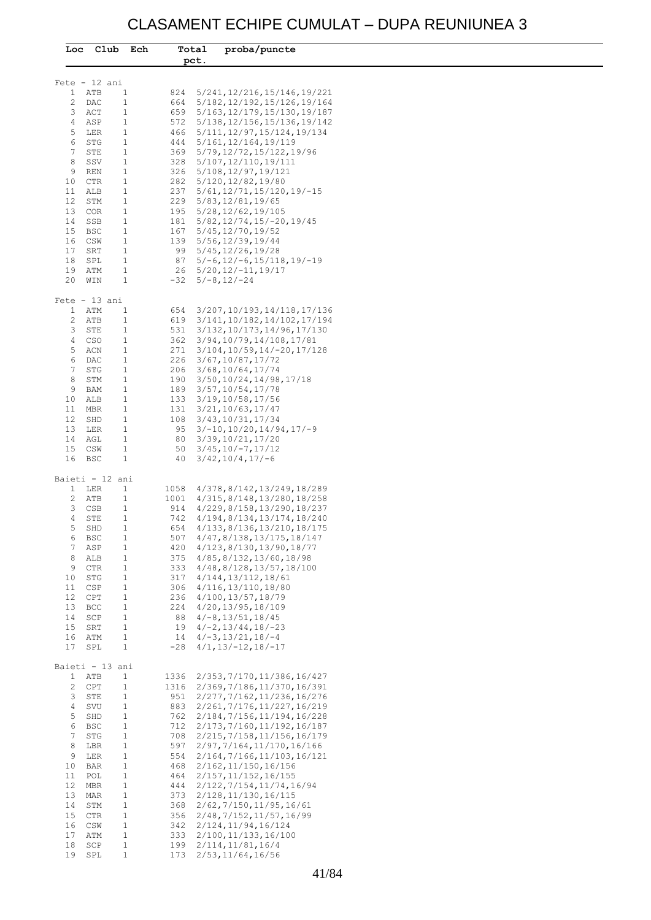# CLASAMENT ECHIPE CUMULAT – DUPA REUNIUNEA 3

| Loc | Club | Ech | Total pct. | proba/puncte |
|---|---|---|---|---|
| **Fete - 12 ani** | | | | |
| 1 | ATB | 1 | 824 | 5/241,12/216,15/146,19/221 |
| 2 | DAC | 1 | 664 | 5/182,12/192,15/126,19/164 |
| 3 | ACT | 1 | 659 | 5/163,12/179,15/130,19/187 |
| 4 | ASP | 1 | 572 | 5/138,12/156,15/136,19/142 |
| 5 | LER | 1 | 466 | 5/111,12/97,15/124,19/134 |
| 6 | STG | 1 | 444 | 5/161,12/164,19/119 |
| 7 | STE | 1 | 369 | 5/79,12/72,15/122,19/96 |
| 8 | SSV | 1 | 328 | 5/107,12/110,19/111 |
| 9 | REN | 1 | 326 | 5/108,12/97,19/121 |
| 10 | CTR | 1 | 282 | 5/120,12/82,19/80 |
| 11 | ALB | 1 | 237 | 5/61,12/71,15/120,19/-15 |
| 12 | STM | 1 | 229 | 5/83,12/81,19/65 |
| 13 | COR | 1 | 195 | 5/28,12/62,19/105 |
| 14 | SSB | 1 | 181 | 5/82,12/74,15/-20,19/45 |
| 15 | BSC | 1 | 167 | 5/45,12/70,19/52 |
| 16 | CSW | 1 | 139 | 5/56,12/39,19/44 |
| 17 | SRT | 1 | 99 | 5/45,12/26,19/28 |
| 18 | SPL | 1 | 87 | 5/-6,12/-6,15/118,19/-19 |
| 19 | ATM | 1 | 26 | 5/20,12/-11,19/17 |
| 20 | WIN | 1 | -32 | 5/-8,12/-24 |
| **Fete - 13 ani** | | | | |
| 1 | ATM | 1 | 654 | 3/207,10/193,14/118,17/136 |
| 2 | ATB | 1 | 619 | 3/141,10/182,14/102,17/194 |
| 3 | STE | 1 | 531 | 3/132,10/173,14/96,17/130 |
| 4 | CSO | 1 | 362 | 3/94,10/79,14/108,17/81 |
| 5 | ACN | 1 | 271 | 3/104,10/59,14/-20,17/128 |
| 6 | DAC | 1 | 226 | 3/67,10/87,17/72 |
| 7 | STG | 1 | 206 | 3/68,10/64,17/74 |
| 8 | STM | 1 | 190 | 3/50,10/24,14/98,17/18 |
| 9 | BAM | 1 | 189 | 3/57,10/54,17/78 |
| 10 | ALB | 1 | 133 | 3/19,10/58,17/56 |
| 11 | MBR | 1 | 131 | 3/21,10/63,17/47 |
| 12 | SHD | 1 | 108 | 3/43,10/31,17/34 |
| 13 | LER | 1 | 95 | 3/-10,10/20,14/94,17/-9 |
| 14 | AGL | 1 | 80 | 3/39,10/21,17/20 |
| 15 | CSW | 1 | 50 | 3/45,10/-7,17/12 |
| 16 | BSC | 1 | 40 | 3/42,10/4,17/-6 |
| **Baieti - 12 ani** | | | | |
| 1 | LER | 1 | 1058 | 4/378,8/142,13/249,18/289 |
| 2 | ATB | 1 | 1001 | 4/315,8/148,13/280,18/258 |
| 3 | CSB | 1 | 914 | 4/229,8/158,13/290,18/237 |
| 4 | STE | 1 | 742 | 4/194,8/134,13/174,18/240 |
| 5 | SHD | 1 | 654 | 4/133,8/136,13/210,18/175 |
| 6 | BSC | 1 | 507 | 4/47,8/138,13/175,18/147 |
| 7 | ASP | 1 | 420 | 4/123,8/130,13/90,18/77 |
| 8 | ALB | 1 | 375 | 4/85,8/132,13/60,18/98 |
| 9 | CTR | 1 | 333 | 4/48,8/128,13/57,18/100 |
| 10 | STG | 1 | 317 | 4/144,13/112,18/61 |
| 11 | CSP | 1 | 306 | 4/116,13/110,18/80 |
| 12 | CPT | 1 | 236 | 4/100,13/57,18/79 |
| 13 | BCC | 1 | 224 | 4/20,13/95,18/109 |
| 14 | SCP | 1 | 88 | 4/-8,13/51,18/45 |
| 15 | SRT | 1 | 19 | 4/-2,13/44,18/-23 |
| 16 | ATM | 1 | 14 | 4/-3,13/21,18/-4 |
| 17 | SPL | 1 | -28 | 4/1,13/-12,18/-17 |
| **Baieti - 13 ani** | | | | |
| 1 | ATB | 1 | 1336 | 2/353,7/170,11/386,16/427 |
| 2 | CPT | 1 | 1316 | 2/369,7/186,11/370,16/391 |
| 3 | STE | 1 | 951 | 2/277,7/162,11/236,16/276 |
| 4 | SVU | 1 | 883 | 2/261,7/176,11/227,16/219 |
| 5 | SHD | 1 | 762 | 2/184,7/156,11/194,16/228 |
| 6 | BSC | 1 | 712 | 2/173,7/160,11/192,16/187 |
| 7 | STG | 1 | 708 | 2/215,7/158,11/156,16/179 |
| 8 | LBR | 1 | 597 | 2/97,7/164,11/170,16/166 |
| 9 | LER | 1 | 554 | 2/164,7/166,11/103,16/121 |
| 10 | BAR | 1 | 468 | 2/162,11/150,16/156 |
| 11 | POL | 1 | 464 | 2/157,11/152,16/155 |
| 12 | MBR | 1 | 444 | 2/122,7/154,11/74,16/94 |
| 13 | MAR | 1 | 373 | 2/128,11/130,16/115 |
| 14 | STM | 1 | 368 | 2/62,7/150,11/95,16/61 |
| 15 | CTR | 1 | 356 | 2/48,7/152,11/57,16/99 |
| 16 | CSW | 1 | 342 | 2/124,11/94,16/124 |
| 17 | ATM | 1 | 333 | 2/100,11/133,16/100 |
| 18 | SCP | 1 | 199 | 2/114,11/81,16/4 |
| 19 | SPL | 1 | 173 | 2/53,11/64,16/56 |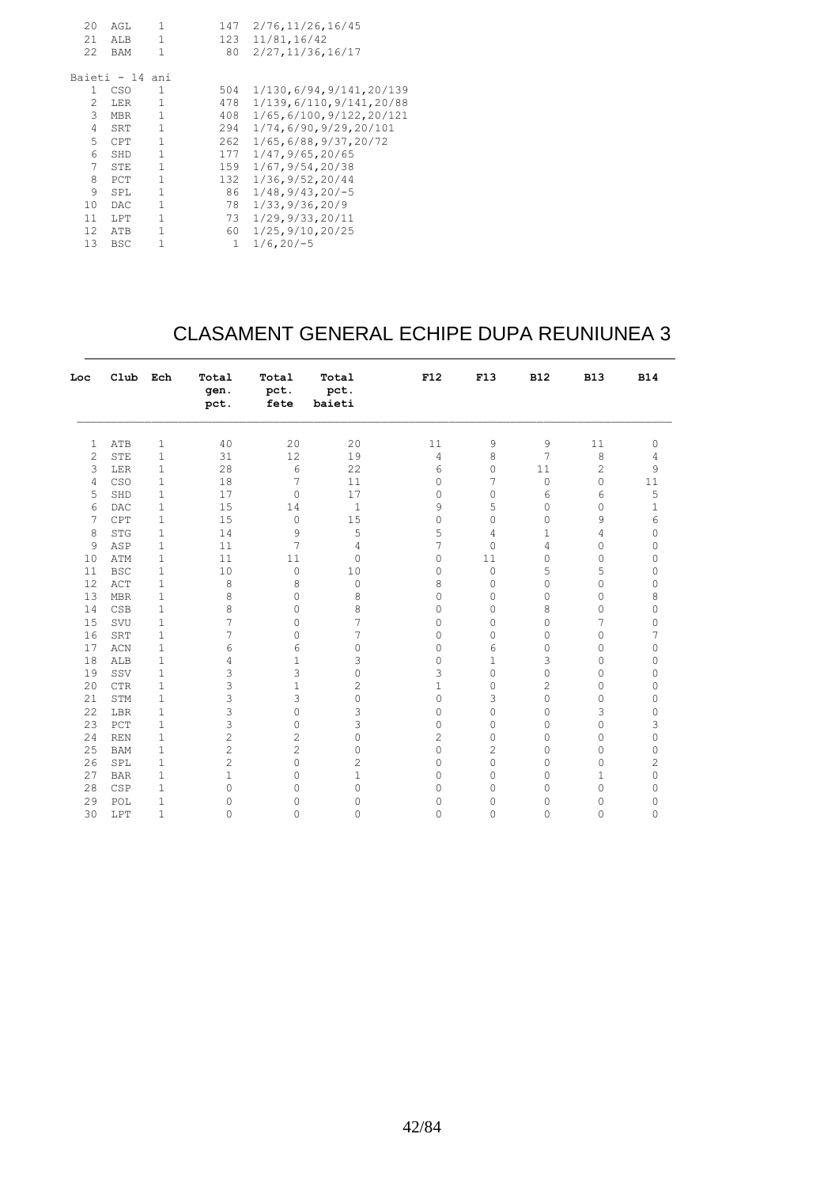| | | | | |
|---|---|---|---|---|
| 20 | AGL | 1 | 147 | 2/76,11/26,16/45 |
| 21 | ALB | 1 | 123 | 11/81,16/42 |
| 22 | BAM | 1 | 80 | 2/27,11/36,16/17 |

Baieti - 14 ani

| | | | | |
|---|---|---|---|---|
| 1 | CSO | 1 | 504 | 1/130,6/94,9/141,20/139 |
| 2 | LER | 1 | 478 | 1/139,6/110,9/141,20/88 |
| 3 | MBR | 1 | 408 | 1/65,6/100,9/122,20/121 |
| 4 | SRT | 1 | 294 | 1/74,6/90,9/29,20/101 |
| 5 | CPT | 1 | 262 | 1/65,6/88,9/37,20/72 |
| 6 | SHD | 1 | 177 | 1/47,9/65,20/65 |
| 7 | STE | 1 | 159 | 1/67,9/54,20/38 |
| 8 | PCT | 1 | 132 | 1/36,9/52,20/44 |
| 9 | SPL | 1 | 86 | 1/48,9/43,20/-5 |
| 10 | DAC | 1 | 78 | 1/33,9/36,20/9 |
| 11 | LPT | 1 | 73 | 1/29,9/33,20/11 |
| 12 | ATB | 1 | 60 | 1/25,9/10,20/25 |
| 13 | BSC | 1 | 1 | 1/6,20/-5 |

# CLASAMENT GENERAL ECHIPE DUPA REUNIUNEA 3

| Loc | Club | Ech | Total gen. pct. | Total pct. fete | Total pct. baieti | F12 | F13 | B12 | B13 | B14 |
|---|---|---|---|---|---|---|---|---|---|---|
| 1 | ATB | 1 | 40 | 20 | 20 | 11 | 9 | 9 | 11 | 0 |
| 2 | STE | 1 | 31 | 12 | 19 | 4 | 8 | 7 | 8 | 4 |
| 3 | LER | 1 | 28 | 6 | 22 | 6 | 0 | 11 | 2 | 9 |
| 4 | CSO | 1 | 18 | 7 | 11 | 0 | 7 | 0 | 0 | 11 |
| 5 | SHD | 1 | 17 | 0 | 17 | 0 | 0 | 6 | 6 | 5 |
| 6 | DAC | 1 | 15 | 14 | 1 | 9 | 5 | 0 | 0 | 1 |
| 7 | CPT | 1 | 15 | 0 | 15 | 0 | 0 | 0 | 9 | 6 |
| 8 | STG | 1 | 14 | 9 | 5 | 5 | 4 | 1 | 4 | 0 |
| 9 | ASP | 1 | 11 | 7 | 4 | 7 | 0 | 4 | 0 | 0 |
| 10 | ATM | 1 | 11 | 11 | 0 | 0 | 11 | 0 | 0 | 0 |
| 11 | BSC | 1 | 10 | 0 | 10 | 0 | 0 | 5 | 5 | 0 |
| 12 | ACT | 1 | 8 | 8 | 0 | 8 | 0 | 0 | 0 | 0 |
| 13 | MBR | 1 | 8 | 0 | 8 | 0 | 0 | 0 | 0 | 8 |
| 14 | CSB | 1 | 8 | 0 | 8 | 0 | 0 | 8 | 0 | 0 |
| 15 | SVU | 1 | 7 | 0 | 7 | 0 | 0 | 0 | 7 | 0 |
| 16 | SRT | 1 | 7 | 0 | 7 | 0 | 0 | 0 | 0 | 7 |
| 17 | ACN | 1 | 6 | 6 | 0 | 0 | 6 | 0 | 0 | 0 |
| 18 | ALB | 1 | 4 | 1 | 3 | 0 | 1 | 3 | 0 | 0 |
| 19 | SSV | 1 | 3 | 3 | 0 | 3 | 0 | 0 | 0 | 0 |
| 20 | CTR | 1 | 3 | 1 | 2 | 1 | 0 | 2 | 0 | 0 |
| 21 | STM | 1 | 3 | 3 | 0 | 0 | 3 | 0 | 0 | 0 |
| 22 | LBR | 1 | 3 | 0 | 3 | 0 | 0 | 0 | 3 | 0 |
| 23 | PCT | 1 | 3 | 0 | 3 | 0 | 0 | 0 | 0 | 3 |
| 24 | REN | 1 | 2 | 2 | 0 | 2 | 0 | 0 | 0 | 0 |
| 25 | BAM | 1 | 2 | 2 | 0 | 0 | 2 | 0 | 0 | 0 |
| 26 | SPL | 1 | 2 | 0 | 2 | 0 | 0 | 0 | 0 | 2 |
| 27 | BAR | 1 | 1 | 0 | 1 | 0 | 0 | 0 | 1 | 0 |
| 28 | CSP | 1 | 0 | 0 | 0 | 0 | 0 | 0 | 0 | 0 |
| 29 | POL | 1 | 0 | 0 | 0 | 0 | 0 | 0 | 0 | 0 |
| 30 | LPT | 1 | 0 | 0 | 0 | 0 | 0 | 0 | 0 | 0 |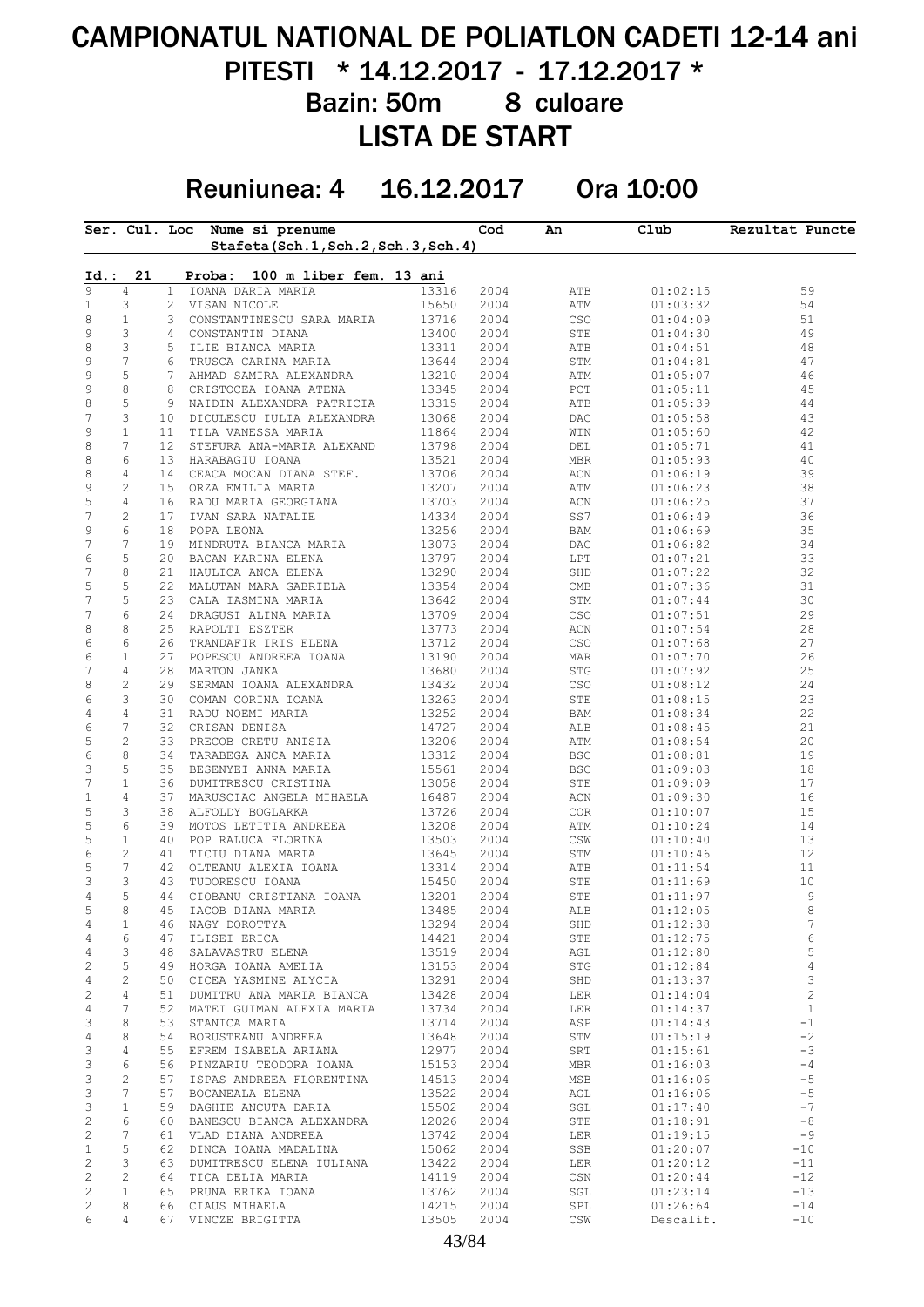# CAMPIONATUL NATIONAL DE POLIATLON CADETI 12-14 ani

## PITESTI * 14.12.2017 - 17.12.2017 *

## Bazin: 50m 8 culoare

# LISTA DE START

## Reuniunea: 4 16.12.2017 Ora 10:00

**Id.: 21 Proba: 100 m liber fem. 13 ani**

| Ser. | Cul. | Loc | Nume si prenume<br>Stafeta(Sch.1,Sch.2,Sch.3,Sch.4) | Cod | An | Club | Rezultat | Puncte |
|---|---|---|---|---|---|---|---|---|
| 9 | 4 | 1 | IOANA DARIA MARIA | 13316 | 2004 | ATB | 01:02:15 | 59 |
| 1 | 3 | 2 | VISAN NICOLE | 15650 | 2004 | ATM | 01:03:32 | 54 |
| 8 | 1 | 3 | CONSTANTINESCU SARA MARIA | 13716 | 2004 | CSO | 01:04:09 | 51 |
| 9 | 3 | 4 | CONSTANTIN DIANA | 13400 | 2004 | STE | 01:04:30 | 49 |
| 8 | 3 | 5 | ILIE BIANCA MARIA | 13311 | 2004 | ATB | 01:04:51 | 48 |
| 9 | 7 | 6 | TRUSCA CARINA MARIA | 13644 | 2004 | STM | 01:04:81 | 47 |
| 9 | 5 | 7 | AHMAD SAMIRA ALEXANDRA | 13210 | 2004 | ATM | 01:05:07 | 46 |
| 9 | 8 | 8 | CRISTOCEA IOANA ATENA | 13345 | 2004 | PCT | 01:05:11 | 45 |
| 8 | 5 | 9 | NAIDIN ALEXANDRA PATRICIA | 13315 | 2004 | ATB | 01:05:39 | 44 |
| 7 | 3 | 10 | DICULESCU IULIA ALEXANDRA | 13068 | 2004 | DAC | 01:05:58 | 43 |
| 9 | 1 | 11 | TILA VANESSA MARIA | 11864 | 2004 | WIN | 01:05:60 | 42 |
| 8 | 7 | 12 | STEFURA ANA-MARIA ALEXAND | 13798 | 2004 | DEL | 01:05:71 | 41 |
| 8 | 6 | 13 | HARABAGIU IOANA | 13521 | 2004 | MBR | 01:05:93 | 40 |
| 8 | 4 | 14 | CEACA MOCAN DIANA STEF. | 13706 | 2004 | ACN | 01:06:19 | 39 |
| 9 | 2 | 15 | ORZA EMILIA MARIA | 13207 | 2004 | ATM | 01:06:23 | 38 |
| 5 | 4 | 16 | RADU MARIA GEORGIANA | 13703 | 2004 | ACN | 01:06:25 | 37 |
| 7 | 2 | 17 | IVAN SARA NATALIE | 14334 | 2004 | SS7 | 01:06:49 | 36 |
| 9 | 6 | 18 | POPA LEONA | 13256 | 2004 | BAM | 01:06:69 | 35 |
| 7 | 7 | 19 | MINDRUTA BIANCA MARIA | 13073 | 2004 | DAC | 01:06:82 | 34 |
| 6 | 5 | 20 | BACAN KARINA ELENA | 13797 | 2004 | LPT | 01:07:21 | 33 |
| 7 | 8 | 21 | HAULICA ANCA ELENA | 13290 | 2004 | SHD | 01:07:22 | 32 |
| 5 | 5 | 22 | MALUTAN MARA GABRIELA | 13354 | 2004 | CMB | 01:07:36 | 31 |
| 7 | 5 | 23 | CALA IASMINA MARIA | 13642 | 2004 | STM | 01:07:44 | 30 |
| 7 | 6 | 24 | DRAGUSI ALINA MARIA | 13709 | 2004 | CSO | 01:07:51 | 29 |
| 8 | 8 | 25 | RAPOLTI ESZTER | 13773 | 2004 | ACN | 01:07:54 | 28 |
| 6 | 6 | 26 | TRANDAFIR IRIS ELENA | 13712 | 2004 | CSO | 01:07:68 | 27 |
| 6 | 1 | 27 | POPESCU ANDREEA IOANA | 13190 | 2004 | MAR | 01:07:70 | 26 |
| 7 | 4 | 28 | MARTON JANKA | 13680 | 2004 | STG | 01:07:92 | 25 |
| 8 | 2 | 29 | SERMAN IOANA ALEXANDRA | 13432 | 2004 | CSO | 01:08:12 | 24 |
| 6 | 3 | 30 | COMAN CORINA IOANA | 13263 | 2004 | STE | 01:08:15 | 23 |
| 4 | 4 | 31 | RADU NOEMI MARIA | 13252 | 2004 | BAM | 01:08:34 | 22 |
| 6 | 7 | 32 | CRISAN DENISA | 14727 | 2004 | ALB | 01:08:45 | 21 |
| 5 | 2 | 33 | PRECOB CRETU ANISIA | 13206 | 2004 | ATM | 01:08:54 | 20 |
| 6 | 8 | 34 | TARABEGA ANCA MARIA | 13312 | 2004 | BSC | 01:08:81 | 19 |
| 3 | 5 | 35 | BESENYEI ANNA MARIA | 15561 | 2004 | BSC | 01:09:03 | 18 |
| 7 | 1 | 36 | DUMITRESCU CRISTINA | 13058 | 2004 | STE | 01:09:09 | 17 |
| 1 | 4 | 37 | MARUSCIAC ANGELA MIHAELA | 16487 | 2004 | ACN | 01:09:30 | 16 |
| 5 | 3 | 38 | ALFOLDY BOGLARKA | 13726 | 2004 | COR | 01:10:07 | 15 |
| 5 | 6 | 39 | MOTOS LETITIA ANDREEA | 13208 | 2004 | ATM | 01:10:24 | 14 |
| 5 | 1 | 40 | POP RALUCA FLORINA | 13503 | 2004 | CSW | 01:10:40 | 13 |
| 6 | 2 | 41 | TICIU DIANA MARIA | 13645 | 2004 | STM | 01:10:46 | 12 |
| 5 | 7 | 42 | OLTEANU ALEXIA IOANA | 13314 | 2004 | ATB | 01:11:54 | 11 |
| 3 | 3 | 43 | TUDORESCU IOANA | 14550 | 2004 | STE | 01:11:69 | 10 |
| 4 | 5 | 44 | CIOBANU CRISTIANA IOANA | 13201 | 2004 | STE | 01:11:97 | 9 |
| 5 | 8 | 45 | IACOB DIANA MARIA | 13485 | 2004 | ALB | 01:12:05 | 8 |
| 4 | 1 | 46 | NAGY DOROTTYA | 13294 | 2004 | SHD | 01:12:38 | 7 |
| 4 | 6 | 47 | ILISEI ERICA | 14421 | 2004 | STE | 01:12:75 | 6 |
| 4 | 3 | 48 | SALAVASTRU ELENA | 13519 | 2004 | AGL | 01:12:80 | 5 |
| 2 | 5 | 49 | HORGA IOANA AMELIA | 13153 | 2004 | STG | 01:12:84 | 4 |
| 4 | 2 | 50 | CICEA YASMINE ALYCIA | 13291 | 2004 | SHD | 01:13:37 | 3 |
| 2 | 4 | 51 | DUMITRU ANA MARIA BIANCA | 13428 | 2004 | LER | 01:14:04 | 2 |
| 4 | 7 | 52 | MATEI GUIMAN ALEXIA MARIA | 13734 | 2004 | LER | 01:14:37 | 1 |
| 3 | 8 | 53 | STANICA MARIA | 13714 | 2004 | ASP | 01:14:43 | -1 |
| 4 | 8 | 54 | BORUSTEANU ANDREEA | 13648 | 2004 | STM | 01:15:19 | -2 |
| 3 | 4 | 55 | EFREM ISABELA ARIANA | 12977 | 2004 | SRT | 01:15:61 | -3 |
| 3 | 6 | 56 | PINZARIU TEODORA IOANA | 15153 | 2004 | MBR | 01:16:03 | -4 |
| 3 | 2 | 57 | ISPAS ANDREEA FLORENTINA | 14513 | 2004 | MSB | 01:16:06 | -5 |
| 3 | 7 | 57 | BOCANEALA ELENA | 13522 | 2004 | AGL | 01:16:06 | -5 |
| 3 | 1 | 59 | DAGHIE ANCUTA DARIA | 15502 | 2004 | SGL | 01:17:40 | -7 |
| 2 | 6 | 60 | BANESCU BIANCA ALEXANDRA | 12026 | 2004 | STE | 01:18:91 | -8 |
| 2 | 7 | 61 | VLAD DIANA ANDREEA | 13742 | 2004 | LER | 01:19:15 | -9 |
| 1 | 5 | 62 | DINCA IOANA MADALINA | 15062 | 2004 | SSB | 01:20:07 | -10 |
| 2 | 3 | 63 | DUMITRESCU ELENA IULIANA | 13422 | 2004 | LER | 01:20:12 | -11 |
| 2 | 2 | 64 | TICA DELIA MARIA | 14119 | 2004 | CSN | 01:20:44 | -12 |
| 2 | 1 | 65 | PRUNA ERIKA IOANA | 13762 | 2004 | SGL | 01:23:14 | -13 |
| 2 | 8 | 66 | CIAUS MIHAELA | 14215 | 2004 | SPL | 01:26:64 | -14 |
| 6 | 4 | 67 | VINCZE BRIGITTA | 13505 | 2004 | CSW | Descalif. | -10 |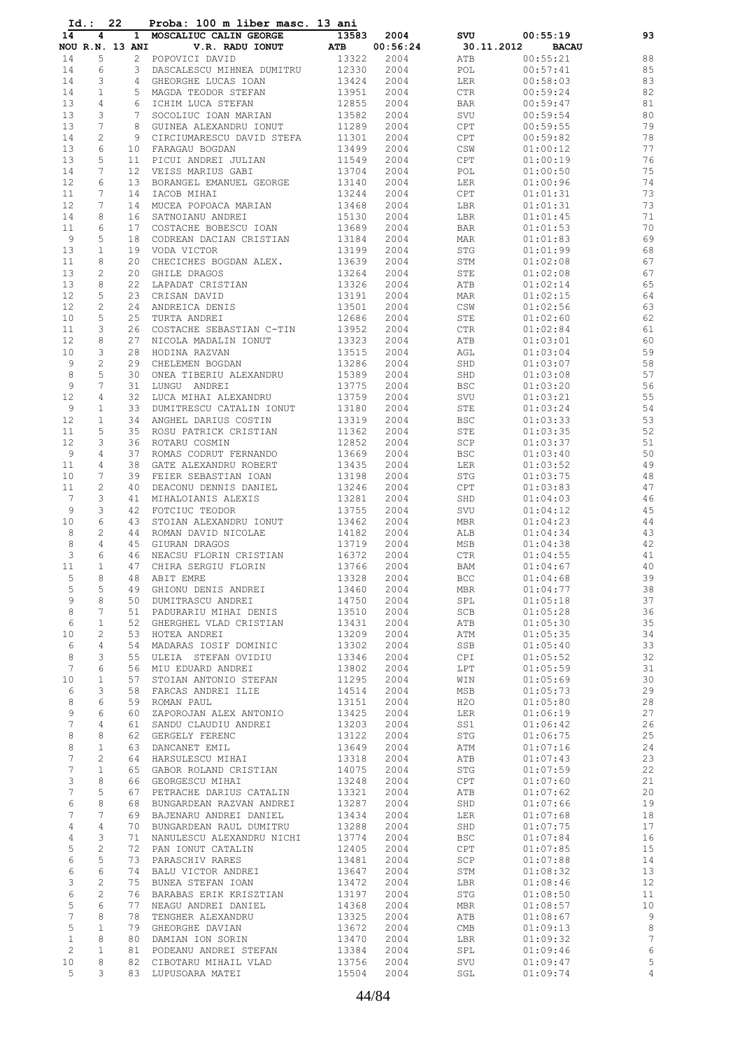**Id.: 22 Proba: 100 m liber masc. 13 ani**

| | | | | | | | | |
|---|---|---|---|---|---|---|---|---|
| 14 | 4 | 1 | MOSCALIUC CALIN GEORGE | 13583 | 2004 | SVU | 00:55:19 | 93 |
| NOU R.N. 13 ANI | | | V.R. RADU IONUT | ATB | 00:56:24 | 30.11.2012 | BACAU | |
| 14 | 5 | 2 | POPOVICI DAVID | 13322 | 2004 | ATB | 00:55:21 | 88 |
| 14 | 6 | 3 | DASCALESCU MIHNEA DUMITRU | 12330 | 2004 | POL | 00:57:41 | 85 |
| 14 | 3 | 4 | GHEORGHE LUCAS IOAN | 13424 | 2004 | LER | 00:58:03 | 83 |
| 14 | 1 | 5 | MAGDA TEODOR STEFAN | 13951 | 2004 | CTR | 00:59:24 | 82 |
| 13 | 4 | 6 | ICHIM LUCA STEFAN | 12855 | 2004 | BAR | 00:59:47 | 81 |
| 13 | 3 | 7 | SOCOLIUC IOAN MARIAN | 13582 | 2004 | SVU | 00:59:54 | 80 |
| 13 | 7 | 8 | GUINEA ALEXANDRU IONUT | 11289 | 2004 | CPT | 00:59:55 | 79 |
| 14 | 2 | 9 | CIRCIUMARESCU DAVID STEFA | 11301 | 2004 | CPT | 00:59:82 | 78 |
| 13 | 6 | 10 | FARAGAU BOGDAN | 13499 | 2004 | CSW | 01:00:12 | 77 |
| 13 | 5 | 11 | PICUI ANDREI JULIAN | 11549 | 2004 | CPT | 01:00:19 | 76 |
| 14 | 7 | 12 | VEISS MARIUS GABI | 13704 | 2004 | POL | 01:00:50 | 75 |
| 12 | 6 | 13 | BORANGEL EMANUEL GEORGE | 13140 | 2004 | LER | 01:00:96 | 74 |
| 11 | 7 | 14 | IACOB MIHAI | 13244 | 2004 | CPT | 01:01:31 | 73 |
| 12 | 7 | 14 | MUCEA POPOACA MARIAN | 13468 | 2004 | LBR | 01:01:31 | 73 |
| 14 | 8 | 16 | SATNOIANU ANDREI | 15130 | 2004 | LBR | 01:01:45 | 71 |
| 11 | 6 | 17 | COSTACHE BOBESCU IOAN | 13689 | 2004 | BAR | 01:01:53 | 70 |
| 9 | 5 | 18 | CODREAN DACIAN CRISTIAN | 13184 | 2004 | MAR | 01:01:83 | 69 |
| 13 | 1 | 19 | VODA VICTOR | 13199 | 2004 | STG | 01:01:99 | 68 |
| 11 | 8 | 20 | CHECICHES BOGDAN ALEX. | 13639 | 2004 | STM | 01:02:08 | 67 |
| 13 | 2 | 20 | GHILE DRAGOS | 13264 | 2004 | STE | 01:02:08 | 67 |
| 13 | 8 | 22 | LAPADAT CRISTIAN | 13326 | 2004 | ATB | 01:02:14 | 65 |
| 12 | 5 | 23 | CRISAN DAVID | 13191 | 2004 | MAR | 01:02:15 | 64 |
| 12 | 2 | 24 | ANDREICA DENIS | 13501 | 2004 | CSW | 01:02:56 | 63 |
| 10 | 5 | 25 | TURTA ANDREI | 12686 | 2004 | STE | 01:02:60 | 62 |
| 11 | 3 | 26 | COSTACHE SEBASTIAN C-TIN | 13952 | 2004 | CTR | 01:02:84 | 61 |
| 12 | 8 | 27 | NICOLA MADALIN IONUT | 13323 | 2004 | ATB | 01:03:01 | 60 |
| 10 | 3 | 28 | HODINA RAZVAN | 13515 | 2004 | AGL | 01:03:04 | 59 |
| 9 | 2 | 29 | CHELEMEN BOGDAN | 13286 | 2004 | SHD | 01:03:07 | 58 |
| 8 | 5 | 30 | ONEA TIBERIU ALEXANDRU | 15389 | 2004 | SHD | 01:03:08 | 57 |
| 9 | 7 | 31 | LUNGU ANDREI | 13775 | 2004 | BSC | 01:03:20 | 56 |
| 12 | 4 | 32 | LUCA MIHAI ALEXANDRU | 13759 | 2004 | SVU | 01:03:21 | 55 |
| 9 | 1 | 33 | DUMITRESCU CATALIN IONUT | 13180 | 2004 | STE | 01:03:24 | 54 |
| 12 | 1 | 34 | ANGHEL DARIUS COSTIN | 13319 | 2004 | BSC | 01:03:33 | 53 |
| 11 | 5 | 35 | ROSU PATRICK CRISTIAN | 11362 | 2004 | STE | 01:03:35 | 52 |
| 12 | 3 | 36 | ROTARU COSMIN | 12852 | 2004 | SCP | 01:03:37 | 51 |
| 9 | 4 | 37 | ROMAS CODRUT FERNANDO | 13669 | 2004 | BSC | 01:03:40 | 50 |
| 11 | 4 | 38 | GATE ALEXANDRU ROBERT | 13435 | 2004 | LER | 01:03:52 | 49 |
| 10 | 7 | 39 | FEIER SEBASTIAN IOAN | 13198 | 2004 | STG | 01:03:75 | 48 |
| 11 | 2 | 40 | DEACONU DENNIS DANIEL | 13246 | 2004 | CPT | 01:03:83 | 47 |
| 7 | 3 | 41 | MIHALOIANIS ALEXIS | 13281 | 2004 | SHD | 01:04:03 | 46 |
| 9 | 3 | 42 | FOTCIUC TEODOR | 13755 | 2004 | SVU | 01:04:12 | 45 |
| 10 | 6 | 43 | STOIAN ALEXANDRU IONUT | 13462 | 2004 | MBR | 01:04:23 | 44 |
| 8 | 2 | 44 | ROMAN DAVID NICOLAE | 14182 | 2004 | ALB | 01:04:34 | 43 |
| 8 | 4 | 45 | GIURAN DRAGOS | 13719 | 2004 | MSB | 01:04:38 | 42 |
| 3 | 6 | 46 | NEACSU FLORIN CRISTIAN | 16372 | 2004 | CTR | 01:04:55 | 41 |
| 11 | 1 | 47 | CHIRA SERGIU FLORIN | 13766 | 2004 | BAM | 01:04:67 | 40 |
| 5 | 8 | 48 | ABIT EMRE | 13328 | 2004 | BCC | 01:04:68 | 39 |
| 5 | 5 | 49 | GHIONU DENIS ANDREI | 13460 | 2004 | MBR | 01:04:77 | 38 |
| 9 | 8 | 50 | DUMITRASCU ANDREI | 14750 | 2004 | SPL | 01:05:18 | 37 |
| 8 | 7 | 51 | PADURARIU MIHAI DENIS | 13510 | 2004 | SCB | 01:05:28 | 36 |
| 6 | 1 | 52 | GHERGHEL VLAD CRISTIAN | 13431 | 2004 | ATB | 01:05:30 | 35 |
| 10 | 2 | 53 | HOTEA ANDREI | 13209 | 2004 | ATM | 01:05:35 | 34 |
| 6 | 4 | 54 | MADARAS IOSIF DOMINIC | 13302 | 2004 | SSB | 01:05:40 | 33 |
| 8 | 3 | 55 | ULEIA STEFAN OVIDIU | 13346 | 2004 | CPI | 01:05:52 | 32 |
| 7 | 6 | 56 | MIU EDUARD ANDREI | 13802 | 2004 | LPT | 01:05:59 | 31 |
| 10 | 1 | 57 | STOIAN ANTONIO STEFAN | 11295 | 2004 | WIN | 01:05:69 | 30 |
| 6 | 3 | 58 | FARCAS ANDREI ILIE | 14514 | 2004 | MSB | 01:05:73 | 29 |
| 8 | 6 | 59 | ROMAN PAUL | 13151 | 2004 | H2O | 01:05:80 | 28 |
| 9 | 6 | 60 | ZAPOROJAN ALEX ANTONIO | 13425 | 2004 | LER | 01:06:19 | 27 |
| 7 | 4 | 61 | SANDU CLAUDIU ANDREI | 13203 | 2004 | SS1 | 01:06:42 | 26 |
| 8 | 8 | 62 | GERGELY FERENC | 13122 | 2004 | STG | 01:06:75 | 25 |
| 8 | 1 | 63 | DANCANET EMIL | 13649 | 2004 | ATM | 01:07:16 | 24 |
| 7 | 2 | 64 | HARSULESCU MIHAI | 13318 | 2004 | ATB | 01:07:43 | 23 |
| 7 | 1 | 65 | GABOR ROLAND CRISTIAN | 14075 | 2004 | STG | 01:07:59 | 22 |
| 3 | 8 | 66 | GEORGESCU MIHAI | 13248 | 2004 | CPT | 01:07:60 | 21 |
| 7 | 5 | 67 | PETRACHE DARIUS CATALIN | 13321 | 2004 | ATB | 01:07:62 | 20 |
| 6 | 8 | 68 | BUNGARDEAN RAZVAN ANDREI | 13287 | 2004 | SHD | 01:07:66 | 19 |
| 7 | 7 | 69 | BAJENARU ANDREI DANIEL | 13434 | 2004 | LER | 01:07:68 | 18 |
| 4 | 4 | 70 | BUNGARDEAN RAUL DUMITRU | 13288 | 2004 | SHD | 01:07:75 | 17 |
| 4 | 3 | 71 | NANULESCU ALEXANDRU NICHI | 13774 | 2004 | BSC | 01:07:84 | 16 |
| 5 | 2 | 72 | PAN IONUT CATALIN | 12405 | 2004 | CPT | 01:07:85 | 15 |
| 6 | 5 | 73 | PARASCHIV RARES | 13481 | 2004 | SCP | 01:07:88 | 14 |
| 6 | 6 | 74 | BALU VICTOR ANDREI | 13647 | 2004 | STM | 01:08:32 | 13 |
| 3 | 2 | 75 | BUNEA STEFAN IOAN | 13472 | 2004 | LBR | 01:08:46 | 12 |
| 6 | 2 | 76 | BARABAS ERIK KRISZTIAN | 13197 | 2004 | STG | 01:08:50 | 11 |
| 5 | 6 | 77 | NEAGU ANDREI DANIEL | 14368 | 2004 | MBR | 01:08:57 | 10 |
| 7 | 8 | 78 | TENGHER ALEXANDRU | 13325 | 2004 | ATB | 01:08:67 | 9 |
| 5 | 1 | 79 | GHEORGHE DAVIAN | 13672 | 2004 | CMB | 01:09:13 | 8 |
| 1 | 8 | 80 | DAMIAN ION SORIN | 13470 | 2004 | LBR | 01:09:32 | 7 |
| 2 | 1 | 81 | PODEANU ANDREI STEFAN | 13384 | 2004 | SPL | 01:09:46 | 6 |
| 10 | 8 | 82 | CIBOTARU MIHAIL VLAD | 13756 | 2004 | SVU | 01:09:47 | 5 |
| 5 | 3 | 83 | LUPUSOARA MATEI | 15504 | 2004 | SGL | 01:09:74 | 4 |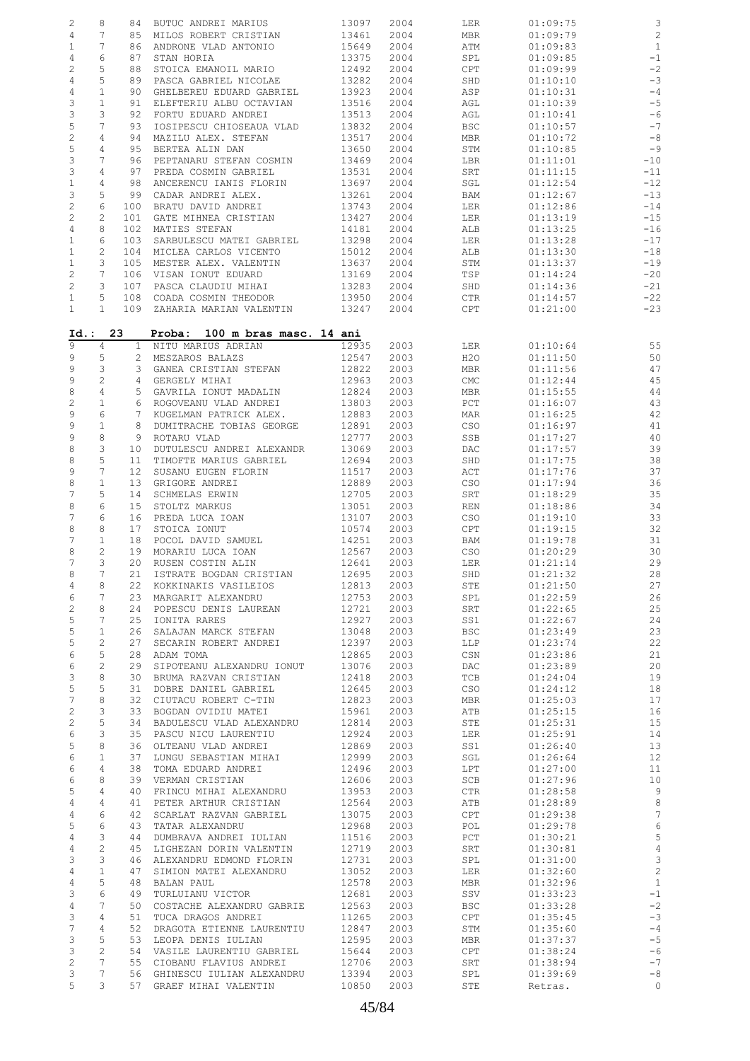| | | | | | | | | |
|---|---|---|---|---|---|---|---|---|
| 2 | 8 | 84 | BUTUC ANDREI MARIUS | 13097 | 2004 | LER | 01:09:75 | 3 |
| 4 | 7 | 85 | MILOS ROBERT CRISTIAN | 13461 | 2004 | MBR | 01:09:79 | 2 |
| 1 | 7 | 86 | ANDRONE VLAD ANTONIO | 15649 | 2004 | ATM | 01:09:83 | 1 |
| 4 | 6 | 87 | STAN HORIA | 13375 | 2004 | SPL | 01:09:85 | -1 |
| 2 | 5 | 88 | STOICA EMANOIL MARIO | 12492 | 2004 | CPT | 01:09:99 | -2 |
| 4 | 5 | 89 | PASCA GABRIEL NICOLAE | 13282 | 2004 | SHD | 01:10:10 | -3 |
| 4 | 1 | 90 | GHELBEREU EDUARD GABRIEL | 13923 | 2004 | ASP | 01:10:31 | -4 |
| 3 | 1 | 91 | ELEFTERIU ALBU OCTAVIAN | 13516 | 2004 | AGL | 01:10:39 | -5 |
| 3 | 3 | 92 | FORTU EDUARD ANDREI | 13513 | 2004 | AGL | 01:10:41 | -6 |
| 5 | 7 | 93 | IOSIPESCU CHIOSEAUA VLAD | 13832 | 2004 | BSC | 01:10:57 | -7 |
| 2 | 4 | 94 | MAZILU ALEX. STEFAN | 13517 | 2004 | MBR | 01:10:72 | -8 |
| 5 | 4 | 95 | BERTEA ALIN DAN | 13650 | 2004 | STM | 01:10:85 | -9 |
| 3 | 7 | 96 | PEPTANARU STEFAN COSMIN | 13469 | 2004 | LBR | 01:11:01 | -10 |
| 3 | 4 | 97 | PREDA COSMIN GABRIEL | 13531 | 2004 | SRT | 01:11:15 | -11 |
| 1 | 4 | 98 | ANCERENCU IANIS FLORIN | 13697 | 2004 | SGL | 01:12:54 | -12 |
| 3 | 5 | 99 | CADAR ANDREI ALEX. | 13261 | 2004 | BAM | 01:12:67 | -13 |
| 2 | 6 | 100 | BRATU DAVID ANDREI | 13743 | 2004 | LER | 01:12:86 | -14 |
| 2 | 2 | 101 | GATE MIHNEA CRISTIAN | 13427 | 2004 | LER | 01:13:19 | -15 |
| 4 | 8 | 102 | MATIES STEFAN | 14181 | 2004 | ALB | 01:13:25 | -16 |
| 1 | 6 | 103 | SARBULESCU MATEI GABRIEL | 13298 | 2004 | LER | 01:13:28 | -17 |
| 1 | 2 | 104 | MICLEA CARLOS VICENTO | 15012 | 2004 | ALB | 01:13:30 | -18 |
| 1 | 3 | 105 | MESTER ALEX. VALENTIN | 13637 | 2004 | STM | 01:13:37 | -19 |
| 2 | 7 | 106 | VISAN IONUT EDUARD | 13169 | 2004 | TSP | 01:14:24 | -20 |
| 2 | 3 | 107 | PASCA CLAUDIU MIHAI | 13283 | 2004 | SHD | 01:14:36 | -21 |
| 1 | 5 | 108 | COADA COSMIN THEODOR | 13950 | 2004 | CTR | 01:14:57 | -22 |
| 1 | 1 | 109 | ZAHARIA MARIAN VALENTIN | 13247 | 2004 | CPT | 01:21:00 | -23 |

**Id.: 23 Proba: 100 m bras masc. 14 ani**

| | | | | | | | | |
|---|---|---|---|---|---|---|---|---|
| 9 | 4 | 1 | NITU MARIUS ADRIAN | 12935 | 2003 | LER | 01:10:64 | 55 |
| 9 | 5 | 2 | MESZAROS BALAZS | 12547 | 2003 | H2O | 01:11:50 | 50 |
| 9 | 3 | 3 | GANEA CRISTIAN STEFAN | 12822 | 2003 | MBR | 01:11:56 | 47 |
| 9 | 2 | 4 | GERGELY MIHAI | 12963 | 2003 | CMC | 01:12:44 | 45 |
| 8 | 4 | 5 | GAVRILA IONUT MADALIN | 12824 | 2003 | MBR | 01:15:55 | 44 |
| 2 | 1 | 6 | ROGOVEANU VLAD ANDREI | 13803 | 2003 | PCT | 01:16:07 | 43 |
| 9 | 6 | 7 | KUGELMAN PATRICK ALEX. | 12883 | 2003 | MAR | 01:16:25 | 42 |
| 9 | 1 | 8 | DUMITRACHE TOBIAS GEORGE | 12891 | 2003 | CSO | 01:16:97 | 41 |
| 9 | 8 | 9 | ROTARU VLAD | 12777 | 2003 | SSB | 01:17:27 | 40 |
| 8 | 3 | 10 | DUTULESCU ANDREI ALEXANDR | 13069 | 2003 | DAC | 01:17:57 | 39 |
| 8 | 5 | 11 | TIMOFTE MARIUS GABRIEL | 12694 | 2003 | SHD | 01:17:75 | 38 |
| 9 | 7 | 12 | SUSANU EUGEN FLORIN | 11517 | 2003 | ACT | 01:17:76 | 37 |
| 8 | 1 | 13 | GRIGORE ANDREI | 12889 | 2003 | CSO | 01:17:94 | 36 |
| 7 | 5 | 14 | SCHMELAS ERWIN | 12705 | 2003 | SRT | 01:18:29 | 35 |
| 8 | 6 | 15 | STOLTZ MARKUS | 13051 | 2003 | REN | 01:18:86 | 34 |
| 7 | 6 | 16 | PREDA LUCA IOAN | 13107 | 2003 | CSO | 01:19:10 | 33 |
| 8 | 8 | 17 | STOICA IONUT | 10574 | 2003 | CPT | 01:19:15 | 32 |
| 7 | 1 | 18 | POCOL DAVID SAMUEL | 14251 | 2003 | BAM | 01:19:78 | 31 |
| 8 | 2 | 19 | MORARIU LUCA IOAN | 12567 | 2003 | CSO | 01:20:29 | 30 |
| 7 | 3 | 20 | RUSEN COSTIN ALIN | 12641 | 2003 | LER | 01:21:14 | 29 |
| 8 | 7 | 21 | ISTRATE BOGDAN CRISTIAN | 12695 | 2003 | SHD | 01:21:32 | 28 |
| 4 | 8 | 22 | KOKKINAKIS VASILEIOS | 12813 | 2003 | STE | 01:21:50 | 27 |
| 6 | 7 | 23 | MARGARIT ALEXANDRU | 12753 | 2003 | SPL | 01:22:59 | 26 |
| 2 | 8 | 24 | POPESCU DENIS LAUREAN | 12721 | 2003 | SRT | 01:22:65 | 25 |
| 5 | 7 | 25 | IONITA RARES | 12927 | 2003 | SS1 | 01:22:67 | 24 |
| 5 | 1 | 26 | SALAJAN MARCK STEFAN | 13048 | 2003 | BSC | 01:23:49 | 23 |
| 5 | 2 | 27 | SECARIN ROBERT ANDREI | 12397 | 2003 | LLP | 01:23:74 | 22 |
| 6 | 5 | 28 | ADAM TOMA | 12865 | 2003 | CSN | 01:23:86 | 21 |
| 6 | 2 | 29 | SIPOTEANU ALEXANDRU IONUT | 13076 | 2003 | DAC | 01:23:89 | 20 |
| 3 | 8 | 30 | BRUMA RAZVAN CRISTIAN | 12418 | 2003 | TCB | 01:24:04 | 19 |
| 5 | 5 | 31 | DOBRE DANIEL GABRIEL | 12645 | 2003 | CSO | 01:24:12 | 18 |
| 7 | 8 | 32 | CIUTACU ROBERT C-TIN | 12823 | 2003 | MBR | 01:25:03 | 17 |
| 2 | 3 | 33 | BOGDAN OVIDIU MATEI | 15961 | 2003 | ATB | 01:25:15 | 16 |
| 2 | 5 | 34 | BADULESCU VLAD ALEXANDRU | 12814 | 2003 | STE | 01:25:31 | 15 |
| 6 | 3 | 35 | PASCU NICU LAURENTIU | 12924 | 2003 | LER | 01:25:91 | 14 |
| 5 | 8 | 36 | OLTEANU VLAD ANDREI | 12869 | 2003 | SS1 | 01:26:40 | 13 |
| 6 | 1 | 37 | LUNGU SEBASTIAN MIHAI | 12999 | 2003 | SGL | 01:26:64 | 12 |
| 6 | 4 | 38 | TOMA EDUARD ANDREI | 12496 | 2003 | LPT | 01:27:00 | 11 |
| 6 | 8 | 39 | VERMAN CRISTIAN | 12606 | 2003 | SCB | 01:27:96 | 10 |
| 5 | 4 | 40 | FRINCU MIHAI ALEXANDRU | 13953 | 2003 | CTR | 01:28:58 | 9 |
| 4 | 4 | 41 | PETER ARTHUR CRISTIAN | 12564 | 2003 | ATB | 01:28:89 | 8 |
| 4 | 6 | 42 | SCARLAT RAZVAN GABRIEL | 13075 | 2003 | CPT | 01:29:38 | 7 |
| 5 | 6 | 43 | TATAR ALEXANDRU | 12968 | 2003 | POL | 01:29:78 | 6 |
| 4 | 3 | 44 | DUMBRAVA ANDREI IULIAN | 11516 | 2003 | PCT | 01:30:21 | 5 |
| 4 | 2 | 45 | LIGHEZAN DORIN VALENTIN | 12719 | 2003 | SRT | 01:30:81 | 4 |
| 3 | 3 | 46 | ALEXANDRU EDMOND FLORIN | 12731 | 2003 | SPL | 01:31:00 | 3 |
| 4 | 1 | 47 | SIMION MATEI ALEXANDRU | 13052 | 2003 | LER | 01:32:60 | 2 |
| 4 | 5 | 48 | BALAN PAUL | 12578 | 2003 | MBR | 01:32:96 | 1 |
| 3 | 6 | 49 | TURLUIANU VICTOR | 12681 | 2003 | SSV | 01:33:23 | -1 |
| 4 | 7 | 50 | COSTACHE ALEXANDRU GABRIE | 12563 | 2003 | BSC | 01:33:28 | -2 |
| 3 | 4 | 51 | TUCA DRAGOS ANDREI | 11265 | 2003 | CPT | 01:35:45 | -3 |
| 7 | 4 | 52 | DRAGOTA ETIENNE LAURENTIU | 12847 | 2003 | STM | 01:35:60 | -4 |
| 3 | 5 | 53 | LEOPA DENIS IULIAN | 12595 | 2003 | MBR | 01:37:37 | -5 |
| 3 | 2 | 54 | VASILE LAURENTIU GABRIEL | 15644 | 2003 | CPT | 01:38:24 | -6 |
| 2 | 7 | 55 | CIOBANU FLAVIUS ANDREI | 12706 | 2003 | SRT | 01:38:94 | -7 |
| 3 | 7 | 56 | GHINESCU IULIAN ALEXANDRU | 13394 | 2003 | SPL | 01:39:69 | -8 |
| 5 | 3 | 57 | GRAEF MIHAI VALENTIN | 10850 | 2003 | STE | Retras. | 0 |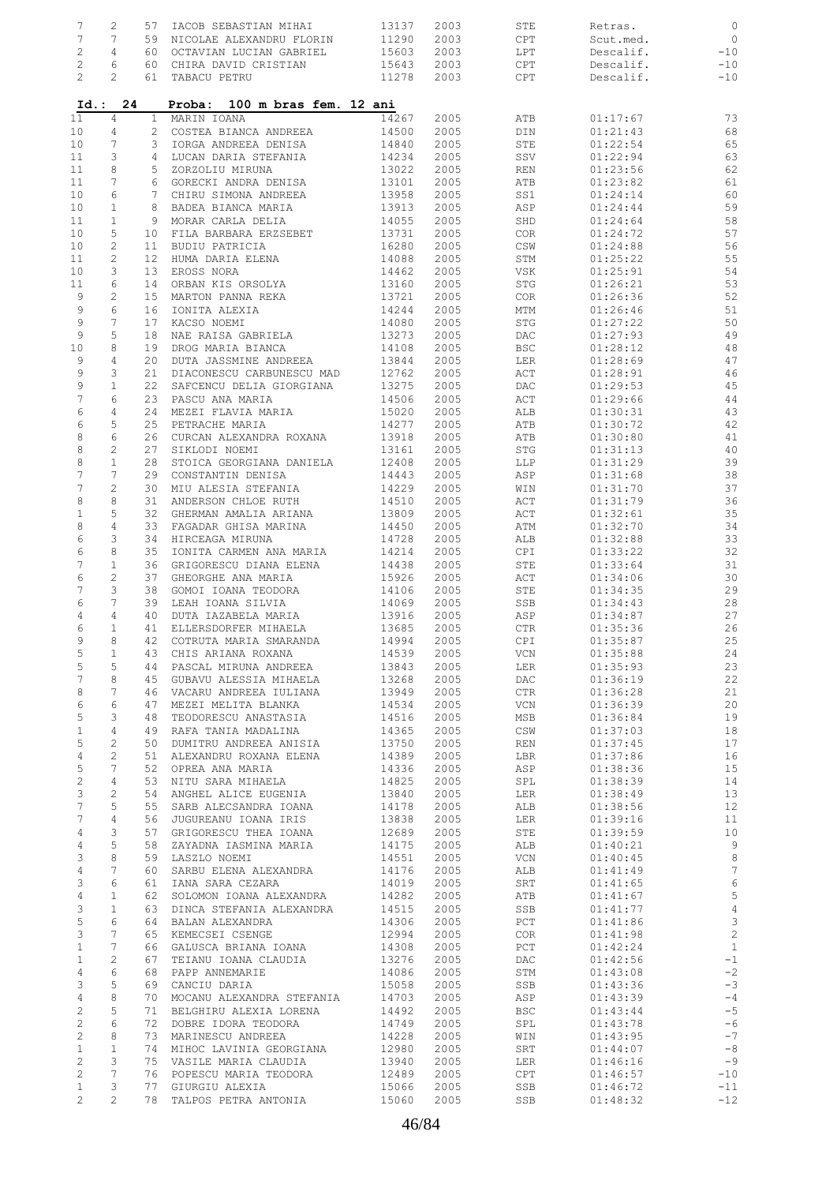| | | | | | | | | |
|---|---|---|---|---|---|---|---|---|
| 7 | 2 | 57 | IACOB SEBASTIAN MIHAI | 13137 | 2003 | STE | Retras. | 0 |
| 7 | 7 | 59 | NICOLAE ALEXANDRU FLORIN | 11290 | 2003 | CPT | Scut.med. | 0 |
| 2 | 4 | 60 | OCTAVIAN LUCIAN GABRIEL | 15603 | 2003 | LPT | Descalif. | -10 |
| 2 | 6 | 60 | CHIRA DAVID CRISTIAN | 15643 | 2003 | CPT | Descalif. | -10 |
| 2 | 2 | 61 | TABACU PETRU | 11278 | 2003 | CPT | Descalif. | -10 |

**Id.: 24 Proba: 100 m bras fem. 12 ani**

| | | | | | | | | |
|---|---|---|---|---|---|---|---|---|
| 11 | 4 | 1 | MARIN IOANA | 14267 | 2005 | ATB | 01:17:67 | 73 |
| 10 | 4 | 2 | COSTEA BIANCA ANDREEA | 14500 | 2005 | DIN | 01:21:43 | 68 |
| 10 | 7 | 3 | IORGA ANDREEA DENISA | 14840 | 2005 | STE | 01:22:54 | 65 |
| 11 | 3 | 4 | LUCAN DARIA STEFANIA | 14234 | 2005 | SSV | 01:22:94 | 63 |
| 11 | 8 | 5 | ZORZOLIU MIRUNA | 13022 | 2005 | REN | 01:23:56 | 62 |
| 11 | 7 | 6 | GORECKI ANDRA DENISA | 13101 | 2005 | ATB | 01:23:82 | 61 |
| 10 | 6 | 7 | CHIRU SIMONA ANDREEA | 13958 | 2005 | SS1 | 01:24:14 | 60 |
| 10 | 1 | 8 | BADEA BIANCA MARIA | 13913 | 2005 | ASP | 01:24:44 | 59 |
| 11 | 1 | 9 | MORAR CARLA DELIA | 14055 | 2005 | SHD | 01:24:64 | 58 |
| 10 | 5 | 10 | FILA BARBARA ERZSEBET | 13731 | 2005 | COR | 01:24:72 | 57 |
| 10 | 2 | 11 | BUDIU PATRICIA | 16280 | 2005 | CSW | 01:24:88 | 56 |
| 11 | 2 | 12 | HUMA DARIA ELENA | 14088 | 2005 | STM | 01:25:22 | 55 |
| 10 | 3 | 13 | EROSS NORA | 14462 | 2005 | VSK | 01:25:91 | 54 |
| 11 | 6 | 14 | ORBAN KIS ORSOLYA | 13160 | 2005 | STG | 01:26:21 | 53 |
| 9 | 2 | 15 | MARTON PANNA REKA | 13721 | 2005 | COR | 01:26:36 | 52 |
| 9 | 6 | 16 | IONITA ALEXIA | 14244 | 2005 | MTM | 01:26:46 | 51 |
| 9 | 7 | 17 | KACSO NOEMI | 14080 | 2005 | STG | 01:27:22 | 50 |
| 9 | 5 | 18 | NAE RAISA GABRIELA | 13273 | 2005 | DAC | 01:27:93 | 49 |
| 10 | 8 | 19 | DROG MARIA BIANCA | 14108 | 2005 | BSC | 01:28:12 | 48 |
| 9 | 4 | 20 | DUTA JASSMINE ANDREEA | 13844 | 2005 | LER | 01:28:69 | 47 |
| 9 | 3 | 21 | DIACONESCU CARBUNESCU MAD | 12762 | 2005 | ACT | 01:28:91 | 46 |
| 9 | 1 | 22 | SAFCENCU DELIA GIORGIANA | 13275 | 2005 | DAC | 01:29:53 | 45 |
| 7 | 6 | 23 | PASCU ANA MARIA | 14506 | 2005 | ACT | 01:29:66 | 44 |
| 6 | 4 | 24 | MEZEI FLAVIA MARIA | 15020 | 2005 | ALB | 01:30:31 | 43 |
| 6 | 5 | 25 | PETRACHE MARIA | 14277 | 2005 | ATB | 01:30:72 | 42 |
| 8 | 6 | 26 | CURCAN ALEXANDRA ROXANA | 13918 | 2005 | ATB | 01:30:80 | 41 |
| 8 | 2 | 27 | SIKLODI NOEMI | 13161 | 2005 | STG | 01:31:13 | 40 |
| 8 | 1 | 28 | STOICA GEORGIANA DANIELA | 12408 | 2005 | LLP | 01:31:29 | 39 |
| 7 | 7 | 29 | CONSTANTIN DENISA | 14443 | 2005 | ASP | 01:31:68 | 38 |
| 7 | 2 | 30 | MIU ALESIA STEFANIA | 14229 | 2005 | WIN | 01:31:70 | 37 |
| 8 | 8 | 31 | ANDERSON CHLOE RUTH | 14510 | 2005 | ACT | 01:31:79 | 36 |
| 1 | 5 | 32 | GHERMAN AMALIA ARIANA | 13809 | 2005 | ACT | 01:32:61 | 35 |
| 8 | 4 | 33 | FAGADAR GHISA MARINA | 14450 | 2005 | ATM | 01:32:70 | 34 |
| 6 | 3 | 34 | HIRCEAGA MIRUNA | 14728 | 2005 | ALB | 01:32:88 | 33 |
| 6 | 8 | 35 | IONITA CARMEN ANA MARIA | 14214 | 2005 | CPI | 01:33:22 | 32 |
| 7 | 1 | 36 | GRIGORESCU DIANA ELENA | 14438 | 2005 | STE | 01:33:64 | 31 |
| 6 | 2 | 37 | GHEORGHE ANA MARIA | 15926 | 2005 | ACT | 01:34:06 | 30 |
| 7 | 3 | 38 | GOMOI IOANA TEODORA | 14106 | 2005 | STE | 01:34:35 | 29 |
| 6 | 7 | 39 | LEAH IOANA SILVIA | 14069 | 2005 | SSB | 01:34:43 | 28 |
| 4 | 4 | 40 | DUTA IAZABELA MARIA | 13916 | 2005 | ASP | 01:34:87 | 27 |
| 6 | 1 | 41 | ELLERSDORFER MIHAELA | 13685 | 2005 | CTR | 01:35:36 | 26 |
| 9 | 8 | 42 | COTRUTA MARIA SMARANDA | 14994 | 2005 | CPI | 01:35:87 | 25 |
| 5 | 1 | 43 | CHIS ARIANA ROXANA | 14539 | 2005 | VCN | 01:35:88 | 24 |
| 5 | 5 | 44 | PASCAL MIRUNA ANDREEA | 13843 | 2005 | LER | 01:35:93 | 23 |
| 7 | 8 | 45 | GUBAVU ALESSIA MIHAELA | 13268 | 2005 | DAC | 01:36:19 | 22 |
| 8 | 7 | 46 | VACARU ANDREEA IULIANA | 13949 | 2005 | CTR | 01:36:28 | 21 |
| 6 | 6 | 47 | MEZEI MELITA BLANKA | 14534 | 2005 | VCN | 01:36:39 | 20 |
| 5 | 3 | 48 | TEODORESCU ANASTASIA | 14516 | 2005 | MSB | 01:36:84 | 19 |
| 1 | 4 | 49 | RAFA TANIA MADALINA | 14365 | 2005 | CSW | 01:37:03 | 18 |
| 5 | 2 | 50 | DUMITRU ANDREEA ANISIA | 13750 | 2005 | REN | 01:37:45 | 17 |
| 4 | 2 | 51 | ALEXANDRU ROXANA ELENA | 14389 | 2005 | LBR | 01:37:86 | 16 |
| 5 | 7 | 52 | OPREA ANA MARIA | 14336 | 2005 | ASP | 01:38:36 | 15 |
| 2 | 4 | 53 | NITU SARA MIHAELA | 14825 | 2005 | SPL | 01:38:39 | 14 |
| 3 | 2 | 54 | ANGHEL ALICE EUGENIA | 13840 | 2005 | LER | 01:38:49 | 13 |
| 7 | 5 | 55 | SARB ALECSANDRA IOANA | 14178 | 2005 | ALB | 01:38:56 | 12 |
| 7 | 4 | 56 | JUGUREANU IOANA IRIS | 13838 | 2005 | LER | 01:39:16 | 11 |
| 4 | 3 | 57 | GRIGORESCU THEA IOANA | 12689 | 2005 | STE | 01:39:59 | 10 |
| 4 | 5 | 58 | ZAYADNA IASMINA MARIA | 14175 | 2005 | ALB | 01:40:21 | 9 |
| 3 | 8 | 59 | LASZLO NOEMI | 14551 | 2005 | VCN | 01:40:45 | 8 |
| 4 | 7 | 60 | SARBU ELENA ALEXANDRA | 14176 | 2005 | ALB | 01:41:49 | 7 |
| 3 | 6 | 61 | IANA SARA CEZARA | 14019 | 2005 | SRT | 01:41:65 | 6 |
| 4 | 1 | 62 | SOLOMON IOANA ALEXANDRA | 14282 | 2005 | ATB | 01:41:67 | 5 |
| 3 | 1 | 63 | DINCA STEFANIA ALEXANDRA | 14515 | 2005 | SSB | 01:41:77 | 4 |
| 5 | 6 | 64 | BALAN ALEXANDRA | 14306 | 2005 | PCT | 01:41:86 | 3 |
| 3 | 7 | 65 | KEMECSEI CSENGE | 12994 | 2005 | COR | 01:41:98 | 2 |
| 1 | 7 | 66 | GALUSCA BRIANA IOANA | 14308 | 2005 | PCT | 01:42:24 | 1 |
| 1 | 2 | 67 | TEIANU IOANA CLAUDIA | 13276 | 2005 | DAC | 01:42:56 | -1 |
| 4 | 6 | 68 | PAPP ANNEMARIE | 14086 | 2005 | STM | 01:43:08 | -2 |
| 3 | 5 | 69 | CANCIU DARIA | 15058 | 2005 | SSB | 01:43:36 | -3 |
| 4 | 8 | 70 | MOCANU ALEXANDRA STEFANIA | 14703 | 2005 | ASP | 01:43:39 | -4 |
| 2 | 5 | 71 | BELGHIRU ALEXIA LORENA | 14492 | 2005 | BSC | 01:43:44 | -5 |
| 2 | 6 | 72 | DOBRE IDORA TEODORA | 14749 | 2005 | SPL | 01:43:78 | -6 |
| 2 | 8 | 73 | MARINESCU ANDREEA | 14228 | 2005 | WIN | 01:43:95 | -7 |
| 1 | 1 | 74 | MIHOC LAVINIA GEORGIANA | 12980 | 2005 | SRT | 01:44:07 | -8 |
| 2 | 3 | 75 | VASILE MARIA CLAUDIA | 13940 | 2005 | LER | 01:46:16 | -9 |
| 2 | 7 | 76 | POPESCU MARIA TEODORA | 12489 | 2005 | CPT | 01:46:57 | -10 |
| 1 | 3 | 77 | GIURGIU ALEXIA | 15066 | 2005 | SSB | 01:46:72 | -11 |
| 2 | 2 | 78 | TALPOS PETRA ANTONIA | 15060 | 2005 | SSB | 01:48:32 | -12 |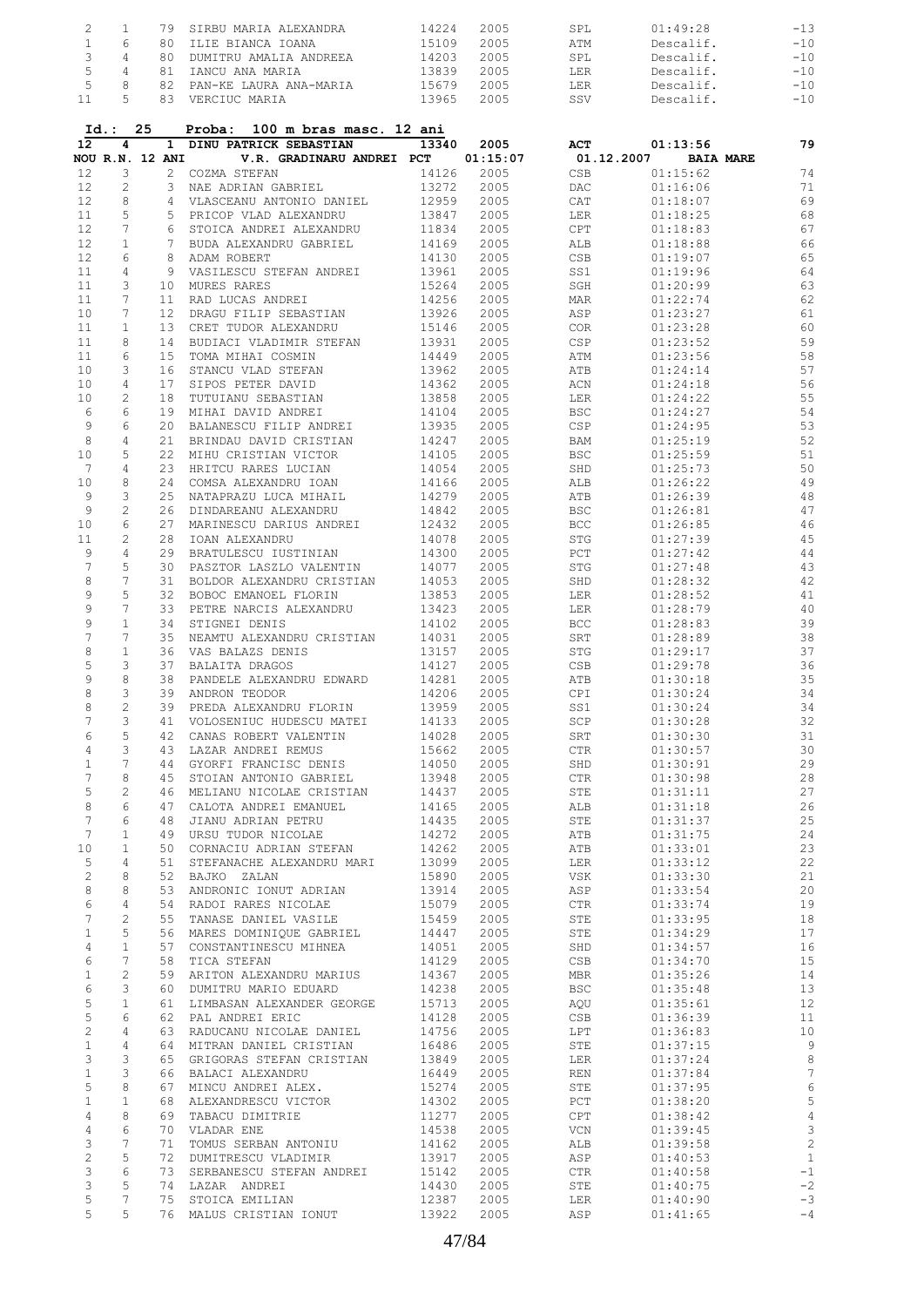| | | | | | | | | |
|---|---|---|---|---|---|---|---|---|
| 2 | 1 | 79 | SIRBU MARIA ALEXANDRA | 14224 | 2005 | SPL | 01:49:28 | -13 |
| 1 | 6 | 80 | ILIE BIANCA IOANA | 15109 | 2005 | ATM | Descalif. | -10 |
| 3 | 4 | 80 | DUMITRU AMALIA ANDREEA | 14203 | 2005 | SPL | Descalif. | -10 |
| 5 | 4 | 81 | IANCU ANA MARIA | 13839 | 2005 | LER | Descalif. | -10 |
| 5 | 8 | 82 | PAN-KE LAURA ANA-MARIA | 15679 | 2005 | LER | Descalif. | -10 |
| 11 | 5 | 83 | VERCIUC MARIA | 13965 | 2005 | SSV | Descalif. | -10 |

**Id.: 25 Proba: 100 m bras masc. 12 ani**

| | | | | | | | | |
|---|---|---|---|---|---|---|---|---|
| **12** | **4** | **1** | **DINU PATRICK SEBASTIAN** | **13340** | **2005** | **ACT** | **01:13:56** | **79** |
| **NOU R.N. 12 ANI** | | | **V.R. GRADINARU ANDREI PCT** | | **01:15:07** | **01.12.2007** | **BAIA MARE** | |
| 12 | 3 | 2 | COZMA STEFAN | 14126 | 2005 | CSB | 01:15:62 | 74 |
| 12 | 2 | 3 | NAE ADRIAN GABRIEL | 13272 | 2005 | DAC | 01:16:06 | 71 |
| 12 | 8 | 4 | VLASCEANU ANTONIO DANIEL | 12959 | 2005 | CAT | 01:18:07 | 69 |
| 11 | 5 | 5 | PRICOP VLAD ALEXANDRU | 13847 | 2005 | LER | 01:18:25 | 68 |
| 12 | 7 | 6 | STOICA ANDREI ALEXANDRU | 11834 | 2005 | CPT | 01:18:83 | 67 |
| 12 | 1 | 7 | BUDA ALEXANDRU GABRIEL | 14169 | 2005 | ALB | 01:18:88 | 66 |
| 12 | 6 | 8 | ADAM ROBERT | 14130 | 2005 | CSB | 01:19:07 | 65 |
| 11 | 4 | 9 | VASILESCU STEFAN ANDREI | 13961 | 2005 | SS1 | 01:19:96 | 64 |
| 11 | 3 | 10 | MURES RARES | 15264 | 2005 | SGH | 01:20:99 | 63 |
| 11 | 7 | 11 | RAD LUCAS ANDREI | 14256 | 2005 | MAR | 01:22:74 | 62 |
| 10 | 7 | 12 | DRAGU FILIP SEBASTIAN | 13926 | 2005 | ASP | 01:23:27 | 61 |
| 11 | 1 | 13 | CRET TUDOR ALEXANDRU | 15146 | 2005 | COR | 01:23:28 | 60 |
| 11 | 8 | 14 | BUDIACI VLADIMIR STEFAN | 13931 | 2005 | CSP | 01:23:52 | 59 |
| 11 | 6 | 15 | TOMA MIHAI COSMIN | 14449 | 2005 | ATM | 01:23:56 | 58 |
| 10 | 3 | 16 | STANCU VLAD STEFAN | 13962 | 2005 | ATB | 01:24:14 | 57 |
| 10 | 4 | 17 | SIPOS PETER DAVID | 14362 | 2005 | ACN | 01:24:18 | 56 |
| 10 | 2 | 18 | TUTUIANU SEBASTIAN | 13858 | 2005 | LER | 01:24:22 | 55 |
| 6 | 6 | 19 | MIHAI DAVID ANDREI | 14104 | 2005 | BSC | 01:24:27 | 54 |
| 9 | 6 | 20 | BALANESCU FILIP ANDREI | 13935 | 2005 | CSP | 01:24:95 | 53 |
| 8 | 4 | 21 | BRINDAU DAVID CRISTIAN | 14247 | 2005 | BAM | 01:25:19 | 52 |
| 10 | 5 | 22 | MIHU CRISTIAN VICTOR | 14105 | 2005 | BSC | 01:25:59 | 51 |
| 7 | 4 | 23 | HRITCU RARES LUCIAN | 14054 | 2005 | SHD | 01:25:73 | 50 |
| 10 | 8 | 24 | COMSA ALEXANDRU IOAN | 14166 | 2005 | ALB | 01:26:22 | 49 |
| 9 | 3 | 25 | NATAPRAZU LUCA MIHAIL | 14279 | 2005 | ATB | 01:26:39 | 48 |
| 9 | 2 | 26 | DINDAREANU ALEXANDRU | 14842 | 2005 | BSC | 01:26:81 | 47 |
| 10 | 6 | 27 | MARINESCU DARIUS ANDREI | 12432 | 2005 | BCC | 01:26:85 | 46 |
| 11 | 2 | 28 | IOAN ALEXANDRU | 14078 | 2005 | STG | 01:27:39 | 45 |
| 9 | 4 | 29 | BRATULESCU IUSTINIAN | 14300 | 2005 | PCT | 01:27:42 | 44 |
| 7 | 5 | 30 | PASZTOR LASZLO VALENTIN | 14077 | 2005 | STG | 01:27:48 | 43 |
| 8 | 7 | 31 | BOLDOR ALEXANDRU CRISTIAN | 14053 | 2005 | SHD | 01:28:32 | 42 |
| 9 | 5 | 32 | BOBOC EMANOEL FLORIN | 13853 | 2005 | LER | 01:28:52 | 41 |
| 9 | 7 | 33 | PETRE NARCIS ALEXANDRU | 13423 | 2005 | LER | 01:28:79 | 40 |
| 9 | 1 | 34 | STIGNEI DENIS | 14102 | 2005 | BCC | 01:28:83 | 39 |
| 7 | 7 | 35 | NEAMTU ALEXANDRU CRISTIAN | 14031 | 2005 | SRT | 01:28:89 | 38 |
| 8 | 1 | 36 | VAS BALAZS DENIS | 13157 | 2005 | STG | 01:29:17 | 37 |
| 5 | 3 | 37 | BALAITA DRAGOS | 14127 | 2005 | CSB | 01:29:78 | 36 |
| 9 | 8 | 38 | PANDELE ALEXANDRU EDWARD | 14281 | 2005 | ATB | 01:30:18 | 35 |
| 8 | 3 | 39 | ANDRON TEODOR | 14206 | 2005 | CPI | 01:30:24 | 34 |
| 8 | 2 | 39 | PREDA ALEXANDRU FLORIN | 13959 | 2005 | SS1 | 01:30:24 | 34 |
| 7 | 3 | 41 | VOLOSENIUC HUDESCU MATEI | 14133 | 2005 | SCP | 01:30:28 | 32 |
| 6 | 5 | 42 | CANAS ROBERT VALENTIN | 14028 | 2005 | SRT | 01:30:30 | 31 |
| 4 | 3 | 43 | LAZAR ANDREI REMUS | 15662 | 2005 | CTR | 01:30:57 | 30 |
| 1 | 7 | 44 | GYORFI FRANCISC DENIS | 14050 | 2005 | SHD | 01:30:91 | 29 |
| 7 | 8 | 45 | STOIAN ANTONIO GABRIEL | 13948 | 2005 | CTR | 01:30:98 | 28 |
| 5 | 2 | 46 | MELIANU NICOLAE CRISTIAN | 14437 | 2005 | STE | 01:31:11 | 27 |
| 8 | 6 | 47 | CALOTA ANDREI EMANUEL | 14165 | 2005 | ALB | 01:31:18 | 26 |
| 7 | 6 | 48 | JIANU ADRIAN PETRU | 14435 | 2005 | STE | 01:31:37 | 25 |
| 7 | 1 | 49 | URSU TUDOR NICOLAE | 14272 | 2005 | ATB | 01:31:75 | 24 |
| 10 | 1 | 50 | CORNACIU ADRIAN STEFAN | 14262 | 2005 | ATB | 01:33:01 | 23 |
| 5 | 4 | 51 | STEFANACHE ALEXANDRU MARI | 13099 | 2005 | LER | 01:33:12 | 22 |
| 2 | 8 | 52 | BAJKO ZALAN | 15890 | 2005 | VSK | 01:33:30 | 21 |
| 8 | 8 | 53 | ANDRONIC IONUT ADRIAN | 13914 | 2005 | ASP | 01:33:54 | 20 |
| 6 | 4 | 54 | RADOI RARES NICOLAE | 15079 | 2005 | CTR | 01:33:74 | 19 |
| 7 | 2 | 55 | TANASE DANIEL VASILE | 15459 | 2005 | STE | 01:33:95 | 18 |
| 1 | 5 | 56 | MARES DOMINIQUE GABRIEL | 14447 | 2005 | STE | 01:34:29 | 17 |
| 4 | 1 | 57 | CONSTANTINESCU MIHNEA | 14051 | 2005 | SHD | 01:34:57 | 16 |
| 6 | 7 | 58 | TICA STEFAN | 14129 | 2005 | CSB | 01:34:70 | 15 |
| 1 | 2 | 59 | ARITON ALEXANDRU MARIUS | 14367 | 2005 | MBR | 01:35:26 | 14 |
| 6 | 3 | 60 | DUMITRU MARIO EDUARD | 14238 | 2005 | BSC | 01:35:48 | 13 |
| 5 | 1 | 61 | LIMBASAN ALEXANDER GEORGE | 15713 | 2005 | AQU | 01:35:61 | 12 |
| 5 | 6 | 62 | PAL ANDREI ERIC | 14128 | 2005 | CSB | 01:36:39 | 11 |
| 2 | 4 | 63 | RADUCANU NICOLAE DANIEL | 14756 | 2005 | LPT | 01:36:83 | 10 |
| 1 | 4 | 64 | MITRAN DANIEL CRISTIAN | 16486 | 2005 | STE | 01:37:15 | 9 |
| 3 | 3 | 65 | GRIGORAS STEFAN CRISTIAN | 13849 | 2005 | LER | 01:37:24 | 8 |
| 1 | 3 | 66 | BALACI ALEXANDRU | 16449 | 2005 | REN | 01:37:84 | 7 |
| 5 | 8 | 67 | MINCU ANDREI ALEX. | 15274 | 2005 | STE | 01:37:95 | 6 |
| 1 | 1 | 68 | ALEXANDRESCU VICTOR | 14302 | 2005 | PCT | 01:38:20 | 5 |
| 4 | 8 | 69 | TABACU DIMITRIE | 11277 | 2005 | CPT | 01:38:42 | 4 |
| 4 | 6 | 70 | VLADAR ENE | 14538 | 2005 | VCN | 01:39:45 | 3 |
| 3 | 7 | 71 | TOMUS SERBAN ANTONIU | 14162 | 2005 | ALB | 01:39:58 | 2 |
| 2 | 5 | 72 | DUMITRESCU VLADIMIR | 13917 | 2005 | ASP | 01:40:53 | 1 |
| 3 | 6 | 73 | SERBANESCU STEFAN ANDREI | 15142 | 2005 | CTR | 01:40:58 | -1 |
| 3 | 5 | 74 | LAZAR ANDREI | 14430 | 2005 | STE | 01:40:75 | -2 |
| 5 | 7 | 75 | STOICA EMILIAN | 12387 | 2005 | LER | 01:40:90 | -3 |
| 5 | 5 | 76 | MALUS CRISTIAN IONUT | 13922 | 2005 | ASP | 01:41:65 | -4 |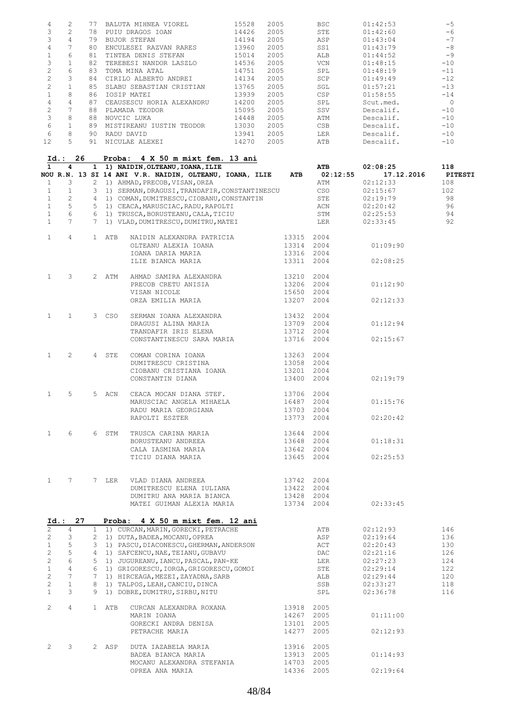| | | | | | | | | |
|---|---|---|---|---|---|---|---|---|
| 4 | 2 | 77 | BALUTA MIHNEA VIOREL | 15528 | 2005 | BSC | 01:42:53 | -5 |
| 3 | 2 | 78 | PUIU DRAGOS IOAN | 14426 | 2005 | STE | 01:42:60 | -6 |
| 3 | 4 | 79 | BUJOR STEFAN | 14194 | 2005 | ASP | 01:43:04 | -7 |
| 4 | 7 | 80 | ENCULESEI RAZVAN RARES | 13960 | 2005 | SS1 | 01:43:79 | -8 |
| 1 | 6 | 81 | TINTEA DENIS STEFAN | 15014 | 2005 | ALB | 01:44:52 | -9 |
| 3 | 1 | 82 | TEREBESI NANDOR LASZLO | 14536 | 2005 | VCN | 01:48:15 | -10 |
| 2 | 6 | 83 | TOMA MINA ATAL | 14751 | 2005 | SPL | 01:48:19 | -11 |
| 2 | 3 | 84 | CIRILO ALBERTO ANDREI | 14134 | 2005 | SCP | 01:49:49 | -12 |
| 2 | 1 | 85 | SLABU SEBASTIAN CRISTIAN | 13765 | 2005 | SGL | 01:57:21 | -13 |
| 1 | 8 | 86 | IOSIP MATEI | 13939 | 2005 | CSP | 01:58:55 | -14 |
| 4 | 4 | 87 | CEAUSESCU HORIA ALEXANDRU | 14200 | 2005 | SPL | Scut.med. | 0 |
| 2 | 7 | 88 | PLAMADA TEODOR | 15095 | 2005 | SSV | Descalif. | -10 |
| 3 | 8 | 88 | NOVCIC LUKA | 14448 | 2005 | ATM | Descalif. | -10 |
| 6 | 1 | 89 | MISTIREANU IUSTIN TEODOR | 13030 | 2005 | CSB | Descalif. | -10 |
| 6 | 8 | 90 | RADU DAVID | 13941 | 2005 | LER | Descalif. | -10 |
| 12 | 5 | 91 | NICULAE ALEXEI | 14270 | 2005 | ATB | Descalif. | -10 |

## Id.: 26 Proba: 4 X 50 m mixt fem. 13 ani

| | | | | | | | |
|---|---|---|---|---|---|---|---|
| **1** | **4** | **1** | **1) NAIDIN,OLTEANU,IOANA,ILIE** | **ATB** | **02:08:25** | | **118** |
| **NOU R.N. 13 SI 14 ANI V.R. NAIDIN, OLTEANU, IOANA, ILIE** | | | | **ATB** | **02:12:55** | **17.12.2016** | **PITESTI** |
| 1 | 3 | 2 | 1) AHMAD,PRECOB,VISAN,ORZA | ATM | 02:12:33 | | 108 |
| 1 | 1 | 3 | 1) SERMAN,DRAGUSI,TRANDAFIR,CONSTANTINESCU | CSO | 02:15:67 | | 102 |
| 1 | 2 | 4 | 1) COMAN,DUMITRESCU,CIOBANU,CONSTANTIN | STE | 02:19:79 | | 98 |
| 1 | 5 | 5 | 1) CEACA,MARUSCIAC,RADU,RAPOLTI | ACN | 02:20:42 | | 96 |
| 1 | 6 | 6 | 1) TRUSCA,BORUSTEANU,CALA,TICIU | STM | 02:25:53 | | 94 |
| 1 | 7 | 7 | 1) VLAD,DUMITRESCU,DUMITRU,MATEI | LER | 02:33:45 | | 92 |

| | | | | | | | |
|---|---|---|---|---|---|---|---|
| 1 | 4 | 1 | ATB | NAIDIN ALEXANDRA PATRICIA | 13315 | 2004 | |
| | | | | OLTEANU ALEXIA IOANA | 13314 | 2004 | 01:09:90 |
| | | | | IOANA DARIA MARIA | 13316 | 2004 | |
| | | | | ILIE BIANCA MARIA | 13311 | 2004 | 02:08:25 |
| 1 | 3 | 2 | ATM | AHMAD SAMIRA ALEXANDRA | 13210 | 2004 | |
| | | | | PRECOB CRETU ANISIA | 13206 | 2004 | 01:12:90 |
| | | | | VISAN NICOLE | 15650 | 2004 | |
| | | | | ORZA EMILIA MARIA | 13207 | 2004 | 02:12:33 |
| 1 | 1 | 3 | CSO | SERMAN IOANA ALEXANDRA | 13432 | 2004 | |
| | | | | DRAGUSI ALINA MARIA | 13709 | 2004 | 01:12:94 |
| | | | | TRANDAFIR IRIS ELENA | 13712 | 2004 | |
| | | | | CONSTANTINESCU SARA MARIA | 13716 | 2004 | 02:15:67 |
| 1 | 2 | 4 | STE | COMAN CORINA IOANA | 13263 | 2004 | |
| | | | | DUMITRESCU CRISTINA | 13058 | 2004 | |
| | | | | CIOBANU CRISTIANA IOANA | 13201 | 2004 | |
| | | | | CONSTANTIN DIANA | 13400 | 2004 | 02:19:79 |
| 1 | 5 | 5 | ACN | CEACA MOCAN DIANA STEF. | 13706 | 2004 | |
| | | | | MARUSCIAC ANGELA MIHAELA | 16487 | 2004 | 01:15:76 |
| | | | | RADU MARIA GEORGIANA | 13703 | 2004 | |
| | | | | RAPOLTI ESZTER | 13773 | 2004 | 02:20:42 |
| 1 | 6 | 6 | STM | TRUSCA CARINA MARIA | 13644 | 2004 | |
| | | | | BORUSTEANU ANDREEA | 13648 | 2004 | 01:18:31 |
| | | | | CALA IASMINA MARIA | 13642 | 2004 | |
| | | | | TICIU DIANA MARIA | 13645 | 2004 | 02:25:53 |
| 1 | 7 | 7 | LER | VLAD DIANA ANDREEA | 13742 | 2004 | |
| | | | | DUMITRESCU ELENA IULIANA | 13422 | 2004 | |
| | | | | DUMITRU ANA MARIA BIANCA | 13428 | 2004 | |
| | | | | MATEI GUIMAN ALEXIA MARIA | 13734 | 2004 | 02:33:45 |

## Id.: 27 Proba: 4 X 50 m mixt fem. 12 ani

| | | | | | | |
|---|---|---|---|---|---|---|
| 2 | 4 | 1 | 1) CURCAN,MARIN,GORECKI,PETRACHE | ATB | 02:12:93 | 146 |
| 2 | 3 | 2 | 1) DUTA,BADEA,MOCANU,OPREA | ASP | 02:19:64 | 136 |
| 1 | 5 | 3 | 1) PASCU,DIACONESCU,GHERMAN,ANDERSON | ACT | 02:20:43 | 130 |
| 2 | 5 | 4 | 1) SAFCENCU,NAE,TEIANU,GUBAVU | DAC | 02:21:16 | 126 |
| 2 | 6 | 5 | 1) JUGUREANU,IANCU,PASCAL,PAN-KE | LER | 02:27:23 | 124 |
| 1 | 4 | 6 | 1) GRIGORESCU,IORGA,GRIGORESCU,GOMOI | STE | 02:29:14 | 122 |
| 2 | 7 | 7 | 1) HIRCEAGA,MEZEI,ZAYADNA,SARB | ALB | 02:29:44 | 120 |
| 2 | 1 | 8 | 1) TALPOS,LEAH,CANCIU,DINCA | SSB | 02:33:27 | 118 |
| 1 | 3 | 9 | 1) DOBRE,DUMITRU,SIRBU,NITU | SPL | 02:36:78 | 116 |

| | | | | | | | |
|---|---|---|---|---|---|---|---|
| 2 | 4 | 1 | ATB | CURCAN ALEXANDRA ROXANA | 13918 | 2005 | |
| | | | | MARIN IOANA | 14267 | 2005 | 01:11:00 |
| | | | | GORECKI ANDRA DENISA | 13101 | 2005 | |
| | | | | PETRACHE MARIA | 14277 | 2005 | 02:12:93 |
| 2 | 3 | 2 | ASP | DUTA IAZABELA MARIA | 13916 | 2005 | |
| | | | | BADEA BIANCA MARIA | 13913 | 2005 | 01:14:93 |
| | | | | MOCANU ALEXANDRA STEFANIA | 14703 | 2005 | |
| | | | | OPREA ANA MARIA | 14336 | 2005 | 02:19:64 |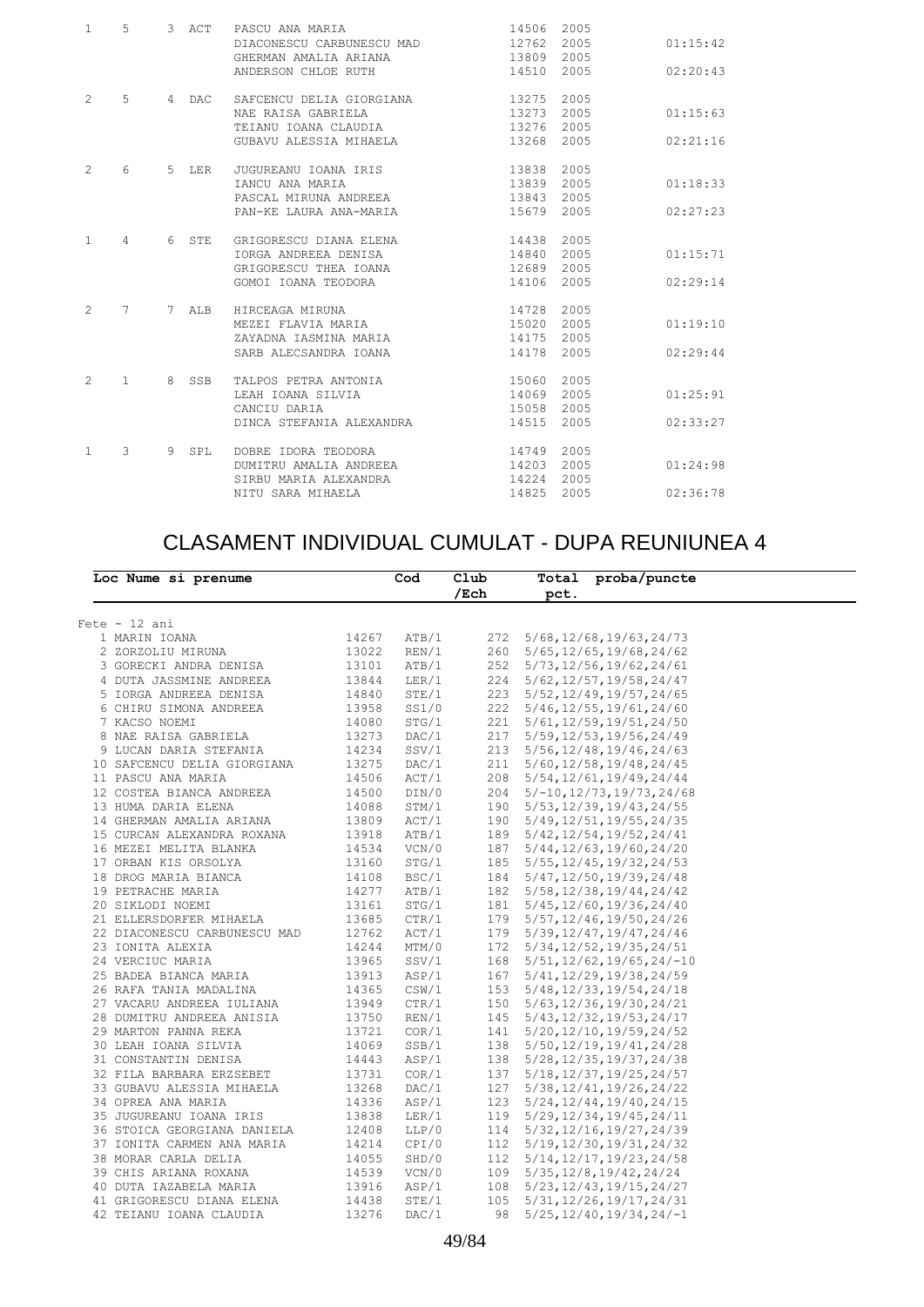| | | | | | | | | |
|---|---|---|---|---|---|---|---|---|
| 1 | 5 | 3 | ACT | PASCU ANA MARIA | 14506 | 2005 | | |
| | | | | DIACONESCU CARBUNESCU MAD | 12762 | 2005 | 01:15:42 | |
| | | | | GHERMAN AMALIA ARIANA | 13809 | 2005 | | |
| | | | | ANDERSON CHLOE RUTH | 14510 | 2005 | 02:20:43 | |
| 2 | 5 | 4 | DAC | SAFCENCU DELIA GIORGIANA | 13275 | 2005 | | |
| | | | | NAE RAISA GABRIELA | 13273 | 2005 | 01:15:63 | |
| | | | | TEIANU IOANA CLAUDIA | 13276 | 2005 | | |
| | | | | GUBAVU ALESSIA MIHAELA | 13268 | 2005 | 02:21:16 | |
| 2 | 6 | 5 | LER | JUGUREANU IOANA IRIS | 13838 | 2005 | | |
| | | | | IANCU ANA MARIA | 13839 | 2005 | 01:18:33 | |
| | | | | PASCAL MIRUNA ANDREEA | 13843 | 2005 | | |
| | | | | PAN-KE LAURA ANA-MARIA | 15679 | 2005 | 02:27:23 | |
| 1 | 4 | 6 | STE | GRIGORESCU DIANA ELENA | 14438 | 2005 | | |
| | | | | IORGA ANDREEA DENISA | 14840 | 2005 | 01:15:71 | |
| | | | | GRIGORESCU THEA IOANA | 12689 | 2005 | | |
| | | | | GOMOI IOANA TEODORA | 14106 | 2005 | 02:29:14 | |
| 2 | 7 | 7 | ALB | HIRCEAGA MIRUNA | 14728 | 2005 | | |
| | | | | MEZEI FLAVIA MARIA | 15020 | 2005 | 01:19:10 | |
| | | | | ZAYADNA IASMINA MARIA | 14175 | 2005 | | |
| | | | | SARB ALECSANDRA IOANA | 14178 | 2005 | 02:29:44 | |
| 2 | 1 | 8 | SSB | TALPOS PETRA ANTONIA | 15060 | 2005 | | |
| | | | | LEAH IOANA SILVIA | 14069 | 2005 | 01:25:91 | |
| | | | | CANCIU DARIA | 15058 | 2005 | | |
| | | | | DINCA STEFANIA ALEXANDRA | 14515 | 2005 | 02:33:27 | |
| 1 | 3 | 9 | SPL | DOBRE IDORA TEODORA | 14749 | 2005 | | |
| | | | | DUMITRU AMALIA ANDREEA | 14203 | 2005 | 01:24:98 | |
| | | | | SIRBU MARIA ALEXANDRA | 14224 | 2005 | | |
| | | | | NITU SARA MIHAELA | 14825 | 2005 | 02:36:78 | |

# CLASAMENT INDIVIDUAL CUMULAT - DUPA REUNIUNEA 4

Fete - 12 ani

| Loc | Nume si prenume | Cod | Club /Ech | Total pct. | proba/puncte |
|---|---|---|---|---|---|
| 1 | MARIN IOANA | 14267 | ATB/1 | 272 | 5/68,12/68,19/63,24/73 |
| 2 | ZORZOLIU MIRUNA | 13022 | REN/1 | 260 | 5/65,12/65,19/68,24/62 |
| 3 | GORECKI ANDRA DENISA | 13101 | ATB/1 | 252 | 5/73,12/56,19/62,24/61 |
| 4 | DUTA JASSMINE ANDREEA | 13844 | LER/1 | 224 | 5/62,12/57,19/58,24/47 |
| 5 | IORGA ANDREEA DENISA | 14840 | STE/1 | 223 | 5/52,12/49,19/57,24/65 |
| 6 | CHIRU SIMONA ANDREEA | 13958 | SS1/0 | 222 | 5/46,12/55,19/61,24/60 |
| 7 | KACSO NOEMI | 14080 | STG/1 | 221 | 5/61,12/59,19/51,24/50 |
| 8 | NAE RAISA GABRIELA | 13273 | DAC/1 | 217 | 5/59,12/53,19/56,24/49 |
| 9 | LUCAN DARIA STEFANIA | 14234 | SSV/1 | 213 | 5/56,12/48,19/46,24/63 |
| 10 | SAFCENCU DELIA GIORGIANA | 13275 | DAC/1 | 211 | 5/60,12/58,19/48,24/45 |
| 11 | PASCU ANA MARIA | 14506 | ACT/1 | 208 | 5/54,12/61,19/49,24/44 |
| 12 | COSTEA BIANCA ANDREEA | 14500 | DIN/0 | 204 | 5/-10,12/73,19/73,24/68 |
| 13 | HUMA DARIA ELENA | 14088 | STM/1 | 190 | 5/53,12/39,19/43,24/55 |
| 14 | GHERMAN AMALIA ARIANA | 13809 | ACT/1 | 190 | 5/49,12/51,19/55,24/35 |
| 15 | CURCAN ALEXANDRA ROXANA | 13918 | ATB/1 | 189 | 5/42,12/54,19/52,24/41 |
| 16 | MEZEI MELITA BLANKA | 14534 | VCN/0 | 187 | 5/44,12/63,19/60,24/20 |
| 17 | ORBAN KIS ORSOLYA | 13160 | STG/1 | 185 | 5/55,12/45,19/32,24/53 |
| 18 | DROG MARIA BIANCA | 14108 | BSC/1 | 184 | 5/47,12/50,19/39,24/48 |
| 19 | PETRACHE MARIA | 14277 | ATB/1 | 182 | 5/58,12/38,19/44,24/42 |
| 20 | SIKLODI NOEMI | 13161 | STG/1 | 181 | 5/45,12/60,19/36,24/40 |
| 21 | ELLERSDORFER MIHAELA | 13685 | CTR/1 | 179 | 5/57,12/46,19/50,24/26 |
| 22 | DIACONESCU CARBUNESCU MAD | 12762 | ACT/1 | 179 | 5/39,12/47,19/47,24/46 |
| 23 | IONITA ALEXIA | 14244 | MTM/0 | 172 | 5/34,12/52,19/35,24/51 |
| 24 | VERCIUC MARIA | 13965 | SSV/1 | 168 | 5/51,12/62,19/65,24/-10 |
| 25 | BADEA BIANCA MARIA | 13913 | ASP/1 | 167 | 5/41,12/29,19/38,24/59 |
| 26 | RAFA TANIA MADALINA | 14365 | CSW/1 | 153 | 5/48,12/33,19/54,24/18 |
| 27 | VACARU ANDREEA IULIANA | 13949 | CTR/1 | 150 | 5/63,12/36,19/30,24/21 |
| 28 | DUMITRU ANDREEA ANISIA | 13750 | REN/1 | 145 | 5/43,12/32,19/53,24/17 |
| 29 | MARTON PANNA REKA | 13721 | COR/1 | 141 | 5/20,12/10,19/59,24/52 |
| 30 | LEAH IOANA SILVIA | 14069 | SSB/1 | 138 | 5/50,12/19,19/41,24/28 |
| 31 | CONSTANTIN DENISA | 14443 | ASP/1 | 138 | 5/28,12/35,19/37,24/38 |
| 32 | FILA BARBARA ERZSEBET | 13731 | COR/1 | 137 | 5/18,12/37,19/25,24/57 |
| 33 | GUBAVU ALESSIA MIHAELA | 13268 | DAC/1 | 127 | 5/38,12/41,19/26,24/22 |
| 34 | OPREA ANA MARIA | 14336 | ASP/1 | 123 | 5/24,12/44,19/40,24/15 |
| 35 | JUGUREANU IOANA IRIS | 13838 | LER/1 | 119 | 5/29,12/34,19/45,24/11 |
| 36 | STOICA GEORGIANA DANIELA | 12408 | LLP/0 | 114 | 5/32,12/16,19/27,24/39 |
| 37 | IONITA CARMEN ANA MARIA | 14214 | CPI/0 | 112 | 5/19,12/30,19/31,24/32 |
| 38 | MORAR CARLA DELIA | 14055 | SHD/0 | 112 | 5/14,12/17,19/23,24/58 |
| 39 | CHIS ARIANA ROXANA | 14539 | VCN/0 | 109 | 5/35,12/8,19/42,24/24 |
| 40 | DUTA IAZABELA MARIA | 13916 | ASP/1 | 108 | 5/23,12/43,19/15,24/27 |
| 41 | GRIGORESCU DIANA ELENA | 14438 | STE/1 | 105 | 5/31,12/26,19/17,24/31 |
| 42 | TEIANU IOANA CLAUDIA | 13276 | DAC/1 | 98 | 5/25,12/40,19/34,24/-1 |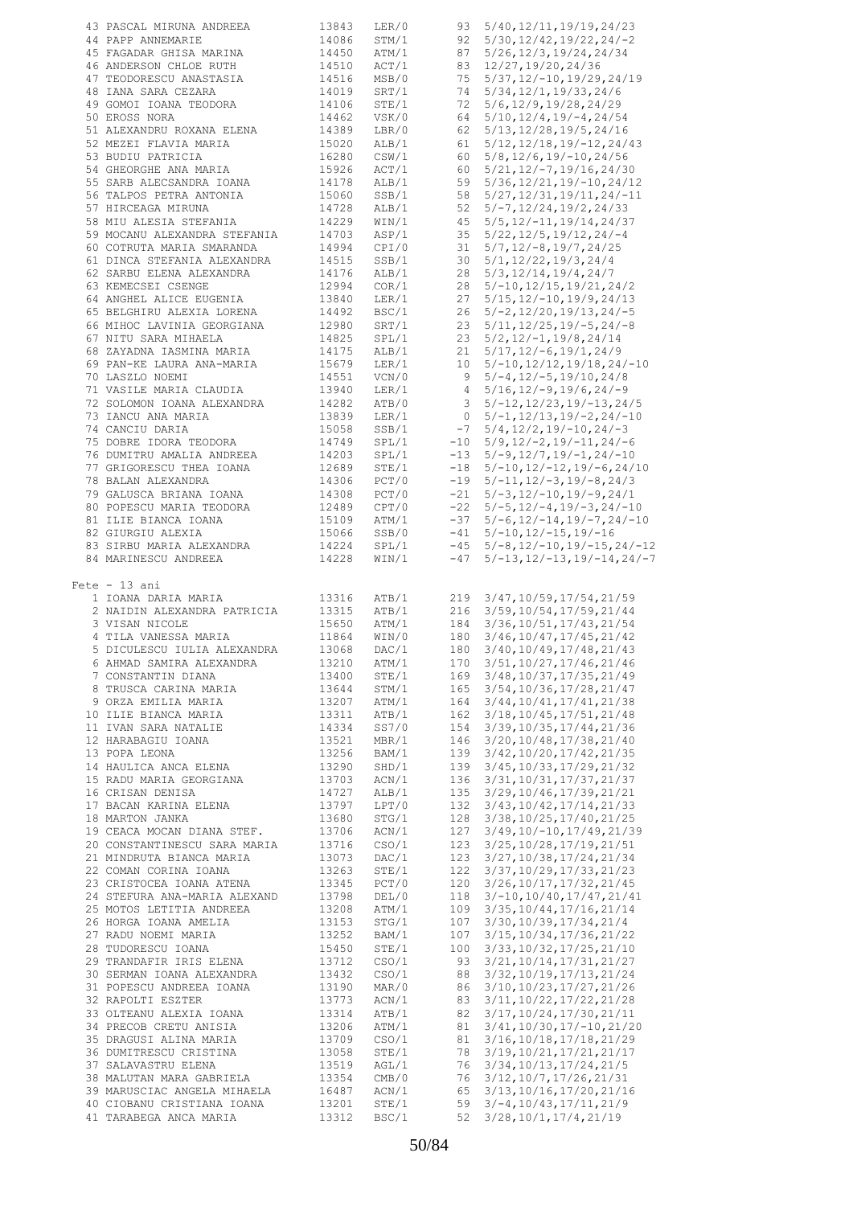| | | | | | |
|---|---|---|---|---|---|
| 43 | PASCAL MIRUNA ANDREEA | 13843 | LER/0 | 93 | 5/40,12/11,19/19,24/23 |
| 44 | PAPP ANNEMARIE | 14086 | STM/1 | 92 | 5/30,12/42,19/22,24/-2 |
| 45 | FAGADAR GHISA MARINA | 14450 | ATM/1 | 87 | 5/26,12/3,19/24,24/34 |
| 46 | ANDERSON CHLOE RUTH | 14510 | ACT/1 | 83 | 12/27,19/20,24/36 |
| 47 | TEODORESCU ANASTASIA | 14516 | MSB/0 | 75 | 5/37,12/-10,19/29,24/19 |
| 48 | IANA SARA CEZARA | 14019 | SRT/1 | 74 | 5/34,12/1,19/33,24/6 |
| 49 | GOMOI IOANA TEODORA | 14106 | STE/1 | 72 | 5/6,12/9,19/28,24/29 |
| 50 | EROSS NORA | 14462 | VSK/0 | 64 | 5/10,12/4,19/-4,24/54 |
| 51 | ALEXANDRU ROXANA ELENA | 14389 | LBR/0 | 62 | 5/13,12/28,19/5,24/16 |
| 52 | MEZEI FLAVIA MARIA | 15020 | ALB/1 | 61 | 5/12,12/18,19/-12,24/43 |
| 53 | BUDIU PATRICIA | 16280 | CSW/1 | 60 | 5/8,12/6,19/-10,24/56 |
| 54 | GHEORGHE ANA MARIA | 15926 | ACT/1 | 60 | 5/21,12/-7,19/16,24/30 |
| 55 | SARB ALECSANDRA IOANA | 14178 | ALB/1 | 59 | 5/36,12/21,19/-10,24/12 |
| 56 | TALPOS PETRA ANTONIA | 15060 | SSB/1 | 58 | 5/27,12/31,19/11,24/-11 |
| 57 | HIRCEAGA MIRUNA | 14728 | ALB/1 | 52 | 5/-7,12/24,19/2,24/33 |
| 58 | MIU ALESIA STEFANIA | 14229 | WIN/1 | 45 | 5/5,12/-11,19/14,24/37 |
| 59 | MOCANU ALEXANDRA STEFANIA | 14703 | ASP/1 | 35 | 5/22,12/5,19/12,24/-4 |
| 60 | COTRUTA MARIA SMARANDA | 14994 | CPI/0 | 31 | 5/7,12/-8,19/7,24/25 |
| 61 | DINCA STEFANIA ALEXANDRA | 14515 | SSB/1 | 30 | 5/1,12/22,19/3,24/4 |
| 62 | SARBU ELENA ALEXANDRA | 14176 | ALB/1 | 28 | 5/3,12/14,19/4,24/7 |
| 63 | KEMECSEI CSENGE | 12994 | COR/1 | 28 | 5/-10,12/15,19/21,24/2 |
| 64 | ANGHEL ALICE EUGENIA | 13840 | LER/1 | 27 | 5/15,12/-10,19/9,24/13 |
| 65 | BELGHIRU ALEXIA LORENA | 14492 | BSC/1 | 26 | 5/-2,12/20,19/13,24/-5 |
| 66 | MIHOC LAVINIA GEORGIANA | 12980 | SRT/1 | 23 | 5/11,12/25,19/-5,24/-8 |
| 67 | NITU SARA MIHAELA | 14825 | SPL/1 | 23 | 5/2,12/-1,19/8,24/14 |
| 68 | ZAYADNA IASMINA MARIA | 14175 | ALB/1 | 21 | 5/17,12/-6,19/1,24/9 |
| 69 | PAN-KE LAURA ANA-MARIA | 15679 | LER/1 | 10 | 5/-10,12/12,19/18,24/-10 |
| 70 | LASZLO NOEMI | 14551 | VCN/0 | 9 | 5/-4,12/-5,19/10,24/8 |
| 71 | VASILE MARIA CLAUDIA | 13940 | LER/1 | 4 | 5/16,12/-9,19/6,24/-9 |
| 72 | SOLOMON IOANA ALEXANDRA | 14282 | ATB/0 | 3 | 5/-12,12/23,19/-13,24/5 |
| 73 | IANCU ANA MARIA | 13839 | LER/1 | 0 | 5/-1,12/13,19/-2,24/-10 |
| 74 | CANCIU DARIA | 15058 | SSB/1 | -7 | 5/4,12/2,19/-10,24/-3 |
| 75 | DOBRE IDORA TEODORA | 14749 | SPL/1 | -10 | 5/9,12/-2,19/-11,24/-6 |
| 76 | DUMITRU AMALIA ANDREEA | 14203 | SPL/1 | -13 | 5/-9,12/7,19/-1,24/-10 |
| 77 | GRIGORESCU THEA IOANA | 12689 | STE/1 | -18 | 5/-10,12/-12,19/-6,24/10 |
| 78 | BALAN ALEXANDRA | 14306 | PCT/0 | -19 | 5/-11,12/-3,19/-8,24/3 |
| 79 | GALUSCA BRIANA IOANA | 14308 | PCT/0 | -21 | 5/-3,12/-10,19/-9,24/1 |
| 80 | POPESCU MARIA TEODORA | 12489 | CPT/0 | -22 | 5/-5,12/-4,19/-3,24/-10 |
| 81 | ILIE BIANCA IOANA | 15109 | ATM/1 | -37 | 5/-6,12/-14,19/-7,24/-10 |
| 82 | GIURGIU ALEXIA | 15066 | SSB/0 | -41 | 5/-10,12/-15,19/-16 |
| 83 | SIRBU MARIA ALEXANDRA | 14224 | SPL/1 | -45 | 5/-8,12/-10,19/-15,24/-12 |
| 84 | MARINESCU ANDREEA | 14228 | WIN/1 | -47 | 5/-13,12/-13,19/-14,24/-7 |

Fete - 13 ani

| | | | | | |
|---|---|---|---|---|---|
| 1 | IOANA DARIA MARIA | 13316 | ATB/1 | 219 | 3/47,10/59,17/54,21/59 |
| 2 | NAIDIN ALEXANDRA PATRICIA | 13315 | ATB/1 | 216 | 3/59,10/54,17/59,21/44 |
| 3 | VISAN NICOLE | 15650 | ATM/1 | 184 | 3/36,10/51,17/43,21/54 |
| 4 | TILA VANESSA MARIA | 11864 | WIN/0 | 180 | 3/46,10/47,17/45,21/42 |
| 5 | DICULESCU IULIA ALEXANDRA | 13068 | DAC/1 | 180 | 3/40,10/49,17/48,21/43 |
| 6 | AHMAD SAMIRA ALEXANDRA | 13210 | ATM/1 | 170 | 3/51,10/27,17/46,21/46 |
| 7 | CONSTANTIN DIANA | 13400 | STE/1 | 169 | 3/48,10/37,17/35,21/49 |
| 8 | TRUSCA CARINA MARIA | 13644 | STM/1 | 165 | 3/54,10/36,17/28,21/47 |
| 9 | ORZA EMILIA MARIA | 13207 | ATM/1 | 164 | 3/44,10/41,17/41,21/38 |
| 10 | ILIE BIANCA MARIA | 13311 | ATB/1 | 162 | 3/18,10/45,17/51,21/48 |
| 11 | IVAN SARA NATALIE | 14334 | SS7/0 | 154 | 3/39,10/35,17/44,21/36 |
| 12 | HARABAGIU IOANA | 13521 | MBR/1 | 146 | 3/20,10/48,17/38,21/40 |
| 13 | POPA LEONA | 13256 | BAM/1 | 139 | 3/42,10/20,17/42,21/35 |
| 14 | HAULICA ANCA ELENA | 13290 | SHD/1 | 139 | 3/45,10/33,17/29,21/32 |
| 15 | RADU MARIA GEORGIANA | 13703 | ACN/1 | 136 | 3/31,10/31,17/37,21/37 |
| 16 | CRISAN DENISA | 14727 | ALB/1 | 135 | 3/29,10/46,17/39,21/21 |
| 17 | BACAN KARINA ELENA | 13797 | LPT/0 | 132 | 3/43,10/42,17/14,21/33 |
| 18 | MARTON JANKA | 13680 | STG/1 | 128 | 3/38,10/25,17/40,21/25 |
| 19 | CEACA MOCAN DIANA STEF. | 13706 | ACN/1 | 127 | 3/49,10/-10,17/49,21/39 |
| 20 | CONSTANTINESCU SARA MARIA | 13716 | CSO/1 | 123 | 3/25,10/28,17/19,21/51 |
| 21 | MINDRUTA BIANCA MARIA | 13073 | DAC/1 | 123 | 3/27,10/38,17/24,21/34 |
| 22 | COMAN CORINA IOANA | 13263 | STE/1 | 122 | 3/37,10/29,17/33,21/23 |
| 23 | CRISTOCEA IOANA ATENA | 13345 | PCT/0 | 120 | 3/26,10/17,17/32,21/45 |
| 24 | STEFURA ANA-MARIA ALEXAND | 13798 | DEL/0 | 118 | 3/-10,10/40,17/47,21/41 |
| 25 | MOTOS LETITIA ANDREEA | 13208 | ATM/1 | 109 | 3/35,10/44,17/16,21/14 |
| 26 | HORGA IOANA AMELIA | 13153 | STG/1 | 107 | 3/30,10/39,17/34,21/4 |
| 27 | RADU NOEMI MARIA | 13252 | BAM/1 | 107 | 3/15,10/34,17/36,21/22 |
| 28 | TUDORESCU IOANA | 15450 | STE/1 | 100 | 3/33,10/32,17/25,21/10 |
| 29 | TRANDAFIR IRIS ELENA | 13712 | CSO/1 | 93 | 3/21,10/14,17/31,21/27 |
| 30 | SERMAN IOANA ALEXANDRA | 13432 | CSO/1 | 88 | 3/32,10/19,17/13,21/24 |
| 31 | POPESCU ANDREEA IOANA | 13190 | MAR/0 | 86 | 3/10,10/23,17/27,21/26 |
| 32 | RAPOLTI ESZTER | 13773 | ACN/1 | 83 | 3/11,10/22,17/22,21/28 |
| 33 | OLTEANU ALEXIA IOANA | 13314 | ATB/1 | 82 | 3/17,10/24,17/30,21/11 |
| 34 | PRECOB CRETU ANISIA | 13206 | ATM/1 | 81 | 3/41,10/30,17/-10,21/20 |
| 35 | DRAGUSI ALINA MARIA | 13709 | CSO/1 | 81 | 3/16,10/18,17/18,21/29 |
| 36 | DUMITRESCU CRISTINA | 13058 | STE/1 | 78 | 3/19,10/21,17/21,21/17 |
| 37 | SALAVASTRU ELENA | 13519 | AGL/1 | 76 | 3/34,10/13,17/24,21/5 |
| 38 | MALUTAN MARA GABRIELA | 13354 | CMB/0 | 76 | 3/12,10/7,17/26,21/31 |
| 39 | MARUSCIAC ANGELA MIHAELA | 16487 | ACN/1 | 65 | 3/13,10/16,17/20,21/16 |
| 40 | CIOBANU CRISTIANA IOANA | 13201 | STE/1 | 59 | 3/-4,10/43,17/11,21/9 |
| 41 | TARABEGA ANCA MARIA | 13312 | BSC/1 | 52 | 3/28,10/1,17/4,21/19 |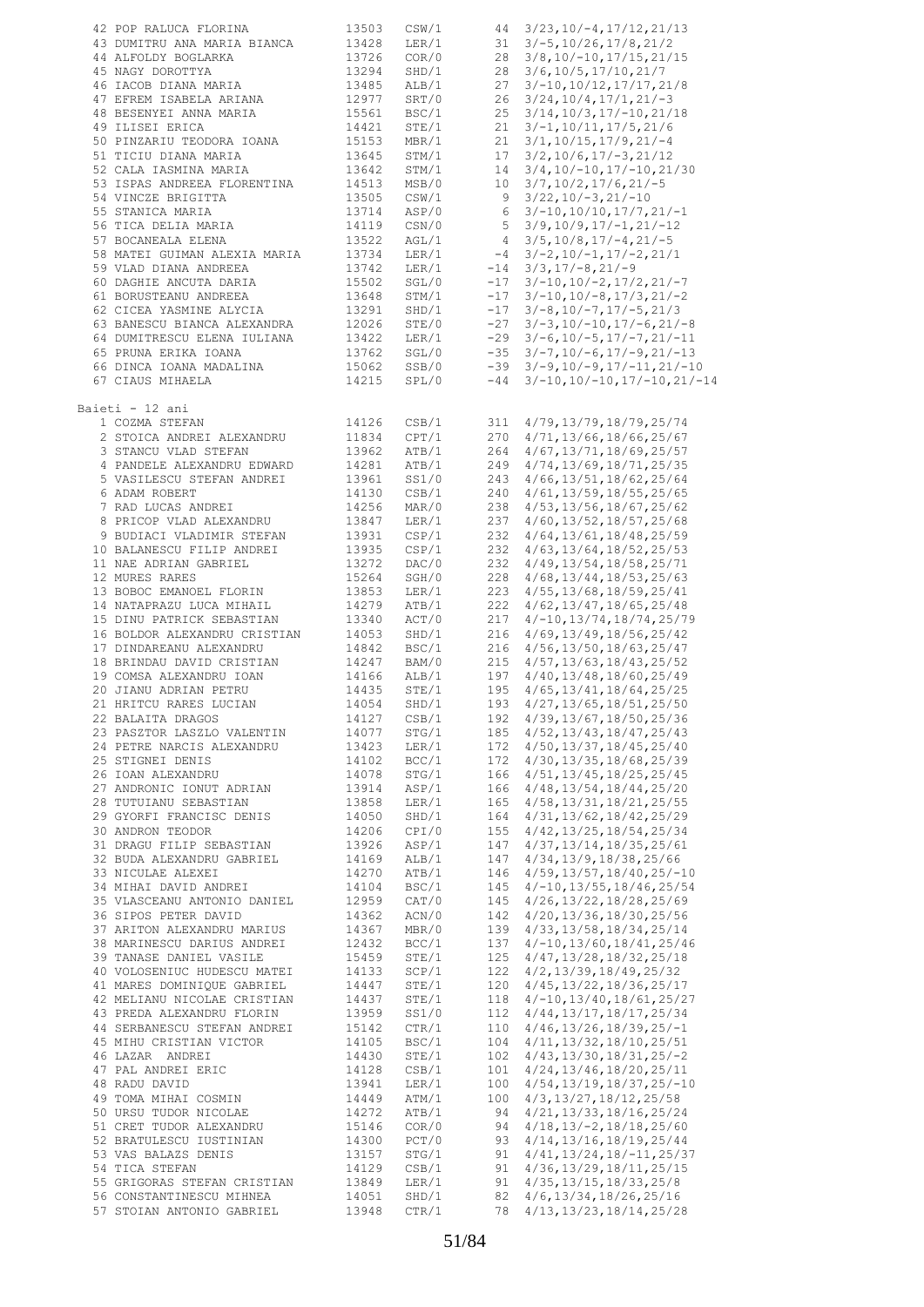| | | | | | |
|---|---|---|---|---|---|
| 42 | POP RALUCA FLORINA | 13503 | CSW/1 | 44 | 3/23,10/-4,17/12,21/13 |
| 43 | DUMITRU ANA MARIA BIANCA | 13428 | LER/1 | 31 | 3/-5,10/26,17/8,21/2 |
| 44 | ALFOLDY BOGLARKA | 13726 | COR/0 | 28 | 3/8,10/-10,17/15,21/15 |
| 45 | NAGY DOROTTYA | 13294 | SHD/1 | 28 | 3/6,10/5,17/10,21/7 |
| 46 | IACOB DIANA MARIA | 13485 | ALB/1 | 27 | 3/-10,10/12,17/17,21/8 |
| 47 | EFREM ISABELA ARIANA | 12977 | SRT/0 | 26 | 3/24,10/4,17/1,21/-3 |
| 48 | BESENYEI ANNA MARIA | 15561 | BSC/1 | 25 | 3/14,10/3,17/-10,21/18 |
| 49 | ILISEI ERICA | 14421 | STE/1 | 21 | 3/-1,10/11,17/5,21/6 |
| 50 | PINZARIU TEODORA IOANA | 15153 | MBR/1 | 21 | 3/1,10/15,17/9,21/-4 |
| 51 | TICIU DIANA MARIA | 13645 | STM/1 | 17 | 3/2,10/6,17/-3,21/12 |
| 52 | CALA IASMINA MARIA | 13642 | STM/1 | 14 | 3/4,10/-10,17/-10,21/30 |
| 53 | ISPAS ANDREEA FLORENTINA | 14513 | MSB/0 | 10 | 3/7,10/2,17/6,21/-5 |
| 54 | VINCZE BRIGITTA | 13505 | CSW/1 | 9 | 3/22,10/-3,21/-10 |
| 55 | STANICA MARIA | 13714 | ASP/0 | 6 | 3/-10,10/10,17/7,21/-1 |
| 56 | TICA DELIA MARIA | 14119 | CSN/0 | 5 | 3/9,10/9,17/-1,21/-12 |
| 57 | BOCANEALA ELENA | 13522 | AGL/1 | 4 | 3/5,10/8,17/-4,21/-5 |
| 58 | MATEI GUIMAN ALEXIA MARIA | 13734 | LER/1 | -4 | 3/-2,10/-1,17/-2,21/1 |
| 59 | VLAD DIANA ANDREEA | 13742 | LER/1 | -14 | 3/3,17/-8,21/-9 |
| 60 | DAGHIE ANCUTA DARIA | 15502 | SGL/0 | -17 | 3/-10,10/-2,17/2,21/-7 |
| 61 | BORUSTEANU ANDREEA | 13648 | STM/1 | -17 | 3/-10,10/-8,17/3,21/-2 |
| 62 | CICEA YASMINE ALYCIA | 13291 | SHD/1 | -17 | 3/-8,10/-7,17/-5,21/3 |
| 63 | BANESCU BIANCA ALEXANDRA | 12026 | STE/0 | -27 | 3/-3,10/-10,17/-6,21/-8 |
| 64 | DUMITRESCU ELENA IULIANA | 13422 | LER/1 | -29 | 3/-6,10/-5,17/-7,21/-11 |
| 65 | PRUNA ERIKA IOANA | 13762 | SGL/0 | -35 | 3/-7,10/-6,17/-9,21/-13 |
| 66 | DINCA IOANA MADALINA | 15062 | SSB/0 | -39 | 3/-9,10/-9,17/-11,21/-10 |
| 67 | CIAUS MIHAELA | 14215 | SPL/0 | -44 | 3/-10,10/-10,17/-10,21/-14 |

Baieti - 12 ani

| | | | | | |
|---|---|---|---|---|---|
| 1 | COZMA STEFAN | 14126 | CSB/1 | 311 | 4/79,13/79,18/79,25/74 |
| 2 | STOICA ANDREI ALEXANDRU | 11834 | CPT/1 | 270 | 4/71,13/66,18/66,25/67 |
| 3 | STANCU VLAD STEFAN | 13962 | ATB/1 | 264 | 4/67,13/71,18/69,25/57 |
| 4 | PANDELE ALEXANDRU EDWARD | 14281 | ATB/1 | 249 | 4/74,13/69,18/71,25/35 |
| 5 | VASILESCU STEFAN ANDREI | 13961 | SS1/0 | 243 | 4/66,13/51,18/62,25/64 |
| 6 | ADAM ROBERT | 14130 | CSB/1 | 240 | 4/61,13/59,18/55,25/65 |
| 7 | RAD LUCAS ANDREI | 14256 | MAR/0 | 238 | 4/53,13/56,18/67,25/62 |
| 8 | PRICOP VLAD ALEXANDRU | 13847 | LER/1 | 237 | 4/60,13/52,18/57,25/68 |
| 9 | BUDIACI VLADIMIR STEFAN | 13931 | CSP/1 | 232 | 4/64,13/61,18/48,25/59 |
| 10 | BALANESCU FILIP ANDREI | 13935 | CSP/1 | 232 | 4/63,13/64,18/52,25/53 |
| 11 | NAE ADRIAN GABRIEL | 13272 | DAC/0 | 232 | 4/49,13/54,18/58,25/71 |
| 12 | MURES RARES | 15264 | SGH/0 | 228 | 4/68,13/44,18/53,25/63 |
| 13 | BOBOC EMANOEL FLORIN | 13853 | LER/1 | 223 | 4/55,13/68,18/59,25/41 |
| 14 | NATAPRAZU LUCA MIHAIL | 14279 | ATB/1 | 222 | 4/62,13/47,18/65,25/48 |
| 15 | DINU PATRICK SEBASTIAN | 13340 | ACT/0 | 217 | 4/-10,13/74,18/74,25/79 |
| 16 | BOLDOR ALEXANDRU CRISTIAN | 14053 | SHD/1 | 216 | 4/69,13/49,18/56,25/42 |
| 17 | DINDAREANU ALEXANDRU | 14842 | BSC/1 | 216 | 4/56,13/50,18/63,25/47 |
| 18 | BRINDAU DAVID CRISTIAN | 14247 | BAM/0 | 215 | 4/57,13/63,18/43,25/52 |
| 19 | COMSA ALEXANDRU IOAN | 14166 | ALB/1 | 197 | 4/40,13/48,18/60,25/49 |
| 20 | JIANU ADRIAN PETRU | 14435 | STE/1 | 195 | 4/65,13/41,18/64,25/25 |
| 21 | HRITCU RARES LUCIAN | 14054 | SHD/1 | 193 | 4/27,13/65,18/51,25/50 |
| 22 | BALAITA DRAGOS | 14127 | CSB/1 | 192 | 4/39,13/67,18/50,25/36 |
| 23 | PASZTOR LASZLO VALENTIN | 14077 | STG/1 | 185 | 4/52,13/43,18/47,25/43 |
| 24 | PETRE NARCIS ALEXANDRU | 13423 | LER/1 | 172 | 4/50,13/37,18/45,25/40 |
| 25 | STIGNEI DENIS | 14102 | BCC/1 | 172 | 4/30,13/35,18/68,25/39 |
| 26 | IOAN ALEXANDRU | 14078 | STG/1 | 166 | 4/51,13/45,18/25,25/45 |
| 27 | ANDRONIC IONUT ADRIAN | 13914 | ASP/1 | 166 | 4/48,13/54,18/44,25/20 |
| 28 | TUTUIANU SEBASTIAN | 13858 | LER/1 | 165 | 4/58,13/31,18/21,25/55 |
| 29 | GYORFI FRANCISC DENIS | 14050 | SHD/1 | 164 | 4/31,13/62,18/42,25/29 |
| 30 | ANDRON TEODOR | 14206 | CPI/0 | 155 | 4/42,13/25,18/54,25/34 |
| 31 | DRAGU FILIP SEBASTIAN | 13926 | ASP/1 | 147 | 4/37,13/14,18/35,25/61 |
| 32 | BUDA ALEXANDRU GABRIEL | 14169 | ALB/1 | 147 | 4/34,13/9,18/38,25/66 |
| 33 | NICULAE ALEXEI | 14270 | ATB/1 | 146 | 4/59,13/57,18/40,25/-10 |
| 34 | MIHAI DAVID ANDREI | 14104 | BSC/1 | 145 | 4/-10,13/55,18/46,25/54 |
| 35 | VLASCEANU ANTONIO DANIEL | 12959 | CAT/0 | 145 | 4/26,13/22,18/28,25/69 |
| 36 | SIPOS PETER DAVID | 14362 | ACN/0 | 142 | 4/20,13/36,18/30,25/56 |
| 37 | ARITON ALEXANDRU MARIUS | 14367 | MBR/0 | 139 | 4/33,13/58,18/34,25/14 |
| 38 | MARINESCU DARIUS ANDREI | 12432 | BCC/1 | 137 | 4/-10,13/60,18/41,25/46 |
| 39 | TANASE DANIEL VASILE | 15459 | STE/1 | 125 | 4/47,13/28,18/32,25/18 |
| 40 | VOLOSENIUC HUDESCU MATEI | 14133 | SCP/1 | 122 | 4/2,13/39,18/49,25/32 |
| 41 | MARES DOMINIQUE GABRIEL | 14447 | STE/1 | 120 | 4/45,13/22,18/36,25/17 |
| 42 | MELIANU NICOLAE CRISTIAN | 14437 | STE/1 | 118 | 4/-10,13/40,18/61,25/27 |
| 43 | PREDA ALEXANDRU FLORIN | 13959 | SS1/0 | 112 | 4/44,13/17,18/17,25/34 |
| 44 | SERBANESCU STEFAN ANDREI | 15142 | CTR/1 | 110 | 4/46,13/26,18/39,25/-1 |
| 45 | MIHU CRISTIAN VICTOR | 14105 | BSC/1 | 104 | 4/11,13/32,18/10,25/51 |
| 46 | LAZAR ANDREI | 14430 | STE/1 | 102 | 4/43,13/30,18/31,25/-2 |
| 47 | PAL ANDREI ERIC | 14128 | CSB/1 | 101 | 4/24,13/46,18/20,25/11 |
| 48 | RADU DAVID | 13941 | LER/1 | 100 | 4/54,13/19,18/37,25/-10 |
| 49 | TOMA MIHAI COSMIN | 14449 | ATM/1 | 100 | 4/3,13/27,18/12,25/58 |
| 50 | URSU TUDOR NICOLAE | 14272 | ATB/1 | 94 | 4/21,13/33,18/16,25/24 |
| 51 | CRET TUDOR ALEXANDRU | 15146 | COR/0 | 94 | 4/18,13/-2,18/18,25/60 |
| 52 | BRATULESCU IUSTINIAN | 14300 | PCT/0 | 93 | 4/14,13/16,18/19,25/44 |
| 53 | VAS BALAZS DENIS | 13157 | STG/1 | 91 | 4/41,13/24,18/-11,25/37 |
| 54 | TICA STEFAN | 14129 | CSB/1 | 91 | 4/36,13/29,18/11,25/15 |
| 55 | GRIGORAS STEFAN CRISTIAN | 13849 | LER/1 | 91 | 4/35,13/15,18/33,25/8 |
| 56 | CONSTANTINESCU MIHNEA | 14051 | SHD/1 | 82 | 4/6,13/34,18/26,25/16 |
| 57 | STOIAN ANTONIO GABRIEL | 13948 | CTR/1 | 78 | 4/13,13/23,18/14,25/28 |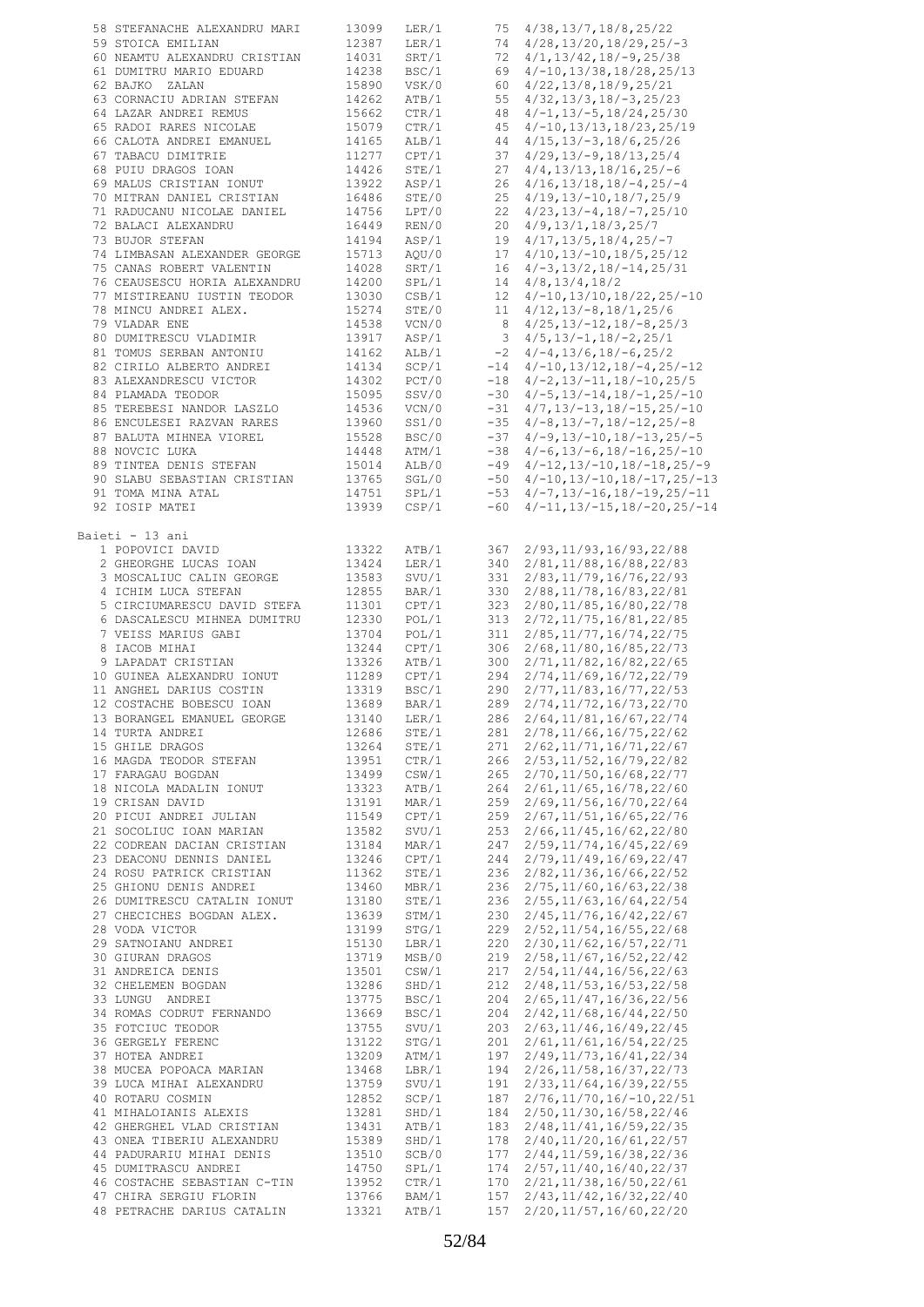| | | | | | |
|---|---|---|---|---|---|
| 58 | STEFANACHE ALEXANDRU MARI | 13099 | LER/1 | 75 | 4/38,13/7,18/8,25/22 |
| 59 | STOICA EMILIAN | 12387 | LER/1 | 74 | 4/28,13/20,18/29,25/-3 |
| 60 | NEAMTU ALEXANDRU CRISTIAN | 14031 | SRT/1 | 72 | 4/1,13/42,18/-9,25/38 |
| 61 | DUMITRU MARIO EDUARD | 14238 | BSC/1 | 69 | 4/-10,13/38,18/28,25/13 |
| 62 | BAJKO ZALAN | 15890 | VSK/0 | 60 | 4/22,13/8,18/9,25/21 |
| 63 | CORNACIU ADRIAN STEFAN | 14262 | ATB/1 | 55 | 4/32,13/3,18/-3,25/23 |
| 64 | LAZAR ANDREI REMUS | 15662 | CTR/1 | 48 | 4/-1,13/-5,18/24,25/30 |
| 65 | RADOI RARES NICOLAE | 15079 | CTR/1 | 45 | 4/-10,13/13,18/23,25/19 |
| 66 | CALOTA ANDREI EMANUEL | 14165 | ALB/1 | 44 | 4/15,13/-3,18/6,25/26 |
| 67 | TABACU DIMITRIE | 11277 | CPT/1 | 37 | 4/29,13/-9,18/13,25/4 |
| 68 | PUIU DRAGOS IOAN | 14426 | STE/1 | 27 | 4/4,13/13,18/16,25/-6 |
| 69 | MALUS CRISTIAN IONUT | 13922 | ASP/1 | 26 | 4/16,13/18,18/-4,25/-4 |
| 70 | MITRAN DANIEL CRISTIAN | 16486 | STE/0 | 25 | 4/19,13/-10,18/7,25/9 |
| 71 | RADUCANU NICOLAE DANIEL | 14756 | LPT/0 | 22 | 4/23,13/-4,18/-7,25/10 |
| 72 | BALACI ALEXANDRU | 16449 | REN/0 | 20 | 4/9,13/1,18/3,25/7 |
| 73 | BUJOR STEFAN | 14194 | ASP/1 | 19 | 4/17,13/5,18/4,25/-7 |
| 74 | LIMBASAN ALEXANDER GEORGE | 15713 | AQU/0 | 17 | 4/10,13/-10,18/5,25/12 |
| 75 | CANAS ROBERT VALENTIN | 14028 | SRT/1 | 16 | 4/-3,13/2,18/-14,25/31 |
| 76 | CEAUSESCU HORIA ALEXANDRU | 14200 | SPL/1 | 14 | 4/8,13/4,18/2 |
| 77 | MISTIREANU IUSTIN TEODOR | 13030 | CSB/1 | 12 | 4/-10,13/10,18/22,25/-10 |
| 78 | MINCU ANDREI ALEX. | 15274 | STE/0 | 11 | 4/12,13/-8,18/1,25/6 |
| 79 | VLADAR ENE | 14538 | VCN/0 | 8 | 4/25,13/-12,18/-8,25/3 |
| 80 | DUMITRESCU VLADIMIR | 13917 | ASP/1 | 3 | 4/5,13/-1,18/-2,25/1 |
| 81 | TOMUS SERBAN ANTONIU | 14162 | ALB/1 | -2 | 4/-4,13/6,18/-6,25/2 |
| 82 | CIRILO ALBERTO ANDREI | 14134 | SCP/1 | -14 | 4/-10,13/12,18/-4,25/-12 |
| 83 | ALEXANDRESCU VICTOR | 14302 | PCT/0 | -18 | 4/-2,13/-11,18/-10,25/5 |
| 84 | PLAMADA TEODOR | 15095 | SSV/0 | -30 | 4/-5,13/-14,18/-1,25/-10 |
| 85 | TEREBESI NANDOR LASZLO | 14536 | VCN/0 | -31 | 4/7,13/-13,18/-15,25/-10 |
| 86 | ENCULESEI RAZVAN RARES | 13960 | SS1/0 | -35 | 4/-8,13/-7,18/-12,25/-8 |
| 87 | BALUTA MIHNEA VIOREL | 15528 | BSC/0 | -37 | 4/-9,13/-10,18/-13,25/-5 |
| 88 | NOVCIC LUKA | 14448 | ATM/1 | -38 | 4/-6,13/-6,18/-16,25/-10 |
| 89 | TINTEA DENIS STEFAN | 15014 | ALB/0 | -49 | 4/-12,13/-10,18/-18,25/-9 |
| 90 | SLABU SEBASTIAN CRISTIAN | 13765 | SGL/0 | -50 | 4/-10,13/-10,18/-17,25/-13 |
| 91 | TOMA MINA ATAL | 14751 | SPL/1 | -53 | 4/-7,13/-16,18/-19,25/-11 |
| 92 | IOSIP MATEI | 13939 | CSP/1 | -60 | 4/-11,13/-15,18/-20,25/-14 |

Baieti - 13 ani

| | | | | | |
|---|---|---|---|---|---|
| 1 | POPOVICI DAVID | 13322 | ATB/1 | 367 | 2/93,11/93,16/93,22/88 |
| 2 | GHEORGHE LUCAS IOAN | 13424 | LER/1 | 340 | 2/81,11/88,16/88,22/83 |
| 3 | MOSCALIUC CALIN GEORGE | 13583 | SVU/1 | 331 | 2/83,11/79,16/76,22/93 |
| 4 | ICHIM LUCA STEFAN | 12855 | BAR/1 | 330 | 2/88,11/78,16/83,22/81 |
| 5 | CIRCIUMARESCU DAVID STEFA | 11301 | CPT/1 | 323 | 2/80,11/85,16/80,22/78 |
| 6 | DASCALESCU MIHNEA DUMITRU | 12330 | POL/1 | 313 | 2/72,11/75,16/81,22/85 |
| 7 | VEISS MARIUS GABI | 13704 | POL/1 | 311 | 2/85,11/77,16/74,22/75 |
| 8 | IACOB MIHAI | 13244 | CPT/1 | 306 | 2/68,11/80,16/85,22/73 |
| 9 | LAPADAT CRISTIAN | 13326 | ATB/1 | 300 | 2/71,11/82,16/82,22/65 |
| 10 | GUINEA ALEXANDRU IONUT | 11289 | CPT/1 | 294 | 2/74,11/69,16/72,22/79 |
| 11 | ANGHEL DARIUS COSTIN | 13319 | BSC/1 | 290 | 2/77,11/83,16/77,22/53 |
| 12 | COSTACHE BOBESCU IOAN | 13689 | BAR/1 | 289 | 2/74,11/72,16/73,22/70 |
| 13 | BORANGEL EMANUEL GEORGE | 13140 | LER/1 | 286 | 2/64,11/81,16/67,22/74 |
| 14 | TURTA ANDREI | 12686 | STE/1 | 281 | 2/78,11/66,16/75,22/62 |
| 15 | GHILE DRAGOS | 13264 | STE/1 | 271 | 2/62,11/71,16/71,22/67 |
| 16 | MAGDA TEODOR STEFAN | 13951 | CTR/1 | 266 | 2/53,11/52,16/79,22/82 |
| 17 | FARAGAU BOGDAN | 13499 | CSW/1 | 265 | 2/70,11/50,16/68,22/77 |
| 18 | NICOLA MADALIN IONUT | 13323 | ATB/1 | 264 | 2/61,11/65,16/78,22/60 |
| 19 | CRISAN DAVID | 13191 | MAR/1 | 259 | 2/69,11/56,16/70,22/64 |
| 20 | PICUI ANDREI JULIAN | 11549 | CPT/1 | 259 | 2/67,11/51,16/65,22/76 |
| 21 | SOCOLIUC IOAN MARIAN | 13582 | SVU/1 | 253 | 2/66,11/45,16/62,22/80 |
| 22 | CODREAN DACIAN CRISTIAN | 13184 | MAR/1 | 247 | 2/59,11/74,16/45,22/69 |
| 23 | DEACONU DENNIS DANIEL | 13246 | CPT/1 | 244 | 2/79,11/49,16/69,22/47 |
| 24 | ROSU PATRICK CRISTIAN | 11362 | STE/1 | 236 | 2/82,11/36,16/66,22/52 |
| 25 | GHIONU DENIS ANDREI | 13460 | MBR/1 | 236 | 2/75,11/60,16/63,22/38 |
| 26 | DUMITRESCU CATALIN IONUT | 13180 | STE/1 | 236 | 2/55,11/63,16/64,22/54 |
| 27 | CHECICHES BOGDAN ALEX. | 13639 | STM/1 | 230 | 2/45,11/76,16/42,22/67 |
| 28 | VODA VICTOR | 13199 | STG/1 | 229 | 2/52,11/54,16/55,22/68 |
| 29 | SATNOIANU ANDREI | 15130 | LBR/1 | 220 | 2/30,11/62,16/57,22/71 |
| 30 | GIURAN DRAGOS | 13719 | MSB/0 | 219 | 2/58,11/67,16/52,22/42 |
| 31 | ANDREICA DENIS | 13501 | CSW/1 | 217 | 2/54,11/44,16/56,22/63 |
| 32 | CHELEMEN BOGDAN | 13286 | SHD/1 | 212 | 2/48,11/53,16/53,22/58 |
| 33 | LUNGU ANDREI | 13775 | BSC/1 | 204 | 2/65,11/47,16/36,22/56 |
| 34 | ROMAS CODRUT FERNANDO | 13669 | BSC/1 | 204 | 2/42,11/68,16/44,22/50 |
| 35 | FOTCIUC TEODOR | 13755 | SVU/1 | 203 | 2/63,11/46,16/49,22/45 |
| 36 | GERGELY FERENC | 13122 | STG/1 | 201 | 2/61,11/61,16/54,22/25 |
| 37 | HOTEA ANDREI | 13209 | ATM/1 | 197 | 2/49,11/73,16/41,22/34 |
| 38 | MUCEA POPOACA MARIAN | 13468 | LBR/1 | 194 | 2/26,11/58,16/37,22/73 |
| 39 | LUCA MIHAI ALEXANDRU | 13759 | SVU/1 | 191 | 2/33,11/64,16/39,22/55 |
| 40 | ROTARU COSMIN | 12852 | SCP/1 | 187 | 2/76,11/70,16/-10,22/51 |
| 41 | MIHALOIANIS ALEXIS | 13281 | SHD/1 | 184 | 2/50,11/30,16/58,22/46 |
| 42 | GHERGHEL VLAD CRISTIAN | 13431 | ATB/1 | 183 | 2/48,11/41,16/59,22/35 |
| 43 | ONEA TIBERIU ALEXANDRU | 15389 | SHD/1 | 178 | 2/40,11/20,16/61,22/57 |
| 44 | PADURARIU MIHAI DENIS | 13510 | SCB/0 | 177 | 2/44,11/59,16/38,22/36 |
| 45 | DUMITRASCU ANDREI | 14750 | SPL/1 | 174 | 2/57,11/40,16/40,22/37 |
| 46 | COSTACHE SEBASTIAN C-TIN | 13952 | CTR/1 | 170 | 2/21,11/38,16/50,22/61 |
| 47 | CHIRA SERGIU FLORIN | 13766 | BAM/1 | 157 | 2/43,11/42,16/32,22/40 |
| 48 | PETRACHE DARIUS CATALIN | 13321 | ATB/1 | 157 | 2/20,11/57,16/60,22/20 |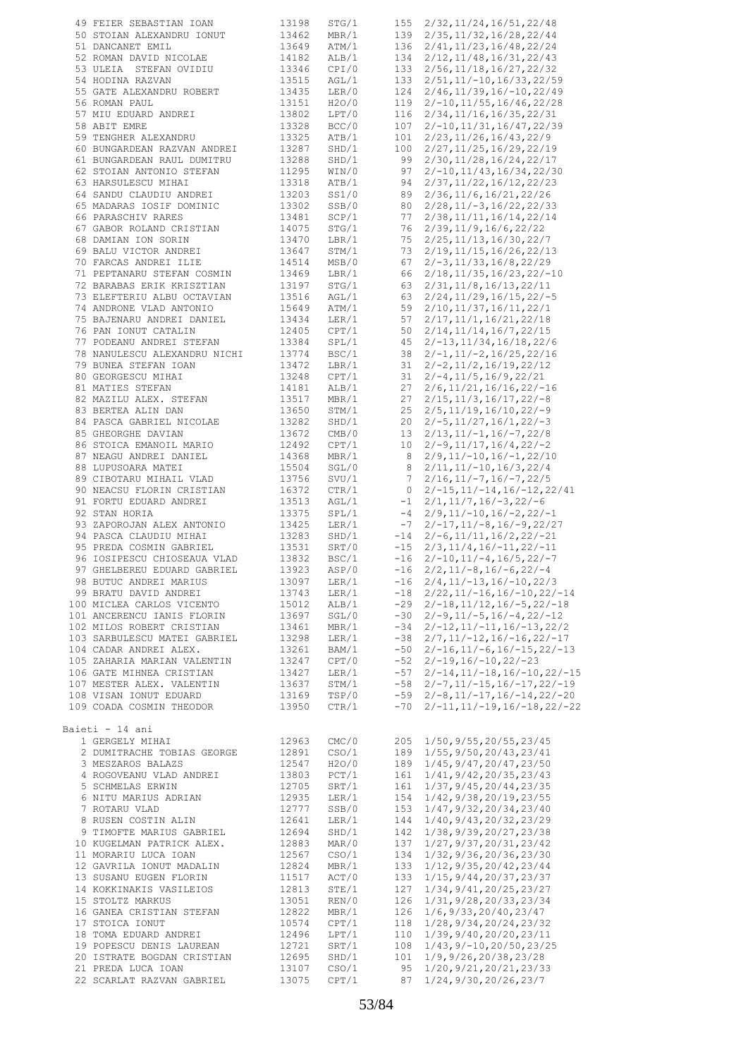| | | | | | |
|---|---|---|---|---|---|
| 49 | FEIER SEBASTIAN IOAN | 13198 | STG/1 | 155 | 2/32,11/24,16/51,22/48 |
| 50 | STOIAN ALEXANDRU IONUT | 13462 | MBR/1 | 139 | 2/35,11/32,16/28,22/44 |
| 51 | DANCANET EMIL | 13649 | ATM/1 | 136 | 2/41,11/23,16/48,22/24 |
| 52 | ROMAN DAVID NICOLAE | 14182 | ALB/1 | 134 | 2/12,11/48,16/31,22/43 |
| 53 | ULEIA STEFAN OVIDIU | 13346 | CPI/0 | 133 | 2/56,11/18,16/27,22/32 |
| 54 | HODINA RAZVAN | 13515 | AGL/1 | 133 | 2/51,11/-10,16/33,22/59 |
| 55 | GATE ALEXANDRU ROBERT | 13435 | LER/0 | 124 | 2/46,11/39,16/-10,22/49 |
| 56 | ROMAN PAUL | 13151 | H2O/0 | 119 | 2/-10,11/55,16/46,22/28 |
| 57 | MIU EDUARD ANDREI | 13802 | LPT/0 | 116 | 2/34,11/16,16/35,22/31 |
| 58 | ABIT EMRE | 13328 | BCC/0 | 107 | 2/-10,11/31,16/47,22/39 |
| 59 | TENGHER ALEXANDRU | 13325 | ATB/1 | 101 | 2/23,11/26,16/43,22/9 |
| 60 | BUNGARDEAN RAZVAN ANDREI | 13287 | SHD/1 | 100 | 2/27,11/25,16/29,22/19 |
| 61 | BUNGARDEAN RAUL DUMITRU | 13288 | SHD/1 | 99 | 2/30,11/28,16/24,22/17 |
| 62 | STOIAN ANTONIO STEFAN | 11295 | WIN/0 | 97 | 2/-10,11/43,16/34,22/30 |
| 63 | HARSULESCU MIHAI | 13318 | ATB/1 | 94 | 2/37,11/22,16/12,22/23 |
| 64 | SANDU CLAUDIU ANDREI | 13203 | SS1/0 | 89 | 2/36,11/6,16/21,22/26 |
| 65 | MADARAS IOSIF DOMINIC | 13302 | SSB/0 | 80 | 2/28,11/-3,16/22,22/33 |
| 66 | PARASCHIV RARES | 13481 | SCP/1 | 77 | 2/38,11/11,16/14,22/14 |
| 67 | GABOR ROLAND CRISTIAN | 14075 | STG/1 | 76 | 2/39,11/9,16/6,22/22 |
| 68 | DAMIAN ION SORIN | 13470 | LBR/1 | 75 | 2/25,11/13,16/30,22/7 |
| 69 | BALU VICTOR ANDREI | 13647 | STM/1 | 73 | 2/19,11/15,16/26,22/13 |
| 70 | FARCAS ANDREI ILIE | 14514 | MSB/0 | 67 | 2/-3,11/33,16/8,22/29 |
| 71 | PEPTANARU STEFAN COSMIN | 13469 | LBR/1 | 66 | 2/18,11/35,16/23,22/-10 |
| 72 | BARABAS ERIK KRISZTIAN | 13197 | STG/1 | 63 | 2/31,11/8,16/13,22/11 |
| 73 | ELEFTERIU ALBU OCTAVIAN | 13516 | AGL/1 | 63 | 2/24,11/29,16/15,22/-5 |
| 74 | ANDRONE VLAD ANTONIO | 15649 | ATM/1 | 59 | 2/10,11/37,16/11,22/1 |
| 75 | BAJENARU ANDREI DANIEL | 13434 | LER/1 | 57 | 2/17,11/1,16/21,22/18 |
| 76 | PAN IONUT CATALIN | 12405 | CPT/1 | 50 | 2/14,11/14,16/7,22/15 |
| 77 | PODEANU ANDREI STEFAN | 13384 | SPL/1 | 45 | 2/-13,11/34,16/18,22/6 |
| 78 | NANULESCU ALEXANDRU NICHI | 13774 | BSC/1 | 38 | 2/-1,11/-2,16/25,22/16 |
| 79 | BUNEA STEFAN IOAN | 13472 | LBR/1 | 31 | 2/-2,11/2,16/19,22/12 |
| 80 | GEORGESCU MIHAI | 13248 | CPT/1 | 31 | 2/-4,11/5,16/9,22/21 |
| 81 | MATIES STEFAN | 14181 | ALB/1 | 27 | 2/6,11/21,16/16,22/-16 |
| 82 | MAZILU ALEX. STEFAN | 13517 | MBR/1 | 27 | 2/15,11/3,16/17,22/-8 |
| 83 | BERTEA ALIN DAN | 13650 | STM/1 | 25 | 2/5,11/19,16/10,22/-9 |
| 84 | PASCA GABRIEL NICOLAE | 13282 | SHD/1 | 20 | 2/-5,11/27,16/1,22/-3 |
| 85 | GHEORGHE DAVIAN | 13672 | CMB/0 | 13 | 2/13,11/-1,16/-7,22/8 |
| 86 | STOICA EMANOIL MARIO | 12492 | CPT/1 | 10 | 2/-9,11/17,16/4,22/-2 |
| 87 | NEAGU ANDREI DANIEL | 14368 | MBR/1 | 8 | 2/9,11/-10,16/-1,22/10 |
| 88 | LUPUSOARA MATEI | 15504 | SGL/0 | 8 | 2/11,11/-10,16/3,22/4 |
| 89 | CIBOTARU MIHAIL VLAD | 13756 | SVU/1 | 7 | 2/16,11/-7,16/-7,22/5 |
| 90 | NEACSU FLORIN CRISTIAN | 16372 | CTR/1 | 0 | 2/-15,11/-14,16/-12,22/41 |
| 91 | FORTU EDUARD ANDREI | 13513 | AGL/1 | -1 | 2/1,11/7,16/-3,22/-6 |
| 92 | STAN HORIA | 13375 | SPL/1 | -4 | 2/9,11/-10,16/-2,22/-1 |
| 93 | ZAPOROJAN ALEX ANTONIO | 13425 | LER/1 | -7 | 2/-17,11/-8,16/-9,22/27 |
| 94 | PASCA CLAUDIU MIHAI | 13283 | SHD/1 | -14 | 2/-6,11/11,16/2,22/-21 |
| 95 | PREDA COSMIN GABRIEL | 13531 | SRT/0 | -15 | 2/3,11/4,16/-11,22/-11 |
| 96 | IOSIPESCU CHIOSEAUA VLAD | 13832 | BSC/1 | -16 | 2/-10,11/-4,16/5,22/-7 |
| 97 | GHELBEREU EDUARD GABRIEL | 13923 | ASP/0 | -16 | 2/2,11/-8,16/-6,22/-4 |
| 98 | BUTUC ANDREI MARIUS | 13097 | LER/1 | -16 | 2/4,11/-13,16/-10,22/3 |
| 99 | BRATU DAVID ANDREI | 13743 | LER/1 | -18 | 2/22,11/-16,16/-10,22/-14 |
| 100 | MICLEA CARLOS VICENTO | 15012 | ALB/1 | -29 | 2/-18,11/12,16/-5,22/-18 |
| 101 | ANCERENCU IANIS FLORIN | 13697 | SGL/0 | -30 | 2/-9,11/-5,16/-4,22/-12 |
| 102 | MILOS ROBERT CRISTIAN | 13461 | MBR/1 | -34 | 2/-12,11/-11,16/-13,22/2 |
| 103 | SARBULESCU MATEI GABRIEL | 13298 | LER/1 | -38 | 2/7,11/-12,16/-16,22/-17 |
| 104 | CADAR ANDREI ALEX. | 13261 | BAM/1 | -50 | 2/-16,11/-6,16/-15,22/-13 |
| 105 | ZAHARIA MARIAN VALENTIN | 13247 | CPT/0 | -52 | 2/-19,16/-10,22/-23 |
| 106 | GATE MIHNEA CRISTIAN | 13427 | LER/1 | -57 | 2/-14,11/-18,16/-10,22/-15 |
| 107 | MESTER ALEX. VALENTIN | 13637 | STM/1 | -58 | 2/-7,11/-15,16/-17,22/-19 |
| 108 | VISAN IONUT EDUARD | 13169 | TSP/0 | -59 | 2/-8,11/-17,16/-14,22/-20 |
| 109 | COADA COSMIN THEODOR | 13950 | CTR/1 | -70 | 2/-11,11/-19,16/-18,22/-22 |

Baieti - 14 ani

| | | | | | |
|---|---|---|---|---|---|
| 1 | GERGELY MIHAI | 12963 | CMC/0 | 205 | 1/50,9/55,20/55,23/45 |
| 2 | DUMITRACHE TOBIAS GEORGE | 12891 | CSO/1 | 189 | 1/55,9/50,20/43,23/41 |
| 3 | MESZAROS BALAZS | 12547 | H2O/0 | 189 | 1/45,9/47,20/47,23/50 |
| 4 | ROGOVEANU VLAD ANDREI | 13803 | PCT/1 | 161 | 1/41,9/42,20/35,23/43 |
| 5 | SCHMELAS ERWIN | 12705 | SRT/1 | 161 | 1/37,9/45,20/44,23/35 |
| 6 | NITU MARIUS ADRIAN | 12935 | LER/1 | 154 | 1/42,9/38,20/19,23/55 |
| 7 | ROTARU VLAD | 12777 | SSB/0 | 153 | 1/47,9/32,20/34,23/40 |
| 8 | RUSEN COSTIN ALIN | 12641 | LER/1 | 144 | 1/40,9/43,20/32,23/29 |
| 9 | TIMOFTE MARIUS GABRIEL | 12694 | SHD/1 | 142 | 1/38,9/39,20/27,23/38 |
| 10 | KUGELMAN PATRICK ALEX. | 12883 | MAR/0 | 137 | 1/27,9/37,20/31,23/42 |
| 11 | MORARIU LUCA IOAN | 12567 | CSO/1 | 134 | 1/32,9/36,20/36,23/30 |
| 12 | GAVRILA IONUT MADALIN | 12824 | MBR/1 | 133 | 1/12,9/35,20/42,23/44 |
| 13 | SUSANU EUGEN FLORIN | 11517 | ACT/0 | 133 | 1/15,9/44,20/37,23/37 |
| 14 | KOKKINAKIS VASILEIOS | 12813 | STE/1 | 127 | 1/34,9/41,20/25,23/27 |
| 15 | STOLTZ MARKUS | 13051 | REN/0 | 126 | 1/31,9/28,20/33,23/34 |
| 16 | GANEA CRISTIAN STEFAN | 12822 | MBR/1 | 126 | 1/6,9/33,20/40,23/47 |
| 17 | STOICA IONUT | 10574 | CPT/1 | 118 | 1/28,9/34,20/24,23/32 |
| 18 | TOMA EDUARD ANDREI | 12496 | LPT/1 | 110 | 1/39,9/40,20/20,23/11 |
| 19 | POPESCU DENIS LAUREAN | 12721 | SRT/1 | 108 | 1/43,9/-10,20/50,23/25 |
| 20 | ISTRATE BOGDAN CRISTIAN | 12695 | SHD/1 | 101 | 1/9,9/26,20/38,23/28 |
| 21 | PREDA LUCA IOAN | 13107 | CSO/1 | 95 | 1/20,9/21,20/21,23/33 |
| 22 | SCARLAT RAZVAN GABRIEL | 13075 | CPT/1 | 87 | 1/24,9/30,20/26,23/7 |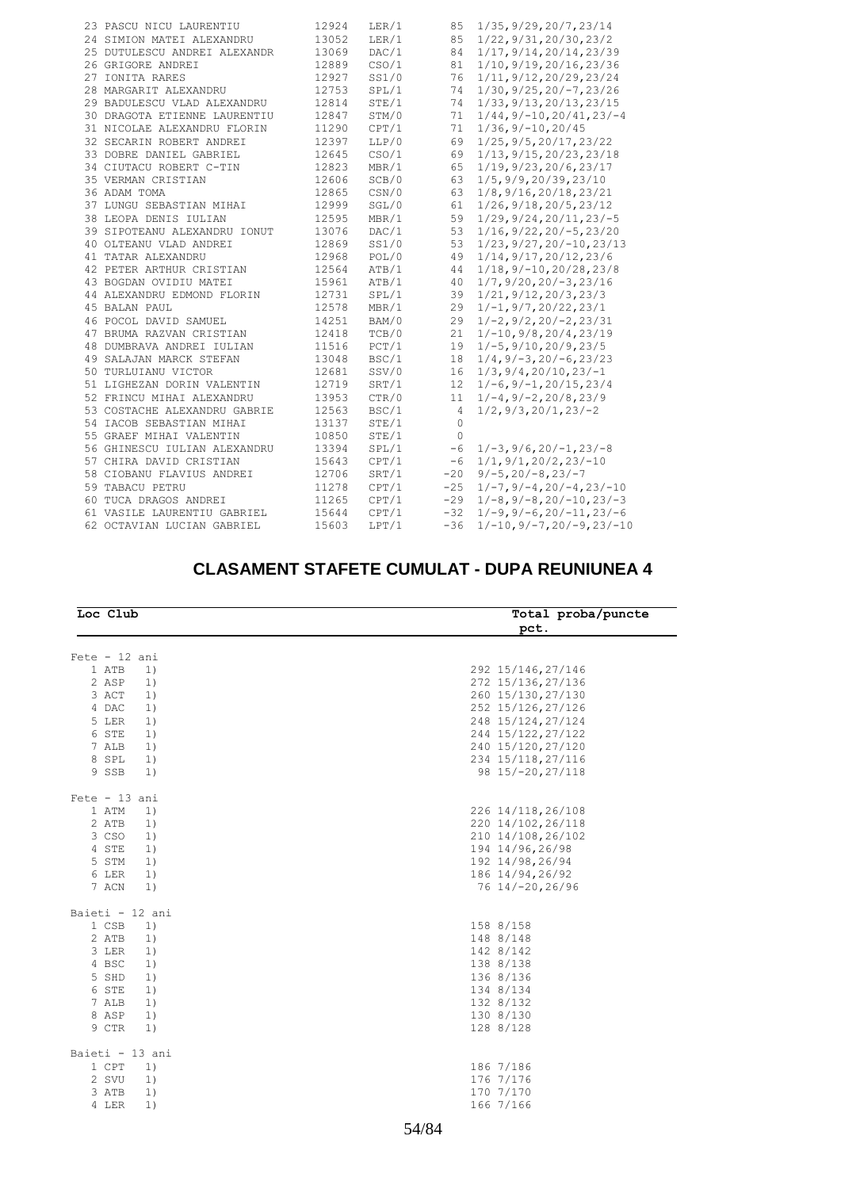| | | | | | |
|---|---|---|---|---|---|
| 23 | PASCU NICU LAURENTIU | 12924 | LER/1 | 85 | 1/35,9/29,20/7,23/14 |
| 24 | SIMION MATEI ALEXANDRU | 13052 | LER/1 | 85 | 1/22,9/31,20/30,23/2 |
| 25 | DUTULESCU ANDREI ALEXANDR | 13069 | DAC/1 | 84 | 1/17,9/14,20/14,23/39 |
| 26 | GRIGORE ANDREI | 12889 | CSO/1 | 81 | 1/10,9/19,20/16,23/36 |
| 27 | IONITA RARES | 12927 | SS1/0 | 76 | 1/11,9/12,20/29,23/24 |
| 28 | MARGARIT ALEXANDRU | 12753 | SPL/1 | 74 | 1/30,9/25,20/-7,23/26 |
| 29 | BADULESCU VLAD ALEXANDRU | 12814 | STE/1 | 74 | 1/33,9/13,20/13,23/15 |
| 30 | DRAGOTA ETIENNE LAURENTIU | 12847 | STM/0 | 71 | 1/44,9/-10,20/41,23/-4 |
| 31 | NICOLAE ALEXANDRU FLORIN | 11290 | CPT/1 | 71 | 1/36,9/-10,20/45 |
| 32 | SECARIN ROBERT ANDREI | 12397 | LLP/0 | 69 | 1/25,9/5,20/17,23/22 |
| 33 | DOBRE DANIEL GABRIEL | 12645 | CSO/1 | 69 | 1/13,9/15,20/23,23/18 |
| 34 | CIUTACU ROBERT C-TIN | 12823 | MBR/1 | 65 | 1/19,9/23,20/6,23/17 |
| 35 | VERMAN CRISTIAN | 12606 | SCB/0 | 63 | 1/5,9/9,20/39,23/10 |
| 36 | ADAM TOMA | 12865 | CSN/0 | 63 | 1/8,9/16,20/18,23/21 |
| 37 | LUNGU SEBASTIAN MIHAI | 12999 | SGL/0 | 61 | 1/26,9/18,20/5,23/12 |
| 38 | LEOPA DENIS IULIAN | 12595 | MBR/1 | 59 | 1/29,9/24,20/11,23/-5 |
| 39 | SIPOTEANU ALEXANDRU IONUT | 13076 | DAC/1 | 53 | 1/16,9/22,20/-5,23/20 |
| 40 | OLTEANU VLAD ANDREI | 12869 | SS1/0 | 53 | 1/23,9/27,20/-10,23/13 |
| 41 | TATAR ALEXANDRU | 12968 | POL/0 | 49 | 1/14,9/17,20/12,23/6 |
| 42 | PETER ARTHUR CRISTIAN | 12564 | ATB/1 | 44 | 1/18,9/-10,20/28,23/8 |
| 43 | BOGDAN OVIDIU MATEI | 15961 | ATB/1 | 40 | 1/7,9/20,20/-3,23/16 |
| 44 | ALEXANDRU EDMOND FLORIN | 12731 | SPL/1 | 39 | 1/21,9/12,20/3,23/3 |
| 45 | BALAN PAUL | 12578 | MBR/1 | 29 | 1/-1,9/7,20/22,23/1 |
| 46 | POCOL DAVID SAMUEL | 14251 | BAM/0 | 29 | 1/-2,9/2,20/-2,23/31 |
| 47 | BRUMA RAZVAN CRISTIAN | 12418 | TCB/0 | 21 | 1/-10,9/8,20/4,23/19 |
| 48 | DUMBRAVA ANDREI IULIAN | 11516 | PCT/1 | 19 | 1/-5,9/10,20/9,23/5 |
| 49 | SALAJAN MARCK STEFAN | 13048 | BSC/1 | 18 | 1/4,9/-3,20/-6,23/23 |
| 50 | TURLUIANU VICTOR | 12681 | SSV/0 | 16 | 1/3,9/4,20/10,23/-1 |
| 51 | LIGHEZAN DORIN VALENTIN | 12719 | SRT/1 | 12 | 1/-6,9/-1,20/15,23/4 |
| 52 | FRINCU MIHAI ALEXANDRU | 13953 | CTR/0 | 11 | 1/-4,9/-2,20/8,23/9 |
| 53 | COSTACHE ALEXANDRU GABRIE | 12563 | BSC/1 | 4 | 1/2,9/3,20/1,23/-2 |
| 54 | IACOB SEBASTIAN MIHAI | 13137 | STE/1 | 0 | |
| 55 | GRAEF MIHAI VALENTIN | 10850 | STE/1 | 0 | |
| 56 | GHINESCU IULIAN ALEXANDRU | 13394 | SPL/1 | -6 | 1/-3,9/6,20/-1,23/-8 |
| 57 | CHIRA DAVID CRISTIAN | 15643 | CPT/1 | -6 | 1/1,9/1,20/2,23/-10 |
| 58 | CIOBANU FLAVIUS ANDREI | 12706 | SRT/1 | -20 | 9/-5,20/-8,23/-7 |
| 59 | TABACU PETRU | 11278 | CPT/1 | -25 | 1/-7,9/-4,20/-4,23/-10 |
| 60 | TUCA DRAGOS ANDREI | 11265 | CPT/1 | -29 | 1/-8,9/-8,20/-10,23/-3 |
| 61 | VASILE LAURENTIU GABRIEL | 15644 | CPT/1 | -32 | 1/-9,9/-6,20/-11,23/-6 |
| 62 | OCTAVIAN LUCIAN GABRIEL | 15603 | LPT/1 | -36 | 1/-10,9/-7,20/-9,23/-10 |

## CLASAMENT STAFETE CUMULAT - DUPA REUNIUNEA 4

| Loc Club | | Total pct. | proba/puncte |
|---|---|---|---|
| **Fete - 12 ani** | | | |
| 1 ATB | 1) | 292 | 15/146,27/146 |
| 2 ASP | 1) | 272 | 15/136,27/136 |
| 3 ACT | 1) | 260 | 15/130,27/130 |
| 4 DAC | 1) | 252 | 15/126,27/126 |
| 5 LER | 1) | 248 | 15/124,27/124 |
| 6 STE | 1) | 244 | 15/122,27/122 |
| 7 ALB | 1) | 240 | 15/120,27/120 |
| 8 SPL | 1) | 234 | 15/118,27/116 |
| 9 SSB | 1) | 98 | 15/-20,27/118 |
| **Fete - 13 ani** | | | |
| 1 ATM | 1) | 226 | 14/118,26/108 |
| 2 ATB | 1) | 220 | 14/102,26/118 |
| 3 CSO | 1) | 210 | 14/108,26/102 |
| 4 STE | 1) | 194 | 14/96,26/98 |
| 5 STM | 1) | 192 | 14/98,26/94 |
| 6 LER | 1) | 186 | 14/94,26/92 |
| 7 ACN | 1) | 76 | 14/-20,26/96 |
| **Baieti - 12 ani** | | | |
| 1 CSB | 1) | 158 | 8/158 |
| 2 ATB | 1) | 148 | 8/148 |
| 3 LER | 1) | 142 | 8/142 |
| 4 BSC | 1) | 138 | 8/138 |
| 5 SHD | 1) | 136 | 8/136 |
| 6 STE | 1) | 134 | 8/134 |
| 7 ALB | 1) | 132 | 8/132 |
| 8 ASP | 1) | 130 | 8/130 |
| 9 CTR | 1) | 128 | 8/128 |
| **Baieti - 13 ani** | | | |
| 1 CPT | 1) | 186 | 7/186 |
| 2 SVU | 1) | 176 | 7/176 |
| 3 ATB | 1) | 170 | 7/170 |
| 4 LER | 1) | 166 | 7/166 |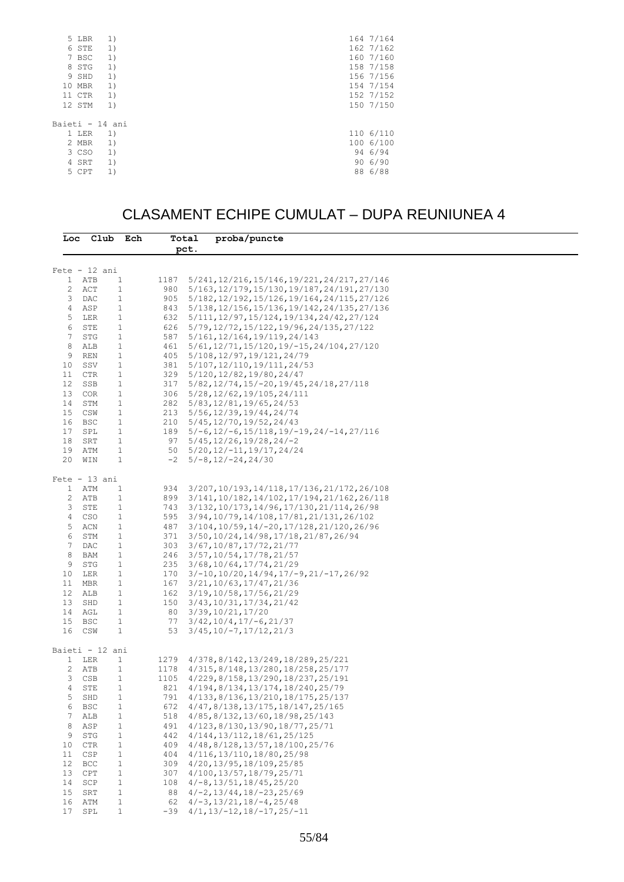| | | | |
|---|---|---|---|
| 5 | LBR | 1) | 164 7/164 |
| 6 | STE | 1) | 162 7/162 |
| 7 | BSC | 1) | 160 7/160 |
| 8 | STG | 1) | 158 7/158 |
| 9 | SHD | 1) | 156 7/156 |
| 10 | MBR | 1) | 154 7/154 |
| 11 | CTR | 1) | 152 7/152 |
| 12 | STM | 1) | 150 7/150 |

Baieti - 14 ani

| | | | |
|---|---|---|---|
| 1 | LER | 1) | 110 6/110 |
| 2 | MBR | 1) | 100 6/100 |
| 3 | CSO | 1) | 94 6/94 |
| 4 | SRT | 1) | 90 6/90 |
| 5 | CPT | 1) | 88 6/88 |

# CLASAMENT ECHIPE CUMULAT – DUPA REUNIUNEA 4

| Loc | Club | Ech | Total pct. | proba/puncte |
|---|---|---|---|---|
| **Fete - 12 ani** | | | | |
| 1 | ATB | 1 | 1187 | 5/241,12/216,15/146,19/221,24/217,27/146 |
| 2 | ACT | 1 | 980 | 5/163,12/179,15/130,19/187,24/191,27/130 |
| 3 | DAC | 1 | 905 | 5/182,12/192,15/126,19/164,24/115,27/126 |
| 4 | ASP | 1 | 843 | 5/138,12/156,15/136,19/142,24/135,27/136 |
| 5 | LER | 1 | 632 | 5/111,12/97,15/124,19/134,24/42,27/124 |
| 6 | STE | 1 | 626 | 5/79,12/72,15/122,19/96,24/135,27/122 |
| 7 | STG | 1 | 587 | 5/161,12/164,19/119,24/143 |
| 8 | ALB | 1 | 461 | 5/61,12/71,15/120,19/-15,24/104,27/120 |
| 9 | REN | 1 | 405 | 5/108,12/97,19/121,24/79 |
| 10 | SSV | 1 | 381 | 5/107,12/110,19/111,24/53 |
| 11 | CTR | 1 | 329 | 5/120,12/82,19/80,24/47 |
| 12 | SSB | 1 | 317 | 5/82,12/74,15/-20,19/45,24/18,27/118 |
| 13 | COR | 1 | 306 | 5/28,12/62,19/105,24/111 |
| 14 | STM | 1 | 282 | 5/83,12/81,19/65,24/53 |
| 15 | CSW | 1 | 213 | 5/56,12/39,19/44,24/74 |
| 16 | BSC | 1 | 210 | 5/45,12/70,19/52,24/43 |
| 17 | SPL | 1 | 189 | 5/-6,12/-6,15/118,19/-19,24/-14,27/116 |
| 18 | SRT | 1 | 97 | 5/45,12/26,19/28,24/-2 |
| 19 | ATM | 1 | 50 | 5/20,12/-11,19/17,24/24 |
| 20 | WIN | 1 | -2 | 5/-8,12/-24,24/30 |
| **Fete - 13 ani** | | | | |
| 1 | ATM | 1 | 934 | 3/207,10/193,14/118,17/136,21/172,26/108 |
| 2 | ATB | 1 | 899 | 3/141,10/182,14/102,17/194,21/162,26/118 |
| 3 | STE | 1 | 743 | 3/132,10/173,14/96,17/130,21/114,26/98 |
| 4 | CSO | 1 | 595 | 3/94,10/79,14/108,17/81,21/131,26/102 |
| 5 | ACN | 1 | 487 | 3/104,10/59,14/-20,17/128,21/120,26/96 |
| 6 | STM | 1 | 371 | 3/50,10/24,14/98,17/18,21/87,26/94 |
| 7 | DAC | 1 | 303 | 3/67,10/87,17/72,21/77 |
| 8 | BAM | 1 | 246 | 3/57,10/54,17/78,21/57 |
| 9 | STG | 1 | 235 | 3/68,10/64,17/74,21/29 |
| 10 | LER | 1 | 170 | 3/-10,10/20,14/94,17/-9,21/-17,26/92 |
| 11 | MBR | 1 | 167 | 3/21,10/63,17/47,21/36 |
| 12 | ALB | 1 | 162 | 3/19,10/58,17/56,21/29 |
| 13 | SHD | 1 | 150 | 3/43,10/31,17/34,21/42 |
| 14 | AGL | 1 | 80 | 3/39,10/21,17/20 |
| 15 | BSC | 1 | 77 | 3/42,10/4,17/-6,21/37 |
| 16 | CSW | 1 | 53 | 3/45,10/-7,17/12,21/3 |
| **Baieti - 12 ani** | | | | |
| 1 | LER | 1 | 1279 | 4/378,8/142,13/249,18/289,25/221 |
| 2 | ATB | 1 | 1178 | 4/315,8/148,13/280,18/258,25/177 |
| 3 | CSB | 1 | 1105 | 4/229,8/158,13/290,18/237,25/191 |
| 4 | STE | 1 | 821 | 4/194,8/134,13/174,18/240,25/79 |
| 5 | SHD | 1 | 791 | 4/133,8/136,13/210,18/175,25/137 |
| 6 | BSC | 1 | 672 | 4/47,8/138,13/175,18/147,25/165 |
| 7 | ALB | 1 | 518 | 4/85,8/132,13/60,18/98,25/143 |
| 8 | ASP | 1 | 491 | 4/123,8/130,13/90,18/77,25/71 |
| 9 | STG | 1 | 442 | 4/144,13/112,18/61,25/125 |
| 10 | CTR | 1 | 409 | 4/48,8/128,13/57,18/100,25/76 |
| 11 | CSP | 1 | 404 | 4/116,13/110,18/80,25/98 |
| 12 | BCC | 1 | 309 | 4/20,13/95,18/109,25/85 |
| 13 | CPT | 1 | 307 | 4/100,13/57,18/79,25/71 |
| 14 | SCP | 1 | 108 | 4/-8,13/51,18/45,25/20 |
| 15 | SRT | 1 | 88 | 4/-2,13/44,18/-23,25/69 |
| 16 | ATM | 1 | 62 | 4/-3,13/21,18/-4,25/48 |
| 17 | SPL | 1 | -39 | 4/1,13/-12,18/-17,25/-11 |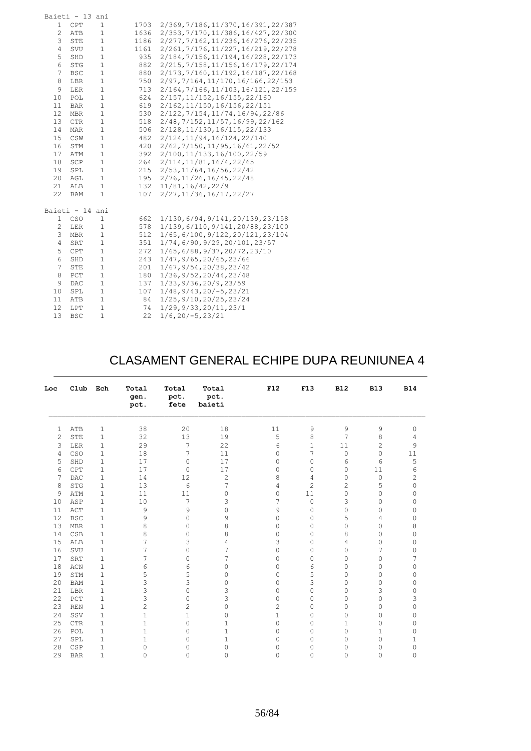Baieti - 13 ani

| | | | | |
|---|---|---|---|---|
| 1 | CPT | 1 | 1703 | 2/369,7/186,11/370,16/391,22/387 |
| 2 | ATB | 1 | 1636 | 2/353,7/170,11/386,16/427,22/300 |
| 3 | STE | 1 | 1186 | 2/277,7/162,11/236,16/276,22/235 |
| 4 | SVU | 1 | 1161 | 2/261,7/176,11/227,16/219,22/278 |
| 5 | SHD | 1 | 935 | 2/184,7/156,11/194,16/228,22/173 |
| 6 | STG | 1 | 882 | 2/215,7/158,11/156,16/179,22/174 |
| 7 | BSC | 1 | 880 | 2/173,7/160,11/192,16/187,22/168 |
| 8 | LBR | 1 | 750 | 2/97,7/164,11/170,16/166,22/153 |
| 9 | LER | 1 | 713 | 2/164,7/166,11/103,16/121,22/159 |
| 10 | POL | 1 | 624 | 2/157,11/152,16/155,22/160 |
| 11 | BAR | 1 | 619 | 2/162,11/150,16/156,22/151 |
| 12 | MBR | 1 | 530 | 2/122,7/154,11/74,16/94,22/86 |
| 13 | CTR | 1 | 518 | 2/48,7/152,11/57,16/99,22/162 |
| 14 | MAR | 1 | 506 | 2/128,11/130,16/115,22/133 |
| 15 | CSW | 1 | 482 | 2/124,11/94,16/124,22/140 |
| 16 | STM | 1 | 420 | 2/62,7/150,11/95,16/61,22/52 |
| 17 | ATM | 1 | 392 | 2/100,11/133,16/100,22/59 |
| 18 | SCP | 1 | 264 | 2/114,11/81,16/4,22/65 |
| 19 | SPL | 1 | 215 | 2/53,11/64,16/56,22/42 |
| 20 | AGL | 1 | 195 | 2/76,11/26,16/45,22/48 |
| 21 | ALB | 1 | 132 | 11/81,16/42,22/9 |
| 22 | BAM | 1 | 107 | 2/27,11/36,16/17,22/27 |

Baieti - 14 ani

| | | | | |
|---|---|---|---|---|
| 1 | CSO | 1 | 662 | 1/130,6/94,9/141,20/139,23/158 |
| 2 | LER | 1 | 578 | 1/139,6/110,9/141,20/88,23/100 |
| 3 | MBR | 1 | 512 | 1/65,6/100,9/122,20/121,23/104 |
| 4 | SRT | 1 | 351 | 1/74,6/90,9/29,20/101,23/57 |
| 5 | CPT | 1 | 272 | 1/65,6/88,9/37,20/72,23/10 |
| 6 | SHD | 1 | 243 | 1/47,9/65,20/65,23/66 |
| 7 | STE | 1 | 201 | 1/67,9/54,20/38,23/42 |
| 8 | PCT | 1 | 180 | 1/36,9/52,20/44,23/48 |
| 9 | DAC | 1 | 137 | 1/33,9/36,20/9,23/59 |
| 10 | SPL | 1 | 107 | 1/48,9/43,20/-5,23/21 |
| 11 | ATB | 1 | 84 | 1/25,9/10,20/25,23/24 |
| 12 | LPT | 1 | 74 | 1/29,9/33,20/11,23/1 |
| 13 | BSC | 1 | 22 | 1/6,20/-5,23/21 |

# CLASAMENT GENERAL ECHIPE DUPA REUNIUNEA 4

| Loc | Club | Ech | Total gen. pct. | Total pct. fete | Total pct. baieti | F12 | F13 | B12 | B13 | B14 |
|---|---|---|---|---|---|---|---|---|---|---|
| 1 | ATB | 1 | 38 | 20 | 18 | 11 | 9 | 9 | 9 | 0 |
| 2 | STE | 1 | 32 | 13 | 19 | 5 | 8 | 7 | 8 | 4 |
| 3 | LER | 1 | 29 | 7 | 22 | 6 | 1 | 11 | 2 | 9 |
| 4 | CSO | 1 | 18 | 7 | 11 | 0 | 7 | 0 | 0 | 11 |
| 5 | SHD | 1 | 17 | 0 | 17 | 0 | 0 | 6 | 6 | 5 |
| 6 | CPT | 1 | 17 | 0 | 17 | 0 | 0 | 0 | 11 | 6 |
| 7 | DAC | 1 | 14 | 12 | 2 | 8 | 4 | 0 | 0 | 2 |
| 8 | STG | 1 | 13 | 6 | 7 | 4 | 2 | 2 | 5 | 0 |
| 9 | ATM | 1 | 11 | 11 | 0 | 0 | 11 | 0 | 0 | 0 |
| 10 | ASP | 1 | 10 | 7 | 3 | 7 | 0 | 3 | 0 | 0 |
| 11 | ACT | 1 | 9 | 9 | 0 | 9 | 0 | 0 | 0 | 0 |
| 12 | BSC | 1 | 9 | 0 | 9 | 0 | 0 | 5 | 4 | 0 |
| 13 | MBR | 1 | 8 | 0 | 8 | 0 | 0 | 0 | 0 | 8 |
| 14 | CSB | 1 | 8 | 0 | 8 | 0 | 0 | 8 | 0 | 0 |
| 15 | ALB | 1 | 7 | 3 | 4 | 3 | 0 | 4 | 0 | 0 |
| 16 | SVU | 1 | 7 | 0 | 7 | 0 | 0 | 0 | 7 | 0 |
| 17 | SRT | 1 | 7 | 0 | 7 | 0 | 0 | 0 | 0 | 7 |
| 18 | ACN | 1 | 6 | 6 | 0 | 0 | 6 | 0 | 0 | 0 |
| 19 | STM | 1 | 5 | 5 | 0 | 0 | 5 | 0 | 0 | 0 |
| 20 | BAM | 1 | 3 | 3 | 0 | 0 | 3 | 0 | 0 | 0 |
| 21 | LBR | 1 | 3 | 0 | 3 | 0 | 0 | 0 | 3 | 0 |
| 22 | PCT | 1 | 3 | 0 | 3 | 0 | 0 | 0 | 0 | 3 |
| 23 | REN | 1 | 2 | 2 | 0 | 2 | 0 | 0 | 0 | 0 |
| 24 | SSV | 1 | 1 | 1 | 0 | 1 | 0 | 0 | 0 | 0 |
| 25 | CTR | 1 | 1 | 0 | 1 | 0 | 0 | 1 | 0 | 0 |
| 26 | POL | 1 | 1 | 0 | 1 | 0 | 0 | 0 | 1 | 0 |
| 27 | SPL | 1 | 1 | 0 | 1 | 0 | 0 | 0 | 0 | 1 |
| 28 | CSP | 1 | 0 | 0 | 0 | 0 | 0 | 0 | 0 | 0 |
| 29 | BAR | 1 | 0 | 0 | 0 | 0 | 0 | 0 | 0 | 0 |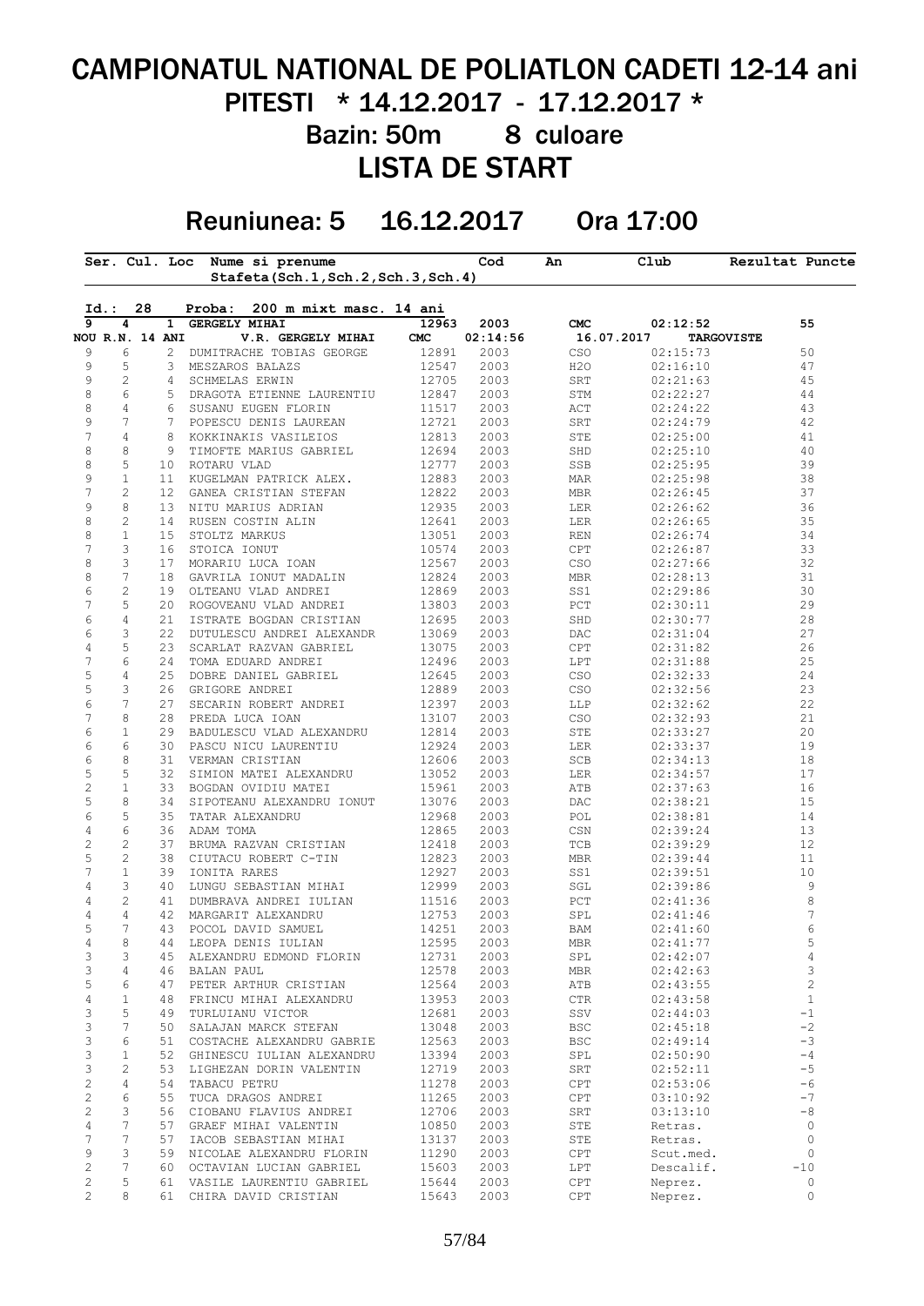# CAMPIONATUL NATIONAL DE POLIATLON CADETI 12-14 ani

## PITESTI * 14.12.2017 - 17.12.2017 *

## Bazin: 50m 8 culoare

# LISTA DE START

## Reuniunea: 5 16.12.2017 Ora 17:00

| Ser. | Cul. | Loc | Nume si prenume<br>Stafeta(Sch.1,Sch.2,Sch.3,Sch.4) | Cod | An | Club | Rezultat | Puncte |
|---|---|---|---|---|---|---|---|---|
| **Id.: 28** | | | **Proba: 200 m mixt masc. 14 ani** | | | | | |
| **9** | **4** | **1** | **GERGELY MIHAI** | **12963** | **2003** | **CMC** | **02:12:52** | **55** |
| **NOU R.N. 14 ANI** | | | **V.R. GERGELY MIHAI** | **CMC** | **02:14:56** | **16.07.2017** | **TARGOVISTE** | |
| 9 | 6 | 2 | DUMITRACHE TOBIAS GEORGE | 12891 | 2003 | CSO | 02:15:73 | 50 |
| 9 | 5 | 3 | MESZAROS BALAZS | 12547 | 2003 | H2O | 02:16:10 | 47 |
| 9 | 2 | 4 | SCHMELAS ERWIN | 12705 | 2003 | SRT | 02:21:63 | 45 |
| 8 | 6 | 5 | DRAGOTA ETIENNE LAURENTIU | 12847 | 2003 | STM | 02:22:27 | 44 |
| 8 | 4 | 6 | SUSANU EUGEN FLORIN | 11517 | 2003 | ACT | 02:24:22 | 43 |
| 9 | 7 | 7 | POPESCU DENIS LAUREAN | 12721 | 2003 | SRT | 02:24:79 | 42 |
| 7 | 4 | 8 | KOKKINAKIS VASILEIOS | 12813 | 2003 | STE | 02:25:00 | 41 |
| 8 | 8 | 9 | TIMOFTE MARIUS GABRIEL | 12694 | 2003 | SHD | 02:25:10 | 40 |
| 8 | 5 | 10 | ROTARU VLAD | 12777 | 2003 | SSB | 02:25:95 | 39 |
| 9 | 1 | 11 | KUGELMAN PATRICK ALEX. | 12883 | 2003 | MAR | 02:25:98 | 38 |
| 7 | 2 | 12 | GANEA CRISTIAN STEFAN | 12822 | 2003 | MBR | 02:26:45 | 37 |
| 9 | 8 | 13 | NITU MARIUS ADRIAN | 12935 | 2003 | LER | 02:26:62 | 36 |
| 8 | 2 | 14 | RUSEN COSTIN ALIN | 12641 | 2003 | LER | 02:26:65 | 35 |
| 8 | 1 | 15 | STOLTZ MARKUS | 13051 | 2003 | REN | 02:26:74 | 34 |
| 7 | 3 | 16 | STOICA IONUT | 10574 | 2003 | CPT | 02:26:87 | 33 |
| 8 | 3 | 17 | MORARIU LUCA IOAN | 12567 | 2003 | CSO | 02:27:66 | 32 |
| 8 | 7 | 18 | GAVRILA IONUT MADALIN | 12824 | 2003 | MBR | 02:28:13 | 31 |
| 6 | 2 | 19 | OLTEANU VLAD ANDREI | 12869 | 2003 | SS1 | 02:29:86 | 30 |
| 7 | 5 | 20 | ROGOVEANU VLAD ANDREI | 13803 | 2003 | PCT | 02:30:11 | 29 |
| 6 | 4 | 21 | ISTRATE BOGDAN CRISTIAN | 12695 | 2003 | SHD | 02:30:77 | 28 |
| 6 | 3 | 22 | DUTULESCU ANDREI ALEXANDR | 13069 | 2003 | DAC | 02:31:04 | 27 |
| 4 | 5 | 23 | SCARLAT RAZVAN GABRIEL | 13075 | 2003 | CPT | 02:31:82 | 26 |
| 7 | 6 | 24 | TOMA EDUARD ANDREI | 12496 | 2003 | LPT | 02:31:88 | 25 |
| 5 | 4 | 25 | DOBRE DANIEL GABRIEL | 12645 | 2003 | CSO | 02:32:33 | 24 |
| 5 | 3 | 26 | GRIGORE ANDREI | 12889 | 2003 | CSO | 02:32:56 | 23 |
| 6 | 7 | 27 | SECARIN ROBERT ANDREI | 12397 | 2003 | LLP | 02:32:62 | 22 |
| 7 | 8 | 28 | PREDA LUCA IOAN | 13107 | 2003 | CSO | 02:32:93 | 21 |
| 6 | 1 | 29 | BADULESCU VLAD ALEXANDRU | 12814 | 2003 | STE | 02:33:27 | 20 |
| 6 | 6 | 30 | PASCU NICU LAURENTIU | 12924 | 2003 | LER | 02:33:37 | 19 |
| 6 | 8 | 31 | VERMAN CRISTIAN | 12606 | 2003 | SCB | 02:34:13 | 18 |
| 5 | 5 | 32 | SIMION MATEI ALEXANDRU | 13052 | 2003 | LER | 02:34:57 | 17 |
| 2 | 1 | 33 | BOGDAN OVIDIU MATEI | 15961 | 2003 | ATB | 02:37:63 | 16 |
| 5 | 8 | 34 | SIPOTEANU ALEXANDRU IONUT | 13076 | 2003 | DAC | 02:38:21 | 15 |
| 6 | 5 | 35 | TATAR ALEXANDRU | 12968 | 2003 | POL | 02:38:81 | 14 |
| 4 | 6 | 36 | ADAM TOMA | 12865 | 2003 | CSN | 02:39:24 | 13 |
| 2 | 2 | 37 | BRUMA RAZVAN CRISTIAN | 12418 | 2003 | TCB | 02:39:29 | 12 |
| 5 | 2 | 38 | CIUTACU ROBERT C-TIN | 12823 | 2003 | MBR | 02:39:44 | 11 |
| 7 | 1 | 39 | IONITA RARES | 12927 | 2003 | SS1 | 02:39:51 | 10 |
| 4 | 3 | 40 | LUNGU SEBASTIAN MIHAI | 12999 | 2003 | SGL | 02:39:86 | 9 |
| 4 | 2 | 41 | DUMBRAVA ANDREI IULIAN | 11516 | 2003 | PCT | 02:41:36 | 8 |
| 4 | 4 | 42 | MARGARIT ALEXANDRU | 12753 | 2003 | SPL | 02:41:46 | 7 |
| 5 | 7 | 43 | POCOL DAVID SAMUEL | 14251 | 2003 | BAM | 02:41:60 | 6 |
| 4 | 8 | 44 | LEOPA DENIS IULIAN | 12595 | 2003 | MBR | 02:41:77 | 5 |
| 3 | 3 | 45 | ALEXANDRU EDMOND FLORIN | 12731 | 2003 | SPL | 02:42:07 | 4 |
| 3 | 4 | 46 | BALAN PAUL | 12578 | 2003 | MBR | 02:42:63 | 3 |
| 5 | 6 | 47 | PETER ARTHUR CRISTIAN | 12564 | 2003 | ATB | 02:43:55 | 2 |
| 4 | 1 | 48 | FRINCU MIHAI ALEXANDRU | 13953 | 2003 | CTR | 02:43:58 | 1 |
| 3 | 5 | 49 | TURLUIANU VICTOR | 12681 | 2003 | SSV | 02:44:03 | -1 |
| 3 | 7 | 50 | SALAJAN MARCK STEFAN | 13048 | 2003 | BSC | 02:45:18 | -2 |
| 3 | 6 | 51 | COSTACHE ALEXANDRU GABRIE | 12563 | 2003 | BSC | 02:49:14 | -3 |
| 3 | 1 | 52 | GHINESCU IULIAN ALEXANDRU | 13394 | 2003 | SPL | 02:50:90 | -4 |
| 3 | 2 | 53 | LIGHEZAN DORIN VALENTIN | 12719 | 2003 | SRT | 02:52:11 | -5 |
| 2 | 4 | 54 | TABACU PETRU | 11278 | 2003 | CPT | 02:53:06 | -6 |
| 2 | 6 | 55 | TUCA DRAGOS ANDREI | 11265 | 2003 | CPT | 03:10:92 | -7 |
| 2 | 3 | 56 | CIOBANU FLAVIUS ANDREI | 12706 | 2003 | SRT | 03:13:10 | -8 |
| 4 | 7 | 57 | GRAEF MIHAI VALENTIN | 10850 | 2003 | STE | Retras. | 0 |
| 7 | 7 | 57 | IACOB SEBASTIAN MIHAI | 13137 | 2003 | STE | Retras. | 0 |
| 9 | 3 | 59 | NICOLAE ALEXANDRU FLORIN | 11290 | 2003 | CPT | Scut.med. | 0 |
| 2 | 7 | 60 | OCTAVIAN LUCIAN GABRIEL | 15603 | 2003 | LPT | Descalif. | -10 |
| 2 | 5 | 61 | VASILE LAURENTIU GABRIEL | 15644 | 2003 | CPT | Neprez. | 0 |
| 2 | 8 | 61 | CHIRA DAVID CRISTIAN | 15643 | 2003 | CPT | Neprez. | 0 |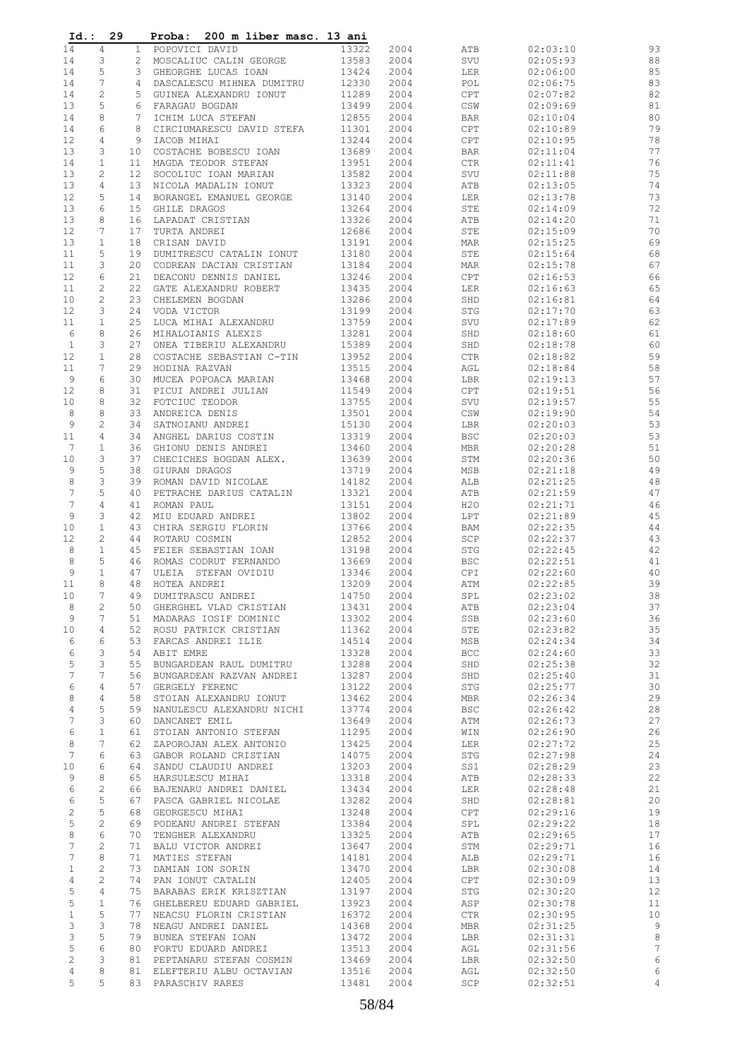**Id.: 29 Proba: 200 m liber masc. 13 ani**

| | | | | | | | | |
|---|---|---|---|---|---|---|---|---|
| 14 | 4 | 1 | POPOVICI DAVID | 13322 | 2004 | ATB | 02:03:10 | 93 |
| 14 | 3 | 2 | MOSCALIUC CALIN GEORGE | 13583 | 2004 | SVU | 02:05:93 | 88 |
| 14 | 5 | 3 | GHEORGHE LUCAS IOAN | 13424 | 2004 | LER | 02:06:00 | 85 |
| 14 | 7 | 4 | DASCALESCU MIHNEA DUMITRU | 12330 | 2004 | POL | 02:06:75 | 83 |
| 14 | 2 | 5 | GUINEA ALEXANDRU IONUT | 11289 | 2004 | CPT | 02:07:82 | 82 |
| 13 | 5 | 6 | FARAGAU BOGDAN | 13499 | 2004 | CSW | 02:09:69 | 81 |
| 14 | 8 | 7 | ICHIM LUCA STEFAN | 12855 | 2004 | BAR | 02:10:04 | 80 |
| 14 | 6 | 8 | CIRCIUMARESCU DAVID STEFA | 11301 | 2004 | CPT | 02:10:89 | 79 |
| 12 | 4 | 9 | IACOB MIHAI | 13244 | 2004 | CPT | 02:10:95 | 78 |
| 13 | 3 | 10 | COSTACHE BOBESCU IOAN | 13689 | 2004 | BAR | 02:11:04 | 77 |
| 14 | 1 | 11 | MAGDA TEODOR STEFAN | 13951 | 2004 | CTR | 02:11:41 | 76 |
| 13 | 2 | 12 | SOCOLIUC IOAN MARIAN | 13582 | 2004 | SVU | 02:11:88 | 75 |
| 13 | 4 | 13 | NICOLA MADALIN IONUT | 13323 | 2004 | ATB | 02:13:05 | 74 |
| 12 | 5 | 14 | BORANGEL EMANUEL GEORGE | 13140 | 2004 | LER | 02:13:78 | 73 |
| 13 | 6 | 15 | GHILE DRAGOS | 13264 | 2004 | STE | 02:14:09 | 72 |
| 13 | 8 | 16 | LAPADAT CRISTIAN | 13326 | 2004 | ATB | 02:14:20 | 71 |
| 12 | 7 | 17 | TURTA ANDREI | 12686 | 2004 | STE | 02:15:09 | 70 |
| 13 | 1 | 18 | CRISAN DAVID | 13191 | 2004 | MAR | 02:15:25 | 69 |
| 11 | 5 | 19 | DUMITRESCU CATALIN IONUT | 13180 | 2004 | STE | 02:15:64 | 68 |
| 11 | 3 | 20 | CODREAN DACIAN CRISTIAN | 13184 | 2004 | MAR | 02:15:78 | 67 |
| 12 | 6 | 21 | DEACONU DENNIS DANIEL | 13246 | 2004 | CPT | 02:16:53 | 66 |
| 11 | 2 | 22 | GATE ALEXANDRU ROBERT | 13435 | 2004 | LER | 02:16:63 | 65 |
| 10 | 2 | 23 | CHELEMEN BOGDAN | 13286 | 2004 | SHD | 02:16:81 | 64 |
| 12 | 3 | 24 | VODA VICTOR | 13199 | 2004 | STG | 02:17:70 | 63 |
| 11 | 1 | 25 | LUCA MIHAI ALEXANDRU | 13759 | 2004 | SVU | 02:17:89 | 62 |
| 6 | 8 | 26 | MIHALOIANIS ALEXIS | 13281 | 2004 | SHD | 02:18:60 | 61 |
| 1 | 3 | 27 | ONEA TIBERIU ALEXANDRU | 15389 | 2004 | SHD | 02:18:78 | 60 |
| 12 | 1 | 28 | COSTACHE SEBASTIAN C-TIN | 13952 | 2004 | CTR | 02:18:82 | 59 |
| 11 | 7 | 29 | HODINA RAZVAN | 13515 | 2004 | AGL | 02:18:84 | 58 |
| 9 | 6 | 30 | MUCEA POPOACA MARIAN | 13468 | 2004 | LBR | 02:19:13 | 57 |
| 12 | 8 | 31 | PICUI ANDREI JULIAN | 11549 | 2004 | CPT | 02:19:51 | 56 |
| 10 | 8 | 32 | FOTCIUC TEODOR | 13755 | 2004 | SVU | 02:19:57 | 55 |
| 8 | 8 | 33 | ANDREICA DENIS | 13501 | 2004 | CSW | 02:19:90 | 54 |
| 9 | 2 | 34 | SATNOIANU ANDREI | 15130 | 2004 | LBR | 02:20:03 | 53 |
| 11 | 4 | 34 | ANGHEL DARIUS COSTIN | 13319 | 2004 | BSC | 02:20:03 | 53 |
| 7 | 1 | 36 | GHIONU DENIS ANDREI | 13460 | 2004 | MBR | 02:20:28 | 51 |
| 10 | 3 | 37 | CHECICHES BOGDAN ALEX. | 13639 | 2004 | STM | 02:20:36 | 50 |
| 9 | 5 | 38 | GIURAN DRAGOS | 13719 | 2004 | MSB | 02:21:18 | 49 |
| 8 | 3 | 39 | ROMAN DAVID NICOLAE | 14182 | 2004 | ALB | 02:21:25 | 48 |
| 7 | 5 | 40 | PETRACHE DARIUS CATALIN | 13321 | 2004 | ATB | 02:21:59 | 47 |
| 7 | 4 | 41 | ROMAN PAUL | 13151 | 2004 | H2O | 02:21:71 | 46 |
| 9 | 3 | 42 | MIU EDUARD ANDREI | 13802 | 2004 | LPT | 02:21:89 | 45 |
| 10 | 1 | 43 | CHIRA SERGIU FLORIN | 13766 | 2004 | BAM | 02:22:35 | 44 |
| 12 | 2 | 44 | ROTARU COSMIN | 12852 | 2004 | SCP | 02:22:37 | 43 |
| 8 | 1 | 45 | FEIER SEBASTIAN IOAN | 13198 | 2004 | STG | 02:22:45 | 42 |
| 8 | 5 | 46 | ROMAS CODRUT FERNANDO | 13669 | 2004 | BSC | 02:22:51 | 41 |
| 9 | 1 | 47 | ULEIA STEFAN OVIDIU | 13346 | 2004 | CPI | 02:22:60 | 40 |
| 11 | 8 | 48 | HOTEA ANDREI | 13209 | 2004 | ATM | 02:22:85 | 39 |
| 10 | 7 | 49 | DUMITRASCU ANDREI | 14750 | 2004 | SPL | 02:23:02 | 38 |
| 8 | 2 | 50 | GHERGHEL VLAD CRISTIAN | 13431 | 2004 | ATB | 02:23:04 | 37 |
| 9 | 7 | 51 | MADARAS IOSIF DOMINIC | 13302 | 2004 | SSB | 02:23:60 | 36 |
| 10 | 4 | 52 | ROSU PATRICK CRISTIAN | 11362 | 2004 | STE | 02:23:82 | 35 |
| 6 | 6 | 53 | FARCAS ANDREI ILIE | 14514 | 2004 | MSB | 02:24:34 | 34 |
| 6 | 3 | 54 | ABIT EMRE | 13328 | 2004 | BCC | 02:24:60 | 33 |
| 5 | 3 | 55 | BUNGARDEAN RAUL DUMITRU | 13288 | 2004 | SHD | 02:25:38 | 32 |
| 7 | 7 | 56 | BUNGARDEAN RAZVAN ANDREI | 13287 | 2004 | SHD | 02:25:40 | 31 |
| 6 | 4 | 57 | GERGELY FERENC | 13122 | 2004 | STG | 02:25:77 | 30 |
| 8 | 4 | 58 | STOIAN ALEXANDRU IONUT | 13462 | 2004 | MBR | 02:26:34 | 29 |
| 4 | 5 | 59 | NANULESCU ALEXANDRU NICHI | 13774 | 2004 | BSC | 02:26:42 | 28 |
| 7 | 3 | 60 | DANCANET EMIL | 13649 | 2004 | ATM | 02:26:73 | 27 |
| 6 | 1 | 61 | STOIAN ANTONIO STEFAN | 11295 | 2004 | WIN | 02:26:90 | 26 |
| 8 | 7 | 62 | ZAPOROJAN ALEX ANTONIO | 13425 | 2004 | LER | 02:27:72 | 25 |
| 7 | 6 | 63 | GABOR ROLAND CRISTIAN | 14075 | 2004 | STG | 02:27:98 | 24 |
| 10 | 6 | 64 | SANDU CLAUDIU ANDREI | 13203 | 2004 | SS1 | 02:28:29 | 23 |
| 9 | 8 | 65 | HARSULESCU MIHAI | 13318 | 2004 | ATB | 02:28:33 | 22 |
| 6 | 2 | 66 | BAJENARU ANDREI DANIEL | 13434 | 2004 | LER | 02:28:48 | 21 |
| 6 | 5 | 67 | PASCA GABRIEL NICOLAE | 13282 | 2004 | SHD | 02:28:81 | 20 |
| 2 | 5 | 68 | GEORGESCU MIHAI | 13248 | 2004 | CPT | 02:29:16 | 19 |
| 5 | 2 | 69 | PODEANU ANDREI STEFAN | 13384 | 2004 | SPL | 02:29:22 | 18 |
| 8 | 6 | 70 | TENGHER ALEXANDRU | 13325 | 2004 | ATB | 02:29:65 | 17 |
| 7 | 2 | 71 | BALU VICTOR ANDREI | 13647 | 2004 | STM | 02:29:71 | 16 |
| 7 | 8 | 71 | MATIES STEFAN | 14181 | 2004 | ALB | 02:29:71 | 16 |
| 1 | 2 | 73 | DAMIAN ION SORIN | 13470 | 2004 | LBR | 02:30:08 | 14 |
| 4 | 2 | 74 | PAN IONUT CATALIN | 12405 | 2004 | CPT | 02:30:09 | 13 |
| 5 | 4 | 75 | BARABAS ERIK KRISZTIAN | 13197 | 2004 | STG | 02:30:20 | 12 |
| 5 | 1 | 76 | GHELBEREU EDUARD GABRIEL | 13923 | 2004 | ASP | 02:30:78 | 11 |
| 1 | 5 | 77 | NEACSU FLORIN CRISTIAN | 16372 | 2004 | CTR | 02:30:95 | 10 |
| 3 | 3 | 78 | NEAGU ANDREI DANIEL | 14368 | 2004 | MBR | 02:31:25 | 9 |
| 3 | 5 | 79 | BUNEA STEFAN IOAN | 13472 | 2004 | LBR | 02:31:31 | 8 |
| 5 | 6 | 80 | FORTU EDUARD ANDREI | 13513 | 2004 | AGL | 02:31:56 | 7 |
| 2 | 3 | 81 | PEPTANARU STEFAN COSMIN | 13469 | 2004 | LBR | 02:32:50 | 6 |
| 4 | 8 | 81 | ELEFTERIU ALBU OCTAVIAN | 13516 | 2004 | AGL | 02:32:50 | 6 |
| 5 | 5 | 83 | PARASCHIV RARES | 13481 | 2004 | SCP | 02:32:51 | 4 |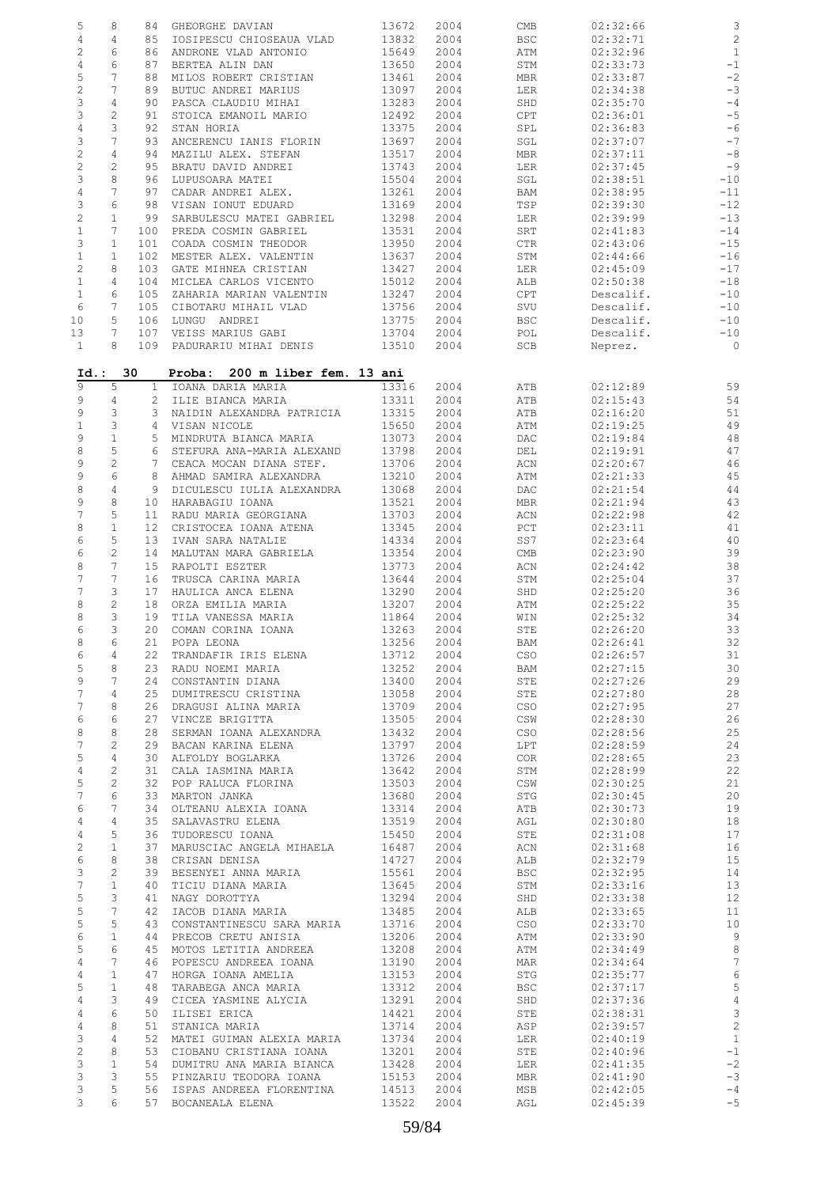| | | | | | | | | |
|---|---|---|---|---|---|---|---|---|
| 5 | 8 | 84 | GHEORGHE DAVIAN | 13672 | 2004 | CMB | 02:32:66 | 3 |
| 4 | 4 | 85 | IOSIPESCU CHIOSEAUA VLAD | 13832 | 2004 | BSC | 02:32:71 | 2 |
| 2 | 6 | 86 | ANDRONE VLAD ANTONIO | 15649 | 2004 | ATM | 02:32:96 | 1 |
| 4 | 6 | 87 | BERTEA ALIN DAN | 13650 | 2004 | STM | 02:33:73 | -1 |
| 5 | 7 | 88 | MILOS ROBERT CRISTIAN | 13461 | 2004 | MBR | 02:33:87 | -2 |
| 2 | 7 | 89 | BUTUC ANDREI MARIUS | 13097 | 2004 | LER | 02:34:38 | -3 |
| 3 | 4 | 90 | PASCA CLAUDIU MIHAI | 13283 | 2004 | SHD | 02:35:70 | -4 |
| 3 | 2 | 91 | STOICA EMANOIL MARIO | 12492 | 2004 | CPT | 02:36:01 | -5 |
| 4 | 3 | 92 | STAN HORIA | 13375 | 2004 | SPL | 02:36:83 | -6 |
| 3 | 7 | 93 | ANCERENCU IANIS FLORIN | 13697 | 2004 | SGL | 02:37:07 | -7 |
| 2 | 4 | 94 | MAZILU ALEX. STEFAN | 13517 | 2004 | MBR | 02:37:11 | -8 |
| 2 | 2 | 95 | BRATU DAVID ANDREI | 13743 | 2004 | LER | 02:37:45 | -9 |
| 3 | 8 | 96 | LUPUSOARA MATEI | 15504 | 2004 | SGL | 02:38:51 | -10 |
| 4 | 7 | 97 | CADAR ANDREI ALEX. | 13261 | 2004 | BAM | 02:38:95 | -11 |
| 3 | 6 | 98 | VISAN IONUT EDUARD | 13169 | 2004 | TSP | 02:39:30 | -12 |
| 2 | 1 | 99 | SARBULESCU MATEI GABRIEL | 13298 | 2004 | LER | 02:39:99 | -13 |
| 1 | 7 | 100 | PREDA COSMIN GABRIEL | 13531 | 2004 | SRT | 02:41:83 | -14 |
| 3 | 1 | 101 | COADA COSMIN THEODOR | 13950 | 2004 | CTR | 02:43:06 | -15 |
| 1 | 1 | 102 | MESTER ALEX. VALENTIN | 13637 | 2004 | STM | 02:44:66 | -16 |
| 2 | 8 | 103 | GATE MIHNEA CRISTIAN | 13427 | 2004 | LER | 02:45:09 | -17 |
| 1 | 4 | 104 | MICLEA CARLOS VICENTO | 15012 | 2004 | ALB | 02:50:38 | -18 |
| 1 | 6 | 105 | ZAHARIA MARIAN VALENTIN | 13247 | 2004 | CPT | Descalif. | -10 |
| 6 | 7 | 105 | CIBOTARU MIHAIL VLAD | 13756 | 2004 | SVU | Descalif. | -10 |
| 10 | 5 | 106 | LUNGU ANDREI | 13775 | 2004 | BSC | Descalif. | -10 |
| 13 | 7 | 107 | VEISS MARIUS GABI | 13704 | 2004 | POL | Descalif. | -10 |
| 1 | 8 | 109 | PADURARIU MIHAI DENIS | 13510 | 2004 | SCB | Neprez. | 0 |

**Id.: 30 Proba: 200 m liber fem. 13 ani**

| | | | | | | | | |
|---|---|---|---|---|---|---|---|---|
| 9 | 5 | 1 | IOANA DARIA MARIA | 13316 | 2004 | ATB | 02:12:89 | 59 |
| 9 | 4 | 2 | ILIE BIANCA MARIA | 13311 | 2004 | ATB | 02:15:43 | 54 |
| 9 | 3 | 3 | NAIDIN ALEXANDRA PATRICIA | 13315 | 2004 | ATB | 02:16:20 | 51 |
| 1 | 3 | 4 | VISAN NICOLE | 15650 | 2004 | ATM | 02:19:25 | 49 |
| 9 | 1 | 5 | MINDRUTA BIANCA MARIA | 13073 | 2004 | DAC | 02:19:84 | 48 |
| 8 | 5 | 6 | STEFURA ANA-MARIA ALEXAND | 13798 | 2004 | DEL | 02:19:91 | 47 |
| 9 | 2 | 7 | CEACA MOCAN DIANA STEF. | 13706 | 2004 | ACN | 02:20:67 | 46 |
| 9 | 6 | 8 | AHMAD SAMIRA ALEXANDRA | 13210 | 2004 | ATM | 02:21:33 | 45 |
| 8 | 4 | 9 | DICULESCU IULIA ALEXANDRA | 13068 | 2004 | DAC | 02:21:54 | 44 |
| 9 | 8 | 10 | HARABAGIU IOANA | 13521 | 2004 | MBR | 02:21:94 | 43 |
| 7 | 5 | 11 | RADU MARIA GEORGIANA | 13703 | 2004 | ACN | 02:22:98 | 42 |
| 8 | 1 | 12 | CRISTOCEA IOANA ATENA | 13345 | 2004 | PCT | 02:23:11 | 41 |
| 6 | 5 | 13 | IVAN SARA NATALIE | 14334 | 2004 | SS7 | 02:23:64 | 40 |
| 6 | 2 | 14 | MALUTAN MARA GABRIELA | 13354 | 2004 | CMB | 02:23:90 | 39 |
| 8 | 7 | 15 | RAPOLTI ESZTER | 13773 | 2004 | ACN | 02:24:42 | 38 |
| 7 | 7 | 16 | TRUSCA CARINA MARIA | 13644 | 2004 | STM | 02:25:04 | 37 |
| 7 | 3 | 17 | HAULICA ANCA ELENA | 13290 | 2004 | SHD | 02:25:20 | 36 |
| 8 | 2 | 18 | ORZA EMILIA MARIA | 13207 | 2004 | ATM | 02:25:22 | 35 |
| 8 | 3 | 19 | TILA VANESSA MARIA | 11864 | 2004 | WIN | 02:25:32 | 34 |
| 6 | 3 | 20 | COMAN CORINA IOANA | 13263 | 2004 | STE | 02:26:20 | 33 |
| 8 | 6 | 21 | POPA LEONA | 13256 | 2004 | BAM | 02:26:41 | 32 |
| 6 | 4 | 22 | TRANDAFIR IRIS ELENA | 13712 | 2004 | CSO | 02:26:57 | 31 |
| 5 | 8 | 23 | RADU NOEMI MARIA | 13252 | 2004 | BAM | 02:27:15 | 30 |
| 9 | 7 | 24 | CONSTANTIN DIANA | 13400 | 2004 | STE | 02:27:26 | 29 |
| 7 | 4 | 25 | DUMITRESCU CRISTINA | 13058 | 2004 | STE | 02:27:80 | 28 |
| 7 | 8 | 26 | DRAGUSI ALINA MARIA | 13709 | 2004 | CSO | 02:27:95 | 27 |
| 6 | 6 | 27 | VINCZE BRIGITTA | 13505 | 2004 | CSW | 02:28:30 | 26 |
| 8 | 8 | 28 | SERMAN IOANA ALEXANDRA | 13432 | 2004 | CSO | 02:28:56 | 25 |
| 7 | 2 | 29 | BACAN KARINA ELENA | 13797 | 2004 | LPT | 02:28:59 | 24 |
| 5 | 4 | 30 | ALFOLDY BOGLARKA | 13726 | 2004 | COR | 02:28:65 | 23 |
| 4 | 2 | 31 | CALA IASMINA MARIA | 13642 | 2004 | STM | 02:28:99 | 22 |
| 5 | 2 | 32 | POP RALUCA FLORINA | 13503 | 2004 | CSW | 02:30:25 | 21 |
| 7 | 6 | 33 | MARTON JANKA | 13680 | 2004 | STG | 02:30:45 | 20 |
| 6 | 7 | 34 | OLTEANU ALEXIA IOANA | 13314 | 2004 | ATB | 02:30:73 | 19 |
| 4 | 4 | 35 | SALAVASTRU ELENA | 13519 | 2004 | AGL | 02:30:80 | 18 |
| 4 | 5 | 36 | TUDORESCU IOANA | 15450 | 2004 | STE | 02:31:08 | 17 |
| 2 | 1 | 37 | MARUSCIAC ANGELA MIHAELA | 16487 | 2004 | ACN | 02:31:68 | 16 |
| 6 | 8 | 38 | CRISAN DENISA | 14727 | 2004 | ALB | 02:32:79 | 15 |
| 3 | 2 | 39 | BESENYEI ANNA MARIA | 15561 | 2004 | BSC | 02:32:95 | 14 |
| 7 | 1 | 40 | TICIU DIANA MARIA | 13645 | 2004 | STM | 02:33:16 | 13 |
| 5 | 3 | 41 | NAGY DOROTTYA | 13294 | 2004 | SHD | 02:33:38 | 12 |
| 5 | 7 | 42 | IACOB DIANA MARIA | 13485 | 2004 | ALB | 02:33:65 | 11 |
| 5 | 5 | 43 | CONSTANTINESCU SARA MARIA | 13716 | 2004 | CSO | 02:33:70 | 10 |
| 6 | 1 | 44 | PRECOB CRETU ANISIA | 13206 | 2004 | ATM | 02:33:90 | 9 |
| 5 | 6 | 45 | MOTOS LETITIA ANDREEA | 13208 | 2004 | ATM | 02:34:49 | 8 |
| 4 | 7 | 46 | POPESCU ANDREEA IOANA | 13190 | 2004 | MAR | 02:34:64 | 7 |
| 4 | 1 | 47 | HORGA IOANA AMELIA | 13153 | 2004 | STG | 02:35:77 | 6 |
| 5 | 1 | 48 | TARABEGA ANCA MARIA | 13312 | 2004 | BSC | 02:37:17 | 5 |
| 4 | 3 | 49 | CICEA YASMINE ALYCIA | 13291 | 2004 | SHD | 02:37:36 | 4 |
| 4 | 6 | 50 | ILISEI ERICA | 14421 | 2004 | STE | 02:38:31 | 3 |
| 4 | 8 | 51 | STANICA MARIA | 13714 | 2004 | ASP | 02:39:57 | 2 |
| 3 | 4 | 52 | MATEI GUIMAN ALEXIA MARIA | 13734 | 2004 | LER | 02:40:19 | 1 |
| 2 | 8 | 53 | CIOBANU CRISTIANA IOANA | 13201 | 2004 | STE | 02:40:96 | -1 |
| 3 | 1 | 54 | DUMITRU ANA MARIA BIANCA | 13428 | 2004 | LER | 02:41:35 | -2 |
| 3 | 3 | 55 | PINZARIU TEODORA IOANA | 15153 | 2004 | MBR | 02:41:90 | -3 |
| 3 | 5 | 56 | ISPAS ANDREEA FLORENTINA | 14513 | 2004 | MSB | 02:42:05 | -4 |
| 3 | 6 | 57 | BOCANEALA ELENA | 13522 | 2004 | AGL | 02:45:39 | -5 |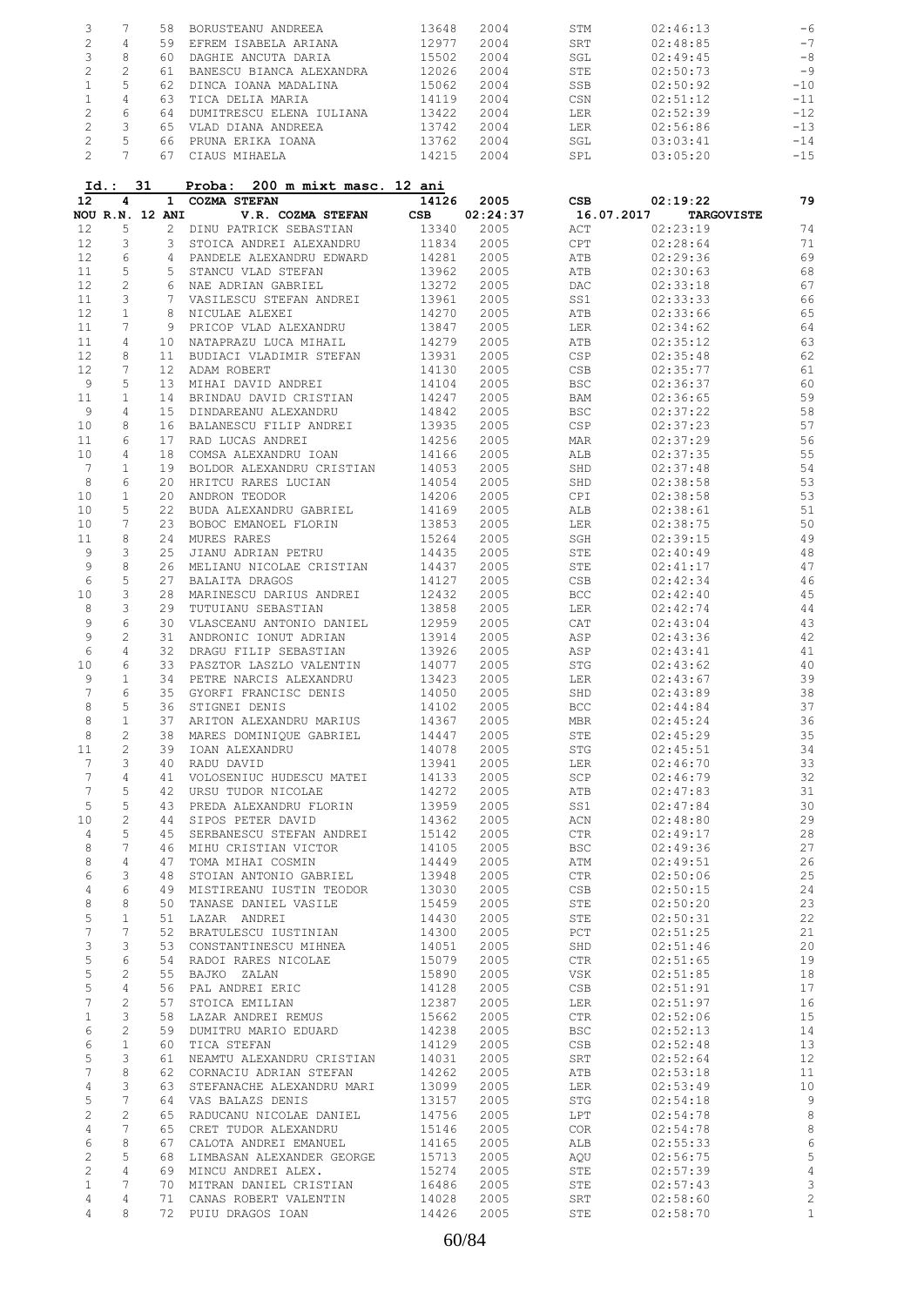| | | | | | | | | |
|---|---|---|---|---|---|---|---|---|
| 3 | 7 | 58 | BORUSTEANU ANDREEA | 13648 | 2004 | STM | 02:46:13 | -6 |
| 2 | 4 | 59 | EFREM ISABELA ARIANA | 12977 | 2004 | SRT | 02:48:85 | -7 |
| 3 | 8 | 60 | DAGHIE ANCUTA DARIA | 15502 | 2004 | SGL | 02:49:45 | -8 |
| 2 | 2 | 61 | BANESCU BIANCA ALEXANDRA | 12026 | 2004 | STE | 02:50:73 | -9 |
| 1 | 5 | 62 | DINCA IOANA MADALINA | 15062 | 2004 | SSB | 02:50:92 | -10 |
| 1 | 4 | 63 | TICA DELIA MARIA | 14119 | 2004 | CSN | 02:51:12 | -11 |
| 2 | 6 | 64 | DUMITRESCU ELENA IULIANA | 13422 | 2004 | LER | 02:52:39 | -12 |
| 2 | 3 | 65 | VLAD DIANA ANDREEA | 13742 | 2004 | LER | 02:56:86 | -13 |
| 2 | 5 | 66 | PRUNA ERIKA IOANA | 13762 | 2004 | SGL | 03:03:41 | -14 |
| 2 | 7 | 67 | CIAUS MIHAELA | 14215 | 2004 | SPL | 03:05:20 | -15 |

**Id.: 31 Proba: 200 m mixt masc. 12 ani**

| | | | | | | | | |
|---|---|---|---|---|---|---|---|---|
| **12** | **4** | **1** | **COZMA STEFAN** | **14126** | **2005** | **CSB** | **02:19:22** | **79** |
| **NOU R.N. 12 ANI** | | | **V.R. COZMA STEFAN** | **CSB** | **02:24:37** | **16.07.2017** | **TARGOVISTE** | |
| 12 | 5 | 2 | DINU PATRICK SEBASTIAN | 13340 | 2005 | ACT | 02:23:19 | 74 |
| 12 | 3 | 3 | STOICA ANDREI ALEXANDRU | 11834 | 2005 | CPT | 02:28:64 | 71 |
| 12 | 6 | 4 | PANDELE ALEXANDRU EDWARD | 14281 | 2005 | ATB | 02:29:36 | 69 |
| 11 | 5 | 5 | STANCU VLAD STEFAN | 13962 | 2005 | ATB | 02:30:63 | 68 |
| 12 | 2 | 6 | NAE ADRIAN GABRIEL | 13272 | 2005 | DAC | 02:33:18 | 67 |
| 11 | 3 | 7 | VASILESCU STEFAN ANDREI | 13961 | 2005 | SS1 | 02:33:33 | 66 |
| 12 | 1 | 8 | NICULAE ALEXEI | 14270 | 2005 | ATB | 02:33:66 | 65 |
| 11 | 7 | 9 | PRICOP VLAD ALEXANDRU | 13847 | 2005 | LER | 02:34:62 | 64 |
| 11 | 4 | 10 | NATAPRAZU LUCA MIHAIL | 14279 | 2005 | ATB | 02:35:12 | 63 |
| 12 | 8 | 11 | BUDIACI VLADIMIR STEFAN | 13931 | 2005 | CSP | 02:35:48 | 62 |
| 12 | 7 | 12 | ADAM ROBERT | 14130 | 2005 | CSB | 02:35:77 | 61 |
| 9 | 5 | 13 | MIHAI DAVID ANDREI | 14104 | 2005 | BSC | 02:36:37 | 60 |
| 11 | 1 | 14 | BRINDAU DAVID CRISTIAN | 14247 | 2005 | BAM | 02:36:65 | 59 |
| 9 | 4 | 15 | DINDAREANU ALEXANDRU | 14842 | 2005 | BSC | 02:37:22 | 58 |
| 10 | 8 | 16 | BALANESCU FILIP ANDREI | 13935 | 2005 | CSP | 02:37:23 | 57 |
| 11 | 6 | 17 | RAD LUCAS ANDREI | 14256 | 2005 | MAR | 02:37:29 | 56 |
| 10 | 4 | 18 | COMSA ALEXANDRU IOAN | 14166 | 2005 | ALB | 02:37:35 | 55 |
| 7 | 1 | 19 | BOLDOR ALEXANDRU CRISTIAN | 14053 | 2005 | SHD | 02:37:48 | 54 |
| 8 | 6 | 20 | HRITCU RARES LUCIAN | 14054 | 2005 | SHD | 02:38:58 | 53 |
| 10 | 1 | 20 | ANDRON TEODOR | 14206 | 2005 | CPI | 02:38:58 | 53 |
| 10 | 5 | 22 | BUDA ALEXANDRU GABRIEL | 14169 | 2005 | ALB | 02:38:61 | 51 |
| 10 | 7 | 23 | BOBOC EMANOEL FLORIN | 13853 | 2005 | LER | 02:38:75 | 50 |
| 11 | 8 | 24 | MURES RARES | 15264 | 2005 | SGH | 02:39:15 | 49 |
| 9 | 3 | 25 | JIANU ADRIAN PETRU | 14435 | 2005 | STE | 02:40:49 | 48 |
| 9 | 8 | 26 | MELIANU NICOLAE CRISTIAN | 14437 | 2005 | STE | 02:41:17 | 47 |
| 6 | 5 | 27 | BALAITA DRAGOS | 14127 | 2005 | CSB | 02:42:34 | 46 |
| 10 | 3 | 28 | MARINESCU DARIUS ANDREI | 12432 | 2005 | BCC | 02:42:40 | 45 |
| 8 | 3 | 29 | TUTUIANU SEBASTIAN | 13858 | 2005 | LER | 02:42:74 | 44 |
| 9 | 6 | 30 | VLASCEANU ANTONIO DANIEL | 12959 | 2005 | CAT | 02:43:04 | 43 |
| 9 | 2 | 31 | ANDRONIC IONUT ADRIAN | 13914 | 2005 | ASP | 02:43:36 | 42 |
| 6 | 4 | 32 | DRAGU FILIP SEBASTIAN | 13926 | 2005 | ASP | 02:43:41 | 41 |
| 10 | 6 | 33 | PASZTOR LASZLO VALENTIN | 14077 | 2005 | STG | 02:43:62 | 40 |
| 9 | 1 | 34 | PETRE NARCIS ALEXANDRU | 13423 | 2005 | LER | 02:43:67 | 39 |
| 7 | 6 | 35 | GYORFI FRANCISC DENIS | 14050 | 2005 | SHD | 02:43:89 | 38 |
| 8 | 5 | 36 | STIGNEI DENIS | 14102 | 2005 | BCC | 02:44:84 | 37 |
| 8 | 1 | 37 | ARITON ALEXANDRU MARIUS | 14367 | 2005 | MBR | 02:45:24 | 36 |
| 8 | 2 | 38 | MARES DOMINIQUE GABRIEL | 14447 | 2005 | STE | 02:45:29 | 35 |
| 11 | 2 | 39 | IOAN ALEXANDRU | 14078 | 2005 | STG | 02:45:51 | 34 |
| 7 | 3 | 40 | RADU DAVID | 13941 | 2005 | LER | 02:46:70 | 33 |
| 7 | 4 | 41 | VOLOSENIUC HUDESCU MATEI | 14133 | 2005 | SCP | 02:46:79 | 32 |
| 7 | 5 | 42 | URSU TUDOR NICOLAE | 14272 | 2005 | ATB | 02:47:83 | 31 |
| 5 | 5 | 43 | PREDA ALEXANDRU FLORIN | 13959 | 2005 | SS1 | 02:47:84 | 30 |
| 10 | 2 | 44 | SIPOS PETER DAVID | 14362 | 2005 | ACN | 02:48:80 | 29 |
| 4 | 5 | 45 | SERBANESCU STEFAN ANDREI | 15142 | 2005 | CTR | 02:49:17 | 28 |
| 8 | 7 | 46 | MIHU CRISTIAN VICTOR | 14105 | 2005 | BSC | 02:49:36 | 27 |
| 8 | 4 | 47 | TOMA MIHAI COSMIN | 14449 | 2005 | ATM | 02:49:51 | 26 |
| 6 | 3 | 48 | STOIAN ANTONIO GABRIEL | 13948 | 2005 | CTR | 02:50:06 | 25 |
| 4 | 6 | 49 | MISTIREANU IUSTIN TEODOR | 13030 | 2005 | CSB | 02:50:15 | 24 |
| 8 | 8 | 50 | TANASE DANIEL VASILE | 15459 | 2005 | STE | 02:50:20 | 23 |
| 5 | 1 | 51 | LAZAR ANDREI | 14430 | 2005 | STE | 02:50:31 | 22 |
| 7 | 7 | 52 | BRATULESCU IUSTINIAN | 14300 | 2005 | PCT | 02:51:25 | 21 |
| 3 | 3 | 53 | CONSTANTINESCU MIHNEA | 14051 | 2005 | SHD | 02:51:46 | 20 |
| 5 | 6 | 54 | RADOI RARES NICOLAE | 15079 | 2005 | CTR | 02:51:65 | 19 |
| 5 | 2 | 55 | BAJKO ZALAN | 15890 | 2005 | VSK | 02:51:85 | 18 |
| 5 | 4 | 56 | PAL ANDREI ERIC | 14128 | 2005 | CSB | 02:51:91 | 17 |
| 7 | 2 | 57 | STOICA EMILIAN | 12387 | 2005 | LER | 02:51:97 | 16 |
| 1 | 3 | 58 | LAZAR ANDREI REMUS | 15662 | 2005 | CTR | 02:52:06 | 15 |
| 6 | 2 | 59 | DUMITRU MARIO EDUARD | 14238 | 2005 | BSC | 02:52:13 | 14 |
| 6 | 1 | 60 | TICA STEFAN | 14129 | 2005 | CSB | 02:52:48 | 13 |
| 5 | 3 | 61 | NEAMTU ALEXANDRU CRISTIAN | 14031 | 2005 | SRT | 02:52:64 | 12 |
| 7 | 8 | 62 | CORNACIU ADRIAN STEFAN | 14262 | 2005 | ATB | 02:53:18 | 11 |
| 4 | 3 | 63 | STEFANACHE ALEXANDRU MARI | 13099 | 2005 | LER | 02:53:49 | 10 |
| 5 | 7 | 64 | VAS BALAZS DENIS | 13157 | 2005 | STG | 02:54:18 | 9 |
| 2 | 2 | 65 | RADUCANU NICOLAE DANIEL | 14756 | 2005 | LPT | 02:54:78 | 8 |
| 4 | 7 | 65 | CRET TUDOR ALEXANDRU | 15146 | 2005 | COR | 02:54:78 | 8 |
| 6 | 8 | 67 | CALOTA ANDREI EMANUEL | 14165 | 2005 | ALB | 02:55:33 | 6 |
| 2 | 5 | 68 | LIMBASAN ALEXANDER GEORGE | 15713 | 2005 | AQU | 02:56:75 | 5 |
| 2 | 4 | 69 | MINCU ANDREI ALEX. | 15274 | 2005 | STE | 02:57:39 | 4 |
| 1 | 7 | 70 | MITRAN DANIEL CRISTIAN | 16486 | 2005 | STE | 02:57:43 | 3 |
| 4 | 4 | 71 | CANAS ROBERT VALENTIN | 14028 | 2005 | SRT | 02:58:60 | 2 |
| 4 | 8 | 72 | PUIU DRAGOS IOAN | 14426 | 2005 | STE | 02:58:70 | 1 |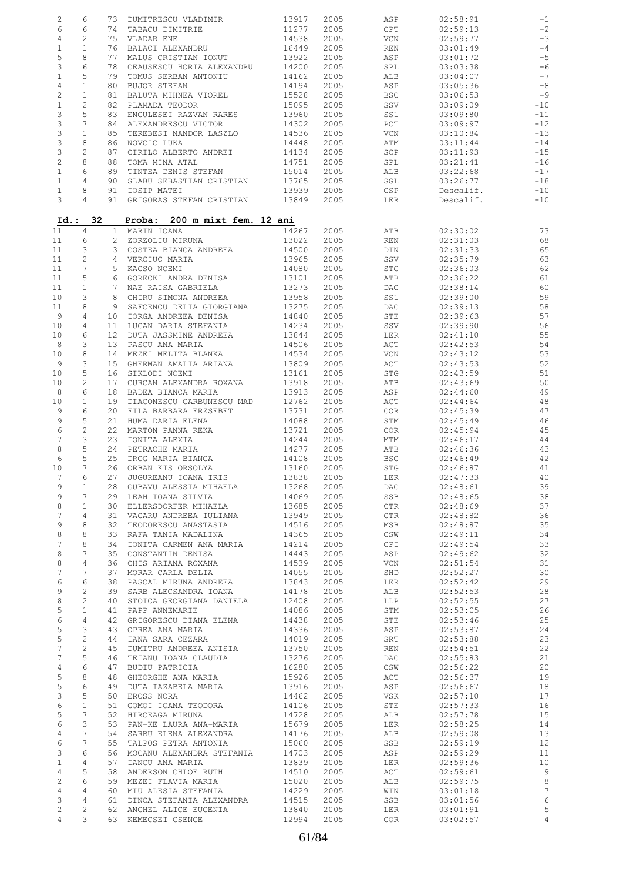| | | | | | | | | |
|---|---|---|---|---|---|---|---|---|
| 2 | 6 | 73 | DUMITRESCU VLADIMIR | 13917 | 2005 | ASP | 02:58:91 | -1 |
| 6 | 6 | 74 | TABACU DIMITRIE | 11277 | 2005 | CPT | 02:59:13 | -2 |
| 4 | 2 | 75 | VLADAR ENE | 14538 | 2005 | VCN | 02:59:77 | -3 |
| 1 | 1 | 76 | BALACI ALEXANDRU | 16449 | 2005 | REN | 03:01:49 | -4 |
| 5 | 8 | 77 | MALUS CRISTIAN IONUT | 13922 | 2005 | ASP | 03:01:72 | -5 |
| 3 | 6 | 78 | CEAUSESCU HORIA ALEXANDRU | 14200 | 2005 | SPL | 03:03:38 | -6 |
| 1 | 5 | 79 | TOMUS SERBAN ANTONIU | 14162 | 2005 | ALB | 03:04:07 | -7 |
| 4 | 1 | 80 | BUJOR STEFAN | 14194 | 2005 | ASP | 03:05:36 | -8 |
| 2 | 1 | 81 | BALUTA MIHNEA VIOREL | 15528 | 2005 | BSC | 03:06:53 | -9 |
| 1 | 2 | 82 | PLAMADA TEODOR | 15095 | 2005 | SSV | 03:09:09 | -10 |
| 3 | 5 | 83 | ENCULESEI RAZVAN RARES | 13960 | 2005 | SS1 | 03:09:80 | -11 |
| 3 | 7 | 84 | ALEXANDRESCU VICTOR | 14302 | 2005 | PCT | 03:09:97 | -12 |
| 3 | 1 | 85 | TEREBESI NANDOR LASZLO | 14536 | 2005 | VCN | 03:10:84 | -13 |
| 3 | 8 | 86 | NOVCIC LUKA | 14448 | 2005 | ATM | 03:11:44 | -14 |
| 3 | 2 | 87 | CIRILO ALBERTO ANDREI | 14134 | 2005 | SCP | 03:11:93 | -15 |
| 2 | 8 | 88 | TOMA MINA ATAL | 14751 | 2005 | SPL | 03:21:41 | -16 |
| 1 | 6 | 89 | TINTEA DENIS STEFAN | 15014 | 2005 | ALB | 03:22:68 | -17 |
| 1 | 4 | 90 | SLABU SEBASTIAN CRISTIAN | 13765 | 2005 | SGL | 03:26:77 | -18 |
| 1 | 8 | 91 | IOSIP MATEI | 13939 | 2005 | CSP | Descalif. | -10 |
| 3 | 4 | 91 | GRIGORAS STEFAN CRISTIAN | 13849 | 2005 | LER | Descalif. | -10 |

**Id.: 32 Proba: 200 m mixt fem. 12 ani**

| | | | | | | | | |
|---|---|---|---|---|---|---|---|---|
| 11 | 4 | 1 | MARIN IOANA | 14267 | 2005 | ATB | 02:30:02 | 73 |
| 11 | 6 | 2 | ZORZOLIU MIRUNA | 13022 | 2005 | REN | 02:31:03 | 68 |
| 11 | 3 | 3 | COSTEA BIANCA ANDREEA | 14500 | 2005 | DIN | 02:31:33 | 65 |
| 11 | 2 | 4 | VERCIUC MARIA | 13965 | 2005 | SSV | 02:35:79 | 63 |
| 11 | 7 | 5 | KACSO NOEMI | 14080 | 2005 | STG | 02:36:03 | 62 |
| 11 | 5 | 6 | GORECKI ANDRA DENISA | 13101 | 2005 | ATB | 02:36:22 | 61 |
| 11 | 1 | 7 | NAE RAISA GABRIELA | 13273 | 2005 | DAC | 02:38:14 | 60 |
| 10 | 3 | 8 | CHIRU SIMONA ANDREEA | 13958 | 2005 | SS1 | 02:39:00 | 59 |
| 11 | 8 | 9 | SAFCENCU DELIA GIORGIANA | 13275 | 2005 | DAC | 02:39:13 | 58 |
| 9 | 4 | 10 | IORGA ANDREEA DENISA | 14840 | 2005 | STE | 02:39:63 | 57 |
| 10 | 4 | 11 | LUCAN DARIA STEFANIA | 14234 | 2005 | SSV | 02:39:90 | 56 |
| 10 | 6 | 12 | DUTA JASSMINE ANDREEA | 13844 | 2005 | LER | 02:41:10 | 55 |
| 8 | 3 | 13 | PASCU ANA MARIA | 14506 | 2005 | ACT | 02:42:53 | 54 |
| 10 | 8 | 14 | MEZEI MELITA BLANKA | 14534 | 2005 | VCN | 02:43:12 | 53 |
| 9 | 3 | 15 | GHERMAN AMALIA ARIANA | 13809 | 2005 | ACT | 02:43:53 | 52 |
| 10 | 5 | 16 | SIKLODI NOEMI | 13161 | 2005 | STG | 02:43:59 | 51 |
| 10 | 2 | 17 | CURCAN ALEXANDRA ROXANA | 13918 | 2005 | ATB | 02:43:69 | 50 |
| 8 | 6 | 18 | BADEA BIANCA MARIA | 13913 | 2005 | ASP | 02:44:60 | 49 |
| 10 | 1 | 19 | DIACONESCU CARBUNESCU MAD | 12762 | 2005 | ACT | 02:44:64 | 48 |
| 9 | 6 | 20 | FILA BARBARA ERZSEBET | 13731 | 2005 | COR | 02:45:39 | 47 |
| 9 | 5 | 21 | HUMA DARIA ELENA | 14088 | 2005 | STM | 02:45:49 | 46 |
| 6 | 2 | 22 | MARTON PANNA REKA | 13721 | 2005 | COR | 02:45:94 | 45 |
| 7 | 3 | 23 | IONITA ALEXIA | 14244 | 2005 | MTM | 02:46:17 | 44 |
| 8 | 5 | 24 | PETRACHE MARIA | 14277 | 2005 | ATB | 02:46:36 | 43 |
| 6 | 5 | 25 | DROG MARIA BIANCA | 14108 | 2005 | BSC | 02:46:49 | 42 |
| 10 | 7 | 26 | ORBAN KIS ORSOLYA | 13160 | 2005 | STG | 02:46:87 | 41 |
| 7 | 6 | 27 | JUGUREANU IOANA IRIS | 13838 | 2005 | LER | 02:47:33 | 40 |
| 9 | 1 | 28 | GUBAVU ALESSIA MIHAELA | 13268 | 2005 | DAC | 02:48:61 | 39 |
| 9 | 7 | 29 | LEAH IOANA SILVIA | 14069 | 2005 | SSB | 02:48:65 | 38 |
| 8 | 1 | 30 | ELLERSDORFER MIHAELA | 13685 | 2005 | CTR | 02:48:69 | 37 |
| 7 | 4 | 31 | VACARU ANDREEA IULIANA | 13949 | 2005 | CTR | 02:48:82 | 36 |
| 9 | 8 | 32 | TEODORESCU ANASTASIA | 14516 | 2005 | MSB | 02:48:87 | 35 |
| 8 | 8 | 33 | RAFA TANIA MADALINA | 14365 | 2005 | CSW | 02:49:11 | 34 |
| 7 | 8 | 34 | IONITA CARMEN ANA MARIA | 14214 | 2005 | CPI | 02:49:54 | 33 |
| 8 | 7 | 35 | CONSTANTIN DENISA | 14443 | 2005 | ASP | 02:49:62 | 32 |
| 8 | 4 | 36 | CHIS ARIANA ROXANA | 14539 | 2005 | VCN | 02:51:54 | 31 |
| 7 | 7 | 37 | MORAR CARLA DELIA | 14055 | 2005 | SHD | 02:52:27 | 30 |
| 6 | 6 | 38 | PASCAL MIRUNA ANDREEA | 13843 | 2005 | LER | 02:52:42 | 29 |
| 9 | 2 | 39 | SARB ALECSANDRA IOANA | 14178 | 2005 | ALB | 02:52:53 | 28 |
| 8 | 2 | 40 | STOICA GEORGIANA DANIELA | 12408 | 2005 | LLP | 02:52:55 | 27 |
| 5 | 1 | 41 | PAPP ANNEMARIE | 14086 | 2005 | STM | 02:53:05 | 26 |
| 6 | 4 | 42 | GRIGORESCU DIANA ELENA | 14438 | 2005 | STE | 02:53:46 | 25 |
| 5 | 3 | 43 | OPREA ANA MARIA | 14336 | 2005 | ASP | 02:53:87 | 24 |
| 5 | 2 | 44 | IANA SARA CEZARA | 14019 | 2005 | SRT | 02:53:88 | 23 |
| 7 | 2 | 45 | DUMITRU ANDREEA ANISIA | 13750 | 2005 | REN | 02:54:51 | 22 |
| 7 | 5 | 46 | TEIANU IOANA CLAUDIA | 13276 | 2005 | DAC | 02:55:83 | 21 |
| 4 | 6 | 47 | BUDIU PATRICIA | 16280 | 2005 | CSW | 02:56:22 | 20 |
| 5 | 8 | 48 | GHEORGHE ANA MARIA | 15926 | 2005 | ACT | 02:56:37 | 19 |
| 5 | 6 | 49 | DUTA IAZABELA MARIA | 13916 | 2005 | ASP | 02:56:67 | 18 |
| 3 | 5 | 50 | EROSS NORA | 14462 | 2005 | VSK | 02:57:10 | 17 |
| 6 | 1 | 51 | GOMOI IOANA TEODORA | 14106 | 2005 | STE | 02:57:33 | 16 |
| 5 | 7 | 52 | HIRCEAGA MIRUNA | 14728 | 2005 | ALB | 02:57:78 | 15 |
| 6 | 3 | 53 | PAN-KE LAURA ANA-MARIA | 15679 | 2005 | LER | 02:58:25 | 14 |
| 4 | 7 | 54 | SARBU ELENA ALEXANDRA | 14176 | 2005 | ALB | 02:59:08 | 13 |
| 6 | 7 | 55 | TALPOS PETRA ANTONIA | 15060 | 2005 | SSB | 02:59:19 | 12 |
| 3 | 6 | 56 | MOCANU ALEXANDRA STEFANIA | 14703 | 2005 | ASP | 02:59:29 | 11 |
| 1 | 4 | 57 | IANCU ANA MARIA | 13839 | 2005 | LER | 02:59:36 | 10 |
| 4 | 5 | 58 | ANDERSON CHLOE RUTH | 14510 | 2005 | ACT | 02:59:61 | 9 |
| 2 | 6 | 59 | MEZEI FLAVIA MARIA | 15020 | 2005 | ALB | 02:59:75 | 8 |
| 4 | 4 | 60 | MIU ALESIA STEFANIA | 14229 | 2005 | WIN | 03:01:18 | 7 |
| 3 | 4 | 61 | DINCA STEFANIA ALEXANDRA | 14515 | 2005 | SSB | 03:01:56 | 6 |
| 2 | 2 | 62 | ANGHEL ALICE EUGENIA | 13840 | 2005 | LER | 03:01:91 | 5 |
| 4 | 3 | 63 | KEMECSEI CSENGE | 12994 | 2005 | COR | 03:02:57 | 4 |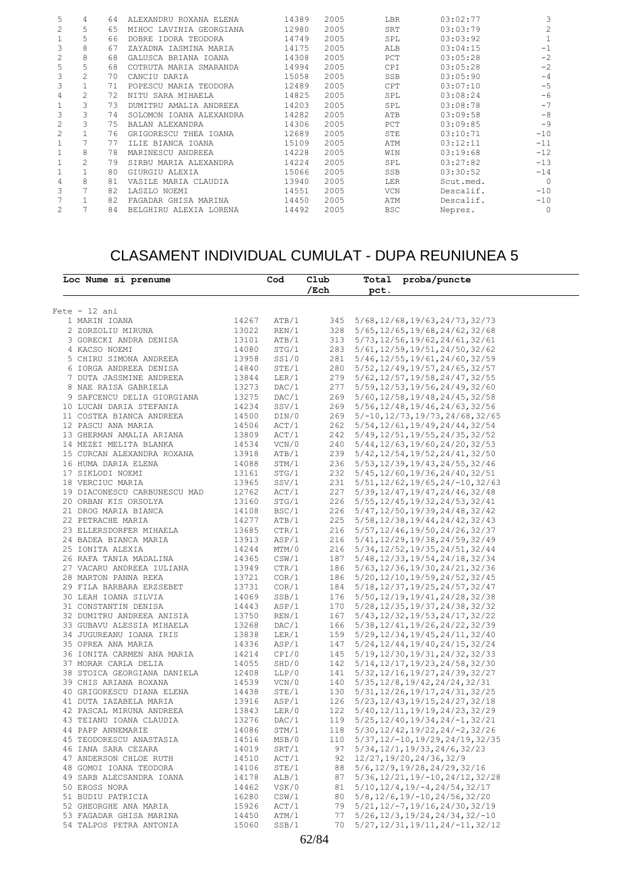| | | | | | | | | |
|---|---|---|---|---|---|---|---|---|
| 5 | 4 | 64 | ALEXANDRU ROXANA ELENA | 14389 | 2005 | LBR | 03:02:77 | 3 |
| 2 | 5 | 65 | MIHOC LAVINIA GEORGIANA | 12980 | 2005 | SRT | 03:03:79 | 2 |
| 1 | 5 | 66 | DOBRE IDORA TEODORA | 14749 | 2005 | SPL | 03:03:92 | 1 |
| 3 | 8 | 67 | ZAYADNA IASMINA MARIA | 14175 | 2005 | ALB | 03:04:15 | -1 |
| 2 | 8 | 68 | GALUSCA BRIANA IOANA | 14308 | 2005 | PCT | 03:05:28 | -2 |
| 5 | 5 | 68 | COTRUTA MARIA SMARANDA | 14994 | 2005 | CPI | 03:05:28 | -2 |
| 3 | 2 | 70 | CANCIU DARIA | 15058 | 2005 | SSB | 03:05:90 | -4 |
| 3 | 1 | 71 | POPESCU MARIA TEODORA | 12489 | 2005 | CPT | 03:07:10 | -5 |
| 4 | 2 | 72 | NITU SARA MIHAELA | 14825 | 2005 | SPL | 03:08:24 | -6 |
| 1 | 3 | 73 | DUMITRU AMALIA ANDREEA | 14203 | 2005 | SPL | 03:08:78 | -7 |
| 3 | 3 | 74 | SOLOMON IOANA ALEXANDRA | 14282 | 2005 | ATB | 03:09:58 | -8 |
| 2 | 3 | 75 | BALAN ALEXANDRA | 14306 | 2005 | PCT | 03:09:85 | -9 |
| 2 | 1 | 76 | GRIGORESCU THEA IOANA | 12689 | 2005 | STE | 03:10:71 | -10 |
| 1 | 7 | 77 | ILIE BIANCA IOANA | 15109 | 2005 | ATM | 03:12:11 | -11 |
| 1 | 8 | 78 | MARINESCU ANDREEA | 14228 | 2005 | WIN | 03:19:68 | -12 |
| 1 | 2 | 79 | SIRBU MARIA ALEXANDRA | 14224 | 2005 | SPL | 03:27:82 | -13 |
| 1 | 1 | 80 | GIURGIU ALEXIA | 15066 | 2005 | SSB | 03:30:52 | -14 |
| 4 | 8 | 81 | VASILE MARIA CLAUDIA | 13940 | 2005 | LER | Scut.med. | 0 |
| 3 | 7 | 82 | LASZLO NOEMI | 14551 | 2005 | VCN | Descalif. | -10 |
| 7 | 1 | 82 | FAGADAR GHISA MARINA | 14450 | 2005 | ATM | Descalif. | -10 |
| 2 | 7 | 84 | BELGHIRU ALEXIA LORENA | 14492 | 2005 | BSC | Neprez. | 0 |

# CLASAMENT INDIVIDUAL CUMULAT - DUPA REUNIUNEA 5

Fete - 12 ani

| Loc | Nume si prenume | Cod | Club /Ech | Total pct. | proba/puncte |
|---|---|---|---|---|---|
| 1 | MARIN IOANA | 14267 | ATB/1 | 345 | 5/68,12/68,19/63,24/73,32/73 |
| 2 | ZORZOLIU MIRUNA | 13022 | REN/1 | 328 | 5/65,12/65,19/68,24/62,32/68 |
| 3 | GORECKI ANDRA DENISA | 13101 | ATB/1 | 313 | 5/73,12/56,19/62,24/61,32/61 |
| 4 | KACSO NOEMI | 14080 | STG/1 | 283 | 5/61,12/59,19/51,24/50,32/62 |
| 5 | CHIRU SIMONA ANDREEA | 13958 | SS1/0 | 281 | 5/46,12/55,19/61,24/60,32/59 |
| 6 | IORGA ANDREEA DENISA | 14840 | STE/1 | 280 | 5/52,12/49,19/57,24/65,32/57 |
| 7 | DUTA JASSMINE ANDREEA | 13844 | LER/1 | 279 | 5/62,12/57,19/58,24/47,32/55 |
| 8 | NAE RAISA GABRIELA | 13273 | DAC/1 | 277 | 5/59,12/53,19/56,24/49,32/60 |
| 9 | SAFCENCU DELIA GIORGIANA | 13275 | DAC/1 | 269 | 5/60,12/58,19/48,24/45,32/58 |
| 10 | LUCAN DARIA STEFANIA | 14234 | SSV/1 | 269 | 5/56,12/48,19/46,24/63,32/56 |
| 11 | COSTEA BIANCA ANDREEA | 14500 | DIN/0 | 269 | 5/-10,12/73,19/73,24/68,32/65 |
| 12 | PASCU ANA MARIA | 14506 | ACT/1 | 262 | 5/54,12/61,19/49,24/44,32/54 |
| 13 | GHERMAN AMALIA ARIANA | 13809 | ACT/1 | 242 | 5/49,12/51,19/55,24/35,32/52 |
| 14 | MEZEI MELITA BLANKA | 14534 | VCN/0 | 240 | 5/44,12/63,19/60,24/20,32/53 |
| 15 | CURCAN ALEXANDRA ROXANA | 13918 | ATB/1 | 239 | 5/42,12/54,19/52,24/41,32/50 |
| 16 | HUMA DARIA ELENA | 14088 | STM/1 | 236 | 5/53,12/39,19/43,24/55,32/46 |
| 17 | SIKLODI NOEMI | 13161 | STG/1 | 232 | 5/45,12/60,19/36,24/40,32/51 |
| 18 | VERCIUC MARIA | 13965 | SSV/1 | 231 | 5/51,12/62,19/65,24/-10,32/63 |
| 19 | DIACONESCU CARBUNESCU MAD | 12762 | ACT/1 | 227 | 5/39,12/47,19/47,24/46,32/48 |
| 20 | ORBAN KIS ORSOLYA | 13160 | STG/1 | 226 | 5/55,12/45,19/32,24/53,32/41 |
| 21 | DROG MARIA BIANCA | 14108 | BSC/1 | 226 | 5/47,12/50,19/39,24/48,32/42 |
| 22 | PETRACHE MARIA | 14277 | ATB/1 | 225 | 5/58,12/38,19/44,24/42,32/43 |
| 23 | ELLERSDORFER MIHAELA | 13685 | CTR/1 | 216 | 5/57,12/46,19/50,24/26,32/37 |
| 24 | BADEA BIANCA MARIA | 13913 | ASP/1 | 216 | 5/41,12/29,19/38,24/59,32/49 |
| 25 | IONITA ALEXIA | 14244 | MTM/0 | 216 | 5/34,12/52,19/35,24/51,32/44 |
| 26 | RAFA TANIA MADALINA | 14365 | CSW/1 | 187 | 5/48,12/33,19/54,24/18,32/34 |
| 27 | VACARU ANDREEA IULIANA | 13949 | CTR/1 | 186 | 5/63,12/36,19/30,24/21,32/36 |
| 28 | MARTON PANNA REKA | 13721 | COR/1 | 186 | 5/20,12/10,19/59,24/52,32/45 |
| 29 | FILA BARBARA ERZSEBET | 13731 | COR/1 | 184 | 5/18,12/37,19/25,24/57,32/47 |
| 30 | LEAH IOANA SILVIA | 14069 | SSB/1 | 176 | 5/50,12/19,19/41,24/28,32/38 |
| 31 | CONSTANTIN DENISA | 14443 | ASP/1 | 170 | 5/28,12/35,19/37,24/38,32/32 |
| 32 | DUMITRU ANDREEA ANISIA | 13750 | REN/1 | 167 | 5/43,12/32,19/53,24/17,32/22 |
| 33 | GUBAVU ALESSIA MIHAELA | 13268 | DAC/1 | 166 | 5/38,12/41,19/26,24/22,32/39 |
| 34 | JUGUREANU IOANA IRIS | 13838 | LER/1 | 159 | 5/29,12/34,19/45,24/11,32/40 |
| 35 | OPREA ANA MARIA | 14336 | ASP/1 | 147 | 5/24,12/44,19/40,24/15,32/24 |
| 36 | IONITA CARMEN ANA MARIA | 14214 | CPI/0 | 145 | 5/19,12/30,19/31,24/32,32/33 |
| 37 | MORAR CARLA DELIA | 14055 | SHD/0 | 142 | 5/14,12/17,19/23,24/58,32/30 |
| 38 | STOICA GEORGIANA DANIELA | 12408 | LLP/0 | 141 | 5/32,12/16,19/27,24/39,32/27 |
| 39 | CHIS ARIANA ROXANA | 14539 | VCN/0 | 140 | 5/35,12/8,19/42,24/24,32/31 |
| 40 | GRIGORESCU DIANA ELENA | 14438 | STE/1 | 130 | 5/31,12/26,19/17,24/31,32/25 |
| 41 | DUTA IAZABELA MARIA | 13916 | ASP/1 | 126 | 5/23,12/43,19/15,24/27,32/18 |
| 42 | PASCAL MIRUNA ANDREEA | 13843 | LER/0 | 122 | 5/40,12/11,19/19,24/23,32/29 |
| 43 | TEIANU IOANA CLAUDIA | 13276 | DAC/1 | 119 | 5/25,12/40,19/34,24/-1,32/21 |
| 44 | PAPP ANNEMARIE | 14086 | STM/1 | 118 | 5/30,12/42,19/22,24/-2,32/26 |
| 45 | TEODORESCU ANASTASIA | 14516 | MSB/0 | 110 | 5/37,12/-10,19/29,24/19,32/35 |
| 46 | IANA SARA CEZARA | 14019 | SRT/1 | 97 | 5/34,12/1,19/33,24/6,32/23 |
| 47 | ANDERSON CHLOE RUTH | 14510 | ACT/1 | 92 | 12/27,19/20,24/36,32/9 |
| 48 | GOMOI IOANA TEODORA | 14106 | STE/1 | 88 | 5/6,12/9,19/28,24/29,32/16 |
| 49 | SARB ALECSANDRA IOANA | 14178 | ALB/1 | 87 | 5/36,12/21,19/-10,24/12,32/28 |
| 50 | EROSS NORA | 14462 | VSK/0 | 81 | 5/10,12/4,19/-4,24/54,32/17 |
| 51 | BUDIU PATRICIA | 16280 | CSW/1 | 80 | 5/8,12/6,19/-10,24/56,32/20 |
| 52 | GHEORGHE ANA MARIA | 15926 | ACT/1 | 79 | 5/21,12/-7,19/16,24/30,32/19 |
| 53 | FAGADAR GHISA MARINA | 14450 | ATM/1 | 77 | 5/26,12/3,19/24,24/34,32/-10 |
| 54 | TALPOS PETRA ANTONIA | 15060 | SSB/1 | 70 | 5/27,12/31,19/11,24/-11,32/12 |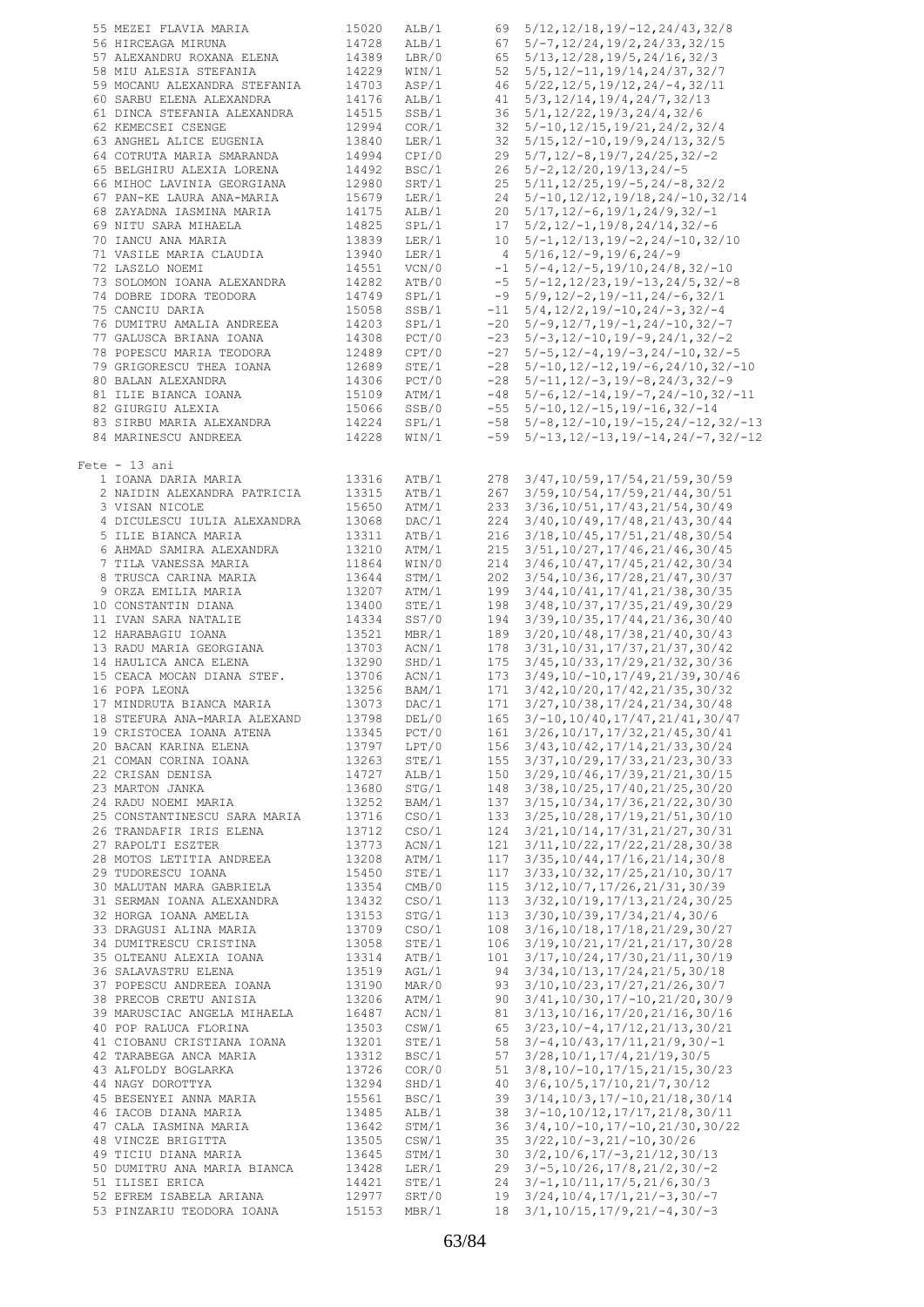| | | | | | |
|---|---|---|---|---|---|
| 55 | MEZEI FLAVIA MARIA | 15020 | ALB/1 | 69 | 5/12,12/18,19/-12,24/43,32/8 |
| 56 | HIRCEAGA MIRUNA | 14728 | ALB/1 | 67 | 5/-7,12/24,19/2,24/33,32/15 |
| 57 | ALEXANDRU ROXANA ELENA | 14389 | LBR/0 | 65 | 5/13,12/28,19/5,24/16,32/3 |
| 58 | MIU ALESIA STEFANIA | 14229 | WIN/1 | 52 | 5/5,12/-11,19/14,24/37,32/7 |
| 59 | MOCANU ALEXANDRA STEFANIA | 14703 | ASP/1 | 46 | 5/22,12/5,19/12,24/-4,32/11 |
| 60 | SARBU ELENA ALEXANDRA | 14176 | ALB/1 | 41 | 5/3,12/14,19/4,24/7,32/13 |
| 61 | DINCA STEFANIA ALEXANDRA | 14515 | SSB/1 | 36 | 5/1,12/22,19/3,24/4,32/6 |
| 62 | KEMECSEI CSENGE | 12994 | COR/1 | 32 | 5/-10,12/15,19/21,24/2,32/4 |
| 63 | ANGHEL ALICE EUGENIA | 13840 | LER/1 | 32 | 5/15,12/-10,19/9,24/13,32/5 |
| 64 | COTRUTA MARIA SMARANDA | 14994 | CPI/0 | 29 | 5/7,12/-8,19/7,24/25,32/-2 |
| 65 | BELGHIRU ALEXIA LORENA | 14492 | BSC/1 | 26 | 5/-2,12/20,19/13,24/-5 |
| 66 | MIHOC LAVINIA GEORGIANA | 12980 | SRT/1 | 25 | 5/11,12/25,19/-5,24/-8,32/2 |
| 67 | PAN-KE LAURA ANA-MARIA | 15679 | LER/1 | 24 | 5/-10,12/12,19/18,24/-10,32/14 |
| 68 | ZAYADNA IASMINA MARIA | 14175 | ALB/1 | 20 | 5/17,12/-6,19/1,24/9,32/-1 |
| 69 | NITU SARA MIHAELA | 14825 | SPL/1 | 17 | 5/2,12/-1,19/8,24/14,32/-6 |
| 70 | IANCU ANA MARIA | 13839 | LER/1 | 10 | 5/-1,12/13,19/-2,24/-10,32/10 |
| 71 | VASILE MARIA CLAUDIA | 13940 | LER/1 | 4 | 5/16,12/-9,19/6,24/-9 |
| 72 | LASZLO NOEMI | 14551 | VCN/0 | -1 | 5/-4,12/-5,19/10,24/8,32/-10 |
| 73 | SOLOMON IOANA ALEXANDRA | 14282 | ATB/0 | -5 | 5/-12,12/23,19/-13,24/5,32/-8 |
| 74 | DOBRE IDORA TEODORA | 14749 | SPL/1 | -9 | 5/9,12/-2,19/-11,24/-6,32/1 |
| 75 | CANCIU DARIA | 15058 | SSB/1 | -11 | 5/4,12/2,19/-10,24/-3,32/-4 |
| 76 | DUMITRU AMALIA ANDREEA | 14203 | SPL/1 | -20 | 5/-9,12/7,19/-1,24/-10,32/-7 |
| 77 | GALUSCA BRIANA IOANA | 14308 | PCT/0 | -23 | 5/-3,12/-10,19/-9,24/1,32/-2 |
| 78 | POPESCU MARIA TEODORA | 12489 | CPT/0 | -27 | 5/-5,12/-4,19/-3,24/-10,32/-5 |
| 79 | GRIGORESCU THEA IOANA | 12689 | STE/1 | -28 | 5/-10,12/-12,19/-6,24/10,32/-10 |
| 80 | BALAN ALEXANDRA | 14306 | PCT/0 | -28 | 5/-11,12/-3,19/-8,24/3,32/-9 |
| 81 | ILIE BIANCA IOANA | 15109 | ATM/1 | -48 | 5/-6,12/-14,19/-7,24/-10,32/-11 |
| 82 | GIURGIU ALEXIA | 15066 | SSB/0 | -55 | 5/-10,12/-15,19/-16,32/-14 |
| 83 | SIRBU MARIA ALEXANDRA | 14224 | SPL/1 | -58 | 5/-8,12/-10,19/-15,24/-12,32/-13 |
| 84 | MARINESCU ANDREEA | 14228 | WIN/1 | -59 | 5/-13,12/-13,19/-14,24/-7,32/-12 |

Fete - 13 ani

| | | | | | |
|---|---|---|---|---|---|
| 1 | IOANA DARIA MARIA | 13316 | ATB/1 | 278 | 3/47,10/59,17/54,21/59,30/59 |
| 2 | NAIDIN ALEXANDRA PATRICIA | 13315 | ATB/1 | 267 | 3/59,10/54,17/59,21/44,30/51 |
| 3 | VISAN NICOLE | 15650 | ATM/1 | 233 | 3/36,10/51,17/43,21/54,30/49 |
| 4 | DICULESCU IULIA ALEXANDRA | 13068 | DAC/1 | 224 | 3/40,10/49,17/48,21/43,30/44 |
| 5 | ILIE BIANCA MARIA | 13311 | ATB/1 | 216 | 3/18,10/45,17/51,21/48,30/54 |
| 6 | AHMAD SAMIRA ALEXANDRA | 13210 | ATM/1 | 215 | 3/51,10/27,17/46,21/46,30/45 |
| 7 | TILA VANESSA MARIA | 11864 | WIN/0 | 214 | 3/46,10/47,17/45,21/42,30/34 |
| 8 | TRUSCA CARINA MARIA | 13644 | STM/1 | 202 | 3/54,10/36,17/28,21/47,30/37 |
| 9 | ORZA EMILIA MARIA | 13207 | ATM/1 | 199 | 3/44,10/41,17/41,21/38,30/35 |
| 10 | CONSTANTIN DIANA | 13400 | STE/1 | 198 | 3/48,10/37,17/35,21/49,30/29 |
| 11 | IVAN SARA NATALIE | 14334 | SS7/0 | 194 | 3/39,10/35,17/44,21/36,30/40 |
| 12 | HARABAGIU IOANA | 13521 | MBR/1 | 189 | 3/20,10/48,17/38,21/40,30/43 |
| 13 | RADU MARIA GEORGIANA | 13703 | ACN/1 | 178 | 3/31,10/31,17/37,21/37,30/42 |
| 14 | HAULICA ANCA ELENA | 13290 | SHD/1 | 175 | 3/45,10/33,17/29,21/32,30/36 |
| 15 | CEACA MOCAN DIANA STEF. | 13706 | ACN/1 | 173 | 3/49,10/-10,17/49,21/39,30/46 |
| 16 | POPA LEONA | 13256 | BAM/1 | 171 | 3/42,10/20,17/42,21/35,30/32 |
| 17 | MINDRUTA BIANCA MARIA | 13073 | DAC/1 | 171 | 3/27,10/38,17/24,21/34,30/48 |
| 18 | STEFURA ANA-MARIA ALEXAND | 13798 | DEL/0 | 165 | 3/-10,10/40,17/47,21/41,30/47 |
| 19 | CRISTOCEA IOANA ATENA | 13345 | PCT/0 | 161 | 3/26,10/17,17/32,21/45,30/41 |
| 20 | BACAN KARINA ELENA | 13797 | LPT/0 | 156 | 3/43,10/42,17/14,21/33,30/24 |
| 21 | COMAN CORINA IOANA | 13263 | STE/1 | 155 | 3/37,10/29,17/33,21/23,30/33 |
| 22 | CRISAN DENISA | 14727 | ALB/1 | 150 | 3/29,10/46,17/39,21/21,30/15 |
| 23 | MARTON JANKA | 13680 | STG/1 | 148 | 3/38,10/25,17/40,21/25,30/20 |
| 24 | RADU NOEMI MARIA | 13252 | BAM/1 | 137 | 3/15,10/34,17/36,21/22,30/30 |
| 25 | CONSTANTINESCU SARA MARIA | 13716 | CSO/1 | 133 | 3/25,10/28,17/19,21/51,30/10 |
| 26 | TRANDAFIR IRIS ELENA | 13712 | CSO/1 | 124 | 3/21,10/14,17/31,21/27,30/31 |
| 27 | RAPOLTI ESZTER | 13773 | ACN/1 | 121 | 3/11,10/22,17/22,21/28,30/38 |
| 28 | MOTOS LETITIA ANDREEA | 13208 | ATM/1 | 117 | 3/35,10/44,17/16,21/14,30/8 |
| 29 | TUDORESCU IOANA | 15450 | STE/1 | 117 | 3/33,10/32,17/25,21/10,30/17 |
| 30 | MALUTAN MARA GABRIELA | 13354 | CMB/0 | 115 | 3/12,10/7,17/26,21/31,30/39 |
| 31 | SERMAN IOANA ALEXANDRA | 13432 | CSO/1 | 113 | 3/32,10/19,17/13,21/24,30/25 |
| 32 | HORGA IOANA AMELIA | 13153 | STG/1 | 113 | 3/30,10/39,17/34,21/4,30/6 |
| 33 | DRAGUSI ALINA MARIA | 13709 | CSO/1 | 108 | 3/16,10/18,17/18,21/29,30/27 |
| 34 | DUMITRESCU CRISTINA | 13058 | STE/1 | 106 | 3/19,10/21,17/21,21/17,30/28 |
| 35 | OLTEANU ALEXIA IOANA | 13314 | ATB/1 | 101 | 3/17,10/24,17/30,21/11,30/19 |
| 36 | SALAVASTRU ELENA | 13519 | AGL/1 | 94 | 3/34,10/13,17/24,21/5,30/18 |
| 37 | POPESCU ANDREEA IOANA | 13190 | MAR/0 | 93 | 3/10,10/23,17/27,21/26,30/7 |
| 38 | PRECOB CRETU ANISIA | 13206 | ATM/1 | 90 | 3/41,10/30,17/-10,21/20,30/9 |
| 39 | MARUSCIAC ANGELA MIHAELA | 16487 | ACN/1 | 81 | 3/13,10/16,17/20,21/16,30/16 |
| 40 | POP RALUCA FLORINA | 13503 | CSW/1 | 65 | 3/23,10/-4,17/12,21/13,30/21 |
| 41 | CIOBANU CRISTIANA IOANA | 13201 | STE/1 | 58 | 3/-4,10/43,17/11,21/9,30/-1 |
| 42 | TARABEGA ANCA MARIA | 13312 | BSC/1 | 57 | 3/28,10/1,17/4,21/19,30/5 |
| 43 | ALFOLDY BOGLARKA | 13726 | COR/0 | 51 | 3/8,10/-10,17/15,21/15,30/23 |
| 44 | NAGY DOROTTYA | 13294 | SHD/1 | 40 | 3/6,10/5,17/10,21/7,30/12 |
| 45 | BESENYEI ANNA MARIA | 15561 | BSC/1 | 39 | 3/14,10/3,17/-10,21/18,30/14 |
| 46 | IACOB DIANA MARIA | 13485 | ALB/1 | 38 | 3/-10,10/12,17/17,21/8,30/11 |
| 47 | CALA IASMINA MARIA | 13642 | STM/1 | 36 | 3/4,10/-10,17/-10,21/30,30/22 |
| 48 | VINCZE BRIGITTA | 13505 | CSW/1 | 35 | 3/22,10/-3,21/-10,30/26 |
| 49 | TICIU DIANA MARIA | 13645 | STM/1 | 30 | 3/2,10/6,17/-3,21/12,30/13 |
| 50 | DUMITRU ANA MARIA BIANCA | 13428 | LER/1 | 29 | 3/-5,10/26,17/8,21/2,30/-2 |
| 51 | ILISEI ERICA | 14421 | STE/1 | 24 | 3/-1,10/11,17/5,21/6,30/3 |
| 52 | EFREM ISABELA ARIANA | 12977 | SRT/0 | 19 | 3/24,10/4,17/1,21/-3,30/-7 |
| 53 | PINZARIU TEODORA IOANA | 15153 | MBR/1 | 18 | 3/1,10/15,17/9,21/-4,30/-3 |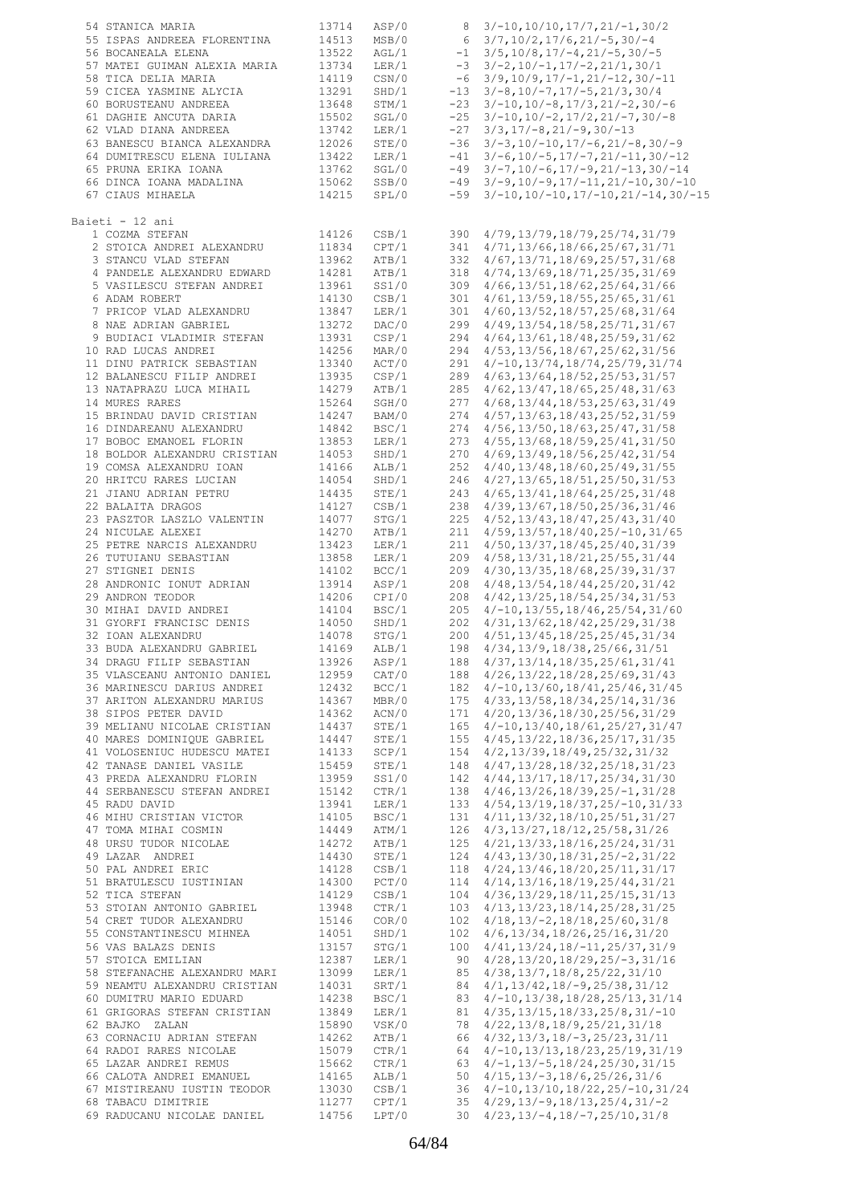| | | | | | |
|---|---|---|---|---|---|
| 54 | STANICA MARIA | 13714 | ASP/0 | 8 | 3/-10,10/10,17/7,21/-1,30/2 |
| 55 | ISPAS ANDREEA FLORENTINA | 14513 | MSB/0 | 6 | 3/7,10/2,17/6,21/-5,30/-4 |
| 56 | BOCANEALA ELENA | 13522 | AGL/1 | -1 | 3/5,10/8,17/-4,21/-5,30/-5 |
| 57 | MATEI GUIMAN ALEXIA MARIA | 13734 | LER/1 | -3 | 3/-2,10/-1,17/-2,21/1,30/1 |
| 58 | TICA DELIA MARIA | 14119 | CSN/0 | -6 | 3/9,10/9,17/-1,21/-12,30/-11 |
| 59 | CICEA YASMINE ALYCIA | 13291 | SHD/1 | -13 | 3/-8,10/-7,17/-5,21/3,30/4 |
| 60 | BORUSTEANU ANDREEA | 13648 | STM/1 | -23 | 3/-10,10/-8,17/3,21/-2,30/-6 |
| 61 | DAGHIE ANCUTA DARIA | 15502 | SGL/0 | -25 | 3/-10,10/-2,17/2,21/-7,30/-8 |
| 62 | VLAD DIANA ANDREEA | 13742 | LER/1 | -27 | 3/3,17/-8,21/-9,30/-13 |
| 63 | BANESCU BIANCA ALEXANDRA | 12026 | STE/0 | -36 | 3/-3,10/-10,17/-6,21/-8,30/-9 |
| 64 | DUMITRESCU ELENA IULIANA | 13422 | LER/1 | -41 | 3/-6,10/-5,17/-7,21/-11,30/-12 |
| 65 | PRUNA ERIKA IOANA | 13762 | SGL/0 | -49 | 3/-7,10/-6,17/-9,21/-13,30/-14 |
| 66 | DINCA IOANA MADALINA | 15062 | SSB/0 | -49 | 3/-9,10/-9,17/-11,21/-10,30/-10 |
| 67 | CIAUS MIHAELA | 14215 | SPL/0 | -59 | 3/-10,10/-10,17/-10,21/-14,30/-15 |

## Baieti - 12 ani

| | | | | | |
|---|---|---|---|---|---|
| 1 | COZMA STEFAN | 14126 | CSB/1 | 390 | 4/79,13/79,18/79,25/74,31/79 |
| 2 | STOICA ANDREI ALEXANDRU | 11834 | CPT/1 | 341 | 4/71,13/66,18/66,25/67,31/71 |
| 3 | STANCU VLAD STEFAN | 13962 | ATB/1 | 332 | 4/67,13/71,18/69,25/57,31/68 |
| 4 | PANDELE ALEXANDRU EDWARD | 14281 | ATB/1 | 318 | 4/74,13/69,18/71,25/35,31/69 |
| 5 | VASILESCU STEFAN ANDREI | 13961 | SS1/0 | 309 | 4/66,13/51,18/62,25/64,31/66 |
| 6 | ADAM ROBERT | 14130 | CSB/1 | 301 | 4/61,13/59,18/55,25/65,31/61 |
| 7 | PRICOP VLAD ALEXANDRU | 13847 | LER/1 | 301 | 4/60,13/52,18/57,25/68,31/64 |
| 8 | NAE ADRIAN GABRIEL | 13272 | DAC/0 | 299 | 4/49,13/54,18/58,25/71,31/67 |
| 9 | BUDIACI VLADIMIR STEFAN | 13931 | CSP/1 | 294 | 4/64,13/61,18/48,25/59,31/62 |
| 10 | RAD LUCAS ANDREI | 14256 | MAR/0 | 294 | 4/53,13/56,18/67,25/62,31/56 |
| 11 | DINU PATRICK SEBASTIAN | 13340 | ACT/0 | 291 | 4/-10,13/74,18/74,25/79,31/74 |
| 12 | BALANESCU FILIP ANDREI | 13935 | CSP/1 | 289 | 4/63,13/64,18/52,25/53,31/57 |
| 13 | NATAPRAZU LUCA MIHAIL | 14279 | ATB/1 | 285 | 4/62,13/47,18/65,25/48,31/63 |
| 14 | MURES RARES | 15264 | SGH/0 | 277 | 4/68,13/44,18/53,25/63,31/49 |
| 15 | BRINDAU DAVID CRISTIAN | 14247 | BAM/0 | 274 | 4/57,13/63,18/43,25/52,31/59 |
| 16 | DINDAREANU ALEXANDRU | 14842 | BSC/1 | 274 | 4/56,13/50,18/63,25/47,31/58 |
| 17 | BOBOC EMANOEL FLORIN | 13853 | LER/1 | 273 | 4/55,13/68,18/59,25/41,31/50 |
| 18 | BOLDOR ALEXANDRU CRISTIAN | 14053 | SHD/1 | 270 | 4/69,13/49,18/56,25/42,31/54 |
| 19 | COMSA ALEXANDRU IOAN | 14166 | ALB/1 | 252 | 4/40,13/48,18/60,25/49,31/55 |
| 20 | HRITCU RARES LUCIAN | 14054 | SHD/1 | 246 | 4/27,13/65,18/51,25/50,31/53 |
| 21 | JIANU ADRIAN PETRU | 14435 | STE/1 | 243 | 4/65,13/41,18/64,25/25,31/48 |
| 22 | BALAITA DRAGOS | 14127 | CSB/1 | 238 | 4/39,13/67,18/50,25/36,31/46 |
| 23 | PASZTOR LASZLO VALENTIN | 14077 | STG/1 | 225 | 4/52,13/43,18/47,25/43,31/40 |
| 24 | NICULAE ALEXEI | 14270 | ATB/1 | 211 | 4/59,13/57,18/40,25/-10,31/65 |
| 25 | PETRE NARCIS ALEXANDRU | 13423 | LER/1 | 211 | 4/50,13/37,18/45,25/40,31/39 |
| 26 | TUTUIANU SEBASTIAN | 13858 | LER/1 | 209 | 4/58,13/31,18/21,25/55,31/44 |
| 27 | STIGNEI DENIS | 14102 | BCC/1 | 209 | 4/30,13/35,18/68,25/39,31/37 |
| 28 | ANDRONIC IONUT ADRIAN | 13914 | ASP/1 | 208 | 4/48,13/54,18/44,25/20,31/42 |
| 29 | ANDRON TEODOR | 14206 | CPI/0 | 208 | 4/42,13/25,18/54,25/34,31/53 |
| 30 | MIHAI DAVID ANDREI | 14104 | BSC/1 | 205 | 4/-10,13/55,18/46,25/54,31/60 |
| 31 | GYORFI FRANCISC DENIS | 14050 | SHD/1 | 202 | 4/31,13/62,18/42,25/29,31/38 |
| 32 | IOAN ALEXANDRU | 14078 | STG/1 | 200 | 4/51,13/45,18/25,25/45,31/34 |
| 33 | BUDA ALEXANDRU GABRIEL | 14169 | ALB/1 | 198 | 4/34,13/9,18/38,25/66,31/51 |
| 34 | DRAGU FILIP SEBASTIAN | 13926 | ASP/1 | 188 | 4/37,13/14,18/35,25/61,31/41 |
| 35 | VLASCEANU ANTONIO DANIEL | 12959 | CAT/0 | 188 | 4/26,13/22,18/28,25/69,31/43 |
| 36 | MARINESCU DARIUS ANDREI | 12432 | BCC/1 | 182 | 4/-10,13/60,18/41,25/46,31/45 |
| 37 | ARITON ALEXANDRU MARIUS | 14367 | MBR/0 | 175 | 4/33,13/58,18/34,25/14,31/36 |
| 38 | SIPOS PETER DAVID | 14362 | ACN/0 | 171 | 4/20,13/36,18/30,25/56,31/29 |
| 39 | MELIANU NICOLAE CRISTIAN | 14437 | STE/1 | 165 | 4/-10,13/40,18/61,25/27,31/47 |
| 40 | MARES DOMINIQUE GABRIEL | 14447 | STE/1 | 155 | 4/45,13/22,18/36,25/17,31/35 |
| 41 | VOLOSENIUC HUDESCU MATEI | 14133 | SCP/1 | 154 | 4/2,13/39,18/49,25/32,31/32 |
| 42 | TANASE DANIEL VASILE | 15459 | STE/1 | 148 | 4/47,13/28,18/32,25/18,31/23 |
| 43 | PREDA ALEXANDRU FLORIN | 13959 | SS1/0 | 142 | 4/44,13/17,18/17,25/34,31/30 |
| 44 | SERBANESCU STEFAN ANDREI | 15142 | CTR/1 | 138 | 4/46,13/26,18/39,25/-1,31/28 |
| 45 | RADU DAVID | 13941 | LER/1 | 133 | 4/54,13/19,18/37,25/-10,31/33 |
| 46 | MIHU CRISTIAN VICTOR | 14105 | BSC/1 | 131 | 4/11,13/32,18/10,25/51,31/27 |
| 47 | TOMA MIHAI COSMIN | 14449 | ATM/1 | 126 | 4/3,13/27,18/12,25/58,31/26 |
| 48 | URSU TUDOR NICOLAE | 14272 | ATB/1 | 125 | 4/21,13/33,18/16,25/24,31/31 |
| 49 | LAZAR ANDREI | 14430 | STE/1 | 124 | 4/43,13/30,18/31,25/-2,31/22 |
| 50 | PAL ANDREI ERIC | 14128 | CSB/1 | 118 | 4/24,13/46,18/20,25/11,31/17 |
| 51 | BRATULESCU IUSTINIAN | 14300 | PCT/0 | 114 | 4/14,13/16,18/19,25/44,31/21 |
| 52 | TICA STEFAN | 14129 | CSB/1 | 104 | 4/36,13/29,18/11,25/15,31/13 |
| 53 | STOIAN ANTONIO GABRIEL | 13948 | CTR/1 | 103 | 4/13,13/23,18/14,25/28,31/25 |
| 54 | CRET TUDOR ALEXANDRU | 15146 | COR/0 | 102 | 4/18,13/-2,18/18,25/60,31/8 |
| 55 | CONSTANTINESCU MIHNEA | 14051 | SHD/1 | 102 | 4/6,13/34,18/26,25/16,31/20 |
| 56 | VAS BALAZS DENIS | 13157 | STG/1 | 100 | 4/41,13/24,18/-11,25/37,31/9 |
| 57 | STOICA EMILIAN | 12387 | LER/1 | 90 | 4/28,13/20,18/29,25/-3,31/16 |
| 58 | STEFANACHE ALEXANDRU MARI | 13099 | LER/1 | 85 | 4/38,13/7,18/8,25/22,31/10 |
| 59 | NEAMTU ALEXANDRU CRISTIAN | 14031 | SRT/1 | 84 | 4/1,13/42,18/-9,25/38,31/12 |
| 60 | DUMITRU MARIO EDUARD | 14238 | BSC/1 | 83 | 4/-10,13/38,18/28,25/13,31/14 |
| 61 | GRIGORAS STEFAN CRISTIAN | 13849 | LER/1 | 81 | 4/35,13/15,18/33,25/8,31/-10 |
| 62 | BAJKO ZALAN | 15890 | VSK/0 | 78 | 4/22,13/8,18/9,25/21,31/18 |
| 63 | CORNACIU ADRIAN STEFAN | 14262 | ATB/1 | 66 | 4/32,13/3,18/-3,25/23,31/11 |
| 64 | RADOI RARES NICOLAE | 15079 | CTR/1 | 64 | 4/-10,13/13,18/23,25/19,31/19 |
| 65 | LAZAR ANDREI REMUS | 15662 | CTR/1 | 63 | 4/-1,13/-5,18/24,25/30,31/15 |
| 66 | CALOTA ANDREI EMANUEL | 14165 | ALB/1 | 50 | 4/15,13/-3,18/6,25/26,31/6 |
| 67 | MISTIREANU IUSTIN TEODOR | 13030 | CSB/1 | 36 | 4/-10,13/10,18/22,25/-10,31/24 |
| 68 | TABACU DIMITRIE | 11277 | CPT/1 | 35 | 4/29,13/-9,18/13,25/4,31/-2 |
| 69 | RADUCANU NICOLAE DANIEL | 14756 | LPT/0 | 30 | 4/23,13/-4,18/-7,25/10,31/8 |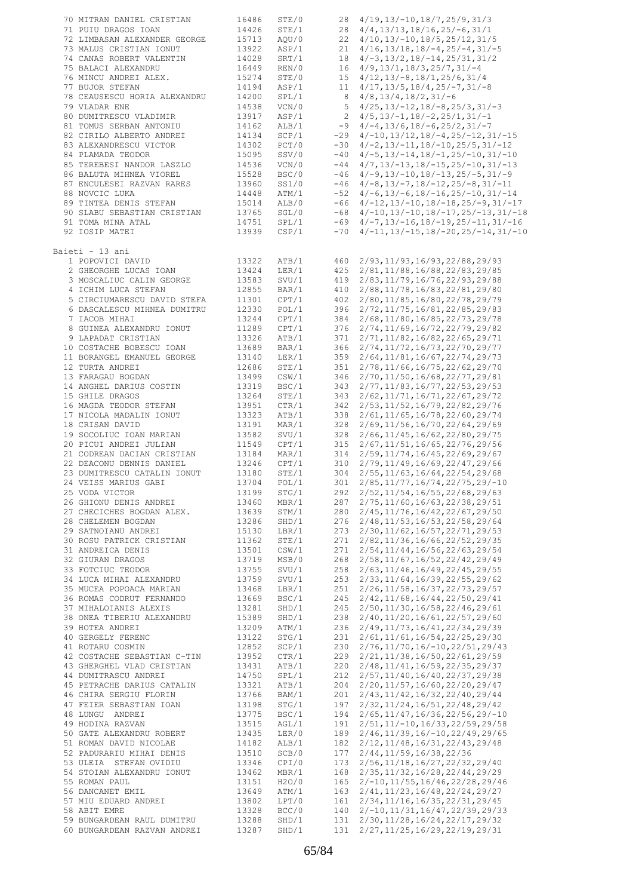| | | | | | |
|---|---|---|---|---|---|
| 70 | MITRAN DANIEL CRISTIAN | 16486 | STE/0 | 28 | 4/19,13/-10,18/7,25/9,31/3 |
| 71 | PUIU DRAGOS IOAN | 14426 | STE/1 | 28 | 4/4,13/13,18/16,25/-6,31/1 |
| 72 | LIMBASAN ALEXANDER GEORGE | 15713 | AQU/0 | 22 | 4/10,13/-10,18/5,25/12,31/5 |
| 73 | MALUS CRISTIAN IONUT | 13922 | ASP/1 | 21 | 4/16,13/18,18/-4,25/-4,31/-5 |
| 74 | CANAS ROBERT VALENTIN | 14028 | SRT/1 | 18 | 4/-3,13/2,18/-14,25/31,31/2 |
| 75 | BALACI ALEXANDRU | 16449 | REN/0 | 16 | 4/9,13/1,18/3,25/7,31/-4 |
| 76 | MINCU ANDREI ALEX. | 15274 | STE/0 | 15 | 4/12,13/-8,18/1,25/6,31/4 |
| 77 | BUJOR STEFAN | 14194 | ASP/1 | 11 | 4/17,13/5,18/4,25/-7,31/-8 |
| 78 | CEAUSESCU HORIA ALEXANDRU | 14200 | SPL/1 | 8 | 4/8,13/4,18/2,31/-6 |
| 79 | VLADAR ENE | 14538 | VCN/0 | 5 | 4/25,13/-12,18/-8,25/3,31/-3 |
| 80 | DUMITRESCU VLADIMIR | 13917 | ASP/1 | 2 | 4/5,13/-1,18/-2,25/1,31/-1 |
| 81 | TOMUS SERBAN ANTONIU | 14162 | ALB/1 | -9 | 4/-4,13/6,18/-6,25/2,31/-7 |
| 82 | CIRILO ALBERTO ANDREI | 14134 | SCP/1 | -29 | 4/-10,13/12,18/-4,25/-12,31/-15 |
| 83 | ALEXANDRESCU VICTOR | 14302 | PCT/0 | -30 | 4/-2,13/-11,18/-10,25/5,31/-12 |
| 84 | PLAMADA TEODOR | 15095 | SSV/0 | -40 | 4/-5,13/-14,18/-1,25/-10,31/-10 |
| 85 | TEREBESI NANDOR LASZLO | 14536 | VCN/0 | -44 | 4/7,13/-13,18/-15,25/-10,31/-13 |
| 86 | BALUTA MIHNEA VIOREL | 15528 | BSC/0 | -46 | 4/-9,13/-10,18/-13,25/-5,31/-9 |
| 87 | ENCULESEI RAZVAN RARES | 13960 | SS1/0 | -46 | 4/-8,13/-7,18/-12,25/-8,31/-11 |
| 88 | NOVCIC LUKA | 14448 | ATM/1 | -52 | 4/-6,13/-6,18/-16,25/-10,31/-14 |
| 89 | TINTEA DENIS STEFAN | 15014 | ALB/0 | -66 | 4/-12,13/-10,18/-18,25/-9,31/-17 |
| 90 | SLABU SEBASTIAN CRISTIAN | 13765 | SGL/0 | -68 | 4/-10,13/-10,18/-17,25/-13,31/-18 |
| 91 | TOMA MINA ATAL | 14751 | SPL/1 | -69 | 4/-7,13/-16,18/-19,25/-11,31/-16 |
| 92 | IOSIP MATEI | 13939 | CSP/1 | -70 | 4/-11,13/-15,18/-20,25/-14,31/-10 |

Baieti - 13 ani

| | | | | | |
|---|---|---|---|---|---|
| 1 | POPOVICI DAVID | 13322 | ATB/1 | 460 | 2/93,11/93,16/93,22/88,29/93 |
| 2 | GHEORGHE LUCAS IOAN | 13424 | LER/1 | 425 | 2/81,11/88,16/88,22/83,29/85 |
| 3 | MOSCALIUC CALIN GEORGE | 13583 | SVU/1 | 419 | 2/83,11/79,16/76,22/93,29/88 |
| 4 | ICHIM LUCA STEFAN | 12855 | BAR/1 | 410 | 2/88,11/78,16/83,22/81,29/80 |
| 5 | CIRCIUMARESCU DAVID STEFA | 11301 | CPT/1 | 402 | 2/80,11/85,16/80,22/78,29/79 |
| 6 | DASCALESCU MIHNEA DUMITRU | 12330 | POL/1 | 396 | 2/72,11/75,16/81,22/85,29/83 |
| 7 | IACOB MIHAI | 13244 | CPT/1 | 384 | 2/68,11/80,16/85,22/73,29/78 |
| 8 | GUINEA ALEXANDRU IONUT | 11289 | CPT/1 | 376 | 2/74,11/69,16/72,22/79,29/82 |
| 9 | LAPADAT CRISTIAN | 13326 | ATB/1 | 371 | 2/71,11/82,16/82,22/65,29/71 |
| 10 | COSTACHE BOBESCU IOAN | 13689 | BAR/1 | 366 | 2/74,11/72,16/73,22/70,29/77 |
| 11 | BORANGEL EMANUEL GEORGE | 13140 | LER/1 | 359 | 2/64,11/81,16/67,22/74,29/73 |
| 12 | TURTA ANDREI | 12686 | STE/1 | 351 | 2/78,11/66,16/75,22/62,29/70 |
| 13 | FARAGAU BOGDAN | 13499 | CSW/1 | 346 | 2/70,11/50,16/68,22/77,29/81 |
| 14 | ANGHEL DARIUS COSTIN | 13319 | BSC/1 | 343 | 2/77,11/83,16/77,22/53,29/53 |
| 15 | GHILE DRAGOS | 13264 | STE/1 | 343 | 2/62,11/71,16/71,22/67,29/72 |
| 16 | MAGDA TEODOR STEFAN | 13951 | CTR/1 | 342 | 2/53,11/52,16/79,22/82,29/76 |
| 17 | NICOLA MADALIN IONUT | 13323 | ATB/1 | 338 | 2/61,11/65,16/78,22/60,29/74 |
| 18 | CRISAN DAVID | 13191 | MAR/1 | 328 | 2/69,11/56,16/70,22/64,29/69 |
| 19 | SOCOLIUC IOAN MARIAN | 13582 | SVU/1 | 328 | 2/66,11/45,16/62,22/80,29/75 |
| 20 | PICUI ANDREI JULIAN | 11549 | CPT/1 | 315 | 2/67,11/51,16/65,22/76,29/56 |
| 21 | CODREAN DACIAN CRISTIAN | 13184 | MAR/1 | 314 | 2/59,11/74,16/45,22/69,29/67 |
| 22 | DEACONU DENNIS DANIEL | 13246 | CPT/1 | 310 | 2/79,11/49,16/69,22/47,29/66 |
| 23 | DUMITRESCU CATALIN IONUT | 13180 | STE/1 | 304 | 2/55,11/63,16/64,22/54,29/68 |
| 24 | VEISS MARIUS GABI | 13704 | POL/1 | 301 | 2/85,11/77,16/74,22/75,29/-10 |
| 25 | VODA VICTOR | 13199 | STG/1 | 292 | 2/52,11/54,16/55,22/68,29/63 |
| 26 | GHIONU DENIS ANDREI | 13460 | MBR/1 | 287 | 2/75,11/60,16/63,22/38,29/51 |
| 27 | CHECICHES BOGDAN ALEX. | 13639 | STM/1 | 280 | 2/45,11/76,16/42,22/67,29/50 |
| 28 | CHELEMEN BOGDAN | 13286 | SHD/1 | 276 | 2/48,11/53,16/53,22/58,29/64 |
| 29 | SATNOIANU ANDREI | 15130 | LBR/1 | 273 | 2/30,11/62,16/57,22/71,29/53 |
| 30 | ROSU PATRICK CRISTIAN | 11362 | STE/1 | 271 | 2/82,11/36,16/66,22/52,29/35 |
| 31 | ANDREICA DENIS | 13501 | CSW/1 | 271 | 2/54,11/44,16/56,22/63,29/54 |
| 32 | GIURAN DRAGOS | 13719 | MSB/0 | 268 | 2/58,11/67,16/52,22/42,29/49 |
| 33 | FOTCIUC TEODOR | 13755 | SVU/1 | 258 | 2/63,11/46,16/49,22/45,29/55 |
| 34 | LUCA MIHAI ALEXANDRU | 13759 | SVU/1 | 253 | 2/33,11/64,16/39,22/55,29/62 |
| 35 | MUCEA POPOACA MARIAN | 13468 | LBR/1 | 251 | 2/26,11/58,16/37,22/73,29/57 |
| 36 | ROMAS CODRUT FERNANDO | 13669 | BSC/1 | 245 | 2/42,11/68,16/44,22/50,29/41 |
| 37 | MIHALOIANIS ALEXIS | 13281 | SHD/1 | 245 | 2/50,11/30,16/58,22/46,29/61 |
| 38 | ONEA TIBERIU ALEXANDRU | 15389 | SHD/1 | 238 | 2/40,11/20,16/61,22/57,29/60 |
| 39 | HOTEA ANDREI | 13209 | ATM/1 | 236 | 2/49,11/73,16/41,22/34,29/39 |
| 40 | GERGELY FERENC | 13122 | STG/1 | 231 | 2/61,11/61,16/54,22/25,29/30 |
| 41 | ROTARU COSMIN | 12852 | SCP/1 | 230 | 2/76,11/70,16/-10,22/51,29/43 |
| 42 | COSTACHE SEBASTIAN C-TIN | 13952 | CTR/1 | 229 | 2/21,11/38,16/50,22/61,29/59 |
| 43 | GHERGHEL VLAD CRISTIAN | 13431 | ATB/1 | 220 | 2/48,11/41,16/59,22/35,29/37 |
| 44 | DUMITRASCU ANDREI | 14750 | SPL/1 | 212 | 2/57,11/40,16/40,22/37,29/38 |
| 45 | PETRACHE DARIUS CATALIN | 13321 | ATB/1 | 204 | 2/20,11/57,16/60,22/20,29/47 |
| 46 | CHIRA SERGIU FLORIN | 13766 | BAM/1 | 201 | 2/43,11/42,16/32,22/40,29/44 |
| 47 | FEIER SEBASTIAN IOAN | 13198 | STG/1 | 197 | 2/32,11/24,16/51,22/48,29/42 |
| 48 | LUNGU ANDREI | 13775 | BSC/1 | 194 | 2/65,11/47,16/36,22/56,29/-10 |
| 49 | HODINA RAZVAN | 13515 | AGL/1 | 191 | 2/51,11/-10,16/33,22/59,29/58 |
| 50 | GATE ALEXANDRU ROBERT | 13435 | LER/0 | 189 | 2/46,11/39,16/-10,22/49,29/65 |
| 51 | ROMAN DAVID NICOLAE | 14182 | ALB/1 | 182 | 2/12,11/48,16/31,22/43,29/48 |
| 52 | PADURARIU MIHAI DENIS | 13510 | SCB/0 | 177 | 2/44,11/59,16/38,22/36 |
| 53 | ULEIA STEFAN OVIDIU | 13346 | CPI/0 | 173 | 2/56,11/18,16/27,22/32,29/40 |
| 54 | STOIAN ALEXANDRU IONUT | 13462 | MBR/1 | 168 | 2/35,11/32,16/28,22/44,29/29 |
| 55 | ROMAN PAUL | 13151 | H2O/0 | 165 | 2/-10,11/55,16/46,22/28,29/46 |
| 56 | DANCANET EMIL | 13649 | ATM/1 | 163 | 2/41,11/23,16/48,22/24,29/27 |
| 57 | MIU EDUARD ANDREI | 13802 | LPT/0 | 161 | 2/34,11/16,16/35,22/31,29/45 |
| 58 | ABIT EMRE | 13328 | BCC/0 | 140 | 2/-10,11/31,16/47,22/39,29/33 |
| 59 | BUNGARDEAN RAUL DUMITRU | 13288 | SHD/1 | 131 | 2/30,11/28,16/24,22/17,29/32 |
| 60 | BUNGARDEAN RAZVAN ANDREI | 13287 | SHD/1 | 131 | 2/27,11/25,16/29,22/19,29/31 |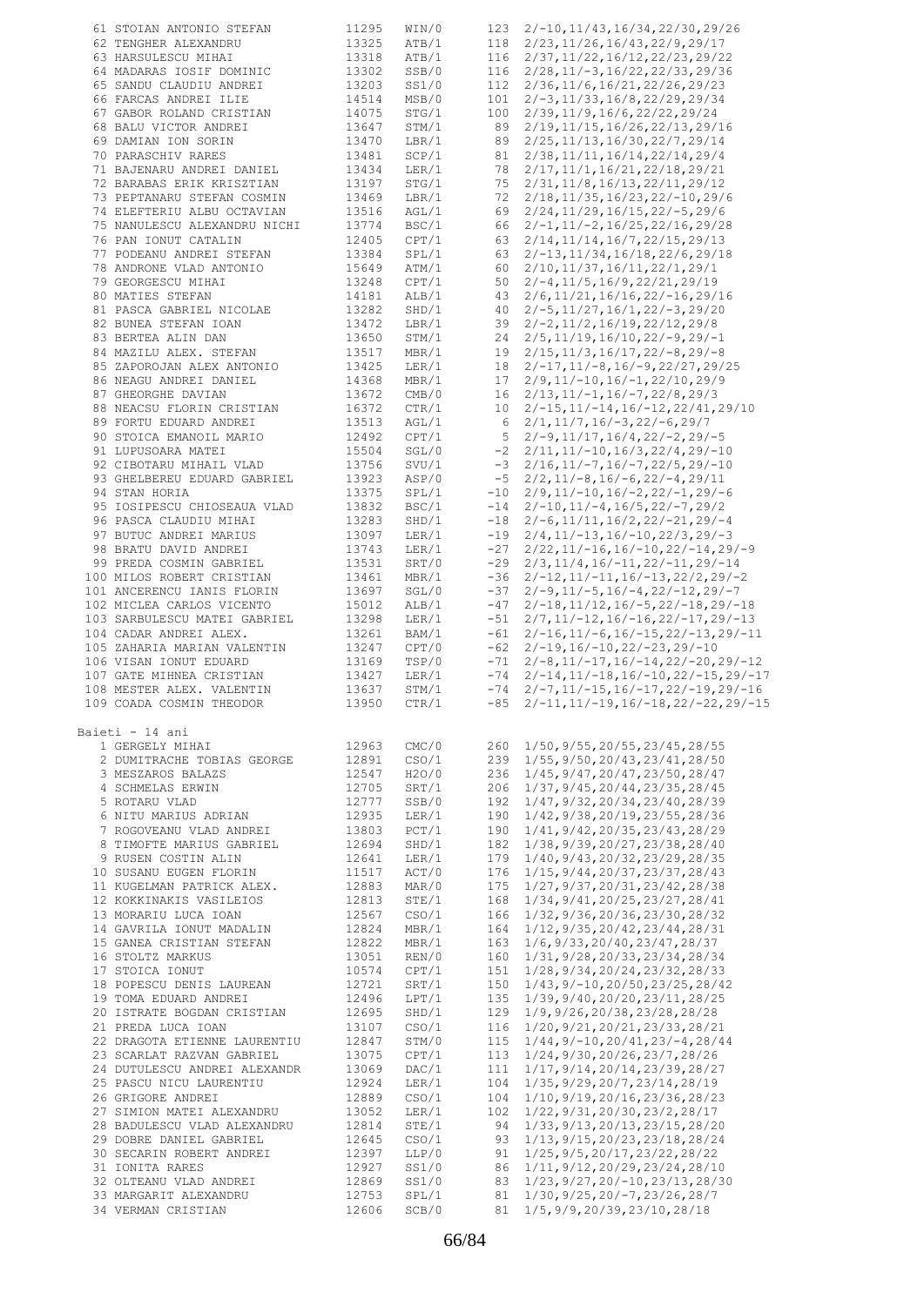| | | | | |
|---|---|---|---|---|
| 61 STOIAN ANTONIO STEFAN | 11295 | WIN/0 | 123 | 2/-10,11/43,16/34,22/30,29/26 |
| 62 TENGHER ALEXANDRU | 13325 | ATB/1 | 118 | 2/23,11/26,16/43,22/9,29/17 |
| 63 HARSULESCU MIHAI | 13318 | ATB/1 | 116 | 2/37,11/22,16/12,22/23,29/22 |
| 64 MADARAS IOSIF DOMINIC | 13302 | SSB/0 | 116 | 2/28,11/-3,16/22,22/33,29/36 |
| 65 SANDU CLAUDIU ANDREI | 13203 | SS1/0 | 112 | 2/36,11/6,16/21,22/26,29/23 |
| 66 FARCAS ANDREI ILIE | 14514 | MSB/0 | 101 | 2/-3,11/33,16/8,22/29,29/34 |
| 67 GABOR ROLAND CRISTIAN | 14075 | STG/1 | 100 | 2/39,11/9,16/6,22/22,29/24 |
| 68 BALU VICTOR ANDREI | 13647 | STM/1 | 89 | 2/19,11/15,16/26,22/13,29/16 |
| 69 DAMIAN ION SORIN | 13470 | LBR/1 | 89 | 2/25,11/13,16/30,22/7,29/14 |
| 70 PARASCHIV RARES | 13481 | SCP/1 | 81 | 2/38,11/11,16/14,22/14,29/4 |
| 71 BAJENARU ANDREI DANIEL | 13434 | LER/1 | 78 | 2/17,11/1,16/21,22/18,29/21 |
| 72 BARABAS ERIK KRISZTIAN | 13197 | STG/1 | 75 | 2/31,11/8,16/13,22/11,29/12 |
| 73 PEPTANARU STEFAN COSMIN | 13469 | LBR/1 | 72 | 2/18,11/35,16/23,22/-10,29/6 |
| 74 ELEFTERIU ALBU OCTAVIAN | 13516 | AGL/1 | 69 | 2/24,11/29,16/15,22/-5,29/6 |
| 75 NANULESCU ALEXANDRU NICHI | 13774 | BSC/1 | 66 | 2/-1,11/-2,16/25,22/16,29/28 |
| 76 PAN IONUT CATALIN | 12405 | CPT/1 | 63 | 2/14,11/14,16/7,22/15,29/13 |
| 77 PODEANU ANDREI STEFAN | 13384 | SPL/1 | 63 | 2/-13,11/34,16/18,22/6,29/18 |
| 78 ANDRONE VLAD ANTONIO | 15649 | ATM/1 | 60 | 2/10,11/37,16/11,22/1,29/1 |
| 79 GEORGESCU MIHAI | 13248 | CPT/1 | 50 | 2/-4,11/5,16/9,22/21,29/19 |
| 80 MATIES STEFAN | 14181 | ALB/1 | 43 | 2/6,11/21,16/16,22/-16,29/16 |
| 81 PASCA GABRIEL NICOLAE | 13282 | SHD/1 | 40 | 2/-5,11/27,16/1,22/-3,29/20 |
| 82 BUNEA STEFAN IOAN | 13472 | LBR/1 | 39 | 2/-2,11/2,16/19,22/12,29/8 |
| 83 BERTEA ALIN DAN | 13650 | STM/1 | 24 | 2/5,11/19,16/10,22/-9,29/-1 |
| 84 MAZILU ALEX. STEFAN | 13517 | MBR/1 | 19 | 2/15,11/3,16/17,22/-8,29/-8 |
| 85 ZAPOROJAN ALEX ANTONIO | 13425 | LER/1 | 18 | 2/-17,11/-8,16/-9,22/27,29/25 |
| 86 NEAGU ANDREI DANIEL | 14368 | MBR/1 | 17 | 2/9,11/-10,16/-1,22/10,29/9 |
| 87 GHEORGHE DAVIAN | 13672 | CMB/0 | 16 | 2/13,11/-1,16/-7,22/8,29/3 |
| 88 NEACSU FLORIN CRISTIAN | 16372 | CTR/1 | 10 | 2/-15,11/-14,16/-12,22/41,29/10 |
| 89 FORTU EDUARD ANDREI | 13513 | AGL/1 | 6 | 2/1,11/7,16/-3,22/-6,29/7 |
| 90 STOICA EMANOIL MARIO | 12492 | CPT/1 | 5 | 2/-9,11/17,16/4,22/-2,29/-5 |
| 91 LUPUSOARA MATEI | 15504 | SGL/0 | -2 | 2/11,11/-10,16/3,22/4,29/-10 |
| 92 CIBOTARU MIHAIL VLAD | 13756 | SVU/1 | -3 | 2/16,11/-7,16/-7,22/5,29/-10 |
| 93 GHELBEREU EDUARD GABRIEL | 13923 | ASP/0 | -5 | 2/2,11/-8,16/-6,22/-4,29/11 |
| 94 STAN HORIA | 13375 | SPL/1 | -10 | 2/9,11/-10,16/-2,22/-1,29/-6 |
| 95 IOSIPESCU CHIOSEAUA VLAD | 13832 | BSC/1 | -14 | 2/-10,11/-4,16/5,22/-7,29/2 |
| 96 PASCA CLAUDIU MIHAI | 13283 | SHD/1 | -18 | 2/-6,11/11,16/2,22/-21,29/-4 |
| 97 BUTUC ANDREI MARIUS | 13097 | LER/1 | -19 | 2/4,11/-13,16/-10,22/3,29/-3 |
| 98 BRATU DAVID ANDREI | 13743 | LER/1 | -27 | 2/22,11/-16,16/-10,22/-14,29/-9 |
| 99 PREDA COSMIN GABRIEL | 13531 | SRT/0 | -29 | 2/3,11/4,16/-11,22/-11,29/-14 |
| 100 MILOS ROBERT CRISTIAN | 13461 | MBR/1 | -36 | 2/-12,11/-11,16/-13,22/2,29/-2 |
| 101 ANCERENCU IANIS FLORIN | 13697 | SGL/0 | -37 | 2/-9,11/-5,16/-4,22/-12,29/-7 |
| 102 MICLEA CARLOS VICENTO | 15012 | ALB/1 | -47 | 2/-18,11/12,16/-5,22/-18,29/-18 |
| 103 SARBULESCU MATEI GABRIEL | 13298 | LER/1 | -51 | 2/7,11/-12,16/-16,22/-17,29/-13 |
| 104 CADAR ANDREI ALEX. | 13261 | BAM/1 | -61 | 2/-16,11/-6,16/-15,22/-13,29/-11 |
| 105 ZAHARIA MARIAN VALENTIN | 13247 | CPT/0 | -62 | 2/-19,16/-10,22/-23,29/-10 |
| 106 VISAN IONUT EDUARD | 13169 | TSP/0 | -71 | 2/-8,11/-17,16/-14,22/-20,29/-12 |
| 107 GATE MIHNEA CRISTIAN | 13427 | LER/1 | -74 | 2/-14,11/-18,16/-10,22/-15,29/-17 |
| 108 MESTER ALEX. VALENTIN | 13637 | STM/1 | -74 | 2/-7,11/-15,16/-17,22/-19,29/-16 |
| 109 COADA COSMIN THEODOR | 13950 | CTR/1 | -85 | 2/-11,11/-19,16/-18,22/-22,29/-15 |

Baieti - 14 ani

| | | | | |
|---|---|---|---|---|
| 1 GERGELY MIHAI | 12963 | CMC/0 | 260 | 1/50,9/55,20/55,23/45,28/55 |
| 2 DUMITRACHE TOBIAS GEORGE | 12891 | CSO/1 | 239 | 1/55,9/50,20/43,23/41,28/50 |
| 3 MESZAROS BALAZS | 12547 | H2O/0 | 236 | 1/45,9/47,20/47,23/50,28/47 |
| 4 SCHMELAS ERWIN | 12705 | SRT/1 | 206 | 1/37,9/45,20/44,23/35,28/45 |
| 5 ROTARU VLAD | 12777 | SSB/0 | 192 | 1/47,9/32,20/34,23/40,28/39 |
| 6 NITU MARIUS ADRIAN | 12935 | LER/1 | 190 | 1/42,9/38,20/19,23/55,28/36 |
| 7 ROGOVEANU VLAD ANDREI | 13803 | PCT/1 | 190 | 1/41,9/42,20/35,23/43,28/29 |
| 8 TIMOFTE MARIUS GABRIEL | 12694 | SHD/1 | 182 | 1/38,9/39,20/27,23/38,28/40 |
| 9 RUSEN COSTIN ALIN | 12641 | LER/1 | 179 | 1/40,9/43,20/32,23/29,28/35 |
| 10 SUSANU EUGEN FLORIN | 11517 | ACT/0 | 176 | 1/15,9/44,20/37,23/37,28/43 |
| 11 KUGELMAN PATRICK ALEX. | 12883 | MAR/0 | 175 | 1/27,9/37,20/31,23/42,28/38 |
| 12 KOKKINAKIS VASILEIOS | 12813 | STE/1 | 168 | 1/34,9/41,20/25,23/27,28/41 |
| 13 MORARIU LUCA IOAN | 12567 | CSO/1 | 166 | 1/32,9/36,20/36,23/30,28/32 |
| 14 GAVRILA IONUT MADALIN | 12824 | MBR/1 | 164 | 1/12,9/35,20/42,23/44,28/31 |
| 15 GANEA CRISTIAN STEFAN | 12822 | MBR/1 | 163 | 1/6,9/33,20/40,23/47,28/37 |
| 16 STOLTZ MARKUS | 13051 | REN/0 | 160 | 1/31,9/28,20/33,23/34,28/34 |
| 17 STOICA IONUT | 10574 | CPT/1 | 151 | 1/28,9/34,20/24,23/32,28/33 |
| 18 POPESCU DENIS LAUREAN | 12721 | SRT/1 | 150 | 1/43,9/-10,20/50,23/25,28/42 |
| 19 TOMA EDUARD ANDREI | 12496 | LPT/1 | 135 | 1/39,9/40,20/20,23/11,28/25 |
| 20 ISTRATE BOGDAN CRISTIAN | 12695 | SHD/1 | 129 | 1/9,9/26,20/38,23/28,28/28 |
| 21 PREDA LUCA IOAN | 13107 | CSO/1 | 116 | 1/20,9/21,20/21,23/33,28/21 |
| 22 DRAGOTA ETIENNE LAURENTIU | 12847 | STM/0 | 115 | 1/44,9/-10,20/41,23/-4,28/44 |
| 23 SCARLAT RAZVAN GABRIEL | 13075 | CPT/1 | 113 | 1/24,9/30,20/26,23/7,28/26 |
| 24 DUTULESCU ANDREI ALEXANDR | 13069 | DAC/1 | 111 | 1/17,9/14,20/14,23/39,28/27 |
| 25 PASCU NICU LAURENTIU | 12924 | LER/1 | 104 | 1/35,9/29,20/7,23/14,28/19 |
| 26 GRIGORE ANDREI | 12889 | CSO/1 | 104 | 1/10,9/19,20/16,23/36,28/23 |
| 27 SIMION MATEI ALEXANDRU | 13052 | LER/1 | 102 | 1/22,9/31,20/30,23/2,28/17 |
| 28 BADULESCU VLAD ALEXANDRU | 12814 | STE/1 | 94 | 1/33,9/13,20/13,23/15,28/20 |
| 29 DOBRE DANIEL GABRIEL | 12645 | CSO/1 | 93 | 1/13,9/15,20/23,23/18,28/24 |
| 30 SECARIN ROBERT ANDREI | 12397 | LLP/0 | 91 | 1/25,9/5,20/17,23/22,28/22 |
| 31 IONITA RARES | 12927 | SS1/0 | 86 | 1/11,9/12,20/29,23/24,28/10 |
| 32 OLTEANU VLAD ANDREI | 12869 | SS1/0 | 83 | 1/23,9/27,20/-10,23/13,28/30 |
| 33 MARGARIT ALEXANDRU | 12753 | SPL/1 | 81 | 1/30,9/25,20/-7,23/26,28/7 |
| 34 VERMAN CRISTIAN | 12606 | SCB/0 | 81 | 1/5,9/9,20/39,23/10,28/18 |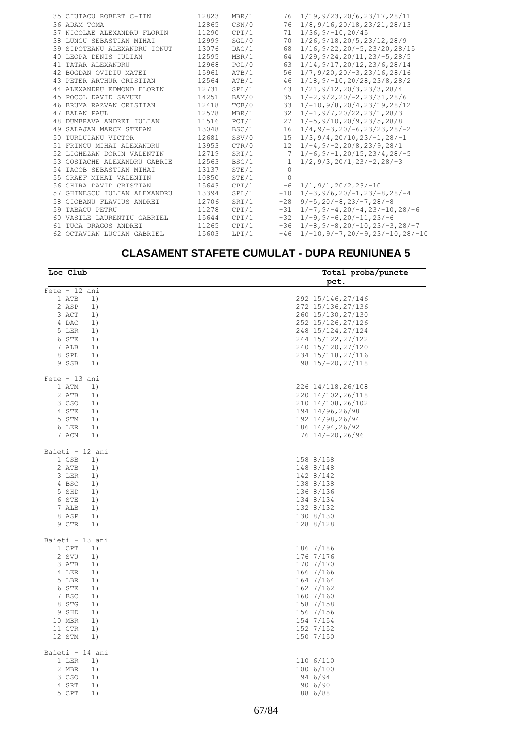| | | | | | |
|---|---|---|---|---|---|
| 35 | CIUTACU ROBERT C-TIN | 12823 | MBR/1 | 76 | 1/19,9/23,20/6,23/17,28/11 |
| 36 | ADAM TOMA | 12865 | CSN/0 | 76 | 1/8,9/16,20/18,23/21,28/13 |
| 37 | NICOLAE ALEXANDRU FLORIN | 11290 | CPT/1 | 71 | 1/36,9/-10,20/45 |
| 38 | LUNGU SEBASTIAN MIHAI | 12999 | SGL/0 | 70 | 1/26,9/18,20/5,23/12,28/9 |
| 39 | SIPOTEANU ALEXANDRU IONUT | 13076 | DAC/1 | 68 | 1/16,9/22,20/-5,23/20,28/15 |
| 40 | LEOPA DENIS IULIAN | 12595 | MBR/1 | 64 | 1/29,9/24,20/11,23/-5,28/5 |
| 41 | TATAR ALEXANDRU | 12968 | POL/0 | 63 | 1/14,9/17,20/12,23/6,28/14 |
| 42 | BOGDAN OVIDIU MATEI | 15961 | ATB/1 | 56 | 1/7,9/20,20/-3,23/16,28/16 |
| 43 | PETER ARTHUR CRISTIAN | 12564 | ATB/1 | 46 | 1/18,9/-10,20/28,23/8,28/2 |
| 44 | ALEXANDRU EDMOND FLORIN | 12731 | SPL/1 | 43 | 1/21,9/12,20/3,23/3,28/4 |
| 45 | POCOL DAVID SAMUEL | 14251 | BAM/0 | 35 | 1/-2,9/2,20/-2,23/31,28/6 |
| 46 | BRUMA RAZVAN CRISTIAN | 12418 | TCB/0 | 33 | 1/-10,9/8,20/4,23/19,28/12 |
| 47 | BALAN PAUL | 12578 | MBR/1 | 32 | 1/-1,9/7,20/22,23/1,28/3 |
| 48 | DUMBRAVA ANDREI IULIAN | 11516 | PCT/1 | 27 | 1/-5,9/10,20/9,23/5,28/8 |
| 49 | SALAJAN MARCK STEFAN | 13048 | BSC/1 | 16 | 1/4,9/-3,20/-6,23/23,28/-2 |
| 50 | TURLUIANU VICTOR | 12681 | SSV/0 | 15 | 1/3,9/4,20/10,23/-1,28/-1 |
| 51 | FRINCU MIHAI ALEXANDRU | 13953 | CTR/0 | 12 | 1/-4,9/-2,20/8,23/9,28/1 |
| 52 | LIGHEZAN DORIN VALENTIN | 12719 | SRT/1 | 7 | 1/-6,9/-1,20/15,23/4,28/-5 |
| 53 | COSTACHE ALEXANDRU GABRIE | 12563 | BSC/1 | 1 | 1/2,9/3,20/1,23/-2,28/-3 |
| 54 | IACOB SEBASTIAN MIHAI | 13137 | STE/1 | 0 | |
| 55 | GRAEF MIHAI VALENTIN | 10850 | STE/1 | 0 | |
| 56 | CHIRA DAVID CRISTIAN | 15643 | CPT/1 | -6 | 1/1,9/1,20/2,23/-10 |
| 57 | GHINESCU IULIAN ALEXANDRU | 13394 | SPL/1 | -10 | 1/-3,9/6,20/-1,23/-8,28/-4 |
| 58 | CIOBANU FLAVIUS ANDREI | 12706 | SRT/1 | -28 | 9/-5,20/-8,23/-7,28/-8 |
| 59 | TABACU PETRU | 11278 | CPT/1 | -31 | 1/-7,9/-4,20/-4,23/-10,28/-6 |
| 60 | VASILE LAURENTIU GABRIEL | 15644 | CPT/1 | -32 | 1/-9,9/-6,20/-11,23/-6 |
| 61 | TUCA DRAGOS ANDREI | 11265 | CPT/1 | -36 | 1/-8,9/-8,20/-10,23/-3,28/-7 |
| 62 | OCTAVIAN LUCIAN GABRIEL | 15603 | LPT/1 | -46 | 1/-10,9/-7,20/-9,23/-10,28/-10 |

## CLASAMENT STAFETE CUMULAT - DUPA REUNIUNEA 5

| Loc | Club | | Total proba/puncte pct. |
|---|---|---|---|
| **Fete - 12 ani** | | | |
| 1 | ATB | 1) | 292 15/146,27/146 |
| 2 | ASP | 1) | 272 15/136,27/136 |
| 3 | ACT | 1) | 260 15/130,27/130 |
| 4 | DAC | 1) | 252 15/126,27/126 |
| 5 | LER | 1) | 248 15/124,27/124 |
| 6 | STE | 1) | 244 15/122,27/122 |
| 7 | ALB | 1) | 240 15/120,27/120 |
| 8 | SPL | 1) | 234 15/118,27/116 |
| 9 | SSB | 1) | 98 15/-20,27/118 |
| **Fete - 13 ani** | | | |
| 1 | ATM | 1) | 226 14/118,26/108 |
| 2 | ATB | 1) | 220 14/102,26/118 |
| 3 | CSO | 1) | 210 14/108,26/102 |
| 4 | STE | 1) | 194 14/96,26/98 |
| 5 | STM | 1) | 192 14/98,26/94 |
| 6 | LER | 1) | 186 14/94,26/92 |
| 7 | ACN | 1) | 76 14/-20,26/96 |
| **Baieti - 12 ani** | | | |
| 1 | CSB | 1) | 158 8/158 |
| 2 | ATB | 1) | 148 8/148 |
| 3 | LER | 1) | 142 8/142 |
| 4 | BSC | 1) | 138 8/138 |
| 5 | SHD | 1) | 136 8/136 |
| 6 | STE | 1) | 134 8/134 |
| 7 | ALB | 1) | 132 8/132 |
| 8 | ASP | 1) | 130 8/130 |
| 9 | CTR | 1) | 128 8/128 |
| **Baieti - 13 ani** | | | |
| 1 | CPT | 1) | 186 7/186 |
| 2 | SVU | 1) | 176 7/176 |
| 3 | ATB | 1) | 170 7/170 |
| 4 | LER | 1) | 166 7/166 |
| 5 | LBR | 1) | 164 7/164 |
| 6 | STE | 1) | 162 7/162 |
| 7 | BSC | 1) | 160 7/160 |
| 8 | STG | 1) | 158 7/158 |
| 9 | SHD | 1) | 156 7/156 |
| 10 | MBR | 1) | 154 7/154 |
| 11 | CTR | 1) | 152 7/152 |
| 12 | STM | 1) | 150 7/150 |
| **Baieti - 14 ani** | | | |
| 1 | LER | 1) | 110 6/110 |
| 2 | MBR | 1) | 100 6/100 |
| 3 | CSO | 1) | 94 6/94 |
| 4 | SRT | 1) | 90 6/90 |
| 5 | CPT | 1) | 88 6/88 |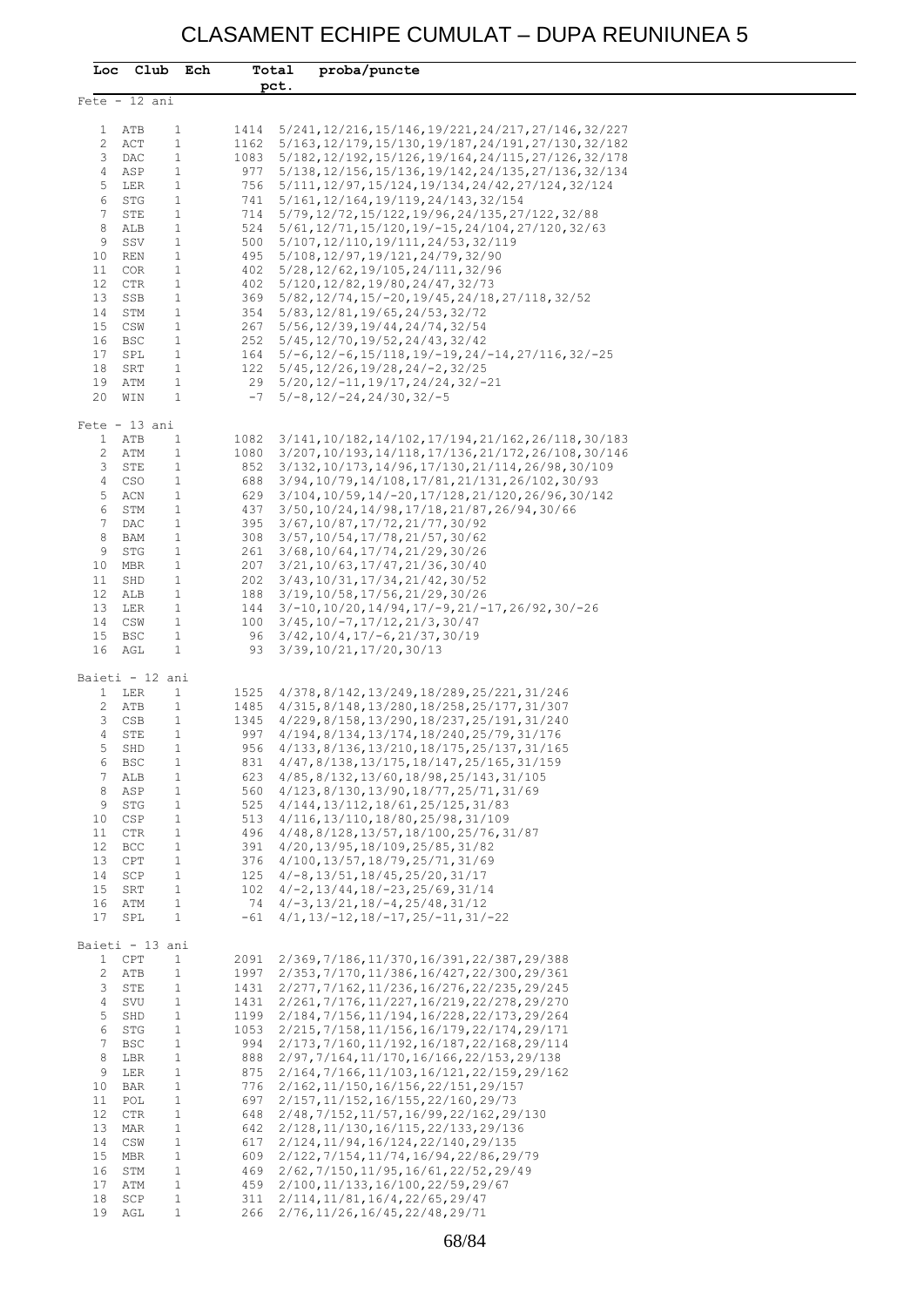# CLASAMENT ECHIPE CUMULAT – DUPA REUNIUNEA 5

| Loc | Club | Ech | Total pct. | proba/puncte |
|---|---|---|---|---|
| **Fete - 12 ani** | | | | |
| 1 | ATB | 1 | 1414 | 5/241,12/216,15/146,19/221,24/217,27/146,32/227 |
| 2 | ACT | 1 | 1162 | 5/163,12/179,15/130,19/187,24/191,27/130,32/182 |
| 3 | DAC | 1 | 1083 | 5/182,12/192,15/126,19/164,24/115,27/126,32/178 |
| 4 | ASP | 1 | 977 | 5/138,12/156,15/136,19/142,24/135,27/136,32/134 |
| 5 | LER | 1 | 756 | 5/111,12/97,15/124,19/134,24/42,27/124,32/124 |
| 6 | STG | 1 | 741 | 5/161,12/164,19/119,24/143,32/154 |
| 7 | STE | 1 | 714 | 5/79,12/72,15/122,19/96,24/135,27/122,32/88 |
| 8 | ALB | 1 | 524 | 5/61,12/71,15/120,19/-15,24/104,27/120,32/63 |
| 9 | SSV | 1 | 500 | 5/107,12/110,19/111,24/53,32/119 |
| 10 | REN | 1 | 495 | 5/108,12/97,19/121,24/79,32/90 |
| 11 | COR | 1 | 402 | 5/28,12/62,19/105,24/111,32/96 |
| 12 | CTR | 1 | 402 | 5/120,12/82,19/80,24/47,32/73 |
| 13 | SSB | 1 | 369 | 5/82,12/74,15/-20,19/45,24/18,27/118,32/52 |
| 14 | STM | 1 | 354 | 5/83,12/81,19/65,24/53,32/72 |
| 15 | CSW | 1 | 267 | 5/56,12/39,19/44,24/74,32/54 |
| 16 | BSC | 1 | 252 | 5/45,12/70,19/52,24/43,32/42 |
| 17 | SPL | 1 | 164 | 5/-6,12/-6,15/118,19/-19,24/-14,27/116,32/-25 |
| 18 | SRT | 1 | 122 | 5/45,12/26,19/28,24/-2,32/25 |
| 19 | ATM | 1 | 29 | 5/20,12/-11,19/17,24/24,32/-21 |
| 20 | WIN | 1 | -7 | 5/-8,12/-24,24/30,32/-5 |
| **Fete - 13 ani** | | | | |
| 1 | ATB | 1 | 1082 | 3/141,10/182,14/102,17/194,21/162,26/118,30/183 |
| 2 | ATM | 1 | 1080 | 3/207,10/193,14/118,17/136,21/172,26/108,30/146 |
| 3 | STE | 1 | 852 | 3/132,10/173,14/96,17/130,21/114,26/98,30/109 |
| 4 | CSO | 1 | 688 | 3/94,10/79,14/108,17/81,21/131,26/102,30/93 |
| 5 | ACN | 1 | 629 | 3/104,10/59,14/-20,17/128,21/120,26/96,30/142 |
| 6 | STM | 1 | 437 | 3/50,10/24,14/98,17/18,21/87,26/94,30/66 |
| 7 | DAC | 1 | 395 | 3/67,10/87,17/72,21/77,30/92 |
| 8 | BAM | 1 | 308 | 3/57,10/54,17/78,21/57,30/62 |
| 9 | STG | 1 | 261 | 3/68,10/64,17/74,21/29,30/26 |
| 10 | MBR | 1 | 207 | 3/21,10/63,17/47,21/36,30/40 |
| 11 | SHD | 1 | 202 | 3/43,10/31,17/34,21/42,30/52 |
| 12 | ALB | 1 | 188 | 3/19,10/58,17/56,21/29,30/26 |
| 13 | LER | 1 | 144 | 3/-10,10/20,14/94,17/-9,21/-17,26/92,30/-26 |
| 14 | CSW | 1 | 100 | 3/45,10/-7,17/12,21/3,30/47 |
| 15 | BSC | 1 | 96 | 3/42,10/4,17/-6,21/37,30/19 |
| 16 | AGL | 1 | 93 | 3/39,10/21,17/20,30/13 |
| **Baieti - 12 ani** | | | | |
| 1 | LER | 1 | 1525 | 4/378,8/142,13/249,18/289,25/221,31/246 |
| 2 | ATB | 1 | 1485 | 4/315,8/148,13/280,18/258,25/177,31/307 |
| 3 | CSB | 1 | 1345 | 4/229,8/158,13/290,18/237,25/191,31/240 |
| 4 | STE | 1 | 997 | 4/194,8/134,13/174,18/240,25/79,31/176 |
| 5 | SHD | 1 | 956 | 4/133,8/136,13/210,18/175,25/137,31/165 |
| 6 | BSC | 1 | 831 | 4/47,8/138,13/175,18/147,25/165,31/159 |
| 7 | ALB | 1 | 623 | 4/85,8/132,13/60,18/98,25/143,31/105 |
| 8 | ASP | 1 | 560 | 4/123,8/130,13/90,18/77,25/71,31/69 |
| 9 | STG | 1 | 525 | 4/144,13/112,18/61,25/125,31/83 |
| 10 | CSP | 1 | 513 | 4/116,13/110,18/80,25/98,31/109 |
| 11 | CTR | 1 | 496 | 4/48,8/128,13/57,18/100,25/76,31/87 |
| 12 | BCC | 1 | 391 | 4/20,13/95,18/109,25/85,31/82 |
| 13 | CPT | 1 | 376 | 4/100,13/57,18/79,25/71,31/69 |
| 14 | SCP | 1 | 125 | 4/-8,13/51,18/45,25/20,31/17 |
| 15 | SRT | 1 | 102 | 4/-2,13/44,18/-23,25/69,31/14 |
| 16 | ATM | 1 | 74 | 4/-3,13/21,18/-4,25/48,31/12 |
| 17 | SPL | 1 | -61 | 4/1,13/-12,18/-17,25/-11,31/-22 |
| **Baieti - 13 ani** | | | | |
| 1 | CPT | 1 | 2091 | 2/369,7/186,11/370,16/391,22/387,29/388 |
| 2 | ATB | 1 | 1997 | 2/353,7/170,11/386,16/427,22/300,29/361 |
| 3 | STE | 1 | 1431 | 2/277,7/162,11/236,16/276,22/235,29/245 |
| 4 | SVU | 1 | 1431 | 2/261,7/176,11/227,16/219,22/278,29/270 |
| 5 | SHD | 1 | 1199 | 2/184,7/156,11/194,16/228,22/173,29/264 |
| 6 | STG | 1 | 1053 | 2/215,7/158,11/156,16/179,22/174,29/171 |
| 7 | BSC | 1 | 994 | 2/173,7/160,11/192,16/187,22/168,29/114 |
| 8 | LBR | 1 | 888 | 2/97,7/164,11/170,16/166,22/153,29/138 |
| 9 | LER | 1 | 875 | 2/164,7/166,11/103,16/121,22/159,29/162 |
| 10 | BAR | 1 | 776 | 2/162,11/150,16/156,22/151,29/157 |
| 11 | POL | 1 | 697 | 2/157,11/152,16/155,22/160,29/73 |
| 12 | CTR | 1 | 648 | 2/48,7/152,11/57,16/99,22/162,29/130 |
| 13 | MAR | 1 | 642 | 2/128,11/130,16/115,22/133,29/136 |
| 14 | CSW | 1 | 617 | 2/124,11/94,16/124,22/140,29/135 |
| 15 | MBR | 1 | 609 | 2/122,7/154,11/74,16/94,22/86,29/79 |
| 16 | STM | 1 | 469 | 2/62,7/150,11/95,16/61,22/52,29/49 |
| 17 | ATM | 1 | 459 | 2/100,11/133,16/100,22/59,29/67 |
| 18 | SCP | 1 | 311 | 2/114,11/81,16/4,22/65,29/47 |
| 19 | AGL | 1 | 266 | 2/76,11/26,16/45,22/48,29/71 |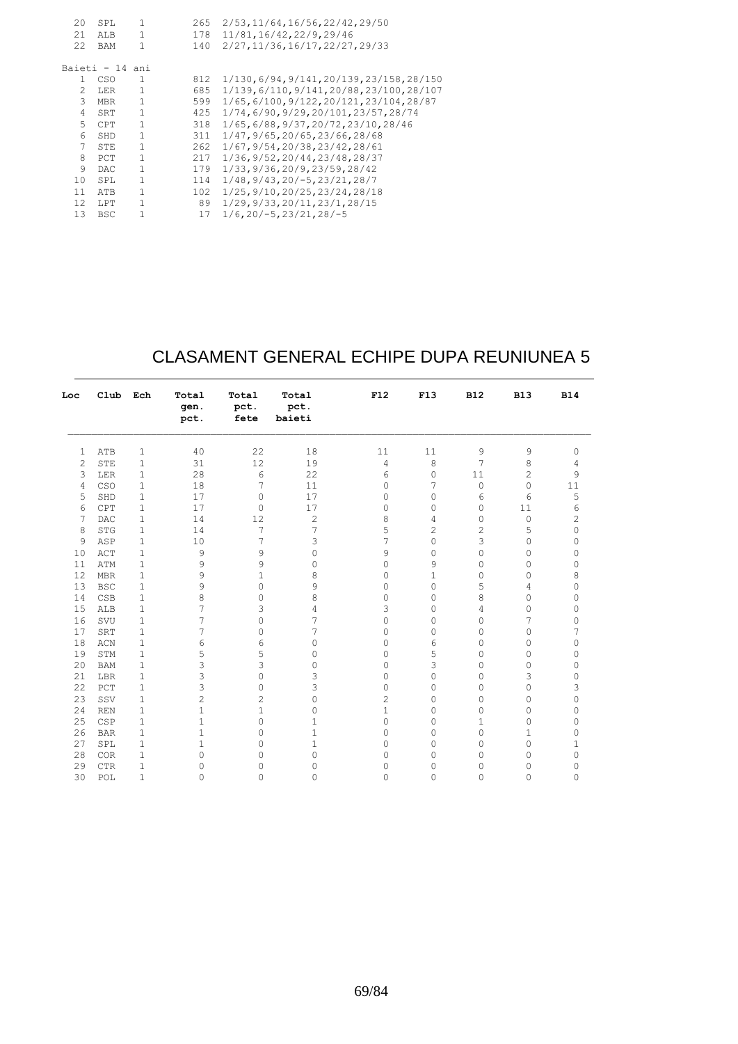| | | | | |
|---|---|---|---|---|
| 20 | SPL | 1 | 265 | 2/53,11/64,16/56,22/42,29/50 |
| 21 | ALB | 1 | 178 | 11/81,16/42,22/9,29/46 |
| 22 | BAM | 1 | 140 | 2/27,11/36,16/17,22/27,29/33 |

Baieti - 14 ani

| | | | | |
|---|---|---|---|---|
| 1 | CSO | 1 | 812 | 1/130,6/94,9/141,20/139,23/158,28/150 |
| 2 | LER | 1 | 685 | 1/139,6/110,9/141,20/88,23/100,28/107 |
| 3 | MBR | 1 | 599 | 1/65,6/100,9/122,20/121,23/104,28/87 |
| 4 | SRT | 1 | 425 | 1/74,6/90,9/29,20/101,23/57,28/74 |
| 5 | CPT | 1 | 318 | 1/65,6/88,9/37,20/72,23/10,28/46 |
| 6 | SHD | 1 | 311 | 1/47,9/65,20/65,23/66,28/68 |
| 7 | STE | 1 | 262 | 1/67,9/54,20/38,23/42,28/61 |
| 8 | PCT | 1 | 217 | 1/36,9/52,20/44,23/48,28/37 |
| 9 | DAC | 1 | 179 | 1/33,9/36,20/9,23/59,28/42 |
| 10 | SPL | 1 | 114 | 1/48,9/43,20/-5,23/21,28/7 |
| 11 | ATB | 1 | 102 | 1/25,9/10,20/25,23/24,28/18 |
| 12 | LPT | 1 | 89 | 1/29,9/33,20/11,23/1,28/15 |
| 13 | BSC | 1 | 17 | 1/6,20/-5,23/21,28/-5 |

# CLASAMENT GENERAL ECHIPE DUPA REUNIUNEA 5

| Loc | Club | Ech | Total gen. pct. | Total pct. fete | Total pct. baieti | F12 | F13 | B12 | B13 | B14 |
|---|---|---|---|---|---|---|---|---|---|---|
| 1 | ATB | 1 | 40 | 22 | 18 | 11 | 11 | 9 | 9 | 0 |
| 2 | STE | 1 | 31 | 12 | 19 | 4 | 8 | 7 | 8 | 4 |
| 3 | LER | 1 | 28 | 6 | 22 | 6 | 0 | 11 | 2 | 9 |
| 4 | CSO | 1 | 18 | 7 | 11 | 0 | 7 | 0 | 0 | 11 |
| 5 | SHD | 1 | 17 | 0 | 17 | 0 | 0 | 6 | 6 | 5 |
| 6 | CPT | 1 | 17 | 0 | 17 | 0 | 0 | 0 | 11 | 6 |
| 7 | DAC | 1 | 14 | 12 | 2 | 8 | 4 | 0 | 0 | 2 |
| 8 | STG | 1 | 14 | 7 | 7 | 5 | 2 | 2 | 5 | 0 |
| 9 | ASP | 1 | 10 | 7 | 3 | 7 | 0 | 3 | 0 | 0 |
| 10 | ACT | 1 | 9 | 9 | 0 | 9 | 0 | 0 | 0 | 0 |
| 11 | ATM | 1 | 9 | 9 | 0 | 0 | 9 | 0 | 0 | 0 |
| 12 | MBR | 1 | 9 | 1 | 8 | 0 | 1 | 0 | 0 | 8 |
| 13 | BSC | 1 | 9 | 0 | 9 | 0 | 0 | 5 | 4 | 0 |
| 14 | CSB | 1 | 8 | 0 | 8 | 0 | 0 | 8 | 0 | 0 |
| 15 | ALB | 1 | 7 | 3 | 4 | 3 | 0 | 4 | 0 | 0 |
| 16 | SVU | 1 | 7 | 0 | 7 | 0 | 0 | 0 | 7 | 0 |
| 17 | SRT | 1 | 7 | 0 | 7 | 0 | 0 | 0 | 0 | 7 |
| 18 | ACN | 1 | 6 | 6 | 0 | 0 | 6 | 0 | 0 | 0 |
| 19 | STM | 1 | 5 | 5 | 0 | 0 | 5 | 0 | 0 | 0 |
| 20 | BAM | 1 | 3 | 3 | 0 | 0 | 3 | 0 | 0 | 0 |
| 21 | LBR | 1 | 3 | 0 | 3 | 0 | 0 | 0 | 3 | 0 |
| 22 | PCT | 1 | 3 | 0 | 3 | 0 | 0 | 0 | 0 | 3 |
| 23 | SSV | 1 | 2 | 2 | 0 | 2 | 0 | 0 | 0 | 0 |
| 24 | REN | 1 | 1 | 1 | 0 | 1 | 0 | 0 | 0 | 0 |
| 25 | CSP | 1 | 1 | 0 | 1 | 0 | 0 | 1 | 0 | 0 |
| 26 | BAR | 1 | 1 | 0 | 1 | 0 | 0 | 0 | 1 | 0 |
| 27 | SPL | 1 | 1 | 0 | 1 | 0 | 0 | 0 | 0 | 1 |
| 28 | COR | 1 | 0 | 0 | 0 | 0 | 0 | 0 | 0 | 0 |
| 29 | CTR | 1 | 0 | 0 | 0 | 0 | 0 | 0 | 0 | 0 |
| 30 | POL | 1 | 0 | 0 | 0 | 0 | 0 | 0 | 0 | 0 |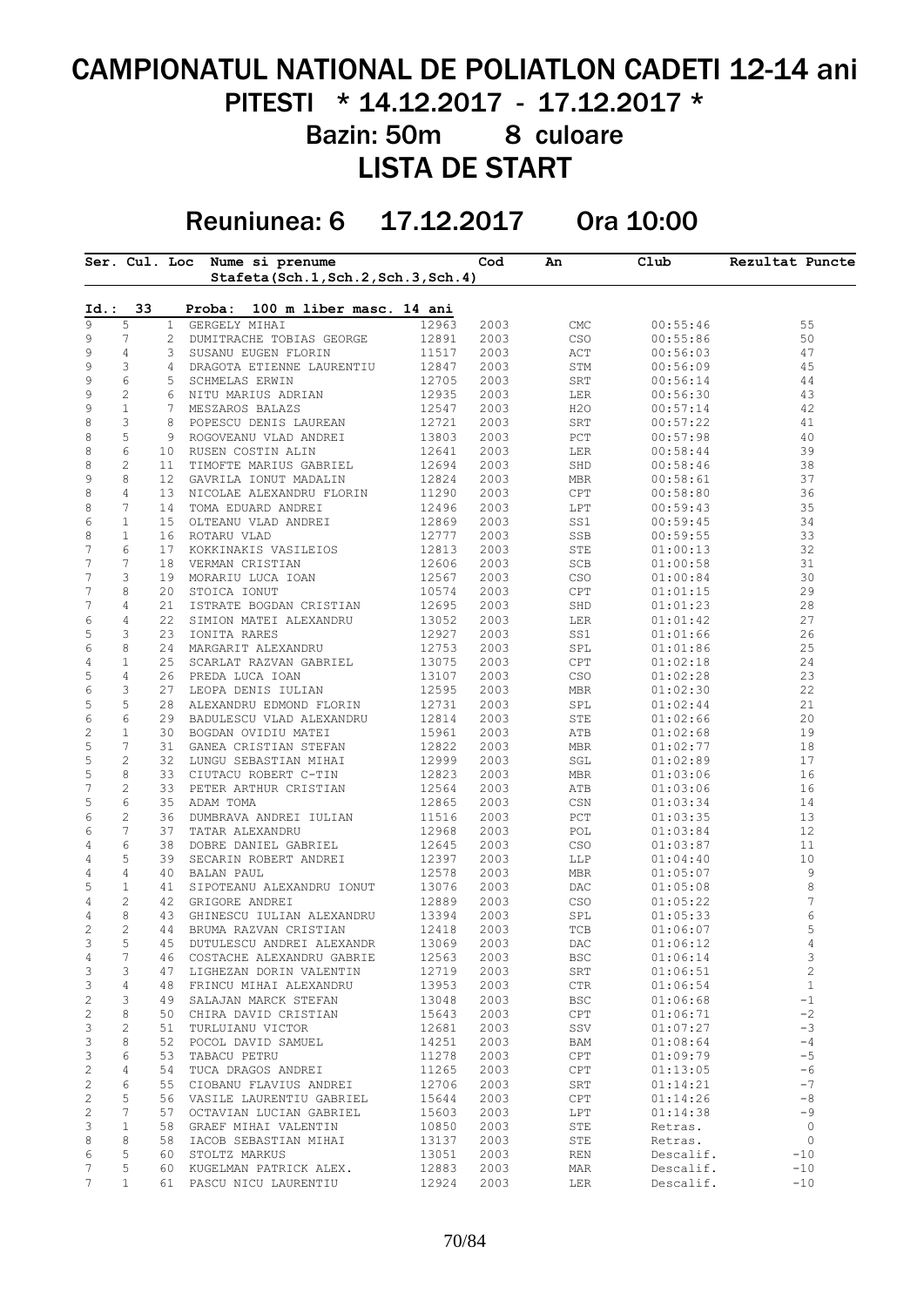# CAMPIONATUL NATIONAL DE POLIATLON CADETI 12-14 ani

## PITESTI * 14.12.2017 - 17.12.2017 *

## Bazin: 50m 8 culoare

# LISTA DE START

## Reuniunea: 6 17.12.2017 Ora 10:00

| Ser. | Cul. | Loc | Nume si prenume<br>Stafeta(Sch.1,Sch.2,Sch.3,Sch.4) | Cod | An | Club | Rezultat | Puncte |
|---|---|---|---|---|---|---|---|---|
| **Id.: 33** | | | **Proba: 100 m liber masc. 14 ani** | | | | | |
| 9 | 5 | 1 | GERGELY MIHAI | 12963 | 2003 | CMC | 00:55:46 | 55 |
| 9 | 7 | 2 | DUMITRACHE TOBIAS GEORGE | 12891 | 2003 | CSO | 00:55:86 | 50 |
| 9 | 4 | 3 | SUSANU EUGEN FLORIN | 11517 | 2003 | ACT | 00:56:03 | 47 |
| 9 | 3 | 4 | DRAGOTA ETIENNE LAURENTIU | 12847 | 2003 | STM | 00:56:09 | 45 |
| 9 | 6 | 5 | SCHMELAS ERWIN | 12705 | 2003 | SRT | 00:56:14 | 44 |
| 9 | 2 | 6 | NITU MARIUS ADRIAN | 12935 | 2003 | LER | 00:56:30 | 43 |
| 9 | 1 | 7 | MESZAROS BALAZS | 12547 | 2003 | H2O | 00:57:14 | 42 |
| 8 | 3 | 8 | POPESCU DENIS LAUREAN | 12721 | 2003 | SRT | 00:57:22 | 41 |
| 8 | 5 | 9 | ROGOVEANU VLAD ANDREI | 13803 | 2003 | PCT | 00:57:98 | 40 |
| 8 | 6 | 10 | RUSEN COSTIN ALIN | 12641 | 2003 | LER | 00:58:44 | 39 |
| 8 | 2 | 11 | TIMOFTE MARIUS GABRIEL | 12694 | 2003 | SHD | 00:58:46 | 38 |
| 9 | 8 | 12 | GAVRILA IONUT MADALIN | 12824 | 2003 | MBR | 00:58:61 | 37 |
| 8 | 4 | 13 | NICOLAE ALEXANDRU FLORIN | 11290 | 2003 | CPT | 00:58:80 | 36 |
| 8 | 7 | 14 | TOMA EDUARD ANDREI | 12496 | 2003 | LPT | 00:59:43 | 35 |
| 6 | 1 | 15 | OLTEANU VLAD ANDREI | 12869 | 2003 | SS1 | 00:59:45 | 34 |
| 8 | 1 | 16 | ROTARU VLAD | 12777 | 2003 | SSB | 00:59:55 | 33 |
| 7 | 6 | 17 | KOKKINAKIS VASILEIOS | 12813 | 2003 | STE | 01:00:13 | 32 |
| 7 | 7 | 18 | VERMAN CRISTIAN | 12606 | 2003 | SCB | 01:00:58 | 31 |
| 7 | 3 | 19 | MORARIU LUCA IOAN | 12567 | 2003 | CSO | 01:00:84 | 30 |
| 7 | 8 | 20 | STOICA IONUT | 10574 | 2003 | CPT | 01:01:15 | 29 |
| 7 | 4 | 21 | ISTRATE BOGDAN CRISTIAN | 12695 | 2003 | SHD | 01:01:23 | 28 |
| 6 | 4 | 22 | SIMION MATEI ALEXANDRU | 13052 | 2003 | LER | 01:01:42 | 27 |
| 5 | 3 | 23 | IONITA RARES | 12927 | 2003 | SS1 | 01:01:66 | 26 |
| 6 | 8 | 24 | MARGARIT ALEXANDRU | 12753 | 2003 | SPL | 01:01:86 | 25 |
| 4 | 1 | 25 | SCARLAT RAZVAN GABRIEL | 13075 | 2003 | CPT | 01:02:18 | 24 |
| 5 | 4 | 26 | PREDA LUCA IOAN | 13107 | 2003 | CSO | 01:02:28 | 23 |
| 6 | 3 | 27 | LEOPA DENIS IULIAN | 12595 | 2003 | MBR | 01:02:30 | 22 |
| 5 | 5 | 28 | ALEXANDRU EDMOND FLORIN | 12731 | 2003 | SPL | 01:02:44 | 21 |
| 6 | 6 | 29 | BADULESCU VLAD ALEXANDRU | 12814 | 2003 | STE | 01:02:66 | 20 |
| 2 | 1 | 30 | BOGDAN OVIDIU MATEI | 15961 | 2003 | ATB | 01:02:68 | 19 |
| 5 | 7 | 31 | GANEA CRISTIAN STEFAN | 12822 | 2003 | MBR | 01:02:77 | 18 |
| 5 | 2 | 32 | LUNGU SEBASTIAN MIHAI | 12999 | 2003 | SGL | 01:02:89 | 17 |
| 5 | 8 | 33 | CIUTACU ROBERT C-TIN | 12823 | 2003 | MBR | 01:03:06 | 16 |
| 7 | 2 | 33 | PETER ARTHUR CRISTIAN | 12564 | 2003 | ATB | 01:03:06 | 16 |
| 5 | 6 | 35 | ADAM TOMA | 12865 | 2003 | CSN | 01:03:34 | 14 |
| 6 | 2 | 36 | DUMBRAVA ANDREI IULIAN | 11516 | 2003 | PCT | 01:03:35 | 13 |
| 6 | 7 | 37 | TATAR ALEXANDRU | 12968 | 2003 | POL | 01:03:84 | 12 |
| 4 | 6 | 38 | DOBRE DANIEL GABRIEL | 12645 | 2003 | CSO | 01:03:87 | 11 |
| 4 | 5 | 39 | SECARIN ROBERT ANDREI | 12397 | 2003 | LLP | 01:04:40 | 10 |
| 4 | 4 | 40 | BALAN PAUL | 12578 | 2003 | MBR | 01:05:07 | 9 |
| 5 | 1 | 41 | SIPOTEANU ALEXANDRU IONUT | 13076 | 2003 | DAC | 01:05:08 | 8 |
| 4 | 2 | 42 | GRIGORE ANDREI | 12889 | 2003 | CSO | 01:05:22 | 7 |
| 4 | 8 | 43 | GHINESCU IULIAN ALEXANDRU | 13394 | 2003 | SPL | 01:05:33 | 6 |
| 2 | 2 | 44 | BRUMA RAZVAN CRISTIAN | 12418 | 2003 | TCB | 01:06:07 | 5 |
| 3 | 5 | 45 | DUTULESCU ANDREI ALEXANDR | 13069 | 2003 | DAC | 01:06:12 | 4 |
| 4 | 7 | 46 | COSTACHE ALEXANDRU GABRIE | 12563 | 2003 | BSC | 01:06:14 | 3 |
| 3 | 3 | 47 | LIGHEZAN DORIN VALENTIN | 12719 | 2003 | SRT | 01:06:51 | 2 |
| 3 | 4 | 48 | FRINCU MIHAI ALEXANDRU | 13953 | 2003 | CTR | 01:06:54 | 1 |
| 2 | 3 | 49 | SALAJAN MARCK STEFAN | 13048 | 2003 | BSC | 01:06:68 | -1 |
| 2 | 8 | 50 | CHIRA DAVID CRISTIAN | 15643 | 2003 | CPT | 01:06:71 | -2 |
| 3 | 2 | 51 | TURLUIANU VICTOR | 12681 | 2003 | SSV | 01:07:27 | -3 |
| 3 | 8 | 52 | POCOL DAVID SAMUEL | 14251 | 2003 | BAM | 01:08:64 | -4 |
| 3 | 6 | 53 | TABACU PETRU | 11278 | 2003 | CPT | 01:09:79 | -5 |
| 2 | 4 | 54 | TUCA DRAGOS ANDREI | 11265 | 2003 | CPT | 01:13:05 | -6 |
| 2 | 6 | 55 | CIOBANU FLAVIUS ANDREI | 12706 | 2003 | SRT | 01:14:21 | -7 |
| 2 | 5 | 56 | VASILE LAURENTIU GABRIEL | 15644 | 2003 | CPT | 01:14:26 | -8 |
| 2 | 7 | 57 | OCTAVIAN LUCIAN GABRIEL | 15603 | 2003 | LPT | 01:14:38 | -9 |
| 3 | 1 | 58 | GRAEF MIHAI VALENTIN | 10850 | 2003 | STE | Retras. | 0 |
| 8 | 8 | 58 | IACOB SEBASTIAN MIHAI | 13137 | 2003 | STE | Retras. | 0 |
| 6 | 5 | 60 | STOLTZ MARKUS | 13051 | 2003 | REN | Descalif. | -10 |
| 7 | 5 | 60 | KUGELMAN PATRICK ALEX. | 12883 | 2003 | MAR | Descalif. | -10 |
| 7 | 1 | 61 | PASCU NICU LAURENTIU | 12924 | 2003 | LER | Descalif. | -10 |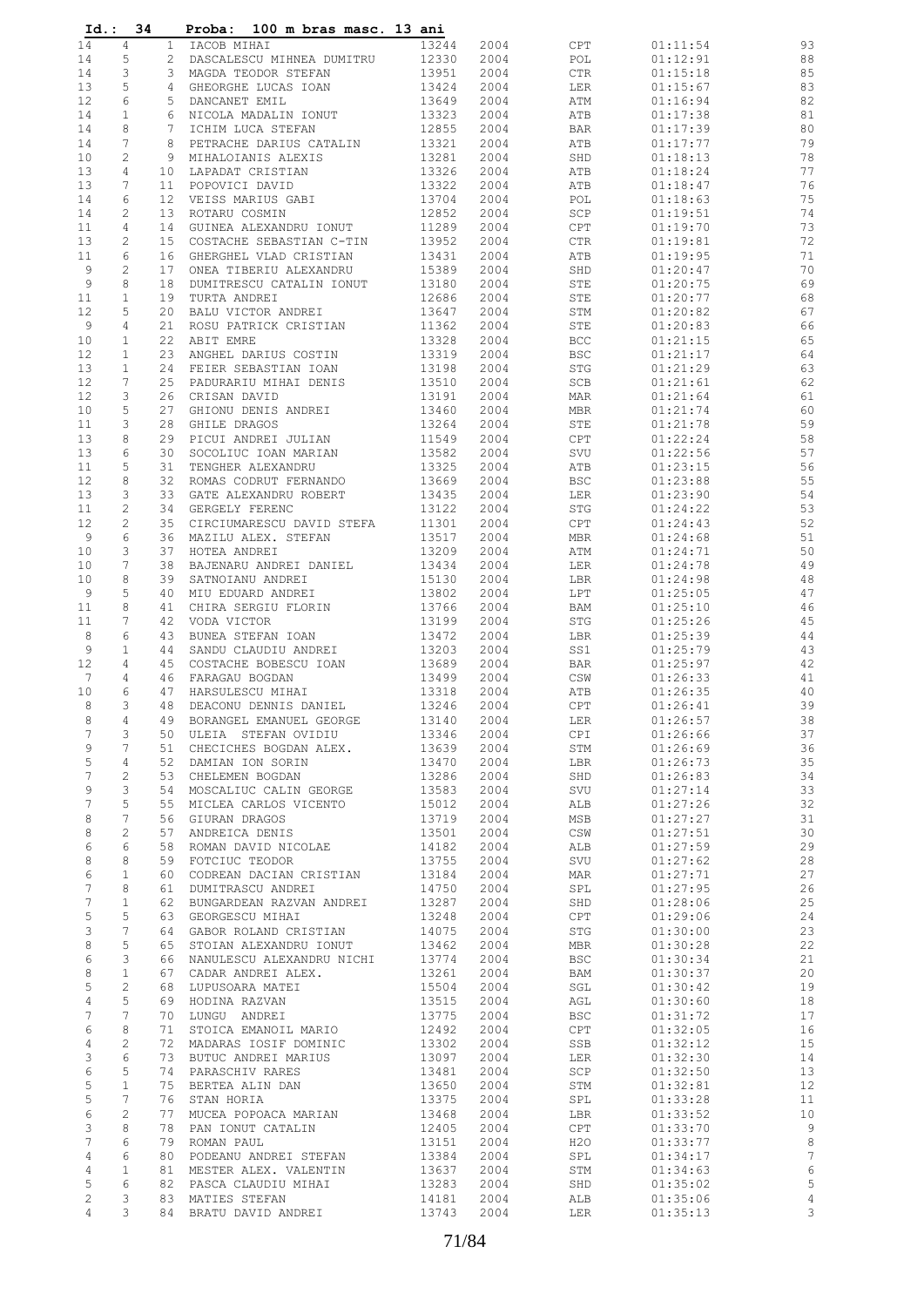**Id.: 34 Proba: 100 m bras masc. 13 ani**

| | | | | | | | | |
|---|---|---|---|---|---|---|---|---|
| 14 | 4 | 1 | IACOB MIHAI | 13244 | 2004 | CPT | 01:11:54 | 93 |
| 14 | 5 | 2 | DASCALESCU MIHNEA DUMITRU | 12330 | 2004 | POL | 01:12:91 | 88 |
| 14 | 3 | 3 | MAGDA TEODOR STEFAN | 13951 | 2004 | CTR | 01:15:18 | 85 |
| 13 | 5 | 4 | GHEORGHE LUCAS IOAN | 13424 | 2004 | LER | 01:15:67 | 83 |
| 12 | 6 | 5 | DANCANET EMIL | 13649 | 2004 | ATM | 01:16:94 | 82 |
| 14 | 1 | 6 | NICOLA MADALIN IONUT | 13323 | 2004 | ATB | 01:17:38 | 81 |
| 14 | 8 | 7 | ICHIM LUCA STEFAN | 12855 | 2004 | BAR | 01:17:39 | 80 |
| 14 | 7 | 8 | PETRACHE DARIUS CATALIN | 13321 | 2004 | ATB | 01:17:77 | 79 |
| 10 | 2 | 9 | MIHALOIANIS ALEXIS | 13281 | 2004 | SHD | 01:18:13 | 78 |
| 13 | 4 | 10 | LAPADAT CRISTIAN | 13326 | 2004 | ATB | 01:18:24 | 77 |
| 13 | 7 | 11 | POPOVICI DAVID | 13322 | 2004 | ATB | 01:18:47 | 76 |
| 14 | 6 | 12 | VEISS MARIUS GABI | 13704 | 2004 | POL | 01:18:63 | 75 |
| 14 | 2 | 13 | ROTARU COSMIN | 12852 | 2004 | SCP | 01:19:51 | 74 |
| 11 | 4 | 14 | GUINEA ALEXANDRU IONUT | 11289 | 2004 | CPT | 01:19:70 | 73 |
| 13 | 2 | 15 | COSTACHE SEBASTIAN C-TIN | 13952 | 2004 | CTR | 01:19:81 | 72 |
| 11 | 6 | 16 | GHERGHEL VLAD CRISTIAN | 13431 | 2004 | ATB | 01:19:95 | 71 |
| 9 | 2 | 17 | ONEA TIBERIU ALEXANDRU | 15389 | 2004 | SHD | 01:20:47 | 70 |
| 9 | 8 | 18 | DUMITRESCU CATALIN IONUT | 13180 | 2004 | STE | 01:20:75 | 69 |
| 11 | 1 | 19 | TURTA ANDREI | 12686 | 2004 | STE | 01:20:77 | 68 |
| 12 | 5 | 20 | BALU VICTOR ANDREI | 13647 | 2004 | STM | 01:20:82 | 67 |
| 9 | 4 | 21 | ROSU PATRICK CRISTIAN | 11362 | 2004 | STE | 01:20:83 | 66 |
| 10 | 1 | 22 | ABIT EMRE | 13328 | 2004 | BCC | 01:21:15 | 65 |
| 12 | 1 | 23 | ANGHEL DARIUS COSTIN | 13319 | 2004 | BSC | 01:21:17 | 64 |
| 13 | 1 | 24 | FEIER SEBASTIAN IOAN | 13198 | 2004 | STG | 01:21:29 | 63 |
| 12 | 7 | 25 | PADURARIU MIHAI DENIS | 13510 | 2004 | SCB | 01:21:61 | 62 |
| 12 | 3 | 26 | CRISAN DAVID | 13191 | 2004 | MAR | 01:21:64 | 61 |
| 10 | 5 | 27 | GHIONU DENIS ANDREI | 13460 | 2004 | MBR | 01:21:74 | 60 |
| 11 | 3 | 28 | GHILE DRAGOS | 13264 | 2004 | STE | 01:21:78 | 59 |
| 13 | 8 | 29 | PICUI ANDREI JULIAN | 11549 | 2004 | CPT | 01:22:24 | 58 |
| 13 | 6 | 30 | SOCOLIUC IOAN MARIAN | 13582 | 2004 | SVU | 01:22:56 | 57 |
| 11 | 5 | 31 | TENGHER ALEXANDRU | 13325 | 2004 | ATB | 01:23:15 | 56 |
| 12 | 8 | 32 | ROMAS CODRUT FERNANDO | 13669 | 2004 | BSC | 01:23:88 | 55 |
| 13 | 3 | 33 | GATE ALEXANDRU ROBERT | 13435 | 2004 | LER | 01:23:90 | 54 |
| 11 | 2 | 34 | GERGELY FERENC | 13122 | 2004 | STG | 01:24:22 | 53 |
| 12 | 2 | 35 | CIRCIUMARESCU DAVID STEFA | 11301 | 2004 | CPT | 01:24:43 | 52 |
| 9 | 6 | 36 | MAZILU ALEX. STEFAN | 13517 | 2004 | MBR | 01:24:68 | 51 |
| 10 | 3 | 37 | HOTEA ANDREI | 13209 | 2004 | ATM | 01:24:71 | 50 |
| 10 | 7 | 38 | BAJENARU ANDREI DANIEL | 13434 | 2004 | LER | 01:24:78 | 49 |
| 10 | 8 | 39 | SATNOIANU ANDREI | 15130 | 2004 | LBR | 01:24:98 | 48 |
| 9 | 5 | 40 | MIU EDUARD ANDREI | 13802 | 2004 | LPT | 01:25:05 | 47 |
| 11 | 8 | 41 | CHIRA SERGIU FLORIN | 13766 | 2004 | BAM | 01:25:10 | 46 |
| 11 | 7 | 42 | VODA VICTOR | 13199 | 2004 | STG | 01:25:26 | 45 |
| 8 | 6 | 43 | BUNEA STEFAN IOAN | 13472 | 2004 | LBR | 01:25:39 | 44 |
| 9 | 1 | 44 | SANDU CLAUDIU ANDREI | 13203 | 2004 | SS1 | 01:25:79 | 43 |
| 12 | 4 | 45 | COSTACHE BOBESCU IOAN | 13689 | 2004 | BAR | 01:25:97 | 42 |
| 7 | 4 | 46 | FARAGAU BOGDAN | 13499 | 2004 | CSW | 01:26:33 | 41 |
| 10 | 6 | 47 | HARSULESCU MIHAI | 13318 | 2004 | ATB | 01:26:35 | 40 |
| 8 | 3 | 48 | DEACONU DENNIS DANIEL | 13246 | 2004 | CPT | 01:26:41 | 39 |
| 8 | 4 | 49 | BORANGEL EMANUEL GEORGE | 13140 | 2004 | LER | 01:26:57 | 38 |
| 7 | 3 | 50 | ULEIA STEFAN OVIDIU | 13346 | 2004 | CPI | 01:26:66 | 37 |
| 9 | 7 | 51 | CHECICHES BOGDAN ALEX. | 13639 | 2004 | STM | 01:26:69 | 36 |
| 5 | 4 | 52 | DAMIAN ION SORIN | 13470 | 2004 | LBR | 01:26:73 | 35 |
| 7 | 2 | 53 | CHELEMEN BOGDAN | 13286 | 2004 | SHD | 01:26:83 | 34 |
| 9 | 3 | 54 | MOSCALIUC CALIN GEORGE | 13583 | 2004 | SVU | 01:27:14 | 33 |
| 7 | 5 | 55 | MICLEA CARLOS VICENTO | 15012 | 2004 | ALB | 01:27:26 | 32 |
| 8 | 7 | 56 | GIURAN DRAGOS | 13719 | 2004 | MSB | 01:27:27 | 31 |
| 8 | 2 | 57 | ANDREICA DENIS | 13501 | 2004 | CSW | 01:27:51 | 30 |
| 6 | 6 | 58 | ROMAN DAVID NICOLAE | 14182 | 2004 | ALB | 01:27:59 | 29 |
| 8 | 8 | 59 | FOTCIUC TEODOR | 13755 | 2004 | SVU | 01:27:62 | 28 |
| 6 | 1 | 60 | CODREAN DACIAN CRISTIAN | 13184 | 2004 | MAR | 01:27:71 | 27 |
| 7 | 8 | 61 | DUMITRASCU ANDREI | 14750 | 2004 | SPL | 01:27:95 | 26 |
| 7 | 1 | 62 | BUNGARDEAN RAZVAN ANDREI | 13287 | 2004 | SHD | 01:28:06 | 25 |
| 5 | 5 | 63 | GEORGESCU MIHAI | 13248 | 2004 | CPT | 01:29:06 | 24 |
| 3 | 7 | 64 | GABOR ROLAND CRISTIAN | 14075 | 2004 | STG | 01:30:00 | 23 |
| 8 | 5 | 65 | STOIAN ALEXANDRU IONUT | 13462 | 2004 | MBR | 01:30:28 | 22 |
| 6 | 3 | 66 | NANULESCU ALEXANDRU NICHI | 13774 | 2004 | BSC | 01:30:34 | 21 |
| 8 | 1 | 67 | CADAR ANDREI ALEX. | 13261 | 2004 | BAM | 01:30:37 | 20 |
| 5 | 2 | 68 | LUPUSOARA MATEI | 15504 | 2004 | SGL | 01:30:42 | 19 |
| 4 | 5 | 69 | HODINA RAZVAN | 13515 | 2004 | AGL | 01:30:60 | 18 |
| 7 | 7 | 70 | LUNGU ANDREI | 13775 | 2004 | BSC | 01:31:72 | 17 |
| 6 | 8 | 71 | STOICA EMANOIL MARIO | 12492 | 2004 | CPT | 01:32:05 | 16 |
| 4 | 2 | 72 | MADARAS IOSIF DOMINIC | 13302 | 2004 | SSB | 01:32:12 | 15 |
| 3 | 6 | 73 | BUTUC ANDREI MARIUS | 13097 | 2004 | LER | 01:32:30 | 14 |
| 6 | 5 | 74 | PARASCHIV RARES | 13481 | 2004 | SCP | 01:32:50 | 13 |
| 5 | 1 | 75 | BERTEA ALIN DAN | 13650 | 2004 | STM | 01:32:81 | 12 |
| 5 | 7 | 76 | STAN HORIA | 13375 | 2004 | SPL | 01:33:28 | 11 |
| 6 | 2 | 77 | MUCEA POPOACA MARIAN | 13468 | 2004 | LBR | 01:33:52 | 10 |
| 3 | 8 | 78 | PAN IONUT CATALIN | 12405 | 2004 | CPT | 01:33:70 | 9 |
| 7 | 6 | 79 | ROMAN PAUL | 13151 | 2004 | H2O | 01:33:77 | 8 |
| 4 | 6 | 80 | PODEANU ANDREI STEFAN | 13384 | 2004 | SPL | 01:34:17 | 7 |
| 4 | 1 | 81 | MESTER ALEX. VALENTIN | 13637 | 2004 | STM | 01:34:63 | 6 |
| 5 | 6 | 82 | PASCA CLAUDIU MIHAI | 13283 | 2004 | SHD | 01:35:02 | 5 |
| 2 | 3 | 83 | MATIES STEFAN | 14181 | 2004 | ALB | 01:35:06 | 4 |
| 4 | 3 | 84 | BRATU DAVID ANDREI | 13743 | 2004 | LER | 01:35:13 | 3 |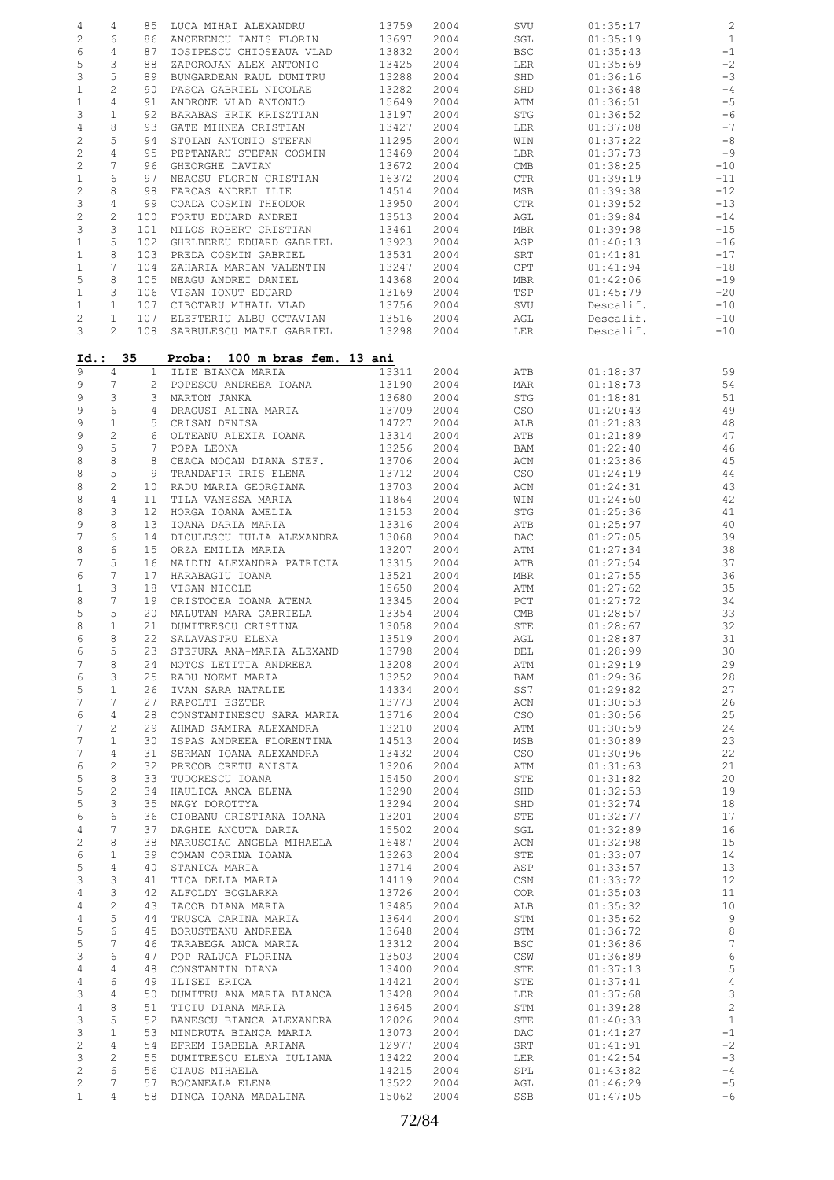| | | | | | | | | |
|---|---|---|---|---|---|---|---|---|
| 4 | 4 | 85 | LUCA MIHAI ALEXANDRU | 13759 | 2004 | SVU | 01:35:17 | 2 |
| 2 | 6 | 86 | ANCERENCU IANIS FLORIN | 13697 | 2004 | SGL | 01:35:19 | 1 |
| 6 | 4 | 87 | IOSIPESCU CHIOSEAUA VLAD | 13832 | 2004 | BSC | 01:35:43 | -1 |
| 5 | 3 | 88 | ZAPOROJAN ALEX ANTONIO | 13425 | 2004 | LER | 01:35:69 | -2 |
| 3 | 5 | 89 | BUNGARDEAN RAUL DUMITRU | 13288 | 2004 | SHD | 01:36:16 | -3 |
| 1 | 2 | 90 | PASCA GABRIEL NICOLAE | 13282 | 2004 | SHD | 01:36:48 | -4 |
| 1 | 4 | 91 | ANDRONE VLAD ANTONIO | 15649 | 2004 | ATM | 01:36:51 | -5 |
| 3 | 1 | 92 | BARABAS ERIK KRISZTIAN | 13197 | 2004 | STG | 01:36:52 | -6 |
| 4 | 8 | 93 | GATE MIHNEA CRISTIAN | 13427 | 2004 | LER | 01:37:08 | -7 |
| 2 | 5 | 94 | STOIAN ANTONIO STEFAN | 11295 | 2004 | WIN | 01:37:22 | -8 |
| 2 | 4 | 95 | PEPTANARU STEFAN COSMIN | 13469 | 2004 | LBR | 01:37:73 | -9 |
| 2 | 7 | 96 | GHEORGHE DAVIAN | 13672 | 2004 | CMB | 01:38:25 | -10 |
| 1 | 6 | 97 | NEACSU FLORIN CRISTIAN | 16372 | 2004 | CTR | 01:39:19 | -11 |
| 2 | 8 | 98 | FARCAS ANDREI ILIE | 14514 | 2004 | MSB | 01:39:38 | -12 |
| 3 | 4 | 99 | COADA COSMIN THEODOR | 13950 | 2004 | CTR | 01:39:52 | -13 |
| 2 | 2 | 100 | FORTU EDUARD ANDREI | 13513 | 2004 | AGL | 01:39:84 | -14 |
| 3 | 3 | 101 | MILOS ROBERT CRISTIAN | 13461 | 2004 | MBR | 01:39:98 | -15 |
| 1 | 5 | 102 | GHELBEREU EDUARD GABRIEL | 13923 | 2004 | ASP | 01:40:13 | -16 |
| 1 | 8 | 103 | PREDA COSMIN GABRIEL | 13531 | 2004 | SRT | 01:41:81 | -17 |
| 1 | 7 | 104 | ZAHARIA MARIAN VALENTIN | 13247 | 2004 | CPT | 01:41:94 | -18 |
| 5 | 8 | 105 | NEAGU ANDREI DANIEL | 14368 | 2004 | MBR | 01:42:06 | -19 |
| 1 | 3 | 106 | VISAN IONUT EDUARD | 13169 | 2004 | TSP | 01:45:79 | -20 |
| 1 | 1 | 107 | CIBOTARU MIHAIL VLAD | 13756 | 2004 | SVU | Descalif. | -10 |
| 2 | 1 | 107 | ELEFTERIU ALBU OCTAVIAN | 13516 | 2004 | AGL | Descalif. | -10 |
| 3 | 2 | 108 | SARBULESCU MATEI GABRIEL | 13298 | 2004 | LER | Descalif. | -10 |

**Id.: 35 Proba: 100 m bras fem. 13 ani**

| | | | | | | | | |
|---|---|---|---|---|---|---|---|---|
| 9 | 4 | 1 | ILIE BIANCA MARIA | 13311 | 2004 | ATB | 01:18:37 | 59 |
| 9 | 7 | 2 | POPESCU ANDREEA IOANA | 13190 | 2004 | MAR | 01:18:73 | 54 |
| 9 | 3 | 3 | MARTON JANKA | 13680 | 2004 | STG | 01:18:81 | 51 |
| 9 | 6 | 4 | DRAGUSI ALINA MARIA | 13709 | 2004 | CSO | 01:20:43 | 49 |
| 9 | 1 | 5 | CRISAN DENISA | 14727 | 2004 | ALB | 01:21:83 | 48 |
| 9 | 2 | 6 | OLTEANU ALEXIA IOANA | 13314 | 2004 | ATB | 01:21:89 | 47 |
| 9 | 5 | 7 | POPA LEONA | 13256 | 2004 | BAM | 01:22:40 | 46 |
| 8 | 8 | 8 | CEACA MOCAN DIANA STEF. | 13706 | 2004 | ACN | 01:23:86 | 45 |
| 8 | 5 | 9 | TRANDAFIR IRIS ELENA | 13712 | 2004 | CSO | 01:24:19 | 44 |
| 8 | 2 | 10 | RADU MARIA GEORGIANA | 13703 | 2004 | ACN | 01:24:31 | 43 |
| 8 | 4 | 11 | TILA VANESSA MARIA | 11864 | 2004 | WIN | 01:24:60 | 42 |
| 8 | 3 | 12 | HORGA IOANA AMELIA | 13153 | 2004 | STG | 01:25:36 | 41 |
| 9 | 8 | 13 | IOANA DARIA MARIA | 13316 | 2004 | ATB | 01:25:97 | 40 |
| 7 | 6 | 14 | DICULESCU IULIA ALEXANDRA | 13068 | 2004 | DAC | 01:27:05 | 39 |
| 8 | 6 | 15 | ORZA EMILIA MARIA | 13207 | 2004 | ATM | 01:27:34 | 38 |
| 7 | 5 | 16 | NAIDIN ALEXANDRA PATRICIA | 13315 | 2004 | ATB | 01:27:54 | 37 |
| 6 | 7 | 17 | HARABAGIU IOANA | 13521 | 2004 | MBR | 01:27:55 | 36 |
| 1 | 3 | 18 | VISAN NICOLE | 15650 | 2004 | ATM | 01:27:62 | 35 |
| 8 | 7 | 19 | CRISTOCEA IOANA ATENA | 13345 | 2004 | PCT | 01:27:72 | 34 |
| 5 | 5 | 20 | MALUTAN MARA GABRIELA | 13354 | 2004 | CMB | 01:28:57 | 33 |
| 8 | 1 | 21 | DUMITRESCU CRISTINA | 13058 | 2004 | STE | 01:28:67 | 32 |
| 6 | 8 | 22 | SALAVASTRU ELENA | 13519 | 2004 | AGL | 01:28:87 | 31 |
| 6 | 5 | 23 | STEFURA ANA-MARIA ALEXAND | 13798 | 2004 | DEL | 01:28:99 | 30 |
| 7 | 8 | 24 | MOTOS LETITIA ANDREEA | 13208 | 2004 | ATM | 01:29:19 | 29 |
| 6 | 3 | 25 | RADU NOEMI MARIA | 13252 | 2004 | BAM | 01:29:36 | 28 |
| 5 | 1 | 26 | IVAN SARA NATALIE | 14334 | 2004 | SS7 | 01:29:82 | 27 |
| 7 | 7 | 27 | RAPOLTI ESZTER | 13773 | 2004 | ACN | 01:30:53 | 26 |
| 6 | 4 | 28 | CONSTANTINESCU SARA MARIA | 13716 | 2004 | CSO | 01:30:56 | 25 |
| 7 | 2 | 29 | AHMAD SAMIRA ALEXANDRA | 13210 | 2004 | ATM | 01:30:59 | 24 |
| 7 | 1 | 30 | ISPAS ANDREEA FLORENTINA | 14513 | 2004 | MSB | 01:30:89 | 23 |
| 7 | 4 | 31 | SERMAN IOANA ALEXANDRA | 13432 | 2004 | CSO | 01:30:96 | 22 |
| 6 | 2 | 32 | PRECOB CRETU ANISIA | 13206 | 2004 | ATM | 01:31:63 | 21 |
| 5 | 8 | 33 | TUDORESCU IOANA | 15450 | 2004 | STE | 01:31:82 | 20 |
| 5 | 2 | 34 | HAULICA ANCA ELENA | 13290 | 2004 | SHD | 01:32:53 | 19 |
| 5 | 3 | 35 | NAGY DOROTTYA | 13294 | 2004 | SHD | 01:32:74 | 18 |
| 6 | 6 | 36 | CIOBANU CRISTIANA IOANA | 13201 | 2004 | STE | 01:32:77 | 17 |
| 4 | 7 | 37 | DAGHIE ANCUTA DARIA | 15502 | 2004 | SGL | 01:32:89 | 16 |
| 2 | 8 | 38 | MARUSCIAC ANGELA MIHAELA | 16487 | 2004 | ACN | 01:32:98 | 15 |
| 6 | 1 | 39 | COMAN CORINA IOANA | 13263 | 2004 | STE | 01:33:07 | 14 |
| 5 | 4 | 40 | STANICA MARIA | 13714 | 2004 | ASP | 01:33:57 | 13 |
| 3 | 3 | 41 | TICA DELIA MARIA | 14119 | 2004 | CSN | 01:33:72 | 12 |
| 4 | 3 | 42 | ALFOLDY BOGLARKA | 13726 | 2004 | COR | 01:35:03 | 11 |
| 4 | 2 | 43 | IACOB DIANA MARIA | 13485 | 2004 | ALB | 01:35:32 | 10 |
| 4 | 5 | 44 | TRUSCA CARINA MARIA | 13644 | 2004 | STM | 01:35:62 | 9 |
| 5 | 6 | 45 | BORUSTEANU ANDREEA | 13648 | 2004 | STM | 01:36:72 | 8 |
| 5 | 7 | 46 | TARABEGA ANCA MARIA | 13312 | 2004 | BSC | 01:36:86 | 7 |
| 3 | 6 | 47 | POP RALUCA FLORINA | 13503 | 2004 | CSW | 01:36:89 | 6 |
| 4 | 4 | 48 | CONSTANTIN DIANA | 13400 | 2004 | STE | 01:37:13 | 5 |
| 4 | 6 | 49 | ILISEI ERICA | 14421 | 2004 | STE | 01:37:41 | 4 |
| 3 | 4 | 50 | DUMITRU ANA MARIA BIANCA | 13428 | 2004 | LER | 01:37:68 | 3 |
| 4 | 8 | 51 | TICIU DIANA MARIA | 13645 | 2004 | STM | 01:39:28 | 2 |
| 3 | 5 | 52 | BANESCU BIANCA ALEXANDRA | 12026 | 2004 | STE | 01:40:33 | 1 |
| 3 | 1 | 53 | MINDRUTA BIANCA MARIA | 13073 | 2004 | DAC | 01:41:27 | -1 |
| 2 | 4 | 54 | EFREM ISABELA ARIANA | 12977 | 2004 | SRT | 01:41:91 | -2 |
| 3 | 2 | 55 | DUMITRESCU ELENA IULIANA | 13422 | 2004 | LER | 01:42:54 | -3 |
| 2 | 6 | 56 | CIAUS MIHAELA | 14215 | 2004 | SPL | 01:43:82 | -4 |
| 2 | 7 | 57 | BOCANEALA ELENA | 13522 | 2004 | AGL | 01:46:29 | -5 |
| 1 | 4 | 58 | DINCA IOANA MADALINA | 15062 | 2004 | SSB | 01:47:05 | -6 |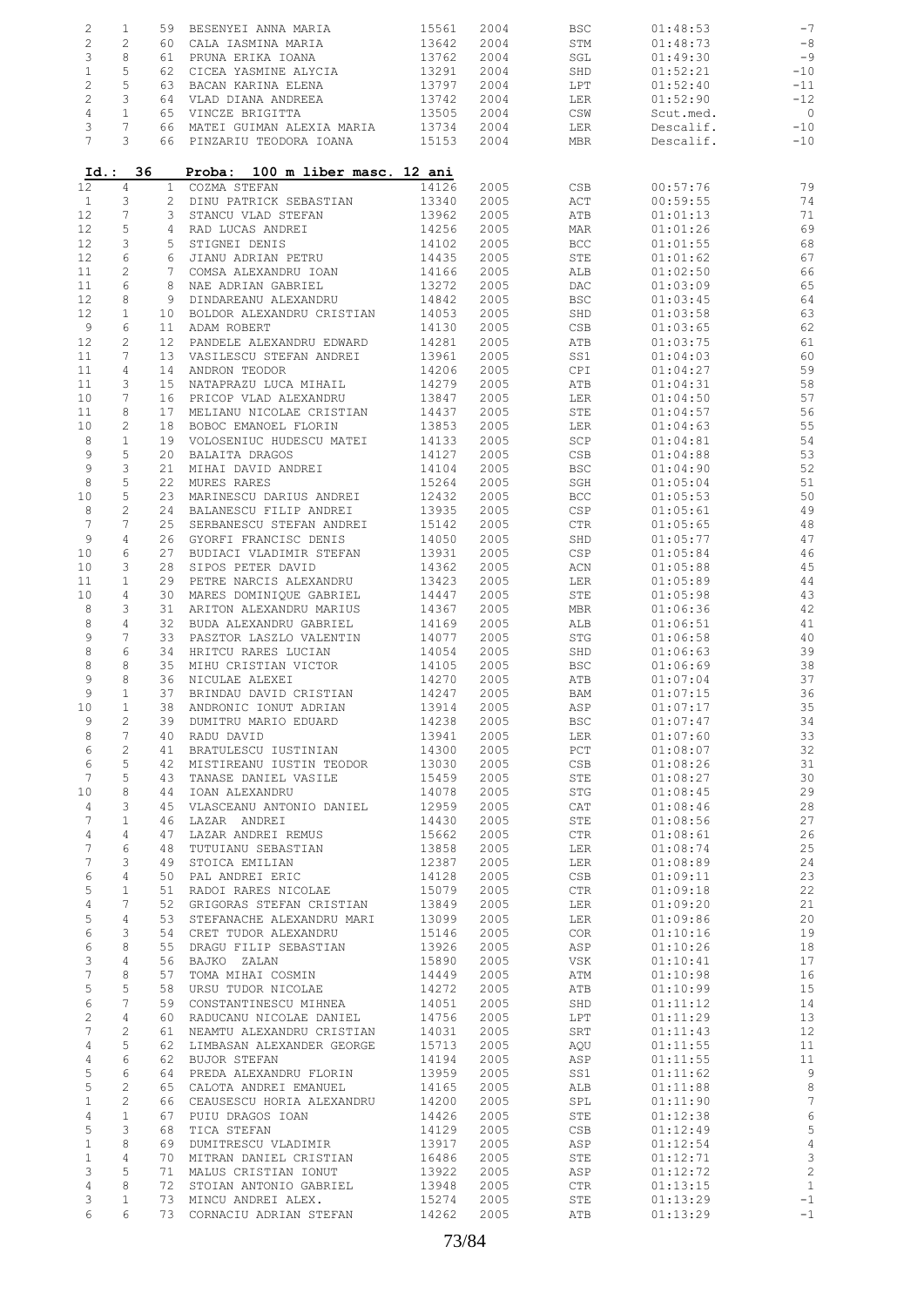| | | | | | | | | |
|---|---|---|---|---|---|---|---|---|
| 2 | 1 | 59 | BESENYEI ANNA MARIA | 15561 | 2004 | BSC | 01:48:53 | -7 |
| 2 | 2 | 60 | CALA IASMINA MARIA | 13642 | 2004 | STM | 01:48:73 | -8 |
| 3 | 8 | 61 | PRUNA ERIKA IOANA | 13762 | 2004 | SGL | 01:49:30 | -9 |
| 1 | 5 | 62 | CICEA YASMINE ALYCIA | 13291 | 2004 | SHD | 01:52:21 | -10 |
| 2 | 5 | 63 | BACAN KARINA ELENA | 13797 | 2004 | LPT | 01:52:40 | -11 |
| 2 | 3 | 64 | VLAD DIANA ANDREEA | 13742 | 2004 | LER | 01:52:90 | -12 |
| 4 | 1 | 65 | VINCZE BRIGITTA | 13505 | 2004 | CSW | Scut.med. | 0 |
| 3 | 7 | 66 | MATEI GUIMAN ALEXIA MARIA | 13734 | 2004 | LER | Descalif. | -10 |
| 7 | 3 | 66 | PINZARIU TEODORA IOANA | 15153 | 2004 | MBR | Descalif. | -10 |

**Id.: 36 Proba: 100 m liber masc. 12 ani**

| | | | | | | | | |
|---|---|---|---|---|---|---|---|---|
| 12 | 4 | 1 | COZMA STEFAN | 14126 | 2005 | CSB | 00:57:76 | 79 |
| 1 | 3 | 2 | DINU PATRICK SEBASTIAN | 13340 | 2005 | ACT | 00:59:55 | 74 |
| 12 | 7 | 3 | STANCU VLAD STEFAN | 13962 | 2005 | ATB | 01:01:13 | 71 |
| 12 | 5 | 4 | RAD LUCAS ANDREI | 14256 | 2005 | MAR | 01:01:26 | 69 |
| 12 | 3 | 5 | STIGNEI DENIS | 14102 | 2005 | BCC | 01:01:55 | 68 |
| 12 | 6 | 6 | JIANU ADRIAN PETRU | 14435 | 2005 | STE | 01:01:62 | 67 |
| 11 | 2 | 7 | COMSA ALEXANDRU IOAN | 14166 | 2005 | ALB | 01:02:50 | 66 |
| 11 | 6 | 8 | NAE ADRIAN GABRIEL | 13272 | 2005 | DAC | 01:03:09 | 65 |
| 12 | 8 | 9 | DINDAREANU ALEXANDRU | 14842 | 2005 | BSC | 01:03:45 | 64 |
| 12 | 1 | 10 | BOLDOR ALEXANDRU CRISTIAN | 14053 | 2005 | SHD | 01:03:58 | 63 |
| 9 | 6 | 11 | ADAM ROBERT | 14130 | 2005 | CSB | 01:03:65 | 62 |
| 12 | 2 | 12 | PANDELE ALEXANDRU EDWARD | 14281 | 2005 | ATB | 01:03:75 | 61 |
| 11 | 7 | 13 | VASILESCU STEFAN ANDREI | 13961 | 2005 | SS1 | 01:04:03 | 60 |
| 11 | 4 | 14 | ANDRON TEODOR | 14206 | 2005 | CPI | 01:04:27 | 59 |
| 11 | 3 | 15 | NATAPRAZU LUCA MIHAIL | 14279 | 2005 | ATB | 01:04:31 | 58 |
| 10 | 7 | 16 | PRICOP VLAD ALEXANDRU | 13847 | 2005 | LER | 01:04:50 | 57 |
| 11 | 8 | 17 | MELIANU NICOLAE CRISTIAN | 14437 | 2005 | STE | 01:04:57 | 56 |
| 10 | 2 | 18 | BOBOC EMANOEL FLORIN | 13853 | 2005 | LER | 01:04:63 | 55 |
| 8 | 1 | 19 | VOLOSENIUC HUDESCU MATEI | 14133 | 2005 | SCP | 01:04:81 | 54 |
| 9 | 5 | 20 | BALAITA DRAGOS | 14127 | 2005 | CSB | 01:04:88 | 53 |
| 9 | 3 | 21 | MIHAI DAVID ANDREI | 14104 | 2005 | BSC | 01:04:90 | 52 |
| 8 | 5 | 22 | MURES RARES | 15264 | 2005 | SGH | 01:05:04 | 51 |
| 10 | 5 | 23 | MARINESCU DARIUS ANDREI | 12432 | 2005 | BCC | 01:05:53 | 50 |
| 8 | 2 | 24 | BALANESCU FILIP ANDREI | 13935 | 2005 | CSP | 01:05:61 | 49 |
| 7 | 7 | 25 | SERBANESCU STEFAN ANDREI | 15142 | 2005 | CTR | 01:05:65 | 48 |
| 9 | 4 | 26 | GYORFI FRANCISC DENIS | 14050 | 2005 | SHD | 01:05:77 | 47 |
| 10 | 6 | 27 | BUDIACI VLADIMIR STEFAN | 13931 | 2005 | CSP | 01:05:84 | 46 |
| 10 | 3 | 28 | SIPOS PETER DAVID | 14362 | 2005 | ACN | 01:05:88 | 45 |
| 11 | 1 | 29 | PETRE NARCIS ALEXANDRU | 13423 | 2005 | LER | 01:05:89 | 44 |
| 10 | 4 | 30 | MARES DOMINIQUE GABRIEL | 14447 | 2005 | STE | 01:05:98 | 43 |
| 8 | 3 | 31 | ARITON ALEXANDRU MARIUS | 14367 | 2005 | MBR | 01:06:36 | 42 |
| 8 | 4 | 32 | BUDA ALEXANDRU GABRIEL | 14169 | 2005 | ALB | 01:06:51 | 41 |
| 9 | 7 | 33 | PASZTOR LASZLO VALENTIN | 14077 | 2005 | STG | 01:06:58 | 40 |
| 8 | 6 | 34 | HRITCU RARES LUCIAN | 14054 | 2005 | SHD | 01:06:63 | 39 |
| 8 | 8 | 35 | MIHU CRISTIAN VICTOR | 14105 | 2005 | BSC | 01:06:69 | 38 |
| 9 | 8 | 36 | NICULAE ALEXEI | 14270 | 2005 | ATB | 01:07:04 | 37 |
| 9 | 1 | 37 | BRINDAU DAVID CRISTIAN | 14247 | 2005 | BAM | 01:07:15 | 36 |
| 10 | 1 | 38 | ANDRONIC IONUT ADRIAN | 13914 | 2005 | ASP | 01:07:17 | 35 |
| 9 | 2 | 39 | DUMITRU MARIO EDUARD | 14238 | 2005 | BSC | 01:07:47 | 34 |
| 8 | 7 | 40 | RADU DAVID | 13941 | 2005 | LER | 01:07:60 | 33 |
| 6 | 2 | 41 | BRATULESCU IUSTINIAN | 14300 | 2005 | PCT | 01:08:07 | 32 |
| 6 | 5 | 42 | MISTIREANU IUSTIN TEODOR | 13030 | 2005 | CSB | 01:08:26 | 31 |
| 7 | 5 | 43 | TANASE DANIEL VASILE | 15459 | 2005 | STE | 01:08:27 | 30 |
| 10 | 8 | 44 | IOAN ALEXANDRU | 14078 | 2005 | STG | 01:08:45 | 29 |
| 4 | 3 | 45 | VLASCEANU ANTONIO DANIEL | 12959 | 2005 | CAT | 01:08:46 | 28 |
| 7 | 1 | 46 | LAZAR ANDREI | 14430 | 2005 | STE | 01:08:56 | 27 |
| 4 | 4 | 47 | LAZAR ANDREI REMUS | 15662 | 2005 | CTR | 01:08:61 | 26 |
| 7 | 6 | 48 | TUTUIANU SEBASTIAN | 13858 | 2005 | LER | 01:08:74 | 25 |
| 7 | 3 | 49 | STOICA EMILIAN | 12387 | 2005 | LER | 01:08:89 | 24 |
| 6 | 4 | 50 | PAL ANDREI ERIC | 14128 | 2005 | CSB | 01:09:11 | 23 |
| 5 | 1 | 51 | RADOI RARES NICOLAE | 15079 | 2005 | CTR | 01:09:18 | 22 |
| 4 | 7 | 52 | GRIGORAS STEFAN CRISTIAN | 13849 | 2005 | LER | 01:09:20 | 21 |
| 5 | 4 | 53 | STEFANACHE ALEXANDRU MARI | 13099 | 2005 | LER | 01:09:86 | 20 |
| 6 | 3 | 54 | CRET TUDOR ALEXANDRU | 15146 | 2005 | COR | 01:10:16 | 19 |
| 6 | 8 | 55 | DRAGU FILIP SEBASTIAN | 13926 | 2005 | ASP | 01:10:26 | 18 |
| 3 | 4 | 56 | BAJKO ZALAN | 15890 | 2005 | VSK | 01:10:41 | 17 |
| 7 | 8 | 57 | TOMA MIHAI COSMIN | 14449 | 2005 | ATM | 01:10:98 | 16 |
| 5 | 5 | 58 | URSU TUDOR NICOLAE | 14272 | 2005 | ATB | 01:10:99 | 15 |
| 6 | 7 | 59 | CONSTANTINESCU MIHNEA | 14051 | 2005 | SHD | 01:11:12 | 14 |
| 2 | 4 | 60 | RADUCANU NICOLAE DANIEL | 14756 | 2005 | LPT | 01:11:29 | 13 |
| 7 | 2 | 61 | NEAMTU ALEXANDRU CRISTIAN | 14031 | 2005 | SRT | 01:11:43 | 12 |
| 4 | 5 | 62 | LIMBASAN ALEXANDER GEORGE | 15713 | 2005 | AQU | 01:11:55 | 11 |
| 4 | 6 | 62 | BUJOR STEFAN | 14194 | 2005 | ASP | 01:11:55 | 11 |
| 5 | 6 | 64 | PREDA ALEXANDRU FLORIN | 13959 | 2005 | SS1 | 01:11:62 | 9 |
| 5 | 2 | 65 | CALOTA ANDREI EMANUEL | 14165 | 2005 | ALB | 01:11:88 | 8 |
| 1 | 2 | 66 | CEAUSESCU HORIA ALEXANDRU | 14200 | 2005 | SPL | 01:11:90 | 7 |
| 4 | 1 | 67 | PUIU DRAGOS IOAN | 14426 | 2005 | STE | 01:12:38 | 6 |
| 5 | 3 | 68 | TICA STEFAN | 14129 | 2005 | CSB | 01:12:49 | 5 |
| 1 | 8 | 69 | DUMITRESCU VLADIMIR | 13917 | 2005 | ASP | 01:12:54 | 4 |
| 1 | 4 | 70 | MITRAN DANIEL CRISTIAN | 16486 | 2005 | STE | 01:12:71 | 3 |
| 3 | 5 | 71 | MALUS CRISTIAN IONUT | 13922 | 2005 | ASP | 01:12:72 | 2 |
| 4 | 8 | 72 | STOIAN ANTONIO GABRIEL | 13948 | 2005 | CTR | 01:13:15 | 1 |
| 3 | 1 | 73 | MINCU ANDREI ALEX. | 15274 | 2005 | STE | 01:13:29 | -1 |
| 6 | 6 | 73 | CORNACIU ADRIAN STEFAN | 14262 | 2005 | ATB | 01:13:29 | -1 |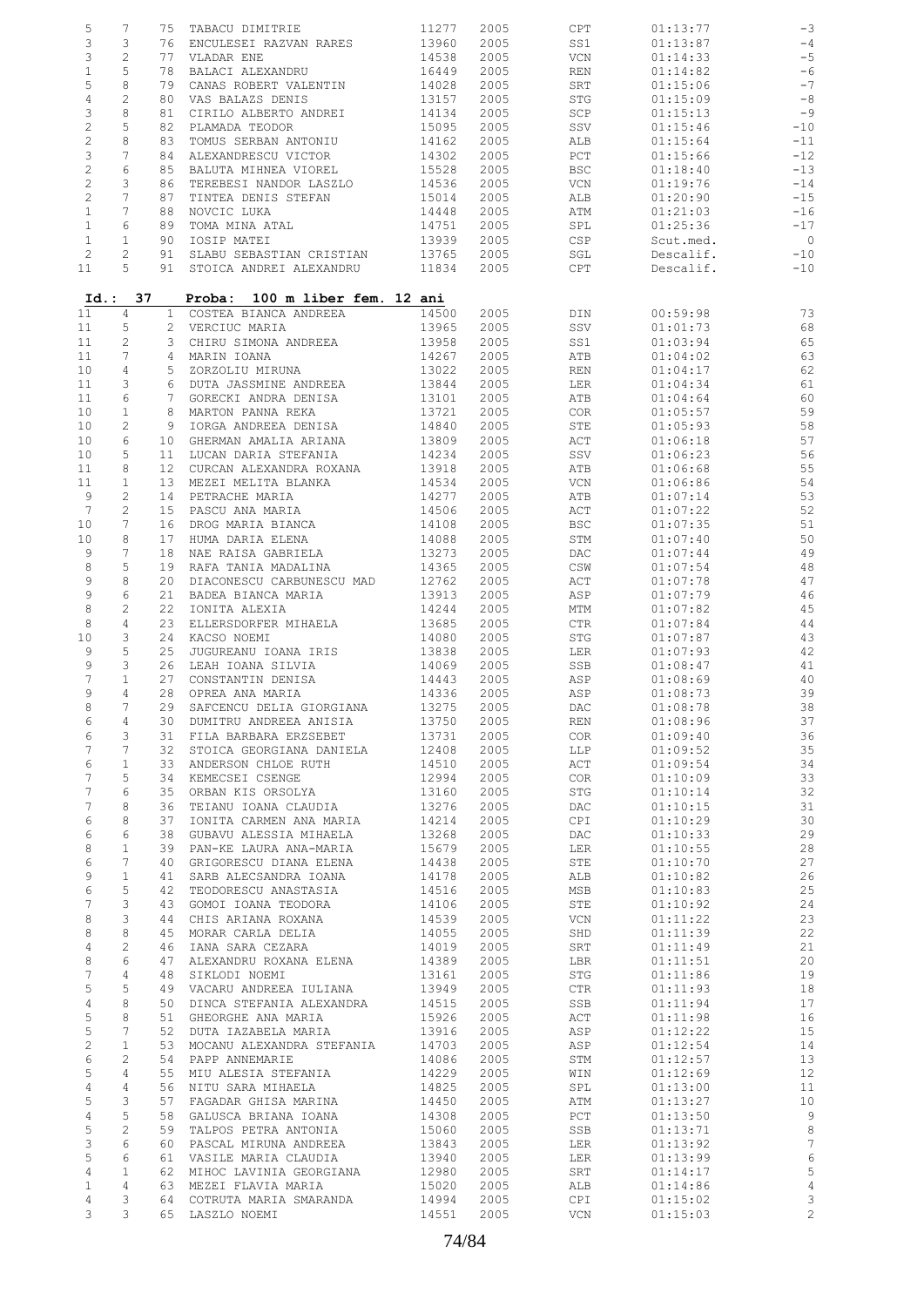| | | | | | | | | |
|---|---|---|---|---|---|---|---|---|
| 5 | 7 | 75 | TABACU DIMITRIE | 11277 | 2005 | CPT | 01:13:77 | -3 |
| 3 | 3 | 76 | ENCULESEI RAZVAN RARES | 13960 | 2005 | SS1 | 01:13:87 | -4 |
| 3 | 2 | 77 | VLADAR ENE | 14538 | 2005 | VCN | 01:14:33 | -5 |
| 1 | 5 | 78 | BALACI ALEXANDRU | 16449 | 2005 | REN | 01:14:82 | -6 |
| 5 | 8 | 79 | CANAS ROBERT VALENTIN | 14028 | 2005 | SRT | 01:15:06 | -7 |
| 4 | 2 | 80 | VAS BALAZS DENIS | 13157 | 2005 | STG | 01:15:09 | -8 |
| 3 | 8 | 81 | CIRILO ALBERTO ANDREI | 14134 | 2005 | SCP | 01:15:13 | -9 |
| 2 | 5 | 82 | PLAMADA TEODOR | 15095 | 2005 | SSV | 01:15:46 | -10 |
| 2 | 8 | 83 | TOMUS SERBAN ANTONIU | 14162 | 2005 | ALB | 01:15:64 | -11 |
| 3 | 7 | 84 | ALEXANDRESCU VICTOR | 14302 | 2005 | PCT | 01:15:66 | -12 |
| 2 | 6 | 85 | BALUTA MIHNEA VIOREL | 15528 | 2005 | BSC | 01:18:40 | -13 |
| 2 | 3 | 86 | TEREBESI NANDOR LASZLO | 14536 | 2005 | VCN | 01:19:76 | -14 |
| 2 | 7 | 87 | TINTEA DENIS STEFAN | 15014 | 2005 | ALB | 01:20:90 | -15 |
| 1 | 7 | 88 | NOVCIC LUKA | 14448 | 2005 | ATM | 01:21:03 | -16 |
| 1 | 6 | 89 | TOMA MINA ATAL | 14751 | 2005 | SPL | 01:25:36 | -17 |
| 1 | 1 | 90 | IOSIP MATEI | 13939 | 2005 | CSP | Scut.med. | 0 |
| 2 | 2 | 91 | SLABU SEBASTIAN CRISTIAN | 13765 | 2005 | SGL | Descalif. | -10 |
| 11 | 5 | 91 | STOICA ANDREI ALEXANDRU | 11834 | 2005 | CPT | Descalif. | -10 |

**Id.: 37 Proba: 100 m liber fem. 12 ani**

| | | | | | | | | |
|---|---|---|---|---|---|---|---|---|
| 11 | 4 | 1 | COSTEA BIANCA ANDREEA | 14500 | 2005 | DIN | 00:59:98 | 73 |
| 11 | 5 | 2 | VERCIUC MARIA | 13965 | 2005 | SSV | 01:01:73 | 68 |
| 11 | 2 | 3 | CHIRU SIMONA ANDREEA | 13958 | 2005 | SS1 | 01:03:94 | 65 |
| 11 | 7 | 4 | MARIN IOANA | 14267 | 2005 | ATB | 01:04:02 | 63 |
| 10 | 4 | 5 | ZORZOLIU MIRUNA | 13022 | 2005 | REN | 01:04:17 | 62 |
| 11 | 3 | 6 | DUTA JASSMINE ANDREEA | 13844 | 2005 | LER | 01:04:34 | 61 |
| 11 | 6 | 7 | GORECKI ANDRA DENISA | 13101 | 2005 | ATB | 01:04:64 | 60 |
| 10 | 1 | 8 | MARTON PANNA REKA | 13721 | 2005 | COR | 01:05:57 | 59 |
| 10 | 2 | 9 | IORGA ANDREEA DENISA | 14840 | 2005 | STE | 01:05:93 | 58 |
| 10 | 6 | 10 | GHERMAN AMALIA ARIANA | 13809 | 2005 | ACT | 01:06:18 | 57 |
| 10 | 5 | 11 | LUCAN DARIA STEFANIA | 14234 | 2005 | SSV | 01:06:23 | 56 |
| 11 | 8 | 12 | CURCAN ALEXANDRA ROXANA | 13918 | 2005 | ATB | 01:06:68 | 55 |
| 11 | 1 | 13 | MEZEI MELITA BLANKA | 14534 | 2005 | VCN | 01:06:86 | 54 |
| 9 | 2 | 14 | PETRACHE MARIA | 14277 | 2005 | ATB | 01:07:14 | 53 |
| 7 | 2 | 15 | PASCU ANA MARIA | 14506 | 2005 | ACT | 01:07:22 | 52 |
| 10 | 7 | 16 | DROG MARIA BIANCA | 14108 | 2005 | BSC | 01:07:35 | 51 |
| 10 | 8 | 17 | HUMA DARIA ELENA | 14088 | 2005 | STM | 01:07:40 | 50 |
| 9 | 7 | 18 | NAE RAISA GABRIELA | 13273 | 2005 | DAC | 01:07:44 | 49 |
| 8 | 5 | 19 | RAFA TANIA MADALINA | 14365 | 2005 | CSW | 01:07:54 | 48 |
| 9 | 8 | 20 | DIACONESCU CARBUNESCU MAD | 12762 | 2005 | ACT | 01:07:78 | 47 |
| 9 | 6 | 21 | BADEA BIANCA MARIA | 13913 | 2005 | ASP | 01:07:79 | 46 |
| 8 | 2 | 22 | IONITA ALEXIA | 14244 | 2005 | MTM | 01:07:82 | 45 |
| 8 | 4 | 23 | ELLERSDORFER MIHAELA | 13685 | 2005 | CTR | 01:07:84 | 44 |
| 10 | 3 | 24 | KACSO NOEMI | 14080 | 2005 | STG | 01:07:87 | 43 |
| 9 | 5 | 25 | JUGUREANU IOANA IRIS | 13838 | 2005 | LER | 01:07:93 | 42 |
| 9 | 3 | 26 | LEAH IOANA SILVIA | 14069 | 2005 | SSB | 01:08:47 | 41 |
| 7 | 1 | 27 | CONSTANTIN DENISA | 14443 | 2005 | ASP | 01:08:69 | 40 |
| 9 | 4 | 28 | OPREA ANA MARIA | 14336 | 2005 | ASP | 01:08:73 | 39 |
| 8 | 7 | 29 | SAFCENCU DELIA GIORGIANA | 13275 | 2005 | DAC | 01:08:78 | 38 |
| 6 | 4 | 30 | DUMITRU ANDREEA ANISIA | 13750 | 2005 | REN | 01:08:96 | 37 |
| 6 | 3 | 31 | FILA BARBARA ERZSEBET | 13731 | 2005 | COR | 01:09:40 | 36 |
| 7 | 7 | 32 | STOICA GEORGIANA DANIELA | 12408 | 2005 | LLP | 01:09:52 | 35 |
| 6 | 1 | 33 | ANDERSON CHLOE RUTH | 14510 | 2005 | ACT | 01:09:54 | 34 |
| 7 | 5 | 34 | KEMECSEI CSENGE | 12994 | 2005 | COR | 01:10:09 | 33 |
| 7 | 6 | 35 | ORBAN KIS ORSOLYA | 13160 | 2005 | STG | 01:10:14 | 32 |
| 7 | 8 | 36 | TEIANU IOANA CLAUDIA | 13276 | 2005 | DAC | 01:10:15 | 31 |
| 6 | 8 | 37 | IONITA CARMEN ANA MARIA | 14214 | 2005 | CPI | 01:10:29 | 30 |
| 6 | 6 | 38 | GUBAVU ALESSIA MIHAELA | 13268 | 2005 | DAC | 01:10:33 | 29 |
| 8 | 1 | 39 | PAN-KE LAURA ANA-MARIA | 15679 | 2005 | LER | 01:10:55 | 28 |
| 6 | 7 | 40 | GRIGORESCU DIANA ELENA | 14438 | 2005 | STE | 01:10:70 | 27 |
| 9 | 1 | 41 | SARB ALECSANDRA IOANA | 14178 | 2005 | ALB | 01:10:82 | 26 |
| 6 | 5 | 42 | TEODORESCU ANASTASIA | 14516 | 2005 | MSB | 01:10:83 | 25 |
| 7 | 3 | 43 | GOMOI IOANA TEODORA | 14106 | 2005 | STE | 01:10:92 | 24 |
| 8 | 3 | 44 | CHIS ARIANA ROXANA | 14539 | 2005 | VCN | 01:11:22 | 23 |
| 8 | 8 | 45 | MORAR CARLA DELIA | 14055 | 2005 | SHD | 01:11:39 | 22 |
| 4 | 2 | 46 | IANA SARA CEZARA | 14019 | 2005 | SRT | 01:11:49 | 21 |
| 8 | 6 | 47 | ALEXANDRU ROXANA ELENA | 14389 | 2005 | LBR | 01:11:51 | 20 |
| 7 | 4 | 48 | SIKLODI NOEMI | 13161 | 2005 | STG | 01:11:86 | 19 |
| 5 | 5 | 49 | VACARU ANDREEA IULIANA | 13949 | 2005 | CTR | 01:11:93 | 18 |
| 4 | 8 | 50 | DINCA STEFANIA ALEXANDRA | 14515 | 2005 | SSB | 01:11:94 | 17 |
| 5 | 8 | 51 | GHEORGHE ANA MARIA | 15926 | 2005 | ACT | 01:11:98 | 16 |
| 5 | 7 | 52 | DUTA IAZABELA MARIA | 13916 | 2005 | ASP | 01:12:22 | 15 |
| 2 | 1 | 53 | MOCANU ALEXANDRA STEFANIA | 14703 | 2005 | ASP | 01:12:54 | 14 |
| 6 | 2 | 54 | PAPP ANNEMARIE | 14086 | 2005 | STM | 01:12:57 | 13 |
| 5 | 4 | 55 | MIU ALESIA STEFANIA | 14229 | 2005 | WIN | 01:12:69 | 12 |
| 4 | 4 | 56 | NITU SARA MIHAELA | 14825 | 2005 | SPL | 01:13:00 | 11 |
| 5 | 3 | 57 | FAGADAR GHISA MARINA | 14450 | 2005 | ATM | 01:13:27 | 10 |
| 4 | 5 | 58 | GALUSCA BRIANA IOANA | 14308 | 2005 | PCT | 01:13:50 | 9 |
| 5 | 2 | 59 | TALPOS PETRA ANTONIA | 15060 | 2005 | SSB | 01:13:71 | 8 |
| 3 | 6 | 60 | PASCAL MIRUNA ANDREEA | 13843 | 2005 | LER | 01:13:92 | 7 |
| 5 | 6 | 61 | VASILE MARIA CLAUDIA | 13940 | 2005 | LER | 01:13:99 | 6 |
| 4 | 1 | 62 | MIHOC LAVINIA GEORGIANA | 12980 | 2005 | SRT | 01:14:17 | 5 |
| 1 | 4 | 63 | MEZEI FLAVIA MARIA | 15020 | 2005 | ALB | 01:14:86 | 4 |
| 4 | 3 | 64 | COTRUTA MARIA SMARANDA | 14994 | 2005 | CPI | 01:15:02 | 3 |
| 3 | 3 | 65 | LASZLO NOEMI | 14551 | 2005 | VCN | 01:15:03 | 2 |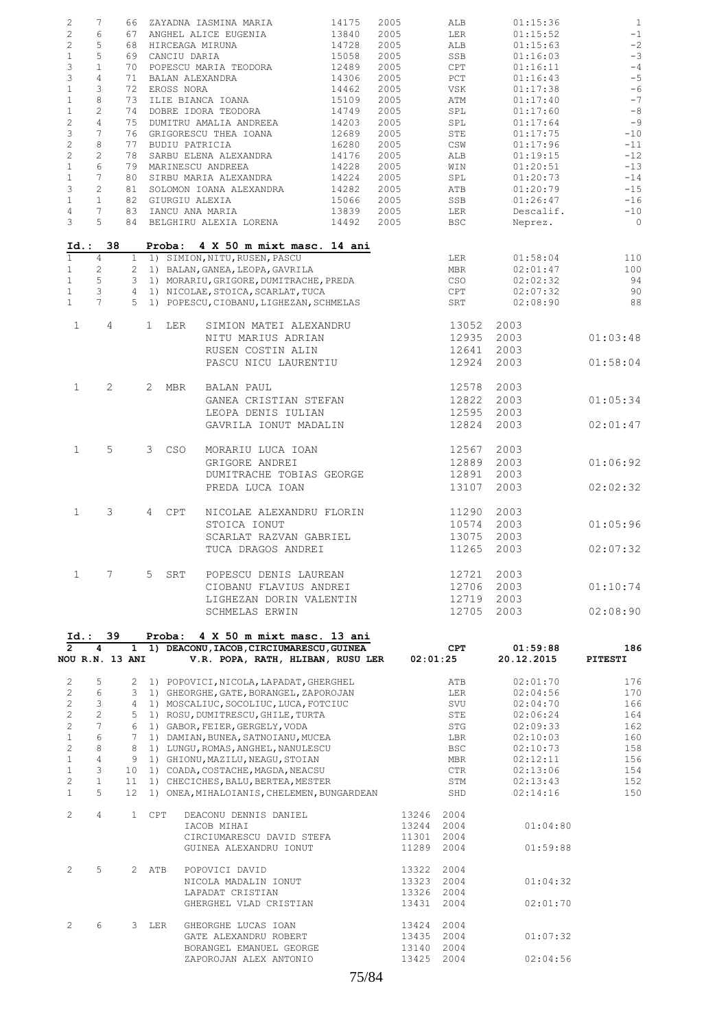| | | | | | | | | |
|---|---|---|---|---|---|---|---|---|
| 2 | 7 | 66 | ZAYADNA IASMINA MARIA | 14175 | 2005 | ALB | 01:15:36 | 1 |
| 2 | 6 | 67 | ANGHEL ALICE EUGENIA | 13840 | 2005 | LER | 01:15:52 | -1 |
| 2 | 5 | 68 | HIRCEAGA MIRUNA | 14728 | 2005 | ALB | 01:15:63 | -2 |
| 1 | 5 | 69 | CANCIU DARIA | 15058 | 2005 | SSB | 01:16:03 | -3 |
| 3 | 1 | 70 | POPESCU MARIA TEODORA | 12489 | 2005 | CPT | 01:16:11 | -4 |
| 3 | 4 | 71 | BALAN ALEXANDRA | 14306 | 2005 | PCT | 01:16:43 | -5 |
| 1 | 3 | 72 | EROSS NORA | 14462 | 2005 | VSK | 01:17:38 | -6 |
| 1 | 8 | 73 | ILIE BIANCA IOANA | 15109 | 2005 | ATM | 01:17:40 | -7 |
| 1 | 2 | 74 | DOBRE IDORA TEODORA | 14749 | 2005 | SPL | 01:17:60 | -8 |
| 2 | 4 | 75 | DUMITRU AMALIA ANDREEA | 14203 | 2005 | SPL | 01:17:64 | -9 |
| 3 | 7 | 76 | GRIGORESCU THEA IOANA | 12689 | 2005 | STE | 01:17:75 | -10 |
| 2 | 8 | 77 | BUDIU PATRICIA | 16280 | 2005 | CSW | 01:17:96 | -11 |
| 2 | 2 | 78 | SARBU ELENA ALEXANDRA | 14176 | 2005 | ALB | 01:19:15 | -12 |
| 1 | 6 | 79 | MARINESCU ANDREEA | 14228 | 2005 | WIN | 01:20:51 | -13 |
| 1 | 7 | 80 | SIRBU MARIA ALEXANDRA | 14224 | 2005 | SPL | 01:20:73 | -14 |
| 3 | 2 | 81 | SOLOMON IOANA ALEXANDRA | 14282 | 2005 | ATB | 01:20:79 | -15 |
| 1 | 1 | 82 | GIURGIU ALEXIA | 15066 | 2005 | SSB | 01:26:47 | -16 |
| 4 | 7 | 83 | IANCU ANA MARIA | 13839 | 2005 | LER | Descalif. | -10 |
| 3 | 5 | 84 | BELGHIRU ALEXIA LORENA | 14492 | 2005 | BSC | Neprez. | 0 |

**Id.: 38 Proba: 4 X 50 m mixt masc. 14 ani**

| | | | | | | |
|---|---|---|---|---|---|---|
| 1 | 4 | 1 | 1) SIMION,NITU,RUSEN,PASCU | LER | 01:58:04 | 110 |
| 1 | 2 | 2 | 1) BALAN,GANEA,LEOPA,GAVRILA | MBR | 02:01:47 | 100 |
| 1 | 5 | 3 | 1) MORARIU,GRIGORE,DUMITRACHE,PREDA | CSO | 02:02:32 | 94 |
| 1 | 3 | 4 | 1) NICOLAE,STOICA,SCARLAT,TUCA | CPT | 02:07:32 | 90 |
| 1 | 7 | 5 | 1) POPESCU,CIOBANU,LIGHEZAN,SCHMELAS | SRT | 02:08:90 | 88 |

| | | | | | | | |
|---|---|---|---|---|---|---|---|
| 1 | 4 | 1 | LER | SIMION MATEI ALEXANDRU | 13052 | 2003 | |
| | | | | NITU MARIUS ADRIAN | 12935 | 2003 | 01:03:48 |
| | | | | RUSEN COSTIN ALIN | 12641 | 2003 | |
| | | | | PASCU NICU LAURENTIU | 12924 | 2003 | 01:58:04 |
| 1 | 2 | 2 | MBR | BALAN PAUL | 12578 | 2003 | |
| | | | | GANEA CRISTIAN STEFAN | 12822 | 2003 | 01:05:34 |
| | | | | LEOPA DENIS IULIAN | 12595 | 2003 | |
| | | | | GAVRILA IONUT MADALIN | 12824 | 2003 | 02:01:47 |
| 1 | 5 | 3 | CSO | MORARIU LUCA IOAN | 12567 | 2003 | |
| | | | | GRIGORE ANDREI | 12889 | 2003 | 01:06:92 |
| | | | | DUMITRACHE TOBIAS GEORGE | 12891 | 2003 | |
| | | | | PREDA LUCA IOAN | 13107 | 2003 | 02:02:32 |
| 1 | 3 | 4 | CPT | NICOLAE ALEXANDRU FLORIN | 11290 | 2003 | |
| | | | | STOICA IONUT | 10574 | 2003 | 01:05:96 |
| | | | | SCARLAT RAZVAN GABRIEL | 13075 | 2003 | |
| | | | | TUCA DRAGOS ANDREI | 11265 | 2003 | 02:07:32 |
| 1 | 7 | 5 | SRT | POPESCU DENIS LAUREAN | 12721 | 2003 | |
| | | | | CIOBANU FLAVIUS ANDREI | 12706 | 2003 | 01:10:74 |
| | | | | LIGHEZAN DORIN VALENTIN | 12719 | 2003 | |
| | | | | SCHMELAS ERWIN | 12705 | 2003 | 02:08:90 |

**Id.: 39 Proba: 4 X 50 m mixt masc. 13 ani**

| | | | | | | |
|---|---|---|---|---|---|---|
| **2** | **4** | **1** | **1) DEACONU,IACOB,CIRCIUMARESCU,GUINEA** | **CPT** | **01:59:88** | **186** |
| **NOU R.N. 13 ANI** | | | **V.R. POPA, RATH, HLIBAN, RUSU LER** | **02:01:25** | **20.12.2015** | **PITESTI** |
| 2 | 5 | 2 | 1) POPOVICI,NICOLA,LAPADAT,GHERGHEL | ATB | 02:01:70 | 176 |
| 2 | 6 | 3 | 1) GHEORGHE,GATE,BORANGEL,ZAPOROJAN | LER | 02:04:56 | 170 |
| 2 | 3 | 4 | 1) MOSCALIUC,SOCOLIUC,LUCA,FOTCIUC | SVU | 02:04:70 | 166 |
| 2 | 2 | 5 | 1) ROSU,DUMITRESCU,GHILE,TURTA | STE | 02:06:24 | 164 |
| 2 | 7 | 6 | 1) GABOR,FEIER,GERGELY,VODA | STG | 02:09:33 | 162 |
| 1 | 6 | 7 | 1) DAMIAN,BUNEA,SATNOIANU,MUCEA | LBR | 02:10:03 | 160 |
| 2 | 8 | 8 | 1) LUNGU,ROMAS,ANGHEL,NANULESCU | BSC | 02:10:73 | 158 |
| 1 | 4 | 9 | 1) GHIONU,MAZILU,NEAGU,STOIAN | MBR | 02:12:11 | 156 |
| 1 | 3 | 10 | 1) COADA,COSTACHE,MAGDA,NEACSU | CTR | 02:13:06 | 154 |
| 2 | 1 | 11 | 1) CHECICHES,BALU,BERTEA,MESTER | STM | 02:13:43 | 152 |
| 1 | 5 | 12 | 1) ONEA,MIHALOIANIS,CHELEMEN,BUNGARDEAN | SHD | 02:14:16 | 150 |

| | | | | | | | |
|---|---|---|---|---|---|---|---|
| 2 | 4 | 1 | CPT | DEACONU DENNIS DANIEL | 13246 | 2004 | |
| | | | | IACOB MIHAI | 13244 | 2004 | 01:04:80 |
| | | | | CIRCIUMARESCU DAVID STEFA | 11301 | 2004 | |
| | | | | GUINEA ALEXANDRU IONUT | 11289 | 2004 | 01:59:88 |
| 2 | 5 | 2 | ATB | POPOVICI DAVID | 13322 | 2004 | |
| | | | | NICOLA MADALIN IONUT | 13323 | 2004 | 01:04:32 |
| | | | | LAPADAT CRISTIAN | 13326 | 2004 | |
| | | | | GHERGHEL VLAD CRISTIAN | 13431 | 2004 | 02:01:70 |
| 2 | 6 | 3 | LER | GHEORGHE LUCAS IOAN | 13424 | 2004 | |
| | | | | GATE ALEXANDRU ROBERT | 13435 | 2004 | 01:07:32 |
| | | | | BORANGEL EMANUEL GEORGE | 13140 | 2004 | |
| | | | | ZAPOROJAN ALEX ANTONIO | 13425 | 2004 | 02:04:56 |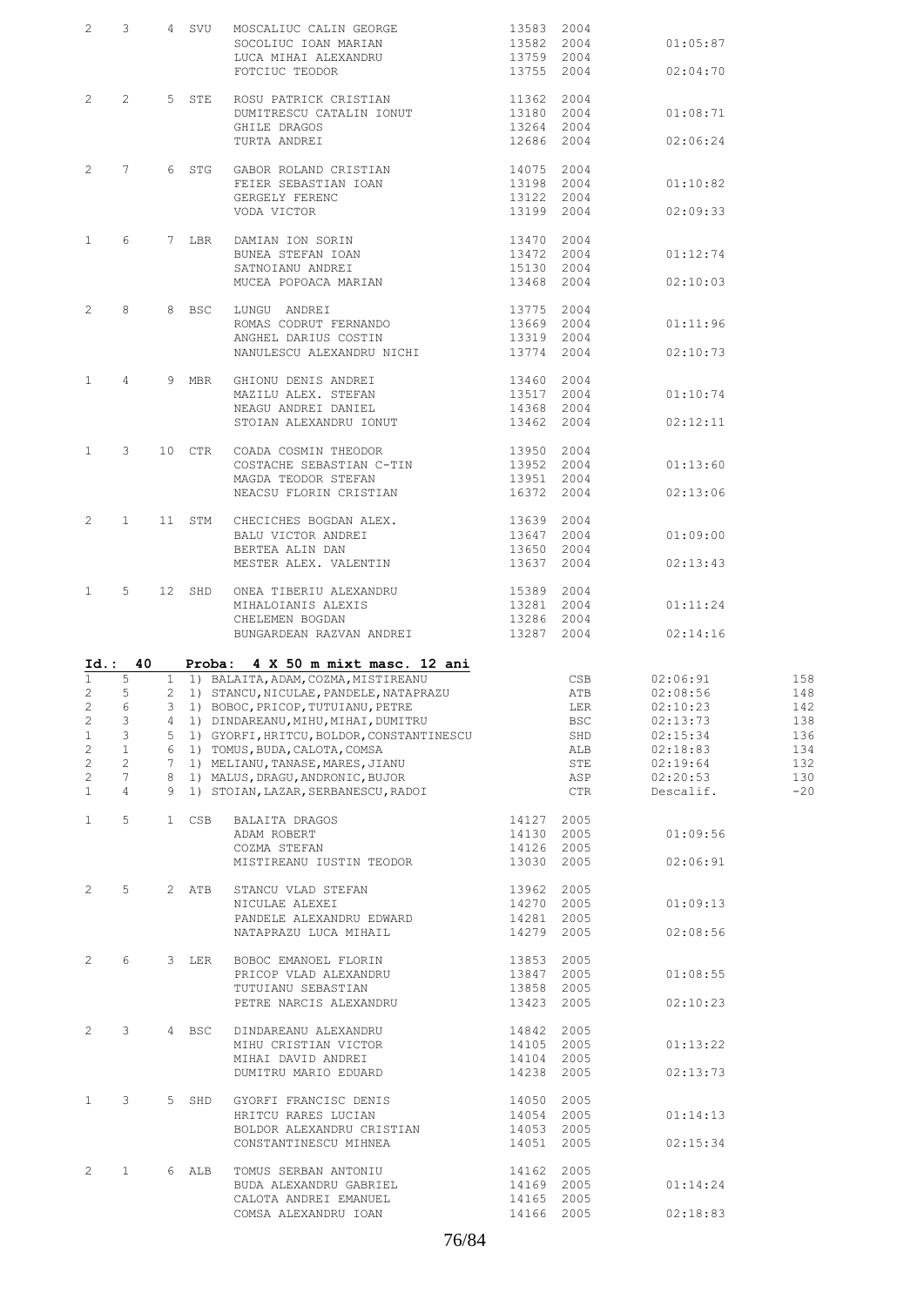| | | | | | | | |
|---|---|---|---|---|---|---|---|
| 2 | 3 | 4 | SVU | MOSCALIUC CALIN GEORGE | 13583 | 2004 | |
| | | | | SOCOLIUC IOAN MARIAN | 13582 | 2004 | 01:05:87 |
| | | | | LUCA MIHAI ALEXANDRU | 13759 | 2004 | |
| | | | | FOTCIUC TEODOR | 13755 | 2004 | 02:04:70 |
| 2 | 2 | 5 | STE | ROSU PATRICK CRISTIAN | 11362 | 2004 | |
| | | | | DUMITRESCU CATALIN IONUT | 13180 | 2004 | 01:08:71 |
| | | | | GHILE DRAGOS | 13264 | 2004 | |
| | | | | TURTA ANDREI | 12686 | 2004 | 02:06:24 |
| 2 | 7 | 6 | STG | GABOR ROLAND CRISTIAN | 14075 | 2004 | |
| | | | | FEIER SEBASTIAN IOAN | 13198 | 2004 | 01:10:82 |
| | | | | GERGELY FERENC | 13122 | 2004 | |
| | | | | VODA VICTOR | 13199 | 2004 | 02:09:33 |
| 1 | 6 | 7 | LBR | DAMIAN ION SORIN | 13470 | 2004 | |
| | | | | BUNEA STEFAN IOAN | 13472 | 2004 | 01:12:74 |
| | | | | SATNOIANU ANDREI | 15130 | 2004 | |
| | | | | MUCEA POPOACA MARIAN | 13468 | 2004 | 02:10:03 |
| 2 | 8 | 8 | BSC | LUNGU ANDREI | 13775 | 2004 | |
| | | | | ROMAS CODRUT FERNANDO | 13669 | 2004 | 01:11:96 |
| | | | | ANGHEL DARIUS COSTIN | 13319 | 2004 | |
| | | | | NANULESCU ALEXANDRU NICHI | 13774 | 2004 | 02:10:73 |
| 1 | 4 | 9 | MBR | GHIONU DENIS ANDREI | 13460 | 2004 | |
| | | | | MAZILU ALEX. STEFAN | 13517 | 2004 | 01:10:74 |
| | | | | NEAGU ANDREI DANIEL | 14368 | 2004 | |
| | | | | STOIAN ALEXANDRU IONUT | 13462 | 2004 | 02:12:11 |
| 1 | 3 | 10 | CTR | COADA COSMIN THEODOR | 13950 | 2004 | |
| | | | | COSTACHE SEBASTIAN C-TIN | 13952 | 2004 | 01:13:60 |
| | | | | MAGDA TEODOR STEFAN | 13951 | 2004 | |
| | | | | NEACSU FLORIN CRISTIAN | 16372 | 2004 | 02:13:06 |
| 2 | 1 | 11 | STM | CHECICHES BOGDAN ALEX. | 13639 | 2004 | |
| | | | | BALU VICTOR ANDREI | 13647 | 2004 | 01:09:00 |
| | | | | BERTEA ALIN DAN | 13650 | 2004 | |
| | | | | MESTER ALEX. VALENTIN | 13637 | 2004 | 02:13:43 |
| 1 | 5 | 12 | SHD | ONEA TIBERIU ALEXANDRU | 15389 | 2004 | |
| | | | | MIHALOIANIS ALEXIS | 13281 | 2004 | 01:11:24 |
| | | | | CHELEMEN BOGDAN | 13286 | 2004 | |
| | | | | BUNGARDEAN RAZVAN ANDREI | 13287 | 2004 | 02:14:16 |

**Id.: 40 Proba: 4 X 50 m mixt masc. 12 ani**

| | | | | | | |
|---|---|---|---|---|---|---|
| 1 | 5 | 1 | 1) BALAITA,ADAM,COZMA,MISTIREANU | CSB | 02:06:91 | 158 |
| 2 | 5 | 2 | 1) STANCU,NICULAE,PANDELE,NATAPRAZU | ATB | 02:08:56 | 148 |
| 2 | 6 | 3 | 1) BOBOC,PRICOP,TUTUIANU,PETRE | LER | 02:10:23 | 142 |
| 2 | 3 | 4 | 1) DINDAREANU,MIHU,MIHAI,DUMITRU | BSC | 02:13:73 | 138 |
| 1 | 3 | 5 | 1) GYORFI,HRITCU,BOLDOR,CONSTANTINESCU | SHD | 02:15:34 | 136 |
| 2 | 1 | 6 | 1) TOMUS,BUDA,CALOTA,COMSA | ALB | 02:18:83 | 134 |
| 2 | 2 | 7 | 1) MELIANU,TANASE,MARES,JIANU | STE | 02:19:64 | 132 |
| 2 | 7 | 8 | 1) MALUS,DRAGU,ANDRONIC,BUJOR | ASP | 02:20:53 | 130 |
| 1 | 4 | 9 | 1) STOIAN,LAZAR,SERBANESCU,RADOI | CTR | Descalif. | -20 |

| | | | | | | | |
|---|---|---|---|---|---|---|---|
| 1 | 5 | 1 | CSB | BALAITA DRAGOS | 14127 | 2005 | |
| | | | | ADAM ROBERT | 14130 | 2005 | 01:09:56 |
| | | | | COZMA STEFAN | 14126 | 2005 | |
| | | | | MISTIREANU IUSTIN TEODOR | 13030 | 2005 | 02:06:91 |
| 2 | 5 | 2 | ATB | STANCU VLAD STEFAN | 13962 | 2005 | |
| | | | | NICULAE ALEXEI | 14270 | 2005 | 01:09:13 |
| | | | | PANDELE ALEXANDRU EDWARD | 14281 | 2005 | |
| | | | | NATAPRAZU LUCA MIHAIL | 14279 | 2005 | 02:08:56 |
| 2 | 6 | 3 | LER | BOBOC EMANOEL FLORIN | 13853 | 2005 | |
| | | | | PRICOP VLAD ALEXANDRU | 13847 | 2005 | 01:08:55 |
| | | | | TUTUIANU SEBASTIAN | 13858 | 2005 | |
| | | | | PETRE NARCIS ALEXANDRU | 13423 | 2005 | 02:10:23 |
| 2 | 3 | 4 | BSC | DINDAREANU ALEXANDRU | 14842 | 2005 | |
| | | | | MIHU CRISTIAN VICTOR | 14105 | 2005 | 01:13:22 |
| | | | | MIHAI DAVID ANDREI | 14104 | 2005 | |
| | | | | DUMITRU MARIO EDUARD | 14238 | 2005 | 02:13:73 |
| 1 | 3 | 5 | SHD | GYORFI FRANCISC DENIS | 14050 | 2005 | |
| | | | | HRITCU RARES LUCIAN | 14054 | 2005 | 01:14:13 |
| | | | | BOLDOR ALEXANDRU CRISTIAN | 14053 | 2005 | |
| | | | | CONSTANTINESCU MIHNEA | 14051 | 2005 | 02:15:34 |
| 2 | 1 | 6 | ALB | TOMUS SERBAN ANTONIU | 14162 | 2005 | |
| | | | | BUDA ALEXANDRU GABRIEL | 14169 | 2005 | 01:14:24 |
| | | | | CALOTA ANDREI EMANUEL | 14165 | 2005 | |
| | | | | COMSA ALEXANDRU IOAN | 14166 | 2005 | 02:18:83 |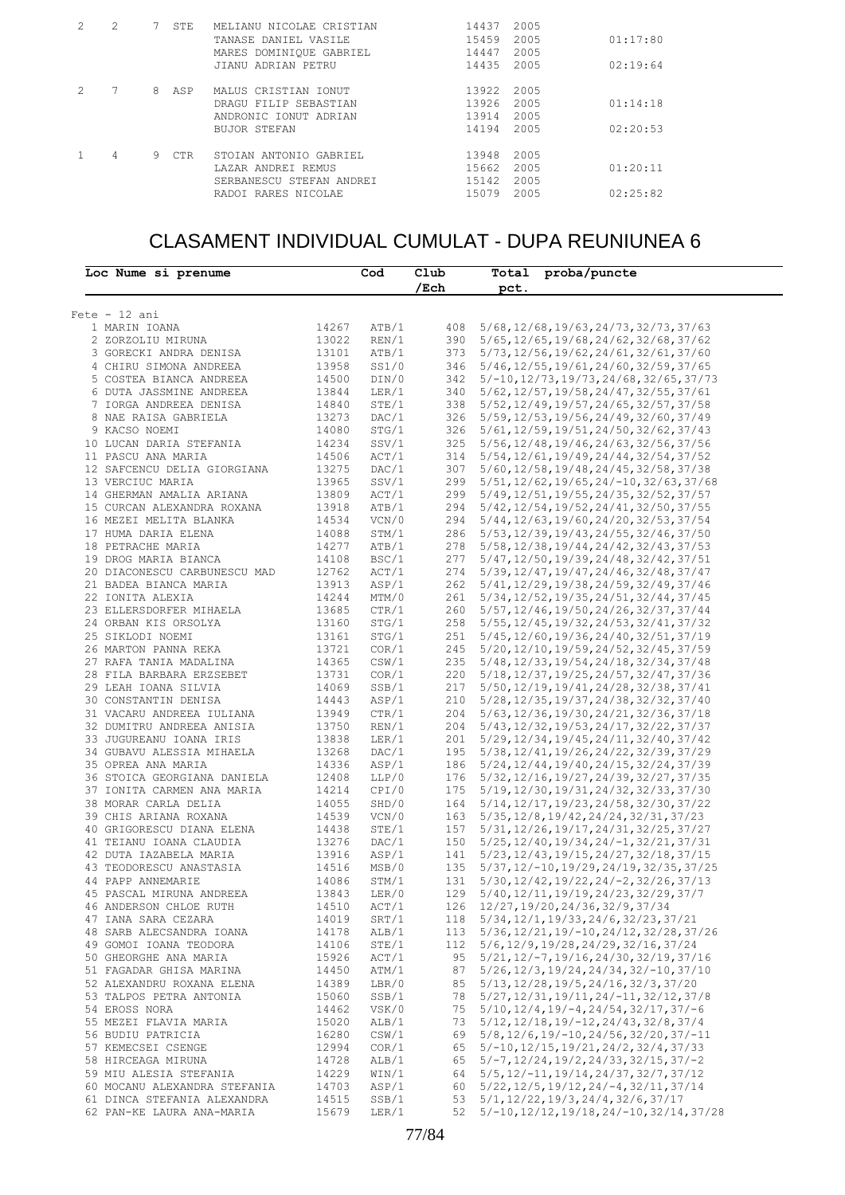| | | | | | | | |
|---|---|---|---|---|---|---|---|
| 2 | 2 | 7 | STE | MELIANU NICOLAE CRISTIAN | 14437 | 2005 | |
| | | | | TANASE DANIEL VASILE | 15459 | 2005 | 01:17:80 |
| | | | | MARES DOMINIQUE GABRIEL | 14447 | 2005 | |
| | | | | JIANU ADRIAN PETRU | 14435 | 2005 | 02:19:64 |
| 2 | 7 | 8 | ASP | MALUS CRISTIAN IONUT | 13922 | 2005 | |
| | | | | DRAGU FILIP SEBASTIAN | 13926 | 2005 | 01:14:18 |
| | | | | ANDRONIC IONUT ADRIAN | 13914 | 2005 | |
| | | | | BUJOR STEFAN | 14194 | 2005 | 02:20:53 |
| 1 | 4 | 9 | CTR | STOIAN ANTONIO GABRIEL | 13948 | 2005 | |
| | | | | LAZAR ANDREI REMUS | 15662 | 2005 | 01:20:11 |
| | | | | SERBANESCU STEFAN ANDREI | 15142 | 2005 | |
| | | | | RADOI RARES NICOLAE | 15079 | 2005 | 02:25:82 |

# CLASAMENT INDIVIDUAL CUMULAT - DUPA REUNIUNEA 6

Fete - 12 ani

| Loc | Nume si prenume | Cod | Club /Ech | Total pct. | proba/puncte |
|---|---|---|---|---|---|
| 1 | MARIN IOANA | 14267 | ATB/1 | 408 | 5/68,12/68,19/63,24/73,32/73,37/63 |
| 2 | ZORZOLIU MIRUNA | 13022 | REN/1 | 390 | 5/65,12/65,19/68,24/62,32/68,37/62 |
| 3 | GORECKI ANDRA DENISA | 13101 | ATB/1 | 373 | 5/73,12/56,19/62,24/61,32/61,37/60 |
| 4 | CHIRU SIMONA ANDREEA | 13958 | SS1/0 | 346 | 5/46,12/55,19/61,24/60,32/59,37/65 |
| 5 | COSTEA BIANCA ANDREEA | 14500 | DIN/0 | 342 | 5/-10,12/73,19/73,24/68,32/65,37/73 |
| 6 | DUTA JASSMINE ANDREEA | 13844 | LER/1 | 340 | 5/62,12/57,19/58,24/47,32/55,37/61 |
| 7 | IORGA ANDREEA DENISA | 14840 | STE/1 | 338 | 5/52,12/49,19/57,24/65,32/57,37/58 |
| 8 | NAE RAISA GABRIELA | 13273 | DAC/1 | 326 | 5/59,12/53,19/56,24/49,32/60,37/49 |
| 9 | KACSO NOEMI | 14080 | STG/1 | 326 | 5/61,12/59,19/51,24/50,32/62,37/43 |
| 10 | LUCAN DARIA STEFANIA | 14234 | SSV/1 | 325 | 5/56,12/48,19/46,24/63,32/56,37/56 |
| 11 | PASCU ANA MARIA | 14506 | ACT/1 | 314 | 5/54,12/61,19/49,24/44,32/54,37/52 |
| 12 | SAFCENCU DELIA GIORGIANA | 13275 | DAC/1 | 307 | 5/60,12/58,19/48,24/45,32/58,37/38 |
| 13 | VERCIUC MARIA | 13965 | SSV/1 | 299 | 5/51,12/62,19/65,24/-10,32/63,37/68 |
| 14 | GHERMAN AMALIA ARIANA | 13809 | ACT/1 | 299 | 5/49,12/51,19/55,24/35,32/52,37/57 |
| 15 | CURCAN ALEXANDRA ROXANA | 13918 | ATB/1 | 294 | 5/42,12/54,19/52,24/41,32/50,37/55 |
| 16 | MEZEI MELITA BLANKA | 14534 | VCN/0 | 294 | 5/44,12/63,19/60,24/20,32/53,37/54 |
| 17 | HUMA DARIA ELENA | 14088 | STM/1 | 286 | 5/53,12/39,19/43,24/55,32/46,37/50 |
| 18 | PETRACHE MARIA | 14277 | ATB/1 | 278 | 5/58,12/38,19/44,24/42,32/43,37/53 |
| 19 | DROG MARIA BIANCA | 14108 | BSC/1 | 277 | 5/47,12/50,19/39,24/48,32/42,37/51 |
| 20 | DIACONESCU CARBUNESCU MAD | 12762 | ACT/1 | 274 | 5/39,12/47,19/47,24/46,32/48,37/47 |
| 21 | BADEA BIANCA MARIA | 13913 | ASP/1 | 262 | 5/41,12/29,19/38,24/59,32/49,37/46 |
| 22 | IONITA ALEXIA | 14244 | MTM/0 | 261 | 5/34,12/52,19/35,24/51,32/44,37/45 |
| 23 | ELLERSDORFER MIHAELA | 13685 | CTR/1 | 260 | 5/57,12/46,19/50,24/26,32/37,37/44 |
| 24 | ORBAN KIS ORSOLYA | 13160 | STG/1 | 258 | 5/55,12/45,19/32,24/53,32/41,37/32 |
| 25 | SIKLODI NOEMI | 13161 | STG/1 | 251 | 5/45,12/60,19/36,24/40,32/51,37/19 |
| 26 | MARTON PANNA REKA | 13721 | COR/1 | 245 | 5/20,12/10,19/59,24/52,32/45,37/59 |
| 27 | RAFA TANIA MADALINA | 14365 | CSW/1 | 235 | 5/48,12/33,19/54,24/18,32/34,37/48 |
| 28 | FILA BARBARA ERZSEBET | 13731 | COR/1 | 220 | 5/18,12/37,19/25,24/57,32/47,37/36 |
| 29 | LEAH IOANA SILVIA | 14069 | SSB/1 | 217 | 5/50,12/19,19/41,24/28,32/38,37/41 |
| 30 | CONSTANTIN DENISA | 14443 | ASP/1 | 210 | 5/28,12/35,19/37,24/38,32/32,37/40 |
| 31 | VACARU ANDREEA IULIANA | 13949 | CTR/1 | 204 | 5/63,12/36,19/30,24/21,32/36,37/18 |
| 32 | DUMITRU ANDREEA ANISIA | 13750 | REN/1 | 204 | 5/43,12/32,19/53,24/17,32/22,37/37 |
| 33 | JUGUREANU IOANA IRIS | 13838 | LER/1 | 201 | 5/29,12/34,19/45,24/11,32/40,37/42 |
| 34 | GUBAVU ALESSIA MIHAELA | 13268 | DAC/1 | 195 | 5/38,12/41,19/26,24/22,32/39,37/29 |
| 35 | OPREA ANA MARIA | 14336 | ASP/1 | 186 | 5/24,12/44,19/40,24/15,32/24,37/39 |
| 36 | STOICA GEORGIANA DANIELA | 12408 | LLP/0 | 176 | 5/32,12/16,19/27,24/39,32/27,37/35 |
| 37 | IONITA CARMEN ANA MARIA | 14214 | CPI/0 | 175 | 5/19,12/30,19/31,24/32,32/33,37/30 |
| 38 | MORAR CARLA DELIA | 14055 | SHD/0 | 164 | 5/14,12/17,19/23,24/58,32/30,37/22 |
| 39 | CHIS ARIANA ROXANA | 14539 | VCN/0 | 163 | 5/35,12/8,19/42,24/24,32/31,37/23 |
| 40 | GRIGORESCU DIANA ELENA | 14438 | STE/1 | 157 | 5/31,12/26,19/17,24/31,32/25,37/27 |
| 41 | TEIANU IOANA CLAUDIA | 13276 | DAC/1 | 150 | 5/25,12/40,19/34,24/-1,32/21,37/31 |
| 42 | DUTA IAZABELA MARIA | 13916 | ASP/1 | 141 | 5/23,12/43,19/15,24/27,32/18,37/15 |
| 43 | TEODORESCU ANASTASIA | 14516 | MSB/0 | 135 | 5/37,12/-10,19/29,24/19,32/35,37/25 |
| 44 | PAPP ANNEMARIE | 14086 | STM/1 | 131 | 5/30,12/42,19/22,24/-2,32/26,37/13 |
| 45 | PASCAL MIRUNA ANDREEA | 13843 | LER/0 | 129 | 5/40,12/11,19/19,24/23,32/29,37/7 |
| 46 | ANDERSON CHLOE RUTH | 14510 | ACT/1 | 126 | 12/27,19/20,24/36,32/9,37/34 |
| 47 | IANA SARA CEZARA | 14019 | SRT/1 | 118 | 5/34,12/1,19/33,24/6,32/23,37/21 |
| 48 | SARB ALECSANDRA IOANA | 14178 | ALB/1 | 113 | 5/36,12/21,19/-10,24/12,32/28,37/26 |
| 49 | GOMOI IOANA TEODORA | 14106 | STE/1 | 112 | 5/6,12/9,19/28,24/29,32/16,37/24 |
| 50 | GHEORGHE ANA MARIA | 15926 | ACT/1 | 95 | 5/21,12/-7,19/16,24/30,32/19,37/16 |
| 51 | FAGADAR GHISA MARINA | 14450 | ATM/1 | 87 | 5/26,12/3,19/24,24/34,32/-10,37/10 |
| 52 | ALEXANDRU ROXANA ELENA | 14389 | LBR/0 | 85 | 5/13,12/28,19/5,24/16,32/3,37/20 |
| 53 | TALPOS PETRA ANTONIA | 15060 | SSB/1 | 78 | 5/27,12/31,19/11,24/-11,32/12,37/8 |
| 54 | EROSS NORA | 14462 | VSK/0 | 75 | 5/10,12/4,19/-4,24/54,32/17,37/-6 |
| 55 | MEZEI FLAVIA MARIA | 15020 | ALB/1 | 73 | 5/12,12/18,19/-12,24/43,32/8,37/4 |
| 56 | BUDIU PATRICIA | 16280 | CSW/1 | 69 | 5/8,12/6,19/-10,24/56,32/20,37/-11 |
| 57 | KEMECSEI CSENGE | 12994 | COR/1 | 65 | 5/-10,12/15,19/21,24/2,32/4,37/33 |
| 58 | HIRCEAGA MIRUNA | 14728 | ALB/1 | 65 | 5/-7,12/24,19/2,24/33,32/15,37/-2 |
| 59 | MIU ALESIA STEFANIA | 14229 | WIN/1 | 64 | 5/5,12/-11,19/14,24/37,32/7,37/12 |
| 60 | MOCANU ALEXANDRA STEFANIA | 14703 | ASP/1 | 60 | 5/22,12/5,19/12,24/-4,32/11,37/14 |
| 61 | DINCA STEFANIA ALEXANDRA | 14515 | SSB/1 | 53 | 5/1,12/22,19/3,24/4,32/6,37/17 |
| 62 | PAN-KE LAURA ANA-MARIA | 15679 | LER/1 | 52 | 5/-10,12/12,19/18,24/-10,32/14,37/28 |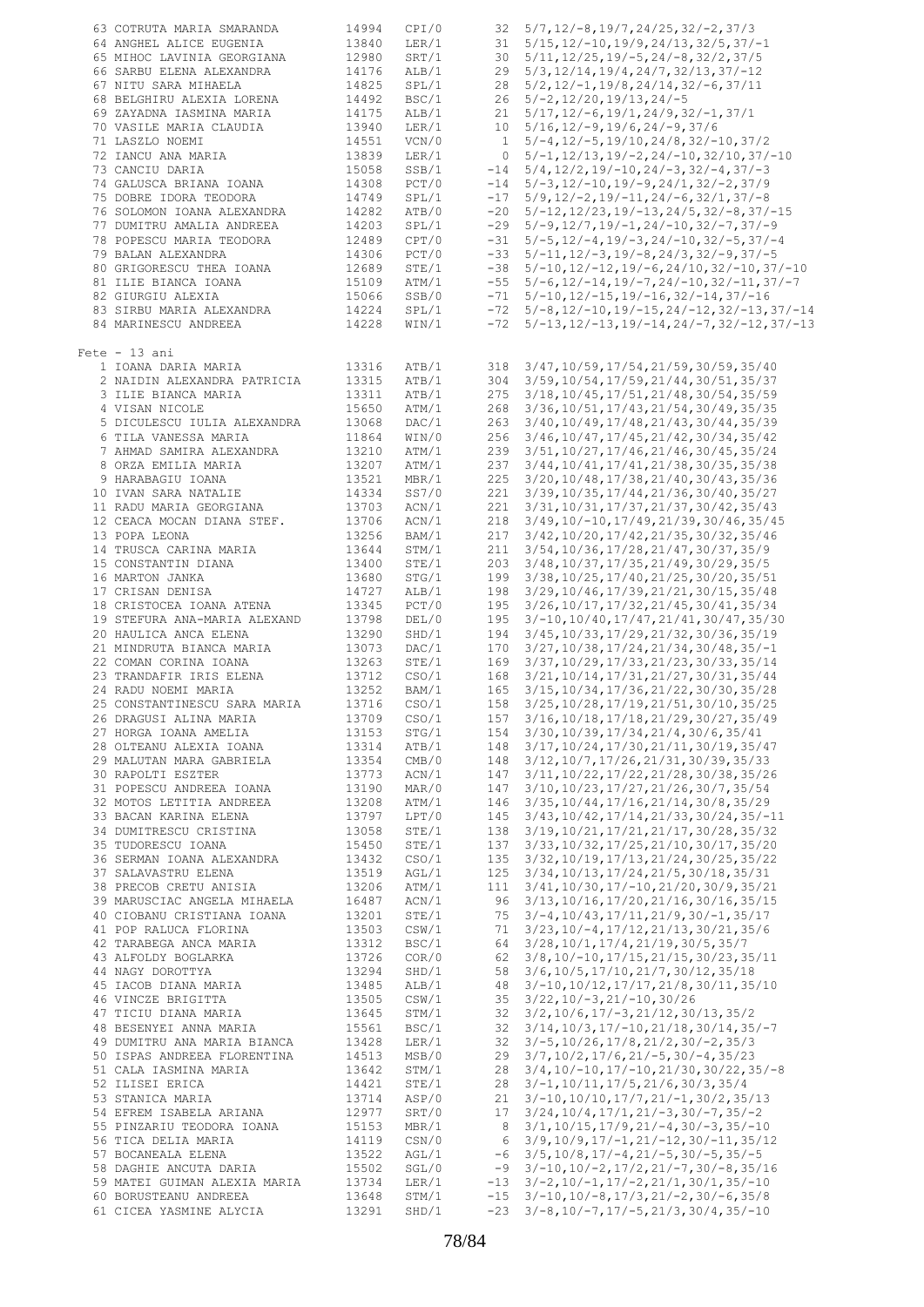| | | | | | |
|---|---|---|---|---|---|
| 63 | COTRUTA MARIA SMARANDA | 14994 | CPI/0 | 32 | 5/7,12/-8,19/7,24/25,32/-2,37/3 |
| 64 | ANGHEL ALICE EUGENIA | 13840 | LER/1 | 31 | 5/15,12/-10,19/9,24/13,32/5,37/-1 |
| 65 | MIHOC LAVINIA GEORGIANA | 12980 | SRT/1 | 30 | 5/11,12/25,19/-5,24/-8,32/2,37/5 |
| 66 | SARBU ELENA ALEXANDRA | 14176 | ALB/1 | 29 | 5/3,12/14,19/4,24/7,32/13,37/-12 |
| 67 | NITU SARA MIHAELA | 14825 | SPL/1 | 28 | 5/2,12/-1,19/8,24/14,32/-6,37/11 |
| 68 | BELGHIRU ALEXIA LORENA | 14492 | BSC/1 | 26 | 5/-2,12/20,19/13,24/-5 |
| 69 | ZAYADNA IASMINA MARIA | 14175 | ALB/1 | 21 | 5/17,12/-6,19/1,24/9,32/-1,37/1 |
| 70 | VASILE MARIA CLAUDIA | 13940 | LER/1 | 10 | 5/16,12/-9,19/6,24/-9,37/6 |
| 71 | LASZLO NOEMI | 14551 | VCN/0 | 1 | 5/-4,12/-5,19/10,24/8,32/-10,37/2 |
| 72 | IANCU ANA MARIA | 13839 | LER/1 | 0 | 5/-1,12/13,19/-2,24/-10,32/10,37/-10 |
| 73 | CANCIU DARIA | 15058 | SSB/1 | -14 | 5/4,12/2,19/-10,24/-3,32/-4,37/-3 |
| 74 | GALUSCA BRIANA IOANA | 14308 | PCT/0 | -14 | 5/-3,12/-10,19/-9,24/1,32/-2,37/9 |
| 75 | DOBRE IDORA TEODORA | 14749 | SPL/1 | -17 | 5/9,12/-2,19/-11,24/-6,32/1,37/-8 |
| 76 | SOLOMON IOANA ALEXANDRA | 14282 | ATB/0 | -20 | 5/-12,12/23,19/-13,24/5,32/-8,37/-15 |
| 77 | DUMITRU AMALIA ANDREEA | 14203 | SPL/1 | -29 | 5/-9,12/7,19/-1,24/-10,32/-7,37/-9 |
| 78 | POPESCU MARIA TEODORA | 12489 | CPT/0 | -31 | 5/-5,12/-4,19/-3,24/-10,32/-5,37/-4 |
| 79 | BALAN ALEXANDRA | 14306 | PCT/0 | -33 | 5/-11,12/-3,19/-8,24/3,32/-9,37/-5 |
| 80 | GRIGORESCU THEA IOANA | 12689 | STE/1 | -38 | 5/-10,12/-12,19/-6,24/10,32/-10,37/-10 |
| 81 | ILIE BIANCA IOANA | 15109 | ATM/1 | -55 | 5/-6,12/-14,19/-7,24/-10,32/-11,37/-7 |
| 82 | GIURGIU ALEXIA | 15066 | SSB/0 | -71 | 5/-10,12/-15,19/-16,32/-14,37/-16 |
| 83 | SIRBU MARIA ALEXANDRA | 14224 | SPL/1 | -72 | 5/-8,12/-10,19/-15,24/-12,32/-13,37/-14 |
| 84 | MARINESCU ANDREEA | 14228 | WIN/1 | -72 | 5/-13,12/-13,19/-14,24/-7,32/-12,37/-13 |

Fete - 13 ani

| | | | | | |
|---|---|---|---|---|---|
| 1 | IOANA DARIA MARIA | 13316 | ATB/1 | 318 | 3/47,10/59,17/54,21/59,30/59,35/40 |
| 2 | NAIDIN ALEXANDRA PATRICIA | 13315 | ATB/1 | 304 | 3/59,10/54,17/59,21/44,30/51,35/37 |
| 3 | ILIE BIANCA MARIA | 13311 | ATB/1 | 275 | 3/18,10/45,17/51,21/48,30/54,35/59 |
| 4 | VISAN NICOLE | 15650 | ATM/1 | 268 | 3/36,10/51,17/43,21/54,30/49,35/35 |
| 5 | DICULESCU IULIA ALEXANDRA | 13068 | DAC/1 | 263 | 3/40,10/49,17/48,21/43,30/44,35/39 |
| 6 | TILA VANESSA MARIA | 11864 | WIN/0 | 256 | 3/46,10/47,17/45,21/42,30/34,35/42 |
| 7 | AHMAD SAMIRA ALEXANDRA | 13210 | ATM/1 | 239 | 3/51,10/27,17/46,21/46,30/45,35/24 |
| 8 | ORZA EMILIA MARIA | 13207 | ATM/1 | 237 | 3/44,10/41,17/41,21/38,30/35,35/38 |
| 9 | HARABAGIU IOANA | 13521 | MBR/1 | 225 | 3/20,10/48,17/38,21/40,30/43,35/36 |
| 10 | IVAN SARA NATALIE | 14334 | SS7/0 | 221 | 3/39,10/35,17/44,21/36,30/40,35/27 |
| 11 | RADU MARIA GEORGIANA | 13703 | ACN/1 | 221 | 3/31,10/31,17/37,21/37,30/42,35/43 |
| 12 | CEACA MOCAN DIANA STEF. | 13706 | ACN/1 | 218 | 3/49,10/-10,17/49,21/39,30/46,35/45 |
| 13 | POPA LEONA | 13256 | BAM/1 | 217 | 3/42,10/20,17/42,21/35,30/32,35/46 |
| 14 | TRUSCA CARINA MARIA | 13644 | STM/1 | 211 | 3/54,10/36,17/28,21/47,30/37,35/9 |
| 15 | CONSTANTIN DIANA | 13400 | STE/1 | 203 | 3/48,10/37,17/35,21/49,30/29,35/5 |
| 16 | MARTON JANKA | 13680 | STG/1 | 199 | 3/38,10/25,17/40,21/25,30/20,35/51 |
| 17 | CRISAN DENISA | 14727 | ALB/1 | 198 | 3/29,10/46,17/39,21/21,30/15,35/48 |
| 18 | CRISTOCEA IOANA ATENA | 13345 | PCT/0 | 195 | 3/26,10/17,17/32,21/45,30/41,35/34 |
| 19 | STEFURA ANA-MARIA ALEXAND | 13798 | DEL/0 | 195 | 3/-10,10/40,17/47,21/41,30/47,35/30 |
| 20 | HAULICA ANCA ELENA | 13290 | SHD/1 | 194 | 3/45,10/33,17/29,21/32,30/36,35/19 |
| 21 | MINDRUTA BIANCA MARIA | 13073 | DAC/1 | 170 | 3/27,10/38,17/24,21/34,30/48,35/-1 |
| 22 | COMAN CORINA IOANA | 13263 | STE/1 | 169 | 3/37,10/29,17/33,21/23,30/33,35/14 |
| 23 | TRANDAFIR IRIS ELENA | 13712 | CSO/1 | 168 | 3/21,10/14,17/31,21/27,30/31,35/44 |
| 24 | RADU NOEMI MARIA | 13252 | BAM/1 | 165 | 3/15,10/34,17/36,21/22,30/30,35/28 |
| 25 | CONSTANTINESCU SARA MARIA | 13716 | CSO/1 | 158 | 3/25,10/28,17/19,21/51,30/10,35/25 |
| 26 | DRAGUSI ALINA MARIA | 13709 | CSO/1 | 157 | 3/16,10/18,17/18,21/29,30/27,35/49 |
| 27 | HORGA IOANA AMELIA | 13153 | STG/1 | 154 | 3/30,10/39,17/34,21/4,30/6,35/41 |
| 28 | OLTEANU ALEXIA IOANA | 13314 | ATB/1 | 148 | 3/17,10/24,17/30,21/11,30/19,35/47 |
| 29 | MALUTAN MARA GABRIELA | 13354 | CMB/0 | 148 | 3/12,10/7,17/26,21/31,30/39,35/33 |
| 30 | RAPOLTI ESZTER | 13773 | ACN/1 | 147 | 3/11,10/22,17/22,21/28,30/38,35/26 |
| 31 | POPESCU ANDREEA IOANA | 13190 | MAR/0 | 147 | 3/10,10/23,17/27,21/26,30/7,35/54 |
| 32 | MOTOS LETITIA ANDREEA | 13208 | ATM/1 | 146 | 3/35,10/44,17/16,21/14,30/8,35/29 |
| 33 | BACAN KARINA ELENA | 13797 | LPT/0 | 145 | 3/43,10/42,17/14,21/33,30/24,35/-11 |
| 34 | DUMITRESCU CRISTINA | 13058 | STE/1 | 138 | 3/19,10/21,17/21,21/17,30/28,35/32 |
| 35 | TUDORESCU IOANA | 15450 | STE/1 | 137 | 3/33,10/32,17/25,21/10,30/17,35/20 |
| 36 | SERMAN IOANA ALEXANDRA | 13432 | CSO/1 | 135 | 3/32,10/19,17/13,21/24,30/25,35/22 |
| 37 | SALAVASTRU ELENA | 13519 | AGL/1 | 125 | 3/34,10/13,17/24,21/5,30/18,35/31 |
| 38 | PRECOB CRETU ANISIA | 13206 | ATM/1 | 111 | 3/41,10/30,17/-10,21/20,30/9,35/21 |
| 39 | MARUSCIAC ANGELA MIHAELA | 16487 | ACN/1 | 96 | 3/13,10/16,17/20,21/16,30/16,35/15 |
| 40 | CIOBANU CRISTIANA IOANA | 13201 | STE/1 | 75 | 3/-4,10/43,17/11,21/9,30/-1,35/17 |
| 41 | POP RALUCA FLORINA | 13503 | CSW/1 | 71 | 3/23,10/-4,17/12,21/13,30/21,35/6 |
| 42 | TARABEGA ANCA MARIA | 13312 | BSC/1 | 64 | 3/28,10/1,17/4,21/19,30/5,35/7 |
| 43 | ALFOLDY BOGLARKA | 13726 | COR/0 | 62 | 3/8,10/-10,17/15,21/15,30/23,35/11 |
| 44 | NAGY DOROTTYA | 13294 | SHD/1 | 58 | 3/6,10/5,17/10,21/7,30/12,35/18 |
| 45 | IACOB DIANA MARIA | 13485 | ALB/1 | 48 | 3/-10,10/12,17/17,21/8,30/11,35/10 |
| 46 | VINCZE BRIGITTA | 13505 | CSW/1 | 35 | 3/22,10/-3,21/-10,30/26 |
| 47 | TICIU DIANA MARIA | 13645 | STM/1 | 32 | 3/2,10/6,17/-3,21/12,30/13,35/2 |
| 48 | BESENYEI ANNA MARIA | 15561 | BSC/1 | 32 | 3/14,10/3,17/-10,21/18,30/14,35/-7 |
| 49 | DUMITRU ANA MARIA BIANCA | 13428 | LER/1 | 32 | 3/-5,10/26,17/8,21/2,30/-2,35/3 |
| 50 | ISPAS ANDREEA FLORENTINA | 14513 | MSB/0 | 29 | 3/7,10/2,17/6,21/-5,30/-4,35/23 |
| 51 | CALA IASMINA MARIA | 13642 | STM/1 | 28 | 3/4,10/-10,17/-10,21/30,30/22,35/-8 |
| 52 | ILISEI ERICA | 14421 | STE/1 | 28 | 3/-1,10/11,17/5,21/6,30/3,35/4 |
| 53 | STANICA MARIA | 13714 | ASP/0 | 21 | 3/-10,10/10,17/7,21/-1,30/2,35/13 |
| 54 | EFREM ISABELA ARIANA | 12977 | SRT/0 | 17 | 3/24,10/4,17/1,21/-3,30/-7,35/-2 |
| 55 | PINZARIU TEODORA IOANA | 15153 | MBR/1 | 8 | 3/1,10/15,17/9,21/-4,30/-3,35/-10 |
| 56 | TICA DELIA MARIA | 14119 | CSN/0 | 6 | 3/9,10/9,17/-1,21/-12,30/-11,35/12 |
| 57 | BOCANEALA ELENA | 13522 | AGL/1 | -6 | 3/5,10/8,17/-4,21/-5,30/-5,35/-5 |
| 58 | DAGHIE ANCUTA DARIA | 15502 | SGL/0 | -9 | 3/-10,10/-2,17/2,21/-7,30/-8,35/16 |
| 59 | MATEI GUIMAN ALEXIA MARIA | 13734 | LER/1 | -13 | 3/-2,10/-1,17/-2,21/1,30/1,35/-10 |
| 60 | BORUSTEANU ANDREEA | 13648 | STM/1 | -15 | 3/-10,10/-8,17/3,21/-2,30/-6,35/8 |
| 61 | CICEA YASMINE ALYCIA | 13291 | SHD/1 | -23 | 3/-8,10/-7,17/-5,21/3,30/4,35/-10 |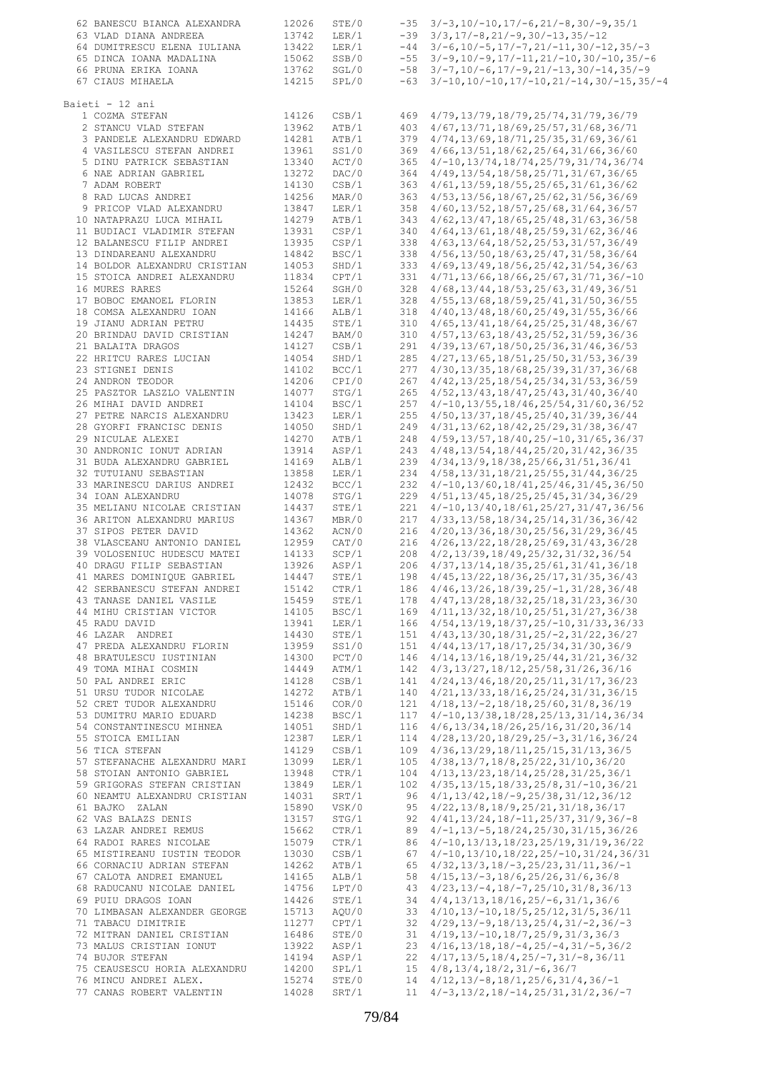| | | | | | |
|---|---|---|---|---|---|
| 62 | BANESCU BIANCA ALEXANDRA | 12026 | STE/0 | -35 | 3/-3,10/-10,17/-6,21/-8,30/-9,35/1 |
| 63 | VLAD DIANA ANDREEA | 13742 | LER/1 | -39 | 3/3,17/-8,21/-9,30/-13,35/-12 |
| 64 | DUMITRESCU ELENA IULIANA | 13422 | LER/1 | -44 | 3/-6,10/-5,17/-7,21/-11,30/-12,35/-3 |
| 65 | DINCA IOANA MADALINA | 15062 | SSB/0 | -55 | 3/-9,10/-9,17/-11,21/-10,30/-10,35/-6 |
| 66 | PRUNA ERIKA IOANA | 13762 | SGL/0 | -58 | 3/-7,10/-6,17/-9,21/-13,30/-14,35/-9 |
| 67 | CIAUS MIHAELA | 14215 | SPL/0 | -63 | 3/-10,10/-10,17/-10,21/-14,30/-15,35/-4 |

## Baieti - 12 ani

| | | | | | |
|---|---|---|---|---|---|
| 1 | COZMA STEFAN | 14126 | CSB/1 | 469 | 4/79,13/79,18/79,25/74,31/79,36/79 |
| 2 | STANCU VLAD STEFAN | 13962 | ATB/1 | 403 | 4/67,13/71,18/69,25/57,31/68,36/71 |
| 3 | PANDELE ALEXANDRU EDWARD | 14281 | ATB/1 | 379 | 4/74,13/69,18/71,25/35,31/69,36/61 |
| 4 | VASILESCU STEFAN ANDREI | 13961 | SS1/0 | 369 | 4/66,13/51,18/62,25/64,31/66,36/60 |
| 5 | DINU PATRICK SEBASTIAN | 13340 | ACT/0 | 365 | 4/-10,13/74,18/74,25/79,31/74,36/74 |
| 6 | NAE ADRIAN GABRIEL | 13272 | DAC/0 | 364 | 4/49,13/54,18/58,25/71,31/67,36/65 |
| 7 | ADAM ROBERT | 14130 | CSB/1 | 363 | 4/61,13/59,18/55,25/65,31/61,36/62 |
| 8 | RAD LUCAS ANDREI | 14256 | MAR/0 | 363 | 4/53,13/56,18/67,25/62,31/56,36/69 |
| 9 | PRICOP VLAD ALEXANDRU | 13847 | LER/1 | 358 | 4/60,13/52,18/57,25/68,31/64,36/57 |
| 10 | NATAPRAZU LUCA MIHAIL | 14279 | ATB/1 | 343 | 4/62,13/47,18/65,25/48,31/63,36/58 |
| 11 | BUDIACI VLADIMIR STEFAN | 13931 | CSP/1 | 340 | 4/64,13/61,18/48,25/59,31/62,36/46 |
| 12 | BALANESCU FILIP ANDREI | 13935 | CSP/1 | 338 | 4/63,13/64,18/52,25/53,31/57,36/49 |
| 13 | DINDAREANU ALEXANDRU | 14842 | BSC/1 | 338 | 4/56,13/50,18/63,25/47,31/58,36/64 |
| 14 | BOLDOR ALEXANDRU CRISTIAN | 14053 | SHD/1 | 333 | 4/69,13/49,18/56,25/42,31/54,36/63 |
| 15 | STOICA ANDREI ALEXANDRU | 11834 | CPT/1 | 331 | 4/71,13/66,18/66,25/67,31/71,36/-10 |
| 16 | MURES RARES | 15264 | SGH/0 | 328 | 4/68,13/44,18/53,25/63,31/49,36/51 |
| 17 | BOBOC EMANOEL FLORIN | 13853 | LER/1 | 328 | 4/55,13/68,18/59,25/41,31/50,36/55 |
| 18 | COMSA ALEXANDRU IOAN | 14166 | ALB/1 | 318 | 4/40,13/48,18/60,25/49,31/55,36/66 |
| 19 | JIANU ADRIAN PETRU | 14435 | STE/1 | 310 | 4/65,13/41,18/64,25/25,31/48,36/67 |
| 20 | BRINDAU DAVID CRISTIAN | 14247 | BAM/0 | 310 | 4/57,13/63,18/43,25/52,31/59,36/36 |
| 21 | BALAITA DRAGOS | 14127 | CSB/1 | 291 | 4/39,13/67,18/50,25/36,31/46,36/53 |
| 22 | HRITCU RARES LUCIAN | 14054 | SHD/1 | 285 | 4/27,13/65,18/51,25/50,31/53,36/39 |
| 23 | STIGNEI DENIS | 14102 | BCC/1 | 277 | 4/30,13/35,18/68,25/39,31/37,36/68 |
| 24 | ANDRON TEODOR | 14206 | CPI/0 | 267 | 4/42,13/25,18/54,25/34,31/53,36/59 |
| 25 | PASZTOR LASZLO VALENTIN | 14077 | STG/1 | 265 | 4/52,13/43,18/47,25/43,31/40,36/40 |
| 26 | MIHAI DAVID ANDREI | 14104 | BSC/1 | 257 | 4/-10,13/55,18/46,25/54,31/60,36/52 |
| 27 | PETRE NARCIS ALEXANDRU | 13423 | LER/1 | 255 | 4/50,13/37,18/45,25/40,31/39,36/44 |
| 28 | GYORFI FRANCISC DENIS | 14050 | SHD/1 | 249 | 4/31,13/62,18/42,25/29,31/38,36/47 |
| 29 | NICULAE ALEXEI | 14270 | ATB/1 | 248 | 4/59,13/57,18/40,25/-10,31/65,36/37 |
| 30 | ANDRONIC IONUT ADRIAN | 13914 | ASP/1 | 243 | 4/48,13/54,18/44,25/20,31/42,36/35 |
| 31 | BUDA ALEXANDRU GABRIEL | 14169 | ALB/1 | 239 | 4/34,13/9,18/38,25/66,31/51,36/41 |
| 32 | TUTUIANU SEBASTIAN | 13858 | LER/1 | 234 | 4/58,13/31,18/21,25/55,31/44,36/25 |
| 33 | MARINESCU DARIUS ANDREI | 12432 | BCC/1 | 232 | 4/-10,13/60,18/41,25/46,31/45,36/50 |
| 34 | IOAN ALEXANDRU | 14078 | STG/1 | 229 | 4/51,13/45,18/25,25/45,31/34,36/29 |
| 35 | MELIANU NICOLAE CRISTIAN | 14437 | STE/1 | 221 | 4/-10,13/40,18/61,25/27,31/47,36/56 |
| 36 | ARITON ALEXANDRU MARIUS | 14367 | MBR/0 | 217 | 4/33,13/58,18/34,25/14,31/36,36/42 |
| 37 | SIPOS PETER DAVID | 14362 | ACN/0 | 216 | 4/20,13/36,18/30,25/56,31/29,36/45 |
| 38 | VLASCEANU ANTONIO DANIEL | 12959 | CAT/0 | 216 | 4/26,13/22,18/28,25/69,31/43,36/28 |
| 39 | VOLOSENIUC HUDESCU MATEI | 14133 | SCP/1 | 208 | 4/2,13/39,18/49,25/32,31/32,36/54 |
| 40 | DRAGU FILIP SEBASTIAN | 13926 | ASP/1 | 206 | 4/37,13/14,18/35,25/61,31/41,36/18 |
| 41 | MARES DOMINIQUE GABRIEL | 14447 | STE/1 | 198 | 4/45,13/22,18/36,25/17,31/35,36/43 |
| 42 | SERBANESCU STEFAN ANDREI | 15142 | CTR/1 | 186 | 4/46,13/26,18/39,25/-1,31/28,36/48 |
| 43 | TANASE DANIEL VASILE | 15459 | STE/1 | 178 | 4/47,13/28,18/32,25/18,31/23,36/30 |
| 44 | MIHU CRISTIAN VICTOR | 14105 | BSC/1 | 169 | 4/11,13/32,18/10,25/51,31/27,36/38 |
| 45 | RADU DAVID | 13941 | LER/1 | 166 | 4/54,13/19,18/37,25/-10,31/33,36/33 |
| 46 | LAZAR ANDREI | 14430 | STE/1 | 151 | 4/43,13/30,18/31,25/-2,31/22,36/27 |
| 47 | PREDA ALEXANDRU FLORIN | 13959 | SS1/0 | 151 | 4/44,13/17,18/17,25/34,31/30,36/9 |
| 48 | BRATULESCU IUSTINIAN | 14300 | PCT/0 | 146 | 4/14,13/16,18/19,25/44,31/21,36/32 |
| 49 | TOMA MIHAI COSMIN | 14449 | ATM/1 | 142 | 4/3,13/27,18/12,25/58,31/26,36/16 |
| 50 | PAL ANDREI ERIC | 14128 | CSB/1 | 141 | 4/24,13/46,18/20,25/11,31/17,36/23 |
| 51 | URSU TUDOR NICOLAE | 14272 | ATB/1 | 140 | 4/21,13/33,18/16,25/24,31/31,36/15 |
| 52 | CRET TUDOR ALEXANDRU | 15146 | COR/0 | 121 | 4/18,13/-2,18/18,25/60,31/8,36/19 |
| 53 | DUMITRU MARIO EDUARD | 14238 | BSC/1 | 117 | 4/-10,13/38,18/28,25/13,31/14,36/34 |
| 54 | CONSTANTINESCU MIHNEA | 14051 | SHD/1 | 116 | 4/6,13/34,18/26,25/16,31/20,36/14 |
| 55 | STOICA EMILIAN | 12387 | LER/1 | 114 | 4/28,13/20,18/29,25/-3,31/16,36/24 |
| 56 | TICA STEFAN | 14129 | CSB/1 | 109 | 4/36,13/29,18/11,25/15,31/13,36/5 |
| 57 | STEFANACHE ALEXANDRU MARI | 13099 | LER/1 | 105 | 4/38,13/7,18/8,25/22,31/10,36/20 |
| 58 | STOIAN ANTONIO GABRIEL | 13948 | CTR/1 | 104 | 4/13,13/23,18/14,25/28,31/25,36/1 |
| 59 | GRIGORAS STEFAN CRISTIAN | 13849 | LER/1 | 102 | 4/35,13/15,18/33,25/8,31/-10,36/21 |
| 60 | NEAMTU ALEXANDRU CRISTIAN | 14031 | SRT/1 | 96 | 4/1,13/42,18/-9,25/38,31/12,36/12 |
| 61 | BAJKO ZALAN | 15890 | VSK/0 | 95 | 4/22,13/8,18/9,25/21,31/18,36/17 |
| 62 | VAS BALAZS DENIS | 13157 | STG/1 | 92 | 4/41,13/24,18/-11,25/37,31/9,36/-8 |
| 63 | LAZAR ANDREI REMUS | 15662 | CTR/1 | 89 | 4/-1,13/-5,18/24,25/30,31/15,36/26 |
| 64 | RADOI RARES NICOLAE | 15079 | CTR/1 | 86 | 4/-10,13/13,18/23,25/19,31/19,36/22 |
| 65 | MISTIREANU IUSTIN TEODOR | 13030 | CSB/1 | 67 | 4/-10,13/10,18/22,25/-10,31/24,36/31 |
| 66 | CORNACIU ADRIAN STEFAN | 14262 | ATB/1 | 65 | 4/32,13/3,18/-3,25/23,31/11,36/-1 |
| 67 | CALOTA ANDREI EMANUEL | 14165 | ALB/1 | 58 | 4/15,13/-3,18/6,25/26,31/6,36/8 |
| 68 | RADUCANU NICOLAE DANIEL | 14756 | LPT/0 | 43 | 4/23,13/-4,18/-7,25/10,31/8,36/13 |
| 69 | PUIU DRAGOS IOAN | 14426 | STE/1 | 34 | 4/4,13/13,18/16,25/-6,31/1,36/6 |
| 70 | LIMBASAN ALEXANDER GEORGE | 15713 | AQU/0 | 33 | 4/10,13/-10,18/5,25/12,31/5,36/11 |
| 71 | TABACU DIMITRIE | 11277 | CPT/1 | 32 | 4/29,13/-9,18/13,25/4,31/-2,36/-3 |
| 72 | MITRAN DANIEL CRISTIAN | 16486 | STE/0 | 31 | 4/19,13/-10,18/7,25/9,31/3,36/3 |
| 73 | MALUS CRISTIAN IONUT | 13922 | ASP/1 | 23 | 4/16,13/18,18/-4,25/-4,31/-5,36/2 |
| 74 | BUJOR STEFAN | 14194 | ASP/1 | 22 | 4/17,13/5,18/4,25/-7,31/-8,36/11 |
| 75 | CEAUSESCU HORIA ALEXANDRU | 14200 | SPL/1 | 15 | 4/8,13/4,18/2,31/-6,36/7 |
| 76 | MINCU ANDREI ALEX. | 15274 | STE/0 | 14 | 4/12,13/-8,18/1,25/6,31/4,36/-1 |
| 77 | CANAS ROBERT VALENTIN | 14028 | SRT/1 | 11 | 4/-3,13/2,18/-14,25/31,31/2,36/-7 |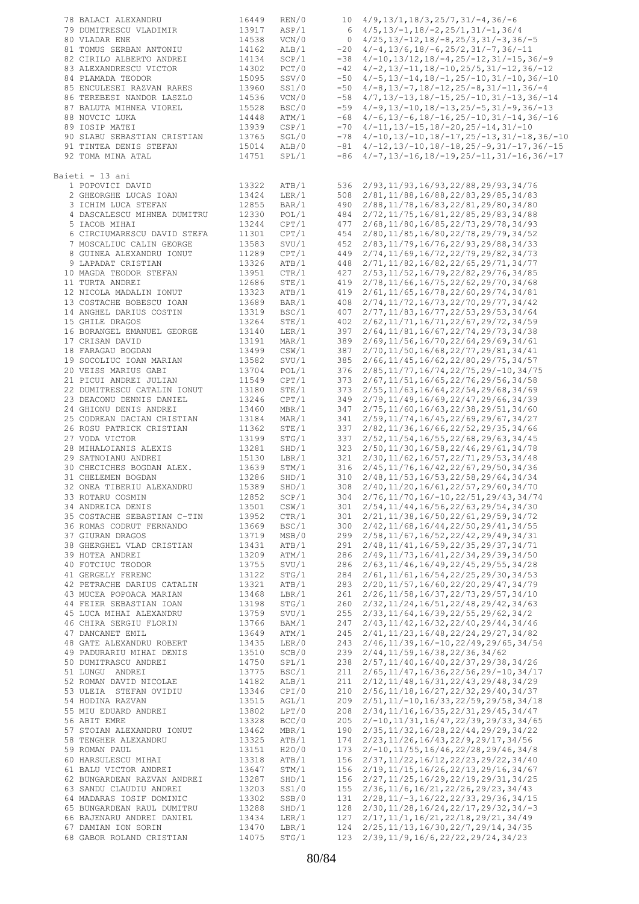| | | | | | |
|---|---|---|---|---|---|
| 78 | BALACI ALEXANDRU | 16449 | REN/0 | 10 | 4/9,13/1,18/3,25/7,31/-4,36/-6 |
| 79 | DUMITRESCU VLADIMIR | 13917 | ASP/1 | 6 | 4/5,13/-1,18/-2,25/1,31/-1,36/4 |
| 80 | VLADAR ENE | 14538 | VCN/0 | 0 | 4/25,13/-12,18/-8,25/3,31/-3,36/-5 |
| 81 | TOMUS SERBAN ANTONIU | 14162 | ALB/1 | -20 | 4/-4,13/6,18/-6,25/2,31/-7,36/-11 |
| 82 | CIRILO ALBERTO ANDREI | 14134 | SCP/1 | -38 | 4/-10,13/12,18/-4,25/-12,31/-15,36/-9 |
| 83 | ALEXANDRESCU VICTOR | 14302 | PCT/0 | -42 | 4/-2,13/-11,18/-10,25/5,31/-12,36/-12 |
| 84 | PLAMADA TEODOR | 15095 | SSV/0 | -50 | 4/-5,13/-14,18/-1,25/-10,31/-10,36/-10 |
| 85 | ENCULESEI RAZVAN RARES | 13960 | SS1/0 | -50 | 4/-8,13/-7,18/-12,25/-8,31/-11,36/-4 |
| 86 | TEREBESI NANDOR LASZLO | 14536 | VCN/0 | -58 | 4/7,13/-13,18/-15,25/-10,31/-13,36/-14 |
| 87 | BALUTA MIHNEA VIOREL | 15528 | BSC/0 | -59 | 4/-9,13/-10,18/-13,25/-5,31/-9,36/-13 |
| 88 | NOVCIC LUKA | 14448 | ATM/1 | -68 | 4/-6,13/-6,18/-16,25/-10,31/-14,36/-16 |
| 89 | IOSIP MATEI | 13939 | CSP/1 | -70 | 4/-11,13/-15,18/-20,25/-14,31/-10 |
| 90 | SLABU SEBASTIAN CRISTIAN | 13765 | SGL/0 | -78 | 4/-10,13/-10,18/-17,25/-13,31/-18,36/-10 |
| 91 | TINTEA DENIS STEFAN | 15014 | ALB/0 | -81 | 4/-12,13/-10,18/-18,25/-9,31/-17,36/-15 |
| 92 | TOMA MINA ATAL | 14751 | SPL/1 | -86 | 4/-7,13/-16,18/-19,25/-11,31/-16,36/-17 |

Baieti - 13 ani

| | | | | | |
|---|---|---|---|---|---|
| 1 | POPOVICI DAVID | 13322 | ATB/1 | 536 | 2/93,11/93,16/93,22/88,29/93,34/76 |
| 2 | GHEORGHE LUCAS IOAN | 13424 | LER/1 | 508 | 2/81,11/88,16/88,22/83,29/85,34/83 |
| 3 | ICHIM LUCA STEFAN | 12855 | BAR/1 | 490 | 2/88,11/78,16/83,22/81,29/80,34/80 |
| 4 | DASCALESCU MIHNEA DUMITRU | 12330 | POL/1 | 484 | 2/72,11/75,16/81,22/85,29/83,34/88 |
| 5 | IACOB MIHAI | 13244 | CPT/1 | 477 | 2/68,11/80,16/85,22/73,29/78,34/93 |
| 6 | CIRCIUMARESCU DAVID STEFA | 11301 | CPT/1 | 454 | 2/80,11/85,16/80,22/78,29/79,34/52 |
| 7 | MOSCALIUC CALIN GEORGE | 13583 | SVU/1 | 452 | 2/83,11/79,16/76,22/93,29/88,34/33 |
| 8 | GUINEA ALEXANDRU IONUT | 11289 | CPT/1 | 449 | 2/74,11/69,16/72,22/79,29/82,34/73 |
| 9 | LAPADAT CRISTIAN | 13326 | ATB/1 | 448 | 2/71,11/82,16/82,22/65,29/71,34/77 |
| 10 | MAGDA TEODOR STEFAN | 13951 | CTR/1 | 427 | 2/53,11/52,16/79,22/82,29/76,34/85 |
| 11 | TURTA ANDREI | 12686 | STE/1 | 419 | 2/78,11/66,16/75,22/62,29/70,34/68 |
| 12 | NICOLA MADALIN IONUT | 13323 | ATB/1 | 419 | 2/61,11/65,16/78,22/60,29/74,34/81 |
| 13 | COSTACHE BOBESCU IOAN | 13689 | BAR/1 | 408 | 2/74,11/72,16/73,22/70,29/77,34/42 |
| 14 | ANGHEL DARIUS COSTIN | 13319 | BSC/1 | 407 | 2/77,11/83,16/77,22/53,29/53,34/64 |
| 15 | GHILE DRAGOS | 13264 | STE/1 | 402 | 2/62,11/71,16/71,22/67,29/72,34/59 |
| 16 | BORANGEL EMANUEL GEORGE | 13140 | LER/1 | 397 | 2/64,11/81,16/67,22/74,29/73,34/38 |
| 17 | CRISAN DAVID | 13191 | MAR/1 | 389 | 2/69,11/56,16/70,22/64,29/69,34/61 |
| 18 | FARAGAU BOGDAN | 13499 | CSW/1 | 387 | 2/70,11/50,16/68,22/77,29/81,34/41 |
| 19 | SOCOLIUC IOAN MARIAN | 13582 | SVU/1 | 385 | 2/66,11/45,16/62,22/80,29/75,34/57 |
| 20 | VEISS MARIUS GABI | 13704 | POL/1 | 376 | 2/85,11/77,16/74,22/75,29/-10,34/75 |
| 21 | PICUI ANDREI JULIAN | 11549 | CPT/1 | 373 | 2/67,11/51,16/65,22/76,29/56,34/58 |
| 22 | DUMITRESCU CATALIN IONUT | 13180 | STE/1 | 373 | 2/55,11/63,16/64,22/54,29/68,34/69 |
| 23 | DEACONU DENNIS DANIEL | 13246 | CPT/1 | 349 | 2/79,11/49,16/69,22/47,29/66,34/39 |
| 24 | GHIONU DENIS ANDREI | 13460 | MBR/1 | 347 | 2/75,11/60,16/63,22/38,29/51,34/60 |
| 25 | CODREAN DACIAN CRISTIAN | 13184 | MAR/1 | 341 | 2/59,11/74,16/45,22/69,29/67,34/27 |
| 26 | ROSU PATRICK CRISTIAN | 11362 | STE/1 | 337 | 2/82,11/36,16/66,22/52,29/35,34/66 |
| 27 | VODA VICTOR | 13199 | STG/1 | 337 | 2/52,11/54,16/55,22/68,29/63,34/45 |
| 28 | MIHALOIANIS ALEXIS | 13281 | SHD/1 | 323 | 2/50,11/30,16/58,22/46,29/61,34/78 |
| 29 | SATNOIANU ANDREI | 15130 | LBR/1 | 321 | 2/30,11/62,16/57,22/71,29/53,34/48 |
| 30 | CHECICHES BOGDAN ALEX. | 13639 | STM/1 | 316 | 2/45,11/76,16/42,22/67,29/50,34/36 |
| 31 | CHELEMEN BOGDAN | 13286 | SHD/1 | 310 | 2/48,11/53,16/53,22/58,29/64,34/34 |
| 32 | ONEA TIBERIU ALEXANDRU | 15389 | SHD/1 | 308 | 2/40,11/20,16/61,22/57,29/60,34/70 |
| 33 | ROTARU COSMIN | 12852 | SCP/1 | 304 | 2/76,11/70,16/-10,22/51,29/43,34/74 |
| 34 | ANDREICA DENIS | 13501 | CSW/1 | 301 | 2/54,11/44,16/56,22/63,29/54,34/30 |
| 35 | COSTACHE SEBASTIAN C-TIN | 13952 | CTR/1 | 301 | 2/21,11/38,16/50,22/61,29/59,34/72 |
| 36 | ROMAS CODRUT FERNANDO | 13669 | BSC/1 | 300 | 2/42,11/68,16/44,22/50,29/41,34/55 |
| 37 | GIURAN DRAGOS | 13719 | MSB/0 | 299 | 2/58,11/67,16/52,22/42,29/49,34/31 |
| 38 | GHERGHEL VLAD CRISTIAN | 13431 | ATB/1 | 291 | 2/48,11/41,16/59,22/35,29/37,34/71 |
| 39 | HOTEA ANDREI | 13209 | ATM/1 | 286 | 2/49,11/73,16/41,22/34,29/39,34/50 |
| 40 | FOTCIUC TEODOR | 13755 | SVU/1 | 286 | 2/63,11/46,16/49,22/45,29/55,34/28 |
| 41 | GERGELY FERENC | 13122 | STG/1 | 284 | 2/61,11/61,16/54,22/25,29/30,34/53 |
| 42 | PETRACHE DARIUS CATALIN | 13321 | ATB/1 | 283 | 2/20,11/57,16/60,22/20,29/47,34/79 |
| 43 | MUCEA POPOACA MARIAN | 13468 | LBR/1 | 261 | 2/26,11/58,16/37,22/73,29/57,34/10 |
| 44 | FEIER SEBASTIAN IOAN | 13198 | STG/1 | 260 | 2/32,11/24,16/51,22/48,29/42,34/63 |
| 45 | LUCA MIHAI ALEXANDRU | 13759 | SVU/1 | 255 | 2/33,11/64,16/39,22/55,29/62,34/2 |
| 46 | CHIRA SERGIU FLORIN | 13766 | BAM/1 | 247 | 2/43,11/42,16/32,22/40,29/44,34/46 |
| 47 | DANCANET EMIL | 13649 | ATM/1 | 245 | 2/41,11/23,16/48,22/24,29/27,34/82 |
| 48 | GATE ALEXANDRU ROBERT | 13435 | LER/0 | 243 | 2/46,11/39,16/-10,22/49,29/65,34/54 |
| 49 | PADURARIU MIHAI DENIS | 13510 | SCB/0 | 239 | 2/44,11/59,16/38,22/36,34/62 |
| 50 | DUMITRASCU ANDREI | 14750 | SPL/1 | 238 | 2/57,11/40,16/40,22/37,29/38,34/26 |
| 51 | LUNGU  ANDREI | 13775 | BSC/1 | 211 | 2/65,11/47,16/36,22/56,29/-10,34/17 |
| 52 | ROMAN DAVID NICOLAE | 14182 | ALB/1 | 211 | 2/12,11/48,16/31,22/43,29/48,34/29 |
| 53 | ULEIA  STEFAN OVIDIU | 13346 | CPI/0 | 210 | 2/56,11/18,16/27,22/32,29/40,34/37 |
| 54 | HODINA RAZVAN | 13515 | AGL/1 | 209 | 2/51,11/-10,16/33,22/59,29/58,34/18 |
| 55 | MIU EDUARD ANDREI | 13802 | LPT/0 | 208 | 2/34,11/16,16/35,22/31,29/45,34/47 |
| 56 | ABIT EMRE | 13328 | BCC/0 | 205 | 2/-10,11/31,16/47,22/39,29/33,34/65 |
| 57 | STOIAN ALEXANDRU IONUT | 13462 | MBR/1 | 190 | 2/35,11/32,16/28,22/44,29/29,34/22 |
| 58 | TENGHER ALEXANDRU | 13325 | ATB/1 | 174 | 2/23,11/26,16/43,22/9,29/17,34/56 |
| 59 | ROMAN PAUL | 13151 | H2O/0 | 173 | 2/-10,11/55,16/46,22/28,29/46,34/8 |
| 60 | HARSULESCU MIHAI | 13318 | ATB/1 | 156 | 2/37,11/22,16/12,22/23,29/22,34/40 |
| 61 | BALU VICTOR ANDREI | 13647 | STM/1 | 156 | 2/19,11/15,16/26,22/13,29/16,34/67 |
| 62 | BUNGARDEAN RAZVAN ANDREI | 13287 | SHD/1 | 156 | 2/27,11/25,16/29,22/19,29/31,34/25 |
| 63 | SANDU CLAUDIU ANDREI | 13203 | SS1/0 | 155 | 2/36,11/6,16/21,22/26,29/23,34/43 |
| 64 | MADARAS IOSIF DOMINIC | 13302 | SSB/0 | 131 | 2/28,11/-3,16/22,22/33,29/36,34/15 |
| 65 | BUNGARDEAN RAUL DUMITRU | 13288 | SHD/1 | 128 | 2/30,11/28,16/24,22/17,29/32,34/-3 |
| 66 | BAJENARU ANDREI DANIEL | 13434 | LER/1 | 127 | 2/17,11/1,16/21,22/18,29/21,34/49 |
| 67 | DAMIAN ION SORIN | 13470 | LBR/1 | 124 | 2/25,11/13,16/30,22/7,29/14,34/35 |
| 68 | GABOR ROLAND CRISTIAN | 14075 | STG/1 | 123 | 2/39,11/9,16/6,22/22,29/24,34/23 |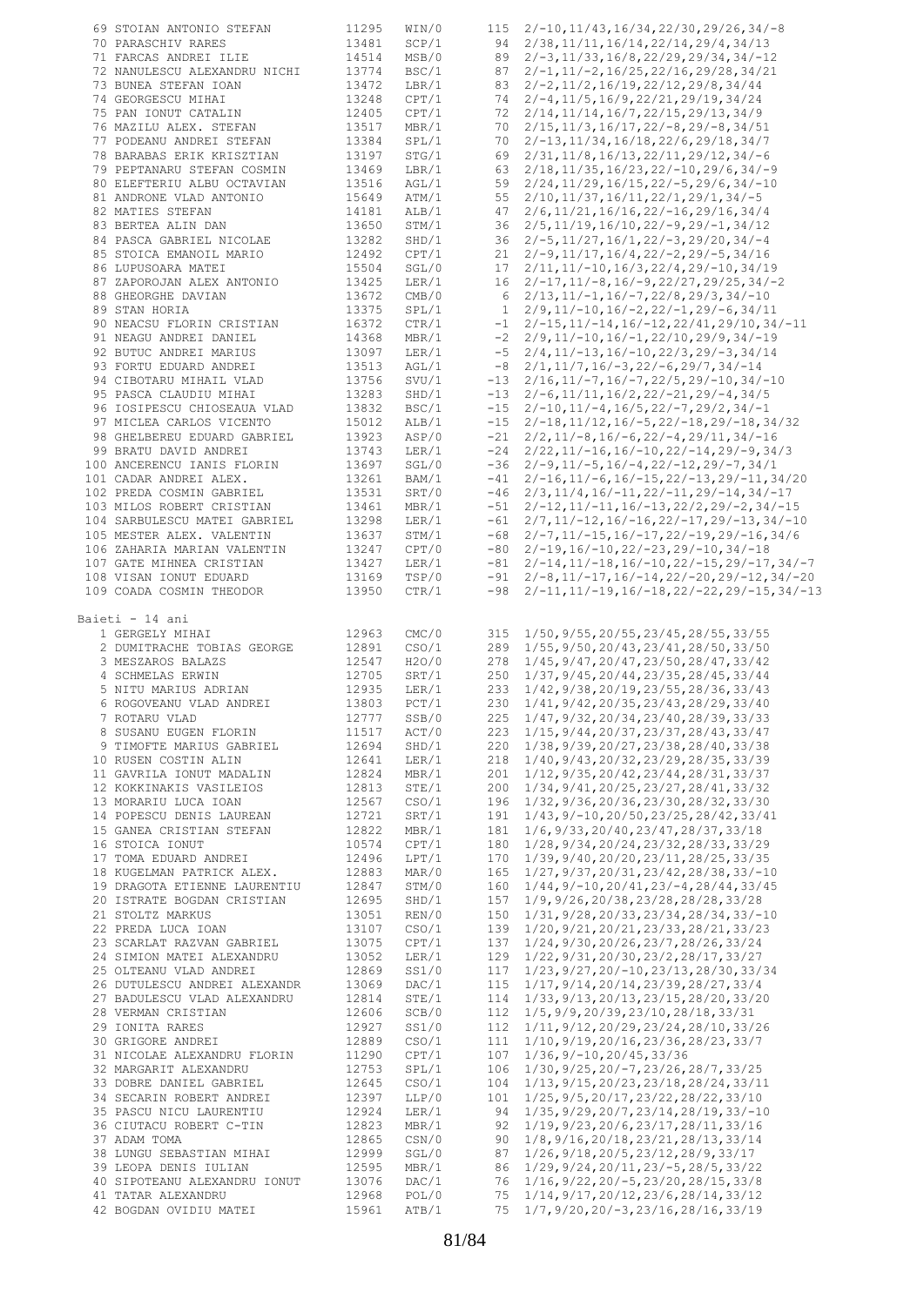| | | | | | |
|---|---|---|---|---|---|
| 69 | STOIAN ANTONIO STEFAN | 11295 | WIN/0 | 115 | 2/-10,11/43,16/34,22/30,29/26,34/-8 |
| 70 | PARASCHIV RARES | 13481 | SCP/1 | 94 | 2/38,11/11,16/14,22/14,29/4,34/13 |
| 71 | FARCAS ANDREI ILIE | 14514 | MSB/0 | 89 | 2/-3,11/33,16/8,22/29,29/34,34/-12 |
| 72 | NANULESCU ALEXANDRU NICHI | 13774 | BSC/1 | 87 | 2/-1,11/-2,16/25,22/16,29/28,34/21 |
| 73 | BUNEA STEFAN IOAN | 13472 | LBR/1 | 83 | 2/-2,11/2,16/19,22/12,29/8,34/44 |
| 74 | GEORGESCU MIHAI | 13248 | CPT/1 | 74 | 2/-4,11/5,16/9,22/21,29/19,34/24 |
| 75 | PAN IONUT CATALIN | 12405 | CPT/1 | 72 | 2/14,11/14,16/7,22/15,29/13,34/9 |
| 76 | MAZILU ALEX. STEFAN | 13517 | MBR/1 | 70 | 2/15,11/3,16/17,22/-8,29/-8,34/51 |
| 77 | PODEANU ANDREI STEFAN | 13384 | SPL/1 | 70 | 2/-13,11/34,16/18,22/6,29/18,34/7 |
| 78 | BARABAS ERIK KRISZTIAN | 13197 | STG/1 | 69 | 2/31,11/8,16/13,22/11,29/12,34/-6 |
| 79 | PEPTANARU STEFAN COSMIN | 13469 | LBR/1 | 63 | 2/18,11/35,16/23,22/-10,29/6,34/-9 |
| 80 | ELEFTERIU ALBU OCTAVIAN | 13516 | AGL/1 | 59 | 2/24,11/29,16/15,22/-5,29/6,34/-10 |
| 81 | ANDRONE VLAD ANTONIO | 15649 | ATM/1 | 55 | 2/10,11/37,16/11,22/1,29/1,34/-5 |
| 82 | MATIES STEFAN | 14181 | ALB/1 | 47 | 2/6,11/21,16/16,22/-16,29/16,34/4 |
| 83 | BERTEA ALIN DAN | 13650 | STM/1 | 36 | 2/5,11/19,16/10,22/-9,29/-1,34/12 |
| 84 | PASCA GABRIEL NICOLAE | 13282 | SHD/1 | 36 | 2/-5,11/27,16/1,22/-3,29/20,34/-4 |
| 85 | STOICA EMANOIL MARIO | 12492 | CPT/1 | 21 | 2/-9,11/17,16/4,22/-2,29/-5,34/16 |
| 86 | LUPUSOARA MATEI | 15504 | SGL/0 | 17 | 2/11,11/-10,16/3,22/4,29/-10,34/19 |
| 87 | ZAPOROJAN ALEX ANTONIO | 13425 | LER/1 | 16 | 2/-17,11/-8,16/-9,22/27,29/25,34/-2 |
| 88 | GHEORGHE DAVIAN | 13672 | CMB/0 | 6 | 2/13,11/-1,16/-7,22/8,29/3,34/-10 |
| 89 | STAN HORIA | 13375 | SPL/1 | 1 | 2/9,11/-10,16/-2,22/-1,29/-6,34/11 |
| 90 | NEACSU FLORIN CRISTIAN | 16372 | CTR/1 | -1 | 2/-15,11/-14,16/-12,22/41,29/10,34/-11 |
| 91 | NEAGU ANDREI DANIEL | 14368 | MBR/1 | -2 | 2/9,11/-10,16/-1,22/10,29/9,34/-19 |
| 92 | BUTUC ANDREI MARIUS | 13097 | LER/1 | -5 | 2/4,11/-13,16/-10,22/3,29/-3,34/14 |
| 93 | FORTU EDUARD ANDREI | 13513 | AGL/1 | -8 | 2/1,11/7,16/-3,22/-6,29/7,34/-14 |
| 94 | CIBOTARU MIHAIL VLAD | 13756 | SVU/1 | -13 | 2/16,11/-7,16/-7,22/5,29/-10,34/-10 |
| 95 | PASCA CLAUDIU MIHAI | 13283 | SHD/1 | -13 | 2/-6,11/11,16/2,22/-21,29/-4,34/5 |
| 96 | IOSIPESCU CHIOSEAUA VLAD | 13832 | BSC/1 | -15 | 2/-10,11/-4,16/5,22/-7,29/2,34/-1 |
| 97 | MICLEA CARLOS VICENTO | 15012 | ALB/1 | -15 | 2/-18,11/12,16/-5,22/-18,29/-18,34/32 |
| 98 | GHELBEREU EDUARD GABRIEL | 13923 | ASP/0 | -21 | 2/2,11/-8,16/-6,22/-4,29/11,34/-16 |
| 99 | BRATU DAVID ANDREI | 13743 | LER/1 | -24 | 2/22,11/-16,16/-10,22/-14,29/-9,34/3 |
| 100 | ANCERENCU IANIS FLORIN | 13697 | SGL/0 | -36 | 2/-9,11/-5,16/-4,22/-12,29/-7,34/1 |
| 101 | CADAR ANDREI ALEX. | 13261 | BAM/1 | -41 | 2/-16,11/-6,16/-15,22/-13,29/-11,34/20 |
| 102 | PREDA COSMIN GABRIEL | 13531 | SRT/0 | -46 | 2/3,11/4,16/-11,22/-11,29/-14,34/-17 |
| 103 | MILOS ROBERT CRISTIAN | 13461 | MBR/1 | -51 | 2/-12,11/-11,16/-13,22/2,29/-2,34/-15 |
| 104 | SARBULESCU MATEI GABRIEL | 13298 | LER/1 | -61 | 2/7,11/-12,16/-16,22/-17,29/-13,34/-10 |
| 105 | MESTER ALEX. VALENTIN | 13637 | STM/1 | -68 | 2/-7,11/-15,16/-17,22/-19,29/-16,34/6 |
| 106 | ZAHARIA MARIAN VALENTIN | 13247 | CPT/0 | -80 | 2/-19,16/-10,22/-23,29/-10,34/-18 |
| 107 | GATE MIHNEA CRISTIAN | 13427 | LER/1 | -81 | 2/-14,11/-18,16/-10,22/-15,29/-17,34/-7 |
| 108 | VISAN IONUT EDUARD | 13169 | TSP/0 | -91 | 2/-8,11/-17,16/-14,22/-20,29/-12,34/-20 |
| 109 | COADA COSMIN THEODOR | 13950 | CTR/1 | -98 | 2/-11,11/-19,16/-18,22/-22,29/-15,34/-13 |

Baieti - 14 ani

| | | | | | |
|---|---|---|---|---|---|
| 1 | GERGELY MIHAI | 12963 | CMC/0 | 315 | 1/50,9/55,20/55,23/45,28/55,33/55 |
| 2 | DUMITRACHE TOBIAS GEORGE | 12891 | CSO/1 | 289 | 1/55,9/50,20/43,23/41,28/50,33/50 |
| 3 | MESZAROS BALAZS | 12547 | H2O/0 | 278 | 1/45,9/47,20/47,23/50,28/47,33/42 |
| 4 | SCHMELAS ERWIN | 12705 | SRT/1 | 250 | 1/37,9/45,20/44,23/35,28/45,33/44 |
| 5 | NITU MARIUS ADRIAN | 12935 | LER/1 | 233 | 1/42,9/38,20/19,23/55,28/36,33/43 |
| 6 | ROGOVEANU VLAD ANDREI | 13803 | PCT/1 | 230 | 1/41,9/42,20/35,23/43,28/29,33/40 |
| 7 | ROTARU VLAD | 12777 | SSB/0 | 225 | 1/47,9/32,20/34,23/40,28/39,33/33 |
| 8 | SUSANU EUGEN FLORIN | 11517 | ACT/0 | 223 | 1/15,9/44,20/37,23/37,28/43,33/47 |
| 9 | TIMOFTE MARIUS GABRIEL | 12694 | SHD/1 | 220 | 1/38,9/39,20/27,23/38,28/40,33/38 |
| 10 | RUSEN COSTIN ALIN | 12641 | LER/1 | 218 | 1/40,9/43,20/32,23/29,28/35,33/39 |
| 11 | GAVRILA IONUT MADALIN | 12824 | MBR/1 | 201 | 1/12,9/35,20/42,23/44,28/31,33/37 |
| 12 | KOKKINAKIS VASILEIOS | 12813 | STE/1 | 200 | 1/34,9/41,20/25,23/27,28/41,33/32 |
| 13 | MORARIU LUCA IOAN | 12567 | CSO/1 | 196 | 1/32,9/36,20/36,23/30,28/32,33/30 |
| 14 | POPESCU DENIS LAUREAN | 12721 | SRT/1 | 191 | 1/43,9/-10,20/50,23/25,28/42,33/41 |
| 15 | GANEA CRISTIAN STEFAN | 12822 | MBR/1 | 181 | 1/6,9/33,20/40,23/47,28/37,33/18 |
| 16 | STOICA IONUT | 10574 | CPT/1 | 180 | 1/28,9/34,20/24,23/32,28/33,33/29 |
| 17 | TOMA EDUARD ANDREI | 12496 | LPT/1 | 170 | 1/39,9/40,20/20,23/11,28/25,33/35 |
| 18 | KUGELMAN PATRICK ALEX. | 12883 | MAR/0 | 165 | 1/27,9/37,20/31,23/42,28/38,33/-10 |
| 19 | DRAGOTA ETIENNE LAURENTIU | 12847 | STM/0 | 160 | 1/44,9/-10,20/41,23/-4,28/44,33/45 |
| 20 | ISTRATE BOGDAN CRISTIAN | 12695 | SHD/1 | 157 | 1/9,9/26,20/38,23/28,28/28,33/28 |
| 21 | STOLTZ MARKUS | 13051 | REN/0 | 150 | 1/31,9/28,20/33,23/34,28/34,33/-10 |
| 22 | PREDA LUCA IOAN | 13107 | CSO/1 | 139 | 1/20,9/21,20/21,23/33,28/21,33/23 |
| 23 | SCARLAT RAZVAN GABRIEL | 13075 | CPT/1 | 137 | 1/24,9/30,20/26,23/7,28/26,33/24 |
| 24 | SIMION MATEI ALEXANDRU | 13052 | LER/1 | 129 | 1/22,9/31,20/30,23/2,28/17,33/27 |
| 25 | OLTEANU VLAD ANDREI | 12869 | SS1/0 | 117 | 1/23,9/27,20/-10,23/13,28/30,33/34 |
| 26 | DUTULESCU ANDREI ALEXANDR | 13069 | DAC/1 | 115 | 1/17,9/14,20/14,23/39,28/27,33/4 |
| 27 | BADULESCU VLAD ALEXANDRU | 12814 | STE/1 | 114 | 1/33,9/13,20/13,23/15,28/20,33/20 |
| 28 | VERMAN CRISTIAN | 12606 | SCB/0 | 112 | 1/5,9/9,20/39,23/10,28/18,33/31 |
| 29 | IONITA RARES | 12927 | SS1/0 | 112 | 1/11,9/12,20/29,23/24,28/10,33/26 |
| 30 | GRIGORE ANDREI | 12889 | CSO/1 | 111 | 1/10,9/19,20/16,23/36,28/23,33/7 |
| 31 | NICOLAE ALEXANDRU FLORIN | 11290 | CPT/1 | 107 | 1/36,9/-10,20/45,33/36 |
| 32 | MARGARIT ALEXANDRU | 12753 | SPL/1 | 106 | 1/30,9/25,20/-7,23/26,28/7,33/25 |
| 33 | DOBRE DANIEL GABRIEL | 12645 | CSO/1 | 104 | 1/13,9/15,20/23,23/18,28/24,33/11 |
| 34 | SECARIN ROBERT ANDREI | 12397 | LLP/0 | 101 | 1/25,9/5,20/17,23/22,28/22,33/10 |
| 35 | PASCU NICU LAURENTIU | 12924 | LER/1 | 94 | 1/35,9/29,20/7,23/14,28/19,33/-10 |
| 36 | CIUTACU ROBERT C-TIN | 12823 | MBR/1 | 92 | 1/19,9/23,20/6,23/17,28/11,33/16 |
| 37 | ADAM TOMA | 12865 | CSN/0 | 90 | 1/8,9/16,20/18,23/21,28/13,33/14 |
| 38 | LUNGU SEBASTIAN MIHAI | 12999 | SGL/0 | 87 | 1/26,9/18,20/5,23/12,28/9,33/17 |
| 39 | LEOPA DENIS IULIAN | 12595 | MBR/1 | 86 | 1/29,9/24,20/11,23/-5,28/5,33/22 |
| 40 | SIPOTEANU ALEXANDRU IONUT | 13076 | DAC/1 | 76 | 1/16,9/22,20/-5,23/20,28/15,33/8 |
| 41 | TATAR ALEXANDRU | 12968 | POL/0 | 75 | 1/14,9/17,20/12,23/6,28/14,33/12 |
| 42 | BOGDAN OVIDIU MATEI | 15961 | ATB/1 | 75 | 1/7,9/20,20/-3,23/16,28/16,33/19 |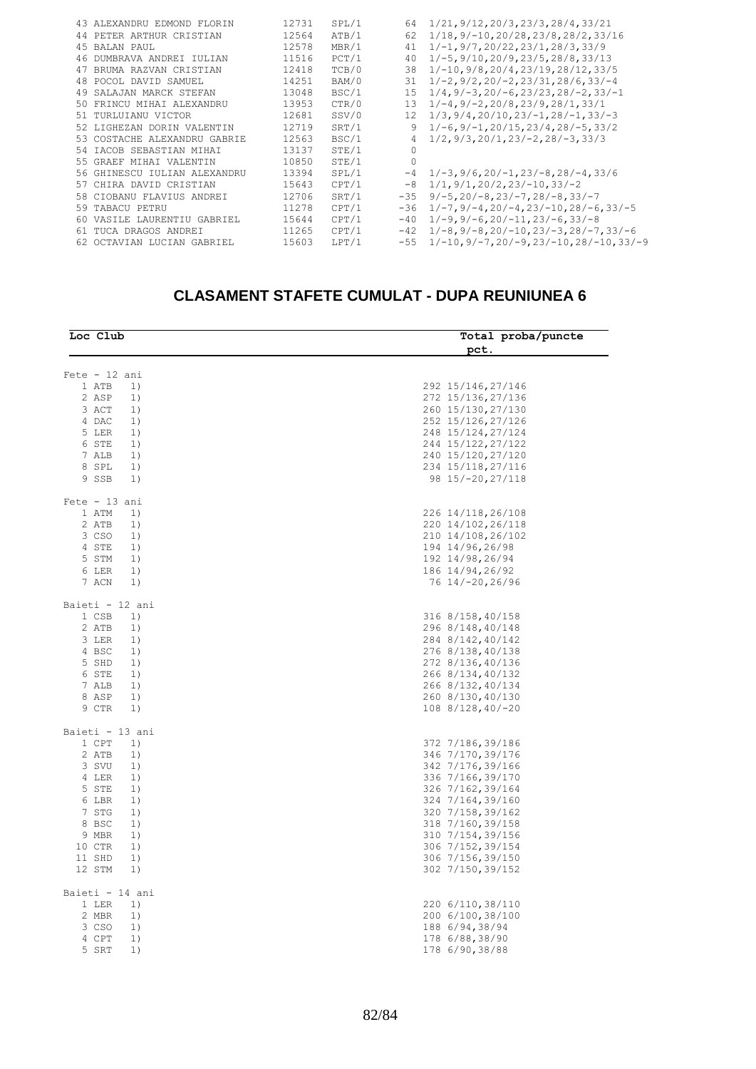| | | | | |
|---|---|---|---|---|
| 43 ALEXANDRU EDMOND FLORIN | 12731 | SPL/1 | 64 | 1/21,9/12,20/3,23/3,28/4,33/21 |
| 44 PETER ARTHUR CRISTIAN | 12564 | ATB/1 | 62 | 1/18,9/-10,20/28,23/8,28/2,33/16 |
| 45 BALAN PAUL | 12578 | MBR/1 | 41 | 1/-1,9/7,20/22,23/1,28/3,33/9 |
| 46 DUMBRAVA ANDREI IULIAN | 11516 | PCT/1 | 40 | 1/-5,9/10,20/9,23/5,28/8,33/13 |
| 47 BRUMA RAZVAN CRISTIAN | 12418 | TCB/0 | 38 | 1/-10,9/8,20/4,23/19,28/12,33/5 |
| 48 POCOL DAVID SAMUEL | 14251 | BAM/0 | 31 | 1/-2,9/2,20/-2,23/31,28/6,33/-4 |
| 49 SALAJAN MARCK STEFAN | 13048 | BSC/1 | 15 | 1/4,9/-3,20/-6,23/23,28/-2,33/-1 |
| 50 FRINCU MIHAI ALEXANDRU | 13953 | CTR/0 | 13 | 1/-4,9/-2,20/8,23/9,28/1,33/1 |
| 51 TURLUIANU VICTOR | 12681 | SSV/0 | 12 | 1/3,9/4,20/10,23/-1,28/-1,33/-3 |
| 52 LIGHEZAN DORIN VALENTIN | 12719 | SRT/1 | 9 | 1/-6,9/-1,20/15,23/4,28/-5,33/2 |
| 53 COSTACHE ALEXANDRU GABRIE | 12563 | BSC/1 | 4 | 1/2,9/3,20/1,23/-2,28/-3,33/3 |
| 54 IACOB SEBASTIAN MIHAI | 13137 | STE/1 | 0 | |
| 55 GRAEF MIHAI VALENTIN | 10850 | STE/1 | 0 | |
| 56 GHINESCU IULIAN ALEXANDRU | 13394 | SPL/1 | -4 | 1/-3,9/6,20/-1,23/-8,28/-4,33/6 |
| 57 CHIRA DAVID CRISTIAN | 15643 | CPT/1 | -8 | 1/1,9/1,20/2,23/-10,33/-2 |
| 58 CIOBANU FLAVIUS ANDREI | 12706 | SRT/1 | -35 | 9/-5,20/-8,23/-7,28/-8,33/-7 |
| 59 TABACU PETRU | 11278 | CPT/1 | -36 | 1/-7,9/-4,20/-4,23/-10,28/-6,33/-5 |
| 60 VASILE LAURENTIU GABRIEL | 15644 | CPT/1 | -40 | 1/-9,9/-6,20/-11,23/-6,33/-8 |
| 61 TUCA DRAGOS ANDREI | 11265 | CPT/1 | -42 | 1/-8,9/-8,20/-10,23/-3,28/-7,33/-6 |
| 62 OCTAVIAN LUCIAN GABRIEL | 15603 | LPT/1 | -55 | 1/-10,9/-7,20/-9,23/-10,28/-10,33/-9 |

## CLASAMENT STAFETE CUMULAT - DUPA REUNIUNEA 6

| Loc Club | Total pct. | proba/puncte |
|---|---|---|
| **Fete - 12 ani** | | |
| 1 ATB 1) | 292 | 15/146,27/146 |
| 2 ASP 1) | 272 | 15/136,27/136 |
| 3 ACT 1) | 260 | 15/130,27/130 |
| 4 DAC 1) | 252 | 15/126,27/126 |
| 5 LER 1) | 248 | 15/124,27/124 |
| 6 STE 1) | 244 | 15/122,27/122 |
| 7 ALB 1) | 240 | 15/120,27/120 |
| 8 SPL 1) | 234 | 15/118,27/116 |
| 9 SSB 1) | 98 | 15/-20,27/118 |
| **Fete - 13 ani** | | |
| 1 ATM 1) | 226 | 14/118,26/108 |
| 2 ATB 1) | 220 | 14/102,26/118 |
| 3 CSO 1) | 210 | 14/108,26/102 |
| 4 STE 1) | 194 | 14/96,26/98 |
| 5 STM 1) | 192 | 14/98,26/94 |
| 6 LER 1) | 186 | 14/94,26/92 |
| 7 ACN 1) | 76 | 14/-20,26/96 |
| **Baieti - 12 ani** | | |
| 1 CSB 1) | 316 | 8/158,40/158 |
| 2 ATB 1) | 296 | 8/148,40/148 |
| 3 LER 1) | 284 | 8/142,40/142 |
| 4 BSC 1) | 276 | 8/138,40/138 |
| 5 SHD 1) | 272 | 8/136,40/136 |
| 6 STE 1) | 266 | 8/134,40/132 |
| 7 ALB 1) | 266 | 8/132,40/134 |
| 8 ASP 1) | 260 | 8/130,40/130 |
| 9 CTR 1) | 108 | 8/128,40/-20 |
| **Baieti - 13 ani** | | |
| 1 CPT 1) | 372 | 7/186,39/186 |
| 2 ATB 1) | 346 | 7/170,39/176 |
| 3 SVU 1) | 342 | 7/176,39/166 |
| 4 LER 1) | 336 | 7/166,39/170 |
| 5 STE 1) | 326 | 7/162,39/164 |
| 6 LBR 1) | 324 | 7/164,39/160 |
| 7 STG 1) | 320 | 7/158,39/162 |
| 8 BSC 1) | 318 | 7/160,39/158 |
| 9 MBR 1) | 310 | 7/154,39/156 |
| 10 CTR 1) | 306 | 7/152,39/154 |
| 11 SHD 1) | 306 | 7/156,39/150 |
| 12 STM 1) | 302 | 7/150,39/152 |
| **Baieti - 14 ani** | | |
| 1 LER 1) | 220 | 6/110,38/110 |
| 2 MBR 1) | 200 | 6/100,38/100 |
| 3 CSO 1) | 188 | 6/94,38/94 |
| 4 CPT 1) | 178 | 6/88,38/90 |
| 5 SRT 1) | 178 | 6/90,38/88 |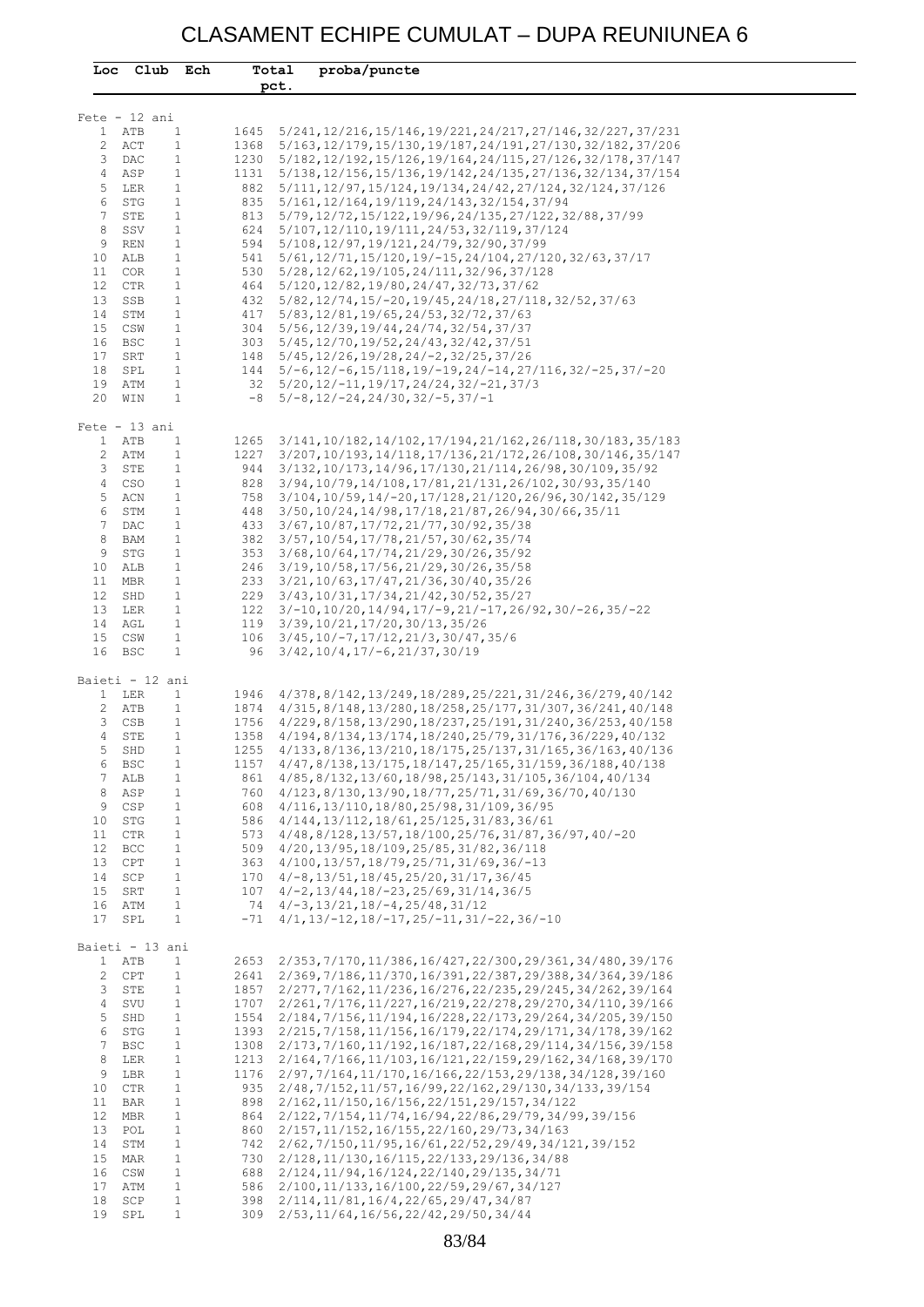# CLASAMENT ECHIPE CUMULAT – DUPA REUNIUNEA 6

| Loc | Club | Ech | Total pct. | proba/puncte |
|---|---|---|---|---|
| **Fete - 12 ani** | | | | |
| 1 | ATB | 1 | 1645 | 5/241,12/216,15/146,19/221,24/217,27/146,32/227,37/231 |
| 2 | ACT | 1 | 1368 | 5/163,12/179,15/130,19/187,24/191,27/130,32/182,37/206 |
| 3 | DAC | 1 | 1230 | 5/182,12/192,15/126,19/164,24/115,27/126,32/178,37/147 |
| 4 | ASP | 1 | 1131 | 5/138,12/156,15/136,19/142,24/135,27/136,32/134,37/154 |
| 5 | LER | 1 | 882 | 5/111,12/97,15/124,19/134,24/42,27/124,32/124,37/126 |
| 6 | STG | 1 | 835 | 5/161,12/164,19/119,24/143,32/154,37/94 |
| 7 | STE | 1 | 813 | 5/79,12/72,15/122,19/96,24/135,27/122,32/88,37/99 |
| 8 | SSV | 1 | 624 | 5/107,12/110,19/111,24/53,32/119,37/124 |
| 9 | REN | 1 | 594 | 5/108,12/97,19/121,24/79,32/90,37/99 |
| 10 | ALB | 1 | 541 | 5/61,12/71,15/120,19/-15,24/104,27/120,32/63,37/17 |
| 11 | COR | 1 | 530 | 5/28,12/62,19/105,24/111,32/96,37/128 |
| 12 | CTR | 1 | 464 | 5/120,12/82,19/80,24/47,32/73,37/62 |
| 13 | SSB | 1 | 432 | 5/82,12/74,15/-20,19/45,24/18,27/118,32/52,37/63 |
| 14 | STM | 1 | 417 | 5/83,12/81,19/65,24/53,32/72,37/63 |
| 15 | CSW | 1 | 304 | 5/56,12/39,19/44,24/74,32/54,37/37 |
| 16 | BSC | 1 | 303 | 5/45,12/70,19/52,24/43,32/42,37/51 |
| 17 | SRT | 1 | 148 | 5/45,12/26,19/28,24/-2,32/25,37/26 |
| 18 | SPL | 1 | 144 | 5/-6,12/-6,15/118,19/-19,24/-14,27/116,32/-25,37/-20 |
| 19 | ATM | 1 | 32 | 5/20,12/-11,19/17,24/24,32/-21,37/3 |
| 20 | WIN | 1 | -8 | 5/-8,12/-24,24/30,32/-5,37/-1 |
| **Fete - 13 ani** | | | | |
| 1 | ATB | 1 | 1265 | 3/141,10/182,14/102,17/194,21/162,26/118,30/183,35/183 |
| 2 | ATM | 1 | 1227 | 3/207,10/193,14/118,17/136,21/172,26/108,30/146,35/147 |
| 3 | STE | 1 | 944 | 3/132,10/173,14/96,17/130,21/114,26/98,30/109,35/92 |
| 4 | CSO | 1 | 828 | 3/94,10/79,14/108,17/81,21/131,26/102,30/93,35/140 |
| 5 | ACN | 1 | 758 | 3/104,10/59,14/-20,17/128,21/120,26/96,30/142,35/129 |
| 6 | STM | 1 | 448 | 3/50,10/24,14/98,17/18,21/87,26/94,30/66,35/11 |
| 7 | DAC | 1 | 433 | 3/67,10/87,17/72,21/77,30/92,35/38 |
| 8 | BAM | 1 | 382 | 3/57,10/54,17/78,21/57,30/62,35/74 |
| 9 | STG | 1 | 353 | 3/68,10/64,17/74,21/29,30/26,35/92 |
| 10 | ALB | 1 | 246 | 3/19,10/58,17/56,21/29,30/26,35/58 |
| 11 | MBR | 1 | 233 | 3/21,10/63,17/47,21/36,30/40,35/26 |
| 12 | SHD | 1 | 229 | 3/43,10/31,17/34,21/42,30/52,35/27 |
| 13 | LER | 1 | 122 | 3/-10,10/20,14/94,17/-9,21/-17,26/92,30/-26,35/-22 |
| 14 | AGL | 1 | 119 | 3/39,10/21,17/20,30/13,35/26 |
| 15 | CSW | 1 | 106 | 3/45,10/-7,17/12,21/3,30/47,35/6 |
| 16 | BSC | 1 | 96 | 3/42,10/4,17/-6,21/37,30/19 |
| **Baieti - 12 ani** | | | | |
| 1 | LER | 1 | 1946 | 4/378,8/142,13/249,18/289,25/221,31/246,36/279,40/142 |
| 2 | ATB | 1 | 1874 | 4/315,8/148,13/280,18/258,25/177,31/307,36/241,40/148 |
| 3 | CSB | 1 | 1756 | 4/229,8/158,13/290,18/237,25/191,31/240,36/253,40/158 |
| 4 | STE | 1 | 1358 | 4/194,8/134,13/174,18/240,25/79,31/176,36/229,40/132 |
| 5 | SHD | 1 | 1255 | 4/133,8/136,13/210,18/175,25/137,31/165,36/163,40/136 |
| 6 | BSC | 1 | 1157 | 4/47,8/138,13/175,18/147,25/165,31/159,36/188,40/138 |
| 7 | ALB | 1 | 861 | 4/85,8/132,13/60,18/98,25/143,31/105,36/104,40/134 |
| 8 | ASP | 1 | 760 | 4/123,8/130,13/90,18/77,25/71,31/69,36/70,40/130 |
| 9 | CSP | 1 | 608 | 4/116,13/110,18/80,25/98,31/109,36/95 |
| 10 | STG | 1 | 586 | 4/144,13/112,18/61,25/125,31/83,36/61 |
| 11 | CTR | 1 | 573 | 4/48,8/128,13/57,18/100,25/76,31/87,36/97,40/-20 |
| 12 | BCC | 1 | 509 | 4/20,13/95,18/109,25/85,31/82,36/118 |
| 13 | CPT | 1 | 363 | 4/100,13/57,18/79,25/71,31/69,36/-13 |
| 14 | SCP | 1 | 170 | 4/-8,13/51,18/45,25/20,31/17,36/45 |
| 15 | SRT | 1 | 107 | 4/-2,13/44,18/-23,25/69,31/14,36/5 |
| 16 | ATM | 1 | 74 | 4/-3,13/21,18/-4,25/48,31/12 |
| 17 | SPL | 1 | -71 | 4/1,13/-12,18/-17,25/-11,31/-22,36/-10 |
| **Baieti - 13 ani** | | | | |
| 1 | ATB | 1 | 2653 | 2/353,7/170,11/386,16/427,22/300,29/361,34/480,39/176 |
| 2 | CPT | 1 | 2641 | 2/369,7/186,11/370,16/391,22/387,29/388,34/364,39/186 |
| 3 | STE | 1 | 1857 | 2/277,7/162,11/236,16/276,22/235,29/245,34/262,39/164 |
| 4 | SVU | 1 | 1707 | 2/261,7/176,11/227,16/219,22/278,29/270,34/110,39/166 |
| 5 | SHD | 1 | 1554 | 2/184,7/156,11/194,16/228,22/173,29/264,34/205,39/150 |
| 6 | STG | 1 | 1393 | 2/215,7/158,11/156,16/179,22/174,29/171,34/178,39/162 |
| 7 | BSC | 1 | 1308 | 2/173,7/160,11/192,16/187,22/168,29/114,34/156,39/158 |
| 8 | LER | 1 | 1213 | 2/164,7/166,11/103,16/121,22/159,29/162,34/168,39/170 |
| 9 | LBR | 1 | 1176 | 2/97,7/164,11/170,16/166,22/153,29/138,34/128,39/160 |
| 10 | CTR | 1 | 935 | 2/48,7/152,11/57,16/99,22/162,29/130,34/133,39/154 |
| 11 | BAR | 1 | 898 | 2/162,11/150,16/156,22/151,29/157,34/122 |
| 12 | MBR | 1 | 864 | 2/122,7/154,11/74,16/94,22/86,29/79,34/99,39/156 |
| 13 | POL | 1 | 860 | 2/157,11/152,16/155,22/160,29/73,34/163 |
| 14 | STM | 1 | 742 | 2/62,7/150,11/95,16/61,22/52,29/49,34/121,39/152 |
| 15 | MAR | 1 | 730 | 2/128,11/130,16/115,22/133,29/136,34/88 |
| 16 | CSW | 1 | 688 | 2/124,11/94,16/124,22/140,29/135,34/71 |
| 17 | ATM | 1 | 586 | 2/100,11/133,16/100,22/59,29/67,34/127 |
| 18 | SCP | 1 | 398 | 2/114,11/81,16/4,22/65,29/47,34/87 |
| 19 | SPL | 1 | 309 | 2/53,11/64,16/56,22/42,29/50,34/44 |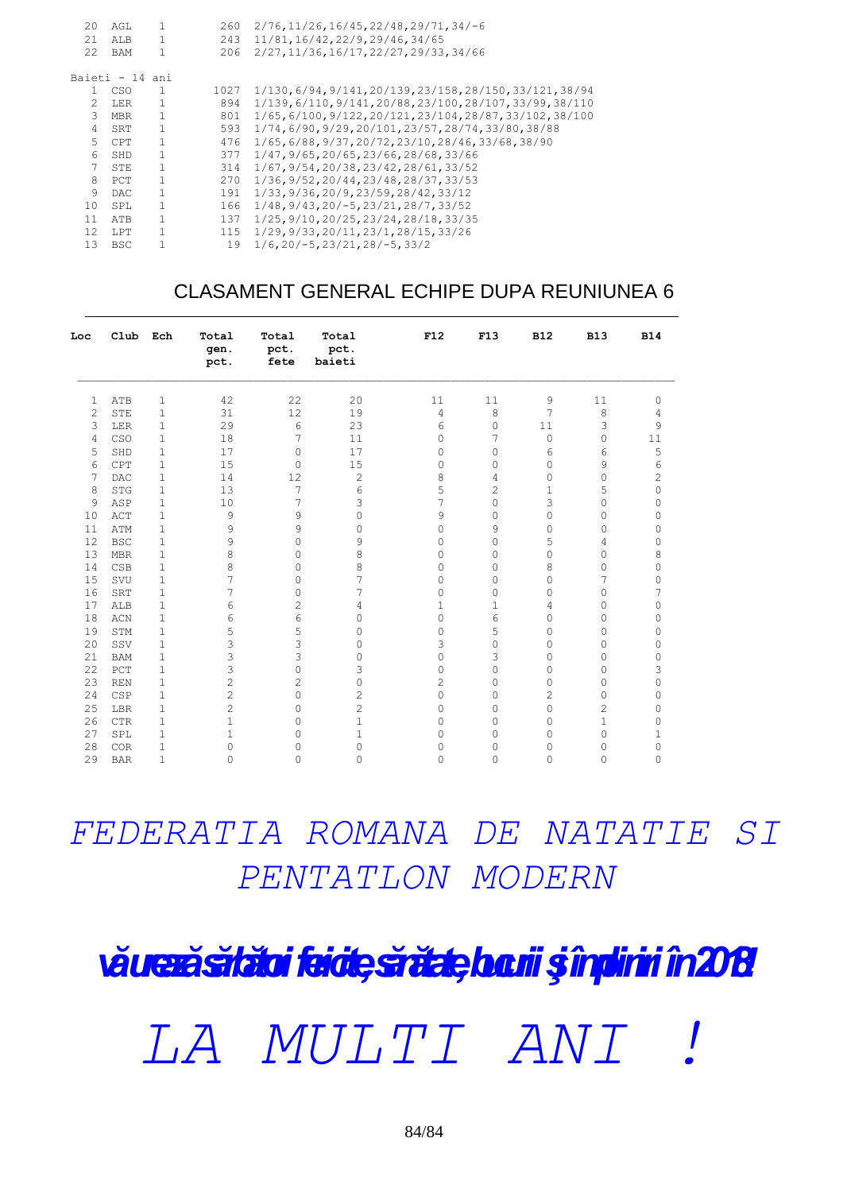| | | | | |
|---|---|---|---|---|
| 20 | AGL | 1 | 260 | 2/76,11/26,16/45,22/48,29/71,34/-6 |
| 21 | ALB | 1 | 243 | 11/81,16/42,22/9,29/46,34/65 |
| 22 | BAM | 1 | 206 | 2/27,11/36,16/17,22/27,29/33,34/66 |

Baieti - 14 ani

| | | | | |
|---|---|---|---|---|
| 1 | CSO | 1 | 1027 | 1/130,6/94,9/141,20/139,23/158,28/150,33/121,38/94 |
| 2 | LER | 1 | 894 | 1/139,6/110,9/141,20/88,23/100,28/107,33/99,38/110 |
| 3 | MBR | 1 | 801 | 1/65,6/100,9/122,20/121,23/104,28/87,33/102,38/100 |
| 4 | SRT | 1 | 593 | 1/74,6/90,9/29,20/101,23/57,28/74,33/80,38/88 |
| 5 | CPT | 1 | 476 | 1/65,6/88,9/37,20/72,23/10,28/46,33/68,38/90 |
| 6 | SHD | 1 | 377 | 1/47,9/65,20/65,23/66,28/68,33/66 |
| 7 | STE | 1 | 314 | 1/67,9/54,20/38,23/42,28/61,33/52 |
| 8 | PCT | 1 | 270 | 1/36,9/52,20/44,23/48,28/37,33/53 |
| 9 | DAC | 1 | 191 | 1/33,9/36,20/9,23/59,28/42,33/12 |
| 10 | SPL | 1 | 166 | 1/48,9/43,20/-5,23/21,28/7,33/52 |
| 11 | ATB | 1 | 137 | 1/25,9/10,20/25,23/24,28/18,33/35 |
| 12 | LPT | 1 | 115 | 1/29,9/33,20/11,23/1,28/15,33/26 |
| 13 | BSC | 1 | 19 | 1/6,20/-5,23/21,28/-5,33/2 |

## CLASAMENT GENERAL ECHIPE DUPA REUNIUNEA 6

| Loc | Club | Ech | Total gen. pct. | Total pct. fete | Total pct. baieti | F12 | F13 | B12 | B13 | B14 |
|---|---|---|---|---|---|---|---|---|---|---|
| 1 | ATB | 1 | 42 | 22 | 20 | 11 | 11 | 9 | 11 | 0 |
| 2 | STE | 1 | 31 | 12 | 19 | 4 | 8 | 7 | 8 | 4 |
| 3 | LER | 1 | 29 | 6 | 23 | 6 | 0 | 11 | 3 | 9 |
| 4 | CSO | 1 | 18 | 7 | 11 | 0 | 7 | 0 | 0 | 11 |
| 5 | SHD | 1 | 17 | 0 | 17 | 0 | 0 | 6 | 6 | 5 |
| 6 | CPT | 1 | 15 | 0 | 15 | 0 | 0 | 0 | 9 | 6 |
| 7 | DAC | 1 | 14 | 12 | 2 | 8 | 4 | 0 | 0 | 2 |
| 8 | STG | 1 | 13 | 7 | 6 | 5 | 2 | 1 | 5 | 0 |
| 9 | ASP | 1 | 10 | 7 | 3 | 7 | 0 | 3 | 0 | 0 |
| 10 | ACT | 1 | 9 | 9 | 0 | 9 | 0 | 0 | 0 | 0 |
| 11 | ATM | 1 | 9 | 9 | 0 | 0 | 9 | 0 | 0 | 0 |
| 12 | BSC | 1 | 9 | 0 | 9 | 0 | 0 | 5 | 4 | 0 |
| 13 | MBR | 1 | 8 | 0 | 8 | 0 | 0 | 0 | 0 | 8 |
| 14 | CSB | 1 | 8 | 0 | 8 | 0 | 0 | 8 | 0 | 0 |
| 15 | SVU | 1 | 7 | 0 | 7 | 0 | 0 | 0 | 7 | 0 |
| 16 | SRT | 1 | 7 | 0 | 7 | 0 | 0 | 0 | 0 | 7 |
| 17 | ALB | 1 | 6 | 2 | 4 | 1 | 1 | 4 | 0 | 0 |
| 18 | ACN | 1 | 6 | 6 | 0 | 0 | 6 | 0 | 0 | 0 |
| 19 | STM | 1 | 5 | 5 | 0 | 0 | 5 | 0 | 0 | 0 |
| 20 | SSV | 1 | 3 | 3 | 0 | 3 | 0 | 0 | 0 | 0 |
| 21 | BAM | 1 | 3 | 3 | 0 | 0 | 3 | 0 | 0 | 0 |
| 22 | PCT | 1 | 3 | 0 | 3 | 0 | 0 | 0 | 0 | 3 |
| 23 | REN | 1 | 2 | 2 | 0 | 2 | 0 | 0 | 0 | 0 |
| 24 | CSP | 1 | 2 | 0 | 2 | 0 | 0 | 2 | 0 | 0 |
| 25 | LBR | 1 | 2 | 0 | 2 | 0 | 0 | 0 | 2 | 0 |
| 26 | CTR | 1 | 1 | 0 | 1 | 0 | 0 | 0 | 1 | 0 |
| 27 | SPL | 1 | 1 | 0 | 1 | 0 | 0 | 0 | 0 | 1 |
| 28 | COR | 1 | 0 | 0 | 0 | 0 | 0 | 0 | 0 | 0 |
| 29 | BAR | 1 | 0 | 0 | 0 | 0 | 0 | 0 | 0 | 0 |

*FEDERATIA ROMANA DE NATATIE SI PENTATLON MODERN*

***vă urează sărbători fericite, sănătate, bucurii şi împliniri în 2018!***

*LA MULTI ANI !*